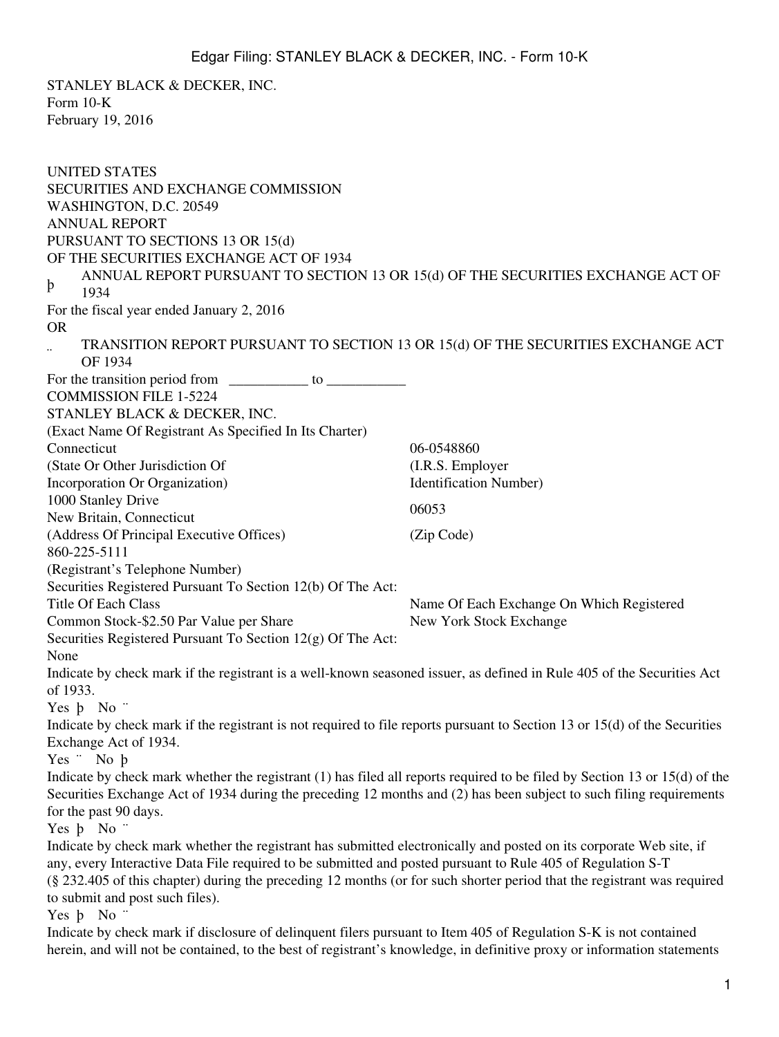STANLEY BLACK & DECKER, INC.
Form 10-K
February 19, 2016

UNITED STATES
SECURITIES AND EXCHANGE COMMISSION
WASHINGTON, D.C. 20549
ANNUAL REPORT
PURSUANT TO SECTIONS 13 OR 15(d)
OF THE SECURITIES EXCHANGE ACT OF 1934

þ ANNUAL REPORT PURSUANT TO SECTION 13 OR 15(d) OF THE SECURITIES EXCHANGE ACT OF 1934

For the fiscal year ended January 2, 2016

OR

¨ TRANSITION REPORT PURSUANT TO SECTION 13 OR 15(d) OF THE SECURITIES EXCHANGE ACT OF 1934

For the transition period from \_\_\_\_\_\_\_\_\_\_\_ to \_\_\_\_\_\_\_\_\_\_\_

COMMISSION FILE 1-5224

STANLEY BLACK & DECKER, INC.
(Exact Name Of Registrant As Specified In Its Charter)

| | |
|---|---|
| Connecticut | 06-0548860 |
| (State Or Other Jurisdiction Of Incorporation Or Organization) | (I.R.S. Employer Identification Number) |
| 1000 Stanley Drive New Britain, Connecticut | 06053 |
| (Address Of Principal Executive Offices) | (Zip Code) |

860-225-5111
(Registrant's Telephone Number)

Securities Registered Pursuant To Section 12(b) Of The Act:

| Title Of Each Class | Name Of Each Exchange On Which Registered |
|---|---|
| Common Stock-$2.50 Par Value per Share | New York Stock Exchange |

Securities Registered Pursuant To Section 12(g) Of The Act:
None

Indicate by check mark if the registrant is a well-known seasoned issuer, as defined in Rule 405 of the Securities Act of 1933.
Yes þ No ¨

Indicate by check mark if the registrant is not required to file reports pursuant to Section 13 or 15(d) of the Securities Exchange Act of 1934.
Yes ¨ No þ

Indicate by check mark whether the registrant (1) has filed all reports required to be filed by Section 13 or 15(d) of the Securities Exchange Act of 1934 during the preceding 12 months and (2) has been subject to such filing requirements for the past 90 days.
Yes þ No ¨

Indicate by check mark whether the registrant has submitted electronically and posted on its corporate Web site, if any, every Interactive Data File required to be submitted and posted pursuant to Rule 405 of Regulation S-T (§ 232.405 of this chapter) during the preceding 12 months (or for such shorter period that the registrant was required to submit and post such files).
Yes þ No ¨

Indicate by check mark if disclosure of delinquent filers pursuant to Item 405 of Regulation S-K is not contained herein, and will not be contained, to the best of registrant's knowledge, in definitive proxy or information statements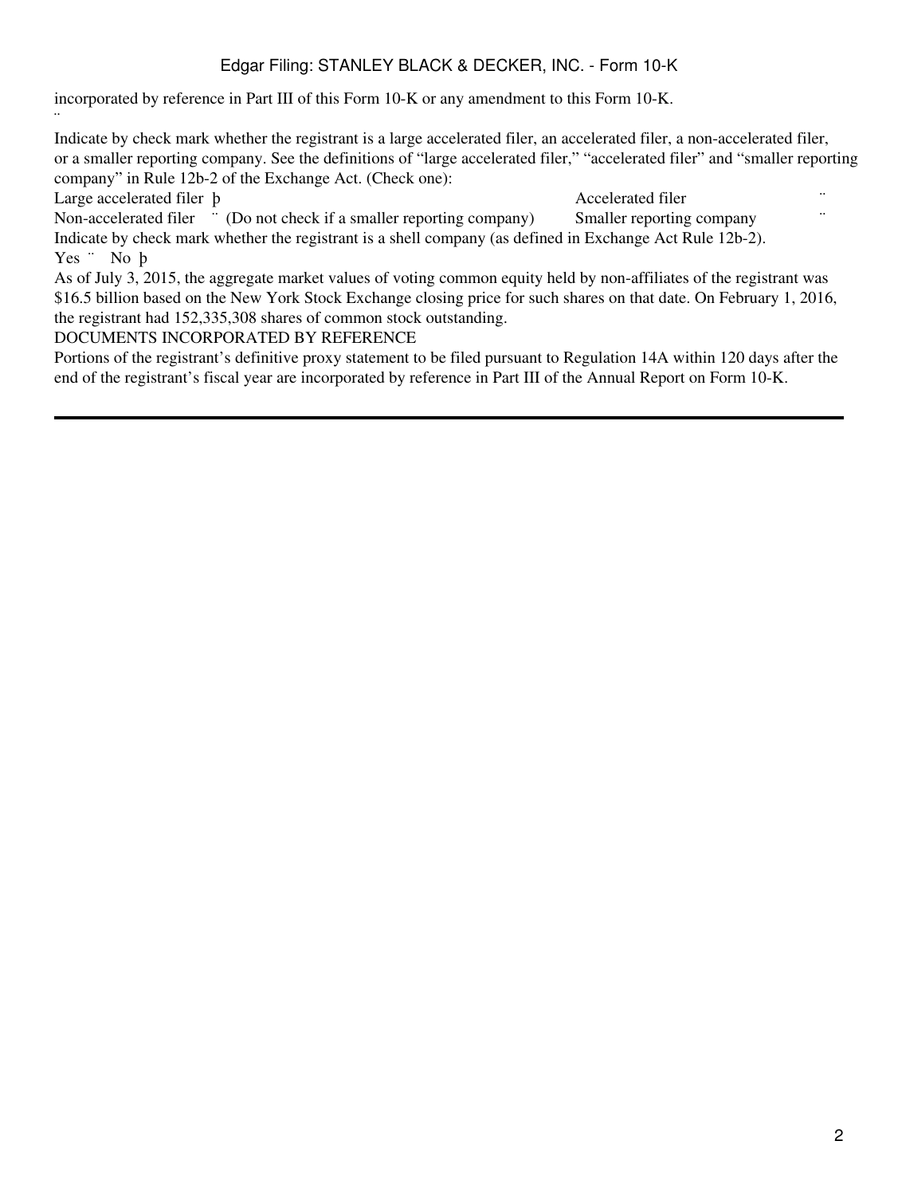incorporated by reference in Part III of this Form 10-K or any amendment to this Form 10-K.
¨

Indicate by check mark whether the registrant is a large accelerated filer, an accelerated filer, a non-accelerated filer, or a smaller reporting company. See the definitions of “large accelerated filer,” “accelerated filer” and “smaller reporting company” in Rule 12b-2 of the Exchange Act. (Check one):

| | | | |
|---|---|---|---|
| Large accelerated filer þ | | Accelerated filer | ¨ |
| Non-accelerated filer ¨ (Do not check if a smaller reporting company) | | Smaller reporting company | ¨ |

Indicate by check mark whether the registrant is a shell company (as defined in Exchange Act Rule 12b-2).
Yes ¨ No þ

As of July 3, 2015, the aggregate market values of voting common equity held by non-affiliates of the registrant was $16.5 billion based on the New York Stock Exchange closing price for such shares on that date. On February 1, 2016, the registrant had 152,335,308 shares of common stock outstanding.

DOCUMENTS INCORPORATED BY REFERENCE

Portions of the registrant’s definitive proxy statement to be filed pursuant to Regulation 14A within 120 days after the end of the registrant’s fiscal year are incorporated by reference in Part III of the Annual Report on Form 10-K.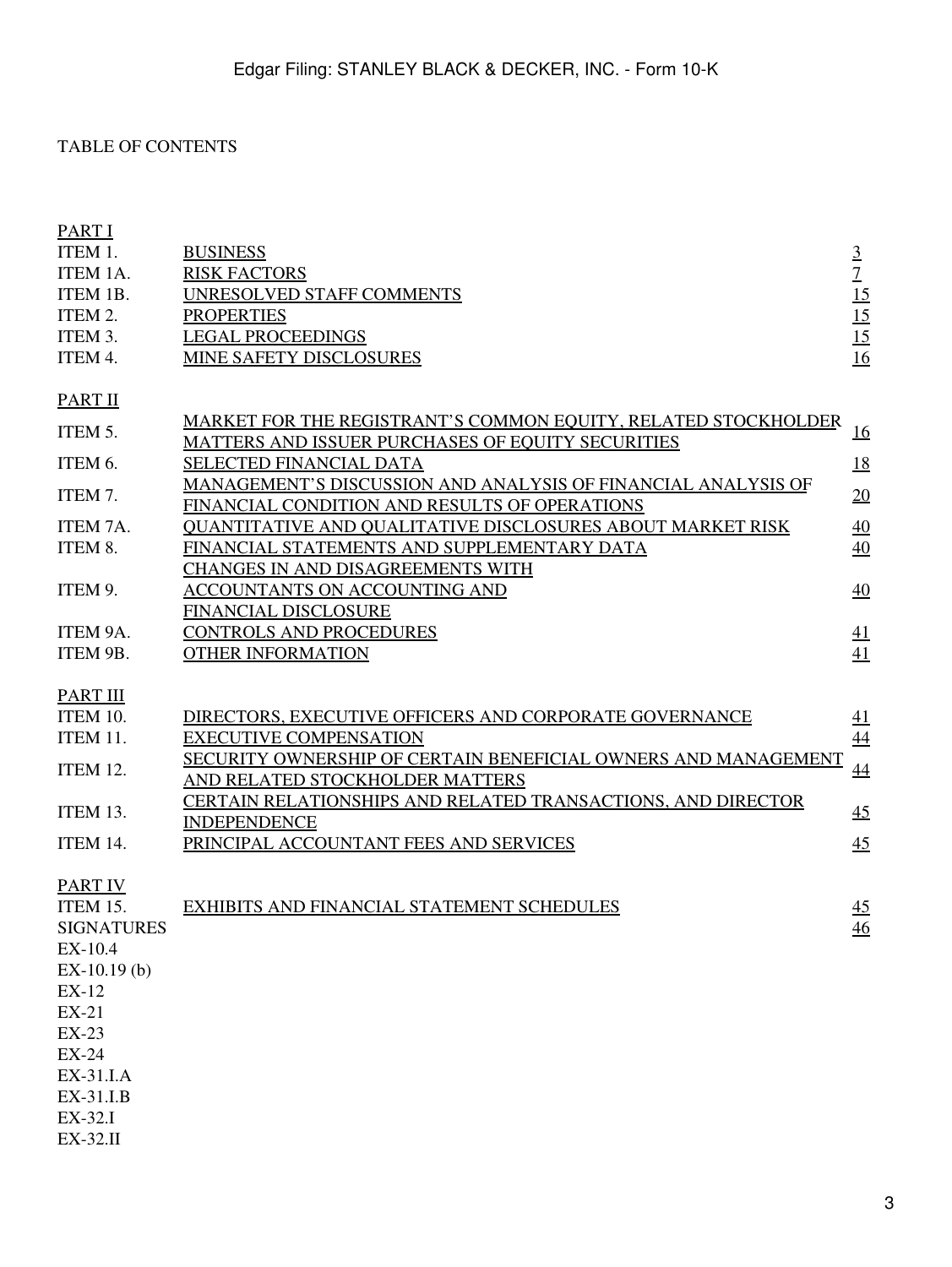TABLE OF CONTENTS

| | | |
|---|---|---|
| PART I | | |
| ITEM 1. | BUSINESS | 3 |
| ITEM 1A. | RISK FACTORS | 7 |
| ITEM 1B. | UNRESOLVED STAFF COMMENTS | 15 |
| ITEM 2. | PROPERTIES | 15 |
| ITEM 3. | LEGAL PROCEEDINGS | 15 |
| ITEM 4. | MINE SAFETY DISCLOSURES | 16 |
| PART II | | |
| ITEM 5. | MARKET FOR THE REGISTRANT'S COMMON EQUITY, RELATED STOCKHOLDER MATTERS AND ISSUER PURCHASES OF EQUITY SECURITIES | 16 |
| ITEM 6. | SELECTED FINANCIAL DATA | 18 |
| ITEM 7. | MANAGEMENT'S DISCUSSION AND ANALYSIS OF FINANCIAL ANALYSIS OF FINANCIAL CONDITION AND RESULTS OF OPERATIONS | 20 |
| ITEM 7A. | QUANTITATIVE AND QUALITATIVE DISCLOSURES ABOUT MARKET RISK | 40 |
| ITEM 8. | FINANCIAL STATEMENTS AND SUPPLEMENTARY DATA | 40 |
| ITEM 9. | CHANGES IN AND DISAGREEMENTS WITH ACCOUNTANTS ON ACCOUNTING AND FINANCIAL DISCLOSURE | 40 |
| ITEM 9A. | CONTROLS AND PROCEDURES | 41 |
| ITEM 9B. | OTHER INFORMATION | 41 |
| PART III | | |
| ITEM 10. | DIRECTORS, EXECUTIVE OFFICERS AND CORPORATE GOVERNANCE | 41 |
| ITEM 11. | EXECUTIVE COMPENSATION | 44 |
| ITEM 12. | SECURITY OWNERSHIP OF CERTAIN BENEFICIAL OWNERS AND MANAGEMENT AND RELATED STOCKHOLDER MATTERS | 44 |
| ITEM 13. | CERTAIN RELATIONSHIPS AND RELATED TRANSACTIONS, AND DIRECTOR INDEPENDENCE | 45 |
| ITEM 14. | PRINCIPAL ACCOUNTANT FEES AND SERVICES | 45 |
| PART IV | | |
| ITEM 15. | EXHIBITS AND FINANCIAL STATEMENT SCHEDULES | 45 |
| SIGNATURES | | 46 |
| EX-10.4 | | |
| EX-10.19 (b) | | |
| EX-12 | | |
| EX-21 | | |
| EX-23 | | |
| EX-24 | | |
| EX-31.I.A | | |
| EX-31.I.B | | |
| EX-32.I | | |
| EX-32.II | | |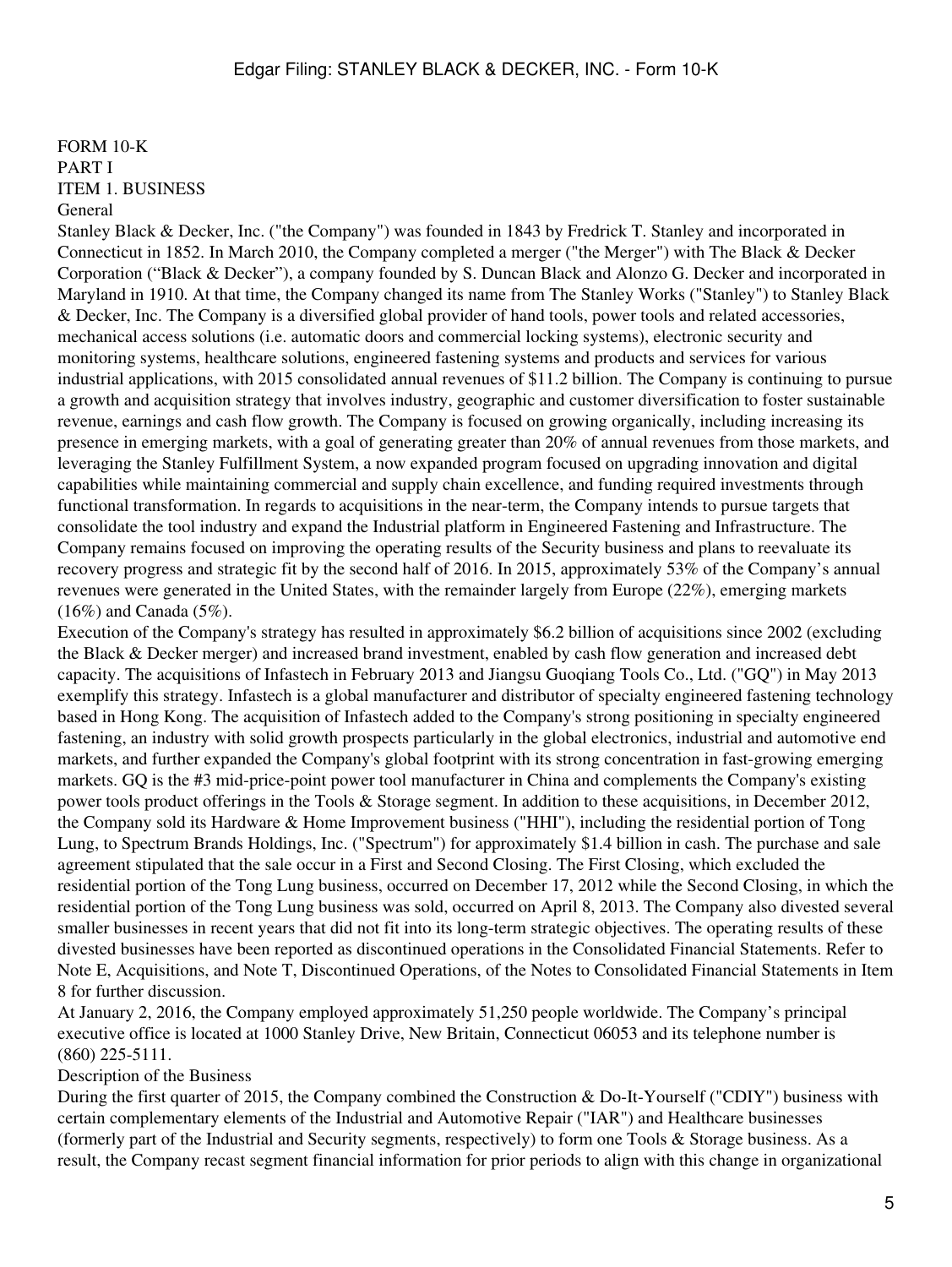FORM 10-K

PART I

ITEM 1. BUSINESS

General

Stanley Black & Decker, Inc. ("the Company") was founded in 1843 by Fredrick T. Stanley and incorporated in Connecticut in 1852. In March 2010, the Company completed a merger ("the Merger") with The Black & Decker Corporation ("Black & Decker"), a company founded by S. Duncan Black and Alonzo G. Decker and incorporated in Maryland in 1910. At that time, the Company changed its name from The Stanley Works ("Stanley") to Stanley Black & Decker, Inc. The Company is a diversified global provider of hand tools, power tools and related accessories, mechanical access solutions (i.e. automatic doors and commercial locking systems), electronic security and monitoring systems, healthcare solutions, engineered fastening systems and products and services for various industrial applications, with 2015 consolidated annual revenues of $11.2 billion. The Company is continuing to pursue a growth and acquisition strategy that involves industry, geographic and customer diversification to foster sustainable revenue, earnings and cash flow growth. The Company is focused on growing organically, including increasing its presence in emerging markets, with a goal of generating greater than 20% of annual revenues from those markets, and leveraging the Stanley Fulfillment System, a now expanded program focused on upgrading innovation and digital capabilities while maintaining commercial and supply chain excellence, and funding required investments through functional transformation. In regards to acquisitions in the near-term, the Company intends to pursue targets that consolidate the tool industry and expand the Industrial platform in Engineered Fastening and Infrastructure. The Company remains focused on improving the operating results of the Security business and plans to reevaluate its recovery progress and strategic fit by the second half of 2016. In 2015, approximately 53% of the Company's annual revenues were generated in the United States, with the remainder largely from Europe (22%), emerging markets (16%) and Canada (5%).

Execution of the Company's strategy has resulted in approximately $6.2 billion of acquisitions since 2002 (excluding the Black & Decker merger) and increased brand investment, enabled by cash flow generation and increased debt capacity. The acquisitions of Infastech in February 2013 and Jiangsu Guoqiang Tools Co., Ltd. ("GQ") in May 2013 exemplify this strategy. Infastech is a global manufacturer and distributor of specialty engineered fastening technology based in Hong Kong. The acquisition of Infastech added to the Company's strong positioning in specialty engineered fastening, an industry with solid growth prospects particularly in the global electronics, industrial and automotive end markets, and further expanded the Company's global footprint with its strong concentration in fast-growing emerging markets. GQ is the #3 mid-price-point power tool manufacturer in China and complements the Company's existing power tools product offerings in the Tools & Storage segment. In addition to these acquisitions, in December 2012, the Company sold its Hardware & Home Improvement business ("HHI"), including the residential portion of Tong Lung, to Spectrum Brands Holdings, Inc. ("Spectrum") for approximately $1.4 billion in cash. The purchase and sale agreement stipulated that the sale occur in a First and Second Closing. The First Closing, which excluded the residential portion of the Tong Lung business, occurred on December 17, 2012 while the Second Closing, in which the residential portion of the Tong Lung business was sold, occurred on April 8, 2013. The Company also divested several smaller businesses in recent years that did not fit into its long-term strategic objectives. The operating results of these divested businesses have been reported as discontinued operations in the Consolidated Financial Statements. Refer to Note E, Acquisitions, and Note T, Discontinued Operations, of the Notes to Consolidated Financial Statements in Item 8 for further discussion.

At January 2, 2016, the Company employed approximately 51,250 people worldwide. The Company's principal executive office is located at 1000 Stanley Drive, New Britain, Connecticut 06053 and its telephone number is (860) 225-5111.

Description of the Business

During the first quarter of 2015, the Company combined the Construction & Do-It-Yourself ("CDIY") business with certain complementary elements of the Industrial and Automotive Repair ("IAR") and Healthcare businesses (formerly part of the Industrial and Security segments, respectively) to form one Tools & Storage business. As a result, the Company recast segment financial information for prior periods to align with this change in organizational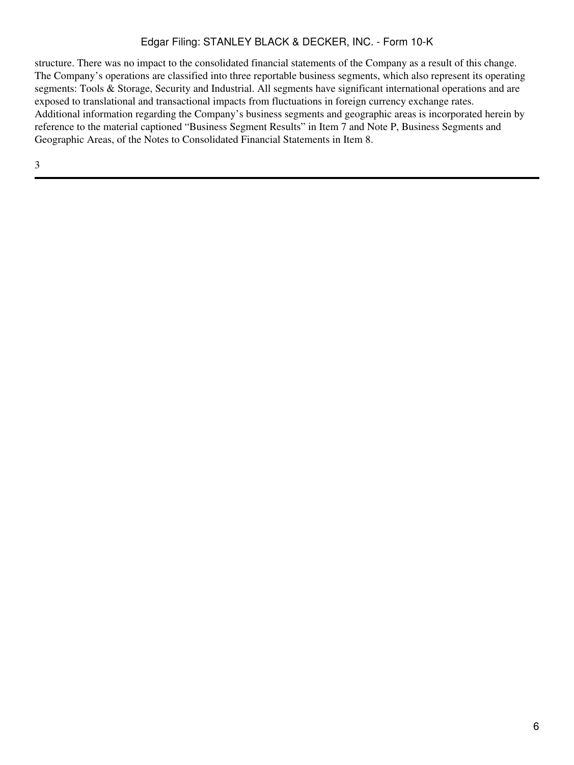structure. There was no impact to the consolidated financial statements of the Company as a result of this change.
The Company's operations are classified into three reportable business segments, which also represent its operating segments: Tools & Storage, Security and Industrial. All segments have significant international operations and are exposed to translational and transactional impacts from fluctuations in foreign currency exchange rates.
Additional information regarding the Company's business segments and geographic areas is incorporated herein by reference to the material captioned "Business Segment Results" in Item 7 and Note P, Business Segments and Geographic Areas, of the Notes to Consolidated Financial Statements in Item 8.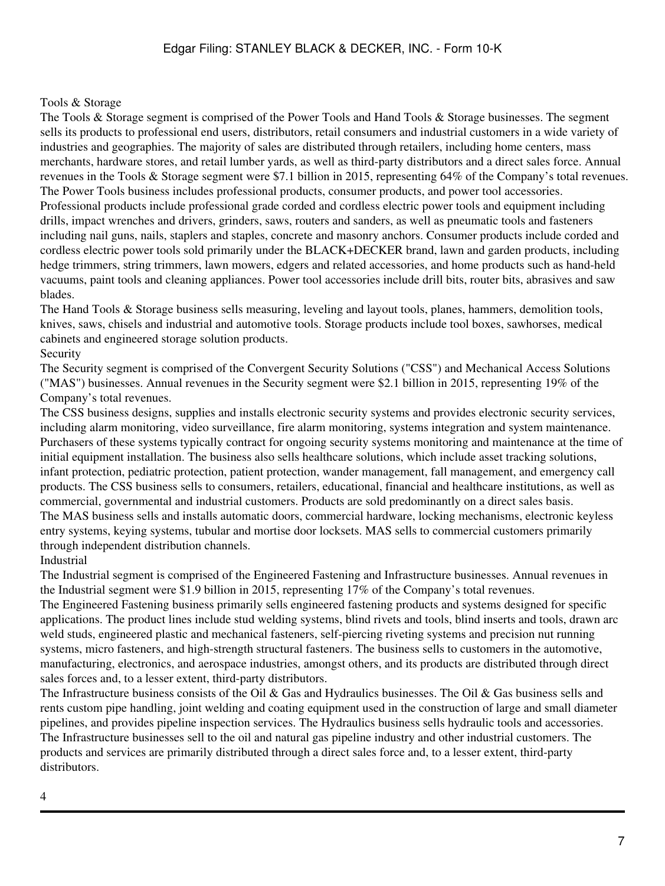### Tools & Storage

The Tools & Storage segment is comprised of the Power Tools and Hand Tools & Storage businesses. The segment sells its products to professional end users, distributors, retail consumers and industrial customers in a wide variety of industries and geographies. The majority of sales are distributed through retailers, including home centers, mass merchants, hardware stores, and retail lumber yards, as well as third-party distributors and a direct sales force. Annual revenues in the Tools & Storage segment were $7.1 billion in 2015, representing 64% of the Company's total revenues.

The Power Tools business includes professional products, consumer products, and power tool accessories. Professional products include professional grade corded and cordless electric power tools and equipment including drills, impact wrenches and drivers, grinders, saws, routers and sanders, as well as pneumatic tools and fasteners including nail guns, nails, staplers and staples, concrete and masonry anchors. Consumer products include corded and cordless electric power tools sold primarily under the BLACK+DECKER brand, lawn and garden products, including hedge trimmers, string trimmers, lawn mowers, edgers and related accessories, and home products such as hand-held vacuums, paint tools and cleaning appliances. Power tool accessories include drill bits, router bits, abrasives and saw blades.

The Hand Tools & Storage business sells measuring, leveling and layout tools, planes, hammers, demolition tools, knives, saws, chisels and industrial and automotive tools. Storage products include tool boxes, sawhorses, medical cabinets and engineered storage solution products.

### Security

The Security segment is comprised of the Convergent Security Solutions ("CSS") and Mechanical Access Solutions ("MAS") businesses. Annual revenues in the Security segment were $2.1 billion in 2015, representing 19% of the Company's total revenues.

The CSS business designs, supplies and installs electronic security systems and provides electronic security services, including alarm monitoring, video surveillance, fire alarm monitoring, systems integration and system maintenance. Purchasers of these systems typically contract for ongoing security systems monitoring and maintenance at the time of initial equipment installation. The business also sells healthcare solutions, which include asset tracking solutions, infant protection, pediatric protection, patient protection, wander management, fall management, and emergency call products. The CSS business sells to consumers, retailers, educational, financial and healthcare institutions, as well as commercial, governmental and industrial customers. Products are sold predominantly on a direct sales basis.

The MAS business sells and installs automatic doors, commercial hardware, locking mechanisms, electronic keyless entry systems, keying systems, tubular and mortise door locksets. MAS sells to commercial customers primarily through independent distribution channels.

### Industrial

The Industrial segment is comprised of the Engineered Fastening and Infrastructure businesses. Annual revenues in the Industrial segment were $1.9 billion in 2015, representing 17% of the Company's total revenues.

The Engineered Fastening business primarily sells engineered fastening products and systems designed for specific applications. The product lines include stud welding systems, blind rivets and tools, blind inserts and tools, drawn arc weld studs, engineered plastic and mechanical fasteners, self-piercing riveting systems and precision nut running systems, micro fasteners, and high-strength structural fasteners. The business sells to customers in the automotive, manufacturing, electronics, and aerospace industries, amongst others, and its products are distributed through direct sales forces and, to a lesser extent, third-party distributors.

The Infrastructure business consists of the Oil & Gas and Hydraulics businesses. The Oil & Gas business sells and rents custom pipe handling, joint welding and coating equipment used in the construction of large and small diameter pipelines, and provides pipeline inspection services. The Hydraulics business sells hydraulic tools and accessories. The Infrastructure businesses sell to the oil and natural gas pipeline industry and other industrial customers. The products and services are primarily distributed through a direct sales force and, to a lesser extent, third-party distributors.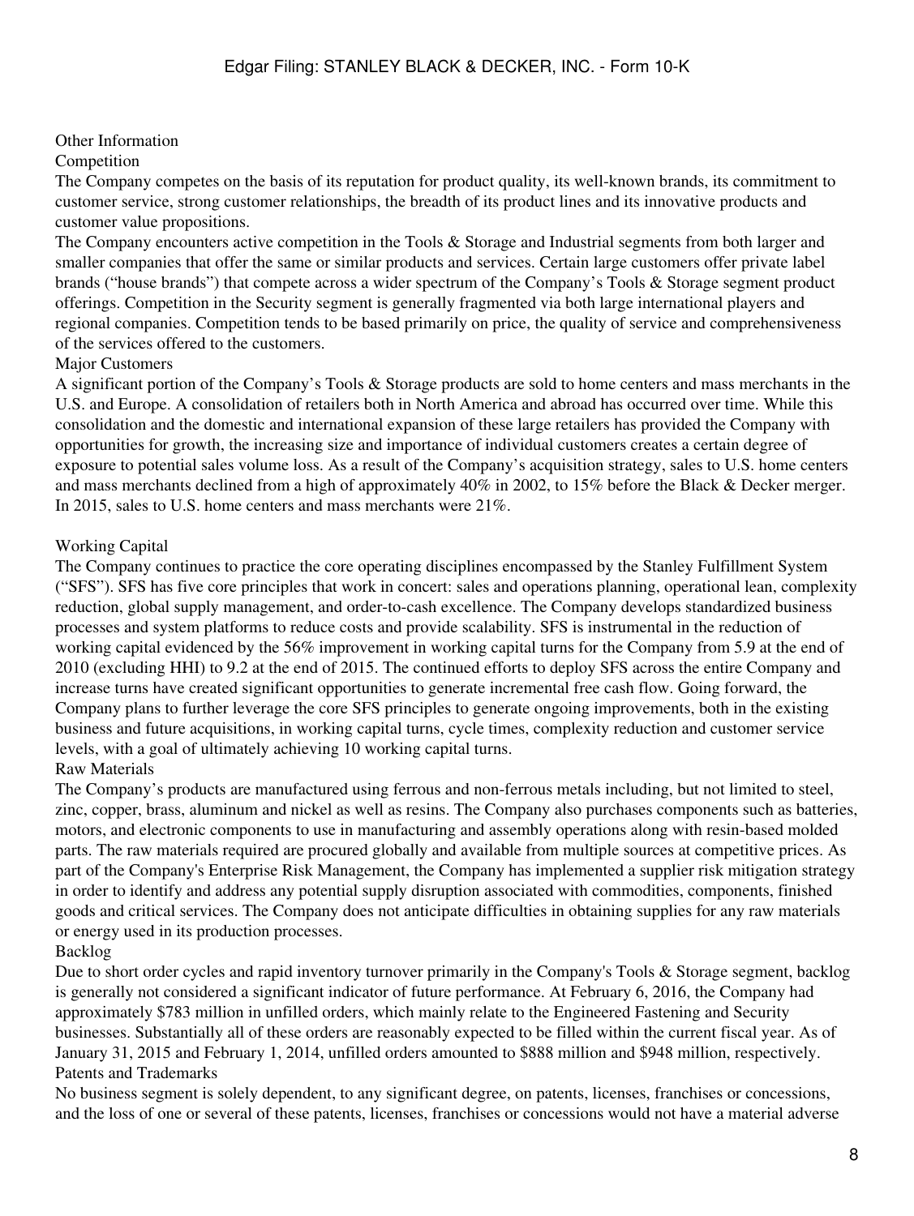## Other Information

### Competition

The Company competes on the basis of its reputation for product quality, its well-known brands, its commitment to customer service, strong customer relationships, the breadth of its product lines and its innovative products and customer value propositions.

The Company encounters active competition in the Tools & Storage and Industrial segments from both larger and smaller companies that offer the same or similar products and services. Certain large customers offer private label brands ("house brands") that compete across a wider spectrum of the Company's Tools & Storage segment product offerings. Competition in the Security segment is generally fragmented via both large international players and regional companies. Competition tends to be based primarily on price, the quality of service and comprehensiveness of the services offered to the customers.

### Major Customers

A significant portion of the Company's Tools & Storage products are sold to home centers and mass merchants in the U.S. and Europe. A consolidation of retailers both in North America and abroad has occurred over time. While this consolidation and the domestic and international expansion of these large retailers has provided the Company with opportunities for growth, the increasing size and importance of individual customers creates a certain degree of exposure to potential sales volume loss. As a result of the Company's acquisition strategy, sales to U.S. home centers and mass merchants declined from a high of approximately 40% in 2002, to 15% before the Black & Decker merger. In 2015, sales to U.S. home centers and mass merchants were 21%.

### Working Capital

The Company continues to practice the core operating disciplines encompassed by the Stanley Fulfillment System ("SFS"). SFS has five core principles that work in concert: sales and operations planning, operational lean, complexity reduction, global supply management, and order-to-cash excellence. The Company develops standardized business processes and system platforms to reduce costs and provide scalability. SFS is instrumental in the reduction of working capital evidenced by the 56% improvement in working capital turns for the Company from 5.9 at the end of 2010 (excluding HHI) to 9.2 at the end of 2015. The continued efforts to deploy SFS across the entire Company and increase turns have created significant opportunities to generate incremental free cash flow. Going forward, the Company plans to further leverage the core SFS principles to generate ongoing improvements, both in the existing business and future acquisitions, in working capital turns, cycle times, complexity reduction and customer service levels, with a goal of ultimately achieving 10 working capital turns.

### Raw Materials

The Company's products are manufactured using ferrous and non-ferrous metals including, but not limited to steel, zinc, copper, brass, aluminum and nickel as well as resins. The Company also purchases components such as batteries, motors, and electronic components to use in manufacturing and assembly operations along with resin-based molded parts. The raw materials required are procured globally and available from multiple sources at competitive prices. As part of the Company's Enterprise Risk Management, the Company has implemented a supplier risk mitigation strategy in order to identify and address any potential supply disruption associated with commodities, components, finished goods and critical services. The Company does not anticipate difficulties in obtaining supplies for any raw materials or energy used in its production processes.

### Backlog

Due to short order cycles and rapid inventory turnover primarily in the Company's Tools & Storage segment, backlog is generally not considered a significant indicator of future performance. At February 6, 2016, the Company had approximately $783 million in unfilled orders, which mainly relate to the Engineered Fastening and Security businesses. Substantially all of these orders are reasonably expected to be filled within the current fiscal year. As of January 31, 2015 and February 1, 2014, unfilled orders amounted to $888 million and $948 million, respectively.

### Patents and Trademarks

No business segment is solely dependent, to any significant degree, on patents, licenses, franchises or concessions, and the loss of one or several of these patents, licenses, franchises or concessions would not have a material adverse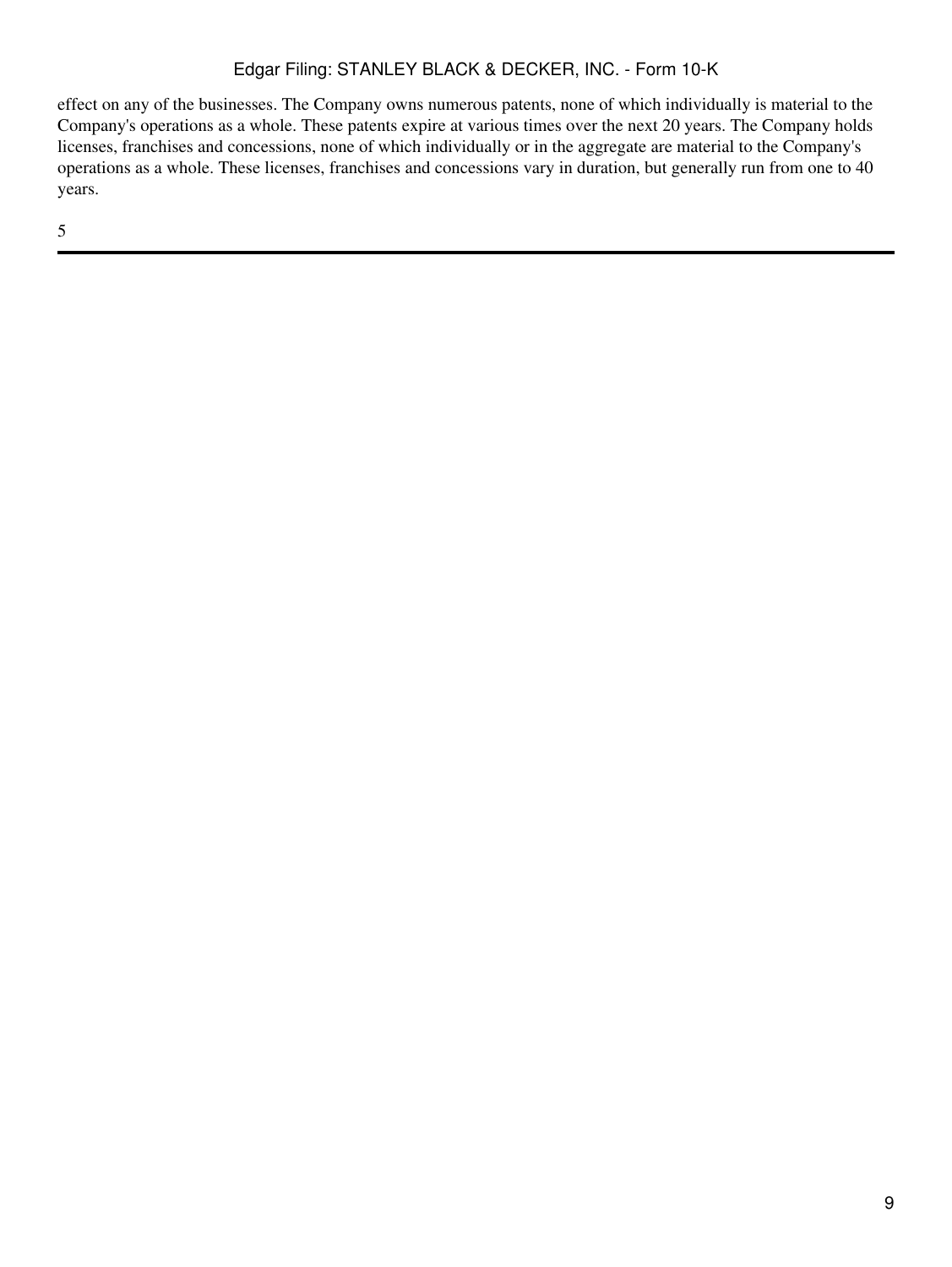effect on any of the businesses. The Company owns numerous patents, none of which individually is material to the Company's operations as a whole. These patents expire at various times over the next 20 years. The Company holds licenses, franchises and concessions, none of which individually or in the aggregate are material to the Company's operations as a whole. These licenses, franchises and concessions vary in duration, but generally run from one to 40 years.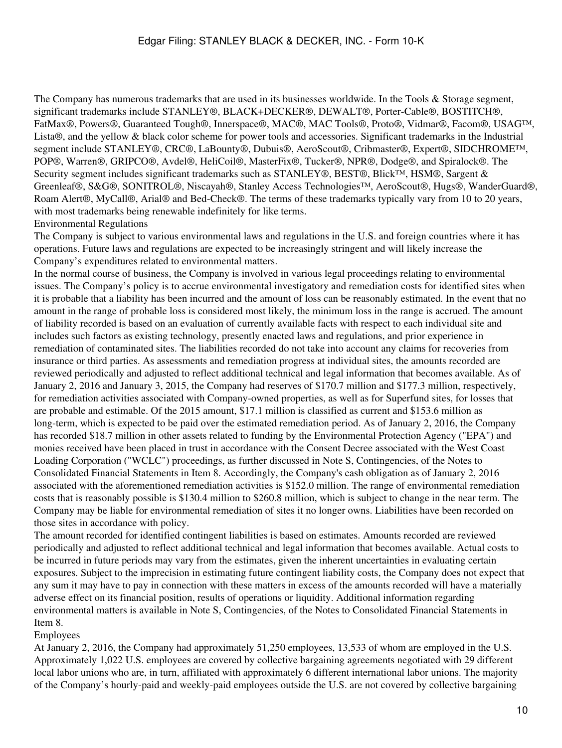The Company has numerous trademarks that are used in its businesses worldwide. In the Tools & Storage segment, significant trademarks include STANLEY®, BLACK+DECKER®, DEWALT®, Porter-Cable®, BOSTITCH®, FatMax®, Powers®, Guaranteed Tough®, Innerspace®, MAC®, MAC Tools®, Proto®, Vidmar®, Facom®, USAG™, Lista®, and the yellow & black color scheme for power tools and accessories. Significant trademarks in the Industrial segment include STANLEY®, CRC®, LaBounty®, Dubuis®, AeroScout®, Cribmaster®, Expert®, SIDCHROME™, POP®, Warren®, GRIPCO®, Avdel®, HeliCoil®, MasterFix®, Tucker®, NPR®, Dodge®, and Spiralock®. The Security segment includes significant trademarks such as STANLEY®, BEST®, Blick™, HSM®, Sargent & Greenleaf®, S&G®, SONITROL®, Niscayah®, Stanley Access Technologies™, AeroScout®, Hugs®, WanderGuard®, Roam Alert®, MyCall®, Arial® and Bed-Check®. The terms of these trademarks typically vary from 10 to 20 years, with most trademarks being renewable indefinitely for like terms.

## Environmental Regulations

The Company is subject to various environmental laws and regulations in the U.S. and foreign countries where it has operations. Future laws and regulations are expected to be increasingly stringent and will likely increase the Company's expenditures related to environmental matters.

In the normal course of business, the Company is involved in various legal proceedings relating to environmental issues. The Company's policy is to accrue environmental investigatory and remediation costs for identified sites when it is probable that a liability has been incurred and the amount of loss can be reasonably estimated. In the event that no amount in the range of probable loss is considered most likely, the minimum loss in the range is accrued. The amount of liability recorded is based on an evaluation of currently available facts with respect to each individual site and includes such factors as existing technology, presently enacted laws and regulations, and prior experience in remediation of contaminated sites. The liabilities recorded do not take into account any claims for recoveries from insurance or third parties. As assessments and remediation progress at individual sites, the amounts recorded are reviewed periodically and adjusted to reflect additional technical and legal information that becomes available. As of January 2, 2016 and January 3, 2015, the Company had reserves of $170.7 million and $177.3 million, respectively, for remediation activities associated with Company-owned properties, as well as for Superfund sites, for losses that are probable and estimable. Of the 2015 amount, $17.1 million is classified as current and $153.6 million as long-term, which is expected to be paid over the estimated remediation period. As of January 2, 2016, the Company has recorded $18.7 million in other assets related to funding by the Environmental Protection Agency ("EPA") and monies received have been placed in trust in accordance with the Consent Decree associated with the West Coast Loading Corporation ("WCLC") proceedings, as further discussed in Note S, Contingencies, of the Notes to Consolidated Financial Statements in Item 8. Accordingly, the Company's cash obligation as of January 2, 2016 associated with the aforementioned remediation activities is $152.0 million. The range of environmental remediation costs that is reasonably possible is $130.4 million to $260.8 million, which is subject to change in the near term. The Company may be liable for environmental remediation of sites it no longer owns. Liabilities have been recorded on those sites in accordance with policy.

The amount recorded for identified contingent liabilities is based on estimates. Amounts recorded are reviewed periodically and adjusted to reflect additional technical and legal information that becomes available. Actual costs to be incurred in future periods may vary from the estimates, given the inherent uncertainties in evaluating certain exposures. Subject to the imprecision in estimating future contingent liability costs, the Company does not expect that any sum it may have to pay in connection with these matters in excess of the amounts recorded will have a materially adverse effect on its financial position, results of operations or liquidity. Additional information regarding environmental matters is available in Note S, Contingencies, of the Notes to Consolidated Financial Statements in Item 8.

## Employees

At January 2, 2016, the Company had approximately 51,250 employees, 13,533 of whom are employed in the U.S. Approximately 1,022 U.S. employees are covered by collective bargaining agreements negotiated with 29 different local labor unions who are, in turn, affiliated with approximately 6 different international labor unions. The majority of the Company's hourly-paid and weekly-paid employees outside the U.S. are not covered by collective bargaining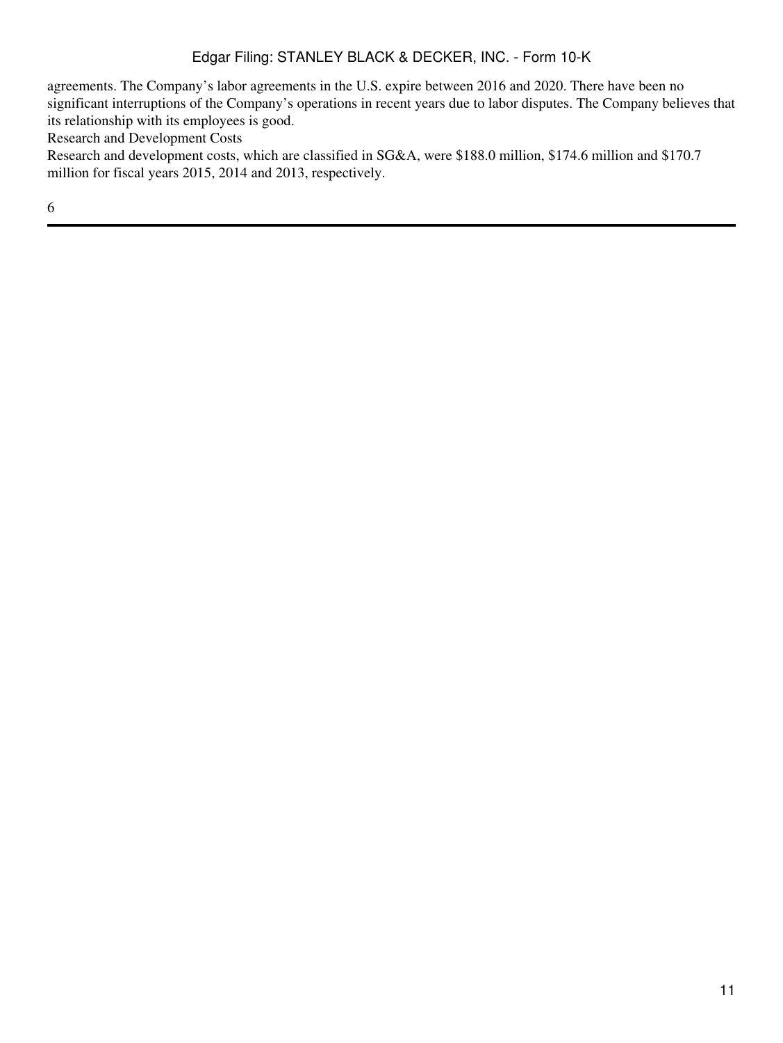agreements. The Company’s labor agreements in the U.S. expire between 2016 and 2020. There have been no significant interruptions of the Company’s operations in recent years due to labor disputes. The Company believes that its relationship with its employees is good.

### Research and Development Costs

Research and development costs, which are classified in SG&A, were $188.0 million, $174.6 million and $170.7 million for fiscal years 2015, 2014 and 2013, respectively.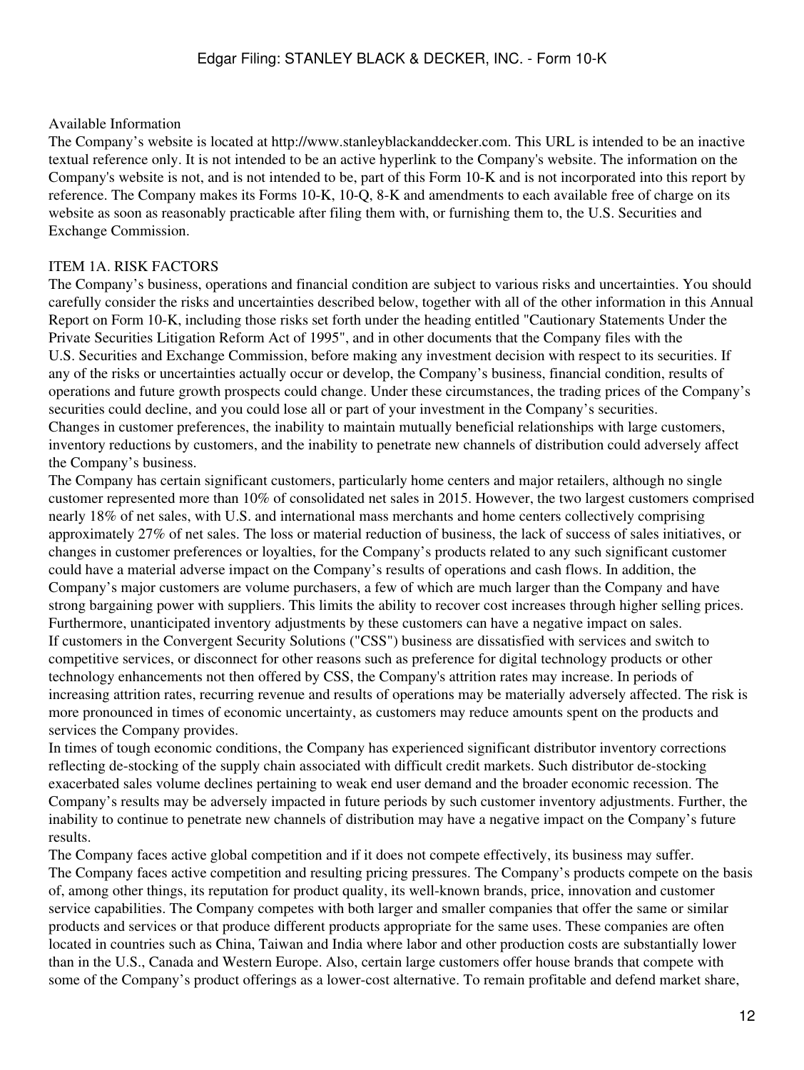Available Information

The Company’s website is located at http://www.stanleyblackanddecker.com. This URL is intended to be an inactive textual reference only. It is not intended to be an active hyperlink to the Company's website. The information on the Company's website is not, and is not intended to be, part of this Form 10-K and is not incorporated into this report by reference. The Company makes its Forms 10-K, 10-Q, 8-K and amendments to each available free of charge on its website as soon as reasonably practicable after filing them with, or furnishing them to, the U.S. Securities and Exchange Commission.

## ITEM 1A. RISK FACTORS

The Company’s business, operations and financial condition are subject to various risks and uncertainties. You should carefully consider the risks and uncertainties described below, together with all of the other information in this Annual Report on Form 10-K, including those risks set forth under the heading entitled "Cautionary Statements Under the Private Securities Litigation Reform Act of 1995", and in other documents that the Company files with the U.S. Securities and Exchange Commission, before making any investment decision with respect to its securities. If any of the risks or uncertainties actually occur or develop, the Company’s business, financial condition, results of operations and future growth prospects could change. Under these circumstances, the trading prices of the Company’s securities could decline, and you could lose all or part of your investment in the Company’s securities.

Changes in customer preferences, the inability to maintain mutually beneficial relationships with large customers, inventory reductions by customers, and the inability to penetrate new channels of distribution could adversely affect the Company’s business.

The Company has certain significant customers, particularly home centers and major retailers, although no single customer represented more than 10% of consolidated net sales in 2015. However, the two largest customers comprised nearly 18% of net sales, with U.S. and international mass merchants and home centers collectively comprising approximately 27% of net sales. The loss or material reduction of business, the lack of success of sales initiatives, or changes in customer preferences or loyalties, for the Company’s products related to any such significant customer could have a material adverse impact on the Company’s results of operations and cash flows. In addition, the Company’s major customers are volume purchasers, a few of which are much larger than the Company and have strong bargaining power with suppliers. This limits the ability to recover cost increases through higher selling prices. Furthermore, unanticipated inventory adjustments by these customers can have a negative impact on sales.

If customers in the Convergent Security Solutions ("CSS") business are dissatisfied with services and switch to competitive services, or disconnect for other reasons such as preference for digital technology products or other technology enhancements not then offered by CSS, the Company's attrition rates may increase. In periods of increasing attrition rates, recurring revenue and results of operations may be materially adversely affected. The risk is more pronounced in times of economic uncertainty, as customers may reduce amounts spent on the products and services the Company provides.

In times of tough economic conditions, the Company has experienced significant distributor inventory corrections reflecting de-stocking of the supply chain associated with difficult credit markets. Such distributor de-stocking exacerbated sales volume declines pertaining to weak end user demand and the broader economic recession. The Company’s results may be adversely impacted in future periods by such customer inventory adjustments. Further, the inability to continue to penetrate new channels of distribution may have a negative impact on the Company’s future results.

The Company faces active global competition and if it does not compete effectively, its business may suffer.

The Company faces active competition and resulting pricing pressures. The Company’s products compete on the basis of, among other things, its reputation for product quality, its well-known brands, price, innovation and customer service capabilities. The Company competes with both larger and smaller companies that offer the same or similar products and services or that produce different products appropriate for the same uses. These companies are often located in countries such as China, Taiwan and India where labor and other production costs are substantially lower than in the U.S., Canada and Western Europe. Also, certain large customers offer house brands that compete with some of the Company’s product offerings as a lower-cost alternative. To remain profitable and defend market share,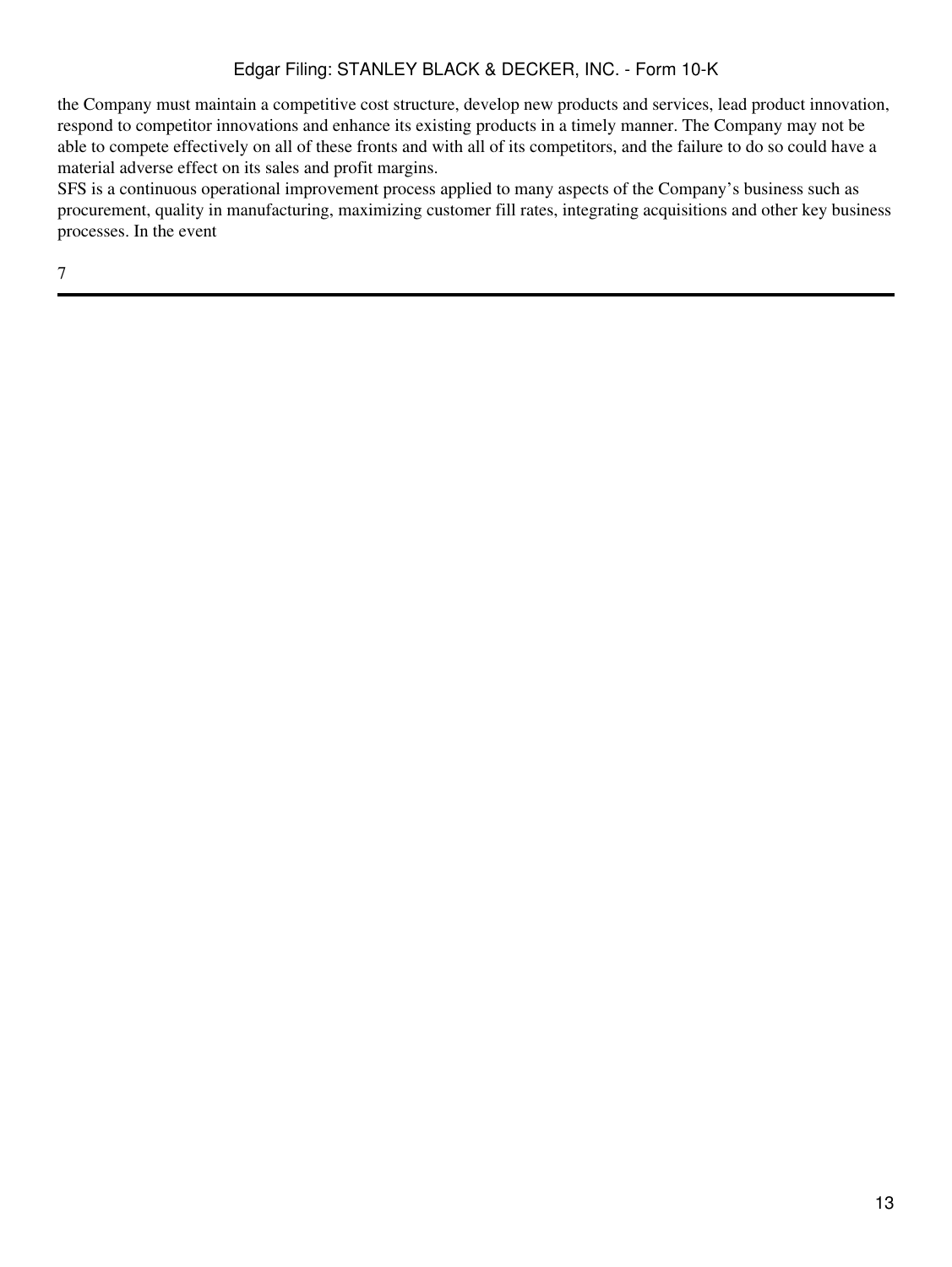the Company must maintain a competitive cost structure, develop new products and services, lead product innovation, respond to competitor innovations and enhance its existing products in a timely manner. The Company may not be able to compete effectively on all of these fronts and with all of its competitors, and the failure to do so could have a material adverse effect on its sales and profit margins.

SFS is a continuous operational improvement process applied to many aspects of the Company's business such as procurement, quality in manufacturing, maximizing customer fill rates, integrating acquisitions and other key business processes. In the event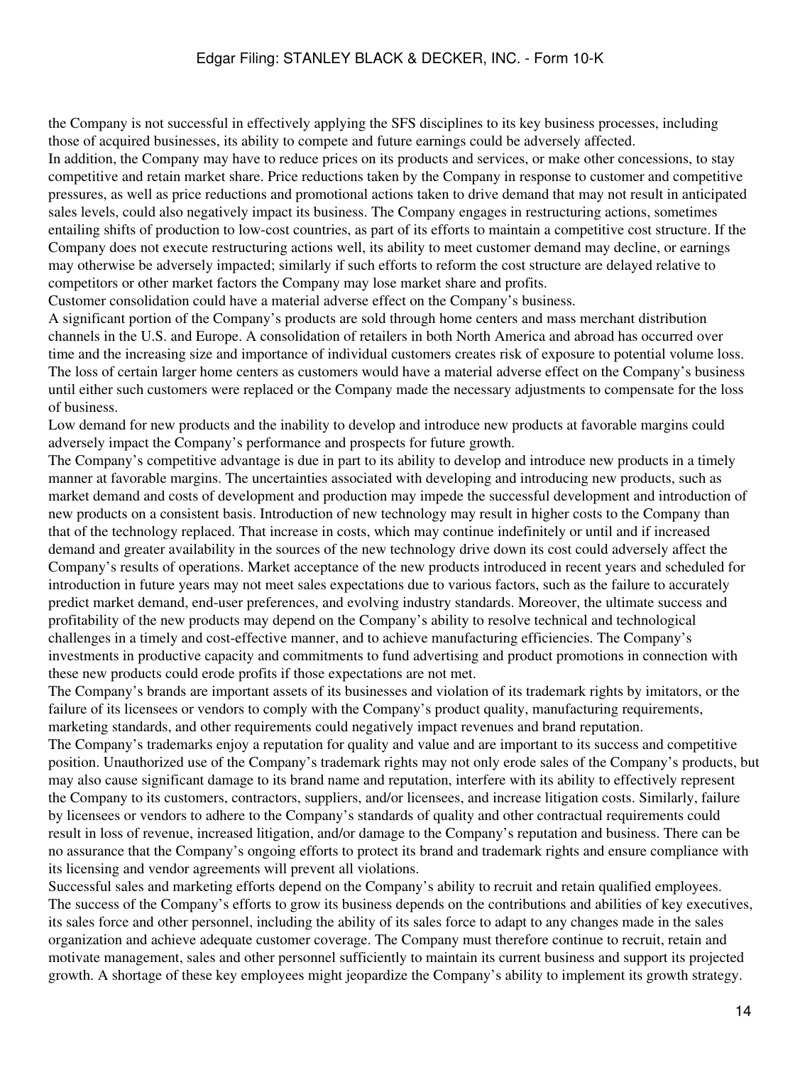the Company is not successful in effectively applying the SFS disciplines to its key business processes, including those of acquired businesses, its ability to compete and future earnings could be adversely affected.

In addition, the Company may have to reduce prices on its products and services, or make other concessions, to stay competitive and retain market share. Price reductions taken by the Company in response to customer and competitive pressures, as well as price reductions and promotional actions taken to drive demand that may not result in anticipated sales levels, could also negatively impact its business. The Company engages in restructuring actions, sometimes entailing shifts of production to low-cost countries, as part of its efforts to maintain a competitive cost structure. If the Company does not execute restructuring actions well, its ability to meet customer demand may decline, or earnings may otherwise be adversely impacted; similarly if such efforts to reform the cost structure are delayed relative to competitors or other market factors the Company may lose market share and profits.

Customer consolidation could have a material adverse effect on the Company's business.

A significant portion of the Company's products are sold through home centers and mass merchant distribution channels in the U.S. and Europe. A consolidation of retailers in both North America and abroad has occurred over time and the increasing size and importance of individual customers creates risk of exposure to potential volume loss. The loss of certain larger home centers as customers would have a material adverse effect on the Company's business until either such customers were replaced or the Company made the necessary adjustments to compensate for the loss of business.

Low demand for new products and the inability to develop and introduce new products at favorable margins could adversely impact the Company's performance and prospects for future growth.

The Company's competitive advantage is due in part to its ability to develop and introduce new products in a timely manner at favorable margins. The uncertainties associated with developing and introducing new products, such as market demand and costs of development and production may impede the successful development and introduction of new products on a consistent basis. Introduction of new technology may result in higher costs to the Company than that of the technology replaced. That increase in costs, which may continue indefinitely or until and if increased demand and greater availability in the sources of the new technology drive down its cost could adversely affect the Company's results of operations. Market acceptance of the new products introduced in recent years and scheduled for introduction in future years may not meet sales expectations due to various factors, such as the failure to accurately predict market demand, end-user preferences, and evolving industry standards. Moreover, the ultimate success and profitability of the new products may depend on the Company's ability to resolve technical and technological challenges in a timely and cost-effective manner, and to achieve manufacturing efficiencies. The Company's investments in productive capacity and commitments to fund advertising and product promotions in connection with these new products could erode profits if those expectations are not met.

The Company's brands are important assets of its businesses and violation of its trademark rights by imitators, or the failure of its licensees or vendors to comply with the Company's product quality, manufacturing requirements, marketing standards, and other requirements could negatively impact revenues and brand reputation.

The Company's trademarks enjoy a reputation for quality and value and are important to its success and competitive position. Unauthorized use of the Company's trademark rights may not only erode sales of the Company's products, but may also cause significant damage to its brand name and reputation, interfere with its ability to effectively represent the Company to its customers, contractors, suppliers, and/or licensees, and increase litigation costs. Similarly, failure by licensees or vendors to adhere to the Company's standards of quality and other contractual requirements could result in loss of revenue, increased litigation, and/or damage to the Company's reputation and business. There can be no assurance that the Company's ongoing efforts to protect its brand and trademark rights and ensure compliance with its licensing and vendor agreements will prevent all violations.

Successful sales and marketing efforts depend on the Company's ability to recruit and retain qualified employees.

The success of the Company's efforts to grow its business depends on the contributions and abilities of key executives, its sales force and other personnel, including the ability of its sales force to adapt to any changes made in the sales organization and achieve adequate customer coverage. The Company must therefore continue to recruit, retain and motivate management, sales and other personnel sufficiently to maintain its current business and support its projected growth. A shortage of these key employees might jeopardize the Company's ability to implement its growth strategy.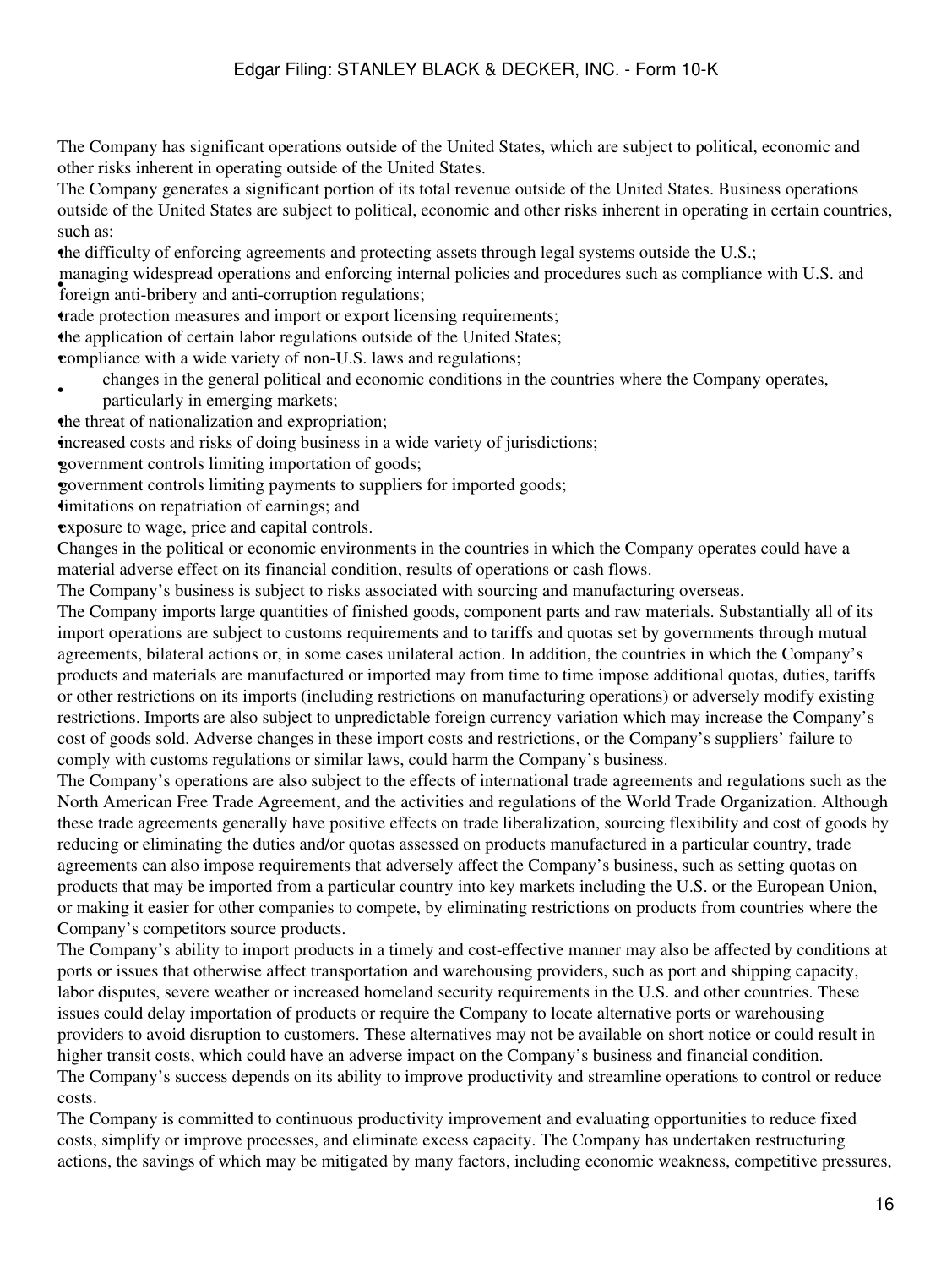The Company has significant operations outside of the United States, which are subject to political, economic and other risks inherent in operating outside of the United States.

The Company generates a significant portion of its total revenue outside of the United States. Business operations outside of the United States are subject to political, economic and other risks inherent in operating in certain countries, such as:

- the difficulty of enforcing agreements and protecting assets through legal systems outside the U.S.;
- managing widespread operations and enforcing internal policies and procedures such as compliance with U.S. and foreign anti-bribery and anti-corruption regulations;
- trade protection measures and import or export licensing requirements;
- the application of certain labor regulations outside of the United States;
- compliance with a wide variety of non-U.S. laws and regulations;
- changes in the general political and economic conditions in the countries where the Company operates, particularly in emerging markets;
- the threat of nationalization and expropriation;
- increased costs and risks of doing business in a wide variety of jurisdictions;
- government controls limiting importation of goods;
- government controls limiting payments to suppliers for imported goods;
- limitations on repatriation of earnings; and
- exposure to wage, price and capital controls.

Changes in the political or economic environments in the countries in which the Company operates could have a material adverse effect on its financial condition, results of operations or cash flows.

The Company's business is subject to risks associated with sourcing and manufacturing overseas.

The Company imports large quantities of finished goods, component parts and raw materials. Substantially all of its import operations are subject to customs requirements and to tariffs and quotas set by governments through mutual agreements, bilateral actions or, in some cases unilateral action. In addition, the countries in which the Company's products and materials are manufactured or imported may from time to time impose additional quotas, duties, tariffs or other restrictions on its imports (including restrictions on manufacturing operations) or adversely modify existing restrictions. Imports are also subject to unpredictable foreign currency variation which may increase the Company's cost of goods sold. Adverse changes in these import costs and restrictions, or the Company's suppliers' failure to comply with customs regulations or similar laws, could harm the Company's business.

The Company's operations are also subject to the effects of international trade agreements and regulations such as the North American Free Trade Agreement, and the activities and regulations of the World Trade Organization. Although these trade agreements generally have positive effects on trade liberalization, sourcing flexibility and cost of goods by reducing or eliminating the duties and/or quotas assessed on products manufactured in a particular country, trade agreements can also impose requirements that adversely affect the Company's business, such as setting quotas on products that may be imported from a particular country into key markets including the U.S. or the European Union, or making it easier for other companies to compete, by eliminating restrictions on products from countries where the Company's competitors source products.

The Company's ability to import products in a timely and cost-effective manner may also be affected by conditions at ports or issues that otherwise affect transportation and warehousing providers, such as port and shipping capacity, labor disputes, severe weather or increased homeland security requirements in the U.S. and other countries. These issues could delay importation of products or require the Company to locate alternative ports or warehousing providers to avoid disruption to customers. These alternatives may not be available on short notice or could result in higher transit costs, which could have an adverse impact on the Company's business and financial condition.

The Company's success depends on its ability to improve productivity and streamline operations to control or reduce costs.

The Company is committed to continuous productivity improvement and evaluating opportunities to reduce fixed costs, simplify or improve processes, and eliminate excess capacity. The Company has undertaken restructuring actions, the savings of which may be mitigated by many factors, including economic weakness, competitive pressures,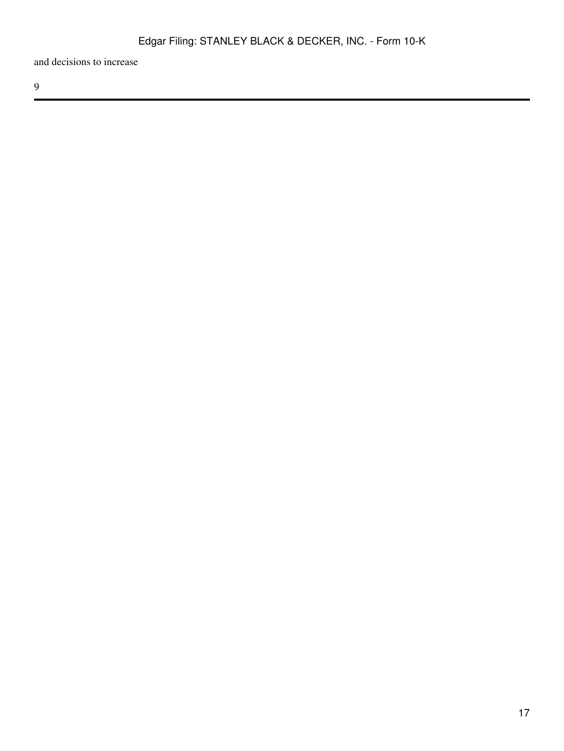and decisions to increase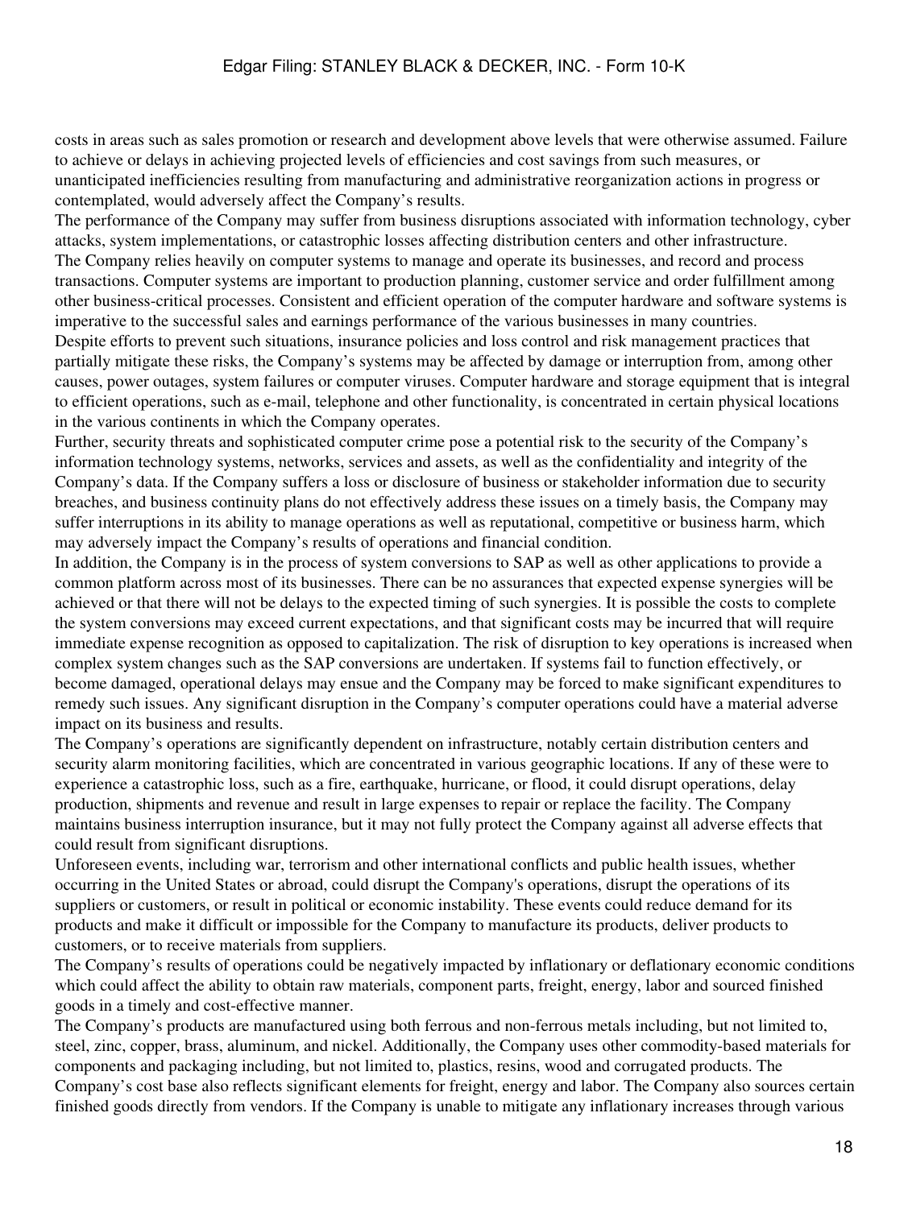costs in areas such as sales promotion or research and development above levels that were otherwise assumed. Failure to achieve or delays in achieving projected levels of efficiencies and cost savings from such measures, or unanticipated inefficiencies resulting from manufacturing and administrative reorganization actions in progress or contemplated, would adversely affect the Company's results.

The performance of the Company may suffer from business disruptions associated with information technology, cyber attacks, system implementations, or catastrophic losses affecting distribution centers and other infrastructure.

The Company relies heavily on computer systems to manage and operate its businesses, and record and process transactions. Computer systems are important to production planning, customer service and order fulfillment among other business-critical processes. Consistent and efficient operation of the computer hardware and software systems is imperative to the successful sales and earnings performance of the various businesses in many countries.

Despite efforts to prevent such situations, insurance policies and loss control and risk management practices that partially mitigate these risks, the Company's systems may be affected by damage or interruption from, among other causes, power outages, system failures or computer viruses. Computer hardware and storage equipment that is integral to efficient operations, such as e-mail, telephone and other functionality, is concentrated in certain physical locations in the various continents in which the Company operates.

Further, security threats and sophisticated computer crime pose a potential risk to the security of the Company's information technology systems, networks, services and assets, as well as the confidentiality and integrity of the Company's data. If the Company suffers a loss or disclosure of business or stakeholder information due to security breaches, and business continuity plans do not effectively address these issues on a timely basis, the Company may suffer interruptions in its ability to manage operations as well as reputational, competitive or business harm, which may adversely impact the Company's results of operations and financial condition.

In addition, the Company is in the process of system conversions to SAP as well as other applications to provide a common platform across most of its businesses. There can be no assurances that expected expense synergies will be achieved or that there will not be delays to the expected timing of such synergies. It is possible the costs to complete the system conversions may exceed current expectations, and that significant costs may be incurred that will require immediate expense recognition as opposed to capitalization. The risk of disruption to key operations is increased when complex system changes such as the SAP conversions are undertaken. If systems fail to function effectively, or become damaged, operational delays may ensue and the Company may be forced to make significant expenditures to remedy such issues. Any significant disruption in the Company's computer operations could have a material adverse impact on its business and results.

The Company's operations are significantly dependent on infrastructure, notably certain distribution centers and security alarm monitoring facilities, which are concentrated in various geographic locations. If any of these were to experience a catastrophic loss, such as a fire, earthquake, hurricane, or flood, it could disrupt operations, delay production, shipments and revenue and result in large expenses to repair or replace the facility. The Company maintains business interruption insurance, but it may not fully protect the Company against all adverse effects that could result from significant disruptions.

Unforeseen events, including war, terrorism and other international conflicts and public health issues, whether occurring in the United States or abroad, could disrupt the Company's operations, disrupt the operations of its suppliers or customers, or result in political or economic instability. These events could reduce demand for its products and make it difficult or impossible for the Company to manufacture its products, deliver products to customers, or to receive materials from suppliers.

The Company's results of operations could be negatively impacted by inflationary or deflationary economic conditions which could affect the ability to obtain raw materials, component parts, freight, energy, labor and sourced finished goods in a timely and cost-effective manner.

The Company's products are manufactured using both ferrous and non-ferrous metals including, but not limited to, steel, zinc, copper, brass, aluminum, and nickel. Additionally, the Company uses other commodity-based materials for components and packaging including, but not limited to, plastics, resins, wood and corrugated products. The Company's cost base also reflects significant elements for freight, energy and labor. The Company also sources certain finished goods directly from vendors. If the Company is unable to mitigate any inflationary increases through various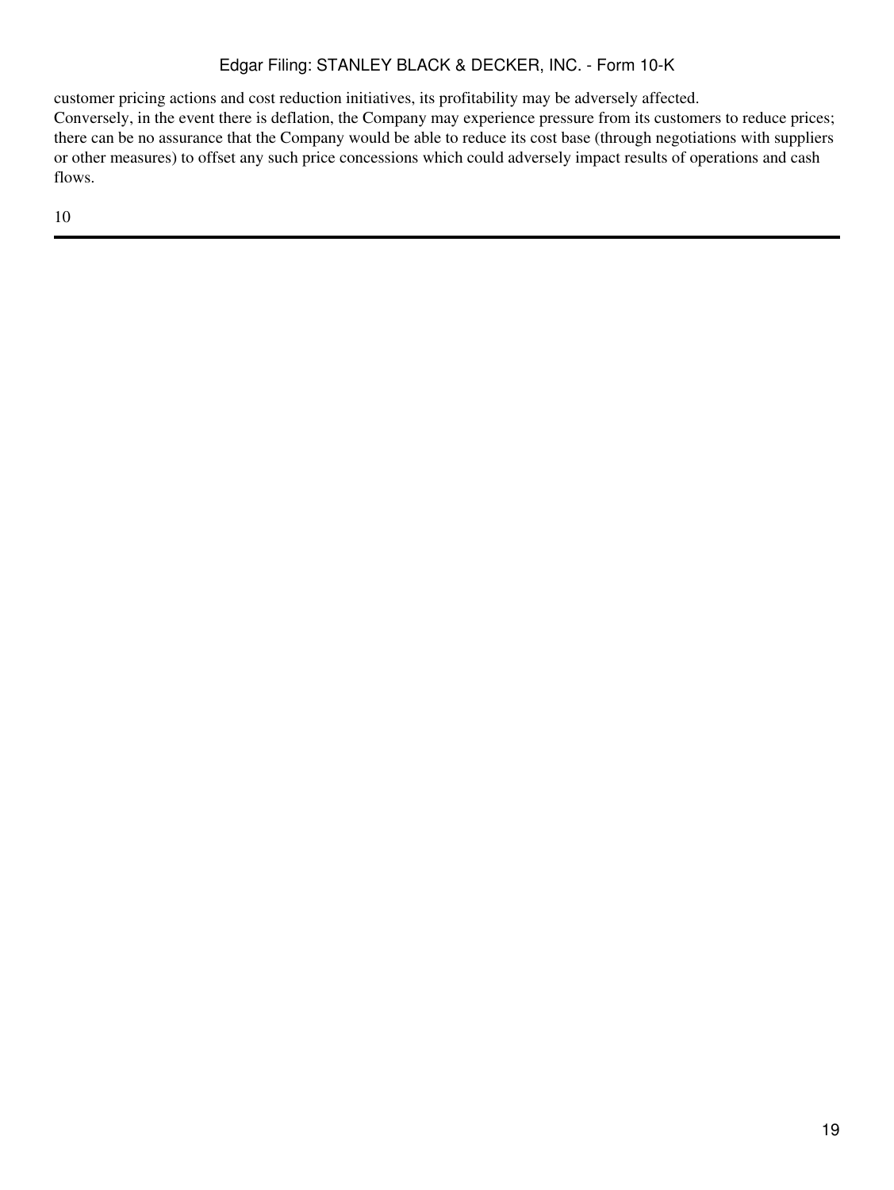customer pricing actions and cost reduction initiatives, its profitability may be adversely affected.
Conversely, in the event there is deflation, the Company may experience pressure from its customers to reduce prices; there can be no assurance that the Company would be able to reduce its cost base (through negotiations with suppliers or other measures) to offset any such price concessions which could adversely impact results of operations and cash flows.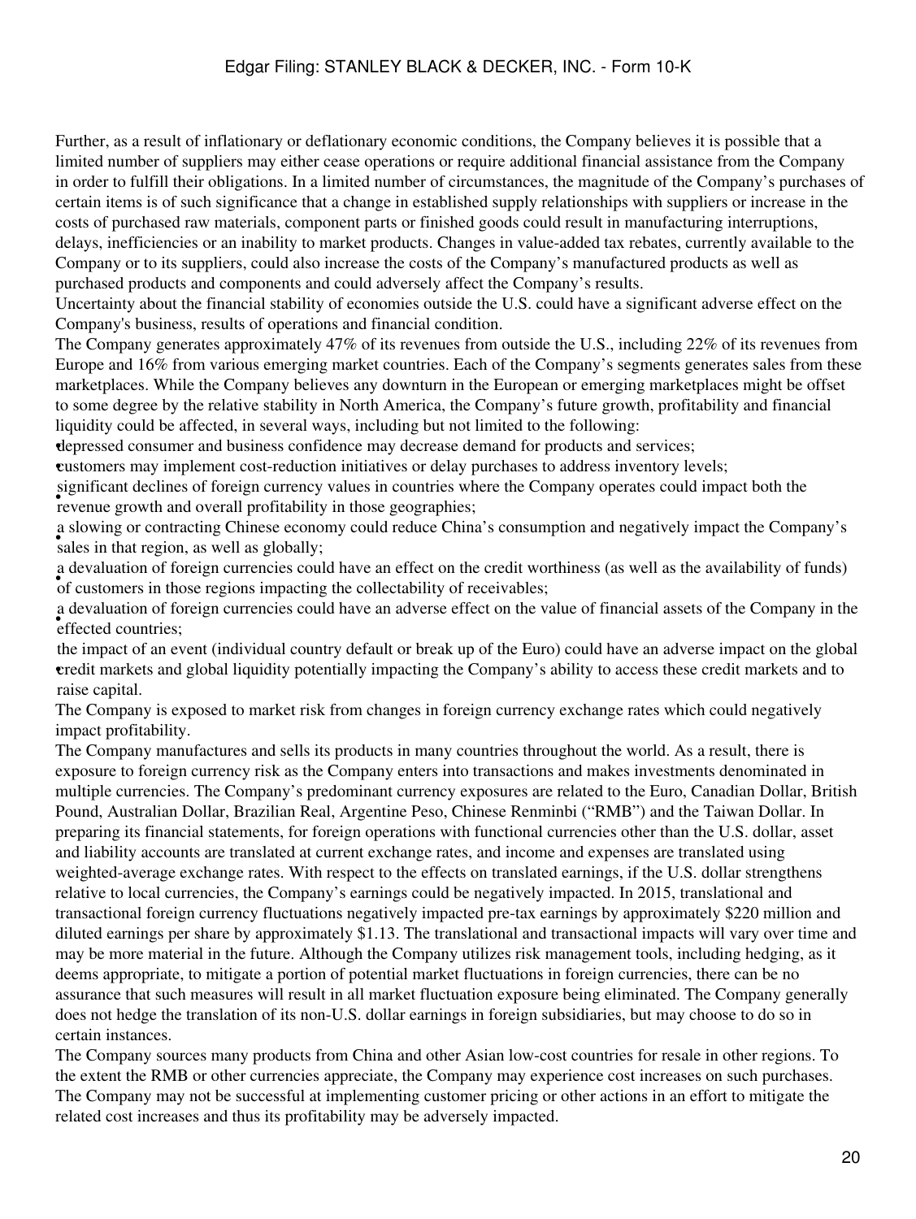Further, as a result of inflationary or deflationary economic conditions, the Company believes it is possible that a limited number of suppliers may either cease operations or require additional financial assistance from the Company in order to fulfill their obligations. In a limited number of circumstances, the magnitude of the Company's purchases of certain items is of such significance that a change in established supply relationships with suppliers or increase in the costs of purchased raw materials, component parts or finished goods could result in manufacturing interruptions, delays, inefficiencies or an inability to market products. Changes in value-added tax rebates, currently available to the Company or to its suppliers, could also increase the costs of the Company's manufactured products as well as purchased products and components and could adversely affect the Company's results.

Uncertainty about the financial stability of economies outside the U.S. could have a significant adverse effect on the Company's business, results of operations and financial condition.

The Company generates approximately 47% of its revenues from outside the U.S., including 22% of its revenues from Europe and 16% from various emerging market countries. Each of the Company's segments generates sales from these marketplaces. While the Company believes any downturn in the European or emerging marketplaces might be offset to some degree by the relative stability in North America, the Company's future growth, profitability and financial liquidity could be affected, in several ways, including but not limited to the following:

- depressed consumer and business confidence may decrease demand for products and services;
- customers may implement cost-reduction initiatives or delay purchases to address inventory levels;
- significant declines of foreign currency values in countries where the Company operates could impact both the revenue growth and overall profitability in those geographies;
- a slowing or contracting Chinese economy could reduce China's consumption and negatively impact the Company's sales in that region, as well as globally;
- a devaluation of foreign currencies could have an effect on the credit worthiness (as well as the availability of funds) of customers in those regions impacting the collectability of receivables;
- a devaluation of foreign currencies could have an adverse effect on the value of financial assets of the Company in the effected countries;
- the impact of an event (individual country default or break up of the Euro) could have an adverse impact on the global credit markets and global liquidity potentially impacting the Company's ability to access these credit markets and to raise capital.

The Company is exposed to market risk from changes in foreign currency exchange rates which could negatively impact profitability.

The Company manufactures and sells its products in many countries throughout the world. As a result, there is exposure to foreign currency risk as the Company enters into transactions and makes investments denominated in multiple currencies. The Company's predominant currency exposures are related to the Euro, Canadian Dollar, British Pound, Australian Dollar, Brazilian Real, Argentine Peso, Chinese Renminbi ("RMB") and the Taiwan Dollar. In preparing its financial statements, for foreign operations with functional currencies other than the U.S. dollar, asset and liability accounts are translated at current exchange rates, and income and expenses are translated using weighted-average exchange rates. With respect to the effects on translated earnings, if the U.S. dollar strengthens relative to local currencies, the Company's earnings could be negatively impacted. In 2015, translational and transactional foreign currency fluctuations negatively impacted pre-tax earnings by approximately $220 million and diluted earnings per share by approximately $1.13. The translational and transactional impacts will vary over time and may be more material in the future. Although the Company utilizes risk management tools, including hedging, as it deems appropriate, to mitigate a portion of potential market fluctuations in foreign currencies, there can be no assurance that such measures will result in all market fluctuation exposure being eliminated. The Company generally does not hedge the translation of its non-U.S. dollar earnings in foreign subsidiaries, but may choose to do so in certain instances.

The Company sources many products from China and other Asian low-cost countries for resale in other regions. To the extent the RMB or other currencies appreciate, the Company may experience cost increases on such purchases. The Company may not be successful at implementing customer pricing or other actions in an effort to mitigate the related cost increases and thus its profitability may be adversely impacted.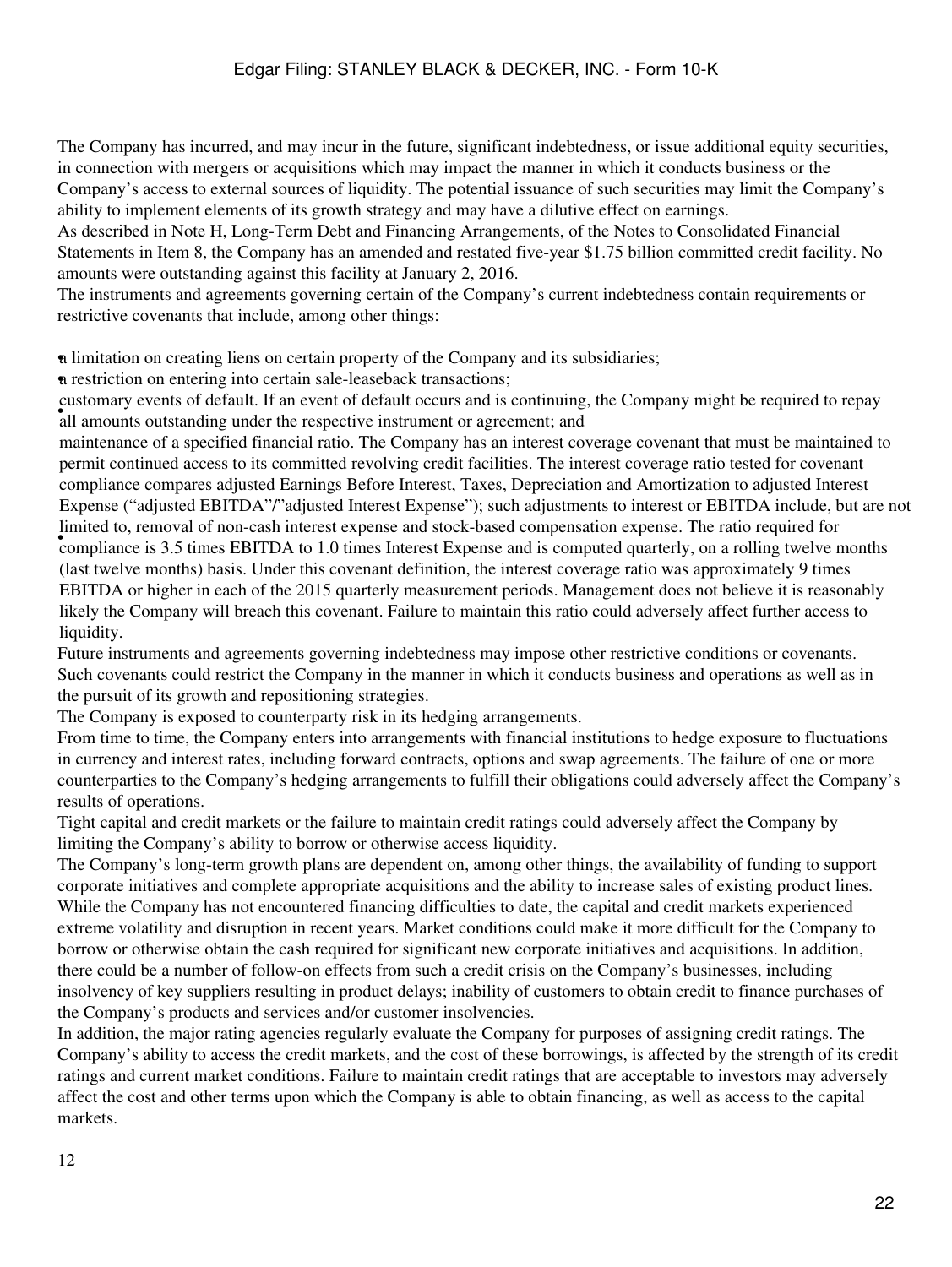The Company has incurred, and may incur in the future, significant indebtedness, or issue additional equity securities, in connection with mergers or acquisitions which may impact the manner in which it conducts business or the Company's access to external sources of liquidity. The potential issuance of such securities may limit the Company's ability to implement elements of its growth strategy and may have a dilutive effect on earnings.

As described in Note H, Long-Term Debt and Financing Arrangements, of the Notes to Consolidated Financial Statements in Item 8, the Company has an amended and restated five-year $1.75 billion committed credit facility. No amounts were outstanding against this facility at January 2, 2016.

The instruments and agreements governing certain of the Company's current indebtedness contain requirements or restrictive covenants that include, among other things:

- a limitation on creating liens on certain property of the Company and its subsidiaries;
- a restriction on entering into certain sale-leaseback transactions;
- customary events of default. If an event of default occurs and is continuing, the Company might be required to repay all amounts outstanding under the respective instrument or agreement; and
- maintenance of a specified financial ratio. The Company has an interest coverage covenant that must be maintained to permit continued access to its committed revolving credit facilities. The interest coverage ratio tested for covenant compliance compares adjusted Earnings Before Interest, Taxes, Depreciation and Amortization to adjusted Interest Expense ("adjusted EBITDA"/"adjusted Interest Expense"); such adjustments to interest or EBITDA include, but are not limited to, removal of non-cash interest expense and stock-based compensation expense. The ratio required for compliance is 3.5 times EBITDA to 1.0 times Interest Expense and is computed quarterly, on a rolling twelve months (last twelve months) basis. Under this covenant definition, the interest coverage ratio was approximately 9 times EBITDA or higher in each of the 2015 quarterly measurement periods. Management does not believe it is reasonably likely the Company will breach this covenant. Failure to maintain this ratio could adversely affect further access to liquidity.

Future instruments and agreements governing indebtedness may impose other restrictive conditions or covenants. Such covenants could restrict the Company in the manner in which it conducts business and operations as well as in the pursuit of its growth and repositioning strategies.

The Company is exposed to counterparty risk in its hedging arrangements.

From time to time, the Company enters into arrangements with financial institutions to hedge exposure to fluctuations in currency and interest rates, including forward contracts, options and swap agreements. The failure of one or more counterparties to the Company's hedging arrangements to fulfill their obligations could adversely affect the Company's results of operations.

Tight capital and credit markets or the failure to maintain credit ratings could adversely affect the Company by limiting the Company's ability to borrow or otherwise access liquidity.

The Company's long-term growth plans are dependent on, among other things, the availability of funding to support corporate initiatives and complete appropriate acquisitions and the ability to increase sales of existing product lines. While the Company has not encountered financing difficulties to date, the capital and credit markets experienced extreme volatility and disruption in recent years. Market conditions could make it more difficult for the Company to borrow or otherwise obtain the cash required for significant new corporate initiatives and acquisitions. In addition, there could be a number of follow-on effects from such a credit crisis on the Company's businesses, including insolvency of key suppliers resulting in product delays; inability of customers to obtain credit to finance purchases of the Company's products and services and/or customer insolvencies.

In addition, the major rating agencies regularly evaluate the Company for purposes of assigning credit ratings. The Company's ability to access the credit markets, and the cost of these borrowings, is affected by the strength of its credit ratings and current market conditions. Failure to maintain credit ratings that are acceptable to investors may adversely affect the cost and other terms upon which the Company is able to obtain financing, as well as access to the capital markets.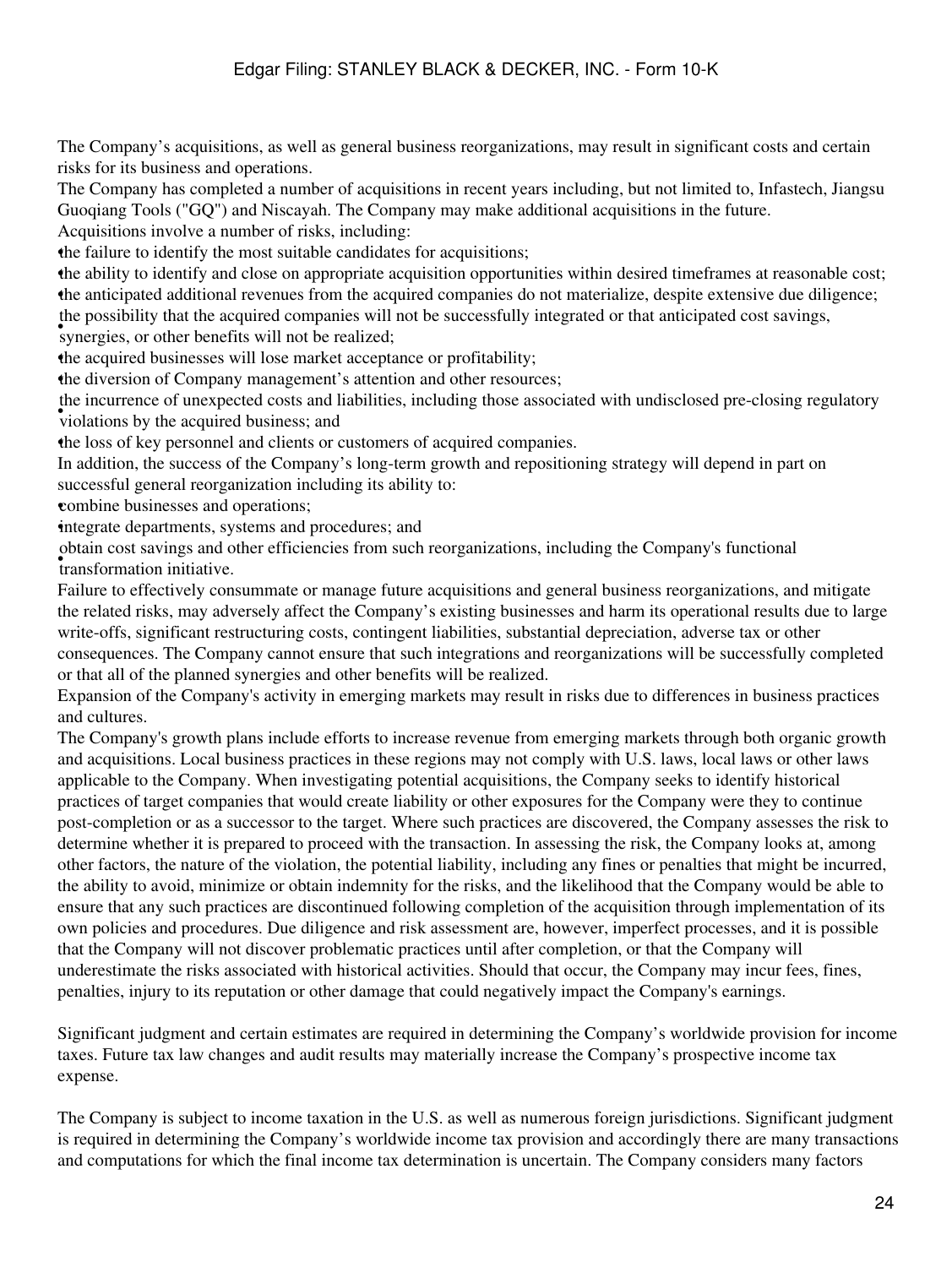The Company's acquisitions, as well as general business reorganizations, may result in significant costs and certain risks for its business and operations.

The Company has completed a number of acquisitions in recent years including, but not limited to, Infastech, Jiangsu Guoqiang Tools ("GQ") and Niscayah. The Company may make additional acquisitions in the future.

Acquisitions involve a number of risks, including:

- the failure to identify the most suitable candidates for acquisitions;
- the ability to identify and close on appropriate acquisition opportunities within desired timeframes at reasonable cost;
- the anticipated additional revenues from the acquired companies do not materialize, despite extensive due diligence;
- the possibility that the acquired companies will not be successfully integrated or that anticipated cost savings, synergies, or other benefits will not be realized;
- the acquired businesses will lose market acceptance or profitability;
- the diversion of Company management's attention and other resources;
- the incurrence of unexpected costs and liabilities, including those associated with undisclosed pre-closing regulatory violations by the acquired business; and
- the loss of key personnel and clients or customers of acquired companies.

In addition, the success of the Company's long-term growth and repositioning strategy will depend in part on successful general reorganization including its ability to:

- combine businesses and operations;
- integrate departments, systems and procedures; and
- obtain cost savings and other efficiencies from such reorganizations, including the Company's functional transformation initiative.

Failure to effectively consummate or manage future acquisitions and general business reorganizations, and mitigate the related risks, may adversely affect the Company's existing businesses and harm its operational results due to large write-offs, significant restructuring costs, contingent liabilities, substantial depreciation, adverse tax or other consequences. The Company cannot ensure that such integrations and reorganizations will be successfully completed or that all of the planned synergies and other benefits will be realized.

Expansion of the Company's activity in emerging markets may result in risks due to differences in business practices and cultures.

The Company's growth plans include efforts to increase revenue from emerging markets through both organic growth and acquisitions. Local business practices in these regions may not comply with U.S. laws, local laws or other laws applicable to the Company. When investigating potential acquisitions, the Company seeks to identify historical practices of target companies that would create liability or other exposures for the Company were they to continue post-completion or as a successor to the target. Where such practices are discovered, the Company assesses the risk to determine whether it is prepared to proceed with the transaction. In assessing the risk, the Company looks at, among other factors, the nature of the violation, the potential liability, including any fines or penalties that might be incurred, the ability to avoid, minimize or obtain indemnity for the risks, and the likelihood that the Company would be able to ensure that any such practices are discontinued following completion of the acquisition through implementation of its own policies and procedures. Due diligence and risk assessment are, however, imperfect processes, and it is possible that the Company will not discover problematic practices until after completion, or that the Company will underestimate the risks associated with historical activities. Should that occur, the Company may incur fees, fines, penalties, injury to its reputation or other damage that could negatively impact the Company's earnings.

Significant judgment and certain estimates are required in determining the Company's worldwide provision for income taxes. Future tax law changes and audit results may materially increase the Company's prospective income tax expense.

The Company is subject to income taxation in the U.S. as well as numerous foreign jurisdictions. Significant judgment is required in determining the Company's worldwide income tax provision and accordingly there are many transactions and computations for which the final income tax determination is uncertain. The Company considers many factors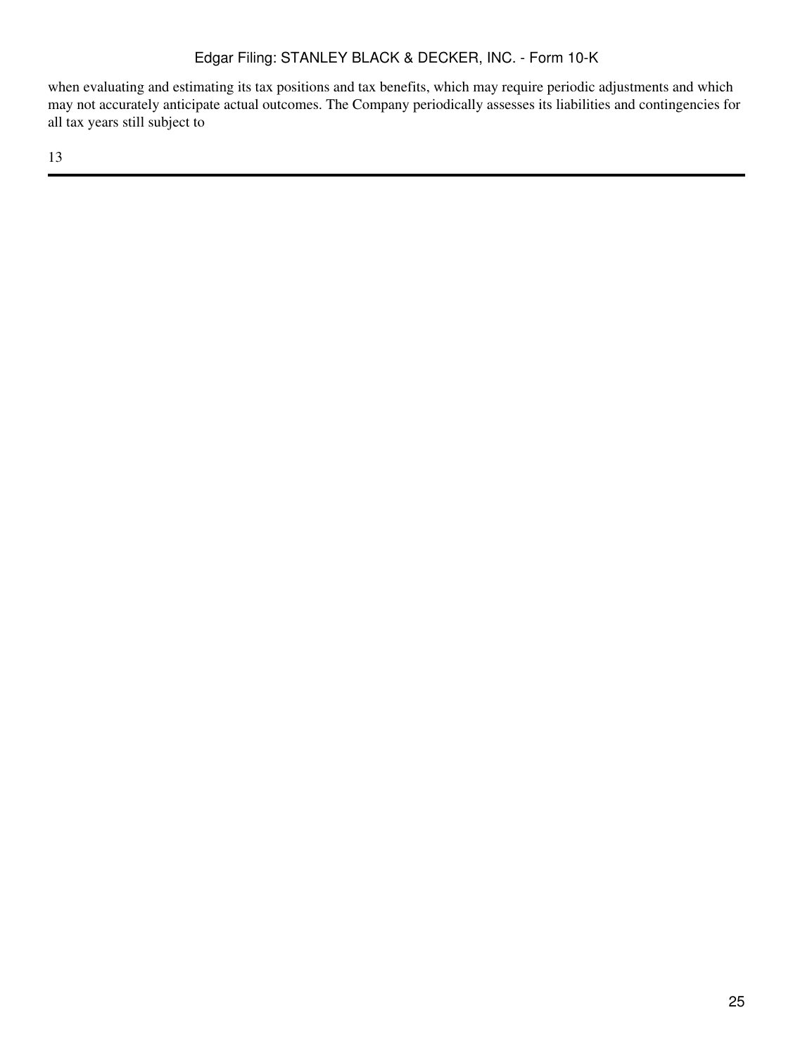when evaluating and estimating its tax positions and tax benefits, which may require periodic adjustments and which may not accurately anticipate actual outcomes. The Company periodically assesses its liabilities and contingencies for all tax years still subject to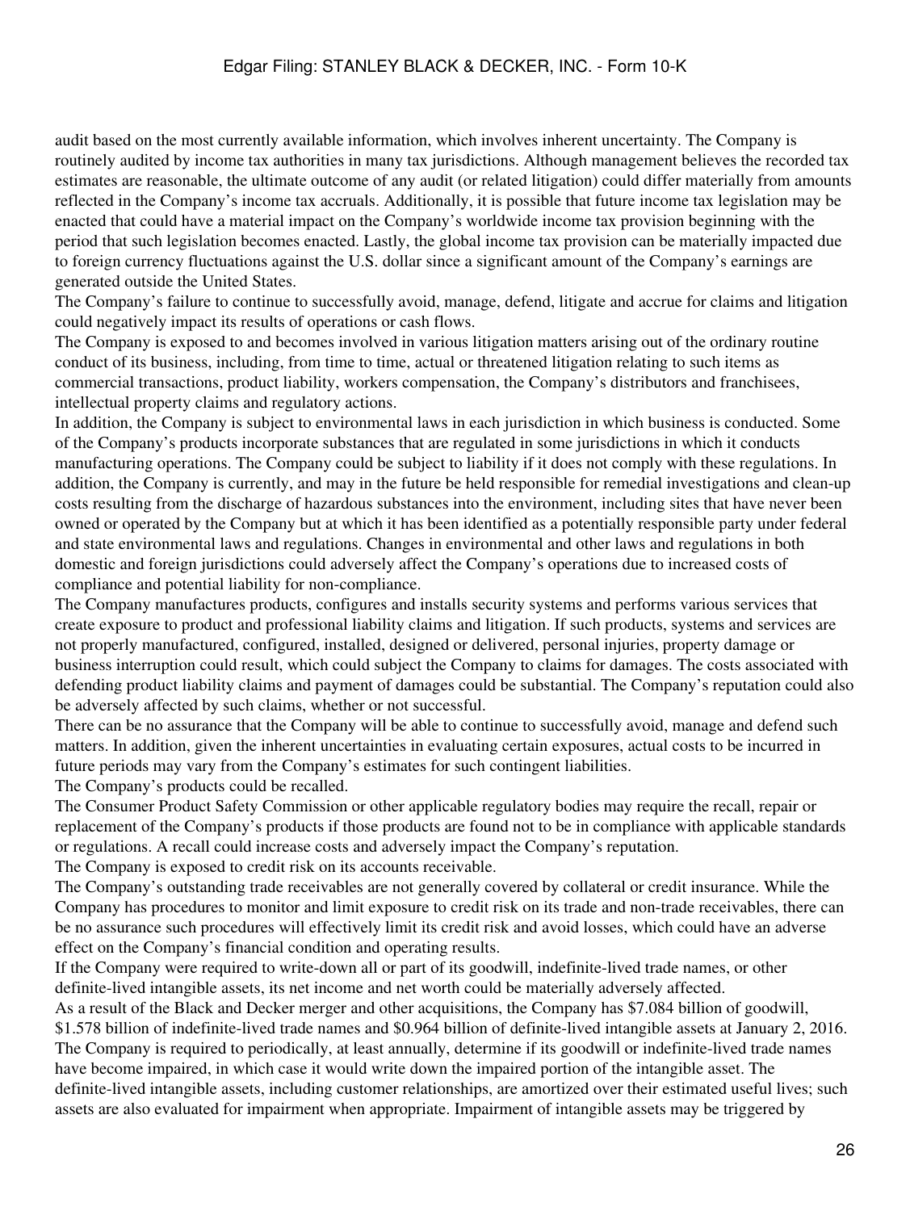audit based on the most currently available information, which involves inherent uncertainty. The Company is routinely audited by income tax authorities in many tax jurisdictions. Although management believes the recorded tax estimates are reasonable, the ultimate outcome of any audit (or related litigation) could differ materially from amounts reflected in the Company's income tax accruals. Additionally, it is possible that future income tax legislation may be enacted that could have a material impact on the Company's worldwide income tax provision beginning with the period that such legislation becomes enacted. Lastly, the global income tax provision can be materially impacted due to foreign currency fluctuations against the U.S. dollar since a significant amount of the Company's earnings are generated outside the United States.

The Company's failure to continue to successfully avoid, manage, defend, litigate and accrue for claims and litigation could negatively impact its results of operations or cash flows.

The Company is exposed to and becomes involved in various litigation matters arising out of the ordinary routine conduct of its business, including, from time to time, actual or threatened litigation relating to such items as commercial transactions, product liability, workers compensation, the Company's distributors and franchisees, intellectual property claims and regulatory actions.

In addition, the Company is subject to environmental laws in each jurisdiction in which business is conducted. Some of the Company's products incorporate substances that are regulated in some jurisdictions in which it conducts manufacturing operations. The Company could be subject to liability if it does not comply with these regulations. In addition, the Company is currently, and may in the future be held responsible for remedial investigations and clean-up costs resulting from the discharge of hazardous substances into the environment, including sites that have never been owned or operated by the Company but at which it has been identified as a potentially responsible party under federal and state environmental laws and regulations. Changes in environmental and other laws and regulations in both domestic and foreign jurisdictions could adversely affect the Company's operations due to increased costs of compliance and potential liability for non-compliance.

The Company manufactures products, configures and installs security systems and performs various services that create exposure to product and professional liability claims and litigation. If such products, systems and services are not properly manufactured, configured, installed, designed or delivered, personal injuries, property damage or business interruption could result, which could subject the Company to claims for damages. The costs associated with defending product liability claims and payment of damages could be substantial. The Company's reputation could also be adversely affected by such claims, whether or not successful.

There can be no assurance that the Company will be able to continue to successfully avoid, manage and defend such matters. In addition, given the inherent uncertainties in evaluating certain exposures, actual costs to be incurred in future periods may vary from the Company's estimates for such contingent liabilities.

The Company's products could be recalled.

The Consumer Product Safety Commission or other applicable regulatory bodies may require the recall, repair or replacement of the Company's products if those products are found not to be in compliance with applicable standards or regulations. A recall could increase costs and adversely impact the Company's reputation.

The Company is exposed to credit risk on its accounts receivable.

The Company's outstanding trade receivables are not generally covered by collateral or credit insurance. While the Company has procedures to monitor and limit exposure to credit risk on its trade and non-trade receivables, there can be no assurance such procedures will effectively limit its credit risk and avoid losses, which could have an adverse effect on the Company's financial condition and operating results.

If the Company were required to write-down all or part of its goodwill, indefinite-lived trade names, or other definite-lived intangible assets, its net income and net worth could be materially adversely affected.

As a result of the Black and Decker merger and other acquisitions, the Company has $7.084 billion of goodwill, $1.578 billion of indefinite-lived trade names and $0.964 billion of definite-lived intangible assets at January 2, 2016. The Company is required to periodically, at least annually, determine if its goodwill or indefinite-lived trade names have become impaired, in which case it would write down the impaired portion of the intangible asset. The definite-lived intangible assets, including customer relationships, are amortized over their estimated useful lives; such assets are also evaluated for impairment when appropriate. Impairment of intangible assets may be triggered by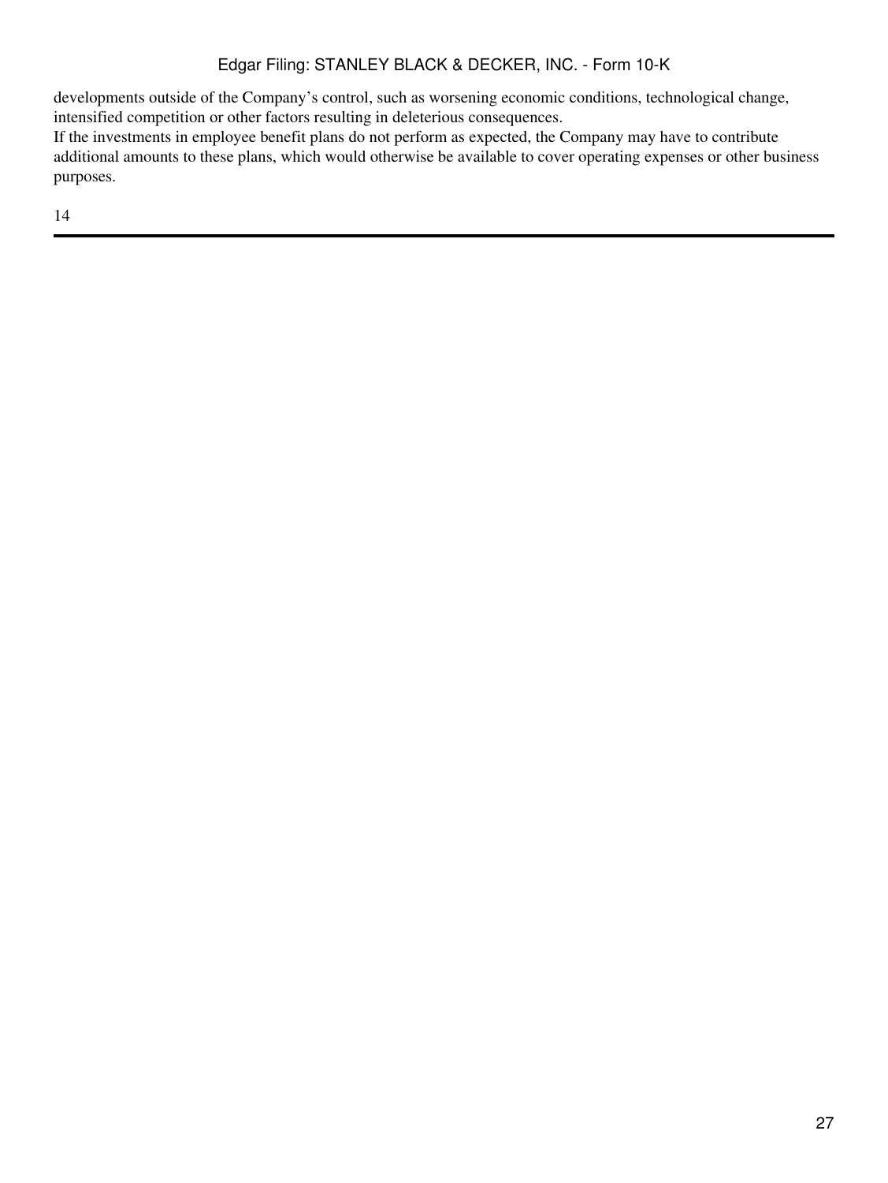developments outside of the Company's control, such as worsening economic conditions, technological change, intensified competition or other factors resulting in deleterious consequences.

If the investments in employee benefit plans do not perform as expected, the Company may have to contribute additional amounts to these plans, which would otherwise be available to cover operating expenses or other business purposes.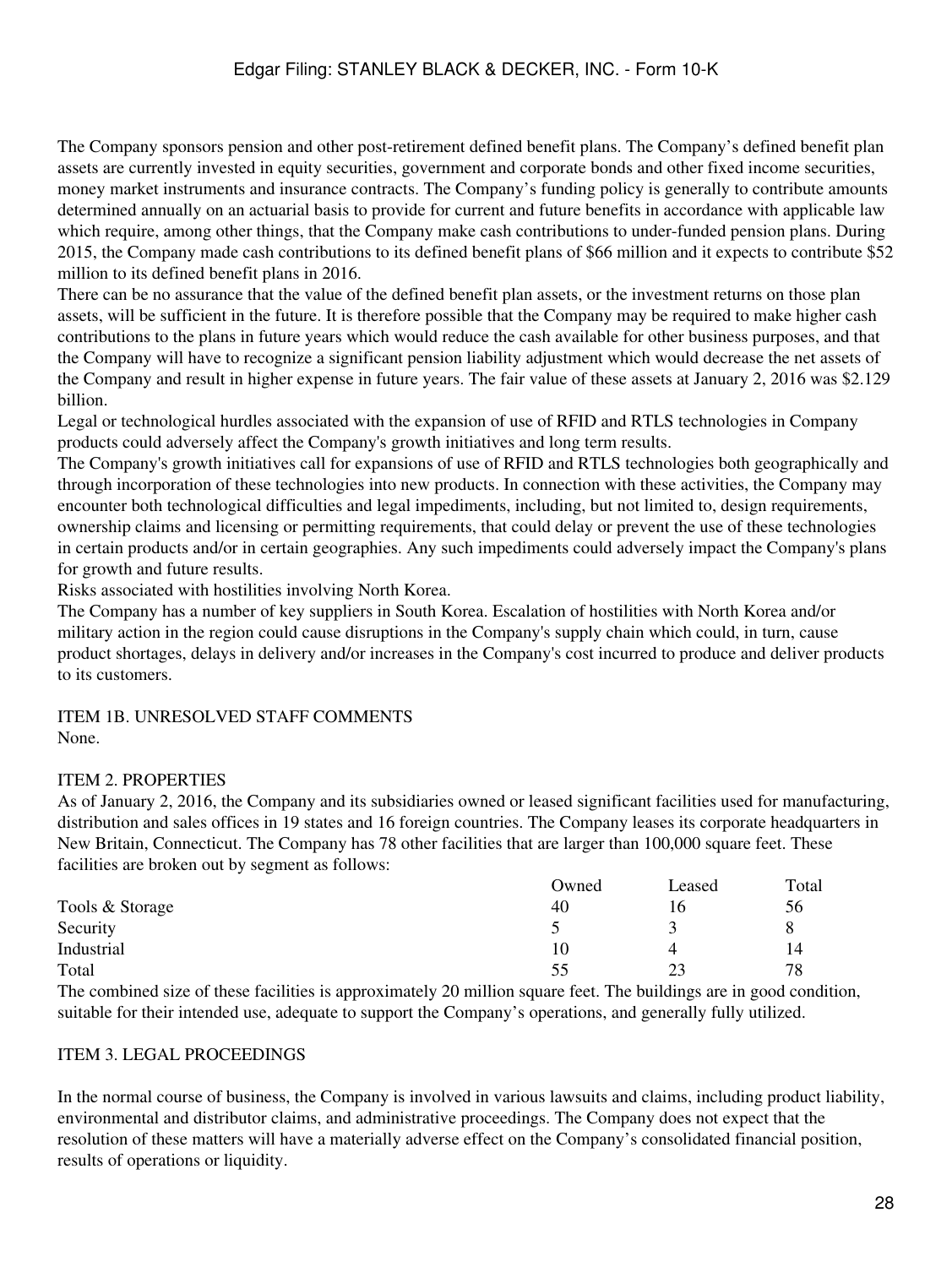The Company sponsors pension and other post-retirement defined benefit plans. The Company's defined benefit plan assets are currently invested in equity securities, government and corporate bonds and other fixed income securities, money market instruments and insurance contracts. The Company's funding policy is generally to contribute amounts determined annually on an actuarial basis to provide for current and future benefits in accordance with applicable law which require, among other things, that the Company make cash contributions to under-funded pension plans. During 2015, the Company made cash contributions to its defined benefit plans of $66 million and it expects to contribute $52 million to its defined benefit plans in 2016.

There can be no assurance that the value of the defined benefit plan assets, or the investment returns on those plan assets, will be sufficient in the future. It is therefore possible that the Company may be required to make higher cash contributions to the plans in future years which would reduce the cash available for other business purposes, and that the Company will have to recognize a significant pension liability adjustment which would decrease the net assets of the Company and result in higher expense in future years. The fair value of these assets at January 2, 2016 was $2.129 billion.

Legal or technological hurdles associated with the expansion of use of RFID and RTLS technologies in Company products could adversely affect the Company's growth initiatives and long term results.

The Company's growth initiatives call for expansions of use of RFID and RTLS technologies both geographically and through incorporation of these technologies into new products. In connection with these activities, the Company may encounter both technological difficulties and legal impediments, including, but not limited to, design requirements, ownership claims and licensing or permitting requirements, that could delay or prevent the use of these technologies in certain products and/or in certain geographies. Any such impediments could adversely impact the Company's plans for growth and future results.

Risks associated with hostilities involving North Korea.

The Company has a number of key suppliers in South Korea. Escalation of hostilities with North Korea and/or military action in the region could cause disruptions in the Company's supply chain which could, in turn, cause product shortages, delays in delivery and/or increases in the Company's cost incurred to produce and deliver products to its customers.

## ITEM 1B. UNRESOLVED STAFF COMMENTS

None.

## ITEM 2. PROPERTIES

As of January 2, 2016, the Company and its subsidiaries owned or leased significant facilities used for manufacturing, distribution and sales offices in 19 states and 16 foreign countries. The Company leases its corporate headquarters in New Britain, Connecticut. The Company has 78 other facilities that are larger than 100,000 square feet. These facilities are broken out by segment as follows:

| | Owned | Leased | Total |
|---|---|---|---|
| Tools & Storage | 40 | 16 | 56 |
| Security | 5 | 3 | 8 |
| Industrial | 10 | 4 | 14 |
| Total | 55 | 23 | 78 |

The combined size of these facilities is approximately 20 million square feet. The buildings are in good condition, suitable for their intended use, adequate to support the Company's operations, and generally fully utilized.

## ITEM 3. LEGAL PROCEEDINGS

In the normal course of business, the Company is involved in various lawsuits and claims, including product liability, environmental and distributor claims, and administrative proceedings. The Company does not expect that the resolution of these matters will have a materially adverse effect on the Company's consolidated financial position, results of operations or liquidity.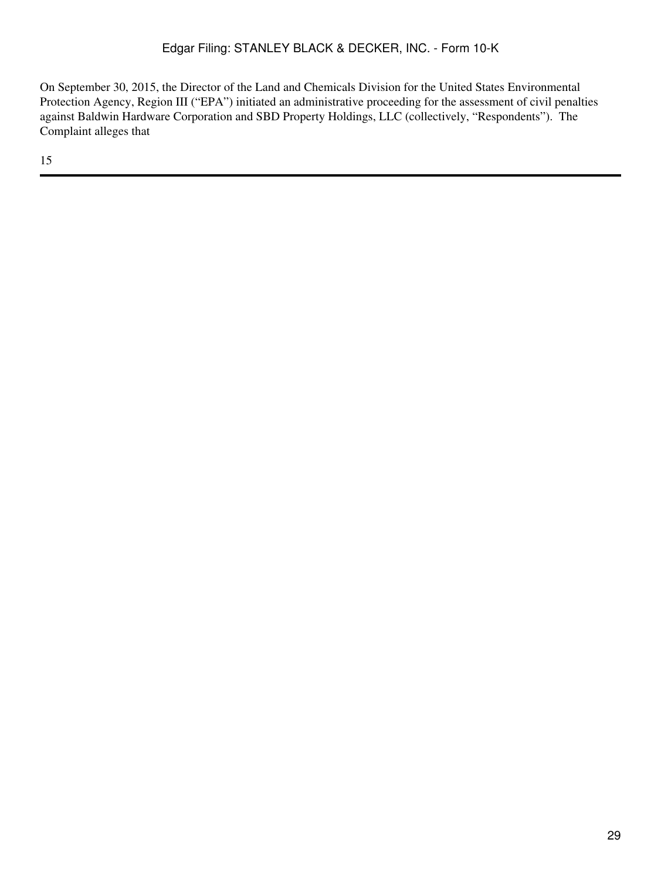On September 30, 2015, the Director of the Land and Chemicals Division for the United States Environmental Protection Agency, Region III ("EPA") initiated an administrative proceeding for the assessment of civil penalties against Baldwin Hardware Corporation and SBD Property Holdings, LLC (collectively, "Respondents"). The Complaint alleges that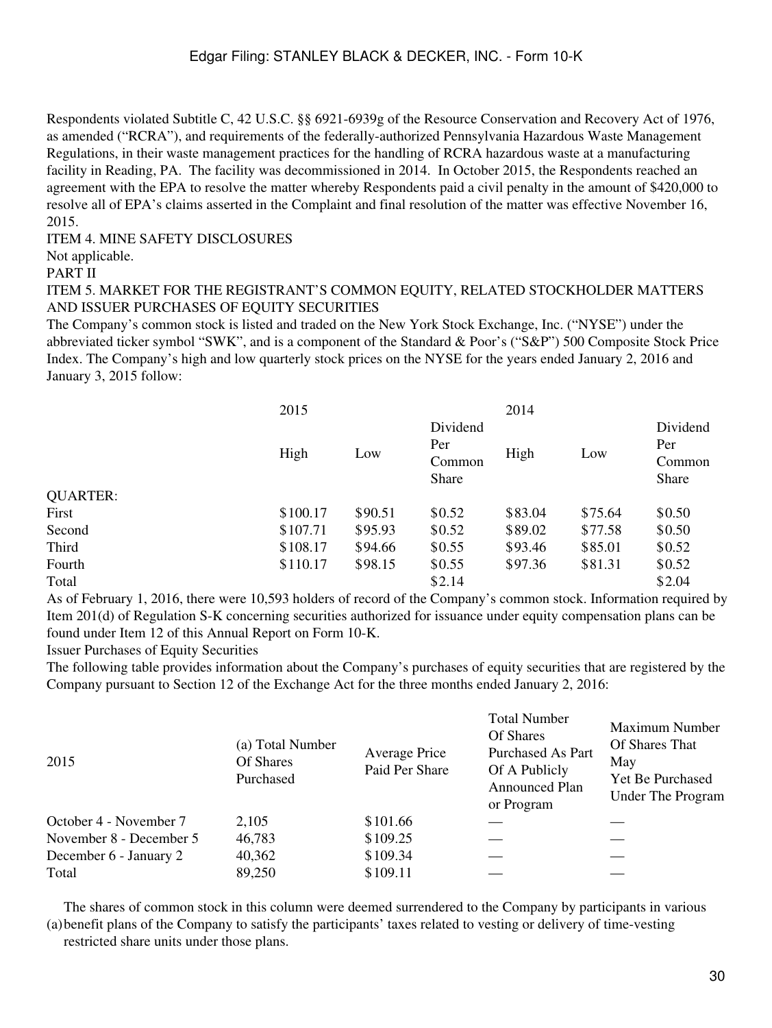Respondents violated Subtitle C, 42 U.S.C. §§ 6921-6939g of the Resource Conservation and Recovery Act of 1976, as amended ("RCRA"), and requirements of the federally-authorized Pennsylvania Hazardous Waste Management Regulations, in their waste management practices for the handling of RCRA hazardous waste at a manufacturing facility in Reading, PA. The facility was decommissioned in 2014. In October 2015, the Respondents reached an agreement with the EPA to resolve the matter whereby Respondents paid a civil penalty in the amount of $420,000 to resolve all of EPA's claims asserted in the Complaint and final resolution of the matter was effective November 16, 2015.

ITEM 4. MINE SAFETY DISCLOSURES

Not applicable.

PART II

ITEM 5. MARKET FOR THE REGISTRANT'S COMMON EQUITY, RELATED STOCKHOLDER MATTERS AND ISSUER PURCHASES OF EQUITY SECURITIES

The Company's common stock is listed and traded on the New York Stock Exchange, Inc. ("NYSE") under the abbreviated ticker symbol "SWK", and is a component of the Standard & Poor's ("S&P") 500 Composite Stock Price Index. The Company's high and low quarterly stock prices on the NYSE for the years ended January 2, 2016 and January 3, 2015 follow:

| | 2015 | | | 2014 | | |
|---|---|---|---|---|---|---|
| | High | Low | Dividend Per Common Share | High | Low | Dividend Per Common Share |
| QUARTER: | | | | | | |
| First | $100.17 | $90.51 | $0.52 | $83.04 | $75.64 | $0.50 |
| Second | $107.71 | $95.93 | $0.52 | $89.02 | $77.58 | $0.50 |
| Third | $108.17 | $94.66 | $0.55 | $93.46 | $85.01 | $0.52 |
| Fourth | $110.17 | $98.15 | $0.55 | $97.36 | $81.31 | $0.52 |
| Total | | | $2.14 | | | $2.04 |

As of February 1, 2016, there were 10,593 holders of record of the Company's common stock. Information required by Item 201(d) of Regulation S-K concerning securities authorized for issuance under equity compensation plans can be found under Item 12 of this Annual Report on Form 10-K.

Issuer Purchases of Equity Securities

The following table provides information about the Company's purchases of equity securities that are registered by the Company pursuant to Section 12 of the Exchange Act for the three months ended January 2, 2016:

| 2015 | (a) Total Number Of Shares Purchased | Average Price Paid Per Share | Total Number Of Shares Purchased As Part Of A Publicly Announced Plan or Program | Maximum Number Of Shares That May Yet Be Purchased Under The Program |
|---|---|---|---|---|
| October 4 - November 7 | 2,105 | $101.66 | — | — |
| November 8 - December 5 | 46,783 | $109.25 | — | — |
| December 6 - January 2 | 40,362 | $109.34 | — | — |
| Total | 89,250 | $109.11 | — | — |

(a) The shares of common stock in this column were deemed surrendered to the Company by participants in various benefit plans of the Company to satisfy the participants' taxes related to vesting or delivery of time-vesting restricted share units under those plans.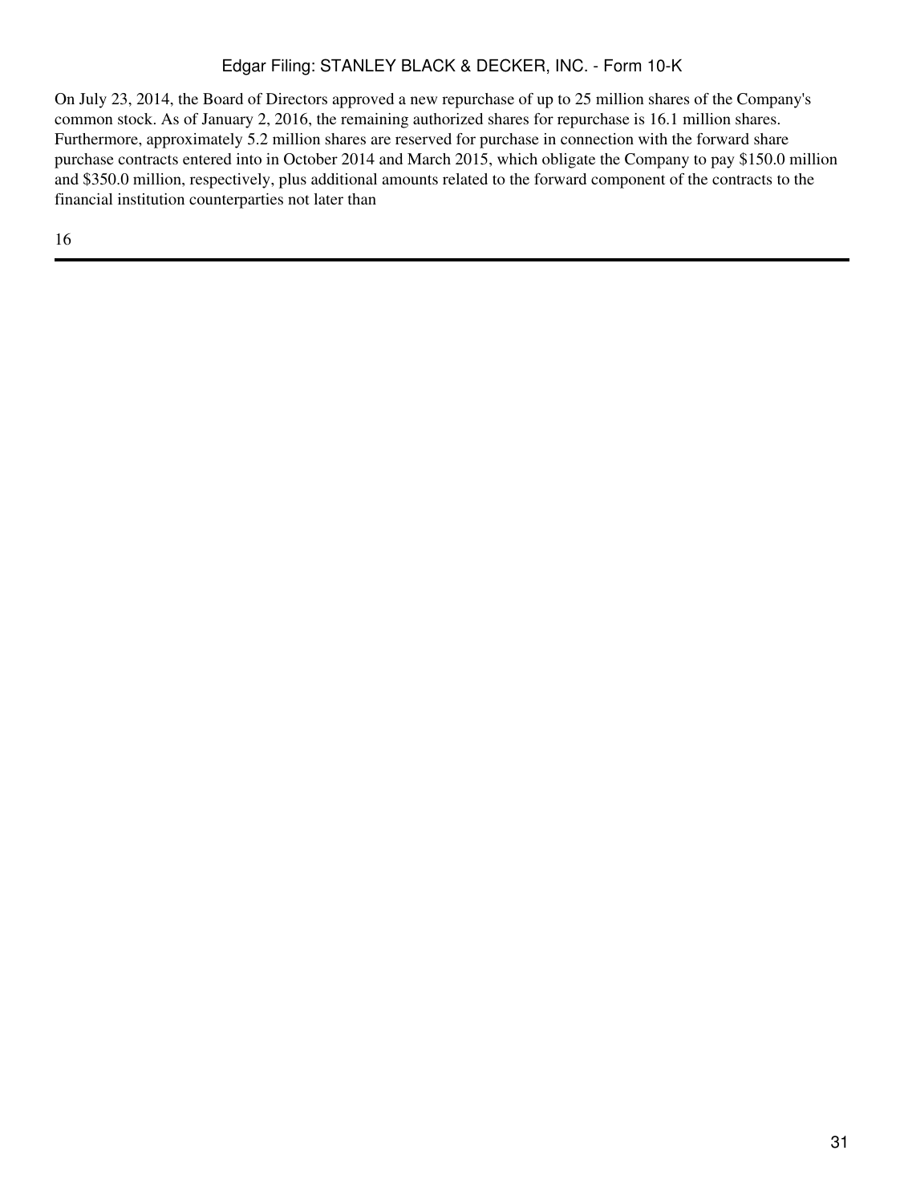On July 23, 2014, the Board of Directors approved a new repurchase of up to 25 million shares of the Company's common stock. As of January 2, 2016, the remaining authorized shares for repurchase is 16.1 million shares. Furthermore, approximately 5.2 million shares are reserved for purchase in connection with the forward share purchase contracts entered into in October 2014 and March 2015, which obligate the Company to pay \$150.0 million and \$350.0 million, respectively, plus additional amounts related to the forward component of the contracts to the financial institution counterparties not later than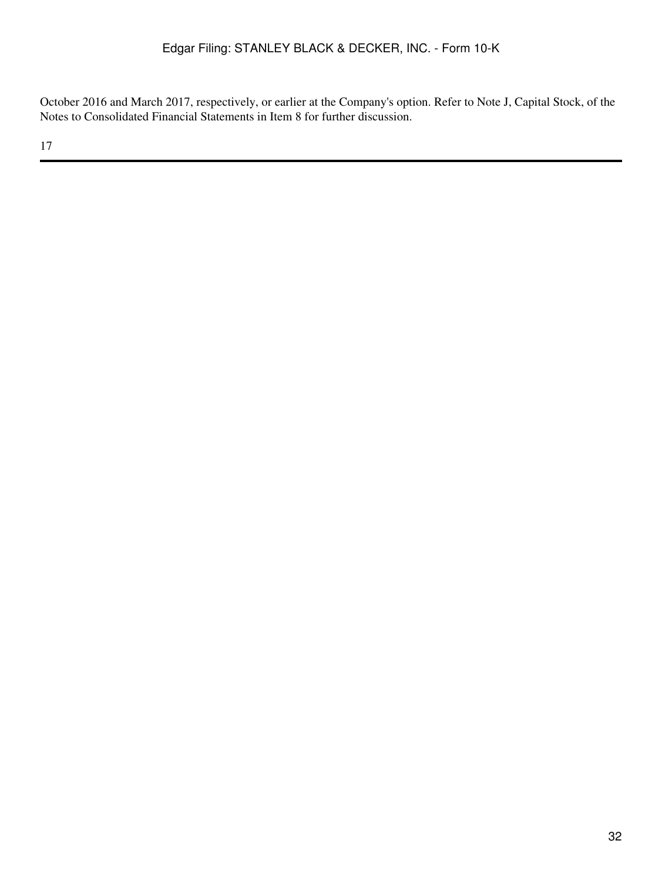October 2016 and March 2017, respectively, or earlier at the Company's option. Refer to Note J, Capital Stock, of the Notes to Consolidated Financial Statements in Item 8 for further discussion.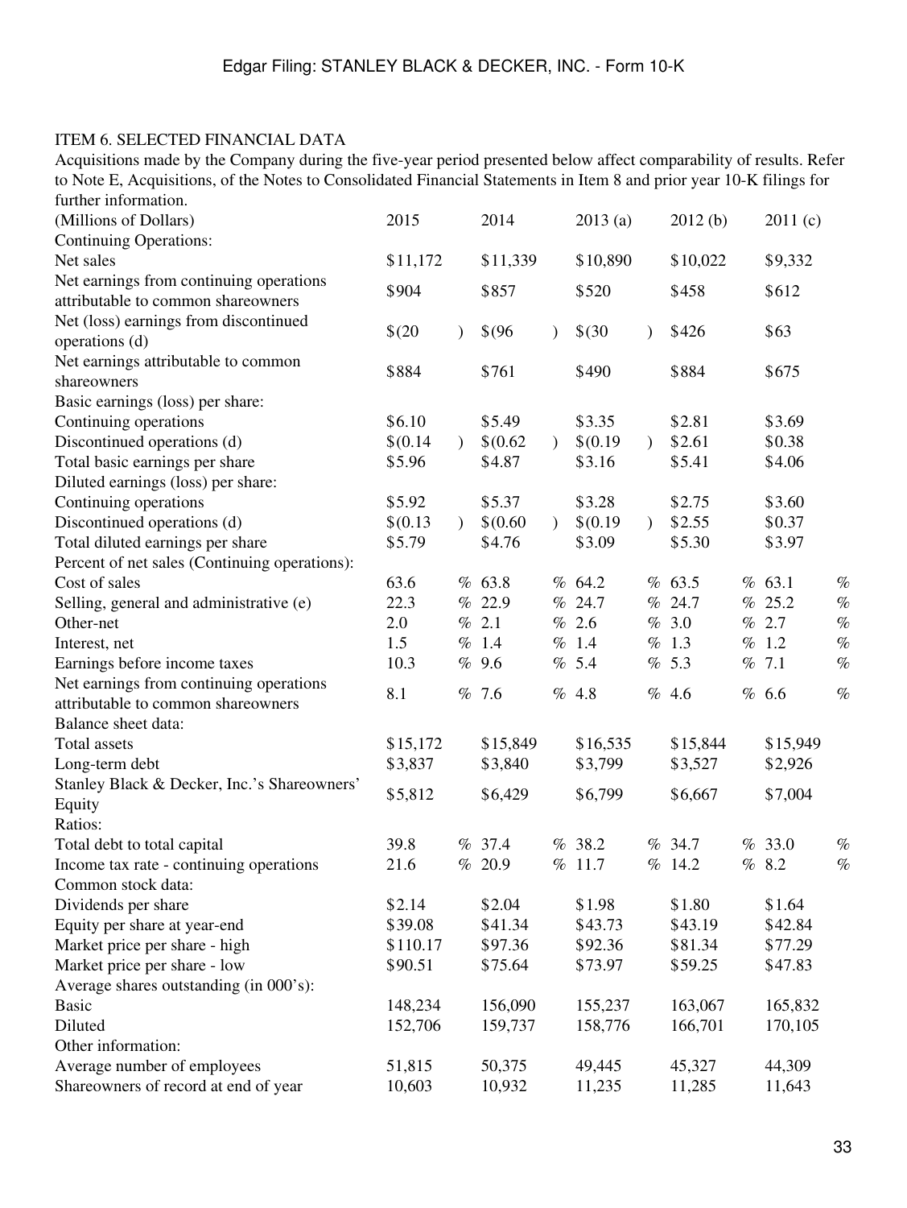ITEM 6. SELECTED FINANCIAL DATA

Acquisitions made by the Company during the five-year period presented below affect comparability of results. Refer to Note E, Acquisitions, of the Notes to Consolidated Financial Statements in Item 8 and prior year 10-K filings for further information.

| (Millions of Dollars) | 2015 | 2014 | 2013 (a) | 2012 (b) | 2011 (c) |
|---|---|---|---|---|---|
| Continuing Operations: | | | | | |
| Net sales | $11,172 | $11,339 | $10,890 | $10,022 | $9,332 |
| Net earnings from continuing operations attributable to common shareowners | $904 | $857 | $520 | $458 | $612 |
| Net (loss) earnings from discontinued operations (d) | $(20) | $(96) | $(30) | $426 | $63 |
| Net earnings attributable to common shareowners | $884 | $761 | $490 | $884 | $675 |
| Basic earnings (loss) per share: | | | | | |
| Continuing operations | $6.10 | $5.49 | $3.35 | $2.81 | $3.69 |
| Discontinued operations (d) | $(0.14) | $(0.62) | $(0.19) | $2.61 | $0.38 |
| Total basic earnings per share | $5.96 | $4.87 | $3.16 | $5.41 | $4.06 |
| Diluted earnings (loss) per share: | | | | | |
| Continuing operations | $5.92 | $5.37 | $3.28 | $2.75 | $3.60 |
| Discontinued operations (d) | $(0.13) | $(0.60) | $(0.19) | $2.55 | $0.37 |
| Total diluted earnings per share | $5.79 | $4.76 | $3.09 | $5.30 | $3.97 |
| Percent of net sales (Continuing operations): | | | | | |
| Cost of sales | 63.6 % | 63.8 % | 64.2 % | 63.5 % | 63.1 % |
| Selling, general and administrative (e) | 22.3 % | 22.9 % | 24.7 % | 24.7 % | 25.2 % |
| Other-net | 2.0 % | 2.1 % | 2.6 % | 3.0 % | 2.7 % |
| Interest, net | 1.5 % | 1.4 % | 1.4 % | 1.3 % | 1.2 % |
| Earnings before income taxes | 10.3 % | 9.6 % | 5.4 % | 5.3 % | 7.1 % |
| Net earnings from continuing operations attributable to common shareowners | 8.1 % | 7.6 % | 4.8 % | 4.6 % | 6.6 % |
| Balance sheet data: | | | | | |
| Total assets | $15,172 | $15,849 | $16,535 | $15,844 | $15,949 |
| Long-term debt | $3,837 | $3,840 | $3,799 | $3,527 | $2,926 |
| Stanley Black & Decker, Inc.'s Shareowners' Equity | $5,812 | $6,429 | $6,799 | $6,667 | $7,004 |
| Ratios: | | | | | |
| Total debt to total capital | 39.8 % | 37.4 % | 38.2 % | 34.7 % | 33.0 % |
| Income tax rate - continuing operations | 21.6 % | 20.9 % | 11.7 % | 14.2 % | 8.2 % |
| Common stock data: | | | | | |
| Dividends per share | $2.14 | $2.04 | $1.98 | $1.80 | $1.64 |
| Equity per share at year-end | $39.08 | $41.34 | $43.73 | $43.19 | $42.84 |
| Market price per share - high | $110.17 | $97.36 | $92.36 | $81.34 | $77.29 |
| Market price per share - low | $90.51 | $75.64 | $73.97 | $59.25 | $47.83 |
| Average shares outstanding (in 000's): | | | | | |
| Basic | 148,234 | 156,090 | 155,237 | 163,067 | 165,832 |
| Diluted | 152,706 | 159,737 | 158,776 | 166,701 | 170,105 |
| Other information: | | | | | |
| Average number of employees | 51,815 | 50,375 | 49,445 | 45,327 | 44,309 |
| Shareowners of record at end of year | 10,603 | 10,932 | 11,235 | 11,285 | 11,643 |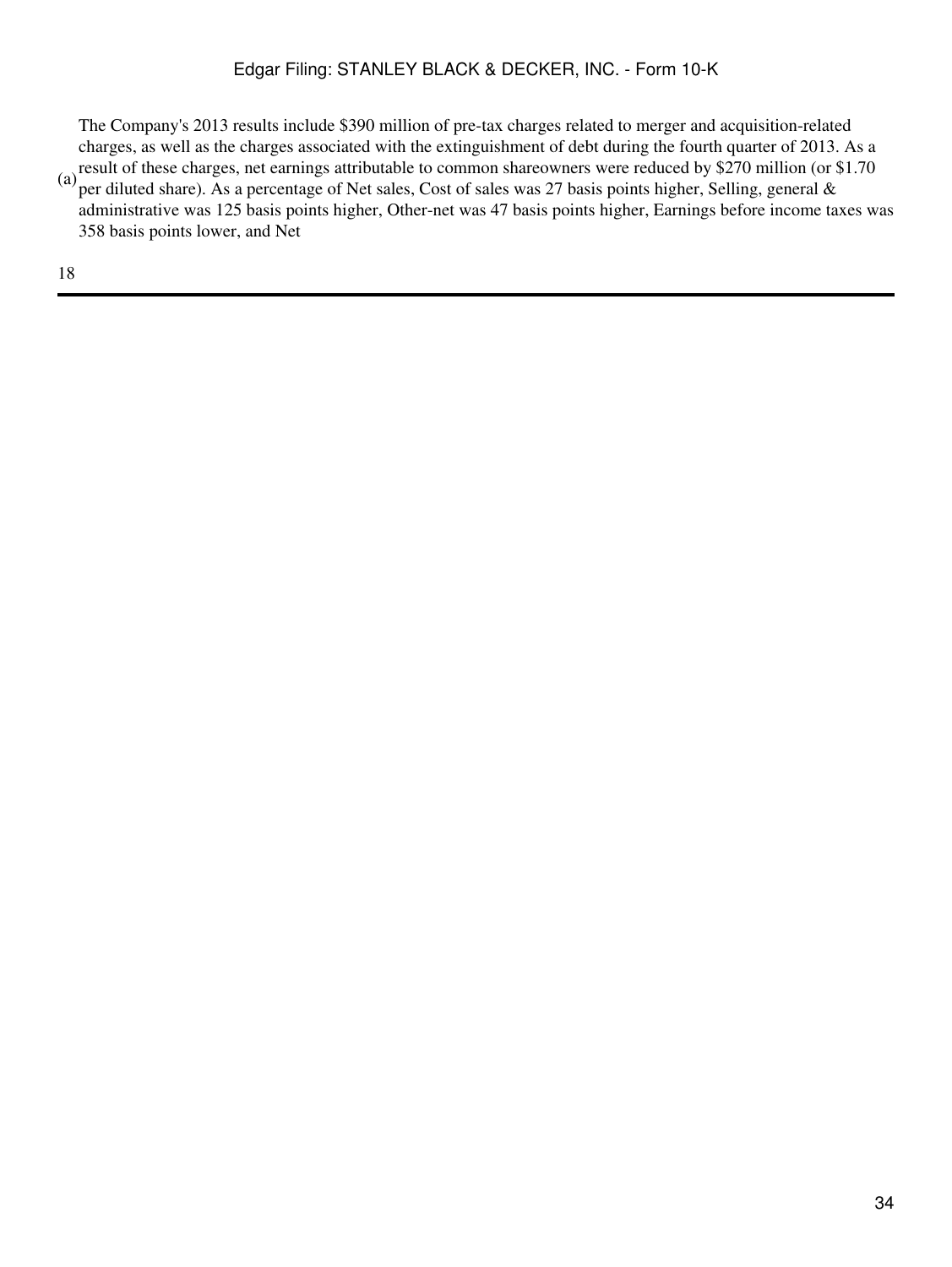(a) The Company's 2013 results include $390 million of pre-tax charges related to merger and acquisition-related charges, as well as the charges associated with the extinguishment of debt during the fourth quarter of 2013. As a result of these charges, net earnings attributable to common shareowners were reduced by $270 million (or $1.70 per diluted share). As a percentage of Net sales, Cost of sales was 27 basis points higher, Selling, general & administrative was 125 basis points higher, Other-net was 47 basis points higher, Earnings before income taxes was 358 basis points lower, and Net

18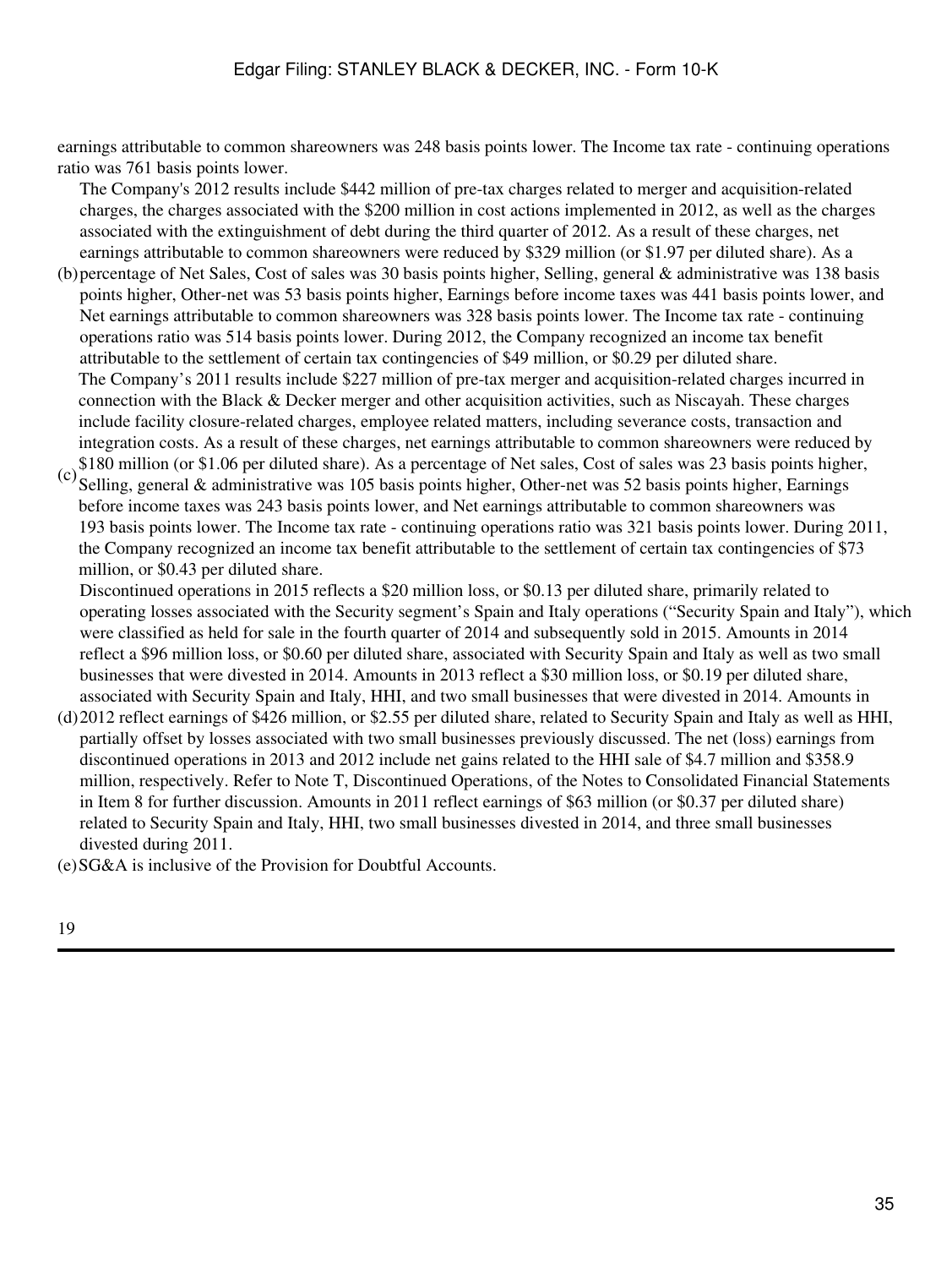earnings attributable to common shareowners was 248 basis points lower. The Income tax rate - continuing operations ratio was 761 basis points lower.

(b) The Company's 2012 results include $442 million of pre-tax charges related to merger and acquisition-related charges, the charges associated with the $200 million in cost actions implemented in 2012, as well as the charges associated with the extinguishment of debt during the third quarter of 2012. As a result of these charges, net earnings attributable to common shareowners were reduced by $329 million (or $1.97 per diluted share). As a percentage of Net Sales, Cost of sales was 30 basis points higher, Selling, general & administrative was 138 basis points higher, Other-net was 53 basis points higher, Earnings before income taxes was 441 basis points lower, and Net earnings attributable to common shareowners was 328 basis points lower. The Income tax rate - continuing operations ratio was 514 basis points lower. During 2012, the Company recognized an income tax benefit attributable to the settlement of certain tax contingencies of $49 million, or $0.29 per diluted share.

(c) The Company's 2011 results include $227 million of pre-tax merger and acquisition-related charges incurred in connection with the Black & Decker merger and other acquisition activities, such as Niscayah. These charges include facility closure-related charges, employee related matters, including severance costs, transaction and integration costs. As a result of these charges, net earnings attributable to common shareowners were reduced by $180 million (or $1.06 per diluted share). As a percentage of Net sales, Cost of sales was 23 basis points higher, Selling, general & administrative was 105 basis points higher, Other-net was 52 basis points higher, Earnings before income taxes was 243 basis points lower, and Net earnings attributable to common shareowners was 193 basis points lower. The Income tax rate - continuing operations ratio was 321 basis points lower. During 2011, the Company recognized an income tax benefit attributable to the settlement of certain tax contingencies of $73 million, or $0.43 per diluted share.

(d) Discontinued operations in 2015 reflects a $20 million loss, or $0.13 per diluted share, primarily related to operating losses associated with the Security segment's Spain and Italy operations ("Security Spain and Italy"), which were classified as held for sale in the fourth quarter of 2014 and subsequently sold in 2015. Amounts in 2014 reflect a $96 million loss, or $0.60 per diluted share, associated with Security Spain and Italy as well as two small businesses that were divested in 2014. Amounts in 2013 reflect a $30 million loss, or $0.19 per diluted share, associated with Security Spain and Italy, HHI, and two small businesses that were divested in 2014. Amounts in 2012 reflect earnings of $426 million, or $2.55 per diluted share, related to Security Spain and Italy as well as HHI, partially offset by losses associated with two small businesses previously discussed. The net (loss) earnings from discontinued operations in 2013 and 2012 include net gains related to the HHI sale of $4.7 million and $358.9 million, respectively. Refer to Note T, Discontinued Operations, of the Notes to Consolidated Financial Statements in Item 8 for further discussion. Amounts in 2011 reflect earnings of $63 million (or $0.37 per diluted share) related to Security Spain and Italy, HHI, two small businesses divested in 2014, and three small businesses divested during 2011.

(e) SG&A is inclusive of the Provision for Doubtful Accounts.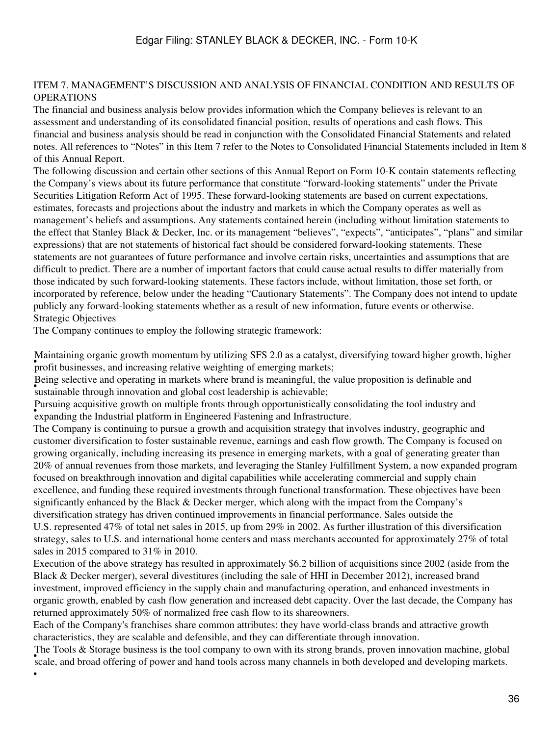## ITEM 7. MANAGEMENT'S DISCUSSION AND ANALYSIS OF FINANCIAL CONDITION AND RESULTS OF OPERATIONS

The financial and business analysis below provides information which the Company believes is relevant to an assessment and understanding of its consolidated financial position, results of operations and cash flows. This financial and business analysis should be read in conjunction with the Consolidated Financial Statements and related notes. All references to "Notes" in this Item 7 refer to the Notes to Consolidated Financial Statements included in Item 8 of this Annual Report.

The following discussion and certain other sections of this Annual Report on Form 10-K contain statements reflecting the Company's views about its future performance that constitute "forward-looking statements" under the Private Securities Litigation Reform Act of 1995. These forward-looking statements are based on current expectations, estimates, forecasts and projections about the industry and markets in which the Company operates as well as management's beliefs and assumptions. Any statements contained herein (including without limitation statements to the effect that Stanley Black & Decker, Inc. or its management "believes", "expects", "anticipates", "plans" and similar expressions) that are not statements of historical fact should be considered forward-looking statements. These statements are not guarantees of future performance and involve certain risks, uncertainties and assumptions that are difficult to predict. There are a number of important factors that could cause actual results to differ materially from those indicated by such forward-looking statements. These factors include, without limitation, those set forth, or incorporated by reference, below under the heading "Cautionary Statements". The Company does not intend to update publicly any forward-looking statements whether as a result of new information, future events or otherwise.

### Strategic Objectives

The Company continues to employ the following strategic framework:

- Maintaining organic growth momentum by utilizing SFS 2.0 as a catalyst, diversifying toward higher growth, higher profit businesses, and increasing relative weighting of emerging markets;
- Being selective and operating in markets where brand is meaningful, the value proposition is definable and sustainable through innovation and global cost leadership is achievable;
- Pursuing acquisitive growth on multiple fronts through opportunistically consolidating the tool industry and expanding the Industrial platform in Engineered Fastening and Infrastructure.

The Company is continuing to pursue a growth and acquisition strategy that involves industry, geographic and customer diversification to foster sustainable revenue, earnings and cash flow growth. The Company is focused on growing organically, including increasing its presence in emerging markets, with a goal of generating greater than 20% of annual revenues from those markets, and leveraging the Stanley Fulfillment System, a now expanded program focused on breakthrough innovation and digital capabilities while accelerating commercial and supply chain excellence, and funding these required investments through functional transformation. These objectives have been significantly enhanced by the Black & Decker merger, which along with the impact from the Company's diversification strategy has driven continued improvements in financial performance. Sales outside the U.S. represented 47% of total net sales in 2015, up from 29% in 2002. As further illustration of this diversification strategy, sales to U.S. and international home centers and mass merchants accounted for approximately 27% of total sales in 2015 compared to 31% in 2010.

Execution of the above strategy has resulted in approximately $6.2 billion of acquisitions since 2002 (aside from the Black & Decker merger), several divestitures (including the sale of HHI in December 2012), increased brand investment, improved efficiency in the supply chain and manufacturing operation, and enhanced investments in organic growth, enabled by cash flow generation and increased debt capacity. Over the last decade, the Company has returned approximately 50% of normalized free cash flow to its shareowners.

Each of the Company's franchises share common attributes: they have world-class brands and attractive growth characteristics, they are scalable and defensible, and they can differentiate through innovation.

- The Tools & Storage business is the tool company to own with its strong brands, proven innovation machine, global scale, and broad offering of power and hand tools across many channels in both developed and developing markets.
-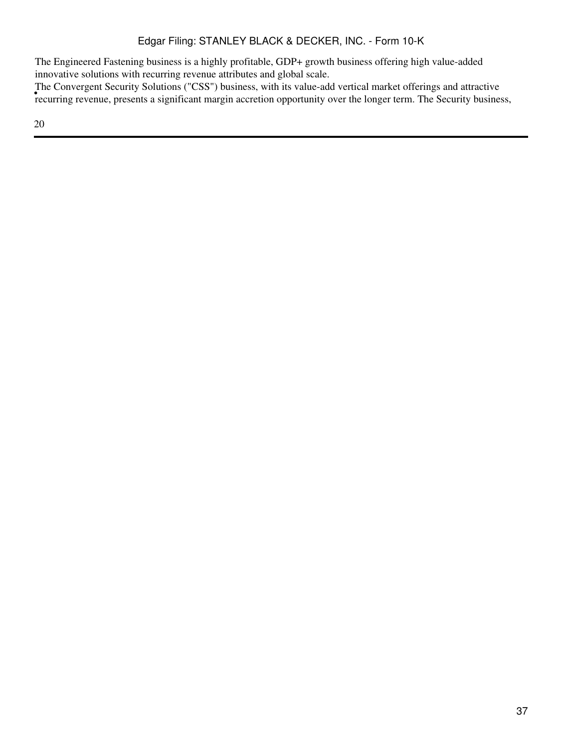The Engineered Fastening business is a highly profitable, GDP+ growth business offering high value-added innovative solutions with recurring revenue attributes and global scale.

- The Convergent Security Solutions ("CSS") business, with its value-add vertical market offerings and attractive recurring revenue, presents a significant margin accretion opportunity over the longer term. The Security business,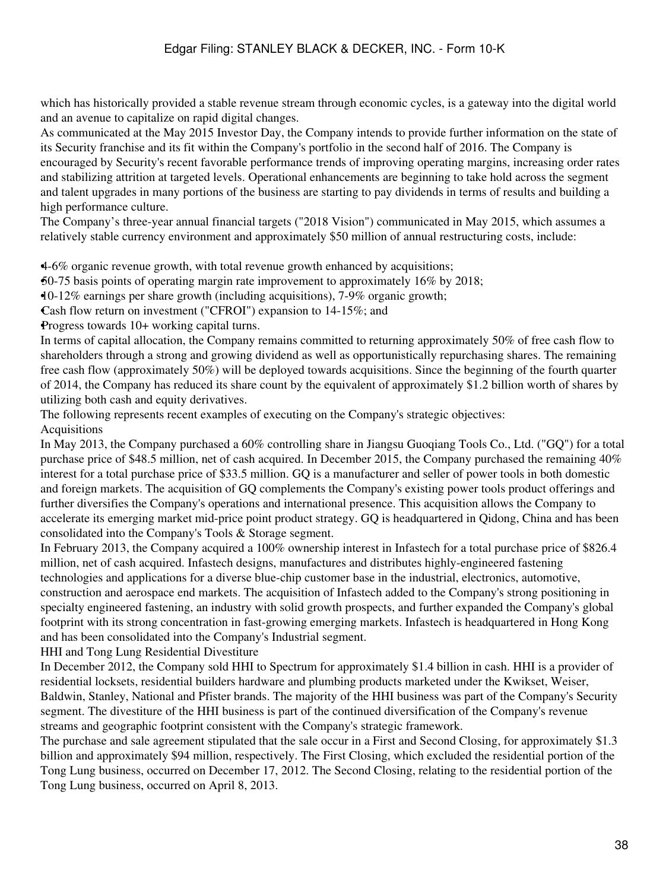which has historically provided a stable revenue stream through economic cycles, is a gateway into the digital world and an avenue to capitalize on rapid digital changes.

As communicated at the May 2015 Investor Day, the Company intends to provide further information on the state of its Security franchise and its fit within the Company's portfolio in the second half of 2016. The Company is encouraged by Security's recent favorable performance trends of improving operating margins, increasing order rates and stabilizing attrition at targeted levels. Operational enhancements are beginning to take hold across the segment and talent upgrades in many portions of the business are starting to pay dividends in terms of results and building a high performance culture.

The Company's three-year annual financial targets ("2018 Vision") communicated in May 2015, which assumes a relatively stable currency environment and approximately $50 million of annual restructuring costs, include:

- 4-6% organic revenue growth, with total revenue growth enhanced by acquisitions;
- 50-75 basis points of operating margin rate improvement to approximately 16% by 2018;
- 10-12% earnings per share growth (including acquisitions), 7-9% organic growth;
- Cash flow return on investment ("CFROI") expansion to 14-15%; and
- Progress towards 10+ working capital turns.

In terms of capital allocation, the Company remains committed to returning approximately 50% of free cash flow to shareholders through a strong and growing dividend as well as opportunistically repurchasing shares. The remaining free cash flow (approximately 50%) will be deployed towards acquisitions. Since the beginning of the fourth quarter of 2014, the Company has reduced its share count by the equivalent of approximately $1.2 billion worth of shares by utilizing both cash and equity derivatives.

The following represents recent examples of executing on the Company's strategic objectives:

Acquisitions

In May 2013, the Company purchased a 60% controlling share in Jiangsu Guoqiang Tools Co., Ltd. ("GQ") for a total purchase price of $48.5 million, net of cash acquired. In December 2015, the Company purchased the remaining 40% interest for a total purchase price of $33.5 million. GQ is a manufacturer and seller of power tools in both domestic and foreign markets. The acquisition of GQ complements the Company's existing power tools product offerings and further diversifies the Company's operations and international presence. This acquisition allows the Company to accelerate its emerging market mid-price point product strategy. GQ is headquartered in Qidong, China and has been consolidated into the Company's Tools & Storage segment.

In February 2013, the Company acquired a 100% ownership interest in Infastech for a total purchase price of $826.4 million, net of cash acquired. Infastech designs, manufactures and distributes highly-engineered fastening technologies and applications for a diverse blue-chip customer base in the industrial, electronics, automotive, construction and aerospace end markets. The acquisition of Infastech added to the Company's strong positioning in specialty engineered fastening, an industry with solid growth prospects, and further expanded the Company's global footprint with its strong concentration in fast-growing emerging markets. Infastech is headquartered in Hong Kong and has been consolidated into the Company's Industrial segment.

HHI and Tong Lung Residential Divestiture

In December 2012, the Company sold HHI to Spectrum for approximately $1.4 billion in cash. HHI is a provider of residential locksets, residential builders hardware and plumbing products marketed under the Kwikset, Weiser, Baldwin, Stanley, National and Pfister brands. The majority of the HHI business was part of the Company's Security segment. The divestiture of the HHI business is part of the continued diversification of the Company's revenue streams and geographic footprint consistent with the Company's strategic framework.

The purchase and sale agreement stipulated that the sale occur in a First and Second Closing, for approximately $1.3 billion and approximately $94 million, respectively. The First Closing, which excluded the residential portion of the Tong Lung business, occurred on December 17, 2012. The Second Closing, relating to the residential portion of the Tong Lung business, occurred on April 8, 2013.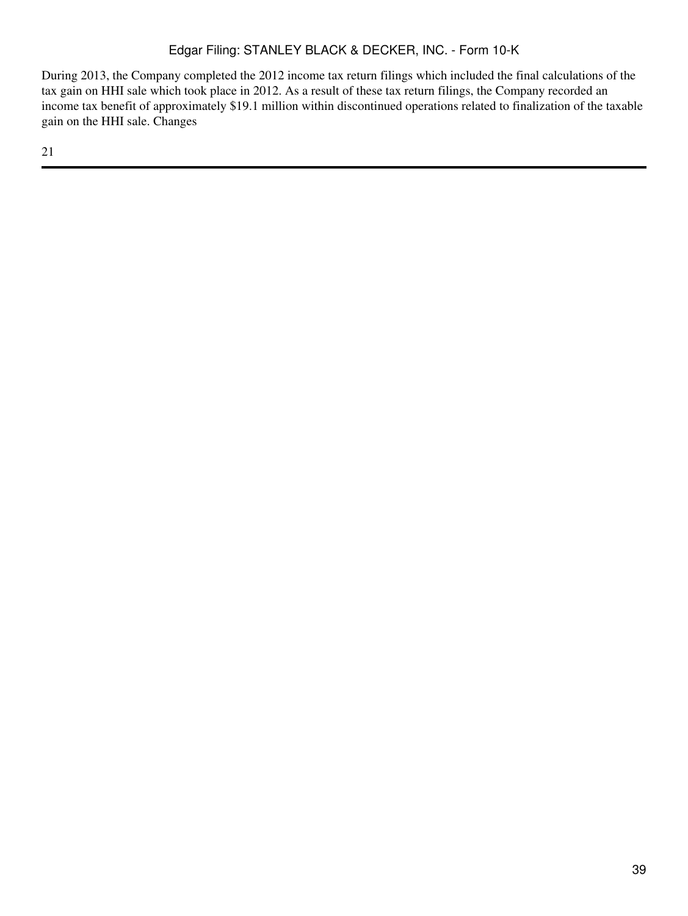During 2013, the Company completed the 2012 income tax return filings which included the final calculations of the tax gain on HHI sale which took place in 2012. As a result of these tax return filings, the Company recorded an income tax benefit of approximately $19.1 million within discontinued operations related to finalization of the taxable gain on the HHI sale. Changes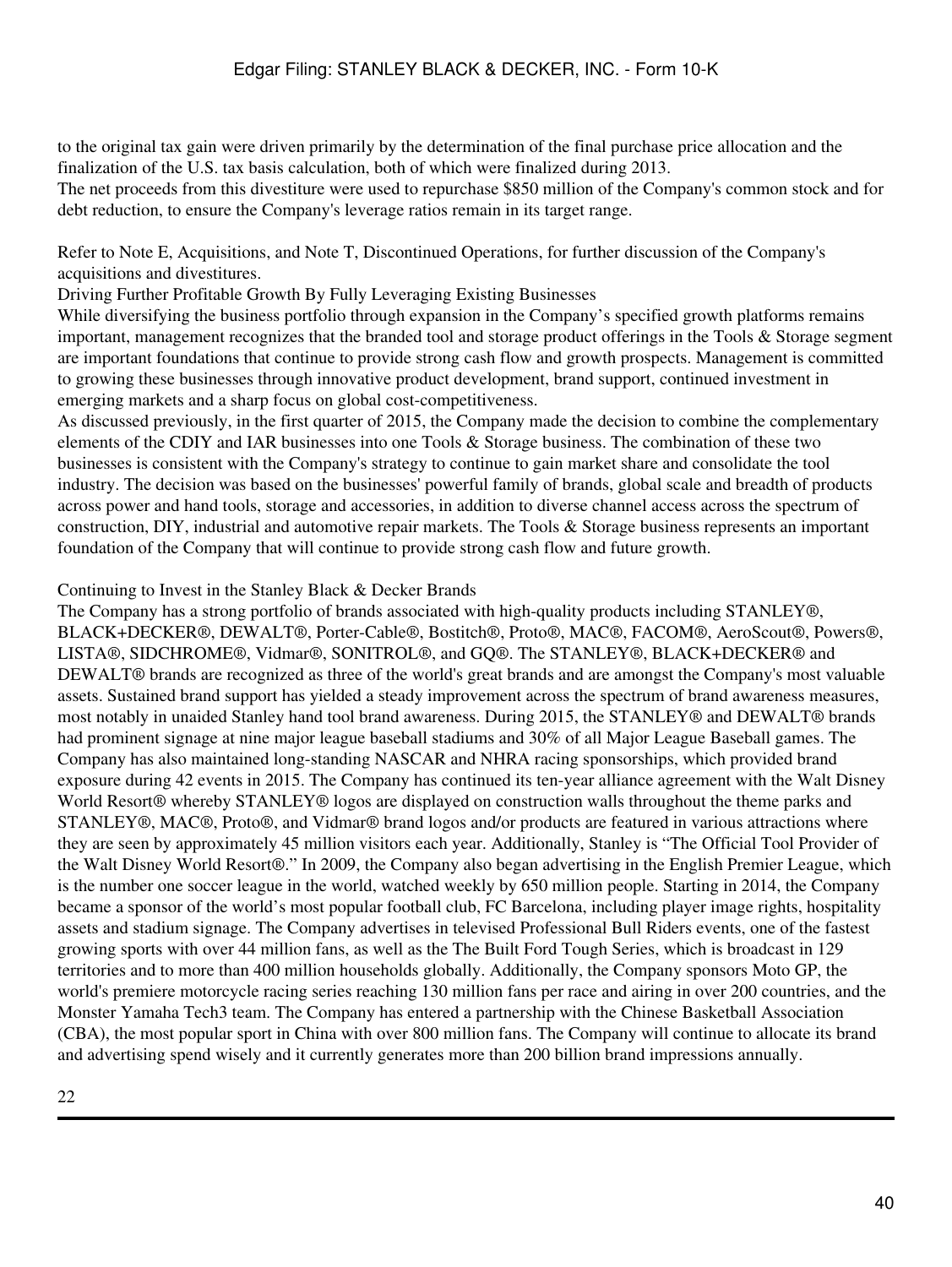to the original tax gain were driven primarily by the determination of the final purchase price allocation and the finalization of the U.S. tax basis calculation, both of which were finalized during 2013.

The net proceeds from this divestiture were used to repurchase $850 million of the Company's common stock and for debt reduction, to ensure the Company's leverage ratios remain in its target range.

Refer to Note E, Acquisitions, and Note T, Discontinued Operations, for further discussion of the Company's acquisitions and divestitures.

Driving Further Profitable Growth By Fully Leveraging Existing Businesses

While diversifying the business portfolio through expansion in the Company's specified growth platforms remains important, management recognizes that the branded tool and storage product offerings in the Tools & Storage segment are important foundations that continue to provide strong cash flow and growth prospects. Management is committed to growing these businesses through innovative product development, brand support, continued investment in emerging markets and a sharp focus on global cost-competitiveness.

As discussed previously, in the first quarter of 2015, the Company made the decision to combine the complementary elements of the CDIY and IAR businesses into one Tools & Storage business. The combination of these two businesses is consistent with the Company's strategy to continue to gain market share and consolidate the tool industry. The decision was based on the businesses' powerful family of brands, global scale and breadth of products across power and hand tools, storage and accessories, in addition to diverse channel access across the spectrum of construction, DIY, industrial and automotive repair markets. The Tools & Storage business represents an important foundation of the Company that will continue to provide strong cash flow and future growth.

Continuing to Invest in the Stanley Black & Decker Brands

The Company has a strong portfolio of brands associated with high-quality products including STANLEY®, BLACK+DECKER®, DEWALT®, Porter-Cable®, Bostitch®, Proto®, MAC®, FACOM®, AeroScout®, Powers®, LISTA®, SIDCHROME®, Vidmar®, SONITROL®, and GQ®. The STANLEY®, BLACK+DECKER® and DEWALT® brands are recognized as three of the world's great brands and are amongst the Company's most valuable assets. Sustained brand support has yielded a steady improvement across the spectrum of brand awareness measures, most notably in unaided Stanley hand tool brand awareness. During 2015, the STANLEY® and DEWALT® brands had prominent signage at nine major league baseball stadiums and 30% of all Major League Baseball games. The Company has also maintained long-standing NASCAR and NHRA racing sponsorships, which provided brand exposure during 42 events in 2015. The Company has continued its ten-year alliance agreement with the Walt Disney World Resort® whereby STANLEY® logos are displayed on construction walls throughout the theme parks and STANLEY®, MAC®, Proto®, and Vidmar® brand logos and/or products are featured in various attractions where they are seen by approximately 45 million visitors each year. Additionally, Stanley is "The Official Tool Provider of the Walt Disney World Resort®." In 2009, the Company also began advertising in the English Premier League, which is the number one soccer league in the world, watched weekly by 650 million people. Starting in 2014, the Company became a sponsor of the world's most popular football club, FC Barcelona, including player image rights, hospitality assets and stadium signage. The Company advertises in televised Professional Bull Riders events, one of the fastest growing sports with over 44 million fans, as well as the The Built Ford Tough Series, which is broadcast in 129 territories and to more than 400 million households globally. Additionally, the Company sponsors Moto GP, the world's premiere motorcycle racing series reaching 130 million fans per race and airing in over 200 countries, and the Monster Yamaha Tech3 team. The Company has entered a partnership with the Chinese Basketball Association (CBA), the most popular sport in China with over 800 million fans. The Company will continue to allocate its brand and advertising spend wisely and it currently generates more than 200 billion brand impressions annually.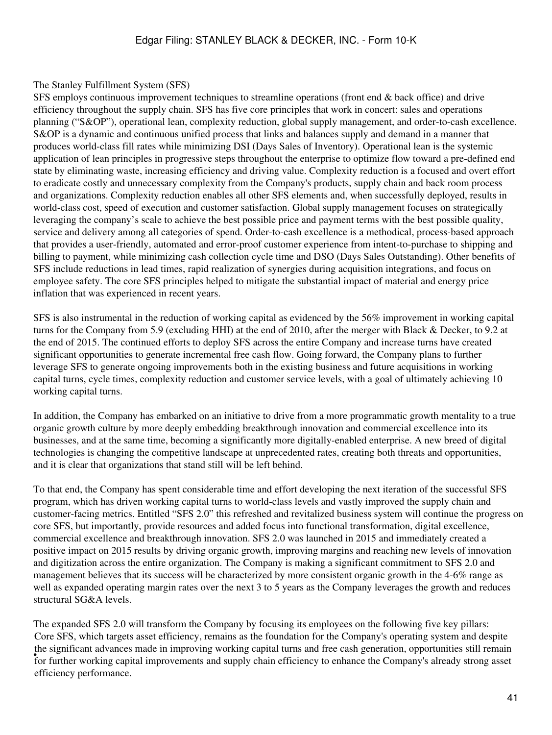The Stanley Fulfillment System (SFS)

SFS employs continuous improvement techniques to streamline operations (front end & back office) and drive efficiency throughout the supply chain. SFS has five core principles that work in concert: sales and operations planning ("S&OP"), operational lean, complexity reduction, global supply management, and order-to-cash excellence. S&OP is a dynamic and continuous unified process that links and balances supply and demand in a manner that produces world-class fill rates while minimizing DSI (Days Sales of Inventory). Operational lean is the systemic application of lean principles in progressive steps throughout the enterprise to optimize flow toward a pre-defined end state by eliminating waste, increasing efficiency and driving value. Complexity reduction is a focused and overt effort to eradicate costly and unnecessary complexity from the Company's products, supply chain and back room process and organizations. Complexity reduction enables all other SFS elements and, when successfully deployed, results in world-class cost, speed of execution and customer satisfaction. Global supply management focuses on strategically leveraging the company's scale to achieve the best possible price and payment terms with the best possible quality, service and delivery among all categories of spend. Order-to-cash excellence is a methodical, process-based approach that provides a user-friendly, automated and error-proof customer experience from intent-to-purchase to shipping and billing to payment, while minimizing cash collection cycle time and DSO (Days Sales Outstanding). Other benefits of SFS include reductions in lead times, rapid realization of synergies during acquisition integrations, and focus on employee safety. The core SFS principles helped to mitigate the substantial impact of material and energy price inflation that was experienced in recent years.

SFS is also instrumental in the reduction of working capital as evidenced by the 56% improvement in working capital turns for the Company from 5.9 (excluding HHI) at the end of 2010, after the merger with Black & Decker, to 9.2 at the end of 2015. The continued efforts to deploy SFS across the entire Company and increase turns have created significant opportunities to generate incremental free cash flow. Going forward, the Company plans to further leverage SFS to generate ongoing improvements both in the existing business and future acquisitions in working capital turns, cycle times, complexity reduction and customer service levels, with a goal of ultimately achieving 10 working capital turns.

In addition, the Company has embarked on an initiative to drive from a more programmatic growth mentality to a true organic growth culture by more deeply embedding breakthrough innovation and commercial excellence into its businesses, and at the same time, becoming a significantly more digitally-enabled enterprise. A new breed of digital technologies is changing the competitive landscape at unprecedented rates, creating both threats and opportunities, and it is clear that organizations that stand still will be left behind.

To that end, the Company has spent considerable time and effort developing the next iteration of the successful SFS program, which has driven working capital turns to world-class levels and vastly improved the supply chain and customer-facing metrics. Entitled "SFS 2.0" this refreshed and revitalized business system will continue the progress on core SFS, but importantly, provide resources and added focus into functional transformation, digital excellence, commercial excellence and breakthrough innovation. SFS 2.0 was launched in 2015 and immediately created a positive impact on 2015 results by driving organic growth, improving margins and reaching new levels of innovation and digitization across the entire organization. The Company is making a significant commitment to SFS 2.0 and management believes that its success will be characterized by more consistent organic growth in the 4-6% range as well as expanded operating margin rates over the next 3 to 5 years as the Company leverages the growth and reduces structural SG&A levels.

The expanded SFS 2.0 will transform the Company by focusing its employees on the following five key pillars:

- Core SFS, which targets asset efficiency, remains as the foundation for the Company's operating system and despite the significant advances made in improving working capital turns and free cash generation, opportunities still remain for further working capital improvements and supply chain efficiency to enhance the Company's already strong asset efficiency performance.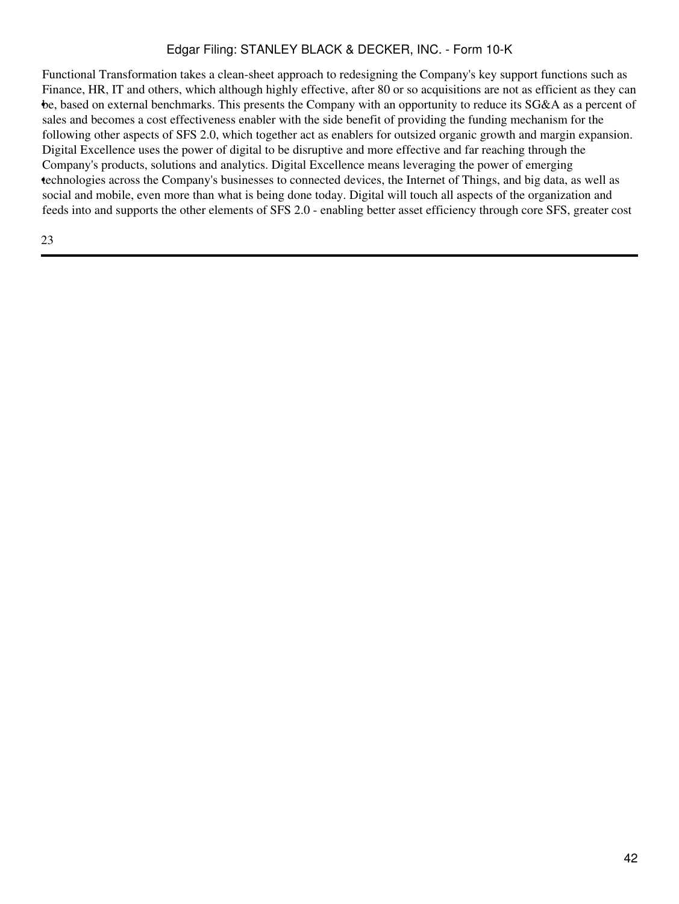- Functional Transformation takes a clean-sheet approach to redesigning the Company's key support functions such as Finance, HR, IT and others, which although highly effective, after 80 or so acquisitions are not as efficient as they can be, based on external benchmarks. This presents the Company with an opportunity to reduce its SG&A as a percent of sales and becomes a cost effectiveness enabler with the side benefit of providing the funding mechanism for the following other aspects of SFS 2.0, which together act as enablers for outsized organic growth and margin expansion.
- Digital Excellence uses the power of digital to be disruptive and more effective and far reaching through the Company's products, solutions and analytics. Digital Excellence means leveraging the power of emerging technologies across the Company's businesses to connected devices, the Internet of Things, and big data, as well as social and mobile, even more than what is being done today. Digital will touch all aspects of the organization and feeds into and supports the other elements of SFS 2.0 - enabling better asset efficiency through core SFS, greater cost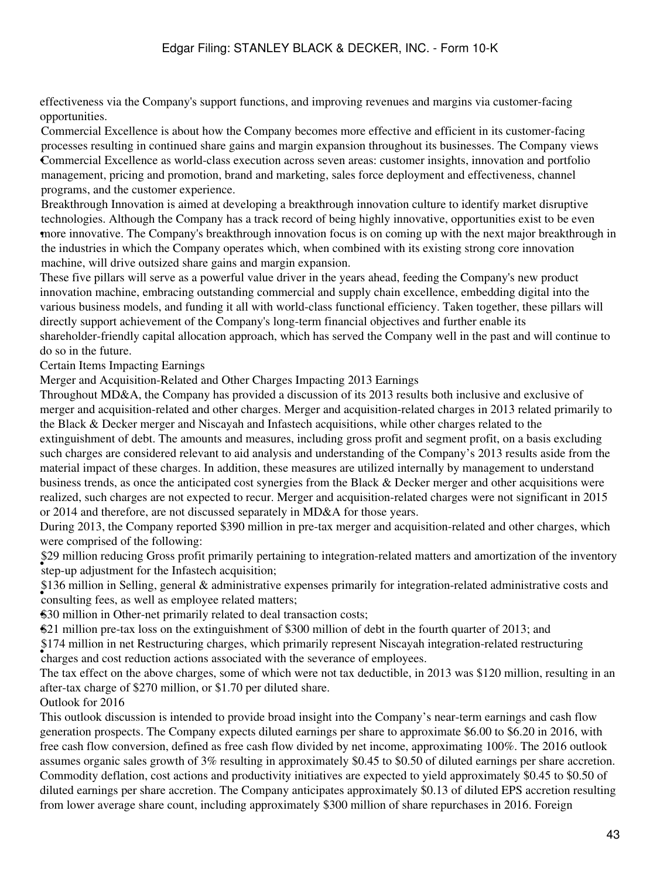effectiveness via the Company's support functions, and improving revenues and margins via customer-facing opportunities.

- Commercial Excellence is about how the Company becomes more effective and efficient in its customer-facing processes resulting in continued share gains and margin expansion throughout its businesses. The Company views Commercial Excellence as world-class execution across seven areas: customer insights, innovation and portfolio management, pricing and promotion, brand and marketing, sales force deployment and effectiveness, channel programs, and the customer experience.
- Breakthrough Innovation is aimed at developing a breakthrough innovation culture to identify market disruptive technologies. Although the Company has a track record of being highly innovative, opportunities exist to be even more innovative. The Company's breakthrough innovation focus is on coming up with the next major breakthrough in the industries in which the Company operates which, when combined with its existing strong core innovation machine, will drive outsized share gains and margin expansion.

These five pillars will serve as a powerful value driver in the years ahead, feeding the Company's new product innovation machine, embracing outstanding commercial and supply chain excellence, embedding digital into the various business models, and funding it all with world-class functional efficiency. Taken together, these pillars will directly support achievement of the Company's long-term financial objectives and further enable its shareholder-friendly capital allocation approach, which has served the Company well in the past and will continue to do so in the future.

Certain Items Impacting Earnings

Merger and Acquisition-Related and Other Charges Impacting 2013 Earnings

Throughout MD&A, the Company has provided a discussion of its 2013 results both inclusive and exclusive of merger and acquisition-related and other charges. Merger and acquisition-related charges in 2013 related primarily to the Black & Decker merger and Niscayah and Infastech acquisitions, while other charges related to the extinguishment of debt. The amounts and measures, including gross profit and segment profit, on a basis excluding such charges are considered relevant to aid analysis and understanding of the Company's 2013 results aside from the material impact of these charges. In addition, these measures are utilized internally by management to understand business trends, as once the anticipated cost synergies from the Black & Decker merger and other acquisitions were realized, such charges are not expected to recur. Merger and acquisition-related charges were not significant in 2015 or 2014 and therefore, are not discussed separately in MD&A for those years.

During 2013, the Company reported $390 million in pre-tax merger and acquisition-related and other charges, which were comprised of the following:

- $29 million reducing Gross profit primarily pertaining to integration-related matters and amortization of the inventory step-up adjustment for the Infastech acquisition;
- $136 million in Selling, general & administrative expenses primarily for integration-related administrative costs and consulting fees, as well as employee related matters;
- $30 million in Other-net primarily related to deal transaction costs;
- $21 million pre-tax loss on the extinguishment of $300 million of debt in the fourth quarter of 2013; and
- $174 million in net Restructuring charges, which primarily represent Niscayah integration-related restructuring charges and cost reduction actions associated with the severance of employees.

The tax effect on the above charges, some of which were not tax deductible, in 2013 was $120 million, resulting in an after-tax charge of $270 million, or $1.70 per diluted share.

Outlook for 2016

This outlook discussion is intended to provide broad insight into the Company's near-term earnings and cash flow generation prospects. The Company expects diluted earnings per share to approximate $6.00 to $6.20 in 2016, with free cash flow conversion, defined as free cash flow divided by net income, approximating 100%. The 2016 outlook assumes organic sales growth of 3% resulting in approximately $0.45 to $0.50 of diluted earnings per share accretion. Commodity deflation, cost actions and productivity initiatives are expected to yield approximately $0.45 to $0.50 of diluted earnings per share accretion. The Company anticipates approximately $0.13 of diluted EPS accretion resulting from lower average share count, including approximately $300 million of share repurchases in 2016. Foreign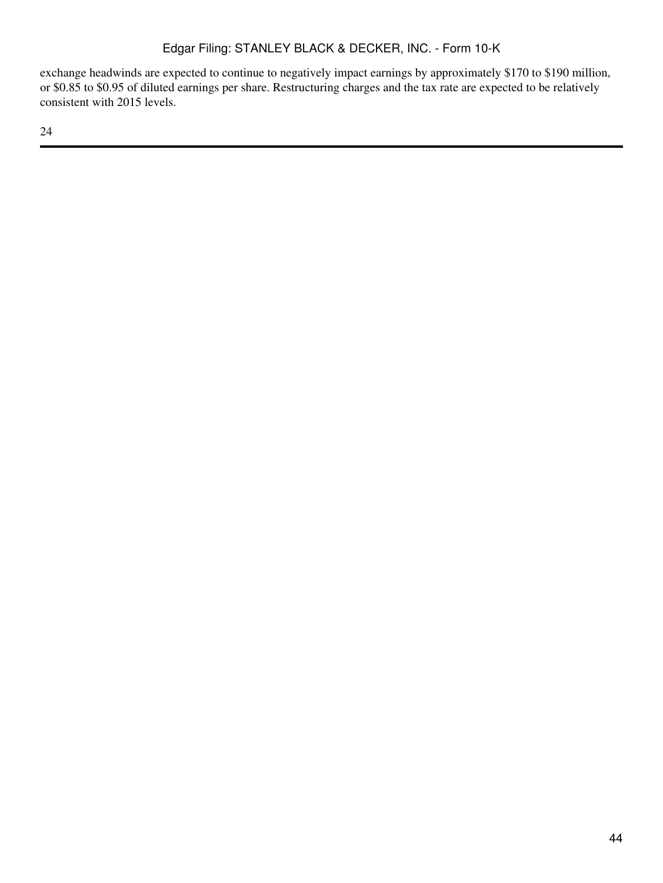exchange headwinds are expected to continue to negatively impact earnings by approximately $170 to $190 million, or $0.85 to $0.95 of diluted earnings per share. Restructuring charges and the tax rate are expected to be relatively consistent with 2015 levels.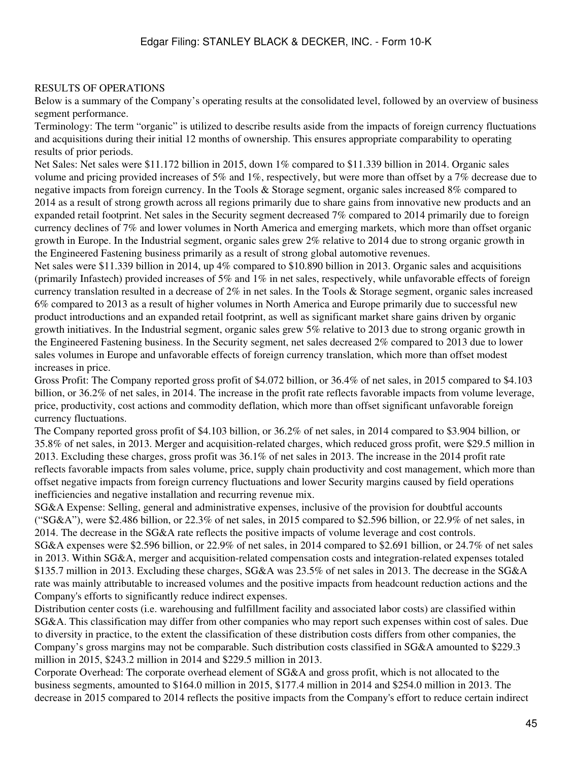RESULTS OF OPERATIONS

Below is a summary of the Company's operating results at the consolidated level, followed by an overview of business segment performance.

Terminology: The term "organic" is utilized to describe results aside from the impacts of foreign currency fluctuations and acquisitions during their initial 12 months of ownership. This ensures appropriate comparability to operating results of prior periods.

Net Sales: Net sales were $11.172 billion in 2015, down 1% compared to $11.339 billion in 2014. Organic sales volume and pricing provided increases of 5% and 1%, respectively, but were more than offset by a 7% decrease due to negative impacts from foreign currency. In the Tools & Storage segment, organic sales increased 8% compared to 2014 as a result of strong growth across all regions primarily due to share gains from innovative new products and an expanded retail footprint. Net sales in the Security segment decreased 7% compared to 2014 primarily due to foreign currency declines of 7% and lower volumes in North America and emerging markets, which more than offset organic growth in Europe. In the Industrial segment, organic sales grew 2% relative to 2014 due to strong organic growth in the Engineered Fastening business primarily as a result of strong global automotive revenues.

Net sales were $11.339 billion in 2014, up 4% compared to $10.890 billion in 2013. Organic sales and acquisitions (primarily Infastech) provided increases of 5% and 1% in net sales, respectively, while unfavorable effects of foreign currency translation resulted in a decrease of 2% in net sales. In the Tools & Storage segment, organic sales increased 6% compared to 2013 as a result of higher volumes in North America and Europe primarily due to successful new product introductions and an expanded retail footprint, as well as significant market share gains driven by organic growth initiatives. In the Industrial segment, organic sales grew 5% relative to 2013 due to strong organic growth in the Engineered Fastening business. In the Security segment, net sales decreased 2% compared to 2013 due to lower sales volumes in Europe and unfavorable effects of foreign currency translation, which more than offset modest increases in price.

Gross Profit: The Company reported gross profit of $4.072 billion, or 36.4% of net sales, in 2015 compared to $4.103 billion, or 36.2% of net sales, in 2014. The increase in the profit rate reflects favorable impacts from volume leverage, price, productivity, cost actions and commodity deflation, which more than offset significant unfavorable foreign currency fluctuations.

The Company reported gross profit of $4.103 billion, or 36.2% of net sales, in 2014 compared to $3.904 billion, or 35.8% of net sales, in 2013. Merger and acquisition-related charges, which reduced gross profit, were $29.5 million in 2013. Excluding these charges, gross profit was 36.1% of net sales in 2013. The increase in the 2014 profit rate reflects favorable impacts from sales volume, price, supply chain productivity and cost management, which more than offset negative impacts from foreign currency fluctuations and lower Security margins caused by field operations inefficiencies and negative installation and recurring revenue mix.

SG&A Expense: Selling, general and administrative expenses, inclusive of the provision for doubtful accounts ("SG&A"), were $2.486 billion, or 22.3% of net sales, in 2015 compared to $2.596 billion, or 22.9% of net sales, in 2014. The decrease in the SG&A rate reflects the positive impacts of volume leverage and cost controls.

SG&A expenses were $2.596 billion, or 22.9% of net sales, in 2014 compared to $2.691 billion, or 24.7% of net sales in 2013. Within SG&A, merger and acquisition-related compensation costs and integration-related expenses totaled $135.7 million in 2013. Excluding these charges, SG&A was 23.5% of net sales in 2013. The decrease in the SG&A rate was mainly attributable to increased volumes and the positive impacts from headcount reduction actions and the Company's efforts to significantly reduce indirect expenses.

Distribution center costs (i.e. warehousing and fulfillment facility and associated labor costs) are classified within SG&A. This classification may differ from other companies who may report such expenses within cost of sales. Due to diversity in practice, to the extent the classification of these distribution costs differs from other companies, the Company's gross margins may not be comparable. Such distribution costs classified in SG&A amounted to $229.3 million in 2015, $243.2 million in 2014 and $229.5 million in 2013.

Corporate Overhead: The corporate overhead element of SG&A and gross profit, which is not allocated to the business segments, amounted to $164.0 million in 2015, $177.4 million in 2014 and $254.0 million in 2013. The decrease in 2015 compared to 2014 reflects the positive impacts from the Company's effort to reduce certain indirect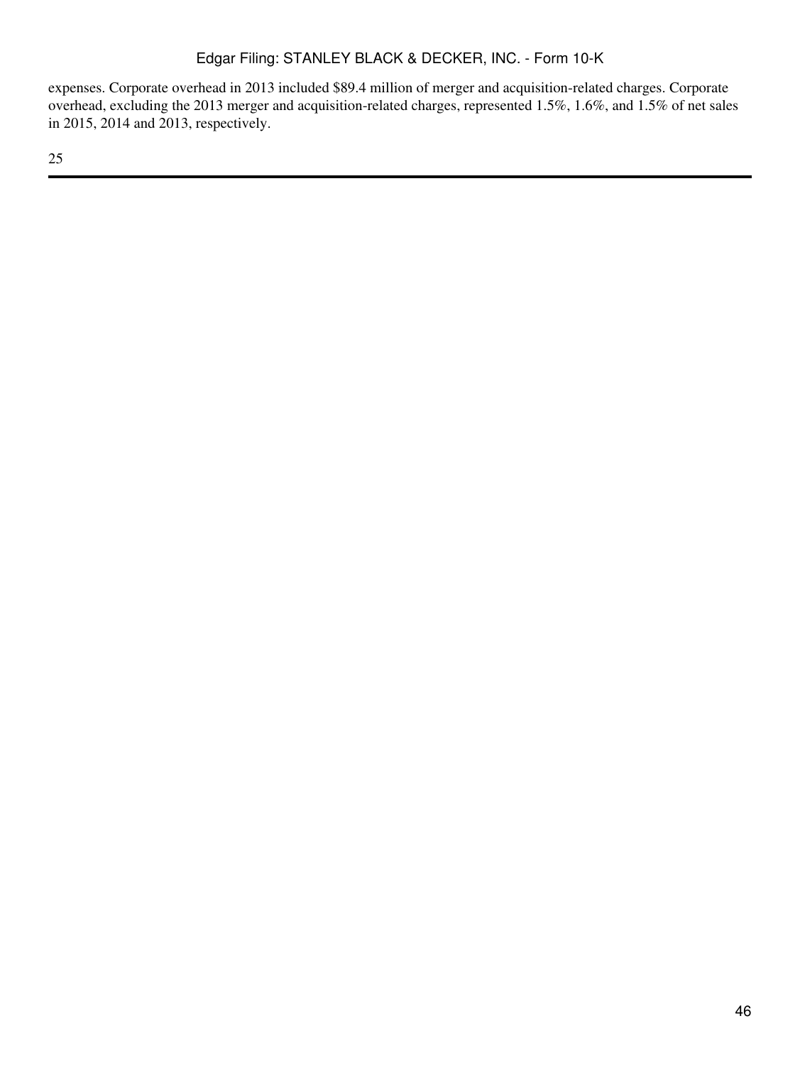expenses. Corporate overhead in 2013 included $89.4 million of merger and acquisition-related charges. Corporate overhead, excluding the 2013 merger and acquisition-related charges, represented 1.5%, 1.6%, and 1.5% of net sales in 2015, 2014 and 2013, respectively.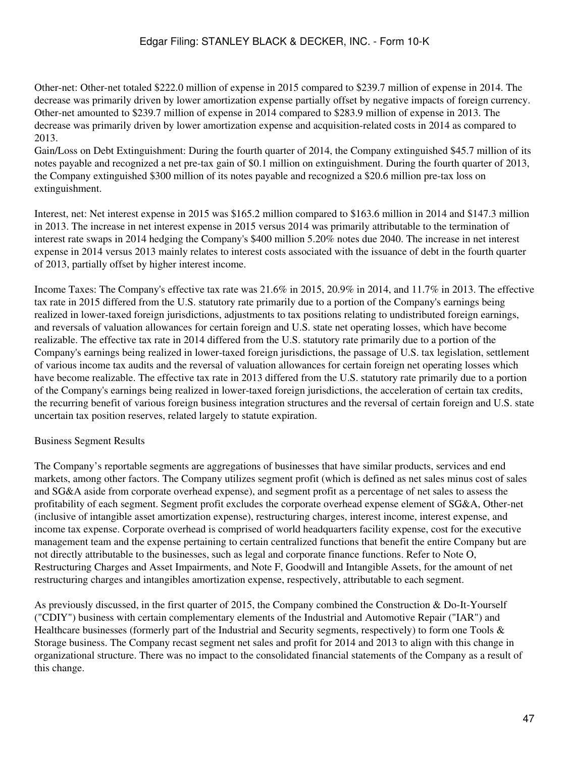Other-net: Other-net totaled $222.0 million of expense in 2015 compared to $239.7 million of expense in 2014. The decrease was primarily driven by lower amortization expense partially offset by negative impacts of foreign currency. Other-net amounted to $239.7 million of expense in 2014 compared to $283.9 million of expense in 2013. The decrease was primarily driven by lower amortization expense and acquisition-related costs in 2014 as compared to 2013.

Gain/Loss on Debt Extinguishment: During the fourth quarter of 2014, the Company extinguished $45.7 million of its notes payable and recognized a net pre-tax gain of $0.1 million on extinguishment. During the fourth quarter of 2013, the Company extinguished $300 million of its notes payable and recognized a $20.6 million pre-tax loss on extinguishment.

Interest, net: Net interest expense in 2015 was $165.2 million compared to $163.6 million in 2014 and $147.3 million in 2013. The increase in net interest expense in 2015 versus 2014 was primarily attributable to the termination of interest rate swaps in 2014 hedging the Company's $400 million 5.20% notes due 2040. The increase in net interest expense in 2014 versus 2013 mainly relates to interest costs associated with the issuance of debt in the fourth quarter of 2013, partially offset by higher interest income.

Income Taxes: The Company's effective tax rate was 21.6% in 2015, 20.9% in 2014, and 11.7% in 2013. The effective tax rate in 2015 differed from the U.S. statutory rate primarily due to a portion of the Company's earnings being realized in lower-taxed foreign jurisdictions, adjustments to tax positions relating to undistributed foreign earnings, and reversals of valuation allowances for certain foreign and U.S. state net operating losses, which have become realizable. The effective tax rate in 2014 differed from the U.S. statutory rate primarily due to a portion of the Company's earnings being realized in lower-taxed foreign jurisdictions, the passage of U.S. tax legislation, settlement of various income tax audits and the reversal of valuation allowances for certain foreign net operating losses which have become realizable. The effective tax rate in 2013 differed from the U.S. statutory rate primarily due to a portion of the Company's earnings being realized in lower-taxed foreign jurisdictions, the acceleration of certain tax credits, the recurring benefit of various foreign business integration structures and the reversal of certain foreign and U.S. state uncertain tax position reserves, related largely to statute expiration.

Business Segment Results

The Company's reportable segments are aggregations of businesses that have similar products, services and end markets, among other factors. The Company utilizes segment profit (which is defined as net sales minus cost of sales and SG&A aside from corporate overhead expense), and segment profit as a percentage of net sales to assess the profitability of each segment. Segment profit excludes the corporate overhead expense element of SG&A, Other-net (inclusive of intangible asset amortization expense), restructuring charges, interest income, interest expense, and income tax expense. Corporate overhead is comprised of world headquarters facility expense, cost for the executive management team and the expense pertaining to certain centralized functions that benefit the entire Company but are not directly attributable to the businesses, such as legal and corporate finance functions. Refer to Note O, Restructuring Charges and Asset Impairments, and Note F, Goodwill and Intangible Assets, for the amount of net restructuring charges and intangibles amortization expense, respectively, attributable to each segment.

As previously discussed, in the first quarter of 2015, the Company combined the Construction & Do-It-Yourself ("CDIY") business with certain complementary elements of the Industrial and Automotive Repair ("IAR") and Healthcare businesses (formerly part of the Industrial and Security segments, respectively) to form one Tools & Storage business. The Company recast segment net sales and profit for 2014 and 2013 to align with this change in organizational structure. There was no impact to the consolidated financial statements of the Company as a result of this change.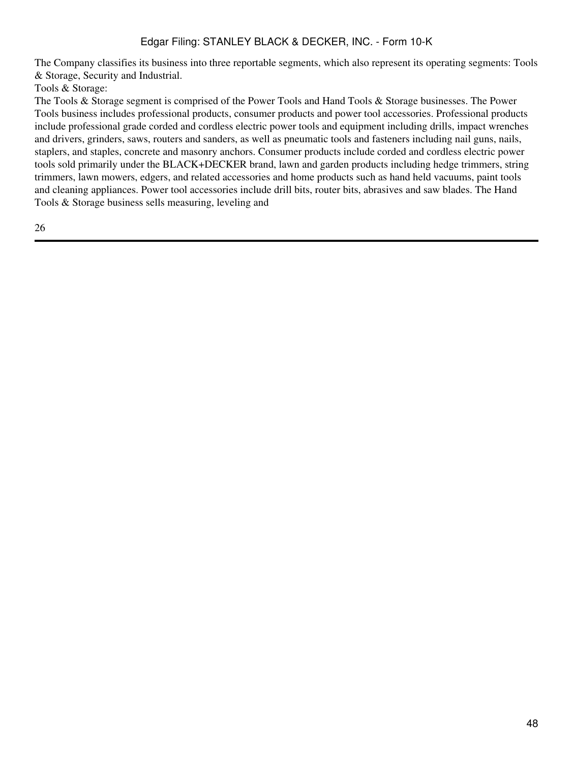The Company classifies its business into three reportable segments, which also represent its operating segments: Tools & Storage, Security and Industrial.

Tools & Storage:

The Tools & Storage segment is comprised of the Power Tools and Hand Tools & Storage businesses. The Power Tools business includes professional products, consumer products and power tool accessories. Professional products include professional grade corded and cordless electric power tools and equipment including drills, impact wrenches and drivers, grinders, saws, routers and sanders, as well as pneumatic tools and fasteners including nail guns, nails, staplers, and staples, concrete and masonry anchors. Consumer products include corded and cordless electric power tools sold primarily under the BLACK+DECKER brand, lawn and garden products including hedge trimmers, string trimmers, lawn mowers, edgers, and related accessories and home products such as hand held vacuums, paint tools and cleaning appliances. Power tool accessories include drill bits, router bits, abrasives and saw blades. The Hand Tools & Storage business sells measuring, leveling and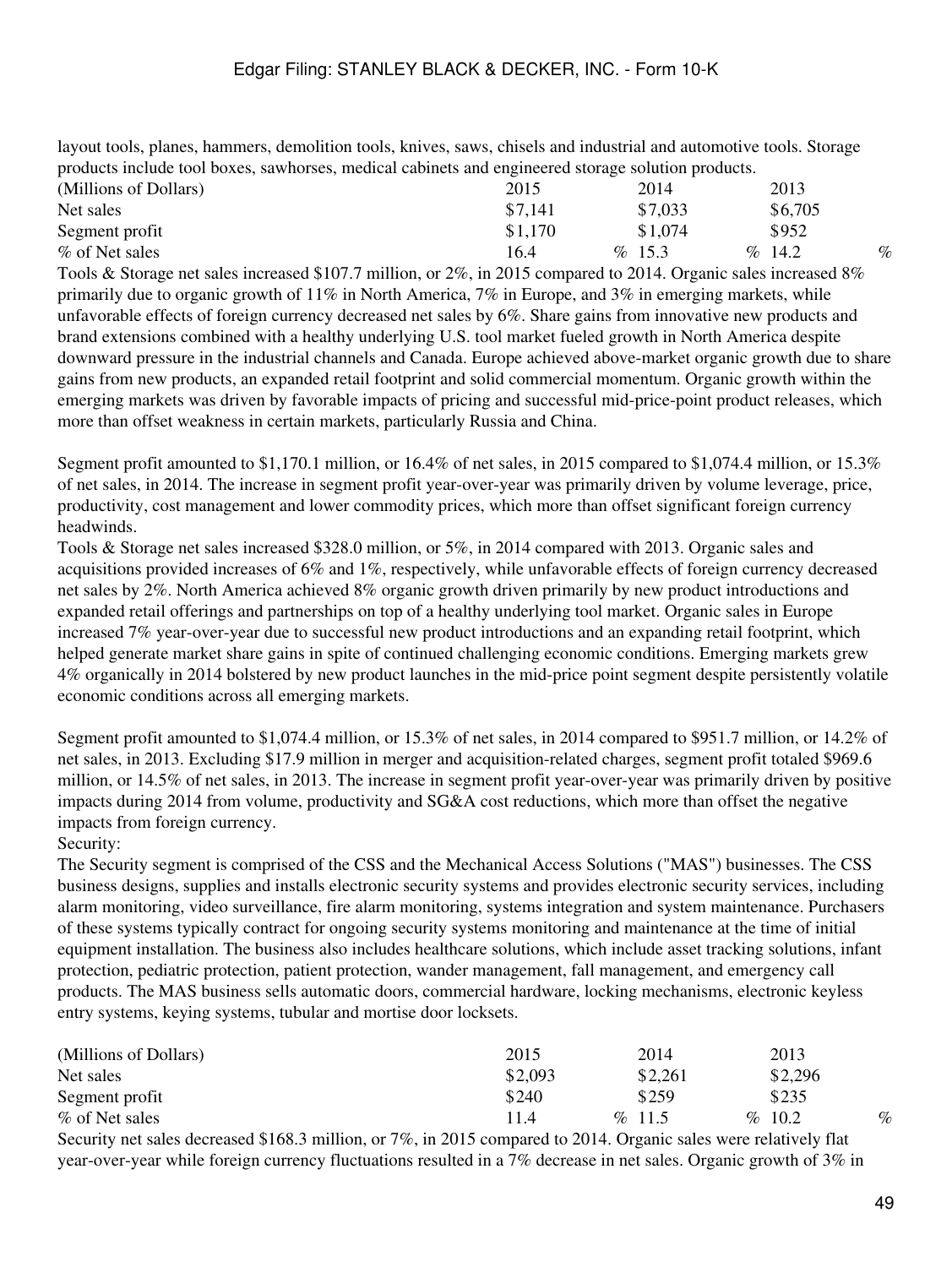layout tools, planes, hammers, demolition tools, knives, saws, chisels and industrial and automotive tools. Storage products include tool boxes, sawhorses, medical cabinets and engineered storage solution products.

| (Millions of Dollars) | 2015 | 2014 | 2013 |
|---|---|---|---|
| Net sales | $7,141 | $7,033 | $6,705 |
| Segment profit | $1,170 | $1,074 | $952 |
| % of Net sales | 16.4 % | 15.3 % | 14.2 % |

Tools & Storage net sales increased $107.7 million, or 2%, in 2015 compared to 2014. Organic sales increased 8% primarily due to organic growth of 11% in North America, 7% in Europe, and 3% in emerging markets, while unfavorable effects of foreign currency decreased net sales by 6%. Share gains from innovative new products and brand extensions combined with a healthy underlying U.S. tool market fueled growth in North America despite downward pressure in the industrial channels and Canada. Europe achieved above-market organic growth due to share gains from new products, an expanded retail footprint and solid commercial momentum. Organic growth within the emerging markets was driven by favorable impacts of pricing and successful mid-price-point product releases, which more than offset weakness in certain markets, particularly Russia and China.

Segment profit amounted to $1,170.1 million, or 16.4% of net sales, in 2015 compared to $1,074.4 million, or 15.3% of net sales, in 2014. The increase in segment profit year-over-year was primarily driven by volume leverage, price, productivity, cost management and lower commodity prices, which more than offset significant foreign currency headwinds.

Tools & Storage net sales increased $328.0 million, or 5%, in 2014 compared with 2013. Organic sales and acquisitions provided increases of 6% and 1%, respectively, while unfavorable effects of foreign currency decreased net sales by 2%. North America achieved 8% organic growth driven primarily by new product introductions and expanded retail offerings and partnerships on top of a healthy underlying tool market. Organic sales in Europe increased 7% year-over-year due to successful new product introductions and an expanding retail footprint, which helped generate market share gains in spite of continued challenging economic conditions. Emerging markets grew 4% organically in 2014 bolstered by new product launches in the mid-price point segment despite persistently volatile economic conditions across all emerging markets.

Segment profit amounted to $1,074.4 million, or 15.3% of net sales, in 2014 compared to $951.7 million, or 14.2% of net sales, in 2013. Excluding $17.9 million in merger and acquisition-related charges, segment profit totaled $969.6 million, or 14.5% of net sales, in 2013. The increase in segment profit year-over-year was primarily driven by positive impacts during 2014 from volume, productivity and SG&A cost reductions, which more than offset the negative impacts from foreign currency.

Security:

The Security segment is comprised of the CSS and the Mechanical Access Solutions ("MAS") businesses. The CSS business designs, supplies and installs electronic security systems and provides electronic security services, including alarm monitoring, video surveillance, fire alarm monitoring, systems integration and system maintenance. Purchasers of these systems typically contract for ongoing security systems monitoring and maintenance at the time of initial equipment installation. The business also includes healthcare solutions, which include asset tracking solutions, infant protection, pediatric protection, patient protection, wander management, fall management, and emergency call products. The MAS business sells automatic doors, commercial hardware, locking mechanisms, electronic keyless entry systems, keying systems, tubular and mortise door locksets.

| (Millions of Dollars) | 2015 | 2014 | 2013 |
|---|---|---|---|
| Net sales | $2,093 | $2,261 | $2,296 |
| Segment profit | $240 | $259 | $235 |
| % of Net sales | 11.4 % | 11.5 % | 10.2 % |

Security net sales decreased $168.3 million, or 7%, in 2015 compared to 2014. Organic sales were relatively flat year-over-year while foreign currency fluctuations resulted in a 7% decrease in net sales. Organic growth of 3% in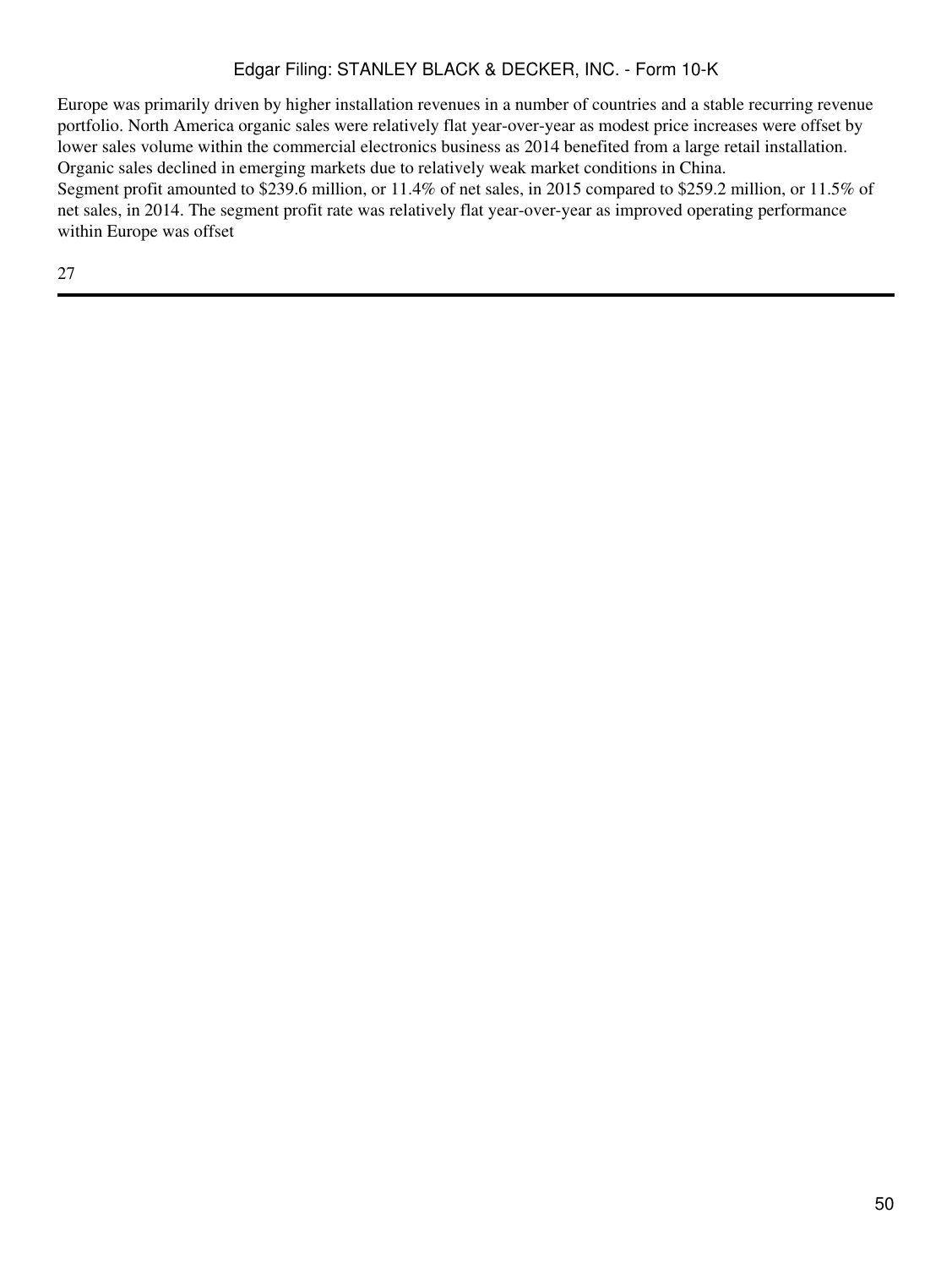Europe was primarily driven by higher installation revenues in a number of countries and a stable recurring revenue portfolio. North America organic sales were relatively flat year-over-year as modest price increases were offset by lower sales volume within the commercial electronics business as 2014 benefited from a large retail installation. Organic sales declined in emerging markets due to relatively weak market conditions in China.

Segment profit amounted to $239.6 million, or 11.4% of net sales, in 2015 compared to $259.2 million, or 11.5% of net sales, in 2014. The segment profit rate was relatively flat year-over-year as improved operating performance within Europe was offset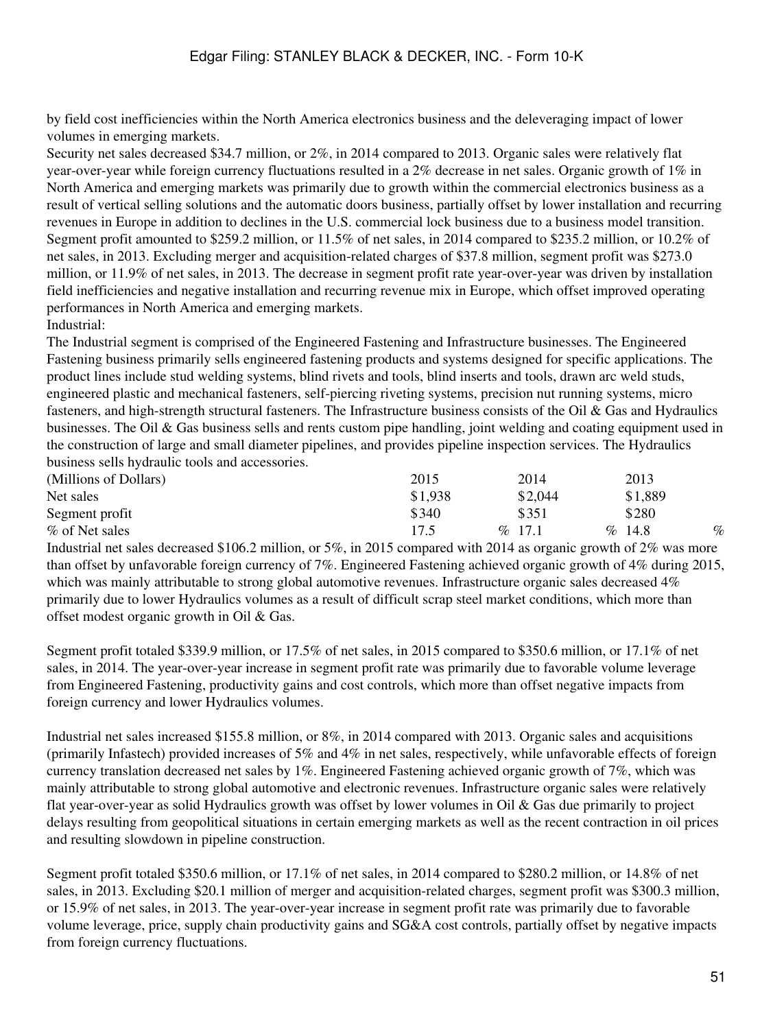by field cost inefficiencies within the North America electronics business and the deleveraging impact of lower volumes in emerging markets.

Security net sales decreased $34.7 million, or 2%, in 2014 compared to 2013. Organic sales were relatively flat year-over-year while foreign currency fluctuations resulted in a 2% decrease in net sales. Organic growth of 1% in North America and emerging markets was primarily due to growth within the commercial electronics business as a result of vertical selling solutions and the automatic doors business, partially offset by lower installation and recurring revenues in Europe in addition to declines in the U.S. commercial lock business due to a business model transition. Segment profit amounted to $259.2 million, or 11.5% of net sales, in 2014 compared to $235.2 million, or 10.2% of net sales, in 2013. Excluding merger and acquisition-related charges of $37.8 million, segment profit was $273.0 million, or 11.9% of net sales, in 2013. The decrease in segment profit rate year-over-year was driven by installation field inefficiencies and negative installation and recurring revenue mix in Europe, which offset improved operating performances in North America and emerging markets.

Industrial:

The Industrial segment is comprised of the Engineered Fastening and Infrastructure businesses. The Engineered Fastening business primarily sells engineered fastening products and systems designed for specific applications. The product lines include stud welding systems, blind rivets and tools, blind inserts and tools, drawn arc weld studs, engineered plastic and mechanical fasteners, self-piercing riveting systems, precision nut running systems, micro fasteners, and high-strength structural fasteners. The Infrastructure business consists of the Oil & Gas and Hydraulics businesses. The Oil & Gas business sells and rents custom pipe handling, joint welding and coating equipment used in the construction of large and small diameter pipelines, and provides pipeline inspection services. The Hydraulics business sells hydraulic tools and accessories.

| (Millions of Dollars) | 2015 | 2014 | 2013 |
|---|---|---|---|
| Net sales | $1,938 | $2,044 | $1,889 |
| Segment profit | $340 | $351 | $280 |
| % of Net sales | 17.5 % | 17.1 % | 14.8 % |

Industrial net sales decreased $106.2 million, or 5%, in 2015 compared with 2014 as organic growth of 2% was more than offset by unfavorable foreign currency of 7%. Engineered Fastening achieved organic growth of 4% during 2015, which was mainly attributable to strong global automotive revenues. Infrastructure organic sales decreased 4% primarily due to lower Hydraulics volumes as a result of difficult scrap steel market conditions, which more than offset modest organic growth in Oil & Gas.

Segment profit totaled $339.9 million, or 17.5% of net sales, in 2015 compared to $350.6 million, or 17.1% of net sales, in 2014. The year-over-year increase in segment profit rate was primarily due to favorable volume leverage from Engineered Fastening, productivity gains and cost controls, which more than offset negative impacts from foreign currency and lower Hydraulics volumes.

Industrial net sales increased $155.8 million, or 8%, in 2014 compared with 2013. Organic sales and acquisitions (primarily Infastech) provided increases of 5% and 4% in net sales, respectively, while unfavorable effects of foreign currency translation decreased net sales by 1%. Engineered Fastening achieved organic growth of 7%, which was mainly attributable to strong global automotive and electronic revenues. Infrastructure organic sales were relatively flat year-over-year as solid Hydraulics growth was offset by lower volumes in Oil & Gas due primarily to project delays resulting from geopolitical situations in certain emerging markets as well as the recent contraction in oil prices and resulting slowdown in pipeline construction.

Segment profit totaled $350.6 million, or 17.1% of net sales, in 2014 compared to $280.2 million, or 14.8% of net sales, in 2013. Excluding $20.1 million of merger and acquisition-related charges, segment profit was $300.3 million, or 15.9% of net sales, in 2013. The year-over-year increase in segment profit rate was primarily due to favorable volume leverage, price, supply chain productivity gains and SG&A cost controls, partially offset by negative impacts from foreign currency fluctuations.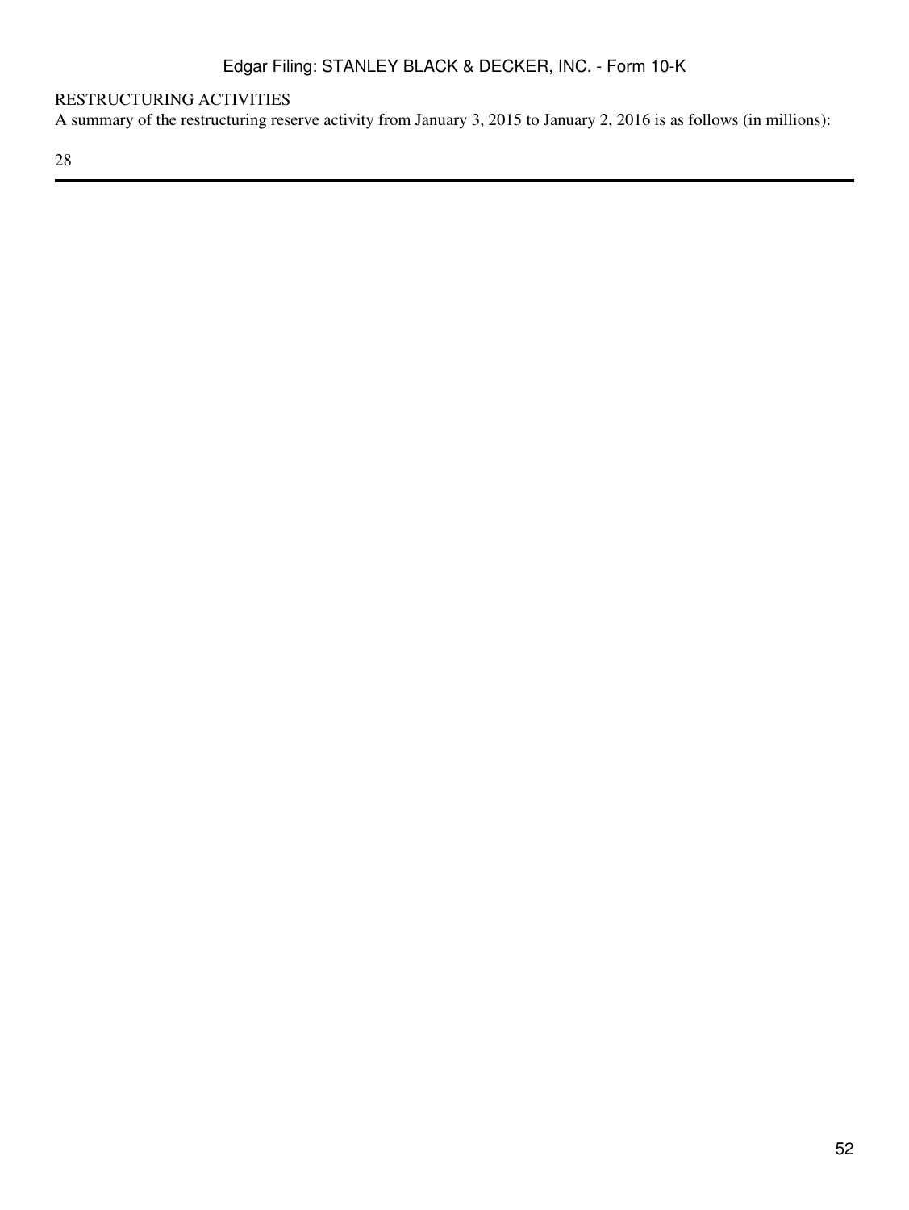RESTRUCTURING ACTIVITIES

A summary of the restructuring reserve activity from January 3, 2015 to January 2, 2016 is as follows (in millions):

28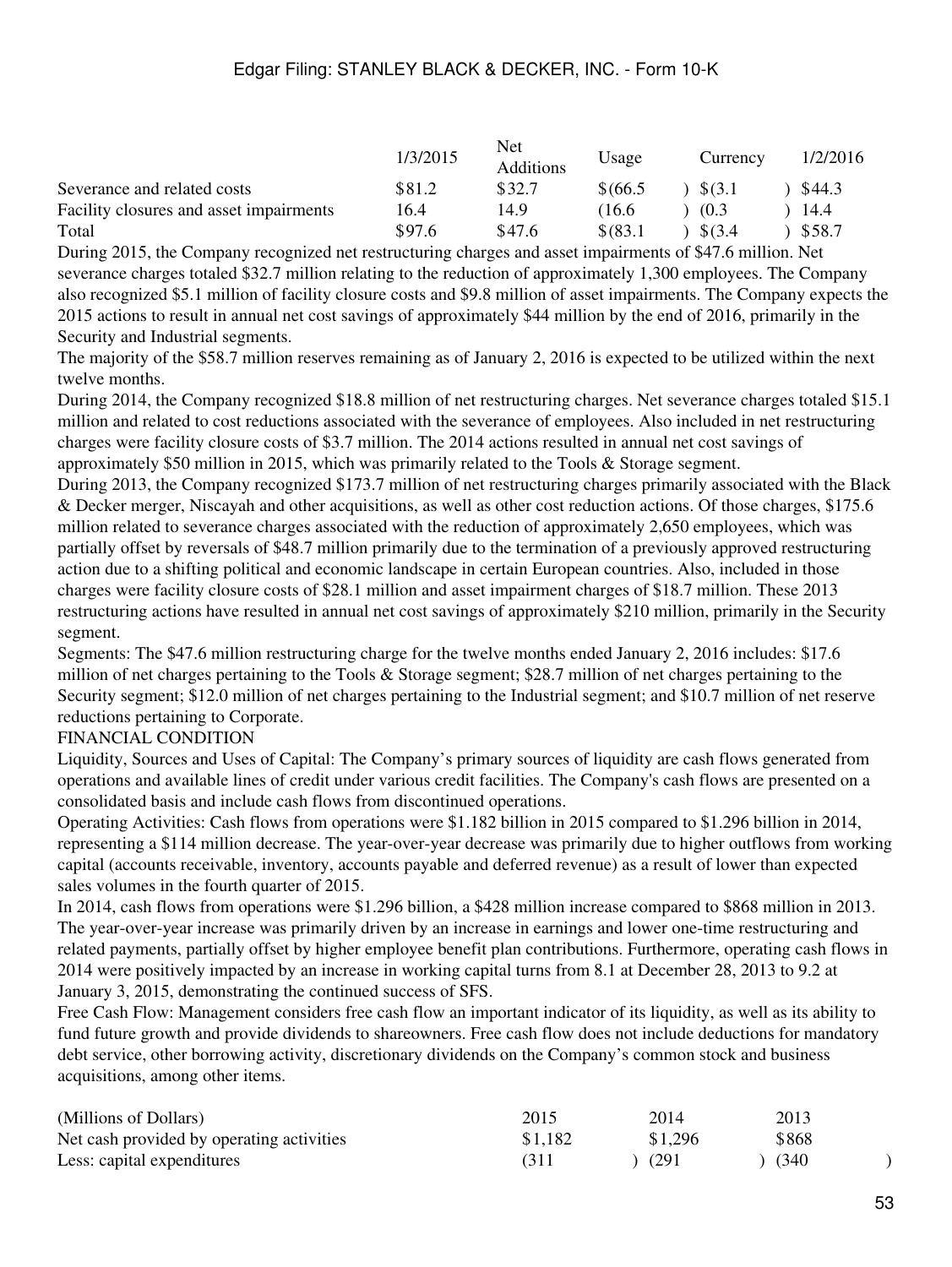|  | 1/3/2015 | Net Additions | Usage | Currency | 1/2/2016 |
| --- | --- | --- | --- | --- | --- |
| Severance and related costs | $81.2 | $32.7 | $(66.5) | $(3.1) | $44.3 |
| Facility closures and asset impairments | 16.4 | 14.9 | (16.6) | (0.3) | 14.4 |
| Total | $97.6 | $47.6 | $(83.1) | $(3.4) | $58.7 |

During 2015, the Company recognized net restructuring charges and asset impairments of $47.6 million. Net severance charges totaled $32.7 million relating to the reduction of approximately 1,300 employees. The Company also recognized $5.1 million of facility closure costs and $9.8 million of asset impairments. The Company expects the 2015 actions to result in annual net cost savings of approximately $44 million by the end of 2016, primarily in the Security and Industrial segments.

The majority of the $58.7 million reserves remaining as of January 2, 2016 is expected to be utilized within the next twelve months.

During 2014, the Company recognized $18.8 million of net restructuring charges. Net severance charges totaled $15.1 million and related to cost reductions associated with the severance of employees. Also included in net restructuring charges were facility closure costs of $3.7 million. The 2014 actions resulted in annual net cost savings of approximately $50 million in 2015, which was primarily related to the Tools & Storage segment.

During 2013, the Company recognized $173.7 million of net restructuring charges primarily associated with the Black & Decker merger, Niscayah and other acquisitions, as well as other cost reduction actions. Of those charges, $175.6 million related to severance charges associated with the reduction of approximately 2,650 employees, which was partially offset by reversals of $48.7 million primarily due to the termination of a previously approved restructuring action due to a shifting political and economic landscape in certain European countries. Also, included in those charges were facility closure costs of $28.1 million and asset impairment charges of $18.7 million. These 2013 restructuring actions have resulted in annual net cost savings of approximately $210 million, primarily in the Security segment.

Segments: The $47.6 million restructuring charge for the twelve months ended January 2, 2016 includes: $17.6 million of net charges pertaining to the Tools & Storage segment; $28.7 million of net charges pertaining to the Security segment; $12.0 million of net charges pertaining to the Industrial segment; and $10.7 million of net reserve reductions pertaining to Corporate.

## FINANCIAL CONDITION

Liquidity, Sources and Uses of Capital: The Company's primary sources of liquidity are cash flows generated from operations and available lines of credit under various credit facilities. The Company's cash flows are presented on a consolidated basis and include cash flows from discontinued operations.

Operating Activities: Cash flows from operations were $1.182 billion in 2015 compared to $1.296 billion in 2014, representing a $114 million decrease. The year-over-year decrease was primarily due to higher outflows from working capital (accounts receivable, inventory, accounts payable and deferred revenue) as a result of lower than expected sales volumes in the fourth quarter of 2015.

In 2014, cash flows from operations were $1.296 billion, a $428 million increase compared to $868 million in 2013. The year-over-year increase was primarily driven by an increase in earnings and lower one-time restructuring and related payments, partially offset by higher employee benefit plan contributions. Furthermore, operating cash flows in 2014 were positively impacted by an increase in working capital turns from 8.1 at December 28, 2013 to 9.2 at January 3, 2015, demonstrating the continued success of SFS.

Free Cash Flow: Management considers free cash flow an important indicator of its liquidity, as well as its ability to fund future growth and provide dividends to shareowners. Free cash flow does not include deductions for mandatory debt service, other borrowing activity, discretionary dividends on the Company's common stock and business acquisitions, among other items.

| (Millions of Dollars) | 2015 | 2014 | 2013 |
| --- | --- | --- | --- |
| Net cash provided by operating activities | $1,182 | $1,296 | $868 |
| Less: capital expenditures | (311) | (291) | (340) |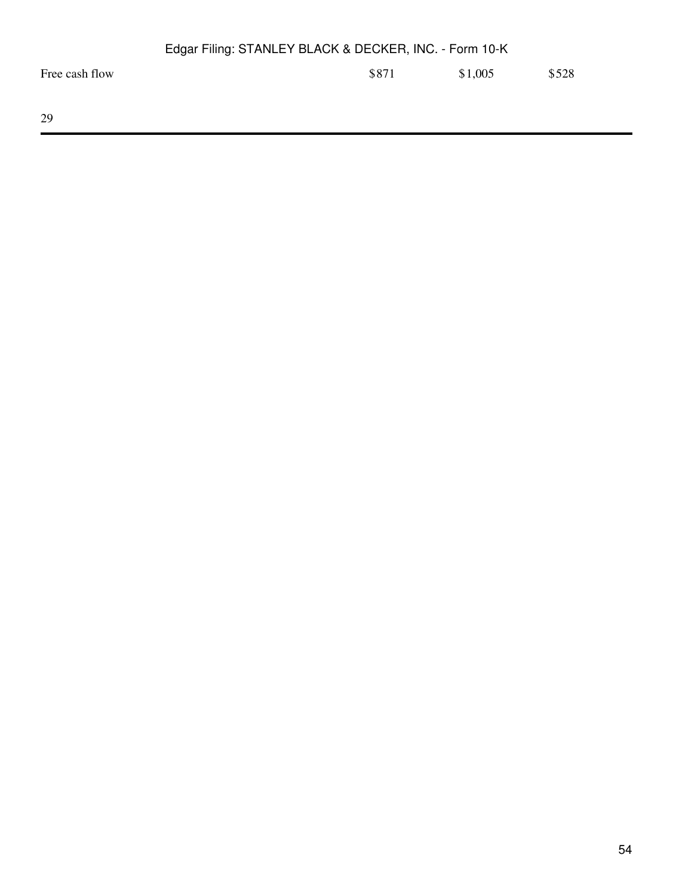| Free cash flow | $871 | $1,005 | $528 |
| --- | --- | --- | --- |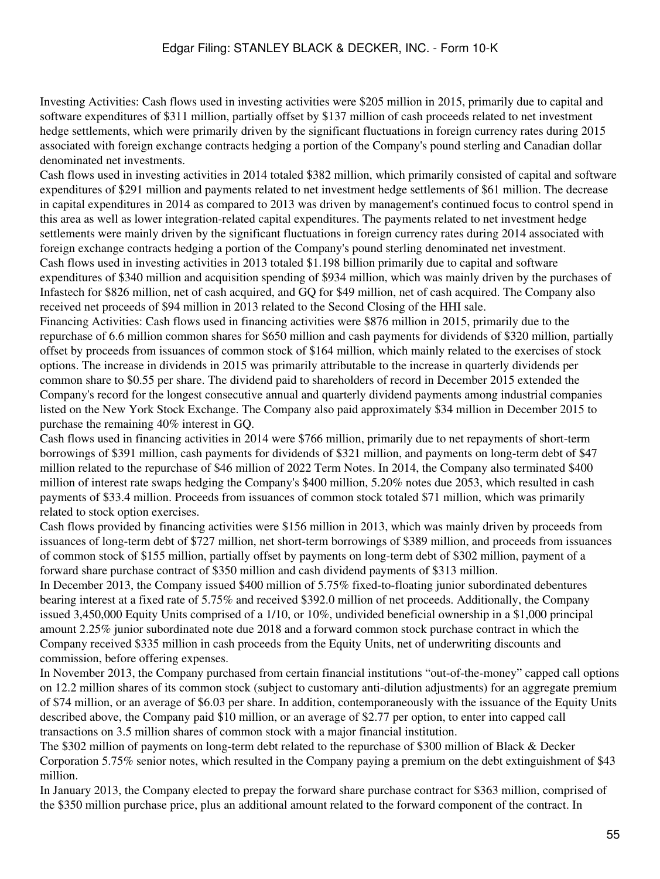Investing Activities: Cash flows used in investing activities were $205 million in 2015, primarily due to capital and software expenditures of $311 million, partially offset by $137 million of cash proceeds related to net investment hedge settlements, which were primarily driven by the significant fluctuations in foreign currency rates during 2015 associated with foreign exchange contracts hedging a portion of the Company's pound sterling and Canadian dollar denominated net investments.

Cash flows used in investing activities in 2014 totaled $382 million, which primarily consisted of capital and software expenditures of $291 million and payments related to net investment hedge settlements of $61 million. The decrease in capital expenditures in 2014 as compared to 2013 was driven by management's continued focus to control spend in this area as well as lower integration-related capital expenditures. The payments related to net investment hedge settlements were mainly driven by the significant fluctuations in foreign currency rates during 2014 associated with foreign exchange contracts hedging a portion of the Company's pound sterling denominated net investment.

Cash flows used in investing activities in 2013 totaled $1.198 billion primarily due to capital and software expenditures of $340 million and acquisition spending of $934 million, which was mainly driven by the purchases of Infastech for $826 million, net of cash acquired, and GQ for $49 million, net of cash acquired. The Company also received net proceeds of $94 million in 2013 related to the Second Closing of the HHI sale.

Financing Activities: Cash flows used in financing activities were $876 million in 2015, primarily due to the repurchase of 6.6 million common shares for $650 million and cash payments for dividends of $320 million, partially offset by proceeds from issuances of common stock of $164 million, which mainly related to the exercises of stock options. The increase in dividends in 2015 was primarily attributable to the increase in quarterly dividends per common share to $0.55 per share. The dividend paid to shareholders of record in December 2015 extended the Company's record for the longest consecutive annual and quarterly dividend payments among industrial companies listed on the New York Stock Exchange. The Company also paid approximately $34 million in December 2015 to purchase the remaining 40% interest in GQ.

Cash flows used in financing activities in 2014 were $766 million, primarily due to net repayments of short-term borrowings of $391 million, cash payments for dividends of $321 million, and payments on long-term debt of $47 million related to the repurchase of $46 million of 2022 Term Notes. In 2014, the Company also terminated $400 million of interest rate swaps hedging the Company's $400 million, 5.20% notes due 2053, which resulted in cash payments of $33.4 million. Proceeds from issuances of common stock totaled $71 million, which was primarily related to stock option exercises.

Cash flows provided by financing activities were $156 million in 2013, which was mainly driven by proceeds from issuances of long-term debt of $727 million, net short-term borrowings of $389 million, and proceeds from issuances of common stock of $155 million, partially offset by payments on long-term debt of $302 million, payment of a forward share purchase contract of $350 million and cash dividend payments of $313 million.

In December 2013, the Company issued $400 million of 5.75% fixed-to-floating junior subordinated debentures bearing interest at a fixed rate of 5.75% and received $392.0 million of net proceeds. Additionally, the Company issued 3,450,000 Equity Units comprised of a 1/10, or 10%, undivided beneficial ownership in a $1,000 principal amount 2.25% junior subordinated note due 2018 and a forward common stock purchase contract in which the Company received $335 million in cash proceeds from the Equity Units, net of underwriting discounts and commission, before offering expenses.

In November 2013, the Company purchased from certain financial institutions "out-of-the-money" capped call options on 12.2 million shares of its common stock (subject to customary anti-dilution adjustments) for an aggregate premium of $74 million, or an average of $6.03 per share. In addition, contemporaneously with the issuance of the Equity Units described above, the Company paid $10 million, or an average of $2.77 per option, to enter into capped call transactions on 3.5 million shares of common stock with a major financial institution.

The $302 million of payments on long-term debt related to the repurchase of $300 million of Black & Decker Corporation 5.75% senior notes, which resulted in the Company paying a premium on the debt extinguishment of $43 million.

In January 2013, the Company elected to prepay the forward share purchase contract for $363 million, comprised of the $350 million purchase price, plus an additional amount related to the forward component of the contract. In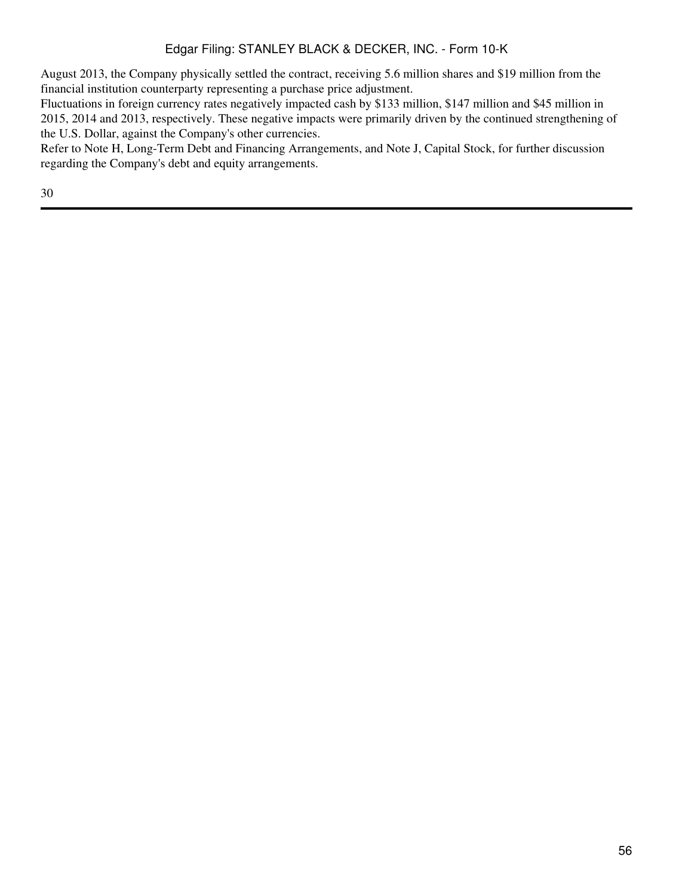August 2013, the Company physically settled the contract, receiving 5.6 million shares and $19 million from the financial institution counterparty representing a purchase price adjustment.

Fluctuations in foreign currency rates negatively impacted cash by $133 million, $147 million and $45 million in 2015, 2014 and 2013, respectively. These negative impacts were primarily driven by the continued strengthening of the U.S. Dollar, against the Company's other currencies.

Refer to Note H, Long-Term Debt and Financing Arrangements, and Note J, Capital Stock, for further discussion regarding the Company's debt and equity arrangements.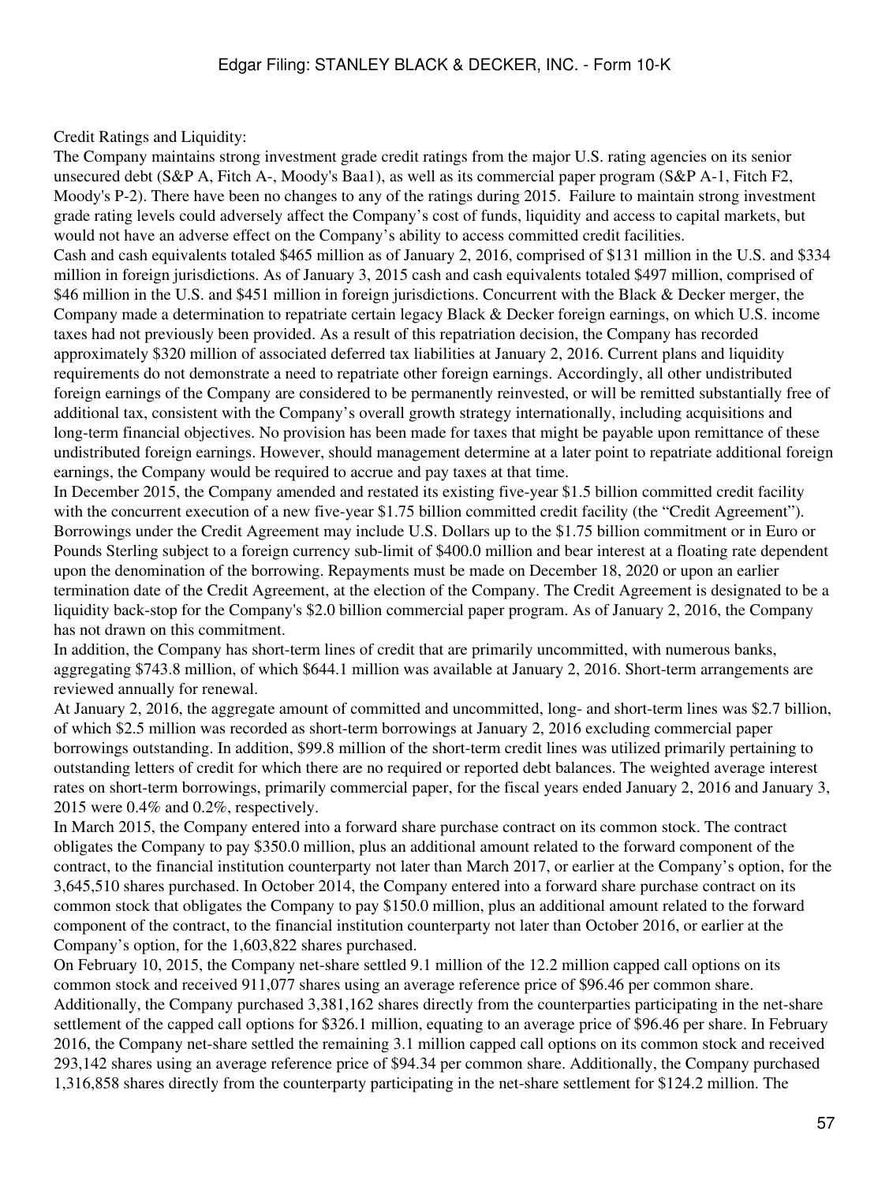Credit Ratings and Liquidity:

The Company maintains strong investment grade credit ratings from the major U.S. rating agencies on its senior unsecured debt (S&P A, Fitch A-, Moody's Baa1), as well as its commercial paper program (S&P A-1, Fitch F2, Moody's P-2). There have been no changes to any of the ratings during 2015. Failure to maintain strong investment grade rating levels could adversely affect the Company's cost of funds, liquidity and access to capital markets, but would not have an adverse effect on the Company's ability to access committed credit facilities.

Cash and cash equivalents totaled $465 million as of January 2, 2016, comprised of $131 million in the U.S. and $334 million in foreign jurisdictions. As of January 3, 2015 cash and cash equivalents totaled $497 million, comprised of $46 million in the U.S. and $451 million in foreign jurisdictions. Concurrent with the Black & Decker merger, the Company made a determination to repatriate certain legacy Black & Decker foreign earnings, on which U.S. income taxes had not previously been provided. As a result of this repatriation decision, the Company has recorded approximately $320 million of associated deferred tax liabilities at January 2, 2016. Current plans and liquidity requirements do not demonstrate a need to repatriate other foreign earnings. Accordingly, all other undistributed foreign earnings of the Company are considered to be permanently reinvested, or will be remitted substantially free of additional tax, consistent with the Company's overall growth strategy internationally, including acquisitions and long-term financial objectives. No provision has been made for taxes that might be payable upon remittance of these undistributed foreign earnings. However, should management determine at a later point to repatriate additional foreign earnings, the Company would be required to accrue and pay taxes at that time.

In December 2015, the Company amended and restated its existing five-year $1.5 billion committed credit facility with the concurrent execution of a new five-year $1.75 billion committed credit facility (the "Credit Agreement"). Borrowings under the Credit Agreement may include U.S. Dollars up to the $1.75 billion commitment or in Euro or Pounds Sterling subject to a foreign currency sub-limit of $400.0 million and bear interest at a floating rate dependent upon the denomination of the borrowing. Repayments must be made on December 18, 2020 or upon an earlier termination date of the Credit Agreement, at the election of the Company. The Credit Agreement is designated to be a liquidity back-stop for the Company's $2.0 billion commercial paper program. As of January 2, 2016, the Company has not drawn on this commitment.

In addition, the Company has short-term lines of credit that are primarily uncommitted, with numerous banks, aggregating $743.8 million, of which $644.1 million was available at January 2, 2016. Short-term arrangements are reviewed annually for renewal.

At January 2, 2016, the aggregate amount of committed and uncommitted, long- and short-term lines was $2.7 billion, of which $2.5 million was recorded as short-term borrowings at January 2, 2016 excluding commercial paper borrowings outstanding. In addition, $99.8 million of the short-term credit lines was utilized primarily pertaining to outstanding letters of credit for which there are no required or reported debt balances. The weighted average interest rates on short-term borrowings, primarily commercial paper, for the fiscal years ended January 2, 2016 and January 3, 2015 were 0.4% and 0.2%, respectively.

In March 2015, the Company entered into a forward share purchase contract on its common stock. The contract obligates the Company to pay $350.0 million, plus an additional amount related to the forward component of the contract, to the financial institution counterparty not later than March 2017, or earlier at the Company's option, for the 3,645,510 shares purchased. In October 2014, the Company entered into a forward share purchase contract on its common stock that obligates the Company to pay $150.0 million, plus an additional amount related to the forward component of the contract, to the financial institution counterparty not later than October 2016, or earlier at the Company's option, for the 1,603,822 shares purchased.

On February 10, 2015, the Company net-share settled 9.1 million of the 12.2 million capped call options on its common stock and received 911,077 shares using an average reference price of $96.46 per common share. Additionally, the Company purchased 3,381,162 shares directly from the counterparties participating in the net-share settlement of the capped call options for $326.1 million, equating to an average price of $96.46 per share. In February 2016, the Company net-share settled the remaining 3.1 million capped call options on its common stock and received 293,142 shares using an average reference price of $94.34 per common share. Additionally, the Company purchased 1,316,858 shares directly from the counterparty participating in the net-share settlement for $124.2 million. The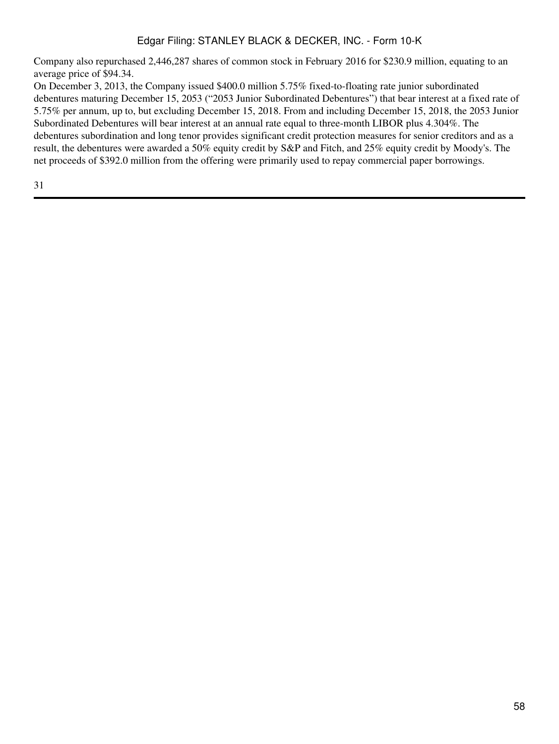Company also repurchased 2,446,287 shares of common stock in February 2016 for $230.9 million, equating to an average price of $94.34.

On December 3, 2013, the Company issued $400.0 million 5.75% fixed-to-floating rate junior subordinated debentures maturing December 15, 2053 ("2053 Junior Subordinated Debentures") that bear interest at a fixed rate of 5.75% per annum, up to, but excluding December 15, 2018. From and including December 15, 2018, the 2053 Junior Subordinated Debentures will bear interest at an annual rate equal to three-month LIBOR plus 4.304%. The debentures subordination and long tenor provides significant credit protection measures for senior creditors and as a result, the debentures were awarded a 50% equity credit by S&P and Fitch, and 25% equity credit by Moody's. The net proceeds of $392.0 million from the offering were primarily used to repay commercial paper borrowings.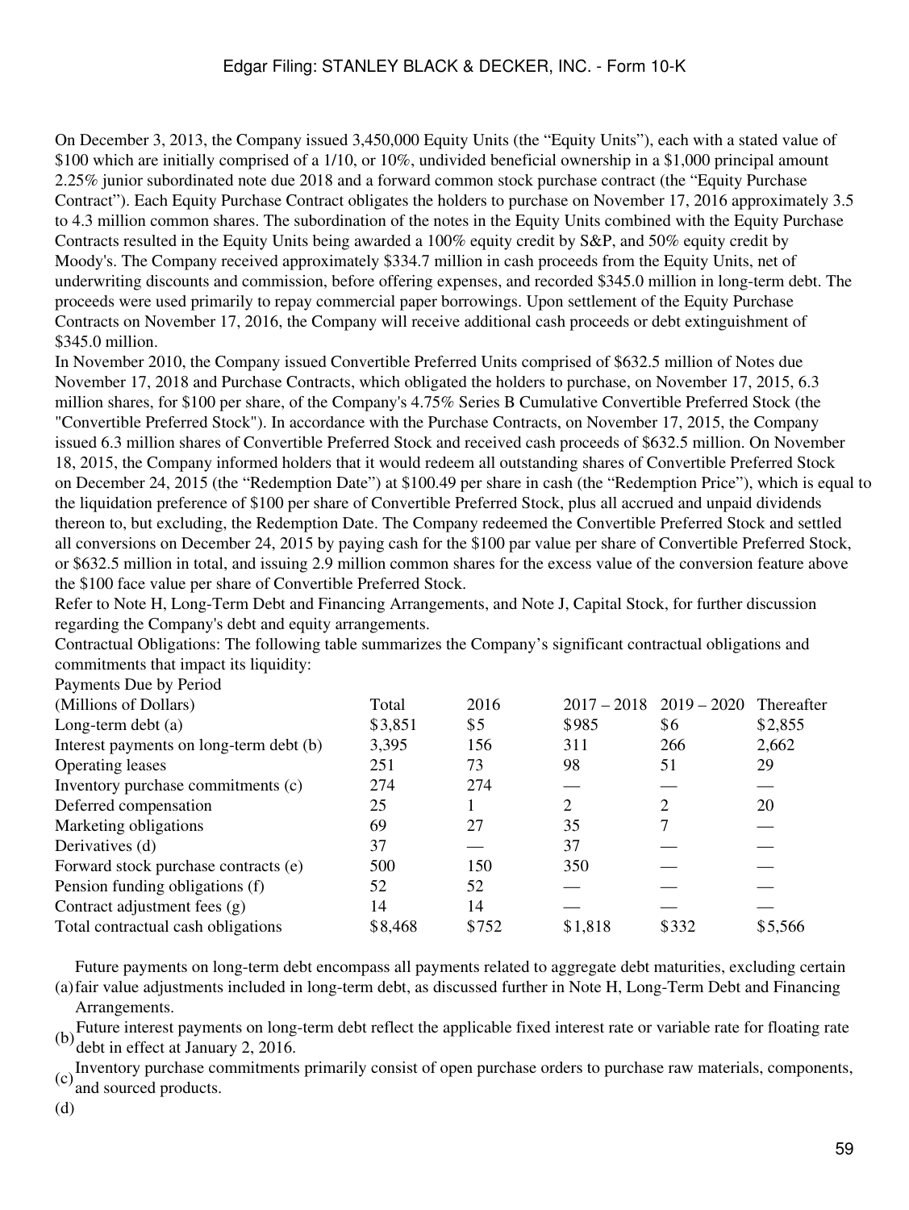On December 3, 2013, the Company issued 3,450,000 Equity Units (the "Equity Units"), each with a stated value of $100 which are initially comprised of a 1/10, or 10%, undivided beneficial ownership in a $1,000 principal amount 2.25% junior subordinated note due 2018 and a forward common stock purchase contract (the "Equity Purchase Contract"). Each Equity Purchase Contract obligates the holders to purchase on November 17, 2016 approximately 3.5 to 4.3 million common shares. The subordination of the notes in the Equity Units combined with the Equity Purchase Contracts resulted in the Equity Units being awarded a 100% equity credit by S&P, and 50% equity credit by Moody's. The Company received approximately $334.7 million in cash proceeds from the Equity Units, net of underwriting discounts and commission, before offering expenses, and recorded $345.0 million in long-term debt. The proceeds were used primarily to repay commercial paper borrowings. Upon settlement of the Equity Purchase Contracts on November 17, 2016, the Company will receive additional cash proceeds or debt extinguishment of $345.0 million.

In November 2010, the Company issued Convertible Preferred Units comprised of $632.5 million of Notes due November 17, 2018 and Purchase Contracts, which obligated the holders to purchase, on November 17, 2015, 6.3 million shares, for $100 per share, of the Company's 4.75% Series B Cumulative Convertible Preferred Stock (the "Convertible Preferred Stock"). In accordance with the Purchase Contracts, on November 17, 2015, the Company issued 6.3 million shares of Convertible Preferred Stock and received cash proceeds of $632.5 million. On November 18, 2015, the Company informed holders that it would redeem all outstanding shares of Convertible Preferred Stock on December 24, 2015 (the "Redemption Date") at $100.49 per share in cash (the "Redemption Price"), which is equal to the liquidation preference of $100 per share of Convertible Preferred Stock, plus all accrued and unpaid dividends thereon to, but excluding, the Redemption Date. The Company redeemed the Convertible Preferred Stock and settled all conversions on December 24, 2015 by paying cash for the $100 par value per share of Convertible Preferred Stock, or $632.5 million in total, and issuing 2.9 million common shares for the excess value of the conversion feature above the $100 face value per share of Convertible Preferred Stock.

Refer to Note H, Long-Term Debt and Financing Arrangements, and Note J, Capital Stock, for further discussion regarding the Company's debt and equity arrangements.

Contractual Obligations: The following table summarizes the Company's significant contractual obligations and commitments that impact its liquidity:

| Payments Due by Period | | | | | |
|---|---|---|---|---|---|
| (Millions of Dollars) | Total | 2016 | 2017 – 2018 | 2019 – 2020 | Thereafter |
| Long-term debt (a) | $3,851 | $5 | $985 | $6 | $2,855 |
| Interest payments on long-term debt (b) | 3,395 | 156 | 311 | 266 | 2,662 |
| Operating leases | 251 | 73 | 98 | 51 | 29 |
| Inventory purchase commitments (c) | 274 | 274 | — | — | — |
| Deferred compensation | 25 | 1 | 2 | 2 | 20 |
| Marketing obligations | 69 | 27 | 35 | 7 | — |
| Derivatives (d) | 37 | — | 37 | — | — |
| Forward stock purchase contracts (e) | 500 | 150 | 350 | — | — |
| Pension funding obligations (f) | 52 | 52 | — | — | — |
| Contract adjustment fees (g) | 14 | 14 | — | — | — |
| Total contractual cash obligations | $8,468 | $752 | $1,818 | $332 | $5,566 |

(a) Future payments on long-term debt encompass all payments related to aggregate debt maturities, excluding certain fair value adjustments included in long-term debt, as discussed further in Note H, Long-Term Debt and Financing Arrangements.

(b) Future interest payments on long-term debt reflect the applicable fixed interest rate or variable rate for floating rate debt in effect at January 2, 2016.

(c) Inventory purchase commitments primarily consist of open purchase orders to purchase raw materials, components, and sourced products.

(d)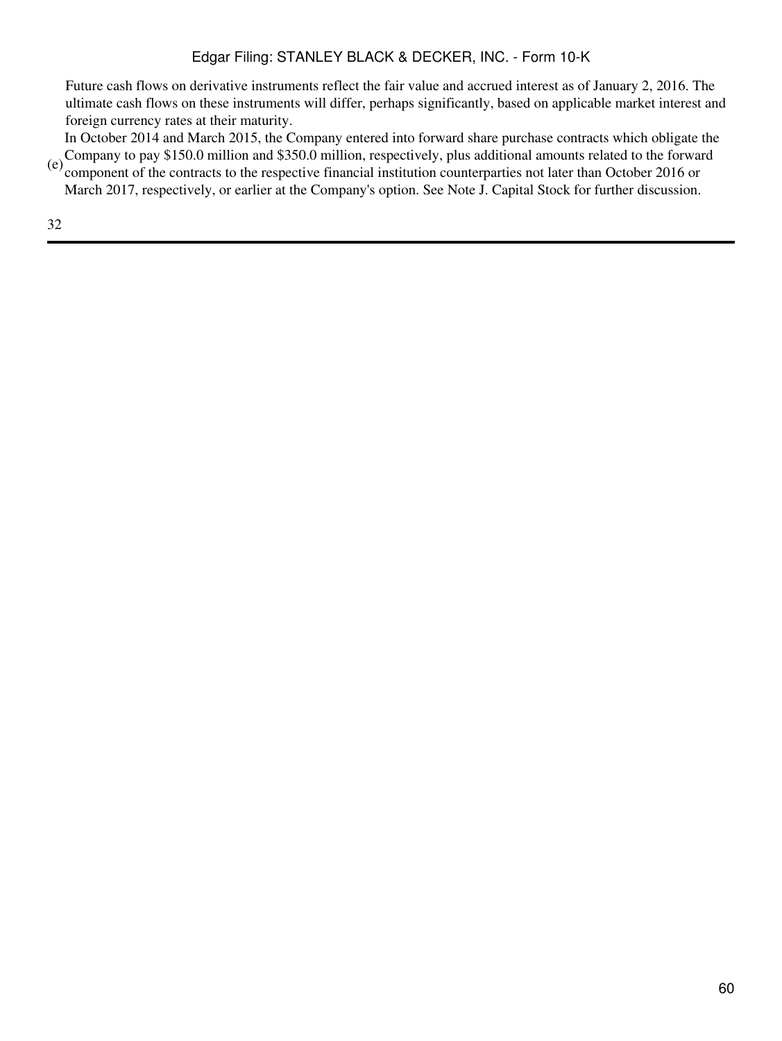Future cash flows on derivative instruments reflect the fair value and accrued interest as of January 2, 2016. The ultimate cash flows on these instruments will differ, perhaps significantly, based on applicable market interest and foreign currency rates at their maturity.

(e) In October 2014 and March 2015, the Company entered into forward share purchase contracts which obligate the Company to pay \$150.0 million and \$350.0 million, respectively, plus additional amounts related to the forward component of the contracts to the respective financial institution counterparties not later than October 2016 or March 2017, respectively, or earlier at the Company's option. See Note J. Capital Stock for further discussion.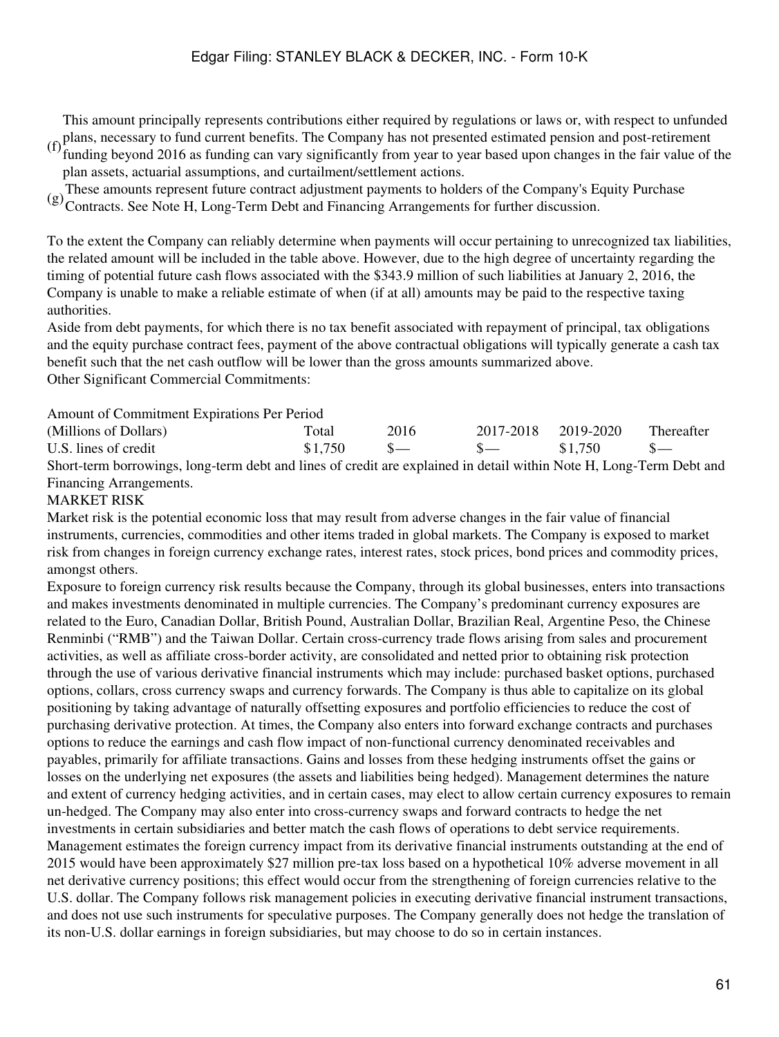(f) This amount principally represents contributions either required by regulations or laws or, with respect to unfunded plans, necessary to fund current benefits. The Company has not presented estimated pension and post-retirement funding beyond 2016 as funding can vary significantly from year to year based upon changes in the fair value of the plan assets, actuarial assumptions, and curtailment/settlement actions.

(g) These amounts represent future contract adjustment payments to holders of the Company's Equity Purchase Contracts. See Note H, Long-Term Debt and Financing Arrangements for further discussion.

To the extent the Company can reliably determine when payments will occur pertaining to unrecognized tax liabilities, the related amount will be included in the table above. However, due to the high degree of uncertainty regarding the timing of potential future cash flows associated with the $343.9 million of such liabilities at January 2, 2016, the Company is unable to make a reliable estimate of when (if at all) amounts may be paid to the respective taxing authorities.

Aside from debt payments, for which there is no tax benefit associated with repayment of principal, tax obligations and the equity purchase contract fees, payment of the above contractual obligations will typically generate a cash tax benefit such that the net cash outflow will be lower than the gross amounts summarized above.

Other Significant Commercial Commitments:

| Amount of Commitment Expirations Per Period | | | | | |
|---|---|---|---|---|---|
| (Millions of Dollars) | Total | 2016 | 2017-2018 | 2019-2020 | Thereafter |
| U.S. lines of credit | $1,750 | $— | $— | $1,750 | $— |

Short-term borrowings, long-term debt and lines of credit are explained in detail within Note H, Long-Term Debt and Financing Arrangements.

## MARKET RISK

Market risk is the potential economic loss that may result from adverse changes in the fair value of financial instruments, currencies, commodities and other items traded in global markets. The Company is exposed to market risk from changes in foreign currency exchange rates, interest rates, stock prices, bond prices and commodity prices, amongst others.

Exposure to foreign currency risk results because the Company, through its global businesses, enters into transactions and makes investments denominated in multiple currencies. The Company's predominant currency exposures are related to the Euro, Canadian Dollar, British Pound, Australian Dollar, Brazilian Real, Argentine Peso, the Chinese Renminbi ("RMB") and the Taiwan Dollar. Certain cross-currency trade flows arising from sales and procurement activities, as well as affiliate cross-border activity, are consolidated and netted prior to obtaining risk protection through the use of various derivative financial instruments which may include: purchased basket options, purchased options, collars, cross currency swaps and currency forwards. The Company is thus able to capitalize on its global positioning by taking advantage of naturally offsetting exposures and portfolio efficiencies to reduce the cost of purchasing derivative protection. At times, the Company also enters into forward exchange contracts and purchases options to reduce the earnings and cash flow impact of non-functional currency denominated receivables and payables, primarily for affiliate transactions. Gains and losses from these hedging instruments offset the gains or losses on the underlying net exposures (the assets and liabilities being hedged). Management determines the nature and extent of currency hedging activities, and in certain cases, may elect to allow certain currency exposures to remain un-hedged. The Company may also enter into cross-currency swaps and forward contracts to hedge the net investments in certain subsidiaries and better match the cash flows of operations to debt service requirements. Management estimates the foreign currency impact from its derivative financial instruments outstanding at the end of 2015 would have been approximately $27 million pre-tax loss based on a hypothetical 10% adverse movement in all net derivative currency positions; this effect would occur from the strengthening of foreign currencies relative to the U.S. dollar. The Company follows risk management policies in executing derivative financial instrument transactions, and does not use such instruments for speculative purposes. The Company generally does not hedge the translation of its non-U.S. dollar earnings in foreign subsidiaries, but may choose to do so in certain instances.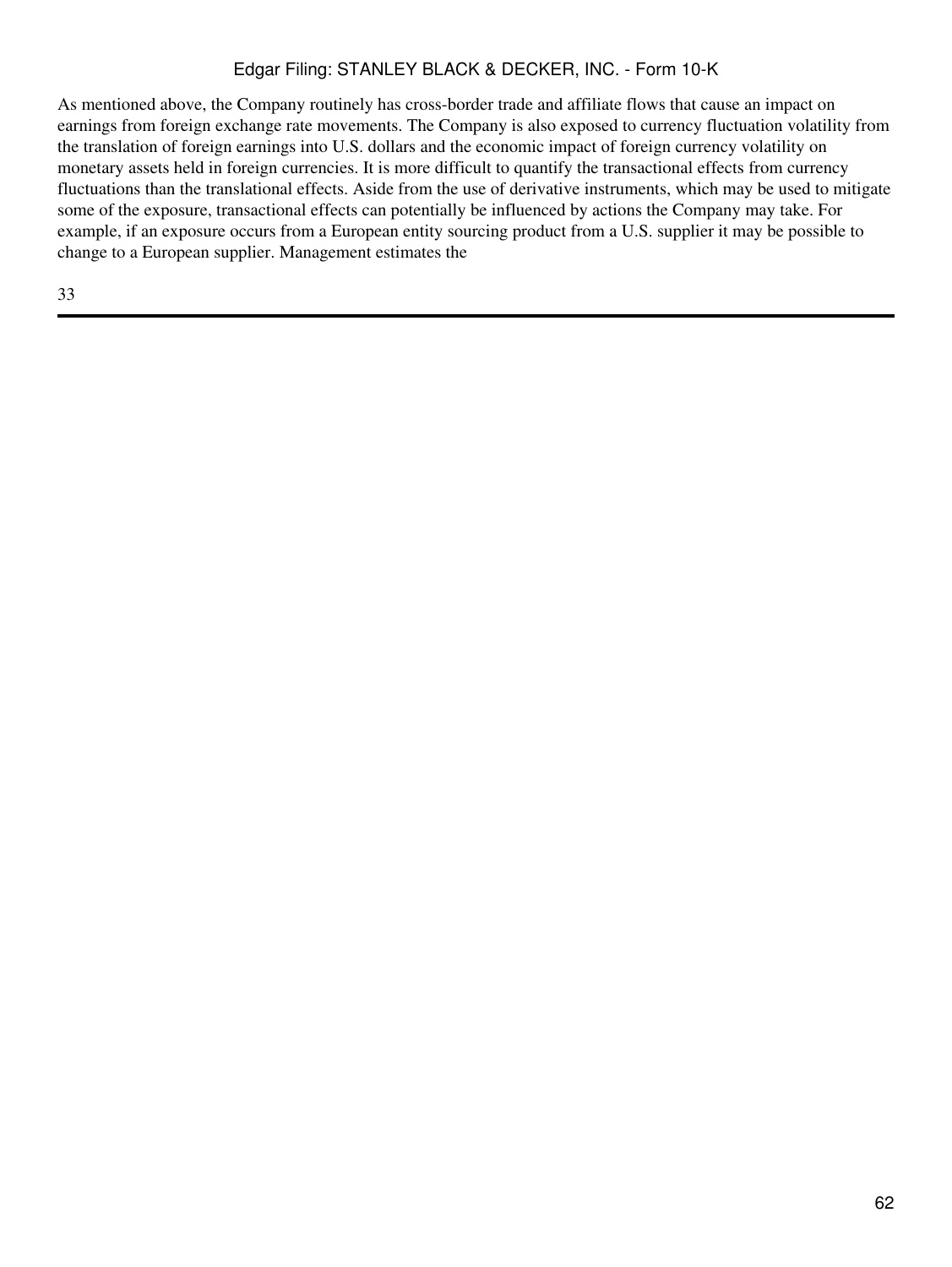As mentioned above, the Company routinely has cross-border trade and affiliate flows that cause an impact on earnings from foreign exchange rate movements. The Company is also exposed to currency fluctuation volatility from the translation of foreign earnings into U.S. dollars and the economic impact of foreign currency volatility on monetary assets held in foreign currencies. It is more difficult to quantify the transactional effects from currency fluctuations than the translational effects. Aside from the use of derivative instruments, which may be used to mitigate some of the exposure, transactional effects can potentially be influenced by actions the Company may take. For example, if an exposure occurs from a European entity sourcing product from a U.S. supplier it may be possible to change to a European supplier. Management estimates the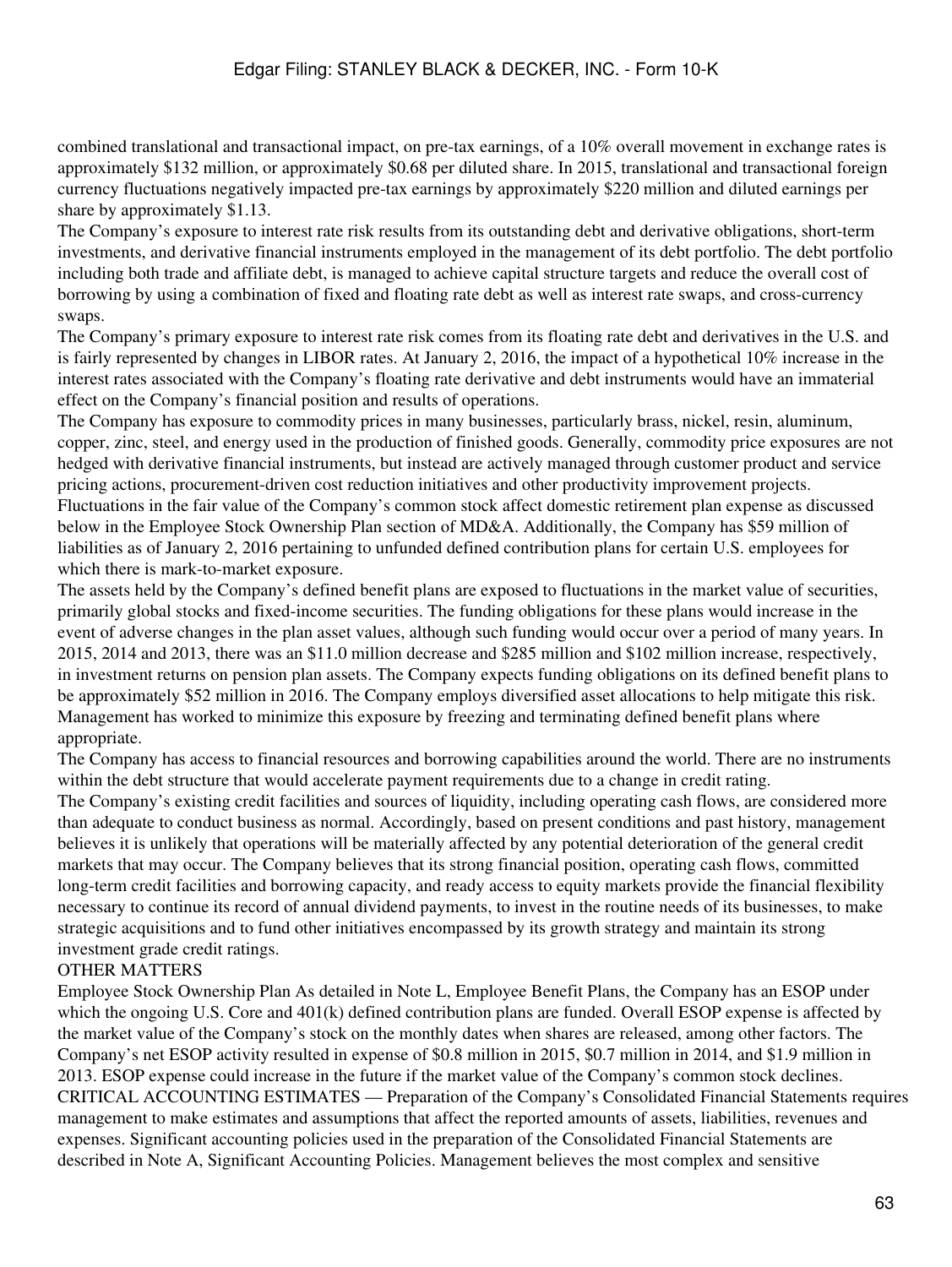combined translational and transactional impact, on pre-tax earnings, of a 10% overall movement in exchange rates is approximately $132 million, or approximately $0.68 per diluted share. In 2015, translational and transactional foreign currency fluctuations negatively impacted pre-tax earnings by approximately $220 million and diluted earnings per share by approximately $1.13.

The Company's exposure to interest rate risk results from its outstanding debt and derivative obligations, short-term investments, and derivative financial instruments employed in the management of its debt portfolio. The debt portfolio including both trade and affiliate debt, is managed to achieve capital structure targets and reduce the overall cost of borrowing by using a combination of fixed and floating rate debt as well as interest rate swaps, and cross-currency swaps.

The Company's primary exposure to interest rate risk comes from its floating rate debt and derivatives in the U.S. and is fairly represented by changes in LIBOR rates. At January 2, 2016, the impact of a hypothetical 10% increase in the interest rates associated with the Company's floating rate derivative and debt instruments would have an immaterial effect on the Company's financial position and results of operations.

The Company has exposure to commodity prices in many businesses, particularly brass, nickel, resin, aluminum, copper, zinc, steel, and energy used in the production of finished goods. Generally, commodity price exposures are not hedged with derivative financial instruments, but instead are actively managed through customer product and service pricing actions, procurement-driven cost reduction initiatives and other productivity improvement projects.

Fluctuations in the fair value of the Company's common stock affect domestic retirement plan expense as discussed below in the Employee Stock Ownership Plan section of MD&A. Additionally, the Company has $59 million of liabilities as of January 2, 2016 pertaining to unfunded defined contribution plans for certain U.S. employees for which there is mark-to-market exposure.

The assets held by the Company's defined benefit plans are exposed to fluctuations in the market value of securities, primarily global stocks and fixed-income securities. The funding obligations for these plans would increase in the event of adverse changes in the plan asset values, although such funding would occur over a period of many years. In 2015, 2014 and 2013, there was an $11.0 million decrease and $285 million and $102 million increase, respectively, in investment returns on pension plan assets. The Company expects funding obligations on its defined benefit plans to be approximately $52 million in 2016. The Company employs diversified asset allocations to help mitigate this risk. Management has worked to minimize this exposure by freezing and terminating defined benefit plans where appropriate.

The Company has access to financial resources and borrowing capabilities around the world. There are no instruments within the debt structure that would accelerate payment requirements due to a change in credit rating.

The Company's existing credit facilities and sources of liquidity, including operating cash flows, are considered more than adequate to conduct business as normal. Accordingly, based on present conditions and past history, management believes it is unlikely that operations will be materially affected by any potential deterioration of the general credit markets that may occur. The Company believes that its strong financial position, operating cash flows, committed long-term credit facilities and borrowing capacity, and ready access to equity markets provide the financial flexibility necessary to continue its record of annual dividend payments, to invest in the routine needs of its businesses, to make strategic acquisitions and to fund other initiatives encompassed by its growth strategy and maintain its strong investment grade credit ratings.

OTHER MATTERS

Employee Stock Ownership Plan As detailed in Note L, Employee Benefit Plans, the Company has an ESOP under which the ongoing U.S. Core and 401(k) defined contribution plans are funded. Overall ESOP expense is affected by the market value of the Company's stock on the monthly dates when shares are released, among other factors. The Company's net ESOP activity resulted in expense of $0.8 million in 2015, $0.7 million in 2014, and $1.9 million in 2013. ESOP expense could increase in the future if the market value of the Company's common stock declines.

CRITICAL ACCOUNTING ESTIMATES — Preparation of the Company's Consolidated Financial Statements requires management to make estimates and assumptions that affect the reported amounts of assets, liabilities, revenues and expenses. Significant accounting policies used in the preparation of the Consolidated Financial Statements are described in Note A, Significant Accounting Policies. Management believes the most complex and sensitive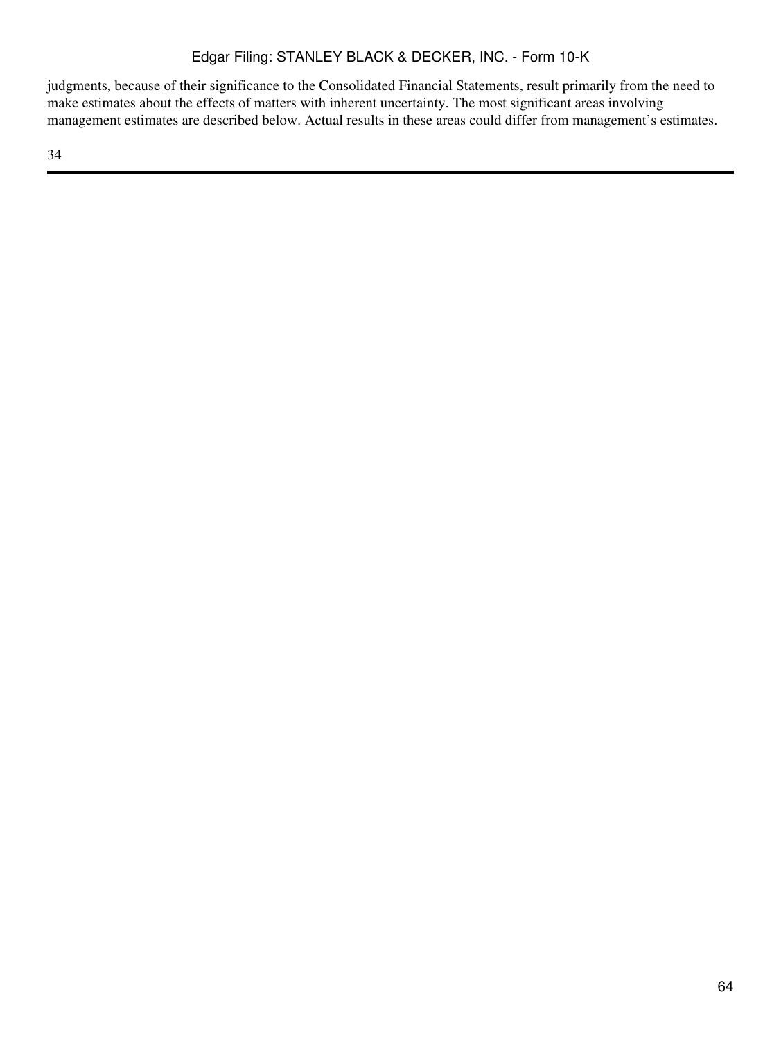judgments, because of their significance to the Consolidated Financial Statements, result primarily from the need to make estimates about the effects of matters with inherent uncertainty. The most significant areas involving management estimates are described below. Actual results in these areas could differ from management's estimates.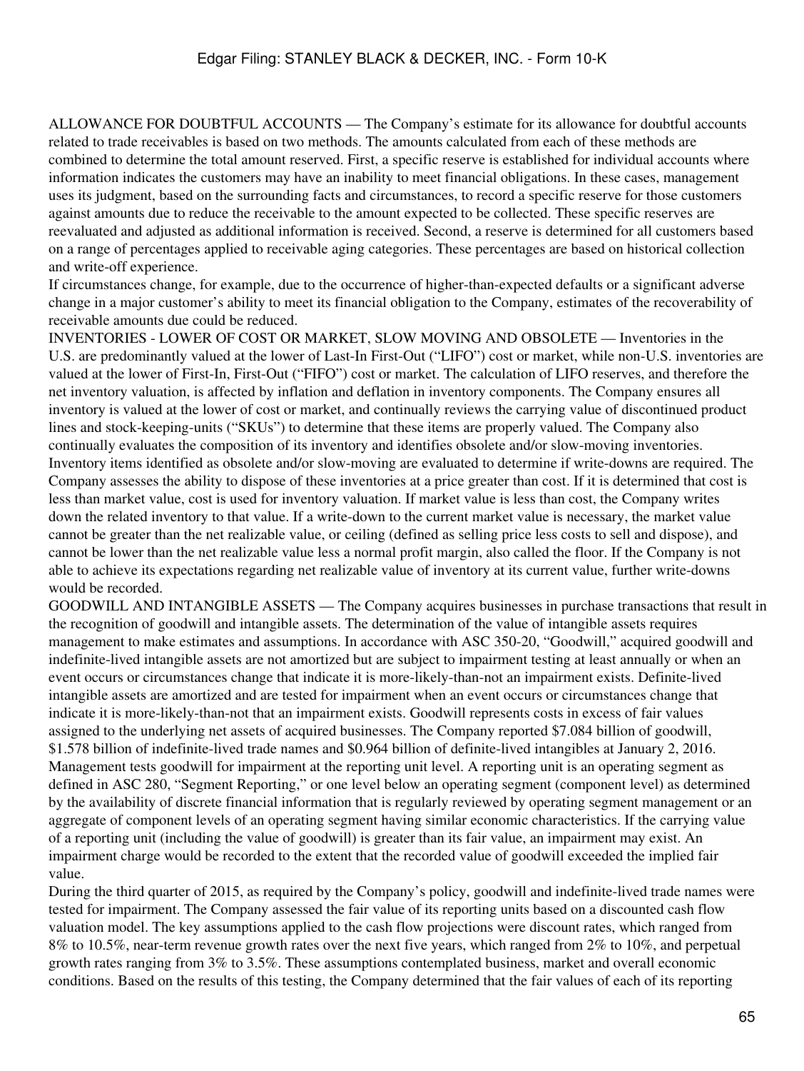ALLOWANCE FOR DOUBTFUL ACCOUNTS — The Company's estimate for its allowance for doubtful accounts related to trade receivables is based on two methods. The amounts calculated from each of these methods are combined to determine the total amount reserved. First, a specific reserve is established for individual accounts where information indicates the customers may have an inability to meet financial obligations. In these cases, management uses its judgment, based on the surrounding facts and circumstances, to record a specific reserve for those customers against amounts due to reduce the receivable to the amount expected to be collected. These specific reserves are reevaluated and adjusted as additional information is received. Second, a reserve is determined for all customers based on a range of percentages applied to receivable aging categories. These percentages are based on historical collection and write-off experience.

If circumstances change, for example, due to the occurrence of higher-than-expected defaults or a significant adverse change in a major customer's ability to meet its financial obligation to the Company, estimates of the recoverability of receivable amounts due could be reduced.

INVENTORIES - LOWER OF COST OR MARKET, SLOW MOVING AND OBSOLETE — Inventories in the U.S. are predominantly valued at the lower of Last-In First-Out ("LIFO") cost or market, while non-U.S. inventories are valued at the lower of First-In, First-Out ("FIFO") cost or market. The calculation of LIFO reserves, and therefore the net inventory valuation, is affected by inflation and deflation in inventory components. The Company ensures all inventory is valued at the lower of cost or market, and continually reviews the carrying value of discontinued product lines and stock-keeping-units ("SKUs") to determine that these items are properly valued. The Company also continually evaluates the composition of its inventory and identifies obsolete and/or slow-moving inventories. Inventory items identified as obsolete and/or slow-moving are evaluated to determine if write-downs are required. The Company assesses the ability to dispose of these inventories at a price greater than cost. If it is determined that cost is less than market value, cost is used for inventory valuation. If market value is less than cost, the Company writes down the related inventory to that value. If a write-down to the current market value is necessary, the market value cannot be greater than the net realizable value, or ceiling (defined as selling price less costs to sell and dispose), and cannot be lower than the net realizable value less a normal profit margin, also called the floor. If the Company is not able to achieve its expectations regarding net realizable value of inventory at its current value, further write-downs would be recorded.

GOODWILL AND INTANGIBLE ASSETS — The Company acquires businesses in purchase transactions that result in the recognition of goodwill and intangible assets. The determination of the value of intangible assets requires management to make estimates and assumptions. In accordance with ASC 350-20, "Goodwill," acquired goodwill and indefinite-lived intangible assets are not amortized but are subject to impairment testing at least annually or when an event occurs or circumstances change that indicate it is more-likely-than-not an impairment exists. Definite-lived intangible assets are amortized and are tested for impairment when an event occurs or circumstances change that indicate it is more-likely-than-not that an impairment exists. Goodwill represents costs in excess of fair values assigned to the underlying net assets of acquired businesses. The Company reported $7.084 billion of goodwill, $1.578 billion of indefinite-lived trade names and $0.964 billion of definite-lived intangibles at January 2, 2016.

Management tests goodwill for impairment at the reporting unit level. A reporting unit is an operating segment as defined in ASC 280, "Segment Reporting," or one level below an operating segment (component level) as determined by the availability of discrete financial information that is regularly reviewed by operating segment management or an aggregate of component levels of an operating segment having similar economic characteristics. If the carrying value of a reporting unit (including the value of goodwill) is greater than its fair value, an impairment may exist. An impairment charge would be recorded to the extent that the recorded value of goodwill exceeded the implied fair value.

During the third quarter of 2015, as required by the Company's policy, goodwill and indefinite-lived trade names were tested for impairment. The Company assessed the fair value of its reporting units based on a discounted cash flow valuation model. The key assumptions applied to the cash flow projections were discount rates, which ranged from 8% to 10.5%, near-term revenue growth rates over the next five years, which ranged from 2% to 10%, and perpetual growth rates ranging from 3% to 3.5%. These assumptions contemplated business, market and overall economic conditions. Based on the results of this testing, the Company determined that the fair values of each of its reporting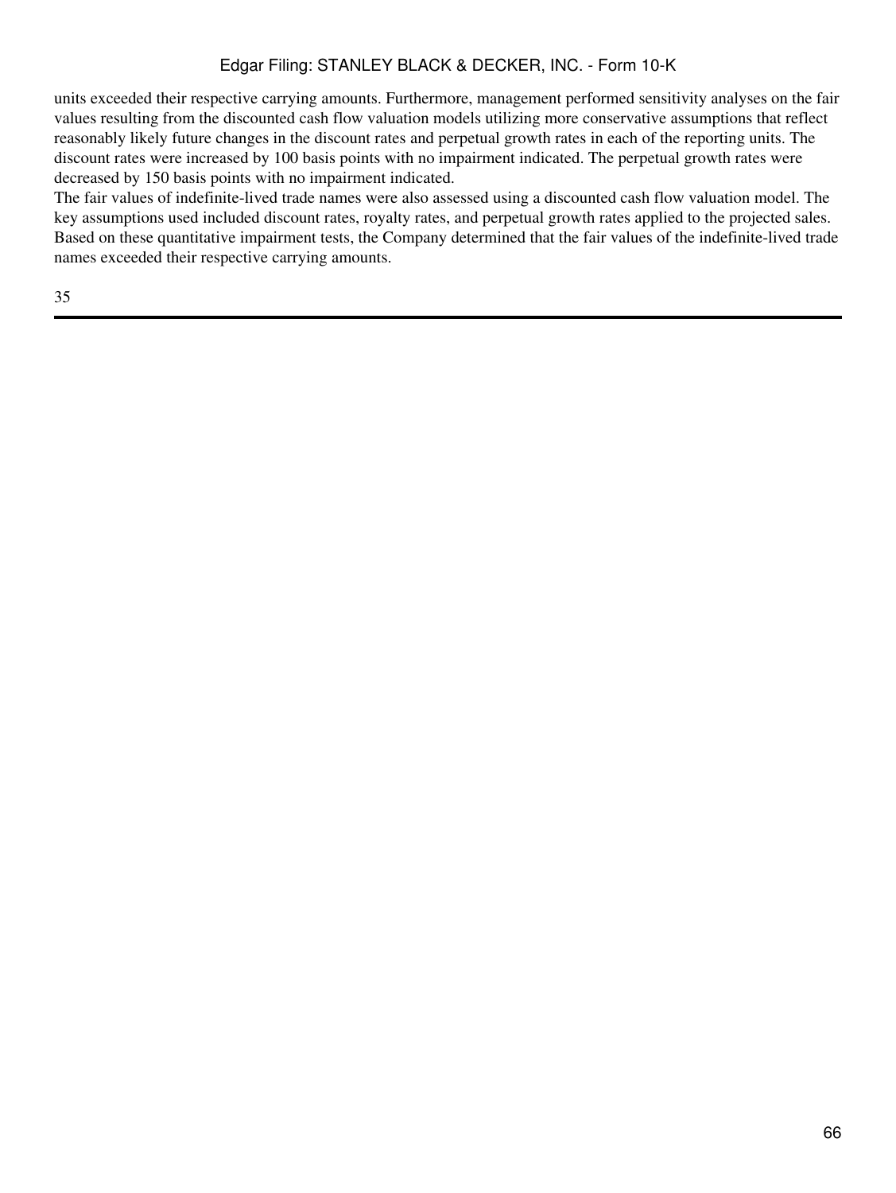units exceeded their respective carrying amounts. Furthermore, management performed sensitivity analyses on the fair values resulting from the discounted cash flow valuation models utilizing more conservative assumptions that reflect reasonably likely future changes in the discount rates and perpetual growth rates in each of the reporting units. The discount rates were increased by 100 basis points with no impairment indicated. The perpetual growth rates were decreased by 150 basis points with no impairment indicated.

The fair values of indefinite-lived trade names were also assessed using a discounted cash flow valuation model. The key assumptions used included discount rates, royalty rates, and perpetual growth rates applied to the projected sales. Based on these quantitative impairment tests, the Company determined that the fair values of the indefinite-lived trade names exceeded their respective carrying amounts.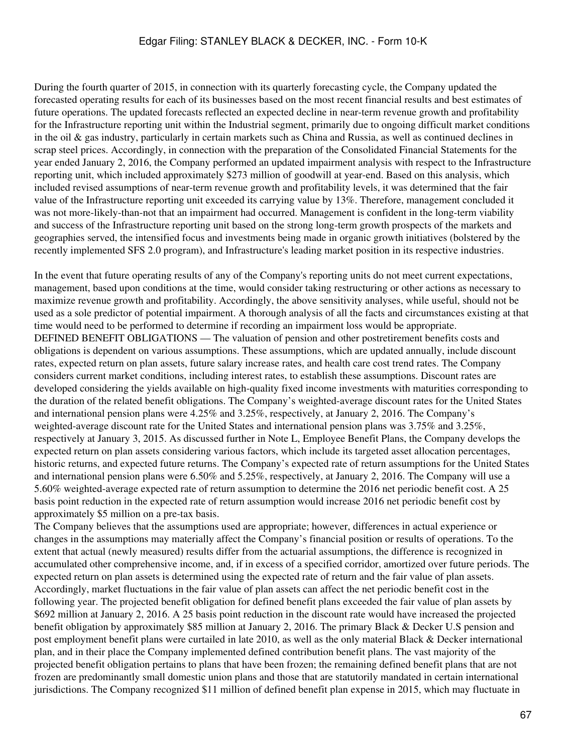During the fourth quarter of 2015, in connection with its quarterly forecasting cycle, the Company updated the forecasted operating results for each of its businesses based on the most recent financial results and best estimates of future operations. The updated forecasts reflected an expected decline in near-term revenue growth and profitability for the Infrastructure reporting unit within the Industrial segment, primarily due to ongoing difficult market conditions in the oil & gas industry, particularly in certain markets such as China and Russia, as well as continued declines in scrap steel prices. Accordingly, in connection with the preparation of the Consolidated Financial Statements for the year ended January 2, 2016, the Company performed an updated impairment analysis with respect to the Infrastructure reporting unit, which included approximately $273 million of goodwill at year-end. Based on this analysis, which included revised assumptions of near-term revenue growth and profitability levels, it was determined that the fair value of the Infrastructure reporting unit exceeded its carrying value by 13%. Therefore, management concluded it was not more-likely-than-not that an impairment had occurred. Management is confident in the long-term viability and success of the Infrastructure reporting unit based on the strong long-term growth prospects of the markets and geographies served, the intensified focus and investments being made in organic growth initiatives (bolstered by the recently implemented SFS 2.0 program), and Infrastructure's leading market position in its respective industries.

In the event that future operating results of any of the Company's reporting units do not meet current expectations, management, based upon conditions at the time, would consider taking restructuring or other actions as necessary to maximize revenue growth and profitability. Accordingly, the above sensitivity analyses, while useful, should not be used as a sole predictor of potential impairment. A thorough analysis of all the facts and circumstances existing at that time would need to be performed to determine if recording an impairment loss would be appropriate.

DEFINED BENEFIT OBLIGATIONS — The valuation of pension and other postretirement benefits costs and obligations is dependent on various assumptions. These assumptions, which are updated annually, include discount rates, expected return on plan assets, future salary increase rates, and health care cost trend rates. The Company considers current market conditions, including interest rates, to establish these assumptions. Discount rates are developed considering the yields available on high-quality fixed income investments with maturities corresponding to the duration of the related benefit obligations. The Company's weighted-average discount rates for the United States and international pension plans were 4.25% and 3.25%, respectively, at January 2, 2016. The Company's weighted-average discount rate for the United States and international pension plans was 3.75% and 3.25%, respectively at January 3, 2015. As discussed further in Note L, Employee Benefit Plans, the Company develops the expected return on plan assets considering various factors, which include its targeted asset allocation percentages, historic returns, and expected future returns. The Company's expected rate of return assumptions for the United States and international pension plans were 6.50% and 5.25%, respectively, at January 2, 2016. The Company will use a 5.60% weighted-average expected rate of return assumption to determine the 2016 net periodic benefit cost. A 25 basis point reduction in the expected rate of return assumption would increase 2016 net periodic benefit cost by approximately $5 million on a pre-tax basis.

The Company believes that the assumptions used are appropriate; however, differences in actual experience or changes in the assumptions may materially affect the Company's financial position or results of operations. To the extent that actual (newly measured) results differ from the actuarial assumptions, the difference is recognized in accumulated other comprehensive income, and, if in excess of a specified corridor, amortized over future periods. The expected return on plan assets is determined using the expected rate of return and the fair value of plan assets. Accordingly, market fluctuations in the fair value of plan assets can affect the net periodic benefit cost in the following year. The projected benefit obligation for defined benefit plans exceeded the fair value of plan assets by $692 million at January 2, 2016. A 25 basis point reduction in the discount rate would have increased the projected benefit obligation by approximately $85 million at January 2, 2016. The primary Black & Decker U.S pension and post employment benefit plans were curtailed in late 2010, as well as the only material Black & Decker international plan, and in their place the Company implemented defined contribution benefit plans. The vast majority of the projected benefit obligation pertains to plans that have been frozen; the remaining defined benefit plans that are not frozen are predominantly small domestic union plans and those that are statutorily mandated in certain international jurisdictions. The Company recognized $11 million of defined benefit plan expense in 2015, which may fluctuate in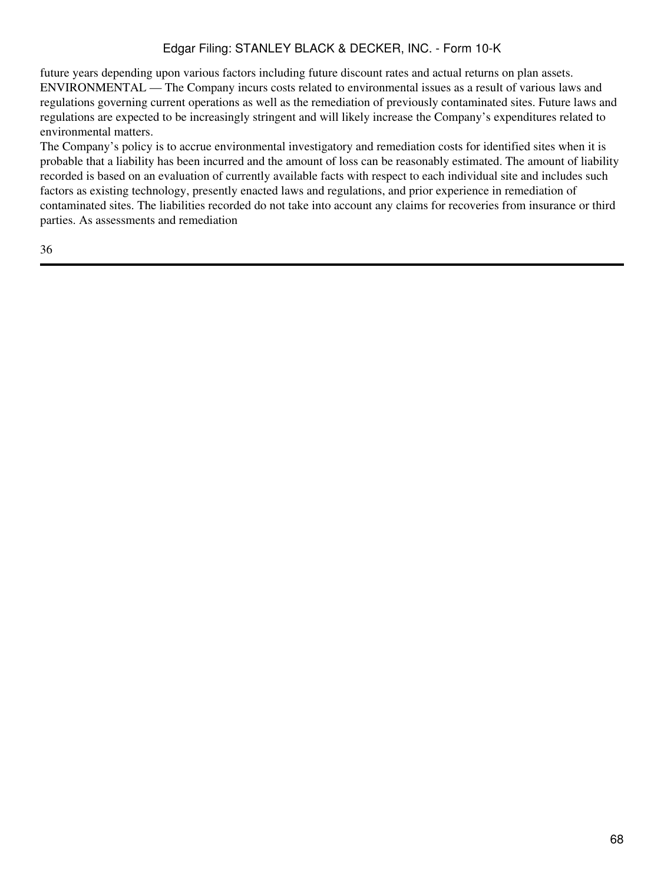future years depending upon various factors including future discount rates and actual returns on plan assets.

ENVIRONMENTAL — The Company incurs costs related to environmental issues as a result of various laws and regulations governing current operations as well as the remediation of previously contaminated sites. Future laws and regulations are expected to be increasingly stringent and will likely increase the Company's expenditures related to environmental matters.

The Company's policy is to accrue environmental investigatory and remediation costs for identified sites when it is probable that a liability has been incurred and the amount of loss can be reasonably estimated. The amount of liability recorded is based on an evaluation of currently available facts with respect to each individual site and includes such factors as existing technology, presently enacted laws and regulations, and prior experience in remediation of contaminated sites. The liabilities recorded do not take into account any claims for recoveries from insurance or third parties. As assessments and remediation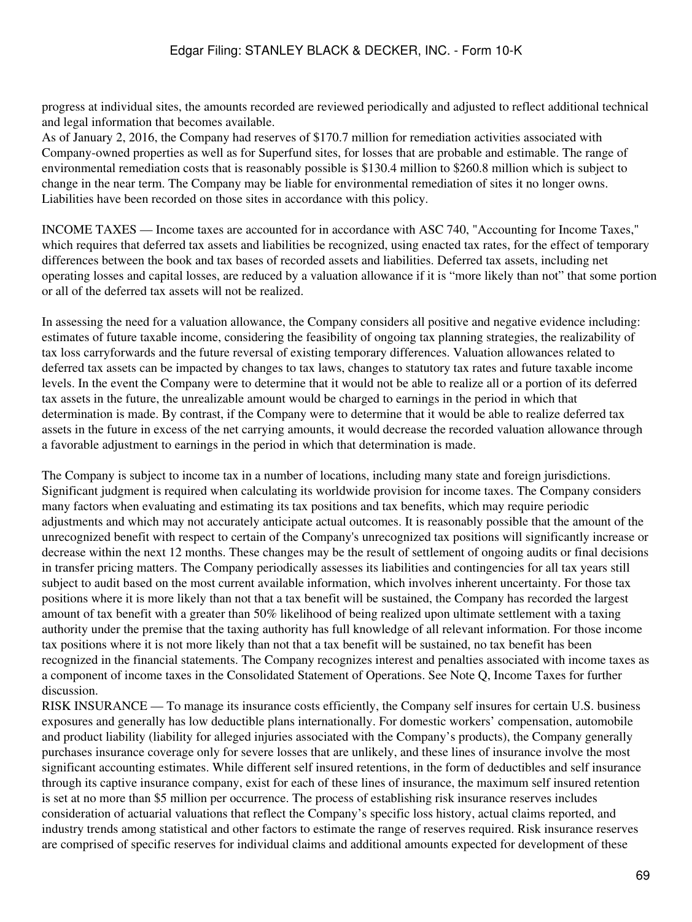progress at individual sites, the amounts recorded are reviewed periodically and adjusted to reflect additional technical and legal information that becomes available.

As of January 2, 2016, the Company had reserves of $170.7 million for remediation activities associated with Company-owned properties as well as for Superfund sites, for losses that are probable and estimable. The range of environmental remediation costs that is reasonably possible is $130.4 million to $260.8 million which is subject to change in the near term. The Company may be liable for environmental remediation of sites it no longer owns. Liabilities have been recorded on those sites in accordance with this policy.

INCOME TAXES — Income taxes are accounted for in accordance with ASC 740, "Accounting for Income Taxes," which requires that deferred tax assets and liabilities be recognized, using enacted tax rates, for the effect of temporary differences between the book and tax bases of recorded assets and liabilities. Deferred tax assets, including net operating losses and capital losses, are reduced by a valuation allowance if it is "more likely than not" that some portion or all of the deferred tax assets will not be realized.

In assessing the need for a valuation allowance, the Company considers all positive and negative evidence including: estimates of future taxable income, considering the feasibility of ongoing tax planning strategies, the realizability of tax loss carryforwards and the future reversal of existing temporary differences. Valuation allowances related to deferred tax assets can be impacted by changes to tax laws, changes to statutory tax rates and future taxable income levels. In the event the Company were to determine that it would not be able to realize all or a portion of its deferred tax assets in the future, the unrealizable amount would be charged to earnings in the period in which that determination is made. By contrast, if the Company were to determine that it would be able to realize deferred tax assets in the future in excess of the net carrying amounts, it would decrease the recorded valuation allowance through a favorable adjustment to earnings in the period in which that determination is made.

The Company is subject to income tax in a number of locations, including many state and foreign jurisdictions. Significant judgment is required when calculating its worldwide provision for income taxes. The Company considers many factors when evaluating and estimating its tax positions and tax benefits, which may require periodic adjustments and which may not accurately anticipate actual outcomes. It is reasonably possible that the amount of the unrecognized benefit with respect to certain of the Company's unrecognized tax positions will significantly increase or decrease within the next 12 months. These changes may be the result of settlement of ongoing audits or final decisions in transfer pricing matters. The Company periodically assesses its liabilities and contingencies for all tax years still subject to audit based on the most current available information, which involves inherent uncertainty. For those tax positions where it is more likely than not that a tax benefit will be sustained, the Company has recorded the largest amount of tax benefit with a greater than 50% likelihood of being realized upon ultimate settlement with a taxing authority under the premise that the taxing authority has full knowledge of all relevant information. For those income tax positions where it is not more likely than not that a tax benefit will be sustained, no tax benefit has been recognized in the financial statements. The Company recognizes interest and penalties associated with income taxes as a component of income taxes in the Consolidated Statement of Operations. See Note Q, Income Taxes for further discussion.

RISK INSURANCE — To manage its insurance costs efficiently, the Company self insures for certain U.S. business exposures and generally has low deductible plans internationally. For domestic workers' compensation, automobile and product liability (liability for alleged injuries associated with the Company's products), the Company generally purchases insurance coverage only for severe losses that are unlikely, and these lines of insurance involve the most significant accounting estimates. While different self insured retentions, in the form of deductibles and self insurance through its captive insurance company, exist for each of these lines of insurance, the maximum self insured retention is set at no more than $5 million per occurrence. The process of establishing risk insurance reserves includes consideration of actuarial valuations that reflect the Company's specific loss history, actual claims reported, and industry trends among statistical and other factors to estimate the range of reserves required. Risk insurance reserves are comprised of specific reserves for individual claims and additional amounts expected for development of these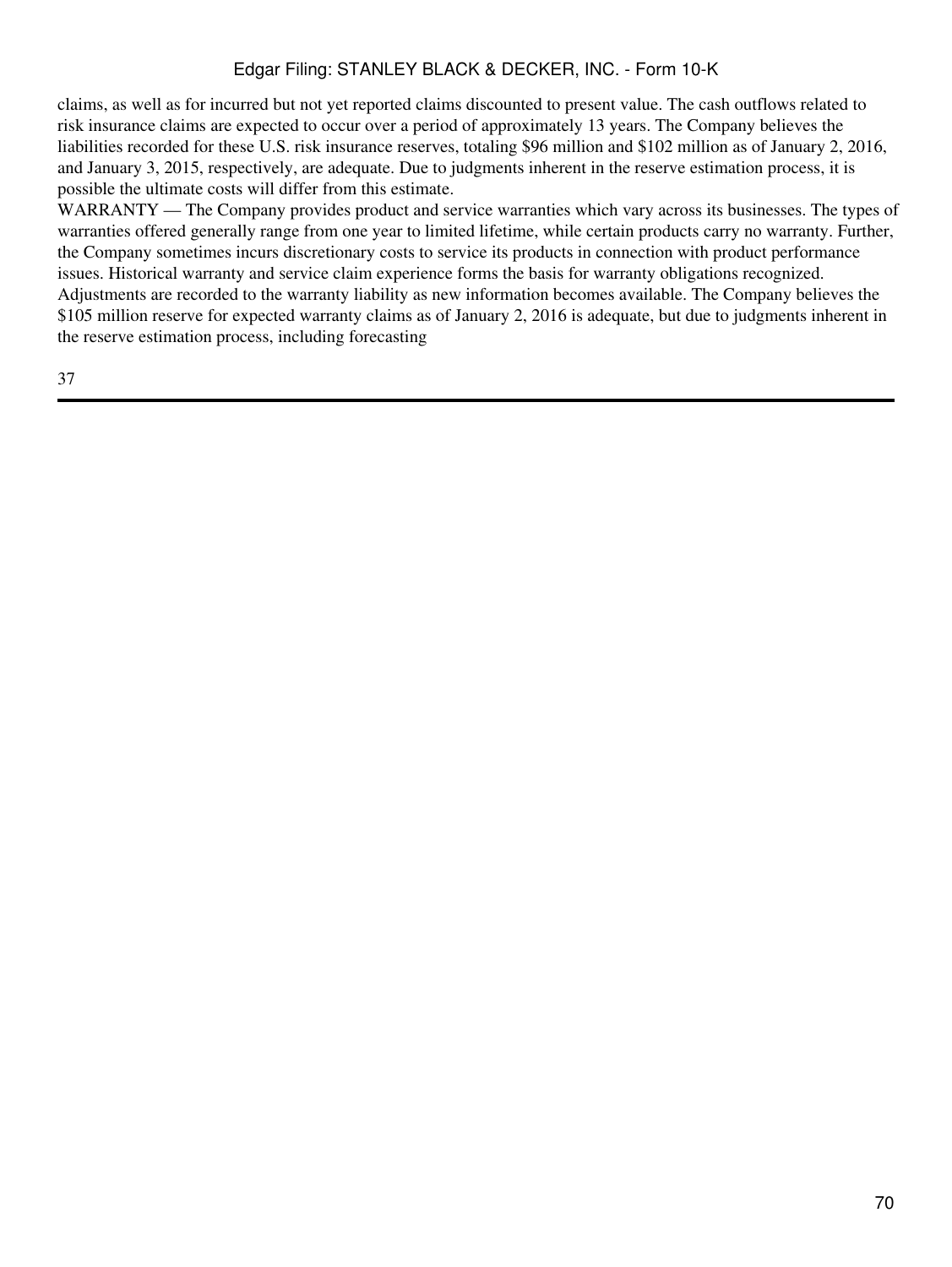claims, as well as for incurred but not yet reported claims discounted to present value. The cash outflows related to risk insurance claims are expected to occur over a period of approximately 13 years. The Company believes the liabilities recorded for these U.S. risk insurance reserves, totaling $96 million and $102 million as of January 2, 2016, and January 3, 2015, respectively, are adequate. Due to judgments inherent in the reserve estimation process, it is possible the ultimate costs will differ from this estimate.

WARRANTY — The Company provides product and service warranties which vary across its businesses. The types of warranties offered generally range from one year to limited lifetime, while certain products carry no warranty. Further, the Company sometimes incurs discretionary costs to service its products in connection with product performance issues. Historical warranty and service claim experience forms the basis for warranty obligations recognized. Adjustments are recorded to the warranty liability as new information becomes available. The Company believes the $105 million reserve for expected warranty claims as of January 2, 2016 is adequate, but due to judgments inherent in the reserve estimation process, including forecasting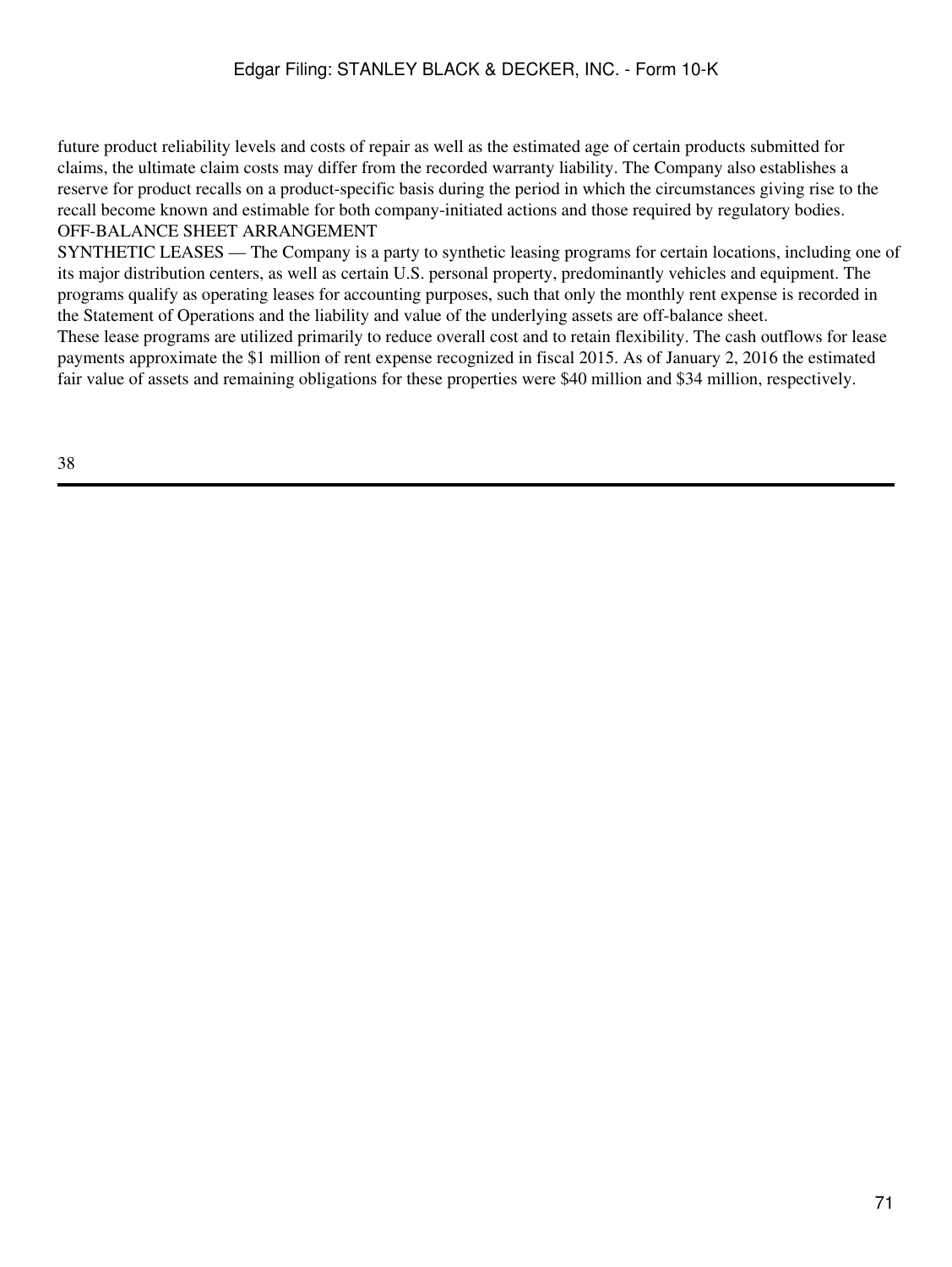future product reliability levels and costs of repair as well as the estimated age of certain products submitted for claims, the ultimate claim costs may differ from the recorded warranty liability. The Company also establishes a reserve for product recalls on a product-specific basis during the period in which the circumstances giving rise to the recall become known and estimable for both company-initiated actions and those required by regulatory bodies.

## OFF-BALANCE SHEET ARRANGEMENT

SYNTHETIC LEASES — The Company is a party to synthetic leasing programs for certain locations, including one of its major distribution centers, as well as certain U.S. personal property, predominantly vehicles and equipment. The programs qualify as operating leases for accounting purposes, such that only the monthly rent expense is recorded in the Statement of Operations and the liability and value of the underlying assets are off-balance sheet.

These lease programs are utilized primarily to reduce overall cost and to retain flexibility. The cash outflows for lease payments approximate the $1 million of rent expense recognized in fiscal 2015. As of January 2, 2016 the estimated fair value of assets and remaining obligations for these properties were $40 million and $34 million, respectively.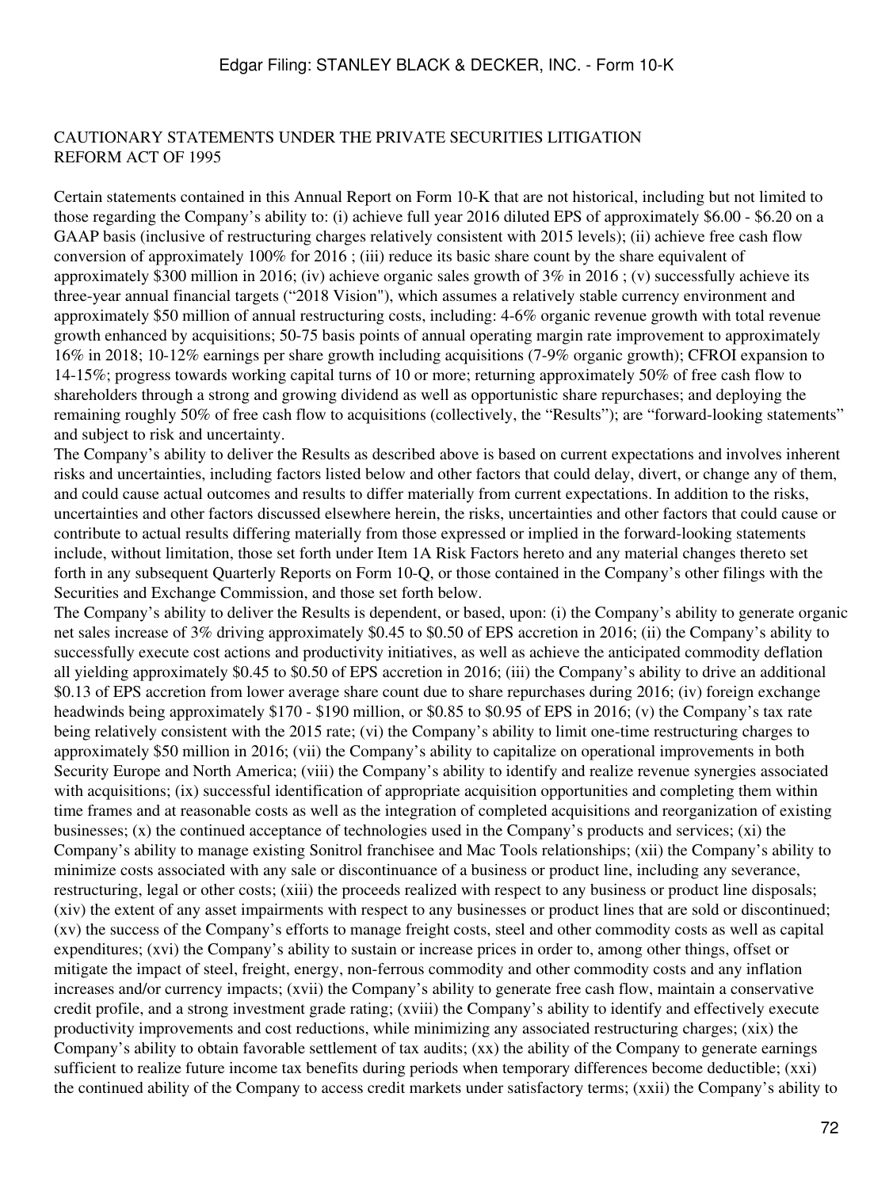## CAUTIONARY STATEMENTS UNDER THE PRIVATE SECURITIES LITIGATION REFORM ACT OF 1995

Certain statements contained in this Annual Report on Form 10-K that are not historical, including but not limited to those regarding the Company's ability to: (i) achieve full year 2016 diluted EPS of approximately $6.00 - $6.20 on a GAAP basis (inclusive of restructuring charges relatively consistent with 2015 levels); (ii) achieve free cash flow conversion of approximately 100% for 2016 ; (iii) reduce its basic share count by the share equivalent of approximately $300 million in 2016; (iv) achieve organic sales growth of 3% in 2016 ; (v) successfully achieve its three-year annual financial targets ("2018 Vision"), which assumes a relatively stable currency environment and approximately $50 million of annual restructuring costs, including: 4-6% organic revenue growth with total revenue growth enhanced by acquisitions; 50-75 basis points of annual operating margin rate improvement to approximately 16% in 2018; 10-12% earnings per share growth including acquisitions (7-9% organic growth); CFROI expansion to 14-15%; progress towards working capital turns of 10 or more; returning approximately 50% of free cash flow to shareholders through a strong and growing dividend as well as opportunistic share repurchases; and deploying the remaining roughly 50% of free cash flow to acquisitions (collectively, the "Results"); are "forward-looking statements" and subject to risk and uncertainty.

The Company's ability to deliver the Results as described above is based on current expectations and involves inherent risks and uncertainties, including factors listed below and other factors that could delay, divert, or change any of them, and could cause actual outcomes and results to differ materially from current expectations. In addition to the risks, uncertainties and other factors discussed elsewhere herein, the risks, uncertainties and other factors that could cause or contribute to actual results differing materially from those expressed or implied in the forward-looking statements include, without limitation, those set forth under Item 1A Risk Factors hereto and any material changes thereto set forth in any subsequent Quarterly Reports on Form 10-Q, or those contained in the Company's other filings with the Securities and Exchange Commission, and those set forth below.

The Company's ability to deliver the Results is dependent, or based, upon: (i) the Company's ability to generate organic net sales increase of 3% driving approximately $0.45 to $0.50 of EPS accretion in 2016; (ii) the Company's ability to successfully execute cost actions and productivity initiatives, as well as achieve the anticipated commodity deflation all yielding approximately $0.45 to $0.50 of EPS accretion in 2016; (iii) the Company's ability to drive an additional $0.13 of EPS accretion from lower average share count due to share repurchases during 2016; (iv) foreign exchange headwinds being approximately $170 - $190 million, or $0.85 to $0.95 of EPS in 2016; (v) the Company's tax rate being relatively consistent with the 2015 rate; (vi) the Company's ability to limit one-time restructuring charges to approximately $50 million in 2016; (vii) the Company's ability to capitalize on operational improvements in both Security Europe and North America; (viii) the Company's ability to identify and realize revenue synergies associated with acquisitions; (ix) successful identification of appropriate acquisition opportunities and completing them within time frames and at reasonable costs as well as the integration of completed acquisitions and reorganization of existing businesses; (x) the continued acceptance of technologies used in the Company's products and services; (xi) the Company's ability to manage existing Sonitrol franchisee and Mac Tools relationships; (xii) the Company's ability to minimize costs associated with any sale or discontinuance of a business or product line, including any severance, restructuring, legal or other costs; (xiii) the proceeds realized with respect to any business or product line disposals; (xiv) the extent of any asset impairments with respect to any businesses or product lines that are sold or discontinued; (xv) the success of the Company's efforts to manage freight costs, steel and other commodity costs as well as capital expenditures; (xvi) the Company's ability to sustain or increase prices in order to, among other things, offset or mitigate the impact of steel, freight, energy, non-ferrous commodity and other commodity costs and any inflation increases and/or currency impacts; (xvii) the Company's ability to generate free cash flow, maintain a conservative credit profile, and a strong investment grade rating; (xviii) the Company's ability to identify and effectively execute productivity improvements and cost reductions, while minimizing any associated restructuring charges; (xix) the Company's ability to obtain favorable settlement of tax audits; (xx) the ability of the Company to generate earnings sufficient to realize future income tax benefits during periods when temporary differences become deductible; (xxi) the continued ability of the Company to access credit markets under satisfactory terms; (xxii) the Company's ability to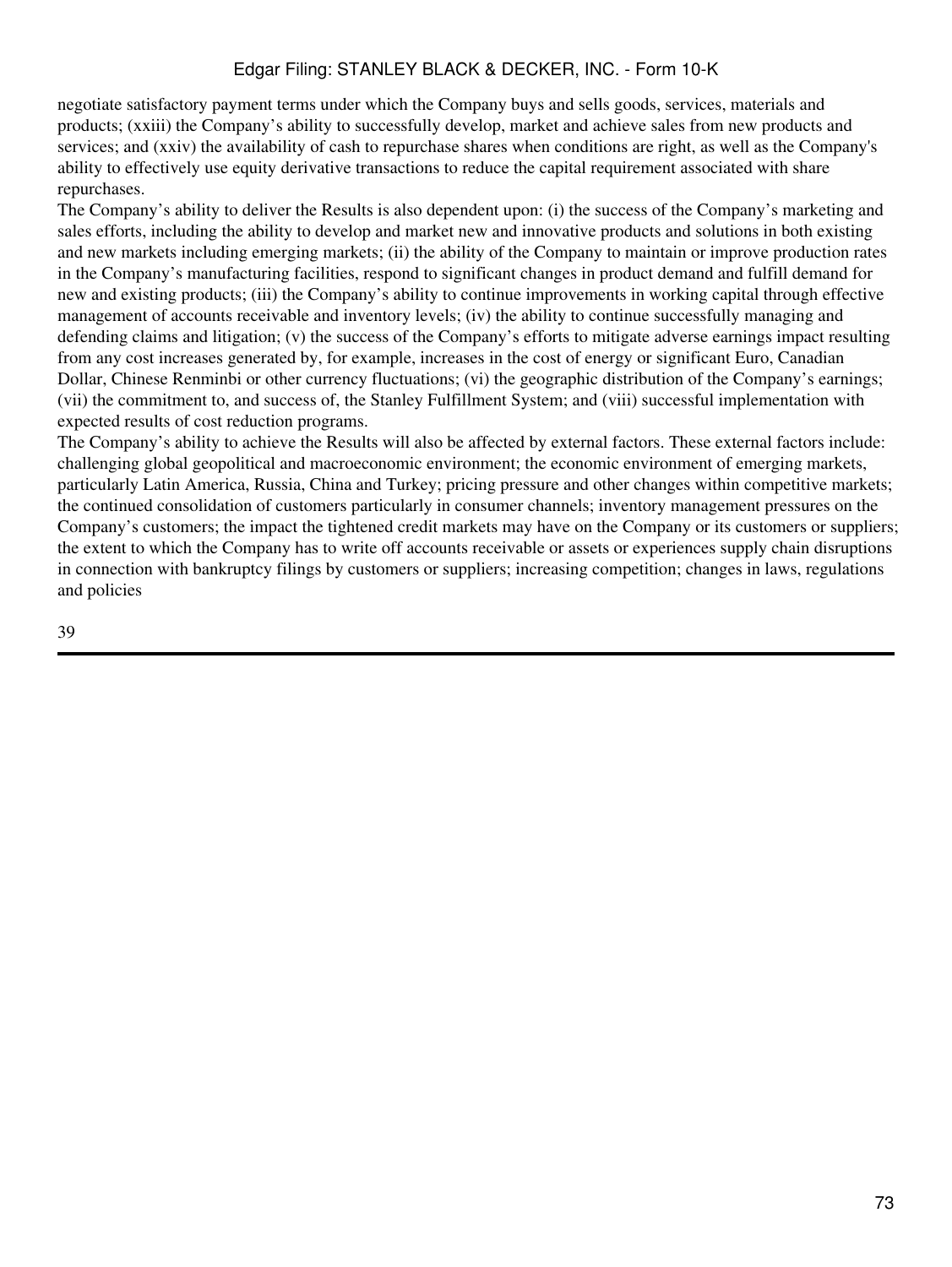negotiate satisfactory payment terms under which the Company buys and sells goods, services, materials and products; (xxiii) the Company's ability to successfully develop, market and achieve sales from new products and services; and (xxiv) the availability of cash to repurchase shares when conditions are right, as well as the Company's ability to effectively use equity derivative transactions to reduce the capital requirement associated with share repurchases.

The Company's ability to deliver the Results is also dependent upon: (i) the success of the Company's marketing and sales efforts, including the ability to develop and market new and innovative products and solutions in both existing and new markets including emerging markets; (ii) the ability of the Company to maintain or improve production rates in the Company's manufacturing facilities, respond to significant changes in product demand and fulfill demand for new and existing products; (iii) the Company's ability to continue improvements in working capital through effective management of accounts receivable and inventory levels; (iv) the ability to continue successfully managing and defending claims and litigation; (v) the success of the Company's efforts to mitigate adverse earnings impact resulting from any cost increases generated by, for example, increases in the cost of energy or significant Euro, Canadian Dollar, Chinese Renminbi or other currency fluctuations; (vi) the geographic distribution of the Company's earnings; (vii) the commitment to, and success of, the Stanley Fulfillment System; and (viii) successful implementation with expected results of cost reduction programs.

The Company's ability to achieve the Results will also be affected by external factors. These external factors include: challenging global geopolitical and macroeconomic environment; the economic environment of emerging markets, particularly Latin America, Russia, China and Turkey; pricing pressure and other changes within competitive markets; the continued consolidation of customers particularly in consumer channels; inventory management pressures on the Company's customers; the impact the tightened credit markets may have on the Company or its customers or suppliers; the extent to which the Company has to write off accounts receivable or assets or experiences supply chain disruptions in connection with bankruptcy filings by customers or suppliers; increasing competition; changes in laws, regulations and policies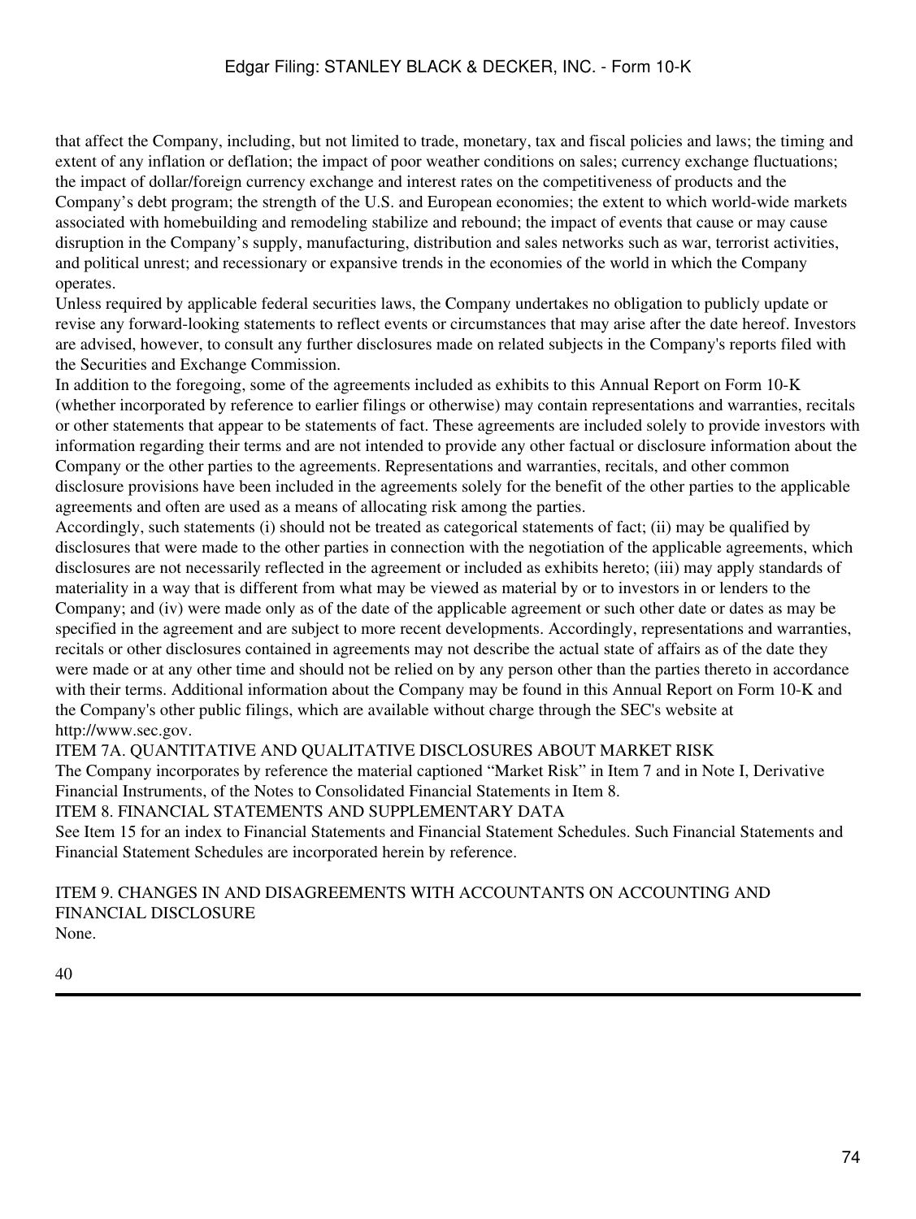that affect the Company, including, but not limited to trade, monetary, tax and fiscal policies and laws; the timing and extent of any inflation or deflation; the impact of poor weather conditions on sales; currency exchange fluctuations; the impact of dollar/foreign currency exchange and interest rates on the competitiveness of products and the Company's debt program; the strength of the U.S. and European economies; the extent to which world-wide markets associated with homebuilding and remodeling stabilize and rebound; the impact of events that cause or may cause disruption in the Company's supply, manufacturing, distribution and sales networks such as war, terrorist activities, and political unrest; and recessionary or expansive trends in the economies of the world in which the Company operates.

Unless required by applicable federal securities laws, the Company undertakes no obligation to publicly update or revise any forward-looking statements to reflect events or circumstances that may arise after the date hereof. Investors are advised, however, to consult any further disclosures made on related subjects in the Company's reports filed with the Securities and Exchange Commission.

In addition to the foregoing, some of the agreements included as exhibits to this Annual Report on Form 10-K (whether incorporated by reference to earlier filings or otherwise) may contain representations and warranties, recitals or other statements that appear to be statements of fact. These agreements are included solely to provide investors with information regarding their terms and are not intended to provide any other factual or disclosure information about the Company or the other parties to the agreements. Representations and warranties, recitals, and other common disclosure provisions have been included in the agreements solely for the benefit of the other parties to the applicable agreements and often are used as a means of allocating risk among the parties.

Accordingly, such statements (i) should not be treated as categorical statements of fact; (ii) may be qualified by disclosures that were made to the other parties in connection with the negotiation of the applicable agreements, which disclosures are not necessarily reflected in the agreement or included as exhibits hereto; (iii) may apply standards of materiality in a way that is different from what may be viewed as material by or to investors in or lenders to the Company; and (iv) were made only as of the date of the applicable agreement or such other date or dates as may be specified in the agreement and are subject to more recent developments. Accordingly, representations and warranties, recitals or other disclosures contained in agreements may not describe the actual state of affairs as of the date they were made or at any other time and should not be relied on by any person other than the parties thereto in accordance with their terms. Additional information about the Company may be found in this Annual Report on Form 10-K and the Company's other public filings, which are available without charge through the SEC's website at http://www.sec.gov.

## ITEM 7A. QUANTITATIVE AND QUALITATIVE DISCLOSURES ABOUT MARKET RISK

The Company incorporates by reference the material captioned "Market Risk" in Item 7 and in Note I, Derivative Financial Instruments, of the Notes to Consolidated Financial Statements in Item 8.

## ITEM 8. FINANCIAL STATEMENTS AND SUPPLEMENTARY DATA

See Item 15 for an index to Financial Statements and Financial Statement Schedules. Such Financial Statements and Financial Statement Schedules are incorporated herein by reference.

## ITEM 9. CHANGES IN AND DISAGREEMENTS WITH ACCOUNTANTS ON ACCOUNTING AND FINANCIAL DISCLOSURE

None.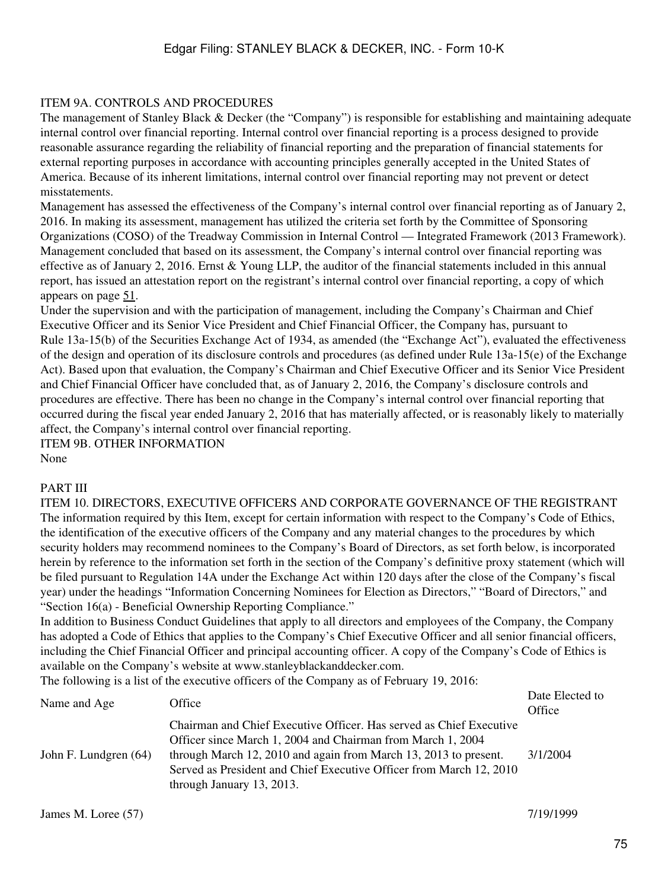## ITEM 9A. CONTROLS AND PROCEDURES

The management of Stanley Black & Decker (the "Company") is responsible for establishing and maintaining adequate internal control over financial reporting. Internal control over financial reporting is a process designed to provide reasonable assurance regarding the reliability of financial reporting and the preparation of financial statements for external reporting purposes in accordance with accounting principles generally accepted in the United States of America. Because of its inherent limitations, internal control over financial reporting may not prevent or detect misstatements.

Management has assessed the effectiveness of the Company's internal control over financial reporting as of January 2, 2016. In making its assessment, management has utilized the criteria set forth by the Committee of Sponsoring Organizations (COSO) of the Treadway Commission in Internal Control — Integrated Framework (2013 Framework). Management concluded that based on its assessment, the Company's internal control over financial reporting was effective as of January 2, 2016. Ernst & Young LLP, the auditor of the financial statements included in this annual report, has issued an attestation report on the registrant's internal control over financial reporting, a copy of which appears on page 51.

Under the supervision and with the participation of management, including the Company's Chairman and Chief Executive Officer and its Senior Vice President and Chief Financial Officer, the Company has, pursuant to Rule 13a-15(b) of the Securities Exchange Act of 1934, as amended (the "Exchange Act"), evaluated the effectiveness of the design and operation of its disclosure controls and procedures (as defined under Rule 13a-15(e) of the Exchange Act). Based upon that evaluation, the Company's Chairman and Chief Executive Officer and its Senior Vice President and Chief Financial Officer have concluded that, as of January 2, 2016, the Company's disclosure controls and procedures are effective. There has been no change in the Company's internal control over financial reporting that occurred during the fiscal year ended January 2, 2016 that has materially affected, or is reasonably likely to materially affect, the Company's internal control over financial reporting.

## ITEM 9B. OTHER INFORMATION

None

# PART III

## ITEM 10. DIRECTORS, EXECUTIVE OFFICERS AND CORPORATE GOVERNANCE OF THE REGISTRANT

The information required by this Item, except for certain information with respect to the Company's Code of Ethics, the identification of the executive officers of the Company and any material changes to the procedures by which security holders may recommend nominees to the Company's Board of Directors, as set forth below, is incorporated herein by reference to the information set forth in the section of the Company's definitive proxy statement (which will be filed pursuant to Regulation 14A under the Exchange Act within 120 days after the close of the Company's fiscal year) under the headings "Information Concerning Nominees for Election as Directors," "Board of Directors," and "Section 16(a) - Beneficial Ownership Reporting Compliance."

In addition to Business Conduct Guidelines that apply to all directors and employees of the Company, the Company has adopted a Code of Ethics that applies to the Company's Chief Executive Officer and all senior financial officers, including the Chief Financial Officer and principal accounting officer. A copy of the Company's Code of Ethics is available on the Company's website at www.stanleyblackanddecker.com.

The following is a list of the executive officers of the Company as of February 19, 2016:

| Name and Age | Office | Date Elected to Office |
|---|---|---|
| John F. Lundgren (64) | Chairman and Chief Executive Officer. Has served as Chief Executive Officer since March 1, 2004 and Chairman from March 1, 2004 through March 12, 2010 and again from March 13, 2013 to present. Served as President and Chief Executive Officer from March 12, 2010 through January 13, 2013. | 3/1/2004 |
| James M. Loree (57) | | 7/19/1999 |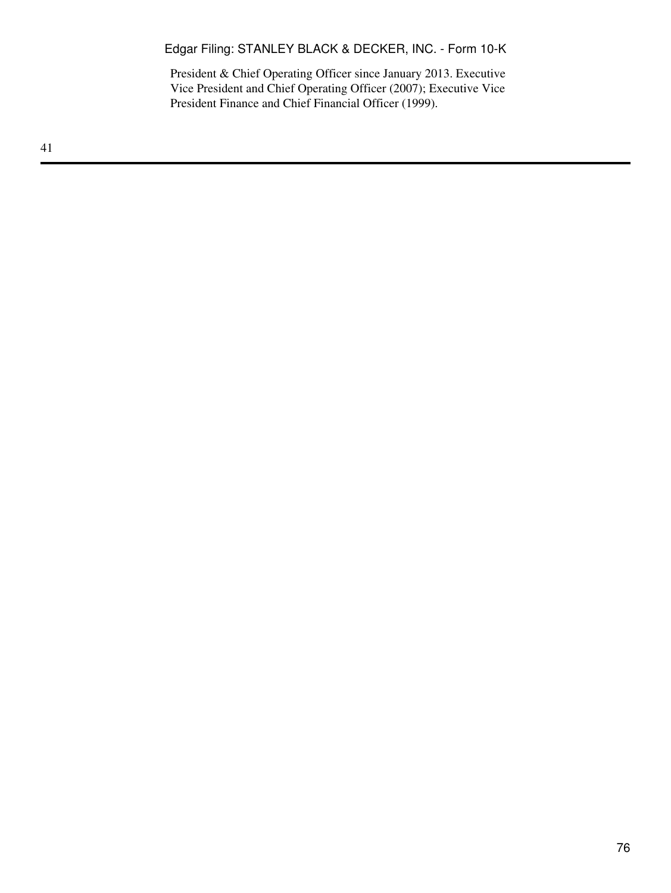President & Chief Operating Officer since January 2013. Executive Vice President and Chief Operating Officer (2007); Executive Vice President Finance and Chief Financial Officer (1999).

41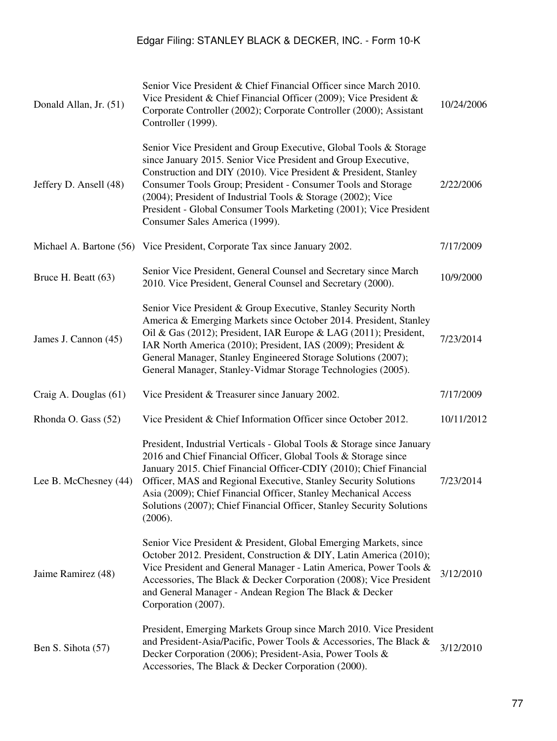| | | |
|---|---|---|
| Donald Allan, Jr. (51) | Senior Vice President & Chief Financial Officer since March 2010. Vice President & Chief Financial Officer (2009); Vice President & Corporate Controller (2002); Corporate Controller (2000); Assistant Controller (1999). | 10/24/2006 |
| Jeffery D. Ansell (48) | Senior Vice President and Group Executive, Global Tools & Storage since January 2015. Senior Vice President and Group Executive, Construction and DIY (2010). Vice President & President, Stanley Consumer Tools Group; President - Consumer Tools and Storage (2004); President of Industrial Tools & Storage (2002); Vice President - Global Consumer Tools Marketing (2001); Vice President Consumer Sales America (1999). | 2/22/2006 |
| Michael A. Bartone (56) | Vice President, Corporate Tax since January 2002. | 7/17/2009 |
| Bruce H. Beatt (63) | Senior Vice President, General Counsel and Secretary since March 2010. Vice President, General Counsel and Secretary (2000). | 10/9/2000 |
| James J. Cannon (45) | Senior Vice President & Group Executive, Stanley Security North America & Emerging Markets since October 2014. President, Stanley Oil & Gas (2012); President, IAR Europe & LAG (2011); President, IAR North America (2010); President, IAS (2009); President & General Manager, Stanley Engineered Storage Solutions (2007); General Manager, Stanley-Vidmar Storage Technologies (2005). | 7/23/2014 |
| Craig A. Douglas (61) | Vice President & Treasurer since January 2002. | 7/17/2009 |
| Rhonda O. Gass (52) | Vice President & Chief Information Officer since October 2012. | 10/11/2012 |
| Lee B. McChesney (44) | President, Industrial Verticals - Global Tools & Storage since January 2016 and Chief Financial Officer, Global Tools & Storage since January 2015. Chief Financial Officer-CDIY (2010); Chief Financial Officer, MAS and Regional Executive, Stanley Security Solutions Asia (2009); Chief Financial Officer, Stanley Mechanical Access Solutions (2007); Chief Financial Officer, Stanley Security Solutions (2006). | 7/23/2014 |
| Jaime Ramirez (48) | Senior Vice President & President, Global Emerging Markets, since October 2012. President, Construction & DIY, Latin America (2010); Vice President and General Manager - Latin America, Power Tools & Accessories, The Black & Decker Corporation (2008); Vice President and General Manager - Andean Region The Black & Decker Corporation (2007). | 3/12/2010 |
| Ben S. Sihota (57) | President, Emerging Markets Group since March 2010. Vice President and President-Asia/Pacific, Power Tools & Accessories, The Black & Decker Corporation (2006); President-Asia, Power Tools & Accessories, The Black & Decker Corporation (2000). | 3/12/2010 |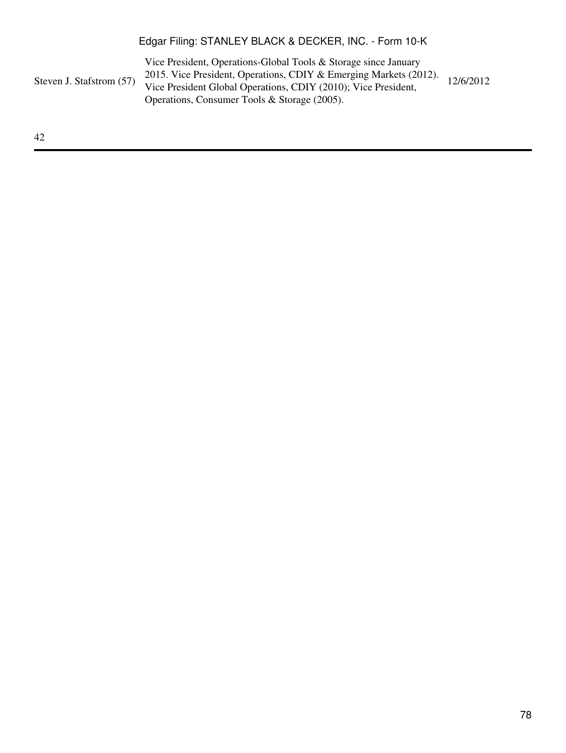| | | |
|---|---|---|
| Steven J. Stafstrom (57) | Vice President, Operations-Global Tools & Storage since January 2015. Vice President, Operations, CDIY & Emerging Markets (2012). Vice President Global Operations, CDIY (2010); Vice President, Operations, Consumer Tools & Storage (2005). | 12/6/2012 |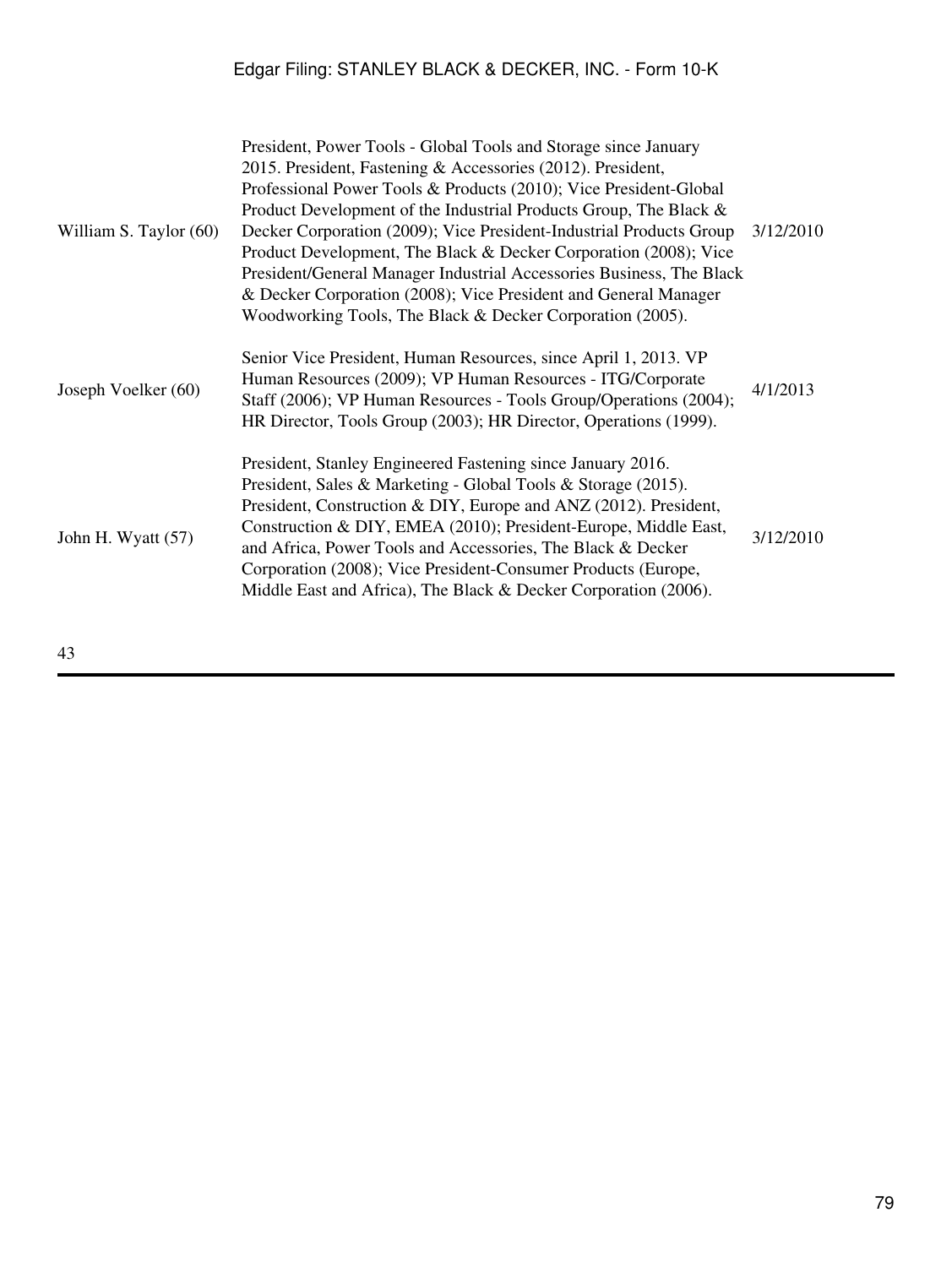| | | |
|---|---|---|
| William S. Taylor (60) | President, Power Tools - Global Tools and Storage since January 2015. President, Fastening & Accessories (2012). President, Professional Power Tools & Products (2010); Vice President-Global Product Development of the Industrial Products Group, The Black & Decker Corporation (2009); Vice President-Industrial Products Group Product Development, The Black & Decker Corporation (2008); Vice President/General Manager Industrial Accessories Business, The Black & Decker Corporation (2008); Vice President and General Manager Woodworking Tools, The Black & Decker Corporation (2005). | 3/12/2010 |
| Joseph Voelker (60) | Senior Vice President, Human Resources, since April 1, 2013. VP Human Resources (2009); VP Human Resources - ITG/Corporate Staff (2006); VP Human Resources - Tools Group/Operations (2004); HR Director, Tools Group (2003); HR Director, Operations (1999). | 4/1/2013 |
| John H. Wyatt (57) | President, Stanley Engineered Fastening since January 2016. President, Sales & Marketing - Global Tools & Storage (2015). President, Construction & DIY, Europe and ANZ (2012). President, Construction & DIY, EMEA (2010); President-Europe, Middle East, and Africa, Power Tools and Accessories, The Black & Decker Corporation (2008); Vice President-Consumer Products (Europe, Middle East and Africa), The Black & Decker Corporation (2006). | 3/12/2010 |

43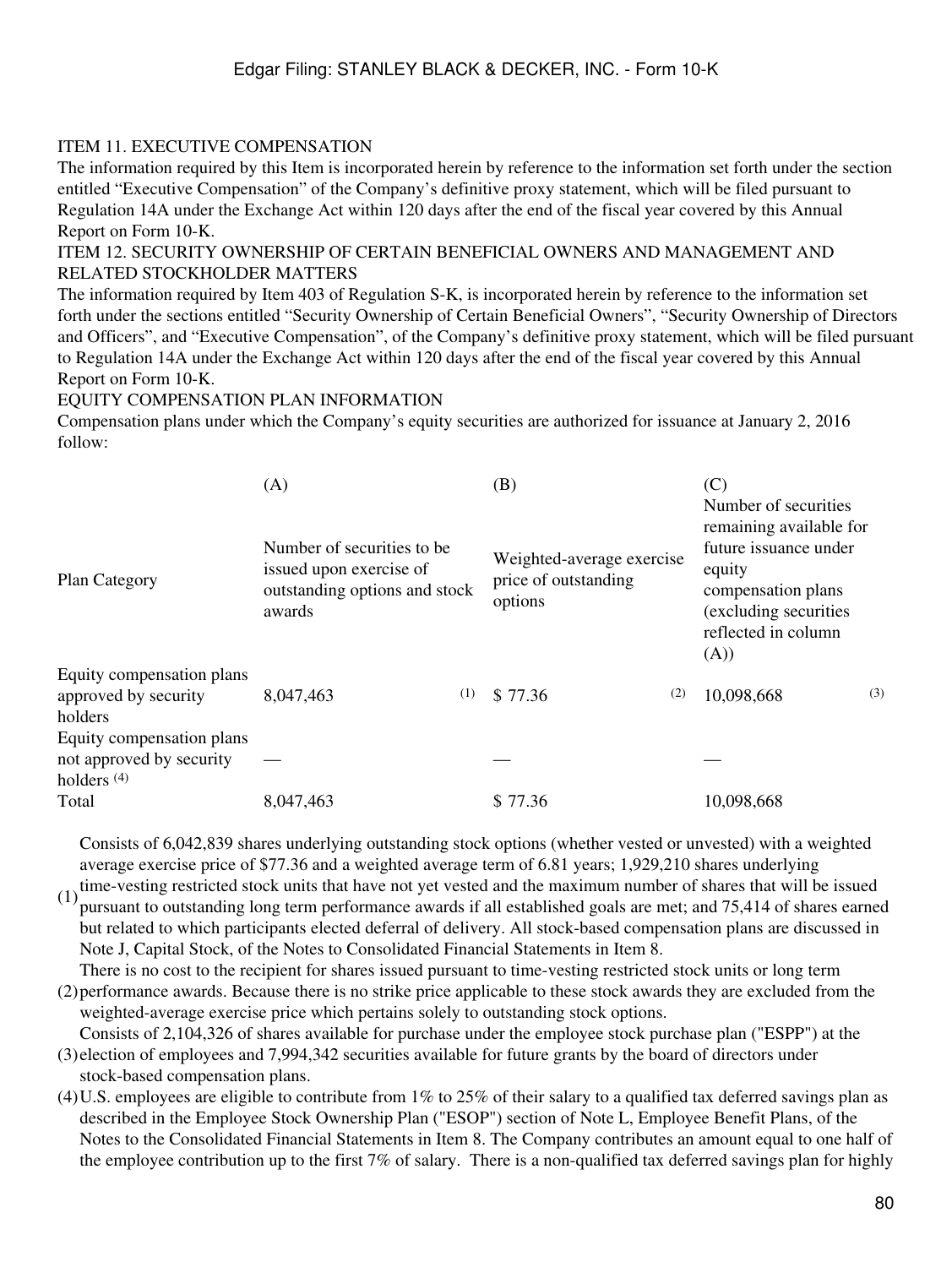## ITEM 11. EXECUTIVE COMPENSATION

The information required by this Item is incorporated herein by reference to the information set forth under the section entitled "Executive Compensation" of the Company's definitive proxy statement, which will be filed pursuant to Regulation 14A under the Exchange Act within 120 days after the end of the fiscal year covered by this Annual Report on Form 10-K.

## ITEM 12. SECURITY OWNERSHIP OF CERTAIN BENEFICIAL OWNERS AND MANAGEMENT AND RELATED STOCKHOLDER MATTERS

The information required by Item 403 of Regulation S-K, is incorporated herein by reference to the information set forth under the sections entitled "Security Ownership of Certain Beneficial Owners", "Security Ownership of Directors and Officers", and "Executive Compensation", of the Company's definitive proxy statement, which will be filed pursuant to Regulation 14A under the Exchange Act within 120 days after the end of the fiscal year covered by this Annual Report on Form 10-K.

### EQUITY COMPENSATION PLAN INFORMATION

Compensation plans under which the Company's equity securities are authorized for issuance at January 2, 2016 follow:

| Plan Category | (A) Number of securities to be issued upon exercise of outstanding options and stock awards | (B) Weighted-average exercise price of outstanding options | (C) Number of securities remaining available for future issuance under equity compensation plans (excluding securities reflected in column (A)) |
|---|---|---|---|
| Equity compensation plans approved by security holders | 8,047,463 (1) | $ 77.36 (2) | 10,098,668 (3) |
| Equity compensation plans not approved by security holders (4) | — | — | — |
| Total | 8,047,463 | $ 77.36 | 10,098,668 |

(1) Consists of 6,042,839 shares underlying outstanding stock options (whether vested or unvested) with a weighted average exercise price of $77.36 and a weighted average term of 6.81 years; 1,929,210 shares underlying time-vesting restricted stock units that have not yet vested and the maximum number of shares that will be issued pursuant to outstanding long term performance awards if all established goals are met; and 75,414 of shares earned but related to which participants elected deferral of delivery. All stock-based compensation plans are discussed in Note J, Capital Stock, of the Notes to Consolidated Financial Statements in Item 8.

(2) There is no cost to the recipient for shares issued pursuant to time-vesting restricted stock units or long term performance awards. Because there is no strike price applicable to these stock awards they are excluded from the weighted-average exercise price which pertains solely to outstanding stock options.

(3) Consists of 2,104,326 of shares available for purchase under the employee stock purchase plan ("ESPP") at the election of employees and 7,994,342 securities available for future grants by the board of directors under stock-based compensation plans.

(4) U.S. employees are eligible to contribute from 1% to 25% of their salary to a qualified tax deferred savings plan as described in the Employee Stock Ownership Plan ("ESOP") section of Note L, Employee Benefit Plans, of the Notes to the Consolidated Financial Statements in Item 8. The Company contributes an amount equal to one half of the employee contribution up to the first 7% of salary. There is a non-qualified tax deferred savings plan for highly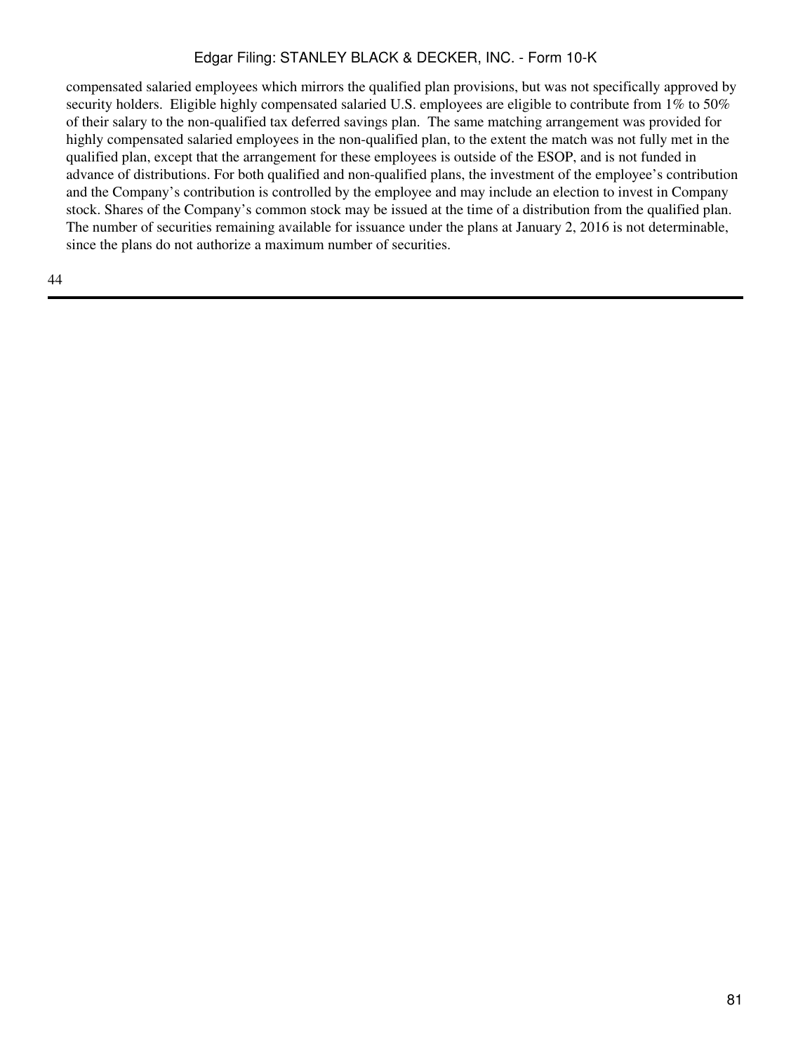compensated salaried employees which mirrors the qualified plan provisions, but was not specifically approved by security holders. Eligible highly compensated salaried U.S. employees are eligible to contribute from 1% to 50% of their salary to the non-qualified tax deferred savings plan. The same matching arrangement was provided for highly compensated salaried employees in the non-qualified plan, to the extent the match was not fully met in the qualified plan, except that the arrangement for these employees is outside of the ESOP, and is not funded in advance of distributions. For both qualified and non-qualified plans, the investment of the employee's contribution and the Company's contribution is controlled by the employee and may include an election to invest in Company stock. Shares of the Company's common stock may be issued at the time of a distribution from the qualified plan. The number of securities remaining available for issuance under the plans at January 2, 2016 is not determinable, since the plans do not authorize a maximum number of securities.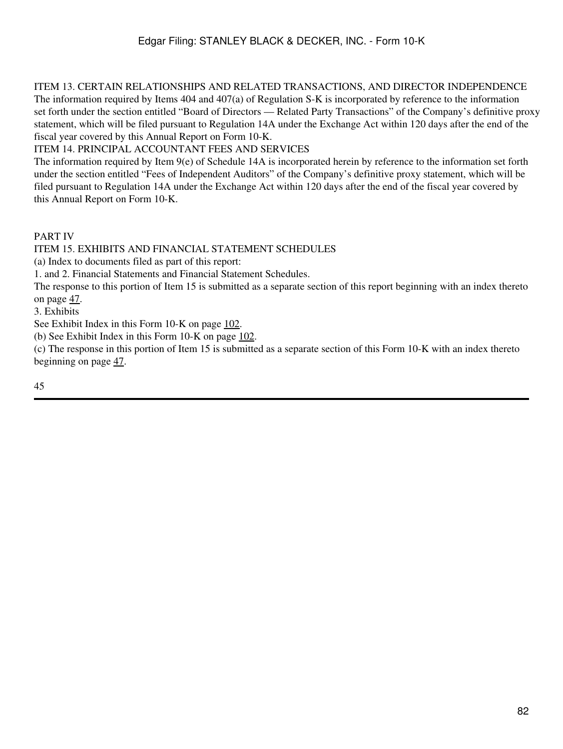## ITEM 13. CERTAIN RELATIONSHIPS AND RELATED TRANSACTIONS, AND DIRECTOR INDEPENDENCE

The information required by Items 404 and 407(a) of Regulation S-K is incorporated by reference to the information set forth under the section entitled "Board of Directors — Related Party Transactions" of the Company's definitive proxy statement, which will be filed pursuant to Regulation 14A under the Exchange Act within 120 days after the end of the fiscal year covered by this Annual Report on Form 10-K.

## ITEM 14. PRINCIPAL ACCOUNTANT FEES AND SERVICES

The information required by Item 9(e) of Schedule 14A is incorporated herein by reference to the information set forth under the section entitled "Fees of Independent Auditors" of the Company's definitive proxy statement, which will be filed pursuant to Regulation 14A under the Exchange Act within 120 days after the end of the fiscal year covered by this Annual Report on Form 10-K.

# PART IV

## ITEM 15. EXHIBITS AND FINANCIAL STATEMENT SCHEDULES

(a) Index to documents filed as part of this report:

1. and 2. Financial Statements and Financial Statement Schedules.

The response to this portion of Item 15 is submitted as a separate section of this report beginning with an index thereto on page 47.

3. Exhibits

See Exhibit Index in this Form 10-K on page 102.

(b) See Exhibit Index in this Form 10-K on page 102.

(c) The response in this portion of Item 15 is submitted as a separate section of this Form 10-K with an index thereto beginning on page 47.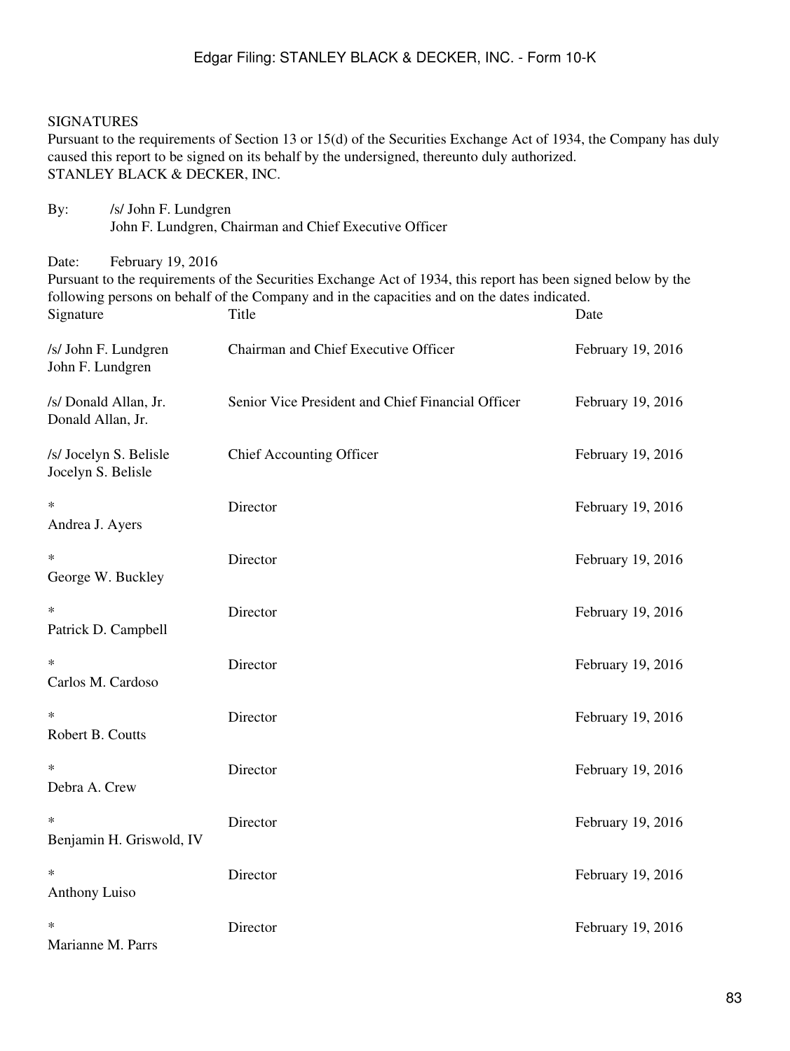SIGNATURES

Pursuant to the requirements of Section 13 or 15(d) of the Securities Exchange Act of 1934, the Company has duly caused this report to be signed on its behalf by the undersigned, thereunto duly authorized.

STANLEY BLACK & DECKER, INC.

By: /s/ John F. Lundgren
John F. Lundgren, Chairman and Chief Executive Officer

Date: February 19, 2016

Pursuant to the requirements of the Securities Exchange Act of 1934, this report has been signed below by the following persons on behalf of the Company and in the capacities and on the dates indicated.

| Signature | Title | Date |
|---|---|---|
| /s/ John F. Lundgren<br>John F. Lundgren | Chairman and Chief Executive Officer | February 19, 2016 |
| /s/ Donald Allan, Jr.<br>Donald Allan, Jr. | Senior Vice President and Chief Financial Officer | February 19, 2016 |
| /s/ Jocelyn S. Belisle<br>Jocelyn S. Belisle | Chief Accounting Officer | February 19, 2016 |
| *<br>Andrea J. Ayers | Director | February 19, 2016 |
| *<br>George W. Buckley | Director | February 19, 2016 |
| *<br>Patrick D. Campbell | Director | February 19, 2016 |
| *<br>Carlos M. Cardoso | Director | February 19, 2016 |
| *<br>Robert B. Coutts | Director | February 19, 2016 |
| *<br>Debra A. Crew | Director | February 19, 2016 |
| *<br>Benjamin H. Griswold, IV | Director | February 19, 2016 |
| *<br>Anthony Luiso | Director | February 19, 2016 |
| *<br>Marianne M. Parrs | Director | February 19, 2016 |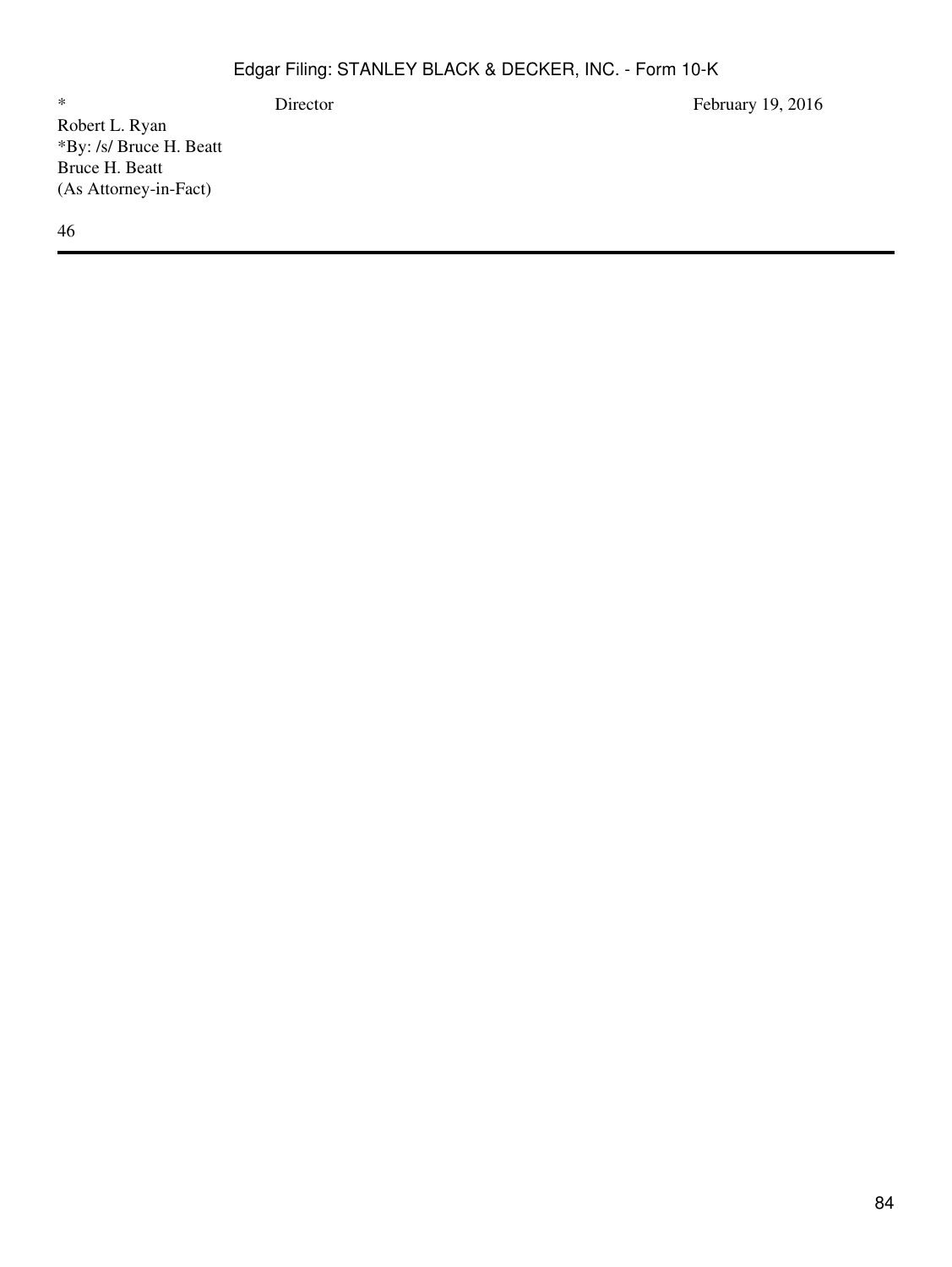| * | Director | February 19, 2016 |
|---|---|---|
| Robert L. Ryan | | |

*By: /s/ Bruce H. Beatt
Bruce H. Beatt
(As Attorney-in-Fact)

46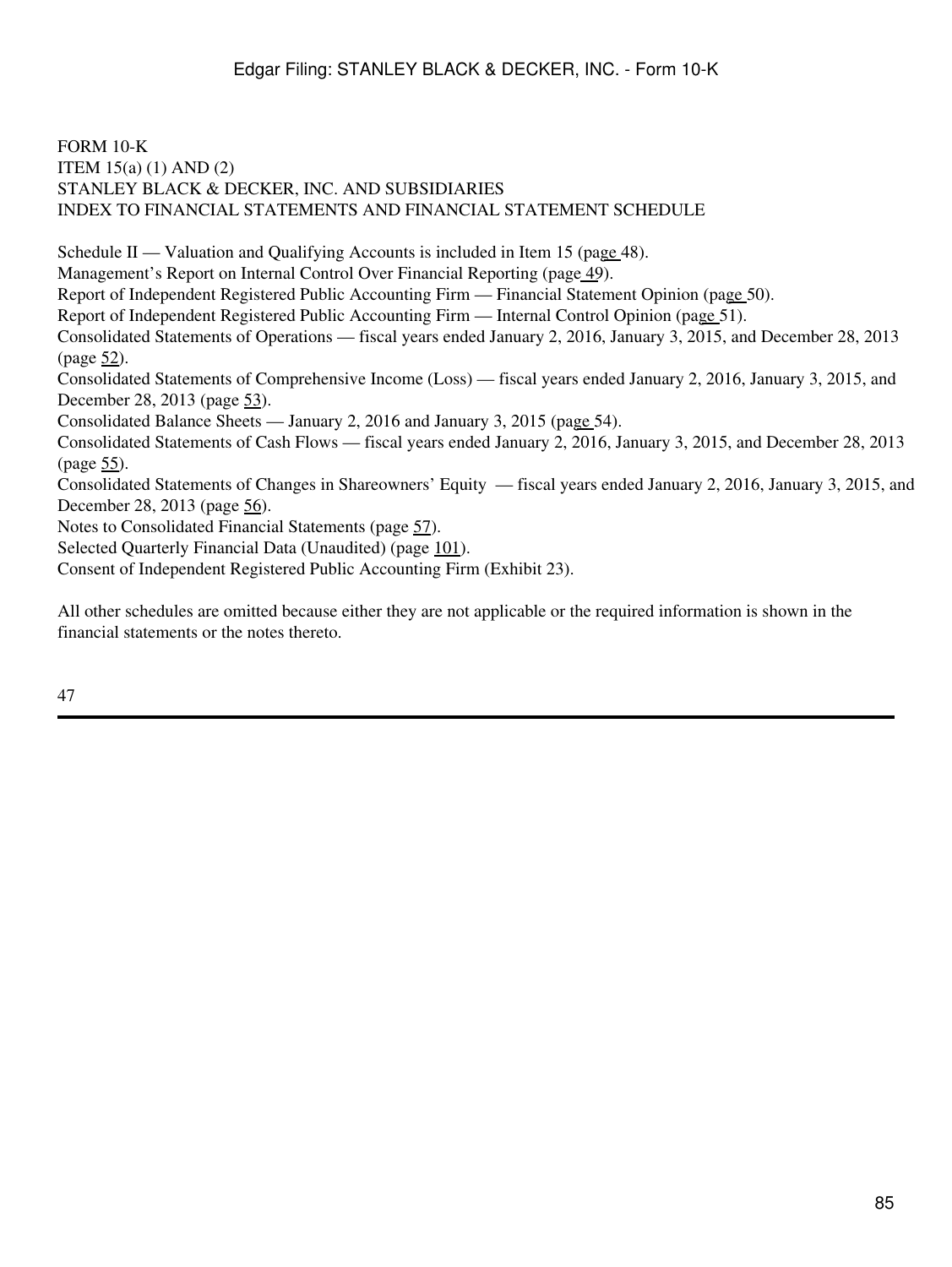FORM 10-K
ITEM 15(a) (1) AND (2)
STANLEY BLACK & DECKER, INC. AND SUBSIDIARIES
INDEX TO FINANCIAL STATEMENTS AND FINANCIAL STATEMENT SCHEDULE

Schedule II — Valuation and Qualifying Accounts is included in Item 15 (page 48).
Management's Report on Internal Control Over Financial Reporting (page 49).
Report of Independent Registered Public Accounting Firm — Financial Statement Opinion (page 50).
Report of Independent Registered Public Accounting Firm — Internal Control Opinion (page 51).
Consolidated Statements of Operations — fiscal years ended January 2, 2016, January 3, 2015, and December 28, 2013 (page 52).
Consolidated Statements of Comprehensive Income (Loss) — fiscal years ended January 2, 2016, January 3, 2015, and December 28, 2013 (page 53).
Consolidated Balance Sheets — January 2, 2016 and January 3, 2015 (page 54).
Consolidated Statements of Cash Flows — fiscal years ended January 2, 2016, January 3, 2015, and December 28, 2013 (page 55).
Consolidated Statements of Changes in Shareowners' Equity — fiscal years ended January 2, 2016, January 3, 2015, and December 28, 2013 (page 56).
Notes to Consolidated Financial Statements (page 57).
Selected Quarterly Financial Data (Unaudited) (page 101).
Consent of Independent Registered Public Accounting Firm (Exhibit 23).

All other schedules are omitted because either they are not applicable or the required information is shown in the financial statements or the notes thereto.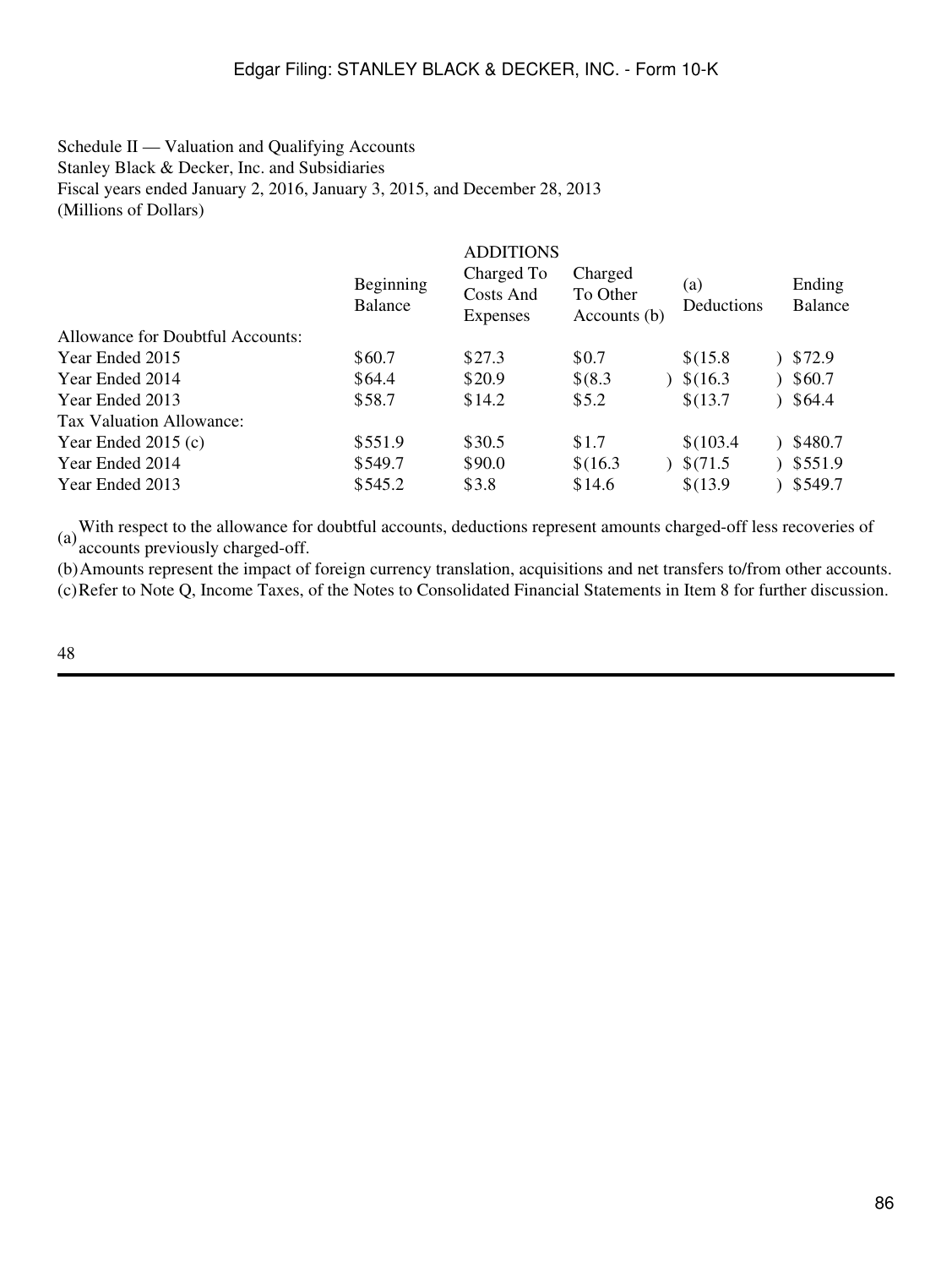Schedule II — Valuation and Qualifying Accounts
Stanley Black & Decker, Inc. and Subsidiaries
Fiscal years ended January 2, 2016, January 3, 2015, and December 28, 2013
(Millions of Dollars)

| | Beginning Balance | ADDITIONS Charged To Costs And Expenses | Charged To Other Accounts (b) | (a) Deductions | Ending Balance |
|---|---|---|---|---|---|
| Allowance for Doubtful Accounts: | | | | | |
| Year Ended 2015 | $60.7 | $27.3 | $0.7 | $(15.8) | $72.9 |
| Year Ended 2014 | $64.4 | $20.9 | $(8.3) | $(16.3) | $60.7 |
| Year Ended 2013 | $58.7 | $14.2 | $5.2 | $(13.7) | $64.4 |
| Tax Valuation Allowance: | | | | | |
| Year Ended 2015 (c) | $551.9 | $30.5 | $1.7 | $(103.4) | $480.7 |
| Year Ended 2014 | $549.7 | $90.0 | $(16.3) | $(71.5) | $551.9 |
| Year Ended 2013 | $545.2 | $3.8 | $14.6 | $(13.9) | $549.7 |

(a) With respect to the allowance for doubtful accounts, deductions represent amounts charged-off less recoveries of accounts previously charged-off.

(b) Amounts represent the impact of foreign currency translation, acquisitions and net transfers to/from other accounts.

(c) Refer to Note Q, Income Taxes, of the Notes to Consolidated Financial Statements in Item 8 for further discussion.

48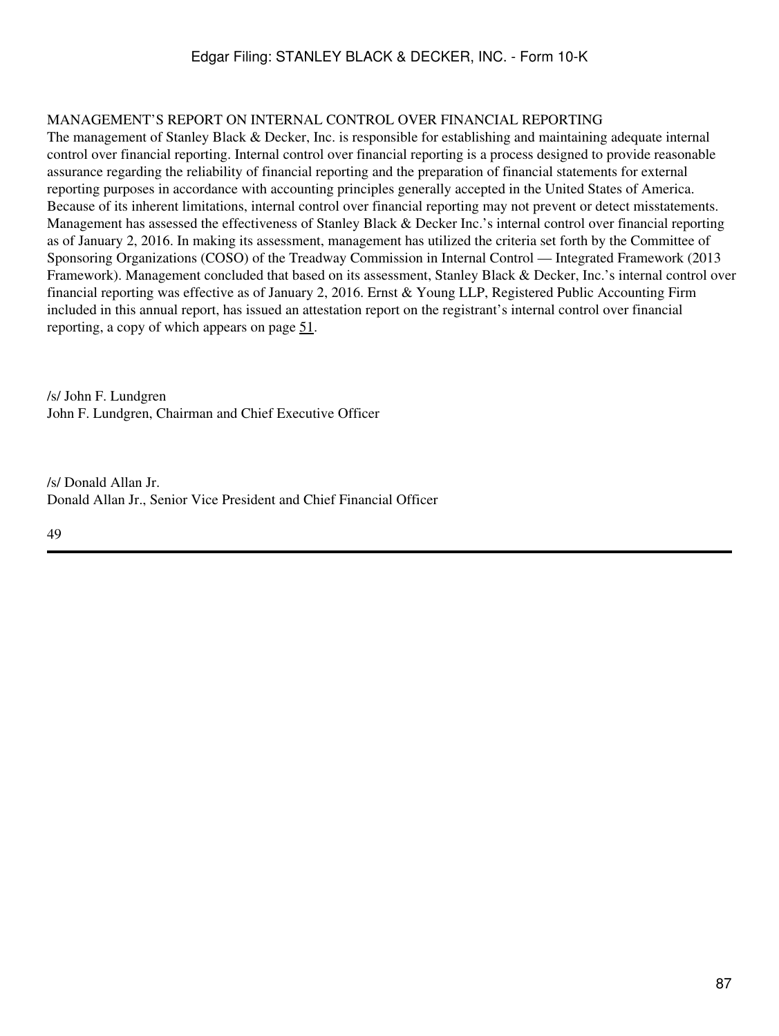## MANAGEMENT'S REPORT ON INTERNAL CONTROL OVER FINANCIAL REPORTING

The management of Stanley Black & Decker, Inc. is responsible for establishing and maintaining adequate internal control over financial reporting. Internal control over financial reporting is a process designed to provide reasonable assurance regarding the reliability of financial reporting and the preparation of financial statements for external reporting purposes in accordance with accounting principles generally accepted in the United States of America. Because of its inherent limitations, internal control over financial reporting may not prevent or detect misstatements. Management has assessed the effectiveness of Stanley Black & Decker Inc.'s internal control over financial reporting as of January 2, 2016. In making its assessment, management has utilized the criteria set forth by the Committee of Sponsoring Organizations (COSO) of the Treadway Commission in Internal Control — Integrated Framework (2013 Framework). Management concluded that based on its assessment, Stanley Black & Decker, Inc.'s internal control over financial reporting was effective as of January 2, 2016. Ernst & Young LLP, Registered Public Accounting Firm included in this annual report, has issued an attestation report on the registrant's internal control over financial reporting, a copy of which appears on page 51.

/s/ John F. Lundgren
John F. Lundgren, Chairman and Chief Executive Officer

/s/ Donald Allan Jr.
Donald Allan Jr., Senior Vice President and Chief Financial Officer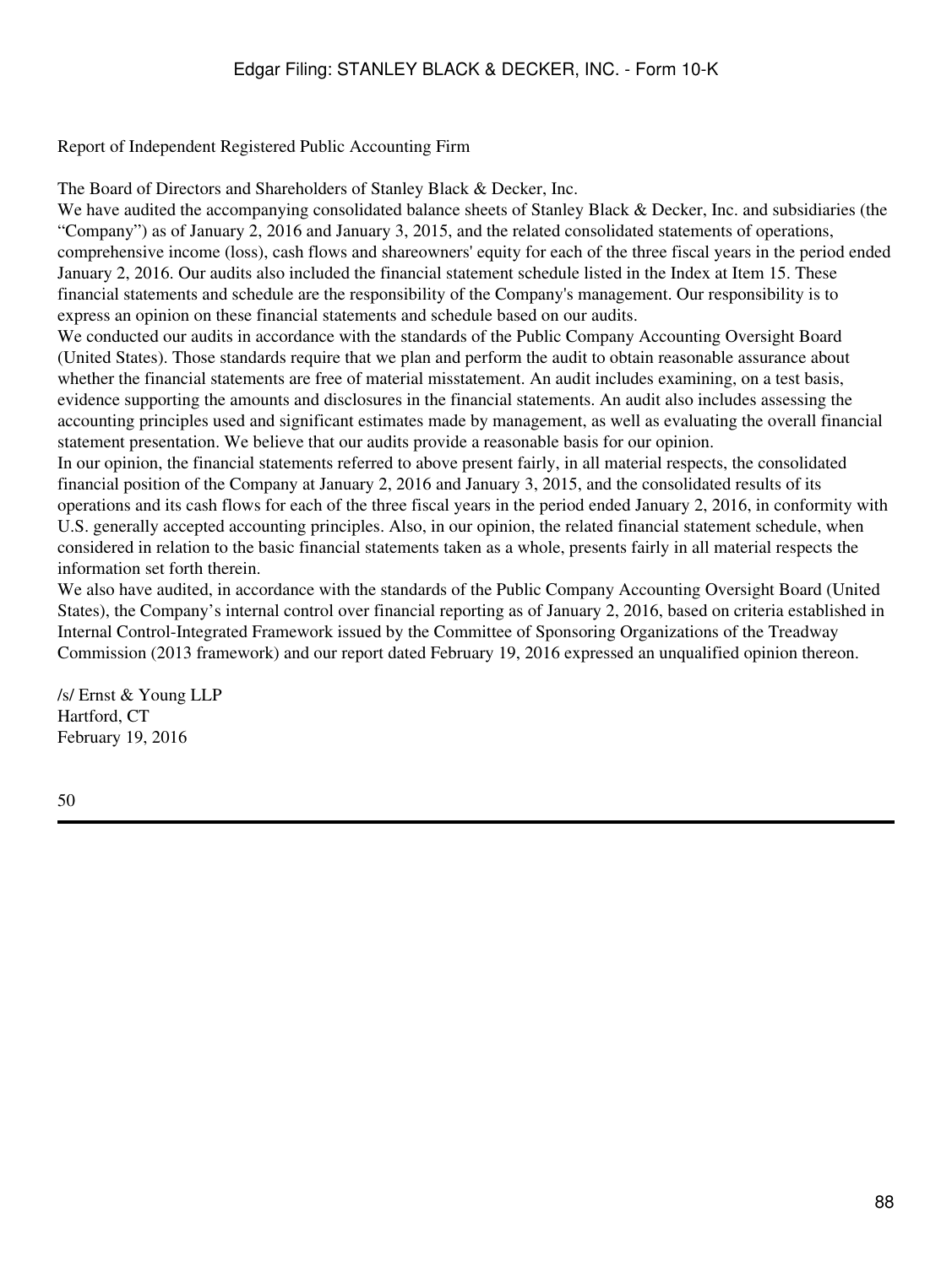## Report of Independent Registered Public Accounting Firm

The Board of Directors and Shareholders of Stanley Black & Decker, Inc.

We have audited the accompanying consolidated balance sheets of Stanley Black & Decker, Inc. and subsidiaries (the "Company") as of January 2, 2016 and January 3, 2015, and the related consolidated statements of operations, comprehensive income (loss), cash flows and shareowners' equity for each of the three fiscal years in the period ended January 2, 2016. Our audits also included the financial statement schedule listed in the Index at Item 15. These financial statements and schedule are the responsibility of the Company's management. Our responsibility is to express an opinion on these financial statements and schedule based on our audits.

We conducted our audits in accordance with the standards of the Public Company Accounting Oversight Board (United States). Those standards require that we plan and perform the audit to obtain reasonable assurance about whether the financial statements are free of material misstatement. An audit includes examining, on a test basis, evidence supporting the amounts and disclosures in the financial statements. An audit also includes assessing the accounting principles used and significant estimates made by management, as well as evaluating the overall financial statement presentation. We believe that our audits provide a reasonable basis for our opinion.

In our opinion, the financial statements referred to above present fairly, in all material respects, the consolidated financial position of the Company at January 2, 2016 and January 3, 2015, and the consolidated results of its operations and its cash flows for each of the three fiscal years in the period ended January 2, 2016, in conformity with U.S. generally accepted accounting principles. Also, in our opinion, the related financial statement schedule, when considered in relation to the basic financial statements taken as a whole, presents fairly in all material respects the information set forth therein.

We also have audited, in accordance with the standards of the Public Company Accounting Oversight Board (United States), the Company's internal control over financial reporting as of January 2, 2016, based on criteria established in Internal Control-Integrated Framework issued by the Committee of Sponsoring Organizations of the Treadway Commission (2013 framework) and our report dated February 19, 2016 expressed an unqualified opinion thereon.

/s/ Ernst & Young LLP
Hartford, CT
February 19, 2016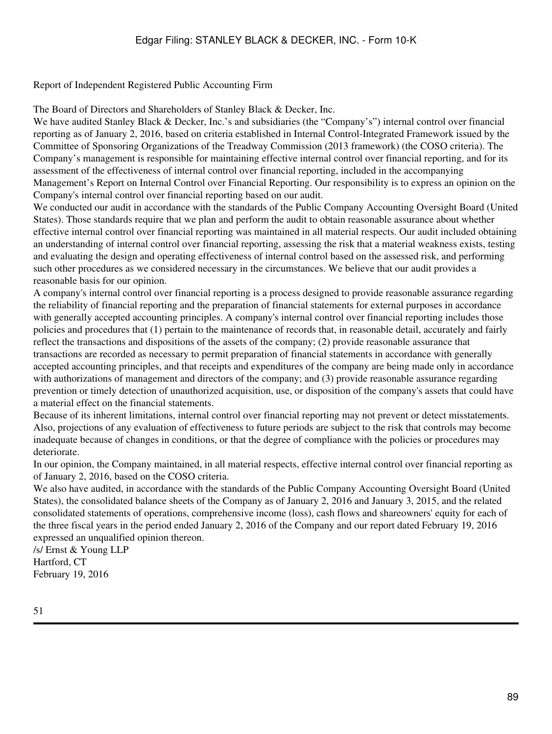# Report of Independent Registered Public Accounting Firm

The Board of Directors and Shareholders of Stanley Black & Decker, Inc.

We have audited Stanley Black & Decker, Inc.'s and subsidiaries (the "Company's") internal control over financial reporting as of January 2, 2016, based on criteria established in Internal Control-Integrated Framework issued by the Committee of Sponsoring Organizations of the Treadway Commission (2013 framework) (the COSO criteria). The Company's management is responsible for maintaining effective internal control over financial reporting, and for its assessment of the effectiveness of internal control over financial reporting, included in the accompanying Management's Report on Internal Control over Financial Reporting. Our responsibility is to express an opinion on the Company's internal control over financial reporting based on our audit.

We conducted our audit in accordance with the standards of the Public Company Accounting Oversight Board (United States). Those standards require that we plan and perform the audit to obtain reasonable assurance about whether effective internal control over financial reporting was maintained in all material respects. Our audit included obtaining an understanding of internal control over financial reporting, assessing the risk that a material weakness exists, testing and evaluating the design and operating effectiveness of internal control based on the assessed risk, and performing such other procedures as we considered necessary in the circumstances. We believe that our audit provides a reasonable basis for our opinion.

A company's internal control over financial reporting is a process designed to provide reasonable assurance regarding the reliability of financial reporting and the preparation of financial statements for external purposes in accordance with generally accepted accounting principles. A company's internal control over financial reporting includes those policies and procedures that (1) pertain to the maintenance of records that, in reasonable detail, accurately and fairly reflect the transactions and dispositions of the assets of the company; (2) provide reasonable assurance that transactions are recorded as necessary to permit preparation of financial statements in accordance with generally accepted accounting principles, and that receipts and expenditures of the company are being made only in accordance with authorizations of management and directors of the company; and (3) provide reasonable assurance regarding prevention or timely detection of unauthorized acquisition, use, or disposition of the company's assets that could have a material effect on the financial statements.

Because of its inherent limitations, internal control over financial reporting may not prevent or detect misstatements. Also, projections of any evaluation of effectiveness to future periods are subject to the risk that controls may become inadequate because of changes in conditions, or that the degree of compliance with the policies or procedures may deteriorate.

In our opinion, the Company maintained, in all material respects, effective internal control over financial reporting as of January 2, 2016, based on the COSO criteria.

We also have audited, in accordance with the standards of the Public Company Accounting Oversight Board (United States), the consolidated balance sheets of the Company as of January 2, 2016 and January 3, 2015, and the related consolidated statements of operations, comprehensive income (loss), cash flows and shareowners' equity for each of the three fiscal years in the period ended January 2, 2016 of the Company and our report dated February 19, 2016 expressed an unqualified opinion thereon.

/s/ Ernst & Young LLP
Hartford, CT
February 19, 2016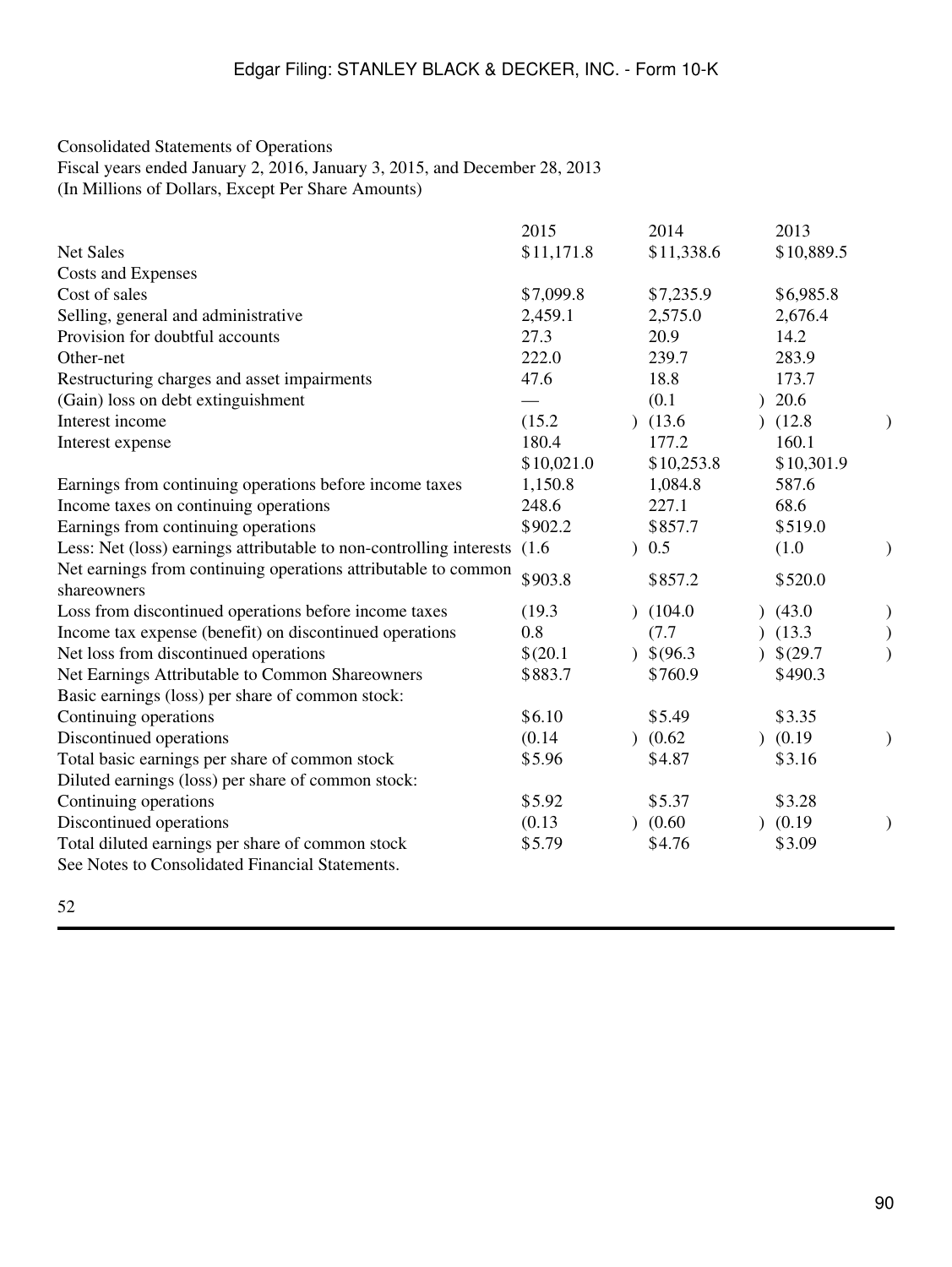Consolidated Statements of Operations
Fiscal years ended January 2, 2016, January 3, 2015, and December 28, 2013
(In Millions of Dollars, Except Per Share Amounts)

| | 2015 | 2014 | 2013 |
|---|---|---|---|
| Net Sales | $11,171.8 | $11,338.6 | $10,889.5 |
| Costs and Expenses | | | |
| Cost of sales | $7,099.8 | $7,235.9 | $6,985.8 |
| Selling, general and administrative | 2,459.1 | 2,575.0 | 2,676.4 |
| Provision for doubtful accounts | 27.3 | 20.9 | 14.2 |
| Other-net | 222.0 | 239.7 | 283.9 |
| Restructuring charges and asset impairments | 47.6 | 18.8 | 173.7 |
| (Gain) loss on debt extinguishment | — | (0.1) | 20.6 |
| Interest income | (15.2) | (13.6) | (12.8) |
| Interest expense | 180.4 | 177.2 | 160.1 |
| | $10,021.0 | $10,253.8 | $10,301.9 |
| Earnings from continuing operations before income taxes | 1,150.8 | 1,084.8 | 587.6 |
| Income taxes on continuing operations | 248.6 | 227.1 | 68.6 |
| Earnings from continuing operations | $902.2 | $857.7 | $519.0 |
| Less: Net (loss) earnings attributable to non-controlling interests | (1.6) | 0.5 | (1.0) |
| Net earnings from continuing operations attributable to common shareowners | $903.8 | $857.2 | $520.0 |
| Loss from discontinued operations before income taxes | (19.3) | (104.0) | (43.0) |
| Income tax expense (benefit) on discontinued operations | 0.8 | (7.7) | (13.3) |
| Net loss from discontinued operations | $(20.1) | $(96.3) | $(29.7) |
| Net Earnings Attributable to Common Shareowners | $883.7 | $760.9 | $490.3 |
| Basic earnings (loss) per share of common stock: | | | |
| Continuing operations | $6.10 | $5.49 | $3.35 |
| Discontinued operations | (0.14) | (0.62) | (0.19) |
| Total basic earnings per share of common stock | $5.96 | $4.87 | $3.16 |
| Diluted earnings (loss) per share of common stock: | | | |
| Continuing operations | $5.92 | $5.37 | $3.28 |
| Discontinued operations | (0.13) | (0.60) | (0.19) |
| Total diluted earnings per share of common stock | $5.79 | $4.76 | $3.09 |

See Notes to Consolidated Financial Statements.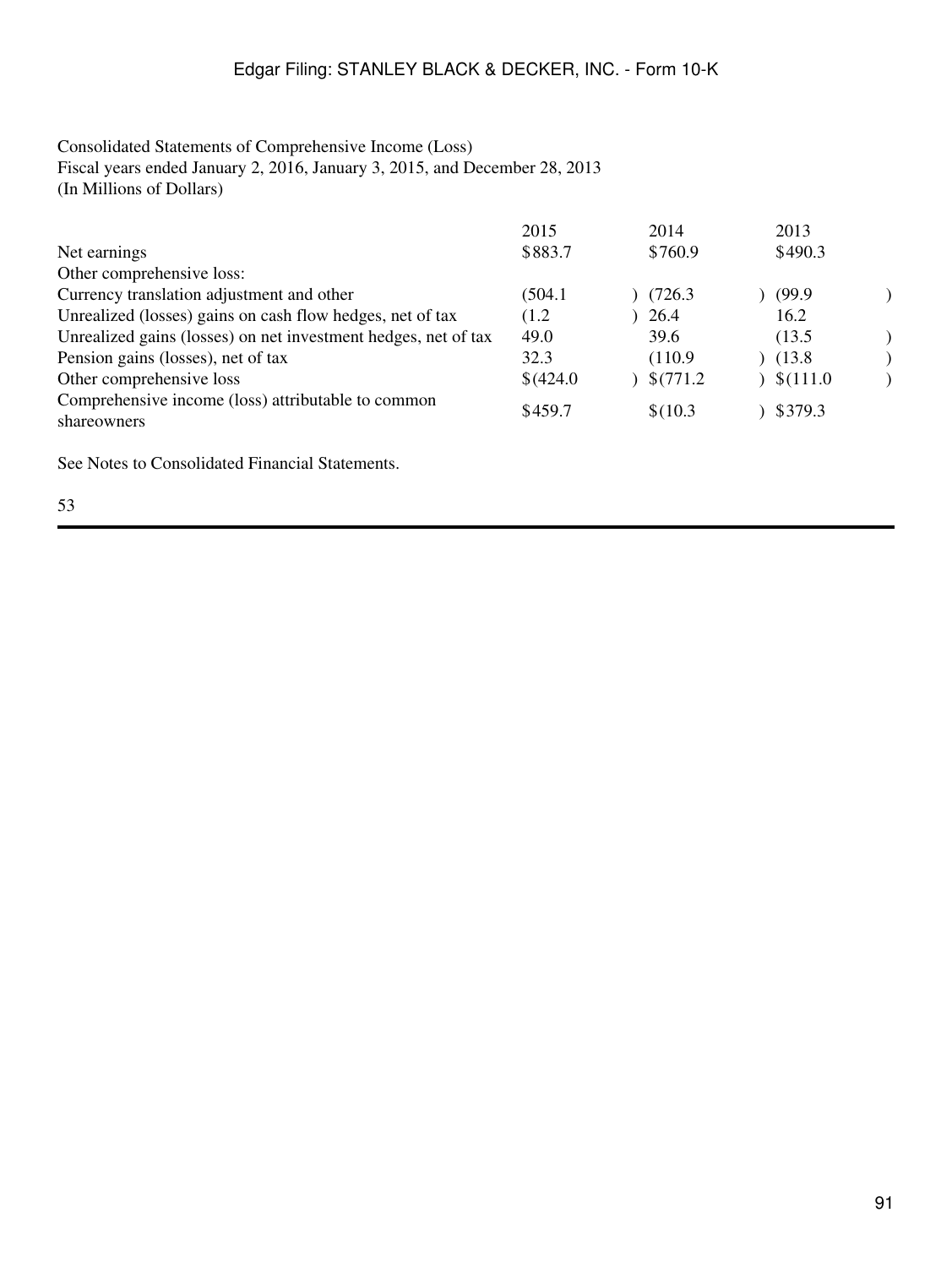Consolidated Statements of Comprehensive Income (Loss)
Fiscal years ended January 2, 2016, January 3, 2015, and December 28, 2013
(In Millions of Dollars)

| | 2015 | 2014 | 2013 |
|---|---|---|---|
| Net earnings | $883.7 | $760.9 | $490.3 |
| Other comprehensive loss: | | | |
| Currency translation adjustment and other | (504.1) | (726.3) | (99.9) |
| Unrealized (losses) gains on cash flow hedges, net of tax | (1.2) | 26.4 | 16.2 |
| Unrealized gains (losses) on net investment hedges, net of tax | 49.0 | 39.6 | (13.5) |
| Pension gains (losses), net of tax | 32.3 | (110.9) | (13.8) |
| Other comprehensive loss | $(424.0) | $(771.2) | $(111.0) |
| Comprehensive income (loss) attributable to common shareowners | $459.7 | $(10.3) | $379.3 |

See Notes to Consolidated Financial Statements.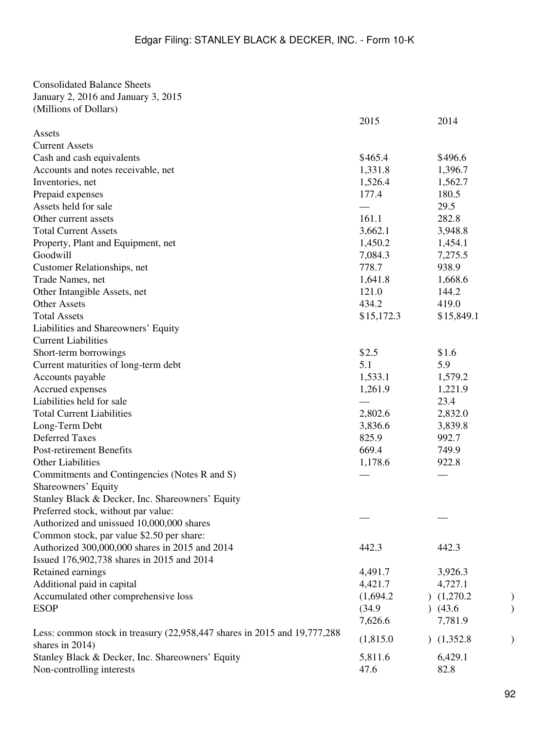Consolidated Balance Sheets
January 2, 2016 and January 3, 2015
(Millions of Dollars)

| | 2015 | 2014 |
|---|---|---|
| Assets | | |
| Current Assets | | |
| Cash and cash equivalents | $465.4 | $496.6 |
| Accounts and notes receivable, net | 1,331.8 | 1,396.7 |
| Inventories, net | 1,526.4 | 1,562.7 |
| Prepaid expenses | 177.4 | 180.5 |
| Assets held for sale | — | 29.5 |
| Other current assets | 161.1 | 282.8 |
| Total Current Assets | 3,662.1 | 3,948.8 |
| Property, Plant and Equipment, net | 1,450.2 | 1,454.1 |
| Goodwill | 7,084.3 | 7,275.5 |
| Customer Relationships, net | 778.7 | 938.9 |
| Trade Names, net | 1,641.8 | 1,668.6 |
| Other Intangible Assets, net | 121.0 | 144.2 |
| Other Assets | 434.2 | 419.0 |
| Total Assets | $15,172.3 | $15,849.1 |
| Liabilities and Shareowners' Equity | | |
| Current Liabilities | | |
| Short-term borrowings | $2.5 | $1.6 |
| Current maturities of long-term debt | 5.1 | 5.9 |
| Accounts payable | 1,533.1 | 1,579.2 |
| Accrued expenses | 1,261.9 | 1,221.9 |
| Liabilities held for sale | — | 23.4 |
| Total Current Liabilities | 2,802.6 | 2,832.0 |
| Long-Term Debt | 3,836.6 | 3,839.8 |
| Deferred Taxes | 825.9 | 992.7 |
| Post-retirement Benefits | 669.4 | 749.9 |
| Other Liabilities | 1,178.6 | 922.8 |
| Commitments and Contingencies (Notes R and S) | — | — |
| Shareowners' Equity | | |
| Stanley Black & Decker, Inc. Shareowners' Equity | | |
| Preferred stock, without par value: Authorized and unissued 10,000,000 shares | — | — |
| Common stock, par value $2.50 per share: Authorized 300,000,000 shares in 2015 and 2014 Issued 176,902,738 shares in 2015 and 2014 | 442.3 | 442.3 |
| Retained earnings | 4,491.7 | 3,926.3 |
| Additional paid in capital | 4,421.7 | 4,727.1 |
| Accumulated other comprehensive loss | (1,694.2) | (1,270.2) |
| ESOP | (34.9) | (43.6) |
| | 7,626.6 | 7,781.9 |
| Less: common stock in treasury (22,958,447 shares in 2015 and 19,777,288 shares in 2014) | (1,815.0) | (1,352.8) |
| Stanley Black & Decker, Inc. Shareowners' Equity | 5,811.6 | 6,429.1 |
| Non-controlling interests | 47.6 | 82.8 |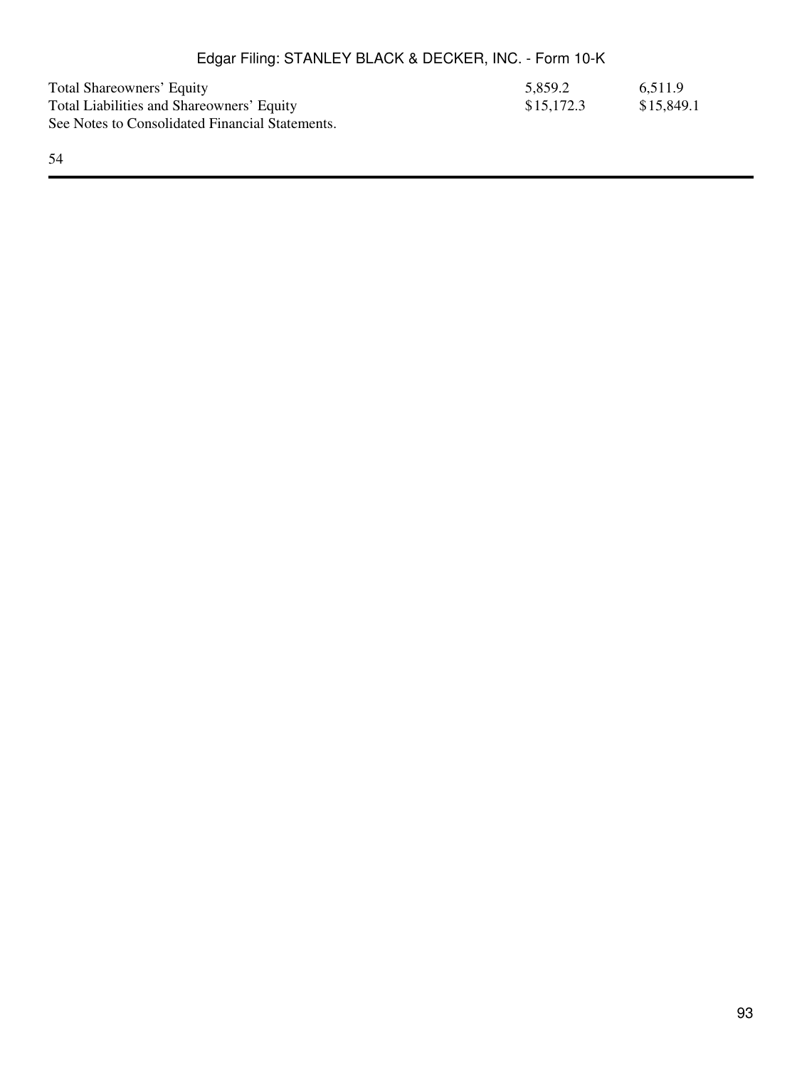| | | |
|---|---|---|
| Total Shareowners' Equity | 5,859.2 | 6,511.9 |
| Total Liabilities and Shareowners' Equity | $15,172.3 | $15,849.1 |

See Notes to Consolidated Financial Statements.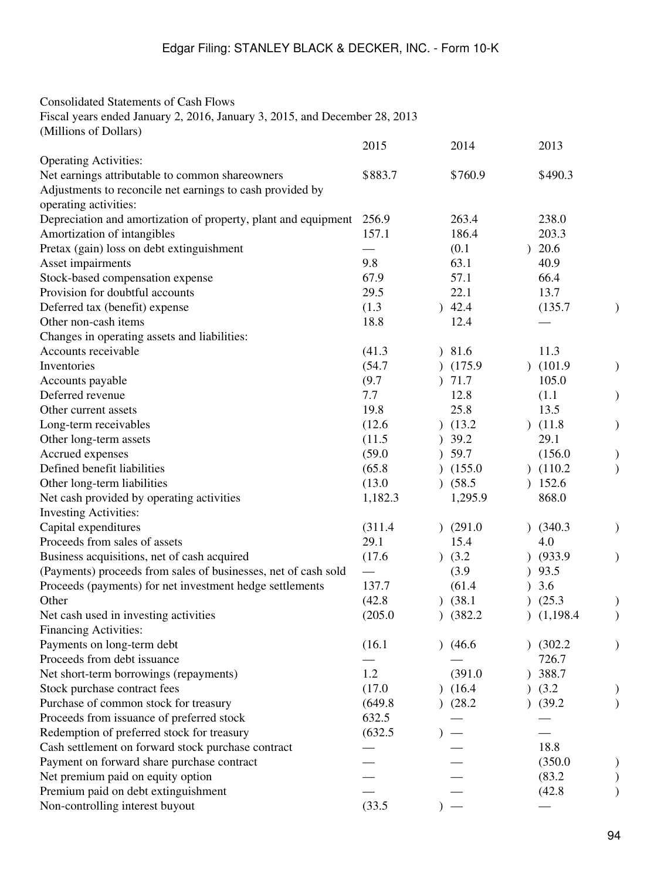Consolidated Statements of Cash Flows
Fiscal years ended January 2, 2016, January 3, 2015, and December 28, 2013
(Millions of Dollars)

| | 2015 | 2014 | 2013 |
|---|---|---|---|
| Operating Activities: | | | |
| Net earnings attributable to common shareowners | $883.7 | $760.9 | $490.3 |
| Adjustments to reconcile net earnings to cash provided by operating activities: | | | |
| Depreciation and amortization of property, plant and equipment | 256.9 | 263.4 | 238.0 |
| Amortization of intangibles | 157.1 | 186.4 | 203.3 |
| Pretax (gain) loss on debt extinguishment | — | (0.1) | 20.6 |
| Asset impairments | 9.8 | 63.1 | 40.9 |
| Stock-based compensation expense | 67.9 | 57.1 | 66.4 |
| Provision for doubtful accounts | 29.5 | 22.1 | 13.7 |
| Deferred tax (benefit) expense | (1.3) | 42.4 | (135.7) |
| Other non-cash items | 18.8 | 12.4 | — |
| Changes in operating assets and liabilities: | | | |
| Accounts receivable | (41.3) | 81.6 | 11.3 |
| Inventories | (54.7) | (175.9) | (101.9) |
| Accounts payable | (9.7) | 71.7 | 105.0 |
| Deferred revenue | 7.7 | 12.8 | (1.1) |
| Other current assets | 19.8 | 25.8 | 13.5 |
| Long-term receivables | (12.6) | (13.2) | (11.8) |
| Other long-term assets | (11.5) | 39.2 | 29.1 |
| Accrued expenses | (59.0) | 59.7 | (156.0) |
| Defined benefit liabilities | (65.8) | (155.0) | (110.2) |
| Other long-term liabilities | (13.0) | (58.5) | 152.6 |
| Net cash provided by operating activities | 1,182.3 | 1,295.9 | 868.0 |
| Investing Activities: | | | |
| Capital expenditures | (311.4) | (291.0) | (340.3) |
| Proceeds from sales of assets | 29.1 | 15.4 | 4.0 |
| Business acquisitions, net of cash acquired | (17.6) | (3.2) | (933.9) |
| (Payments) proceeds from sales of businesses, net of cash sold | — | (3.9) | 93.5 |
| Proceeds (payments) for net investment hedge settlements | 137.7 | (61.4) | 3.6 |
| Other | (42.8) | (38.1) | (25.3) |
| Net cash used in investing activities | (205.0) | (382.2) | (1,198.4) |
| Financing Activities: | | | |
| Payments on long-term debt | (16.1) | (46.6) | (302.2) |
| Proceeds from debt issuance | — | — | 726.7 |
| Net short-term borrowings (repayments) | 1.2 | (391.0) | 388.7 |
| Stock purchase contract fees | (17.0) | (16.4) | (3.2) |
| Purchase of common stock for treasury | (649.8) | (28.2) | (39.2) |
| Proceeds from issuance of preferred stock | 632.5 | — | — |
| Redemption of preferred stock for treasury | (632.5) | — | — |
| Cash settlement on forward stock purchase contract | — | — | 18.8 |
| Payment on forward share purchase contract | — | — | (350.0) |
| Net premium paid on equity option | — | — | (83.2) |
| Premium paid on debt extinguishment | — | — | (42.8) |
| Non-controlling interest buyout | (33.5) | — | — |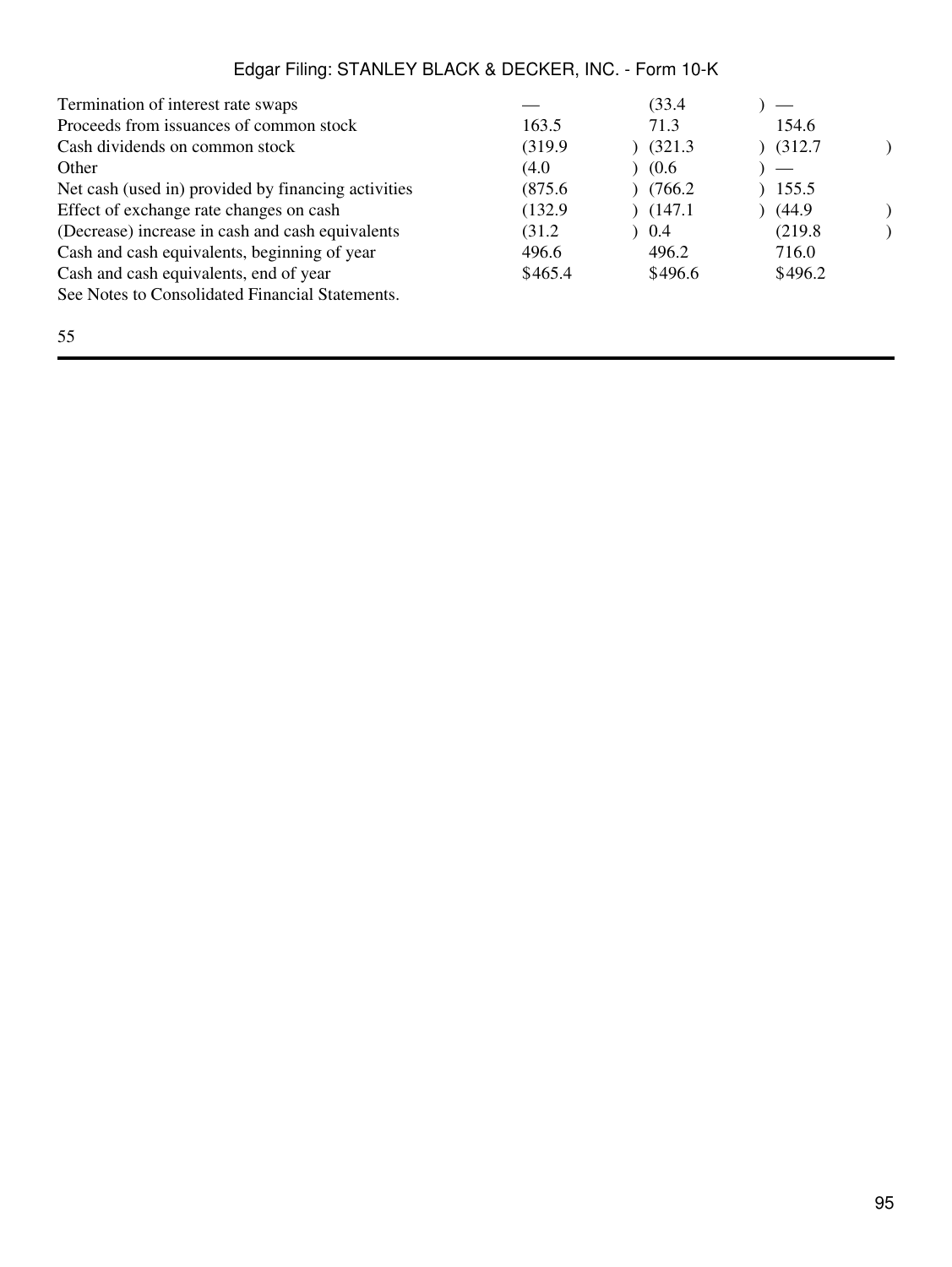| | | | |
|---|---|---|---|
| Termination of interest rate swaps | — | (33.4) | — |
| Proceeds from issuances of common stock | 163.5 | 71.3 | 154.6 |
| Cash dividends on common stock | (319.9) | (321.3) | (312.7) |
| Other | (4.0) | (0.6) | — |
| Net cash (used in) provided by financing activities | (875.6) | (766.2) | 155.5 |
| Effect of exchange rate changes on cash | (132.9) | (147.1) | (44.9) |
| (Decrease) increase in cash and cash equivalents | (31.2) | 0.4 | (219.8) |
| Cash and cash equivalents, beginning of year | 496.6 | 496.2 | 716.0 |
| Cash and cash equivalents, end of year | $465.4 | $496.6 | $496.2 |

See Notes to Consolidated Financial Statements.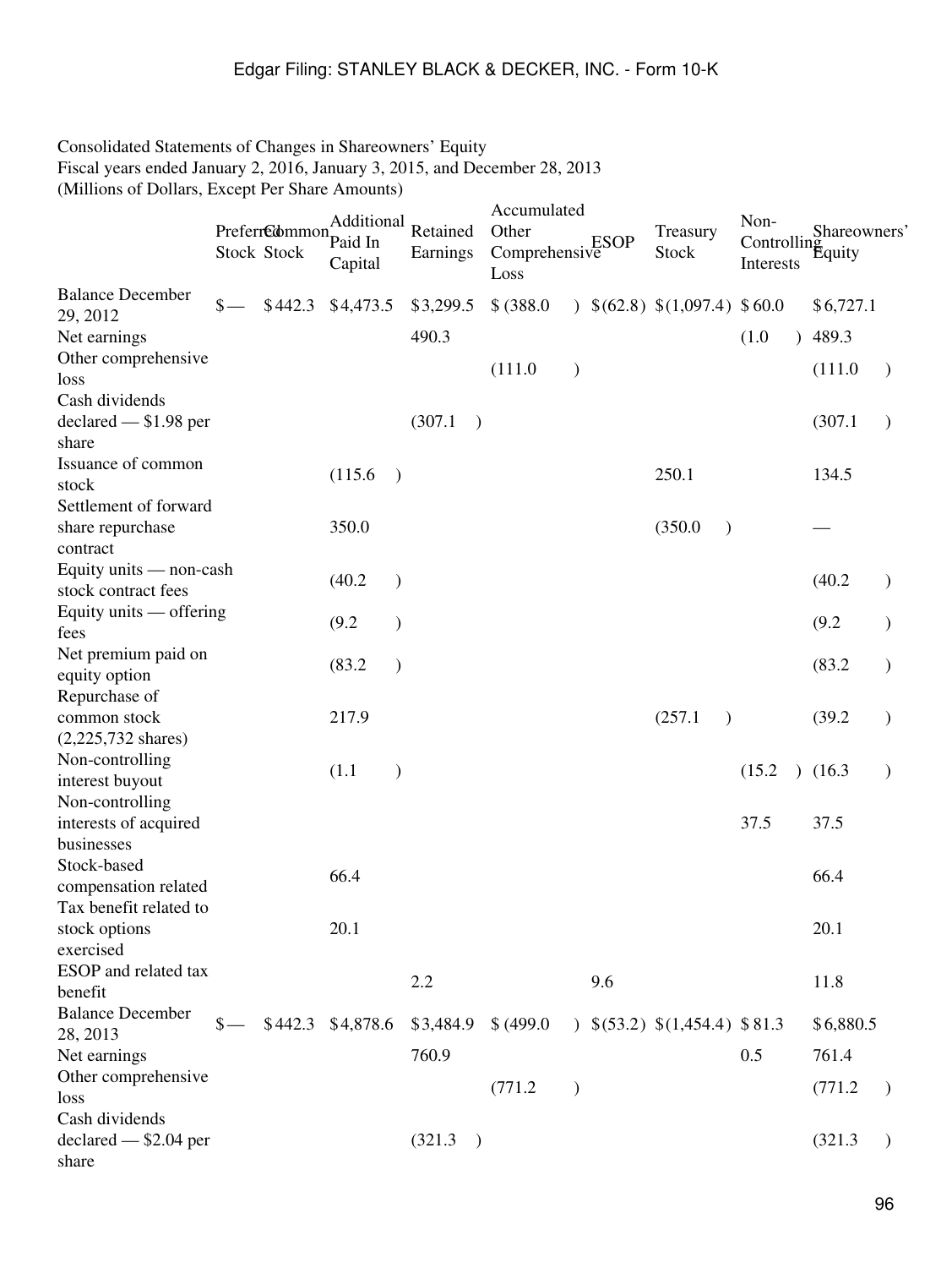Consolidated Statements of Changes in Shareowners' Equity
Fiscal years ended January 2, 2016, January 3, 2015, and December 28, 2013
(Millions of Dollars, Except Per Share Amounts)

| | Preferred Stock | Common Stock | Additional Paid In Capital | Retained Earnings | Accumulated Other Comprehensive Loss | ESOP | Treasury Stock | Non-Controlling Interests | Shareowners' Equity |
|---|---|---|---|---|---|---|---|---|---|
| Balance December 29, 2012 | $— | $442.3 | $4,473.5 | $3,299.5 | $(388.0) | $(62.8) | $(1,097.4) | $60.0 | $6,727.1 |
| Net earnings | | | | 490.3 | | | | (1.0) | 489.3 |
| Other comprehensive loss | | | | | (111.0) | | | | (111.0) |
| Cash dividends declared — $1.98 per share | | | | (307.1) | | | | | (307.1) |
| Issuance of common stock | | | (115.6) | | | | 250.1 | | 134.5 |
| Settlement of forward share repurchase contract | | | 350.0 | | | | (350.0) | | — |
| Equity units — non-cash stock contract fees | | | (40.2) | | | | | | (40.2) |
| Equity units — offering fees | | | (9.2) | | | | | | (9.2) |
| Net premium paid on equity option | | | (83.2) | | | | | | (83.2) |
| Repurchase of common stock (2,225,732 shares) | | | 217.9 | | | | (257.1) | | (39.2) |
| Non-controlling interest buyout | | | (1.1) | | | | | (15.2) | (16.3) |
| Non-controlling interests of acquired businesses | | | | | | | | 37.5 | 37.5 |
| Stock-based compensation related | | | 66.4 | | | | | | 66.4 |
| Tax benefit related to stock options exercised | | | 20.1 | | | | | | 20.1 |
| ESOP and related tax benefit | | | | 2.2 | | 9.6 | | | 11.8 |
| Balance December 28, 2013 | $— | $442.3 | $4,878.6 | $3,484.9 | $(499.0) | $(53.2) | $(1,454.4) | $81.3 | $6,880.5 |
| Net earnings | | | | 760.9 | | | | 0.5 | 761.4 |
| Other comprehensive loss | | | | | (771.2) | | | | (771.2) |
| Cash dividends declared — $2.04 per share | | | | (321.3) | | | | | (321.3) |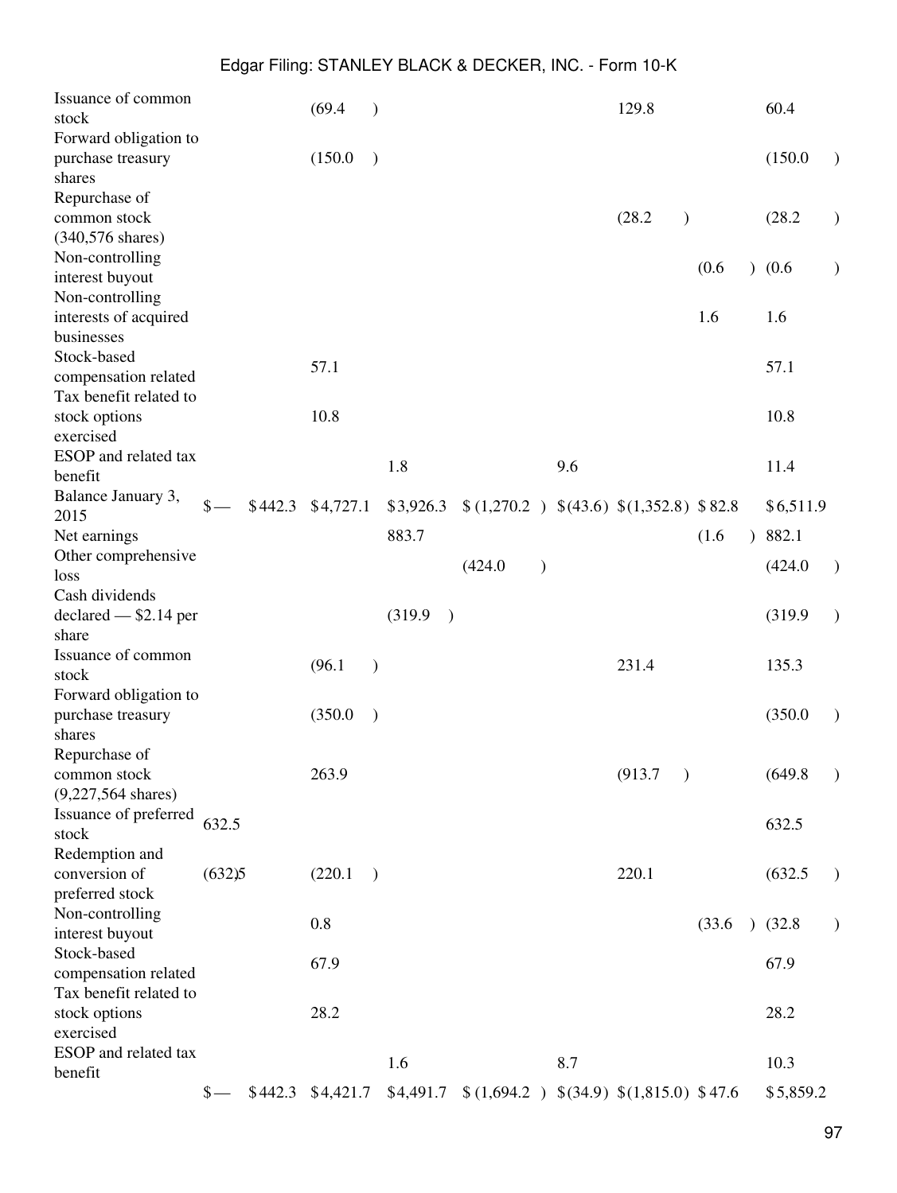| | | | | | | | | | |
|---|---|---|---|---|---|---|---|---|---|
| Issuance of common stock | | | (69.4 ) | | | | 129.8 | | 60.4 |
| Forward obligation to purchase treasury shares | | | (150.0 ) | | | | | | (150.0 ) |
| Repurchase of common stock (340,576 shares) | | | | | | | (28.2 ) | | (28.2 ) |
| Non-controlling interest buyout | | | | | | | | (0.6 ) | (0.6 ) |
| Non-controlling interests of acquired businesses | | | | | | | | 1.6 | 1.6 |
| Stock-based compensation related | | | 57.1 | | | | | | 57.1 |
| Tax benefit related to stock options exercised | | | 10.8 | | | | | | 10.8 |
| ESOP and related tax benefit | | | | 1.8 | | 9.6 | | | 11.4 |
| Balance January 3, 2015 | $— | $442.3 | $4,727.1 | $3,926.3 | $(1,270.2 ) | $(43.6) | $(1,352.8) | $82.8 | $6,511.9 |
| Net earnings | | | | 883.7 | | | | (1.6 ) | 882.1 |
| Other comprehensive loss | | | | | (424.0 ) | | | | (424.0 ) |
| Cash dividends declared — $2.14 per share | | | | (319.9 ) | | | | | (319.9 ) |
| Issuance of common stock | | | (96.1 ) | | | | 231.4 | | 135.3 |
| Forward obligation to purchase treasury shares | | | (350.0 ) | | | | | | (350.0 ) |
| Repurchase of common stock (9,227,564 shares) | | | 263.9 | | | | (913.7 ) | | (649.8 ) |
| Issuance of preferred stock | 632.5 | | | | | | | | 632.5 |
| Redemption and conversion of preferred stock | (632.5) | | (220.1 ) | | | | 220.1 | | (632.5 ) |
| Non-controlling interest buyout | | | 0.8 | | | | | (33.6 ) | (32.8 ) |
| Stock-based compensation related | | | 67.9 | | | | | | 67.9 |
| Tax benefit related to stock options exercised | | | 28.2 | | | | | | 28.2 |
| ESOP and related tax benefit | | | | 1.6 | | 8.7 | | | 10.3 |
| | $— | $442.3 | $4,421.7 | $4,491.7 | $(1,694.2 ) | $(34.9) | $(1,815.0) | $47.6 | $5,859.2 |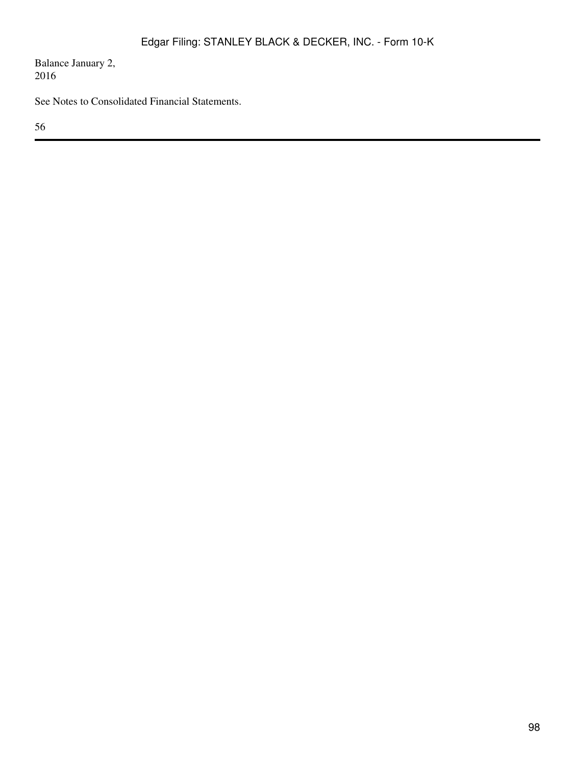Balance January 2, 2016

See Notes to Consolidated Financial Statements.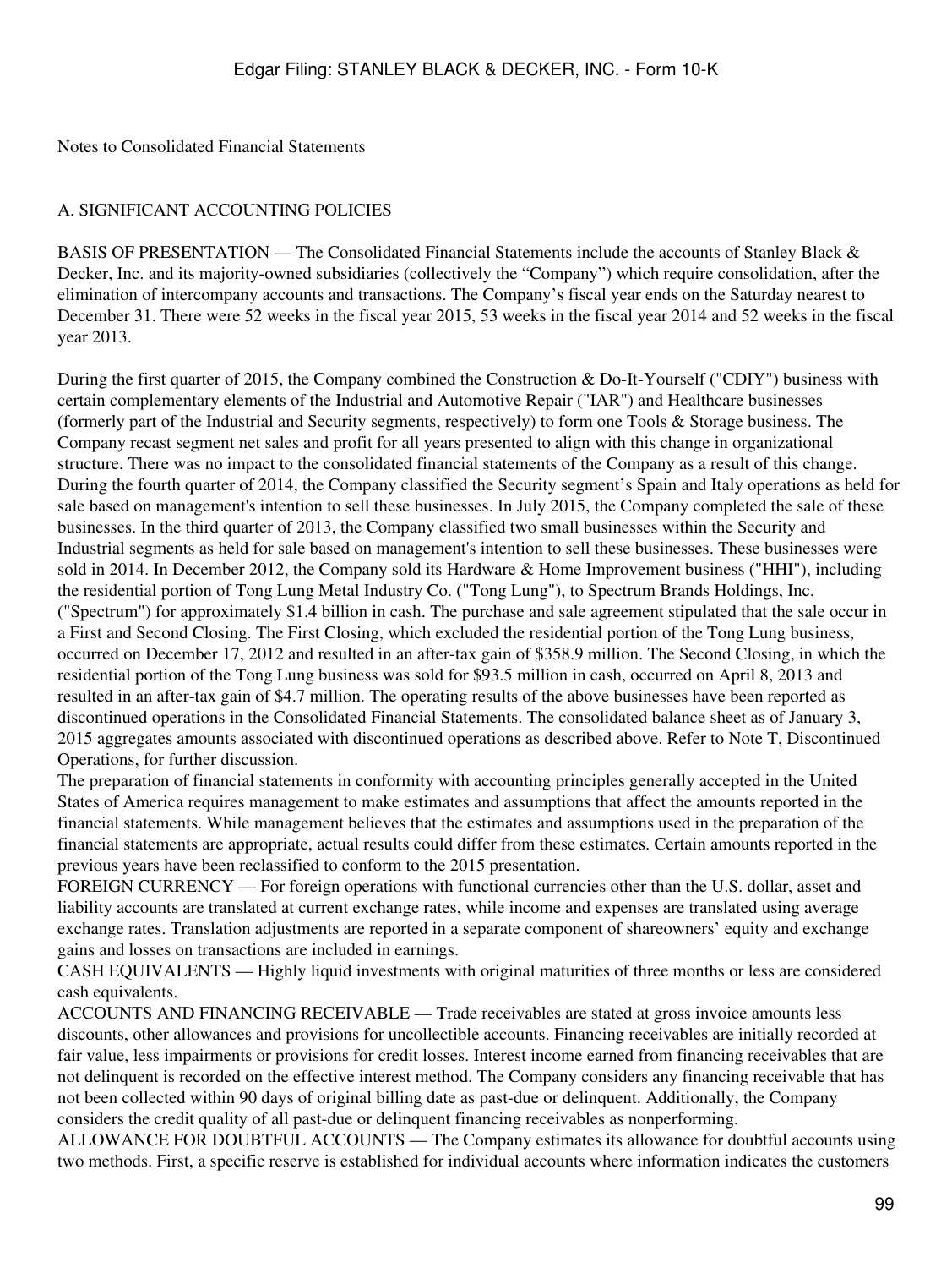Notes to Consolidated Financial Statements

## A. SIGNIFICANT ACCOUNTING POLICIES

BASIS OF PRESENTATION — The Consolidated Financial Statements include the accounts of Stanley Black & Decker, Inc. and its majority-owned subsidiaries (collectively the "Company") which require consolidation, after the elimination of intercompany accounts and transactions. The Company's fiscal year ends on the Saturday nearest to December 31. There were 52 weeks in the fiscal year 2015, 53 weeks in the fiscal year 2014 and 52 weeks in the fiscal year 2013.

During the first quarter of 2015, the Company combined the Construction & Do-It-Yourself ("CDIY") business with certain complementary elements of the Industrial and Automotive Repair ("IAR") and Healthcare businesses (formerly part of the Industrial and Security segments, respectively) to form one Tools & Storage business. The Company recast segment net sales and profit for all years presented to align with this change in organizational structure. There was no impact to the consolidated financial statements of the Company as a result of this change. During the fourth quarter of 2014, the Company classified the Security segment's Spain and Italy operations as held for sale based on management's intention to sell these businesses. In July 2015, the Company completed the sale of these businesses. In the third quarter of 2013, the Company classified two small businesses within the Security and Industrial segments as held for sale based on management's intention to sell these businesses. These businesses were sold in 2014. In December 2012, the Company sold its Hardware & Home Improvement business ("HHI"), including the residential portion of Tong Lung Metal Industry Co. ("Tong Lung"), to Spectrum Brands Holdings, Inc. ("Spectrum") for approximately $1.4 billion in cash. The purchase and sale agreement stipulated that the sale occur in a First and Second Closing. The First Closing, which excluded the residential portion of the Tong Lung business, occurred on December 17, 2012 and resulted in an after-tax gain of $358.9 million. The Second Closing, in which the residential portion of the Tong Lung business was sold for $93.5 million in cash, occurred on April 8, 2013 and resulted in an after-tax gain of $4.7 million. The operating results of the above businesses have been reported as discontinued operations in the Consolidated Financial Statements. The consolidated balance sheet as of January 3, 2015 aggregates amounts associated with discontinued operations as described above. Refer to Note T, Discontinued Operations, for further discussion.

The preparation of financial statements in conformity with accounting principles generally accepted in the United States of America requires management to make estimates and assumptions that affect the amounts reported in the financial statements. While management believes that the estimates and assumptions used in the preparation of the financial statements are appropriate, actual results could differ from these estimates. Certain amounts reported in the previous years have been reclassified to conform to the 2015 presentation.

FOREIGN CURRENCY — For foreign operations with functional currencies other than the U.S. dollar, asset and liability accounts are translated at current exchange rates, while income and expenses are translated using average exchange rates. Translation adjustments are reported in a separate component of shareowners' equity and exchange gains and losses on transactions are included in earnings.

CASH EQUIVALENTS — Highly liquid investments with original maturities of three months or less are considered cash equivalents.

ACCOUNTS AND FINANCING RECEIVABLE — Trade receivables are stated at gross invoice amounts less discounts, other allowances and provisions for uncollectible accounts. Financing receivables are initially recorded at fair value, less impairments or provisions for credit losses. Interest income earned from financing receivables that are not delinquent is recorded on the effective interest method. The Company considers any financing receivable that has not been collected within 90 days of original billing date as past-due or delinquent. Additionally, the Company considers the credit quality of all past-due or delinquent financing receivables as nonperforming.

ALLOWANCE FOR DOUBTFUL ACCOUNTS — The Company estimates its allowance for doubtful accounts using two methods. First, a specific reserve is established for individual accounts where information indicates the customers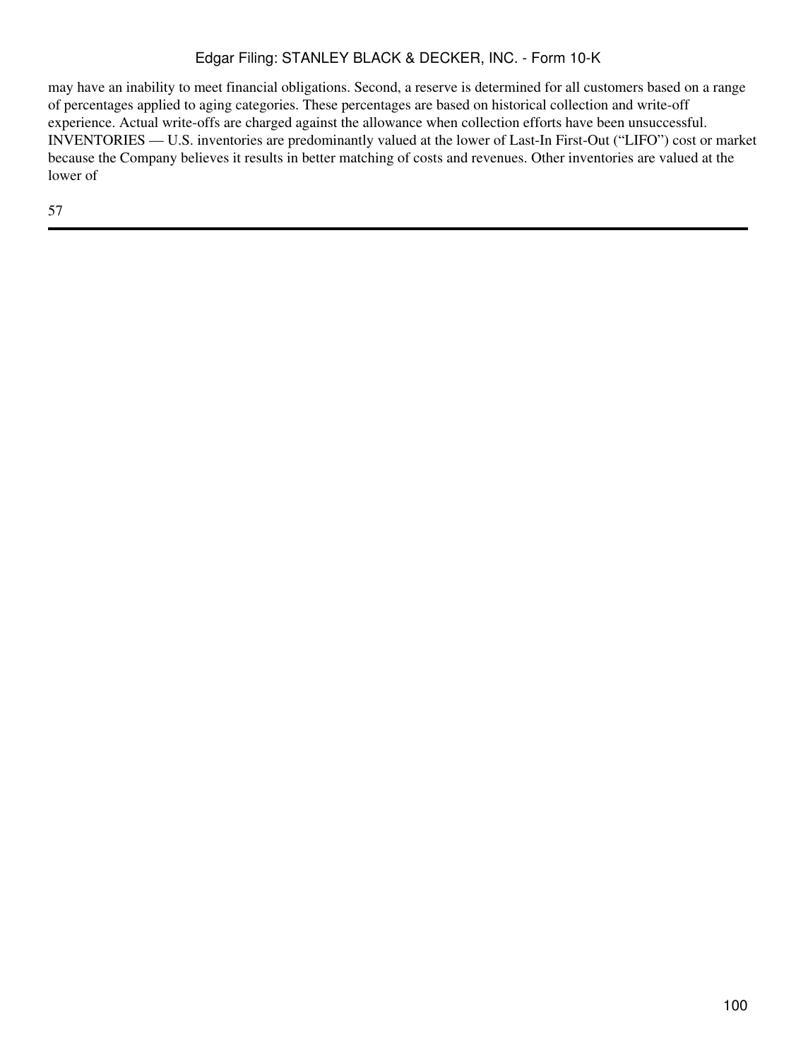may have an inability to meet financial obligations. Second, a reserve is determined for all customers based on a range of percentages applied to aging categories. These percentages are based on historical collection and write-off experience. Actual write-offs are charged against the allowance when collection efforts have been unsuccessful.

INVENTORIES — U.S. inventories are predominantly valued at the lower of Last-In First-Out ("LIFO") cost or market because the Company believes it results in better matching of costs and revenues. Other inventories are valued at the lower of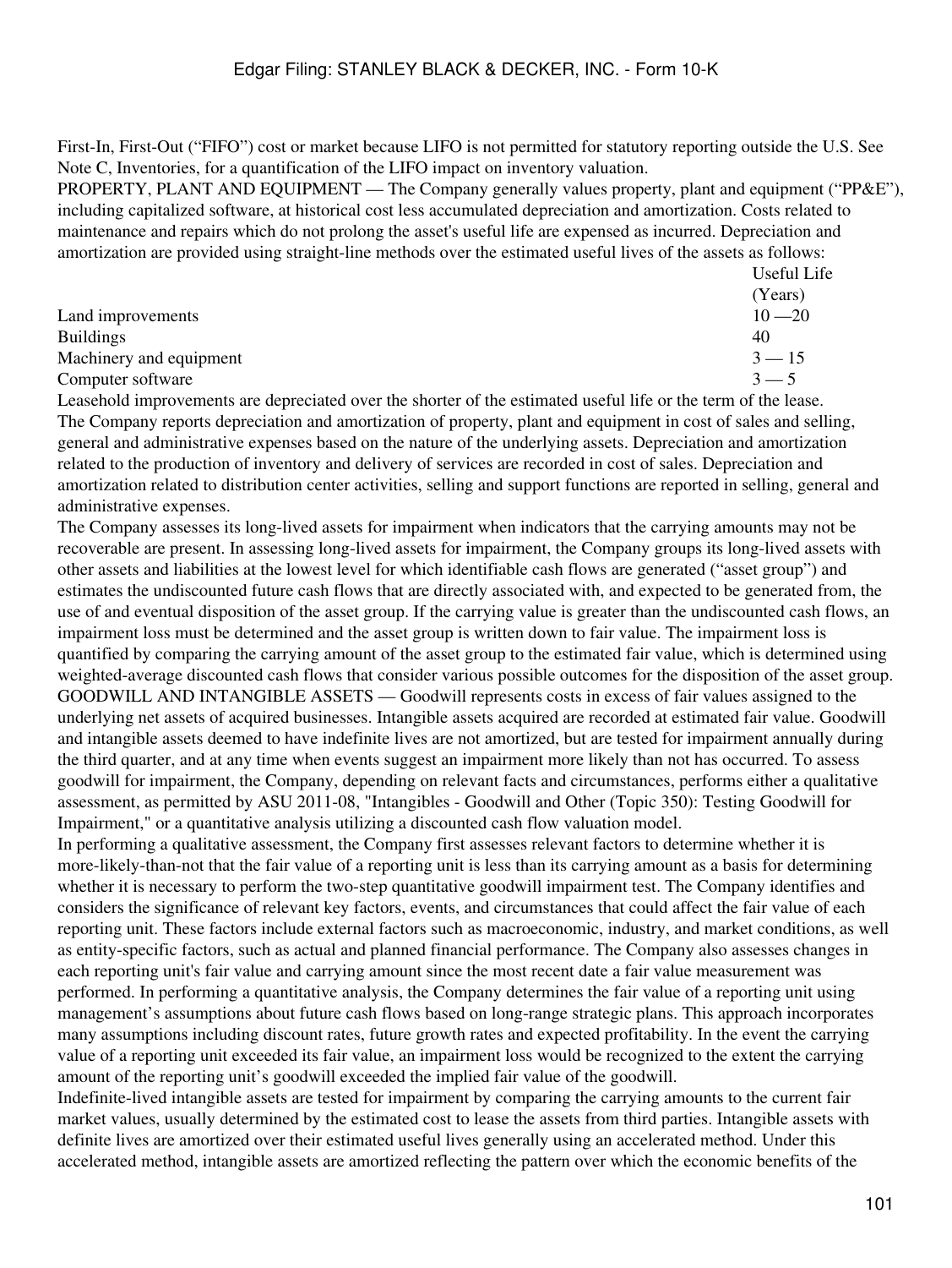First-In, First-Out (“FIFO”) cost or market because LIFO is not permitted for statutory reporting outside the U.S. See Note C, Inventories, for a quantification of the LIFO impact on inventory valuation.

PROPERTY, PLANT AND EQUIPMENT — The Company generally values property, plant and equipment (“PP&E”), including capitalized software, at historical cost less accumulated depreciation and amortization. Costs related to maintenance and repairs which do not prolong the asset's useful life are expensed as incurred. Depreciation and amortization are provided using straight-line methods over the estimated useful lives of the assets as follows:

| | Useful Life (Years) |
|---|---|
| Land improvements | 10 —20 |
| Buildings | 40 |
| Machinery and equipment | 3 — 15 |
| Computer software | 3 — 5 |

Leasehold improvements are depreciated over the shorter of the estimated useful life or the term of the lease.

The Company reports depreciation and amortization of property, plant and equipment in cost of sales and selling, general and administrative expenses based on the nature of the underlying assets. Depreciation and amortization related to the production of inventory and delivery of services are recorded in cost of sales. Depreciation and amortization related to distribution center activities, selling and support functions are reported in selling, general and administrative expenses.

The Company assesses its long-lived assets for impairment when indicators that the carrying amounts may not be recoverable are present. In assessing long-lived assets for impairment, the Company groups its long-lived assets with other assets and liabilities at the lowest level for which identifiable cash flows are generated (“asset group”) and estimates the undiscounted future cash flows that are directly associated with, and expected to be generated from, the use of and eventual disposition of the asset group. If the carrying value is greater than the undiscounted cash flows, an impairment loss must be determined and the asset group is written down to fair value. The impairment loss is quantified by comparing the carrying amount of the asset group to the estimated fair value, which is determined using weighted-average discounted cash flows that consider various possible outcomes for the disposition of the asset group.

GOODWILL AND INTANGIBLE ASSETS — Goodwill represents costs in excess of fair values assigned to the underlying net assets of acquired businesses. Intangible assets acquired are recorded at estimated fair value. Goodwill and intangible assets deemed to have indefinite lives are not amortized, but are tested for impairment annually during the third quarter, and at any time when events suggest an impairment more likely than not has occurred. To assess goodwill for impairment, the Company, depending on relevant facts and circumstances, performs either a qualitative assessment, as permitted by ASU 2011-08, "Intangibles - Goodwill and Other (Topic 350): Testing Goodwill for Impairment," or a quantitative analysis utilizing a discounted cash flow valuation model.

In performing a qualitative assessment, the Company first assesses relevant factors to determine whether it is more-likely-than-not that the fair value of a reporting unit is less than its carrying amount as a basis for determining whether it is necessary to perform the two-step quantitative goodwill impairment test. The Company identifies and considers the significance of relevant key factors, events, and circumstances that could affect the fair value of each reporting unit. These factors include external factors such as macroeconomic, industry, and market conditions, as well as entity-specific factors, such as actual and planned financial performance. The Company also assesses changes in each reporting unit's fair value and carrying amount since the most recent date a fair value measurement was performed. In performing a quantitative analysis, the Company determines the fair value of a reporting unit using management’s assumptions about future cash flows based on long-range strategic plans. This approach incorporates many assumptions including discount rates, future growth rates and expected profitability. In the event the carrying value of a reporting unit exceeded its fair value, an impairment loss would be recognized to the extent the carrying amount of the reporting unit’s goodwill exceeded the implied fair value of the goodwill.

Indefinite-lived intangible assets are tested for impairment by comparing the carrying amounts to the current fair market values, usually determined by the estimated cost to lease the assets from third parties. Intangible assets with definite lives are amortized over their estimated useful lives generally using an accelerated method. Under this accelerated method, intangible assets are amortized reflecting the pattern over which the economic benefits of the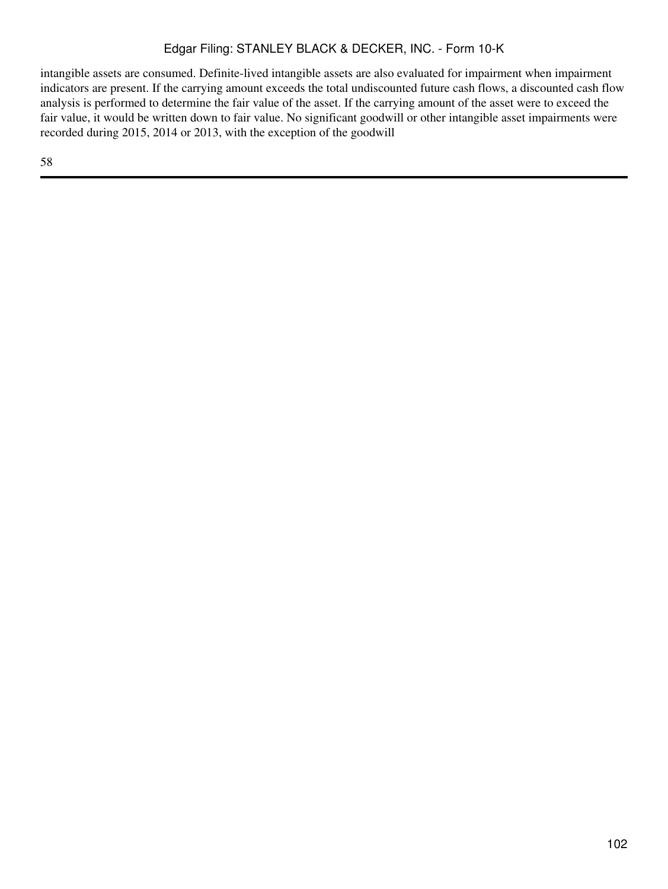intangible assets are consumed. Definite-lived intangible assets are also evaluated for impairment when impairment indicators are present. If the carrying amount exceeds the total undiscounted future cash flows, a discounted cash flow analysis is performed to determine the fair value of the asset. If the carrying amount of the asset were to exceed the fair value, it would be written down to fair value. No significant goodwill or other intangible asset impairments were recorded during 2015, 2014 or 2013, with the exception of the goodwill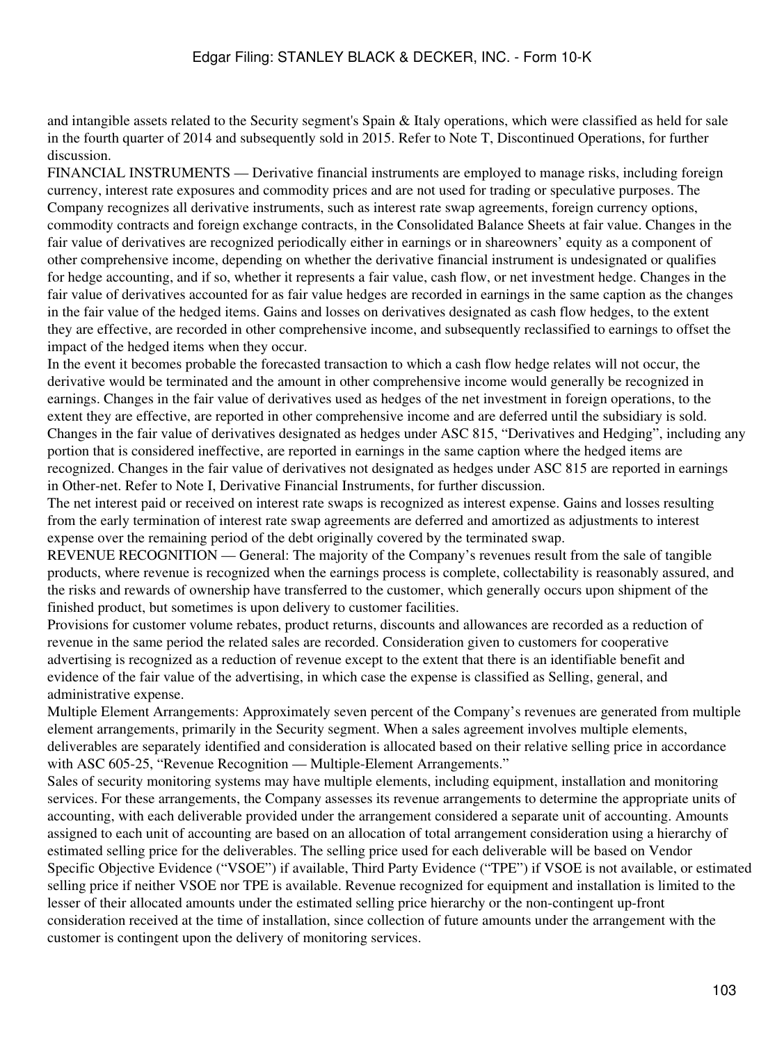and intangible assets related to the Security segment's Spain & Italy operations, which were classified as held for sale in the fourth quarter of 2014 and subsequently sold in 2015. Refer to Note T, Discontinued Operations, for further discussion.

FINANCIAL INSTRUMENTS — Derivative financial instruments are employed to manage risks, including foreign currency, interest rate exposures and commodity prices and are not used for trading or speculative purposes. The Company recognizes all derivative instruments, such as interest rate swap agreements, foreign currency options, commodity contracts and foreign exchange contracts, in the Consolidated Balance Sheets at fair value. Changes in the fair value of derivatives are recognized periodically either in earnings or in shareowners' equity as a component of other comprehensive income, depending on whether the derivative financial instrument is undesignated or qualifies for hedge accounting, and if so, whether it represents a fair value, cash flow, or net investment hedge. Changes in the fair value of derivatives accounted for as fair value hedges are recorded in earnings in the same caption as the changes in the fair value of the hedged items. Gains and losses on derivatives designated as cash flow hedges, to the extent they are effective, are recorded in other comprehensive income, and subsequently reclassified to earnings to offset the impact of the hedged items when they occur.

In the event it becomes probable the forecasted transaction to which a cash flow hedge relates will not occur, the derivative would be terminated and the amount in other comprehensive income would generally be recognized in earnings. Changes in the fair value of derivatives used as hedges of the net investment in foreign operations, to the extent they are effective, are reported in other comprehensive income and are deferred until the subsidiary is sold. Changes in the fair value of derivatives designated as hedges under ASC 815, "Derivatives and Hedging", including any portion that is considered ineffective, are reported in earnings in the same caption where the hedged items are recognized. Changes in the fair value of derivatives not designated as hedges under ASC 815 are reported in earnings in Other-net. Refer to Note I, Derivative Financial Instruments, for further discussion.

The net interest paid or received on interest rate swaps is recognized as interest expense. Gains and losses resulting from the early termination of interest rate swap agreements are deferred and amortized as adjustments to interest expense over the remaining period of the debt originally covered by the terminated swap.

REVENUE RECOGNITION — General: The majority of the Company's revenues result from the sale of tangible products, where revenue is recognized when the earnings process is complete, collectability is reasonably assured, and the risks and rewards of ownership have transferred to the customer, which generally occurs upon shipment of the finished product, but sometimes is upon delivery to customer facilities.

Provisions for customer volume rebates, product returns, discounts and allowances are recorded as a reduction of revenue in the same period the related sales are recorded. Consideration given to customers for cooperative advertising is recognized as a reduction of revenue except to the extent that there is an identifiable benefit and evidence of the fair value of the advertising, in which case the expense is classified as Selling, general, and administrative expense.

Multiple Element Arrangements: Approximately seven percent of the Company's revenues are generated from multiple element arrangements, primarily in the Security segment. When a sales agreement involves multiple elements, deliverables are separately identified and consideration is allocated based on their relative selling price in accordance with ASC 605-25, "Revenue Recognition — Multiple-Element Arrangements."

Sales of security monitoring systems may have multiple elements, including equipment, installation and monitoring services. For these arrangements, the Company assesses its revenue arrangements to determine the appropriate units of accounting, with each deliverable provided under the arrangement considered a separate unit of accounting. Amounts assigned to each unit of accounting are based on an allocation of total arrangement consideration using a hierarchy of estimated selling price for the deliverables. The selling price used for each deliverable will be based on Vendor Specific Objective Evidence ("VSOE") if available, Third Party Evidence ("TPE") if VSOE is not available, or estimated selling price if neither VSOE nor TPE is available. Revenue recognized for equipment and installation is limited to the lesser of their allocated amounts under the estimated selling price hierarchy or the non-contingent up-front consideration received at the time of installation, since collection of future amounts under the arrangement with the customer is contingent upon the delivery of monitoring services.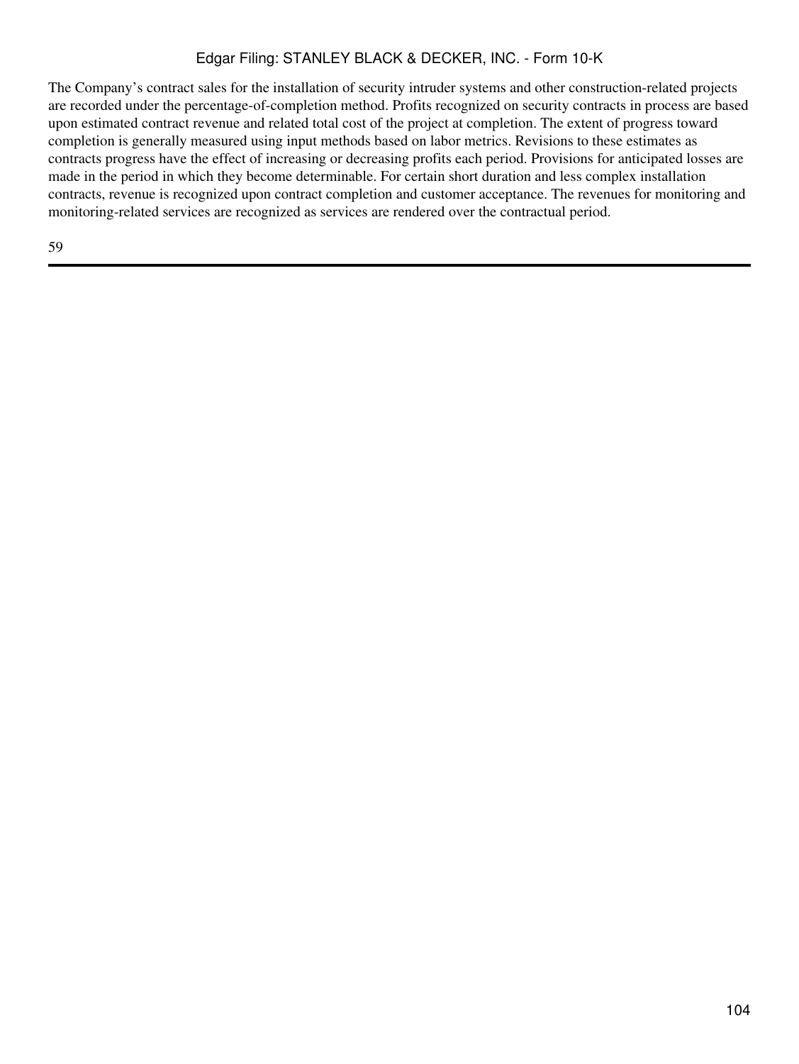The Company's contract sales for the installation of security intruder systems and other construction-related projects are recorded under the percentage-of-completion method. Profits recognized on security contracts in process are based upon estimated contract revenue and related total cost of the project at completion. The extent of progress toward completion is generally measured using input methods based on labor metrics. Revisions to these estimates as contracts progress have the effect of increasing or decreasing profits each period. Provisions for anticipated losses are made in the period in which they become determinable. For certain short duration and less complex installation contracts, revenue is recognized upon contract completion and customer acceptance. The revenues for monitoring and monitoring-related services are recognized as services are rendered over the contractual period.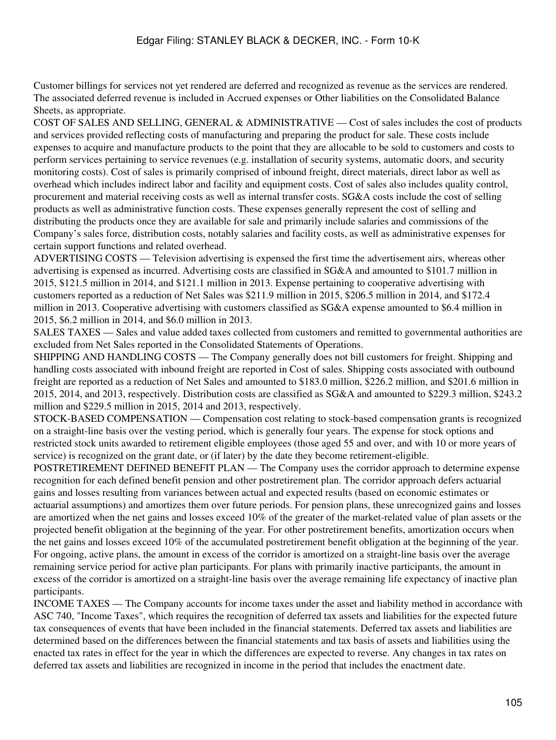Customer billings for services not yet rendered are deferred and recognized as revenue as the services are rendered. The associated deferred revenue is included in Accrued expenses or Other liabilities on the Consolidated Balance Sheets, as appropriate.

COST OF SALES AND SELLING, GENERAL & ADMINISTRATIVE — Cost of sales includes the cost of products and services provided reflecting costs of manufacturing and preparing the product for sale. These costs include expenses to acquire and manufacture products to the point that they are allocable to be sold to customers and costs to perform services pertaining to service revenues (e.g. installation of security systems, automatic doors, and security monitoring costs). Cost of sales is primarily comprised of inbound freight, direct materials, direct labor as well as overhead which includes indirect labor and facility and equipment costs. Cost of sales also includes quality control, procurement and material receiving costs as well as internal transfer costs. SG&A costs include the cost of selling products as well as administrative function costs. These expenses generally represent the cost of selling and distributing the products once they are available for sale and primarily include salaries and commissions of the Company's sales force, distribution costs, notably salaries and facility costs, as well as administrative expenses for certain support functions and related overhead.

ADVERTISING COSTS — Television advertising is expensed the first time the advertisement airs, whereas other advertising is expensed as incurred. Advertising costs are classified in SG&A and amounted to $101.7 million in 2015, $121.5 million in 2014, and $121.1 million in 2013. Expense pertaining to cooperative advertising with customers reported as a reduction of Net Sales was $211.9 million in 2015, $206.5 million in 2014, and $172.4 million in 2013. Cooperative advertising with customers classified as SG&A expense amounted to $6.4 million in 2015, $6.2 million in 2014, and $6.0 million in 2013.

SALES TAXES — Sales and value added taxes collected from customers and remitted to governmental authorities are excluded from Net Sales reported in the Consolidated Statements of Operations.

SHIPPING AND HANDLING COSTS — The Company generally does not bill customers for freight. Shipping and handling costs associated with inbound freight are reported in Cost of sales. Shipping costs associated with outbound freight are reported as a reduction of Net Sales and amounted to $183.0 million, $226.2 million, and $201.6 million in 2015, 2014, and 2013, respectively. Distribution costs are classified as SG&A and amounted to $229.3 million, $243.2 million and $229.5 million in 2015, 2014 and 2013, respectively.

STOCK-BASED COMPENSATION — Compensation cost relating to stock-based compensation grants is recognized on a straight-line basis over the vesting period, which is generally four years. The expense for stock options and restricted stock units awarded to retirement eligible employees (those aged 55 and over, and with 10 or more years of service) is recognized on the grant date, or (if later) by the date they become retirement-eligible.

POSTRETIREMENT DEFINED BENEFIT PLAN — The Company uses the corridor approach to determine expense recognition for each defined benefit pension and other postretirement plan. The corridor approach defers actuarial gains and losses resulting from variances between actual and expected results (based on economic estimates or actuarial assumptions) and amortizes them over future periods. For pension plans, these unrecognized gains and losses are amortized when the net gains and losses exceed 10% of the greater of the market-related value of plan assets or the projected benefit obligation at the beginning of the year. For other postretirement benefits, amortization occurs when the net gains and losses exceed 10% of the accumulated postretirement benefit obligation at the beginning of the year. For ongoing, active plans, the amount in excess of the corridor is amortized on a straight-line basis over the average remaining service period for active plan participants. For plans with primarily inactive participants, the amount in excess of the corridor is amortized on a straight-line basis over the average remaining life expectancy of inactive plan participants.

INCOME TAXES — The Company accounts for income taxes under the asset and liability method in accordance with ASC 740, "Income Taxes", which requires the recognition of deferred tax assets and liabilities for the expected future tax consequences of events that have been included in the financial statements. Deferred tax assets and liabilities are determined based on the differences between the financial statements and tax basis of assets and liabilities using the enacted tax rates in effect for the year in which the differences are expected to reverse. Any changes in tax rates on deferred tax assets and liabilities are recognized in income in the period that includes the enactment date.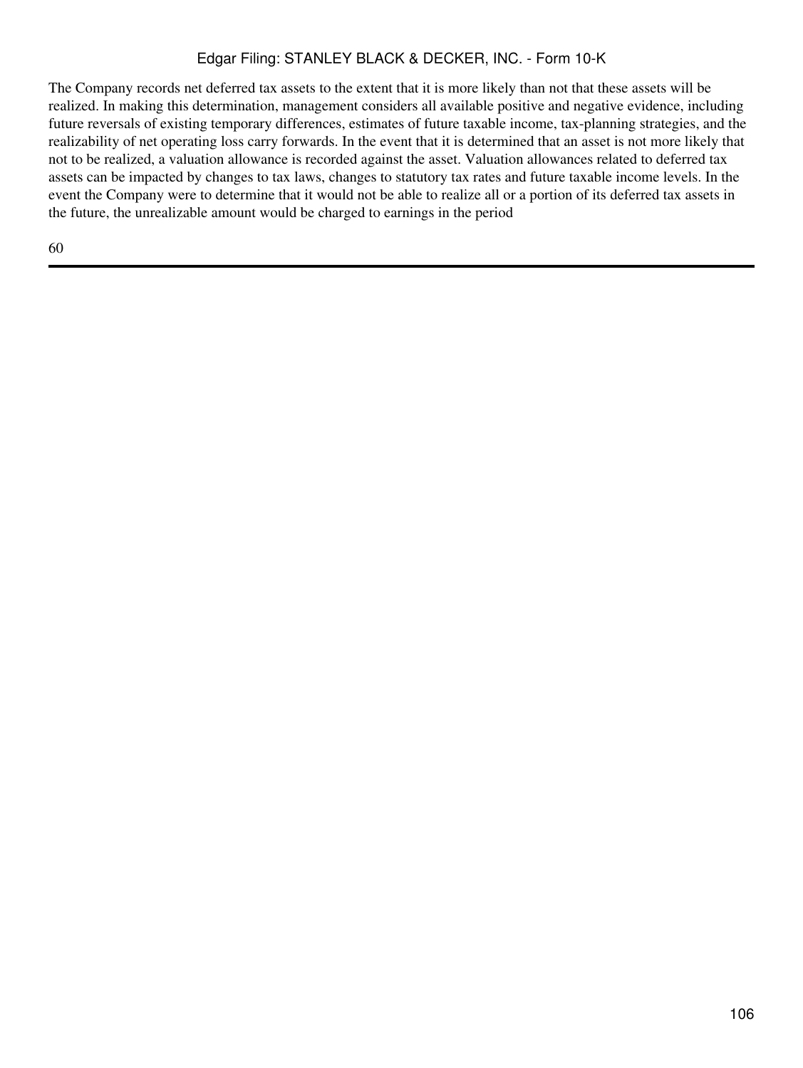The Company records net deferred tax assets to the extent that it is more likely than not that these assets will be realized. In making this determination, management considers all available positive and negative evidence, including future reversals of existing temporary differences, estimates of future taxable income, tax-planning strategies, and the realizability of net operating loss carry forwards. In the event that it is determined that an asset is not more likely that not to be realized, a valuation allowance is recorded against the asset. Valuation allowances related to deferred tax assets can be impacted by changes to tax laws, changes to statutory tax rates and future taxable income levels. In the event the Company were to determine that it would not be able to realize all or a portion of its deferred tax assets in the future, the unrealizable amount would be charged to earnings in the period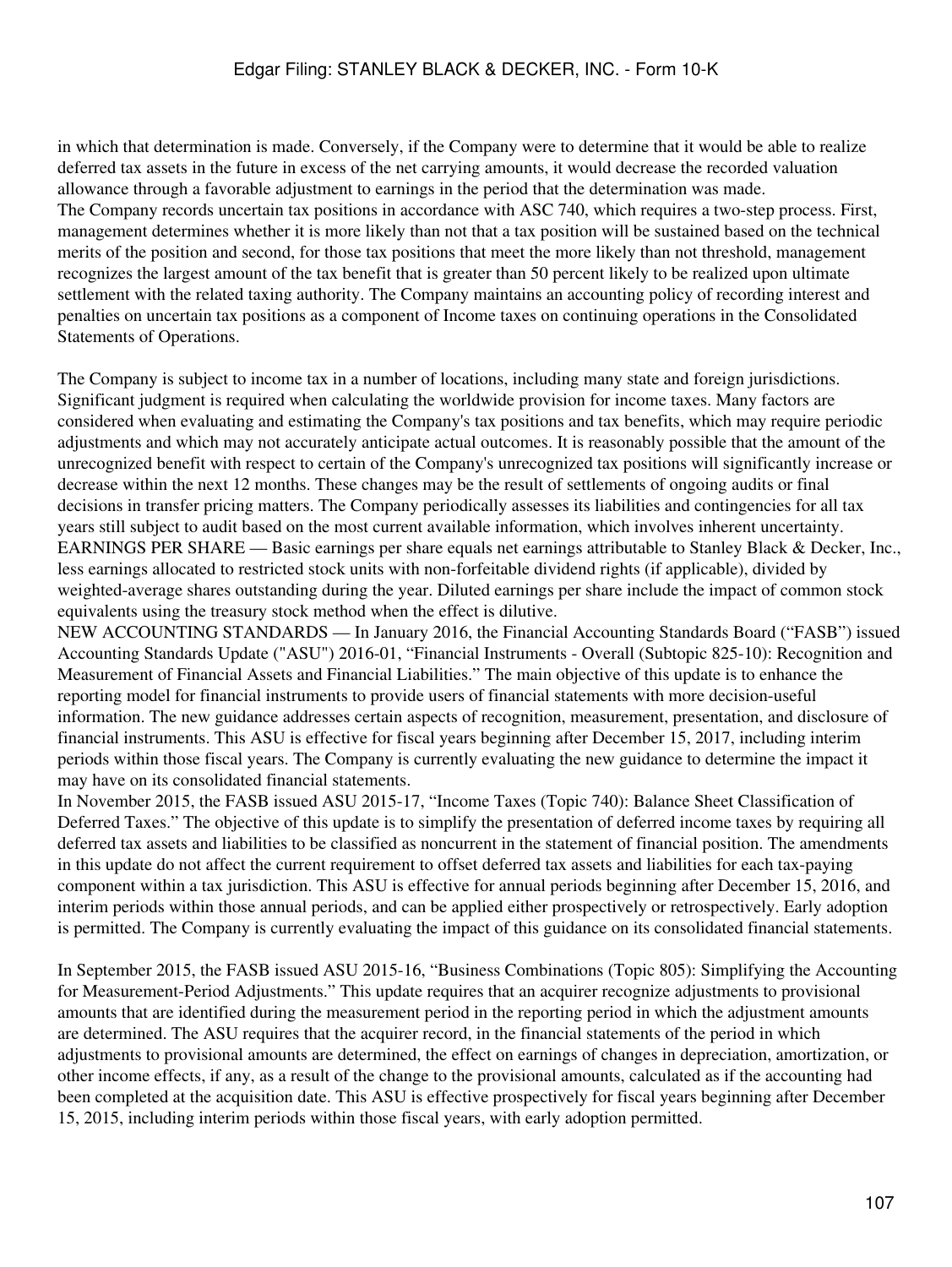in which that determination is made. Conversely, if the Company were to determine that it would be able to realize deferred tax assets in the future in excess of the net carrying amounts, it would decrease the recorded valuation allowance through a favorable adjustment to earnings in the period that the determination was made.

The Company records uncertain tax positions in accordance with ASC 740, which requires a two-step process. First, management determines whether it is more likely than not that a tax position will be sustained based on the technical merits of the position and second, for those tax positions that meet the more likely than not threshold, management recognizes the largest amount of the tax benefit that is greater than 50 percent likely to be realized upon ultimate settlement with the related taxing authority. The Company maintains an accounting policy of recording interest and penalties on uncertain tax positions as a component of Income taxes on continuing operations in the Consolidated Statements of Operations.

The Company is subject to income tax in a number of locations, including many state and foreign jurisdictions. Significant judgment is required when calculating the worldwide provision for income taxes. Many factors are considered when evaluating and estimating the Company's tax positions and tax benefits, which may require periodic adjustments and which may not accurately anticipate actual outcomes. It is reasonably possible that the amount of the unrecognized benefit with respect to certain of the Company's unrecognized tax positions will significantly increase or decrease within the next 12 months. These changes may be the result of settlements of ongoing audits or final decisions in transfer pricing matters. The Company periodically assesses its liabilities and contingencies for all tax years still subject to audit based on the most current available information, which involves inherent uncertainty.

EARNINGS PER SHARE — Basic earnings per share equals net earnings attributable to Stanley Black & Decker, Inc., less earnings allocated to restricted stock units with non-forfeitable dividend rights (if applicable), divided by weighted-average shares outstanding during the year. Diluted earnings per share include the impact of common stock equivalents using the treasury stock method when the effect is dilutive.

NEW ACCOUNTING STANDARDS — In January 2016, the Financial Accounting Standards Board ("FASB") issued Accounting Standards Update ("ASU") 2016-01, "Financial Instruments - Overall (Subtopic 825-10): Recognition and Measurement of Financial Assets and Financial Liabilities." The main objective of this update is to enhance the reporting model for financial instruments to provide users of financial statements with more decision-useful information. The new guidance addresses certain aspects of recognition, measurement, presentation, and disclosure of financial instruments. This ASU is effective for fiscal years beginning after December 15, 2017, including interim periods within those fiscal years. The Company is currently evaluating the new guidance to determine the impact it may have on its consolidated financial statements.

In November 2015, the FASB issued ASU 2015-17, "Income Taxes (Topic 740): Balance Sheet Classification of Deferred Taxes." The objective of this update is to simplify the presentation of deferred income taxes by requiring all deferred tax assets and liabilities to be classified as noncurrent in the statement of financial position. The amendments in this update do not affect the current requirement to offset deferred tax assets and liabilities for each tax-paying component within a tax jurisdiction. This ASU is effective for annual periods beginning after December 15, 2016, and interim periods within those annual periods, and can be applied either prospectively or retrospectively. Early adoption is permitted. The Company is currently evaluating the impact of this guidance on its consolidated financial statements.

In September 2015, the FASB issued ASU 2015-16, "Business Combinations (Topic 805): Simplifying the Accounting for Measurement-Period Adjustments." This update requires that an acquirer recognize adjustments to provisional amounts that are identified during the measurement period in the reporting period in which the adjustment amounts are determined. The ASU requires that the acquirer record, in the financial statements of the period in which adjustments to provisional amounts are determined, the effect on earnings of changes in depreciation, amortization, or other income effects, if any, as a result of the change to the provisional amounts, calculated as if the accounting had been completed at the acquisition date. This ASU is effective prospectively for fiscal years beginning after December 15, 2015, including interim periods within those fiscal years, with early adoption permitted.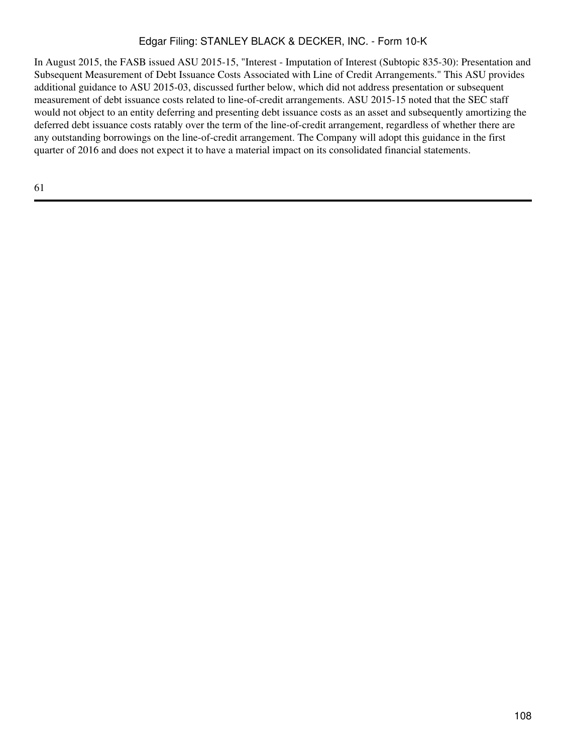In August 2015, the FASB issued ASU 2015-15, "Interest - Imputation of Interest (Subtopic 835-30): Presentation and Subsequent Measurement of Debt Issuance Costs Associated with Line of Credit Arrangements." This ASU provides additional guidance to ASU 2015-03, discussed further below, which did not address presentation or subsequent measurement of debt issuance costs related to line-of-credit arrangements. ASU 2015-15 noted that the SEC staff would not object to an entity deferring and presenting debt issuance costs as an asset and subsequently amortizing the deferred debt issuance costs ratably over the term of the line-of-credit arrangement, regardless of whether there are any outstanding borrowings on the line-of-credit arrangement. The Company will adopt this guidance in the first quarter of 2016 and does not expect it to have a material impact on its consolidated financial statements.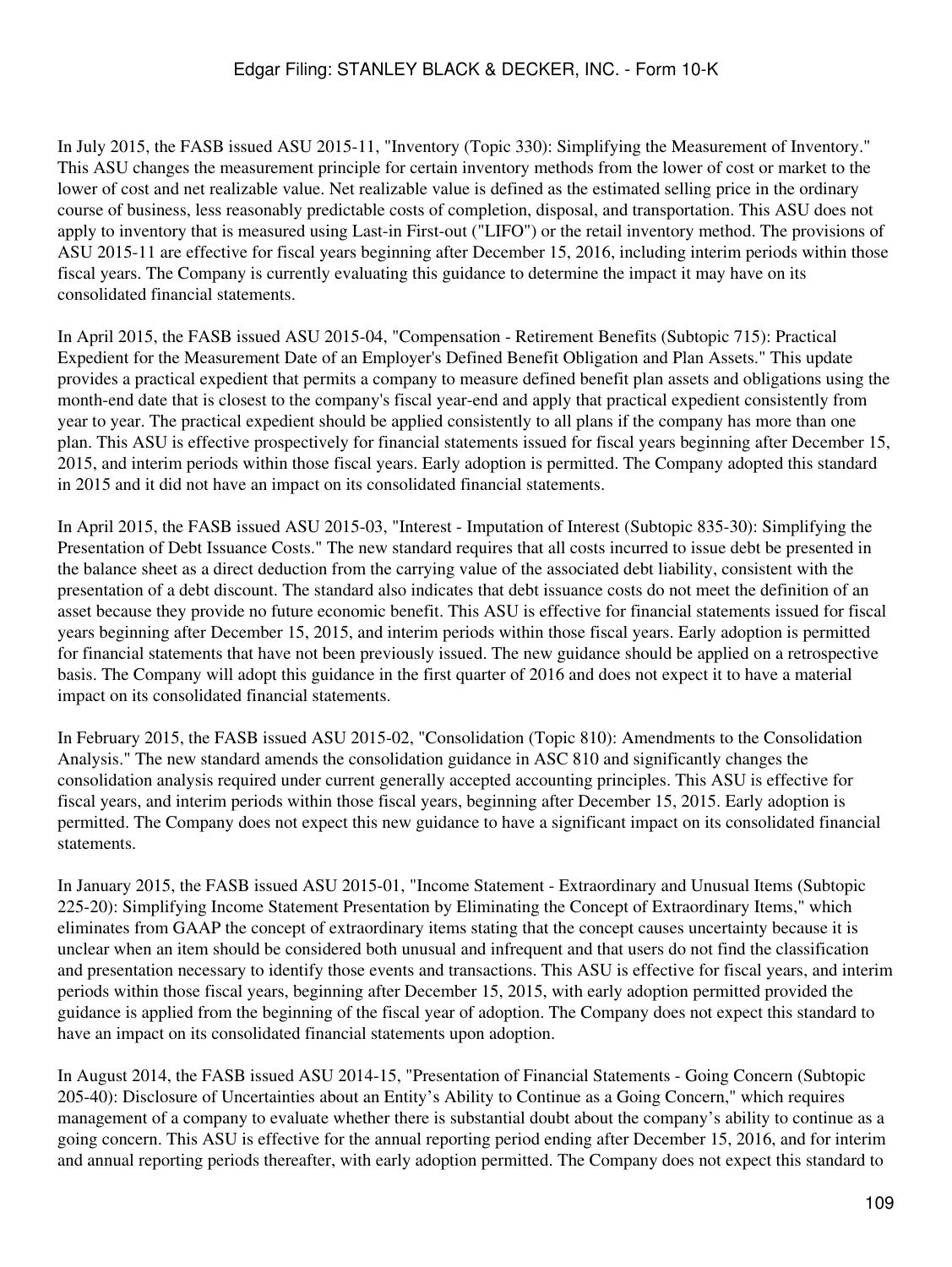In July 2015, the FASB issued ASU 2015-11, "Inventory (Topic 330): Simplifying the Measurement of Inventory." This ASU changes the measurement principle for certain inventory methods from the lower of cost or market to the lower of cost and net realizable value. Net realizable value is defined as the estimated selling price in the ordinary course of business, less reasonably predictable costs of completion, disposal, and transportation. This ASU does not apply to inventory that is measured using Last-in First-out ("LIFO") or the retail inventory method. The provisions of ASU 2015-11 are effective for fiscal years beginning after December 15, 2016, including interim periods within those fiscal years. The Company is currently evaluating this guidance to determine the impact it may have on its consolidated financial statements.

In April 2015, the FASB issued ASU 2015-04, "Compensation - Retirement Benefits (Subtopic 715): Practical Expedient for the Measurement Date of an Employer's Defined Benefit Obligation and Plan Assets." This update provides a practical expedient that permits a company to measure defined benefit plan assets and obligations using the month-end date that is closest to the company's fiscal year-end and apply that practical expedient consistently from year to year. The practical expedient should be applied consistently to all plans if the company has more than one plan. This ASU is effective prospectively for financial statements issued for fiscal years beginning after December 15, 2015, and interim periods within those fiscal years. Early adoption is permitted. The Company adopted this standard in 2015 and it did not have an impact on its consolidated financial statements.

In April 2015, the FASB issued ASU 2015-03, "Interest - Imputation of Interest (Subtopic 835-30): Simplifying the Presentation of Debt Issuance Costs." The new standard requires that all costs incurred to issue debt be presented in the balance sheet as a direct deduction from the carrying value of the associated debt liability, consistent with the presentation of a debt discount. The standard also indicates that debt issuance costs do not meet the definition of an asset because they provide no future economic benefit. This ASU is effective for financial statements issued for fiscal years beginning after December 15, 2015, and interim periods within those fiscal years. Early adoption is permitted for financial statements that have not been previously issued. The new guidance should be applied on a retrospective basis. The Company will adopt this guidance in the first quarter of 2016 and does not expect it to have a material impact on its consolidated financial statements.

In February 2015, the FASB issued ASU 2015-02, "Consolidation (Topic 810): Amendments to the Consolidation Analysis." The new standard amends the consolidation guidance in ASC 810 and significantly changes the consolidation analysis required under current generally accepted accounting principles. This ASU is effective for fiscal years, and interim periods within those fiscal years, beginning after December 15, 2015. Early adoption is permitted. The Company does not expect this new guidance to have a significant impact on its consolidated financial statements.

In January 2015, the FASB issued ASU 2015-01, "Income Statement - Extraordinary and Unusual Items (Subtopic 225-20): Simplifying Income Statement Presentation by Eliminating the Concept of Extraordinary Items," which eliminates from GAAP the concept of extraordinary items stating that the concept causes uncertainty because it is unclear when an item should be considered both unusual and infrequent and that users do not find the classification and presentation necessary to identify those events and transactions. This ASU is effective for fiscal years, and interim periods within those fiscal years, beginning after December 15, 2015, with early adoption permitted provided the guidance is applied from the beginning of the fiscal year of adoption. The Company does not expect this standard to have an impact on its consolidated financial statements upon adoption.

In August 2014, the FASB issued ASU 2014-15, "Presentation of Financial Statements - Going Concern (Subtopic 205-40): Disclosure of Uncertainties about an Entity's Ability to Continue as a Going Concern," which requires management of a company to evaluate whether there is substantial doubt about the company's ability to continue as a going concern. This ASU is effective for the annual reporting period ending after December 15, 2016, and for interim and annual reporting periods thereafter, with early adoption permitted. The Company does not expect this standard to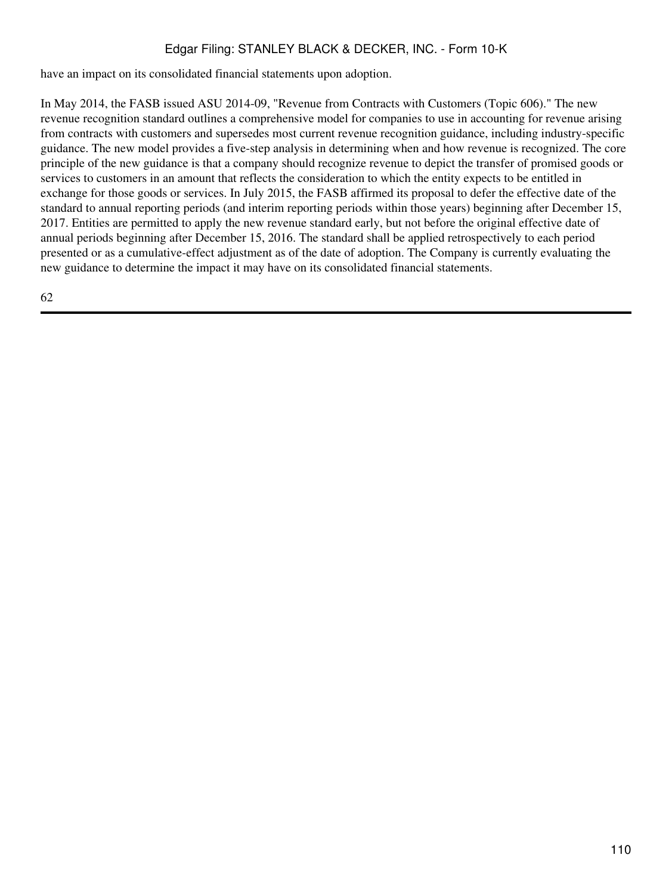have an impact on its consolidated financial statements upon adoption.

In May 2014, the FASB issued ASU 2014-09, "Revenue from Contracts with Customers (Topic 606)." The new revenue recognition standard outlines a comprehensive model for companies to use in accounting for revenue arising from contracts with customers and supersedes most current revenue recognition guidance, including industry-specific guidance. The new model provides a five-step analysis in determining when and how revenue is recognized. The core principle of the new guidance is that a company should recognize revenue to depict the transfer of promised goods or services to customers in an amount that reflects the consideration to which the entity expects to be entitled in exchange for those goods or services. In July 2015, the FASB affirmed its proposal to defer the effective date of the standard to annual reporting periods (and interim reporting periods within those years) beginning after December 15, 2017. Entities are permitted to apply the new revenue standard early, but not before the original effective date of annual periods beginning after December 15, 2016. The standard shall be applied retrospectively to each period presented or as a cumulative-effect adjustment as of the date of adoption. The Company is currently evaluating the new guidance to determine the impact it may have on its consolidated financial statements.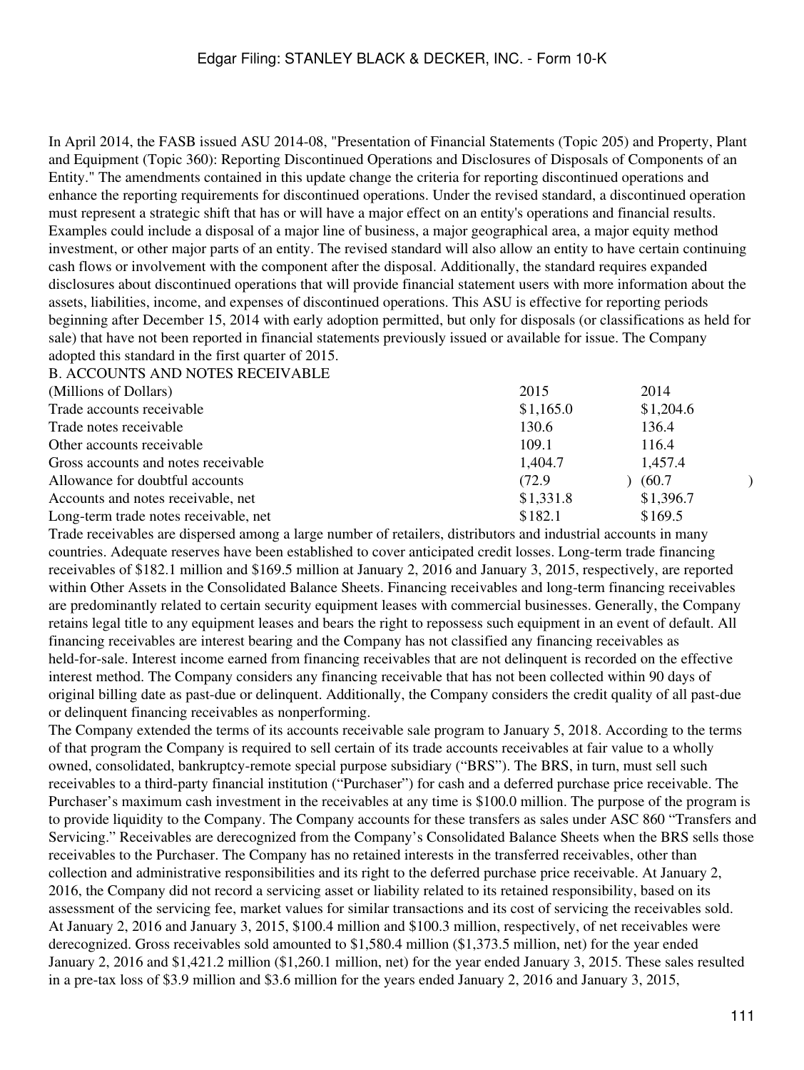In April 2014, the FASB issued ASU 2014-08, "Presentation of Financial Statements (Topic 205) and Property, Plant and Equipment (Topic 360): Reporting Discontinued Operations and Disclosures of Disposals of Components of an Entity." The amendments contained in this update change the criteria for reporting discontinued operations and enhance the reporting requirements for discontinued operations. Under the revised standard, a discontinued operation must represent a strategic shift that has or will have a major effect on an entity's operations and financial results. Examples could include a disposal of a major line of business, a major geographical area, a major equity method investment, or other major parts of an entity. The revised standard will also allow an entity to have certain continuing cash flows or involvement with the component after the disposal. Additionally, the standard requires expanded disclosures about discontinued operations that will provide financial statement users with more information about the assets, liabilities, income, and expenses of discontinued operations. This ASU is effective for reporting periods beginning after December 15, 2014 with early adoption permitted, but only for disposals (or classifications as held for sale) that have not been reported in financial statements previously issued or available for issue. The Company adopted this standard in the first quarter of 2015.

## B. ACCOUNTS AND NOTES RECEIVABLE

| (Millions of Dollars) | 2015 | 2014 |
|---|---|---|
| Trade accounts receivable | $1,165.0 | $1,204.6 |
| Trade notes receivable | 130.6 | 136.4 |
| Other accounts receivable | 109.1 | 116.4 |
| Gross accounts and notes receivable | 1,404.7 | 1,457.4 |
| Allowance for doubtful accounts | (72.9) | (60.7) |
| Accounts and notes receivable, net | $1,331.8 | $1,396.7 |
| Long-term trade notes receivable, net | $182.1 | $169.5 |

Trade receivables are dispersed among a large number of retailers, distributors and industrial accounts in many countries. Adequate reserves have been established to cover anticipated credit losses. Long-term trade financing receivables of $182.1 million and $169.5 million at January 2, 2016 and January 3, 2015, respectively, are reported within Other Assets in the Consolidated Balance Sheets. Financing receivables and long-term financing receivables are predominantly related to certain security equipment leases with commercial businesses. Generally, the Company retains legal title to any equipment leases and bears the right to repossess such equipment in an event of default. All financing receivables are interest bearing and the Company has not classified any financing receivables as held-for-sale. Interest income earned from financing receivables that are not delinquent is recorded on the effective interest method. The Company considers any financing receivable that has not been collected within 90 days of original billing date as past-due or delinquent. Additionally, the Company considers the credit quality of all past-due or delinquent financing receivables as nonperforming.

The Company extended the terms of its accounts receivable sale program to January 5, 2018. According to the terms of that program the Company is required to sell certain of its trade accounts receivables at fair value to a wholly owned, consolidated, bankruptcy-remote special purpose subsidiary ("BRS"). The BRS, in turn, must sell such receivables to a third-party financial institution ("Purchaser") for cash and a deferred purchase price receivable. The Purchaser's maximum cash investment in the receivables at any time is $100.0 million. The purpose of the program is to provide liquidity to the Company. The Company accounts for these transfers as sales under ASC 860 "Transfers and Servicing." Receivables are derecognized from the Company's Consolidated Balance Sheets when the BRS sells those receivables to the Purchaser. The Company has no retained interests in the transferred receivables, other than collection and administrative responsibilities and its right to the deferred purchase price receivable. At January 2, 2016, the Company did not record a servicing asset or liability related to its retained responsibility, based on its assessment of the servicing fee, market values for similar transactions and its cost of servicing the receivables sold. At January 2, 2016 and January 3, 2015, $100.4 million and $100.3 million, respectively, of net receivables were derecognized. Gross receivables sold amounted to $1,580.4 million ($1,373.5 million, net) for the year ended January 2, 2016 and $1,421.2 million ($1,260.1 million, net) for the year ended January 3, 2015. These sales resulted in a pre-tax loss of $3.9 million and $3.6 million for the years ended January 2, 2016 and January 3, 2015,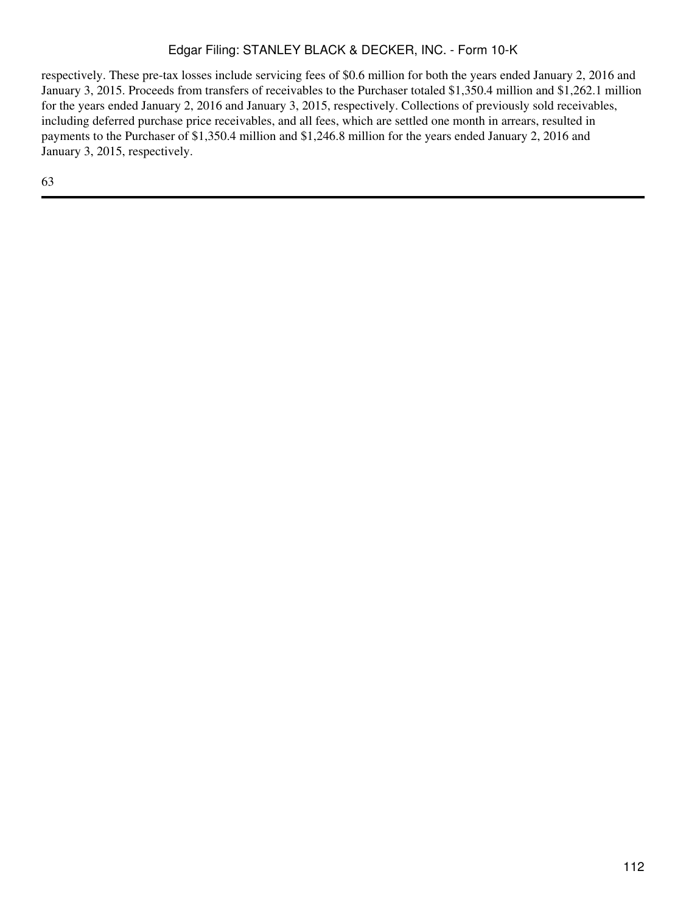respectively. These pre-tax losses include servicing fees of $0.6 million for both the years ended January 2, 2016 and January 3, 2015. Proceeds from transfers of receivables to the Purchaser totaled $1,350.4 million and $1,262.1 million for the years ended January 2, 2016 and January 3, 2015, respectively. Collections of previously sold receivables, including deferred purchase price receivables, and all fees, which are settled one month in arrears, resulted in payments to the Purchaser of $1,350.4 million and $1,246.8 million for the years ended January 2, 2016 and January 3, 2015, respectively.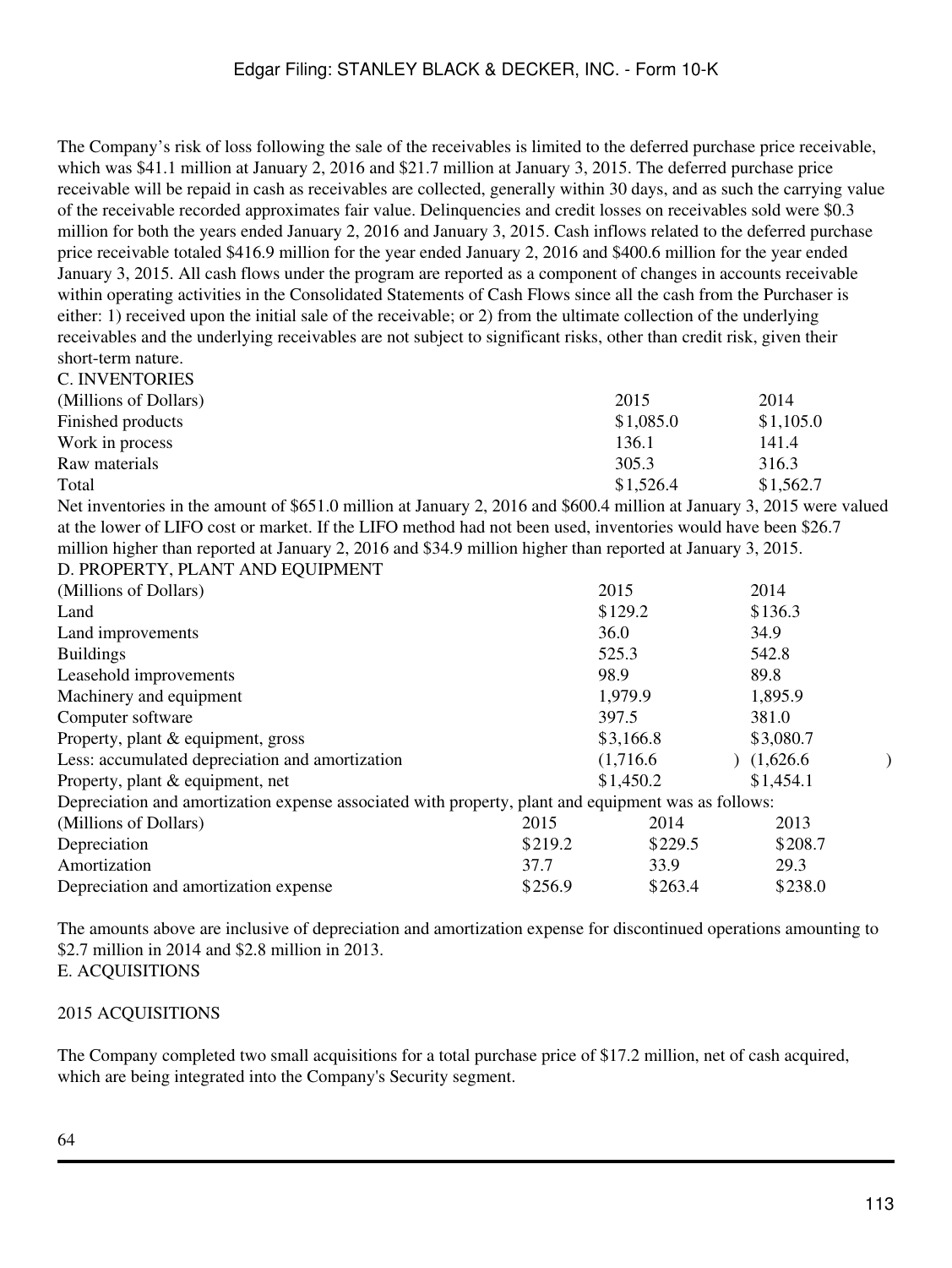The Company's risk of loss following the sale of the receivables is limited to the deferred purchase price receivable, which was $41.1 million at January 2, 2016 and $21.7 million at January 3, 2015. The deferred purchase price receivable will be repaid in cash as receivables are collected, generally within 30 days, and as such the carrying value of the receivable recorded approximates fair value. Delinquencies and credit losses on receivables sold were $0.3 million for both the years ended January 2, 2016 and January 3, 2015. Cash inflows related to the deferred purchase price receivable totaled $416.9 million for the year ended January 2, 2016 and $400.6 million for the year ended January 3, 2015. All cash flows under the program are reported as a component of changes in accounts receivable within operating activities in the Consolidated Statements of Cash Flows since all the cash from the Purchaser is either: 1) received upon the initial sale of the receivable; or 2) from the ultimate collection of the underlying receivables and the underlying receivables are not subject to significant risks, other than credit risk, given their short-term nature.

## C. INVENTORIES

| (Millions of Dollars) | 2015 | 2014 |
|---|---|---|
| Finished products | $1,085.0 | $1,105.0 |
| Work in process | 136.1 | 141.4 |
| Raw materials | 305.3 | 316.3 |
| Total | $1,526.4 | $1,562.7 |

Net inventories in the amount of $651.0 million at January 2, 2016 and $600.4 million at January 3, 2015 were valued at the lower of LIFO cost or market. If the LIFO method had not been used, inventories would have been $26.7 million higher than reported at January 2, 2016 and $34.9 million higher than reported at January 3, 2015.

## D. PROPERTY, PLANT AND EQUIPMENT

| (Millions of Dollars) | 2015 | 2014 |
|---|---|---|
| Land | $129.2 | $136.3 |
| Land improvements | 36.0 | 34.9 |
| Buildings | 525.3 | 542.8 |
| Leasehold improvements | 98.9 | 89.8 |
| Machinery and equipment | 1,979.9 | 1,895.9 |
| Computer software | 397.5 | 381.0 |
| Property, plant & equipment, gross | $3,166.8 | $3,080.7 |
| Less: accumulated depreciation and amortization | (1,716.6) | (1,626.6) |
| Property, plant & equipment, net | $1,450.2 | $1,454.1 |

Depreciation and amortization expense associated with property, plant and equipment was as follows:

| (Millions of Dollars) | 2015 | 2014 | 2013 |
|---|---|---|---|
| Depreciation | $219.2 | $229.5 | $208.7 |
| Amortization | 37.7 | 33.9 | 29.3 |
| Depreciation and amortization expense | $256.9 | $263.4 | $238.0 |

The amounts above are inclusive of depreciation and amortization expense for discontinued operations amounting to $2.7 million in 2014 and $2.8 million in 2013.

## E. ACQUISITIONS

### 2015 ACQUISITIONS

The Company completed two small acquisitions for a total purchase price of $17.2 million, net of cash acquired, which are being integrated into the Company's Security segment.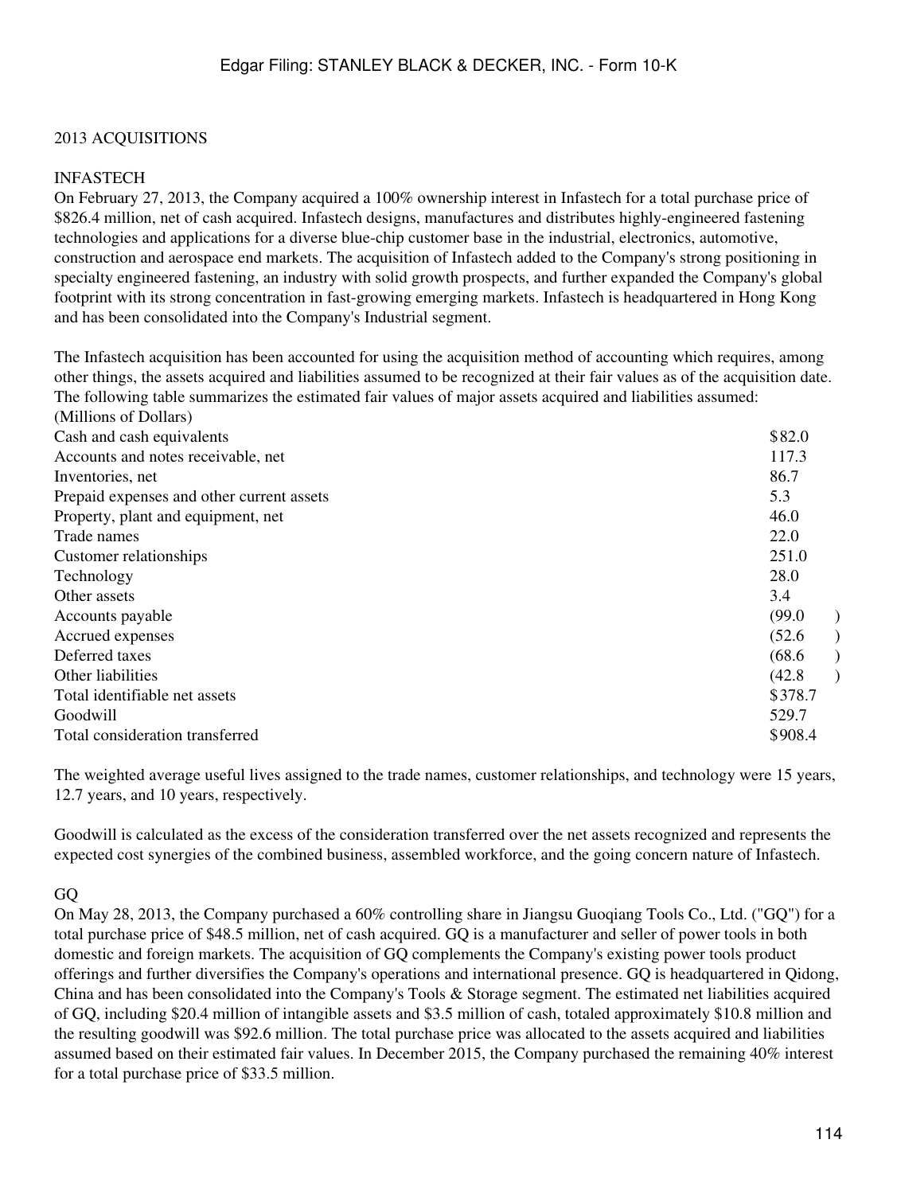## 2013 ACQUISITIONS

### INFASTECH

On February 27, 2013, the Company acquired a 100% ownership interest in Infastech for a total purchase price of $826.4 million, net of cash acquired. Infastech designs, manufactures and distributes highly-engineered fastening technologies and applications for a diverse blue-chip customer base in the industrial, electronics, automotive, construction and aerospace end markets. The acquisition of Infastech added to the Company's strong positioning in specialty engineered fastening, an industry with solid growth prospects, and further expanded the Company's global footprint with its strong concentration in fast-growing emerging markets. Infastech is headquartered in Hong Kong and has been consolidated into the Company's Industrial segment.

The Infastech acquisition has been accounted for using the acquisition method of accounting which requires, among other things, the assets acquired and liabilities assumed to be recognized at their fair values as of the acquisition date. The following table summarizes the estimated fair values of major assets acquired and liabilities assumed:

| (Millions of Dollars) | |
|---|---|
| Cash and cash equivalents | $82.0 |
| Accounts and notes receivable, net | 117.3 |
| Inventories, net | 86.7 |
| Prepaid expenses and other current assets | 5.3 |
| Property, plant and equipment, net | 46.0 |
| Trade names | 22.0 |
| Customer relationships | 251.0 |
| Technology | 28.0 |
| Other assets | 3.4 |
| Accounts payable | (99.0) |
| Accrued expenses | (52.6) |
| Deferred taxes | (68.6) |
| Other liabilities | (42.8) |
| Total identifiable net assets | $378.7 |
| Goodwill | 529.7 |
| Total consideration transferred | $908.4 |

The weighted average useful lives assigned to the trade names, customer relationships, and technology were 15 years, 12.7 years, and 10 years, respectively.

Goodwill is calculated as the excess of the consideration transferred over the net assets recognized and represents the expected cost synergies of the combined business, assembled workforce, and the going concern nature of Infastech.

### GQ

On May 28, 2013, the Company purchased a 60% controlling share in Jiangsu Guoqiang Tools Co., Ltd. ("GQ") for a total purchase price of $48.5 million, net of cash acquired. GQ is a manufacturer and seller of power tools in both domestic and foreign markets. The acquisition of GQ complements the Company's existing power tools product offerings and further diversifies the Company's operations and international presence. GQ is headquartered in Qidong, China and has been consolidated into the Company's Tools & Storage segment. The estimated net liabilities acquired of GQ, including $20.4 million of intangible assets and $3.5 million of cash, totaled approximately $10.8 million and the resulting goodwill was $92.6 million. The total purchase price was allocated to the assets acquired and liabilities assumed based on their estimated fair values. In December 2015, the Company purchased the remaining 40% interest for a total purchase price of $33.5 million.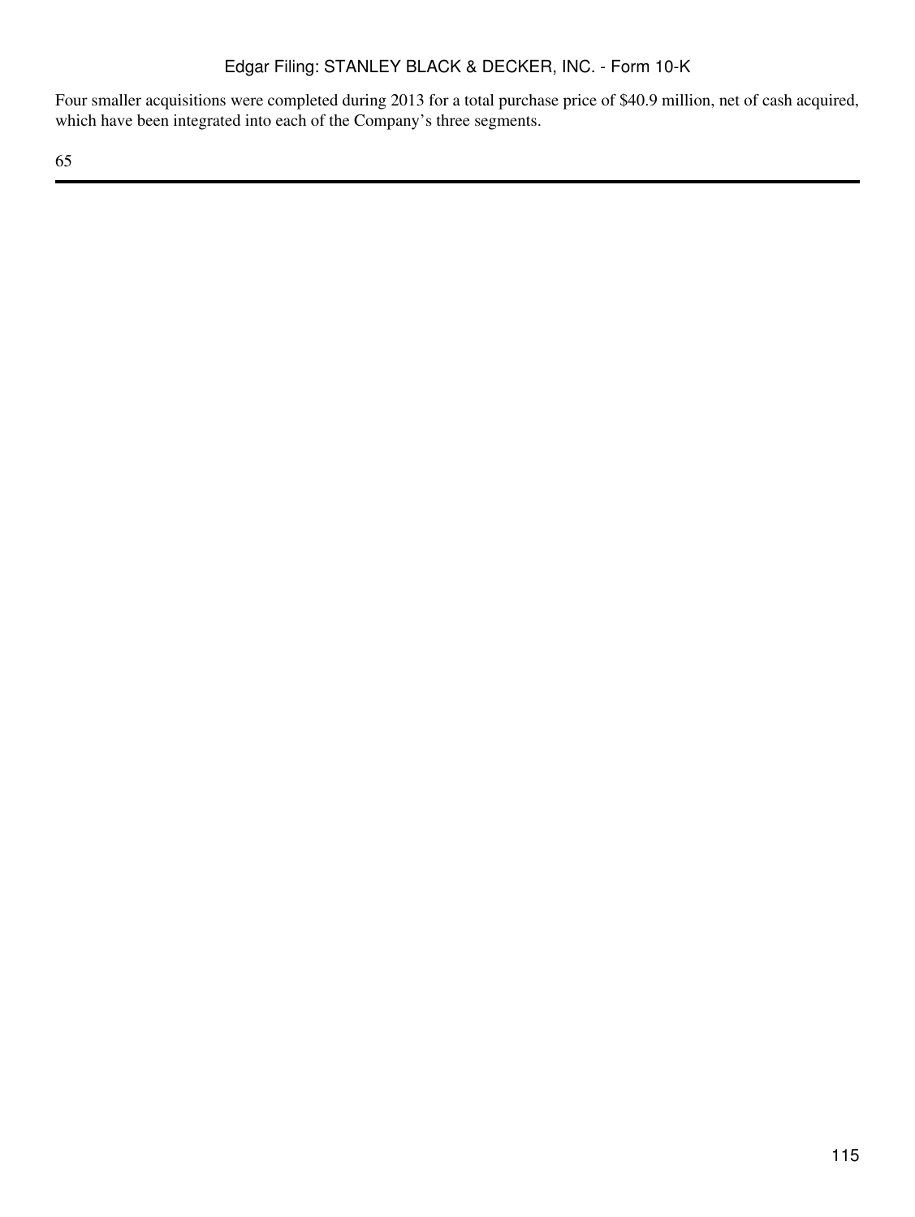Four smaller acquisitions were completed during 2013 for a total purchase price of $40.9 million, net of cash acquired, which have been integrated into each of the Company's three segments.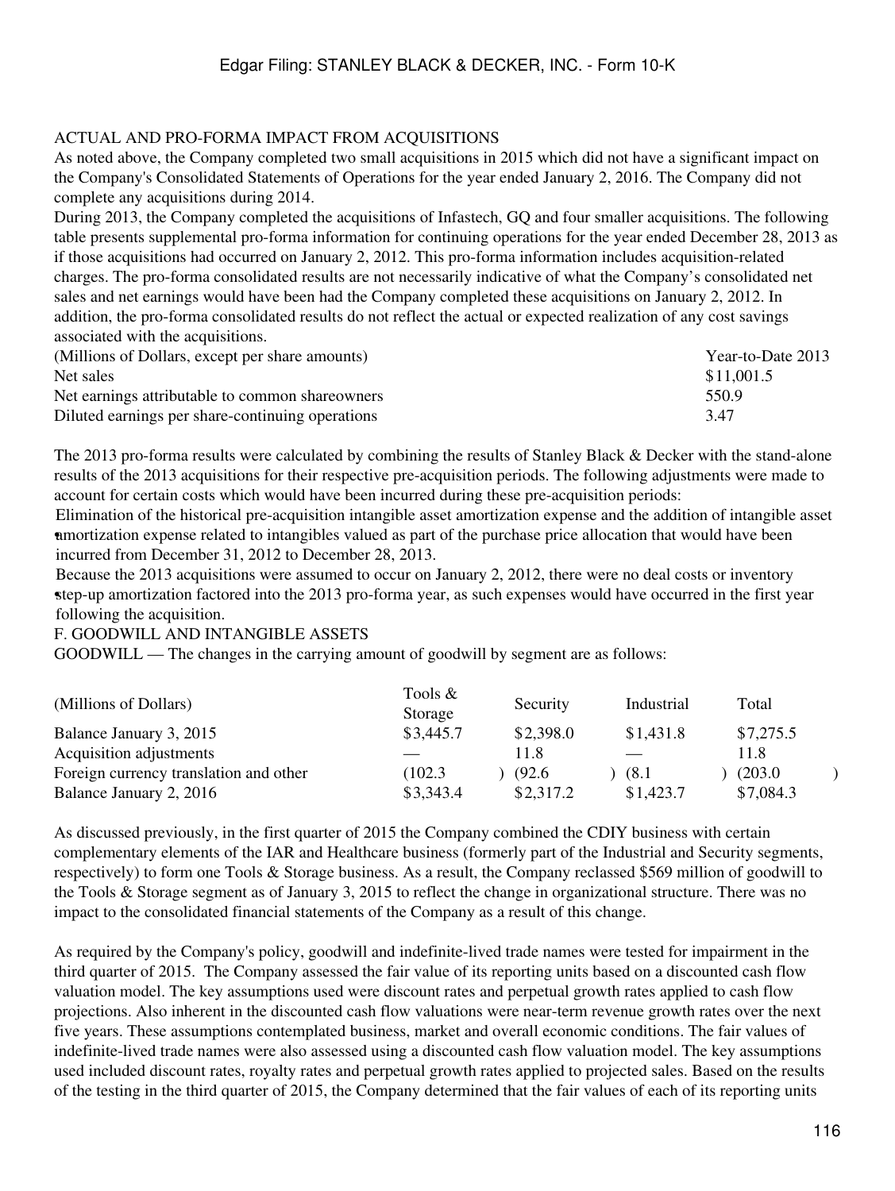ACTUAL AND PRO-FORMA IMPACT FROM ACQUISITIONS

As noted above, the Company completed two small acquisitions in 2015 which did not have a significant impact on the Company's Consolidated Statements of Operations for the year ended January 2, 2016. The Company did not complete any acquisitions during 2014.

During 2013, the Company completed the acquisitions of Infastech, GQ and four smaller acquisitions. The following table presents supplemental pro-forma information for continuing operations for the year ended December 28, 2013 as if those acquisitions had occurred on January 2, 2012. This pro-forma information includes acquisition-related charges. The pro-forma consolidated results are not necessarily indicative of what the Company's consolidated net sales and net earnings would have been had the Company completed these acquisitions on January 2, 2012. In addition, the pro-forma consolidated results do not reflect the actual or expected realization of any cost savings associated with the acquisitions.

| (Millions of Dollars, except per share amounts) | Year-to-Date 2013 |
|---|---|
| Net sales | $11,001.5 |
| Net earnings attributable to common shareowners | 550.9 |
| Diluted earnings per share-continuing operations | 3.47 |

The 2013 pro-forma results were calculated by combining the results of Stanley Black & Decker with the stand-alone results of the 2013 acquisitions for their respective pre-acquisition periods. The following adjustments were made to account for certain costs which would have been incurred during these pre-acquisition periods:

- Elimination of the historical pre-acquisition intangible asset amortization expense and the addition of intangible asset amortization expense related to intangibles valued as part of the purchase price allocation that would have been incurred from December 31, 2012 to December 28, 2013.
- Because the 2013 acquisitions were assumed to occur on January 2, 2012, there were no deal costs or inventory step-up amortization factored into the 2013 pro-forma year, as such expenses would have occurred in the first year following the acquisition.

F. GOODWILL AND INTANGIBLE ASSETS

GOODWILL — The changes in the carrying amount of goodwill by segment are as follows:

| (Millions of Dollars) | Tools & Storage | Security | Industrial | Total |
|---|---|---|---|---|
| Balance January 3, 2015 | $3,445.7 | $2,398.0 | $1,431.8 | $7,275.5 |
| Acquisition adjustments | — | 11.8 | — | 11.8 |
| Foreign currency translation and other | (102.3) | (92.6) | (8.1) | (203.0) |
| Balance January 2, 2016 | $3,343.4 | $2,317.2 | $1,423.7 | $7,084.3 |

As discussed previously, in the first quarter of 2015 the Company combined the CDIY business with certain complementary elements of the IAR and Healthcare business (formerly part of the Industrial and Security segments, respectively) to form one Tools & Storage business. As a result, the Company reclassed $569 million of goodwill to the Tools & Storage segment as of January 3, 2015 to reflect the change in organizational structure. There was no impact to the consolidated financial statements of the Company as a result of this change.

As required by the Company's policy, goodwill and indefinite-lived trade names were tested for impairment in the third quarter of 2015. The Company assessed the fair value of its reporting units based on a discounted cash flow valuation model. The key assumptions used were discount rates and perpetual growth rates applied to cash flow projections. Also inherent in the discounted cash flow valuations were near-term revenue growth rates over the next five years. These assumptions contemplated business, market and overall economic conditions. The fair values of indefinite-lived trade names were also assessed using a discounted cash flow valuation model. The key assumptions used included discount rates, royalty rates and perpetual growth rates applied to projected sales. Based on the results of the testing in the third quarter of 2015, the Company determined that the fair values of each of its reporting units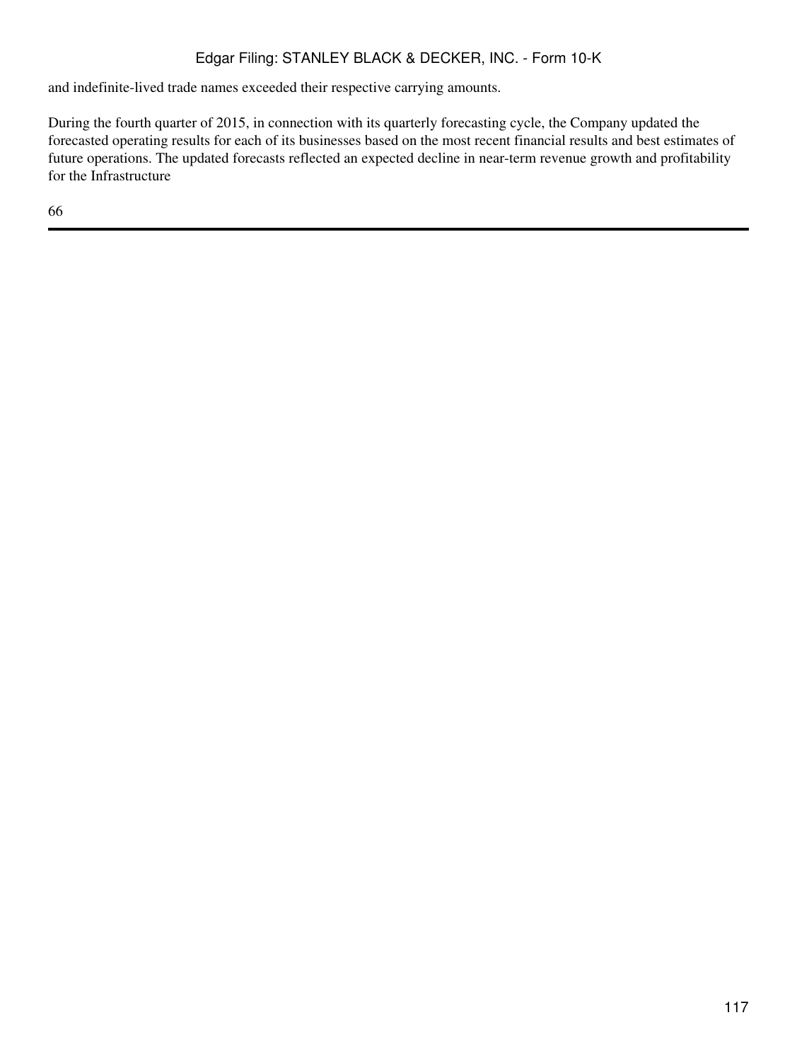and indefinite-lived trade names exceeded their respective carrying amounts.

During the fourth quarter of 2015, in connection with its quarterly forecasting cycle, the Company updated the forecasted operating results for each of its businesses based on the most recent financial results and best estimates of future operations. The updated forecasts reflected an expected decline in near-term revenue growth and profitability for the Infrastructure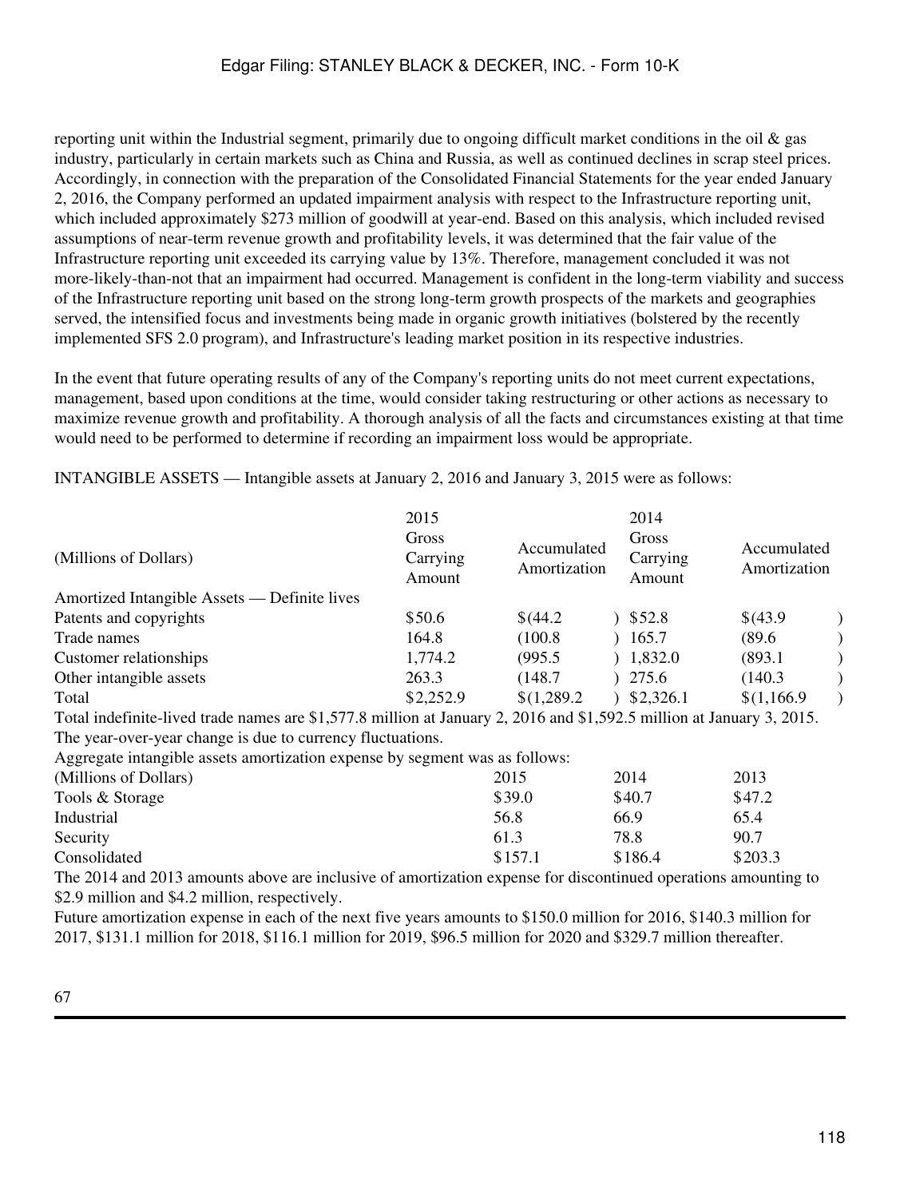reporting unit within the Industrial segment, primarily due to ongoing difficult market conditions in the oil & gas industry, particularly in certain markets such as China and Russia, as well as continued declines in scrap steel prices. Accordingly, in connection with the preparation of the Consolidated Financial Statements for the year ended January 2, 2016, the Company performed an updated impairment analysis with respect to the Infrastructure reporting unit, which included approximately $273 million of goodwill at year-end. Based on this analysis, which included revised assumptions of near-term revenue growth and profitability levels, it was determined that the fair value of the Infrastructure reporting unit exceeded its carrying value by 13%. Therefore, management concluded it was not more-likely-than-not that an impairment had occurred. Management is confident in the long-term viability and success of the Infrastructure reporting unit based on the strong long-term growth prospects of the markets and geographies served, the intensified focus and investments being made in organic growth initiatives (bolstered by the recently implemented SFS 2.0 program), and Infrastructure's leading market position in its respective industries.

In the event that future operating results of any of the Company's reporting units do not meet current expectations, management, based upon conditions at the time, would consider taking restructuring or other actions as necessary to maximize revenue growth and profitability. A thorough analysis of all the facts and circumstances existing at that time would need to be performed to determine if recording an impairment loss would be appropriate.

INTANGIBLE ASSETS — Intangible assets at January 2, 2016 and January 3, 2015 were as follows:

| (Millions of Dollars) | 2015 Gross Carrying Amount | Accumulated Amortization | 2014 Gross Carrying Amount | Accumulated Amortization |
|---|---|---|---|---|
| Amortized Intangible Assets — Definite lives | | | | |
| Patents and copyrights | $50.6 | $(44.2) | $52.8 | $(43.9) |
| Trade names | 164.8 | (100.8) | 165.7 | (89.6) |
| Customer relationships | 1,774.2 | (995.5) | 1,832.0 | (893.1) |
| Other intangible assets | 263.3 | (148.7) | 275.6 | (140.3) |
| Total | $2,252.9 | $(1,289.2) | $2,326.1 | $(1,166.9) |

Total indefinite-lived trade names are $1,577.8 million at January 2, 2016 and $1,592.5 million at January 3, 2015. The year-over-year change is due to currency fluctuations.

Aggregate intangible assets amortization expense by segment was as follows:

| (Millions of Dollars) | 2015 | 2014 | 2013 |
|---|---|---|---|
| Tools & Storage | $39.0 | $40.7 | $47.2 |
| Industrial | 56.8 | 66.9 | 65.4 |
| Security | 61.3 | 78.8 | 90.7 |
| Consolidated | $157.1 | $186.4 | $203.3 |

The 2014 and 2013 amounts above are inclusive of amortization expense for discontinued operations amounting to $2.9 million and $4.2 million, respectively.

Future amortization expense in each of the next five years amounts to $150.0 million for 2016, $140.3 million for 2017, $131.1 million for 2018, $116.1 million for 2019, $96.5 million for 2020 and $329.7 million thereafter.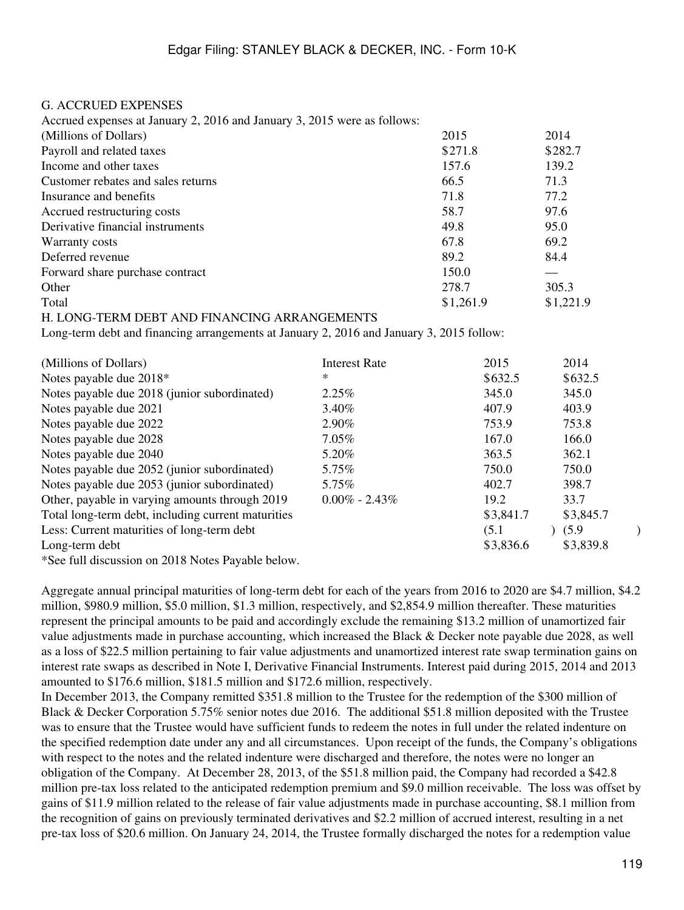## G. ACCRUED EXPENSES

Accrued expenses at January 2, 2016 and January 3, 2015 were as follows:

| (Millions of Dollars) | 2015 | 2014 |
|---|---|---|
| Payroll and related taxes | $271.8 | $282.7 |
| Income and other taxes | 157.6 | 139.2 |
| Customer rebates and sales returns | 66.5 | 71.3 |
| Insurance and benefits | 71.8 | 77.2 |
| Accrued restructuring costs | 58.7 | 97.6 |
| Derivative financial instruments | 49.8 | 95.0 |
| Warranty costs | 67.8 | 69.2 |
| Deferred revenue | 89.2 | 84.4 |
| Forward share purchase contract | 150.0 | — |
| Other | 278.7 | 305.3 |
| Total | $1,261.9 | $1,221.9 |

## H. LONG-TERM DEBT AND FINANCING ARRANGEMENTS

Long-term debt and financing arrangements at January 2, 2016 and January 3, 2015 follow:

| (Millions of Dollars) | Interest Rate | 2015 | 2014 |
|---|---|---|---|
| Notes payable due 2018* | * | $632.5 | $632.5 |
| Notes payable due 2018 (junior subordinated) | 2.25% | 345.0 | 345.0 |
| Notes payable due 2021 | 3.40% | 407.9 | 403.9 |
| Notes payable due 2022 | 2.90% | 753.9 | 753.8 |
| Notes payable due 2028 | 7.05% | 167.0 | 166.0 |
| Notes payable due 2040 | 5.20% | 363.5 | 362.1 |
| Notes payable due 2052 (junior subordinated) | 5.75% | 750.0 | 750.0 |
| Notes payable due 2053 (junior subordinated) | 5.75% | 402.7 | 398.7 |
| Other, payable in varying amounts through 2019 | 0.00% - 2.43% | 19.2 | 33.7 |
| Total long-term debt, including current maturities | | $3,841.7 | $3,845.7 |
| Less: Current maturities of long-term debt | | (5.1) | (5.9) |
| Long-term debt | | $3,836.6 | $3,839.8 |

*See full discussion on 2018 Notes Payable below.

Aggregate annual principal maturities of long-term debt for each of the years from 2016 to 2020 are $4.7 million, $4.2 million, $980.9 million, $5.0 million, $1.3 million, respectively, and $2,854.9 million thereafter. These maturities represent the principal amounts to be paid and accordingly exclude the remaining $13.2 million of unamortized fair value adjustments made in purchase accounting, which increased the Black & Decker note payable due 2028, as well as a loss of $22.5 million pertaining to fair value adjustments and unamortized interest rate swap termination gains on interest rate swaps as described in Note I, Derivative Financial Instruments. Interest paid during 2015, 2014 and 2013 amounted to $176.6 million, $181.5 million and $172.6 million, respectively.

In December 2013, the Company remitted $351.8 million to the Trustee for the redemption of the $300 million of Black & Decker Corporation 5.75% senior notes due 2016. The additional $51.8 million deposited with the Trustee was to ensure that the Trustee would have sufficient funds to redeem the notes in full under the related indenture on the specified redemption date under any and all circumstances. Upon receipt of the funds, the Company's obligations with respect to the notes and the related indenture were discharged and therefore, the notes were no longer an obligation of the Company. At December 28, 2013, of the $51.8 million paid, the Company had recorded a $42.8 million pre-tax loss related to the anticipated redemption premium and $9.0 million receivable. The loss was offset by gains of $11.9 million related to the release of fair value adjustments made in purchase accounting, $8.1 million from the recognition of gains on previously terminated derivatives and $2.2 million of accrued interest, resulting in a net pre-tax loss of $20.6 million. On January 24, 2014, the Trustee formally discharged the notes for a redemption value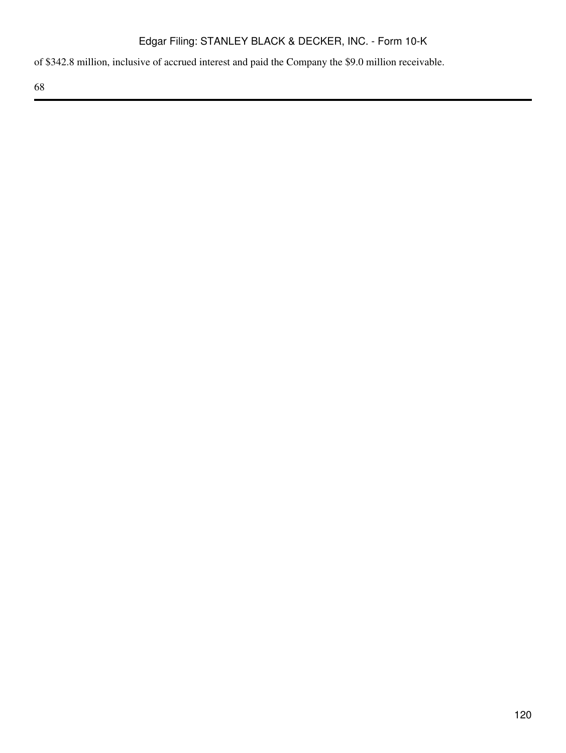of $342.8 million, inclusive of accrued interest and paid the Company the $9.0 million receivable.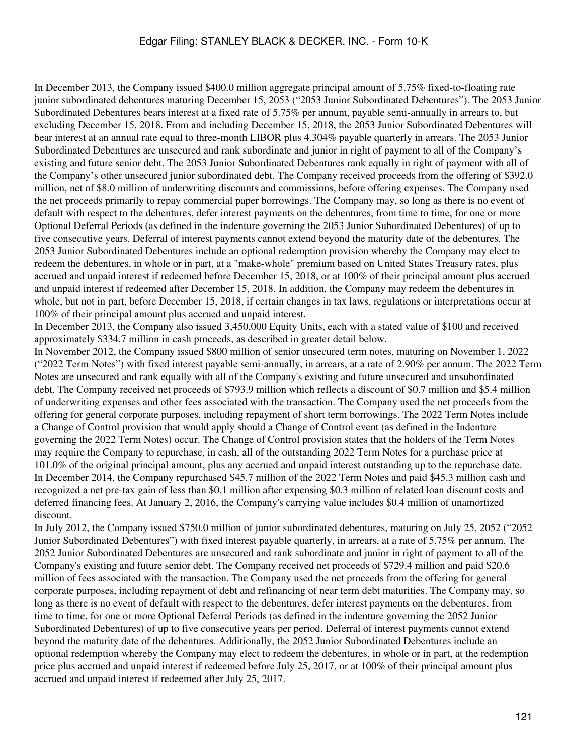In December 2013, the Company issued $400.0 million aggregate principal amount of 5.75% fixed-to-floating rate junior subordinated debentures maturing December 15, 2053 ("2053 Junior Subordinated Debentures"). The 2053 Junior Subordinated Debentures bears interest at a fixed rate of 5.75% per annum, payable semi-annually in arrears to, but excluding December 15, 2018. From and including December 15, 2018, the 2053 Junior Subordinated Debentures will bear interest at an annual rate equal to three-month LIBOR plus 4.304% payable quarterly in arrears. The 2053 Junior Subordinated Debentures are unsecured and rank subordinate and junior in right of payment to all of the Company's existing and future senior debt. The 2053 Junior Subordinated Debentures rank equally in right of payment with all of the Company's other unsecured junior subordinated debt. The Company received proceeds from the offering of $392.0 million, net of $8.0 million of underwriting discounts and commissions, before offering expenses. The Company used the net proceeds primarily to repay commercial paper borrowings. The Company may, so long as there is no event of default with respect to the debentures, defer interest payments on the debentures, from time to time, for one or more Optional Deferral Periods (as defined in the indenture governing the 2053 Junior Subordinated Debentures) of up to five consecutive years. Deferral of interest payments cannot extend beyond the maturity date of the debentures. The 2053 Junior Subordinated Debentures include an optional redemption provision whereby the Company may elect to redeem the debentures, in whole or in part, at a "make-whole" premium based on United States Treasury rates, plus accrued and unpaid interest if redeemed before December 15, 2018, or at 100% of their principal amount plus accrued and unpaid interest if redeemed after December 15, 2018. In addition, the Company may redeem the debentures in whole, but not in part, before December 15, 2018, if certain changes in tax laws, regulations or interpretations occur at 100% of their principal amount plus accrued and unpaid interest.

In December 2013, the Company also issued 3,450,000 Equity Units, each with a stated value of $100 and received approximately $334.7 million in cash proceeds, as described in greater detail below.

In November 2012, the Company issued $800 million of senior unsecured term notes, maturing on November 1, 2022 ("2022 Term Notes") with fixed interest payable semi-annually, in arrears, at a rate of 2.90% per annum. The 2022 Term Notes are unsecured and rank equally with all of the Company's existing and future unsecured and unsubordinated debt. The Company received net proceeds of $793.9 million which reflects a discount of $0.7 million and $5.4 million of underwriting expenses and other fees associated with the transaction. The Company used the net proceeds from the offering for general corporate purposes, including repayment of short term borrowings. The 2022 Term Notes include a Change of Control provision that would apply should a Change of Control event (as defined in the Indenture governing the 2022 Term Notes) occur. The Change of Control provision states that the holders of the Term Notes may require the Company to repurchase, in cash, all of the outstanding 2022 Term Notes for a purchase price at 101.0% of the original principal amount, plus any accrued and unpaid interest outstanding up to the repurchase date. In December 2014, the Company repurchased $45.7 million of the 2022 Term Notes and paid $45.3 million cash and recognized a net pre-tax gain of less than $0.1 million after expensing $0.3 million of related loan discount costs and deferred financing fees. At January 2, 2016, the Company's carrying value includes $0.4 million of unamortized discount.

In July 2012, the Company issued $750.0 million of junior subordinated debentures, maturing on July 25, 2052 ("2052 Junior Subordinated Debentures") with fixed interest payable quarterly, in arrears, at a rate of 5.75% per annum. The 2052 Junior Subordinated Debentures are unsecured and rank subordinate and junior in right of payment to all of the Company's existing and future senior debt. The Company received net proceeds of $729.4 million and paid $20.6 million of fees associated with the transaction. The Company used the net proceeds from the offering for general corporate purposes, including repayment of debt and refinancing of near term debt maturities. The Company may, so long as there is no event of default with respect to the debentures, defer interest payments on the debentures, from time to time, for one or more Optional Deferral Periods (as defined in the indenture governing the 2052 Junior Subordinated Debentures) of up to five consecutive years per period. Deferral of interest payments cannot extend beyond the maturity date of the debentures. Additionally, the 2052 Junior Subordinated Debentures include an optional redemption whereby the Company may elect to redeem the debentures, in whole or in part, at the redemption price plus accrued and unpaid interest if redeemed before July 25, 2017, or at 100% of their principal amount plus accrued and unpaid interest if redeemed after July 25, 2017.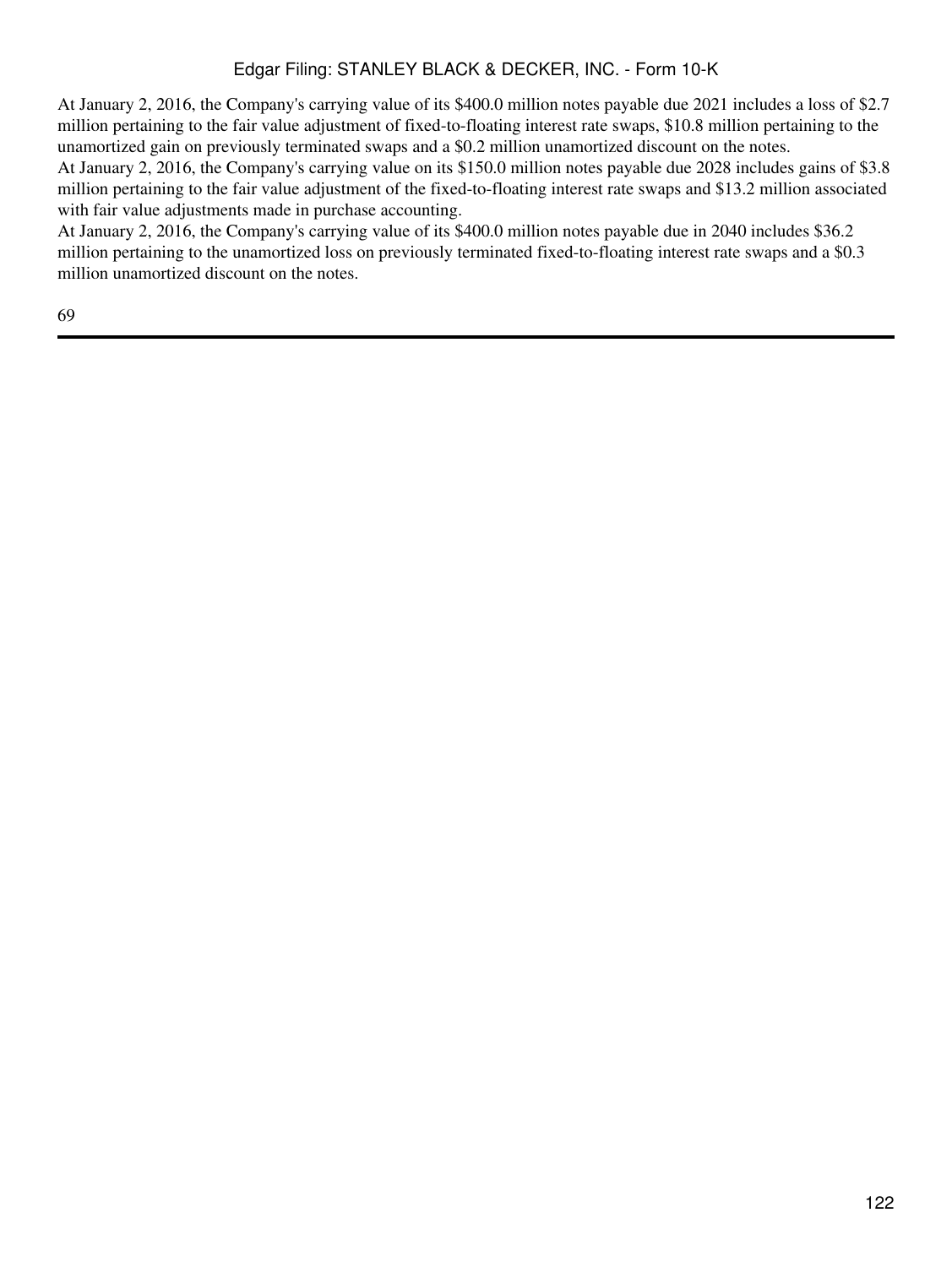At January 2, 2016, the Company's carrying value of its $400.0 million notes payable due 2021 includes a loss of $2.7 million pertaining to the fair value adjustment of fixed-to-floating interest rate swaps, $10.8 million pertaining to the unamortized gain on previously terminated swaps and a $0.2 million unamortized discount on the notes.

At January 2, 2016, the Company's carrying value on its $150.0 million notes payable due 2028 includes gains of $3.8 million pertaining to the fair value adjustment of the fixed-to-floating interest rate swaps and $13.2 million associated with fair value adjustments made in purchase accounting.

At January 2, 2016, the Company's carrying value of its $400.0 million notes payable due in 2040 includes $36.2 million pertaining to the unamortized loss on previously terminated fixed-to-floating interest rate swaps and a $0.3 million unamortized discount on the notes.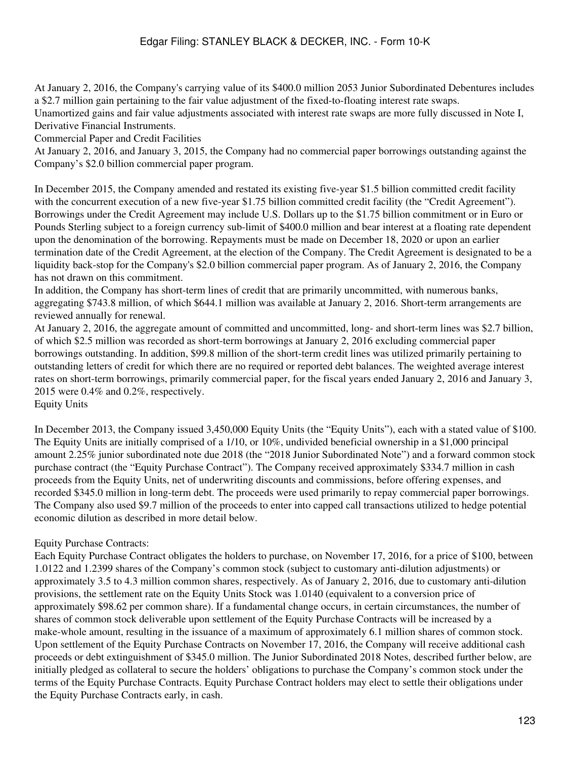At January 2, 2016, the Company's carrying value of its $400.0 million 2053 Junior Subordinated Debentures includes a $2.7 million gain pertaining to the fair value adjustment of the fixed-to-floating interest rate swaps.

Unamortized gains and fair value adjustments associated with interest rate swaps are more fully discussed in Note I, Derivative Financial Instruments.

### Commercial Paper and Credit Facilities

At January 2, 2016, and January 3, 2015, the Company had no commercial paper borrowings outstanding against the Company's $2.0 billion commercial paper program.

In December 2015, the Company amended and restated its existing five-year $1.5 billion committed credit facility with the concurrent execution of a new five-year $1.75 billion committed credit facility (the "Credit Agreement"). Borrowings under the Credit Agreement may include U.S. Dollars up to the $1.75 billion commitment or in Euro or Pounds Sterling subject to a foreign currency sub-limit of $400.0 million and bear interest at a floating rate dependent upon the denomination of the borrowing. Repayments must be made on December 18, 2020 or upon an earlier termination date of the Credit Agreement, at the election of the Company. The Credit Agreement is designated to be a liquidity back-stop for the Company's $2.0 billion commercial paper program. As of January 2, 2016, the Company has not drawn on this commitment.

In addition, the Company has short-term lines of credit that are primarily uncommitted, with numerous banks, aggregating $743.8 million, of which $644.1 million was available at January 2, 2016. Short-term arrangements are reviewed annually for renewal.

At January 2, 2016, the aggregate amount of committed and uncommitted, long- and short-term lines was $2.7 billion, of which $2.5 million was recorded as short-term borrowings at January 2, 2016 excluding commercial paper borrowings outstanding. In addition, $99.8 million of the short-term credit lines was utilized primarily pertaining to outstanding letters of credit for which there are no required or reported debt balances. The weighted average interest rates on short-term borrowings, primarily commercial paper, for the fiscal years ended January 2, 2016 and January 3, 2015 were 0.4% and 0.2%, respectively.

### Equity Units

In December 2013, the Company issued 3,450,000 Equity Units (the "Equity Units"), each with a stated value of $100. The Equity Units are initially comprised of a 1/10, or 10%, undivided beneficial ownership in a $1,000 principal amount 2.25% junior subordinated note due 2018 (the "2018 Junior Subordinated Note") and a forward common stock purchase contract (the "Equity Purchase Contract"). The Company received approximately $334.7 million in cash proceeds from the Equity Units, net of underwriting discounts and commissions, before offering expenses, and recorded $345.0 million in long-term debt. The proceeds were used primarily to repay commercial paper borrowings. The Company also used $9.7 million of the proceeds to enter into capped call transactions utilized to hedge potential economic dilution as described in more detail below.

Equity Purchase Contracts:

Each Equity Purchase Contract obligates the holders to purchase, on November 17, 2016, for a price of $100, between 1.0122 and 1.2399 shares of the Company's common stock (subject to customary anti-dilution adjustments) or approximately 3.5 to 4.3 million common shares, respectively. As of January 2, 2016, due to customary anti-dilution provisions, the settlement rate on the Equity Units Stock was 1.0140 (equivalent to a conversion price of approximately $98.62 per common share). If a fundamental change occurs, in certain circumstances, the number of shares of common stock deliverable upon settlement of the Equity Purchase Contracts will be increased by a make-whole amount, resulting in the issuance of a maximum of approximately 6.1 million shares of common stock. Upon settlement of the Equity Purchase Contracts on November 17, 2016, the Company will receive additional cash proceeds or debt extinguishment of $345.0 million. The Junior Subordinated 2018 Notes, described further below, are initially pledged as collateral to secure the holders' obligations to purchase the Company's common stock under the terms of the Equity Purchase Contracts. Equity Purchase Contract holders may elect to settle their obligations under the Equity Purchase Contracts early, in cash.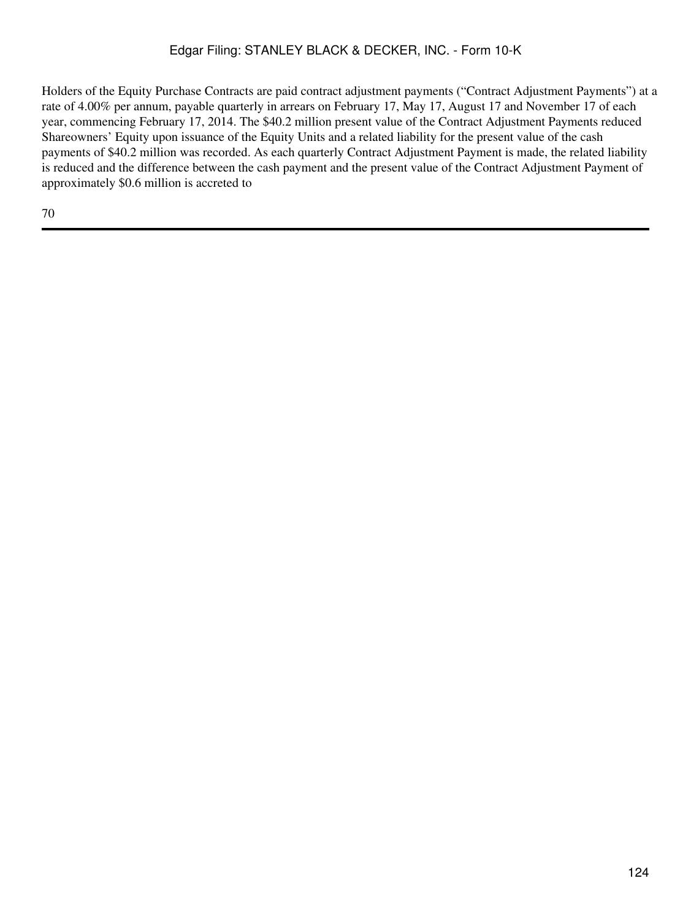Holders of the Equity Purchase Contracts are paid contract adjustment payments (“Contract Adjustment Payments”) at a rate of 4.00% per annum, payable quarterly in arrears on February 17, May 17, August 17 and November 17 of each year, commencing February 17, 2014. The $40.2 million present value of the Contract Adjustment Payments reduced Shareowners’ Equity upon issuance of the Equity Units and a related liability for the present value of the cash payments of $40.2 million was recorded. As each quarterly Contract Adjustment Payment is made, the related liability is reduced and the difference between the cash payment and the present value of the Contract Adjustment Payment of approximately $0.6 million is accreted to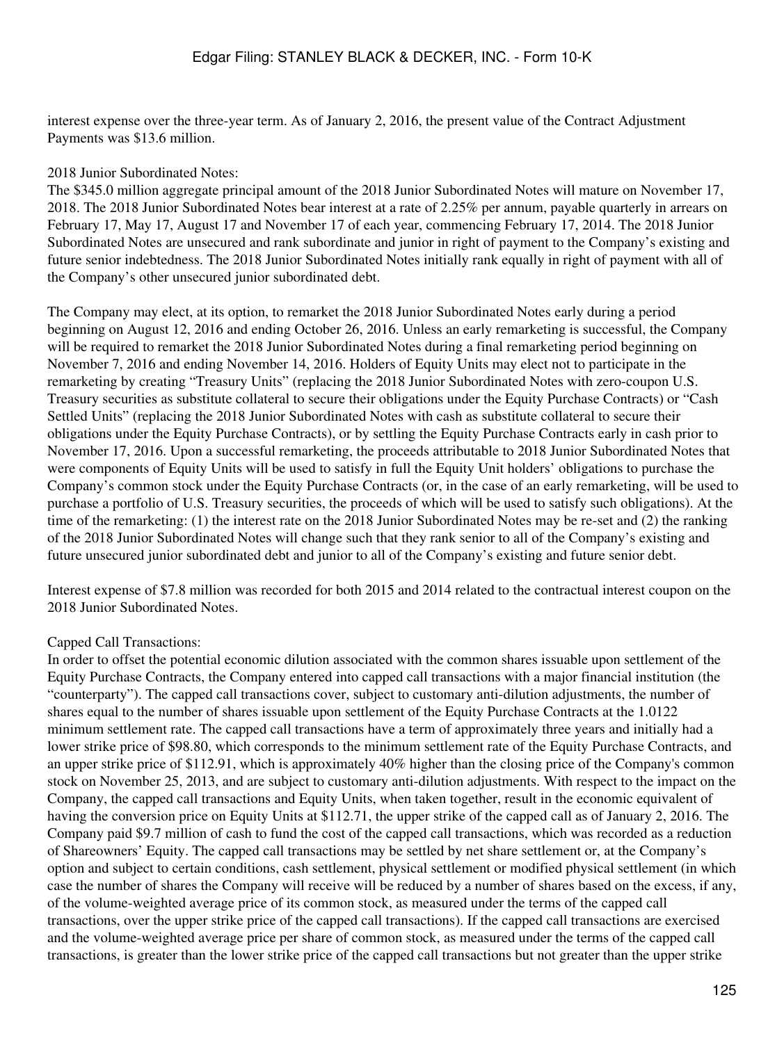interest expense over the three-year term. As of January 2, 2016, the present value of the Contract Adjustment Payments was $13.6 million.

2018 Junior Subordinated Notes:

The $345.0 million aggregate principal amount of the 2018 Junior Subordinated Notes will mature on November 17, 2018. The 2018 Junior Subordinated Notes bear interest at a rate of 2.25% per annum, payable quarterly in arrears on February 17, May 17, August 17 and November 17 of each year, commencing February 17, 2014. The 2018 Junior Subordinated Notes are unsecured and rank subordinate and junior in right of payment to the Company's existing and future senior indebtedness. The 2018 Junior Subordinated Notes initially rank equally in right of payment with all of the Company's other unsecured junior subordinated debt.

The Company may elect, at its option, to remarket the 2018 Junior Subordinated Notes early during a period beginning on August 12, 2016 and ending October 26, 2016. Unless an early remarketing is successful, the Company will be required to remarket the 2018 Junior Subordinated Notes during a final remarketing period beginning on November 7, 2016 and ending November 14, 2016. Holders of Equity Units may elect not to participate in the remarketing by creating "Treasury Units" (replacing the 2018 Junior Subordinated Notes with zero-coupon U.S. Treasury securities as substitute collateral to secure their obligations under the Equity Purchase Contracts) or "Cash Settled Units" (replacing the 2018 Junior Subordinated Notes with cash as substitute collateral to secure their obligations under the Equity Purchase Contracts), or by settling the Equity Purchase Contracts early in cash prior to November 17, 2016. Upon a successful remarketing, the proceeds attributable to 2018 Junior Subordinated Notes that were components of Equity Units will be used to satisfy in full the Equity Unit holders' obligations to purchase the Company's common stock under the Equity Purchase Contracts (or, in the case of an early remarketing, will be used to purchase a portfolio of U.S. Treasury securities, the proceeds of which will be used to satisfy such obligations). At the time of the remarketing: (1) the interest rate on the 2018 Junior Subordinated Notes may be re-set and (2) the ranking of the 2018 Junior Subordinated Notes will change such that they rank senior to all of the Company's existing and future unsecured junior subordinated debt and junior to all of the Company's existing and future senior debt.

Interest expense of $7.8 million was recorded for both 2015 and 2014 related to the contractual interest coupon on the 2018 Junior Subordinated Notes.

Capped Call Transactions:

In order to offset the potential economic dilution associated with the common shares issuable upon settlement of the Equity Purchase Contracts, the Company entered into capped call transactions with a major financial institution (the "counterparty"). The capped call transactions cover, subject to customary anti-dilution adjustments, the number of shares equal to the number of shares issuable upon settlement of the Equity Purchase Contracts at the 1.0122 minimum settlement rate. The capped call transactions have a term of approximately three years and initially had a lower strike price of $98.80, which corresponds to the minimum settlement rate of the Equity Purchase Contracts, and an upper strike price of $112.91, which is approximately 40% higher than the closing price of the Company's common stock on November 25, 2013, and are subject to customary anti-dilution adjustments. With respect to the impact on the Company, the capped call transactions and Equity Units, when taken together, result in the economic equivalent of having the conversion price on Equity Units at $112.71, the upper strike of the capped call as of January 2, 2016. The Company paid $9.7 million of cash to fund the cost of the capped call transactions, which was recorded as a reduction of Shareowners' Equity. The capped call transactions may be settled by net share settlement or, at the Company's option and subject to certain conditions, cash settlement, physical settlement or modified physical settlement (in which case the number of shares the Company will receive will be reduced by a number of shares based on the excess, if any, of the volume-weighted average price of its common stock, as measured under the terms of the capped call transactions, over the upper strike price of the capped call transactions). If the capped call transactions are exercised and the volume-weighted average price per share of common stock, as measured under the terms of the capped call transactions, is greater than the lower strike price of the capped call transactions but not greater than the upper strike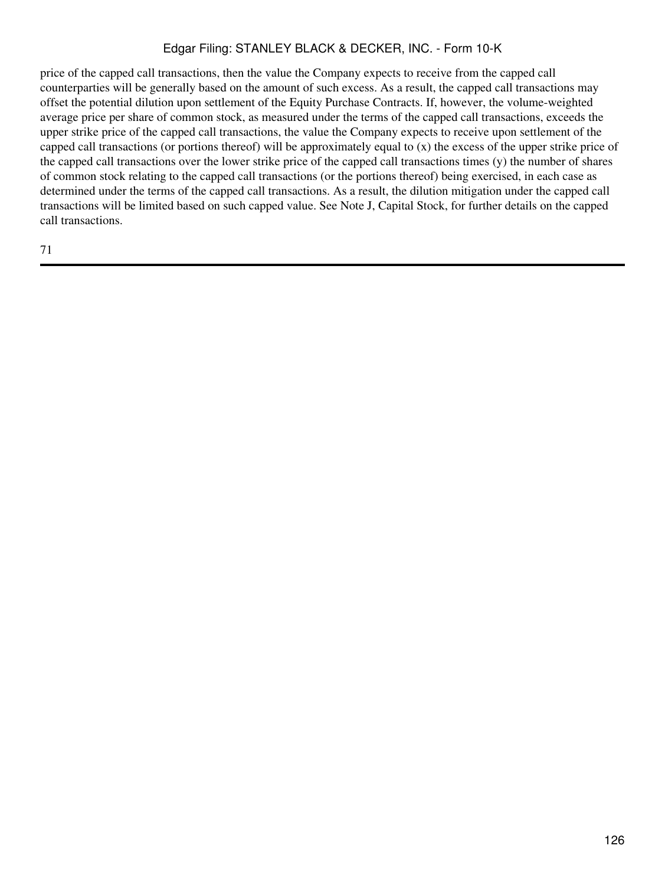price of the capped call transactions, then the value the Company expects to receive from the capped call counterparties will be generally based on the amount of such excess. As a result, the capped call transactions may offset the potential dilution upon settlement of the Equity Purchase Contracts. If, however, the volume-weighted average price per share of common stock, as measured under the terms of the capped call transactions, exceeds the upper strike price of the capped call transactions, the value the Company expects to receive upon settlement of the capped call transactions (or portions thereof) will be approximately equal to (x) the excess of the upper strike price of the capped call transactions over the lower strike price of the capped call transactions times (y) the number of shares of common stock relating to the capped call transactions (or the portions thereof) being exercised, in each case as determined under the terms of the capped call transactions. As a result, the dilution mitigation under the capped call transactions will be limited based on such capped value. See Note J, Capital Stock, for further details on the capped call transactions.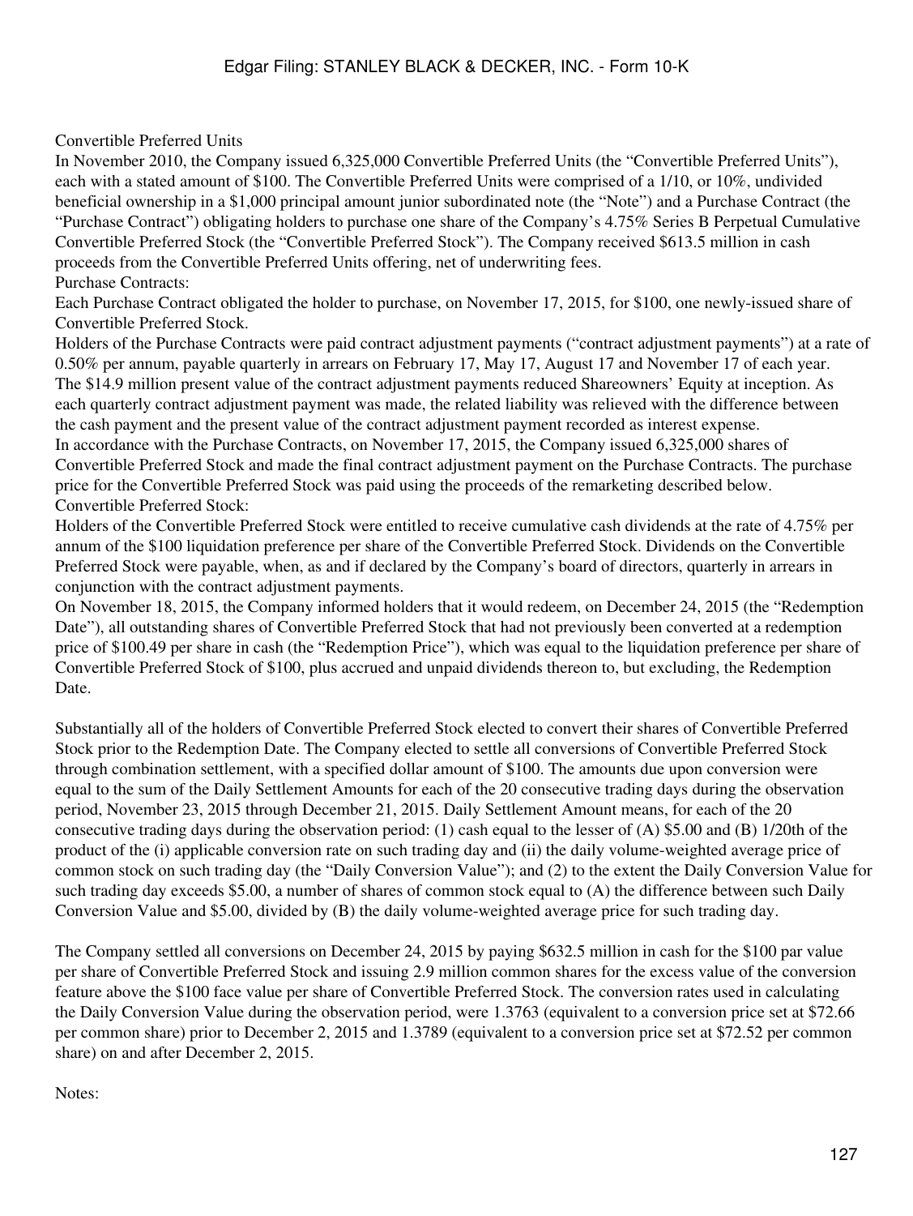Convertible Preferred Units

In November 2010, the Company issued 6,325,000 Convertible Preferred Units (the "Convertible Preferred Units"), each with a stated amount of $100. The Convertible Preferred Units were comprised of a 1/10, or 10%, undivided beneficial ownership in a $1,000 principal amount junior subordinated note (the "Note") and a Purchase Contract (the "Purchase Contract") obligating holders to purchase one share of the Company's 4.75% Series B Perpetual Cumulative Convertible Preferred Stock (the "Convertible Preferred Stock"). The Company received $613.5 million in cash proceeds from the Convertible Preferred Units offering, net of underwriting fees.

Purchase Contracts:

Each Purchase Contract obligated the holder to purchase, on November 17, 2015, for $100, one newly-issued share of Convertible Preferred Stock.

Holders of the Purchase Contracts were paid contract adjustment payments ("contract adjustment payments") at a rate of 0.50% per annum, payable quarterly in arrears on February 17, May 17, August 17 and November 17 of each year. The $14.9 million present value of the contract adjustment payments reduced Shareowners' Equity at inception. As each quarterly contract adjustment payment was made, the related liability was relieved with the difference between the cash payment and the present value of the contract adjustment payment recorded as interest expense.

In accordance with the Purchase Contracts, on November 17, 2015, the Company issued 6,325,000 shares of Convertible Preferred Stock and made the final contract adjustment payment on the Purchase Contracts. The purchase price for the Convertible Preferred Stock was paid using the proceeds of the remarketing described below.

Convertible Preferred Stock:

Holders of the Convertible Preferred Stock were entitled to receive cumulative cash dividends at the rate of 4.75% per annum of the $100 liquidation preference per share of the Convertible Preferred Stock. Dividends on the Convertible Preferred Stock were payable, when, as and if declared by the Company's board of directors, quarterly in arrears in conjunction with the contract adjustment payments.

On November 18, 2015, the Company informed holders that it would redeem, on December 24, 2015 (the "Redemption Date"), all outstanding shares of Convertible Preferred Stock that had not previously been converted at a redemption price of $100.49 per share in cash (the "Redemption Price"), which was equal to the liquidation preference per share of Convertible Preferred Stock of $100, plus accrued and unpaid dividends thereon to, but excluding, the Redemption Date.

Substantially all of the holders of Convertible Preferred Stock elected to convert their shares of Convertible Preferred Stock prior to the Redemption Date. The Company elected to settle all conversions of Convertible Preferred Stock through combination settlement, with a specified dollar amount of $100. The amounts due upon conversion were equal to the sum of the Daily Settlement Amounts for each of the 20 consecutive trading days during the observation period, November 23, 2015 through December 21, 2015. Daily Settlement Amount means, for each of the 20 consecutive trading days during the observation period: (1) cash equal to the lesser of (A) $5.00 and (B) 1/20th of the product of the (i) applicable conversion rate on such trading day and (ii) the daily volume-weighted average price of common stock on such trading day (the "Daily Conversion Value"); and (2) to the extent the Daily Conversion Value for such trading day exceeds $5.00, a number of shares of common stock equal to (A) the difference between such Daily Conversion Value and $5.00, divided by (B) the daily volume-weighted average price for such trading day.

The Company settled all conversions on December 24, 2015 by paying $632.5 million in cash for the $100 par value per share of Convertible Preferred Stock and issuing 2.9 million common shares for the excess value of the conversion feature above the $100 face value per share of Convertible Preferred Stock. The conversion rates used in calculating the Daily Conversion Value during the observation period, were 1.3763 (equivalent to a conversion price set at $72.66 per common share) prior to December 2, 2015 and 1.3789 (equivalent to a conversion price set at $72.52 per common share) on and after December 2, 2015.

Notes: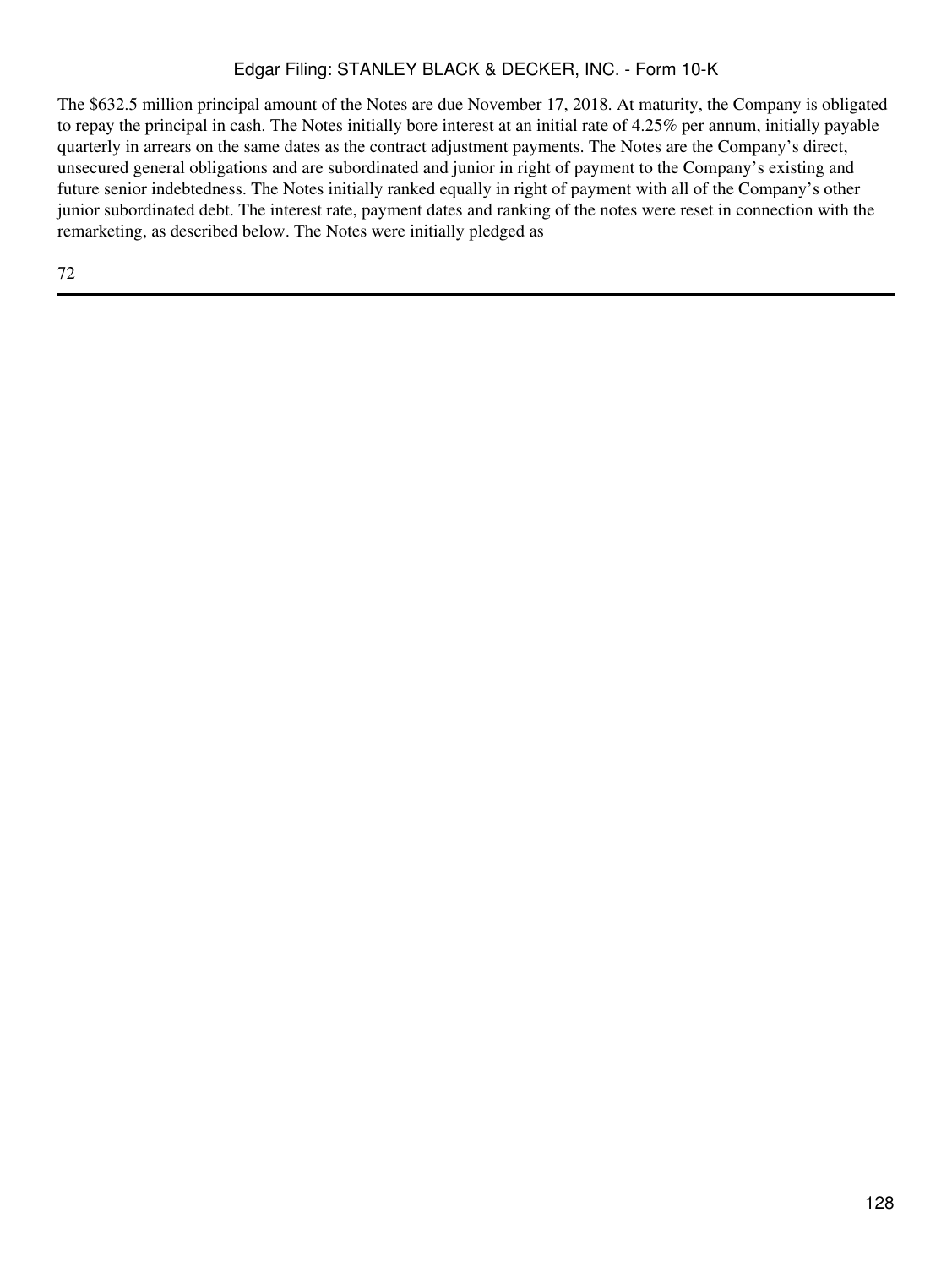The $632.5 million principal amount of the Notes are due November 17, 2018. At maturity, the Company is obligated to repay the principal in cash. The Notes initially bore interest at an initial rate of 4.25% per annum, initially payable quarterly in arrears on the same dates as the contract adjustment payments. The Notes are the Company's direct, unsecured general obligations and are subordinated and junior in right of payment to the Company's existing and future senior indebtedness. The Notes initially ranked equally in right of payment with all of the Company's other junior subordinated debt. The interest rate, payment dates and ranking of the notes were reset in connection with the remarketing, as described below. The Notes were initially pledged as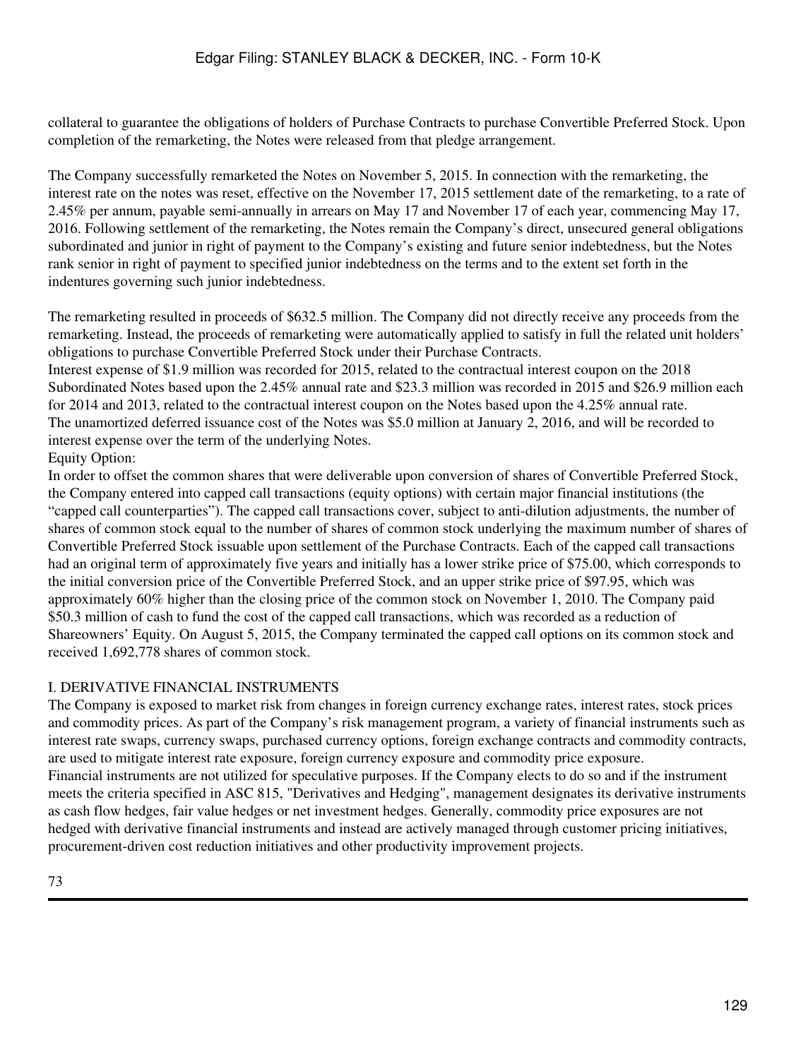collateral to guarantee the obligations of holders of Purchase Contracts to purchase Convertible Preferred Stock. Upon completion of the remarketing, the Notes were released from that pledge arrangement.

The Company successfully remarketed the Notes on November 5, 2015. In connection with the remarketing, the interest rate on the notes was reset, effective on the November 17, 2015 settlement date of the remarketing, to a rate of 2.45% per annum, payable semi-annually in arrears on May 17 and November 17 of each year, commencing May 17, 2016. Following settlement of the remarketing, the Notes remain the Company's direct, unsecured general obligations subordinated and junior in right of payment to the Company's existing and future senior indebtedness, but the Notes rank senior in right of payment to specified junior indebtedness on the terms and to the extent set forth in the indentures governing such junior indebtedness.

The remarketing resulted in proceeds of $632.5 million. The Company did not directly receive any proceeds from the remarketing. Instead, the proceeds of remarketing were automatically applied to satisfy in full the related unit holders' obligations to purchase Convertible Preferred Stock under their Purchase Contracts.
Interest expense of $1.9 million was recorded for 2015, related to the contractual interest coupon on the 2018 Subordinated Notes based upon the 2.45% annual rate and $23.3 million was recorded in 2015 and $26.9 million each for 2014 and 2013, related to the contractual interest coupon on the Notes based upon the 4.25% annual rate.
The unamortized deferred issuance cost of the Notes was $5.0 million at January 2, 2016, and will be recorded to interest expense over the term of the underlying Notes.
Equity Option:
In order to offset the common shares that were deliverable upon conversion of shares of Convertible Preferred Stock, the Company entered into capped call transactions (equity options) with certain major financial institutions (the "capped call counterparties"). The capped call transactions cover, subject to anti-dilution adjustments, the number of shares of common stock equal to the number of shares of common stock underlying the maximum number of shares of Convertible Preferred Stock issuable upon settlement of the Purchase Contracts. Each of the capped call transactions had an original term of approximately five years and initially has a lower strike price of $75.00, which corresponds to the initial conversion price of the Convertible Preferred Stock, and an upper strike price of $97.95, which was approximately 60% higher than the closing price of the common stock on November 1, 2010. The Company paid $50.3 million of cash to fund the cost of the capped call transactions, which was recorded as a reduction of Shareowners' Equity. On August 5, 2015, the Company terminated the capped call options on its common stock and received 1,692,778 shares of common stock.

## I. DERIVATIVE FINANCIAL INSTRUMENTS

The Company is exposed to market risk from changes in foreign currency exchange rates, interest rates, stock prices and commodity prices. As part of the Company's risk management program, a variety of financial instruments such as interest rate swaps, currency swaps, purchased currency options, foreign exchange contracts and commodity contracts, are used to mitigate interest rate exposure, foreign currency exposure and commodity price exposure.
Financial instruments are not utilized for speculative purposes. If the Company elects to do so and if the instrument meets the criteria specified in ASC 815, "Derivatives and Hedging", management designates its derivative instruments as cash flow hedges, fair value hedges or net investment hedges. Generally, commodity price exposures are not hedged with derivative financial instruments and instead are actively managed through customer pricing initiatives, procurement-driven cost reduction initiatives and other productivity improvement projects.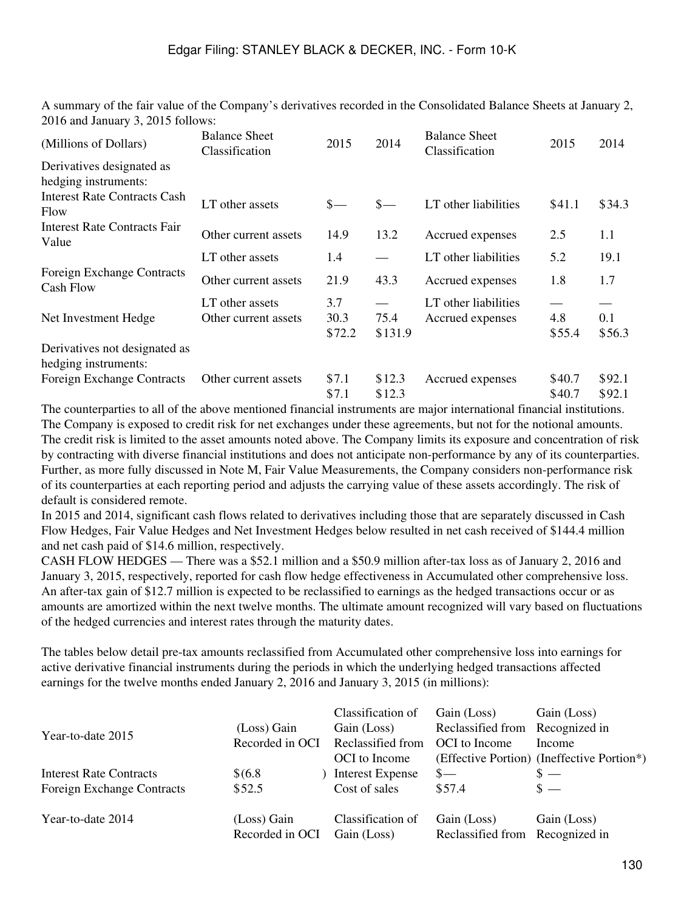A summary of the fair value of the Company's derivatives recorded in the Consolidated Balance Sheets at January 2, 2016 and January 3, 2015 follows:

| (Millions of Dollars) | Balance Sheet Classification | 2015 | 2014 | Balance Sheet Classification | 2015 | 2014 |
|---|---|---|---|---|---|---|
| Derivatives designated as hedging instruments: | | | | | | |
| Interest Rate Contracts Cash Flow | LT other assets | $— | $— | LT other liabilities | $41.1 | $34.3 |
| Interest Rate Contracts Fair Value | Other current assets | 14.9 | 13.2 | Accrued expenses | 2.5 | 1.1 |
| | LT other assets | 1.4 | — | LT other liabilities | 5.2 | 19.1 |
| Foreign Exchange Contracts Cash Flow | Other current assets | 21.9 | 43.3 | Accrued expenses | 1.8 | 1.7 |
| | LT other assets | 3.7 | — | LT other liabilities | — | — |
| Net Investment Hedge | Other current assets | 30.3 | 75.4 | Accrued expenses | 4.8 | 0.1 |
| | | $72.2 | $131.9 | | $55.4 | $56.3 |
| Derivatives not designated as hedging instruments: | | | | | | |
| Foreign Exchange Contracts | Other current assets | $7.1 | $12.3 | Accrued expenses | $40.7 | $92.1 |
| | | $7.1 | $12.3 | | $40.7 | $92.1 |

The counterparties to all of the above mentioned financial instruments are major international financial institutions. The Company is exposed to credit risk for net exchanges under these agreements, but not for the notional amounts. The credit risk is limited to the asset amounts noted above. The Company limits its exposure and concentration of risk by contracting with diverse financial institutions and does not anticipate non-performance by any of its counterparties. Further, as more fully discussed in Note M, Fair Value Measurements, the Company considers non-performance risk of its counterparties at each reporting period and adjusts the carrying value of these assets accordingly. The risk of default is considered remote.

In 2015 and 2014, significant cash flows related to derivatives including those that are separately discussed in Cash Flow Hedges, Fair Value Hedges and Net Investment Hedges below resulted in net cash received of $144.4 million and net cash paid of $14.6 million, respectively.

CASH FLOW HEDGES — There was a $52.1 million and a $50.9 million after-tax loss as of January 2, 2016 and January 3, 2015, respectively, reported for cash flow hedge effectiveness in Accumulated other comprehensive loss. An after-tax gain of $12.7 million is expected to be reclassified to earnings as the hedged transactions occur or as amounts are amortized within the next twelve months. The ultimate amount recognized will vary based on fluctuations of the hedged currencies and interest rates through the maturity dates.

The tables below detail pre-tax amounts reclassified from Accumulated other comprehensive loss into earnings for active derivative financial instruments during the periods in which the underlying hedged transactions affected earnings for the twelve months ended January 2, 2016 and January 3, 2015 (in millions):

| Year-to-date 2015 | (Loss) Gain Recorded in OCI | Classification of Gain (Loss) Reclassified from OCI to Income | Gain (Loss) Reclassified from OCI to Income (Effective Portion) | Gain (Loss) Recognized in Income (Ineffective Portion*) |
|---|---|---|---|---|
| Interest Rate Contracts | $(6.8) | Interest Expense | $— | $ — |
| Foreign Exchange Contracts | $52.5 | Cost of sales | $57.4 | $ — |

| Year-to-date 2014 | (Loss) Gain Recorded in OCI | Classification of Gain (Loss) | Gain (Loss) Reclassified from | Gain (Loss) Recognized in |
|---|---|---|---|---|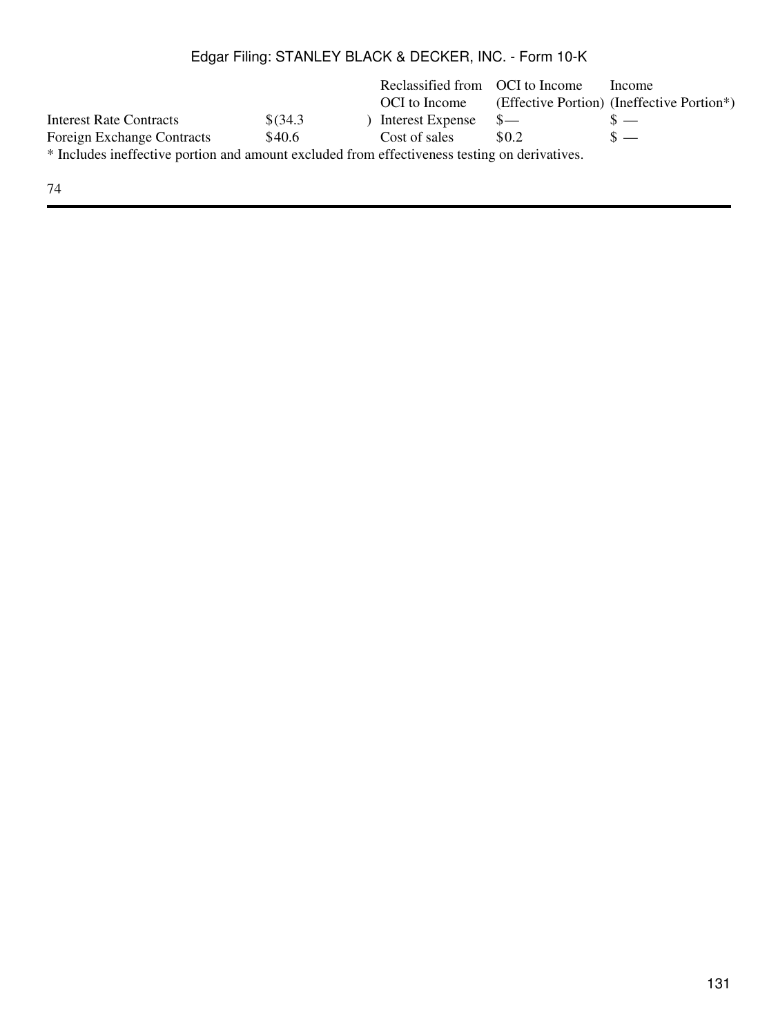| | | Reclassified from OCI to Income | OCI to Income (Effective Portion) | Income (Ineffective Portion*) |
|---|---|---|---|---|
| Interest Rate Contracts | $(34.3) | Interest Expense | $— | $ — |
| Foreign Exchange Contracts | $40.6 | Cost of sales | $0.2 | $ — |

* Includes ineffective portion and amount excluded from effectiveness testing on derivatives.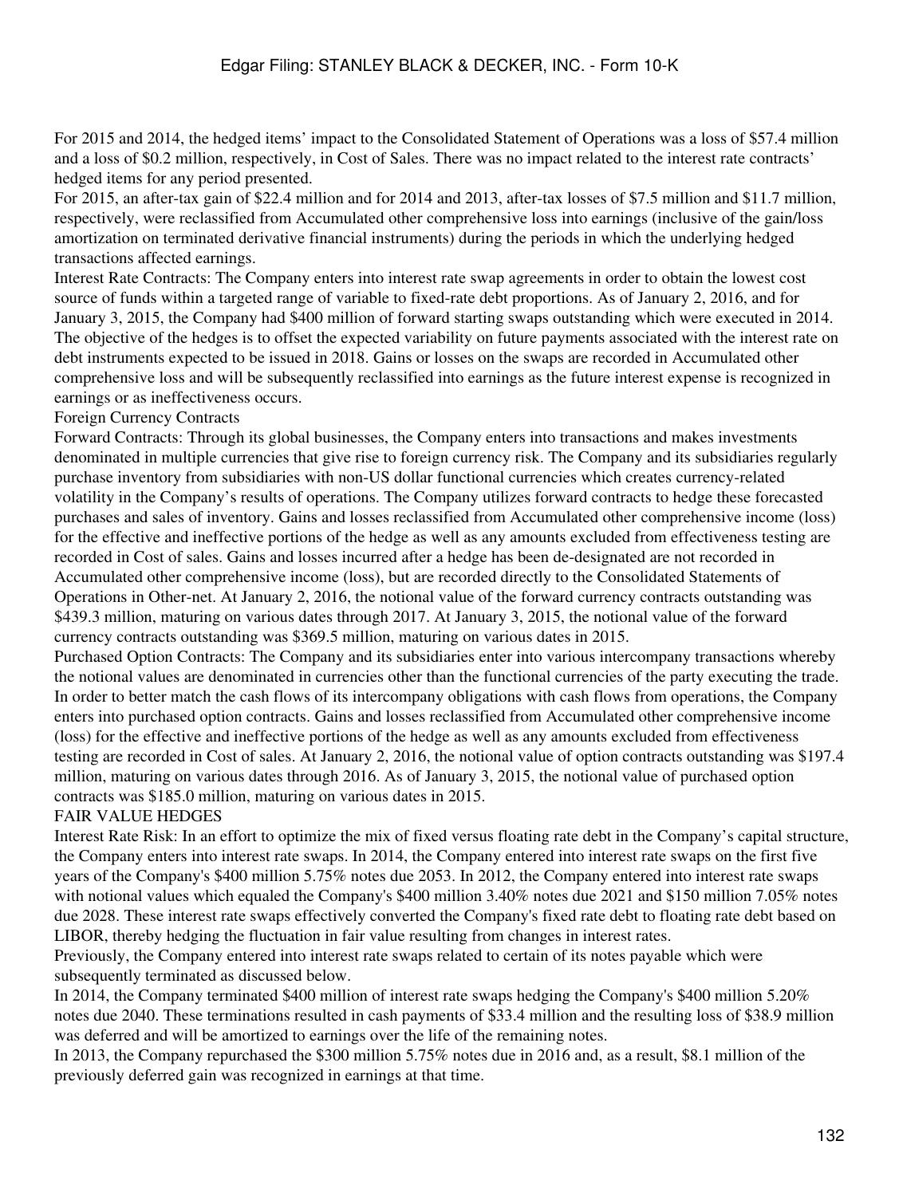For 2015 and 2014, the hedged items' impact to the Consolidated Statement of Operations was a loss of $57.4 million and a loss of $0.2 million, respectively, in Cost of Sales. There was no impact related to the interest rate contracts' hedged items for any period presented.

For 2015, an after-tax gain of $22.4 million and for 2014 and 2013, after-tax losses of $7.5 million and $11.7 million, respectively, were reclassified from Accumulated other comprehensive loss into earnings (inclusive of the gain/loss amortization on terminated derivative financial instruments) during the periods in which the underlying hedged transactions affected earnings.

Interest Rate Contracts: The Company enters into interest rate swap agreements in order to obtain the lowest cost source of funds within a targeted range of variable to fixed-rate debt proportions. As of January 2, 2016, and for January 3, 2015, the Company had $400 million of forward starting swaps outstanding which were executed in 2014. The objective of the hedges is to offset the expected variability on future payments associated with the interest rate on debt instruments expected to be issued in 2018. Gains or losses on the swaps are recorded in Accumulated other comprehensive loss and will be subsequently reclassified into earnings as the future interest expense is recognized in earnings or as ineffectiveness occurs.

Foreign Currency Contracts

Forward Contracts: Through its global businesses, the Company enters into transactions and makes investments denominated in multiple currencies that give rise to foreign currency risk. The Company and its subsidiaries regularly purchase inventory from subsidiaries with non-US dollar functional currencies which creates currency-related volatility in the Company's results of operations. The Company utilizes forward contracts to hedge these forecasted purchases and sales of inventory. Gains and losses reclassified from Accumulated other comprehensive income (loss) for the effective and ineffective portions of the hedge as well as any amounts excluded from effectiveness testing are recorded in Cost of sales. Gains and losses incurred after a hedge has been de-designated are not recorded in Accumulated other comprehensive income (loss), but are recorded directly to the Consolidated Statements of Operations in Other-net. At January 2, 2016, the notional value of the forward currency contracts outstanding was $439.3 million, maturing on various dates through 2017. At January 3, 2015, the notional value of the forward currency contracts outstanding was $369.5 million, maturing on various dates in 2015.

Purchased Option Contracts: The Company and its subsidiaries enter into various intercompany transactions whereby the notional values are denominated in currencies other than the functional currencies of the party executing the trade. In order to better match the cash flows of its intercompany obligations with cash flows from operations, the Company enters into purchased option contracts. Gains and losses reclassified from Accumulated other comprehensive income (loss) for the effective and ineffective portions of the hedge as well as any amounts excluded from effectiveness testing are recorded in Cost of sales. At January 2, 2016, the notional value of option contracts outstanding was $197.4 million, maturing on various dates through 2016. As of January 3, 2015, the notional value of purchased option contracts was $185.0 million, maturing on various dates in 2015.

FAIR VALUE HEDGES

Interest Rate Risk: In an effort to optimize the mix of fixed versus floating rate debt in the Company's capital structure, the Company enters into interest rate swaps. In 2014, the Company entered into interest rate swaps on the first five years of the Company's $400 million 5.75% notes due 2053. In 2012, the Company entered into interest rate swaps with notional values which equaled the Company's $400 million 3.40% notes due 2021 and $150 million 7.05% notes due 2028. These interest rate swaps effectively converted the Company's fixed rate debt to floating rate debt based on LIBOR, thereby hedging the fluctuation in fair value resulting from changes in interest rates.

Previously, the Company entered into interest rate swaps related to certain of its notes payable which were subsequently terminated as discussed below.

In 2014, the Company terminated $400 million of interest rate swaps hedging the Company's $400 million 5.20% notes due 2040. These terminations resulted in cash payments of $33.4 million and the resulting loss of $38.9 million was deferred and will be amortized to earnings over the life of the remaining notes.

In 2013, the Company repurchased the $300 million 5.75% notes due in 2016 and, as a result, $8.1 million of the previously deferred gain was recognized in earnings at that time.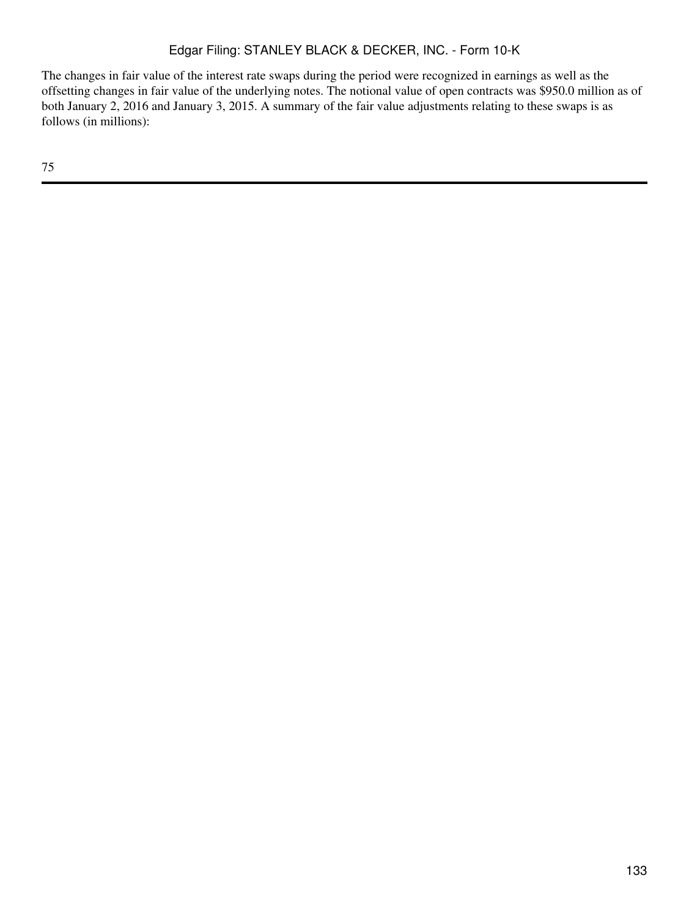The changes in fair value of the interest rate swaps during the period were recognized in earnings as well as the offsetting changes in fair value of the underlying notes. The notional value of open contracts was $950.0 million as of both January 2, 2016 and January 3, 2015. A summary of the fair value adjustments relating to these swaps is as follows (in millions):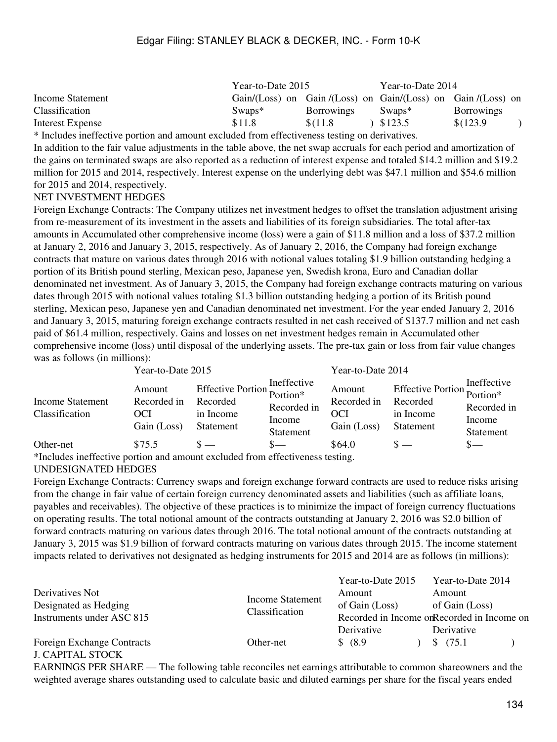| Income Statement Classification | Year-to-Date 2015 Gain/(Loss) on Swaps* | Year-to-Date 2015 Gain /(Loss) on Borrowings | Year-to-Date 2014 Gain/(Loss) on Swaps* | Year-to-Date 2014 Gain /(Loss) on Borrowings |
|---|---|---|---|---|
| Interest Expense | $11.8 | $(11.8) | $123.5 | $(123.9) |

* Includes ineffective portion and amount excluded from effectiveness testing on derivatives.

In addition to the fair value adjustments in the table above, the net swap accruals for each period and amortization of the gains on terminated swaps are also reported as a reduction of interest expense and totaled $14.2 million and $19.2 million for 2015 and 2014, respectively. Interest expense on the underlying debt was $47.1 million and $54.6 million for 2015 and 2014, respectively.

NET INVESTMENT HEDGES

Foreign Exchange Contracts: The Company utilizes net investment hedges to offset the translation adjustment arising from re-measurement of its investment in the assets and liabilities of its foreign subsidiaries. The total after-tax amounts in Accumulated other comprehensive income (loss) were a gain of $11.8 million and a loss of $37.2 million at January 2, 2016 and January 3, 2015, respectively. As of January 2, 2016, the Company had foreign exchange contracts that mature on various dates through 2016 with notional values totaling $1.9 billion outstanding hedging a portion of its British pound sterling, Mexican peso, Japanese yen, Swedish krona, Euro and Canadian dollar denominated net investment. As of January 3, 2015, the Company had foreign exchange contracts maturing on various dates through 2015 with notional values totaling $1.3 billion outstanding hedging a portion of its British pound sterling, Mexican peso, Japanese yen and Canadian denominated net investment. For the year ended January 2, 2016 and January 3, 2015, maturing foreign exchange contracts resulted in net cash received of $137.7 million and net cash paid of $61.4 million, respectively. Gains and losses on net investment hedges remain in Accumulated other comprehensive income (loss) until disposal of the underlying assets. The pre-tax gain or loss from fair value changes was as follows (in millions):

| | Year-to-Date 2015 | | | Year-to-Date 2014 | | |
|---|---|---|---|---|---|---|
| Income Statement Classification | Amount Recorded in OCI Gain (Loss) | Effective Portion Recorded in Income Statement | Ineffective Portion* Recorded in Income Statement | Amount Recorded in OCI Gain (Loss) | Effective Portion Recorded in Income Statement | Ineffective Portion* Recorded in Income Statement |
| Other-net | $75.5 | $ — | $— | $64.0 | $ — | $— |

*Includes ineffective portion and amount excluded from effectiveness testing.

UNDESIGNATED HEDGES

Foreign Exchange Contracts: Currency swaps and foreign exchange forward contracts are used to reduce risks arising from the change in fair value of certain foreign currency denominated assets and liabilities (such as affiliate loans, payables and receivables). The objective of these practices is to minimize the impact of foreign currency fluctuations on operating results. The total notional amount of the contracts outstanding at January 2, 2016 was $2.0 billion of forward contracts maturing on various dates through 2016. The total notional amount of the contracts outstanding at January 3, 2015 was $1.9 billion of forward contracts maturing on various dates through 2015. The income statement impacts related to derivatives not designated as hedging instruments for 2015 and 2014 are as follows (in millions):

| Derivatives Not Designated as Hedging Instruments under ASC 815 | Income Statement Classification | Year-to-Date 2015 Amount of Gain (Loss) Recorded in Income on Derivative | Year-to-Date 2014 Amount of Gain (Loss) Recorded in Income on Derivative |
|---|---|---|---|
| Foreign Exchange Contracts | Other-net | $ (8.9) | $ (75.1) |

J. CAPITAL STOCK

EARNINGS PER SHARE — The following table reconciles net earnings attributable to common shareowners and the weighted average shares outstanding used to calculate basic and diluted earnings per share for the fiscal years ended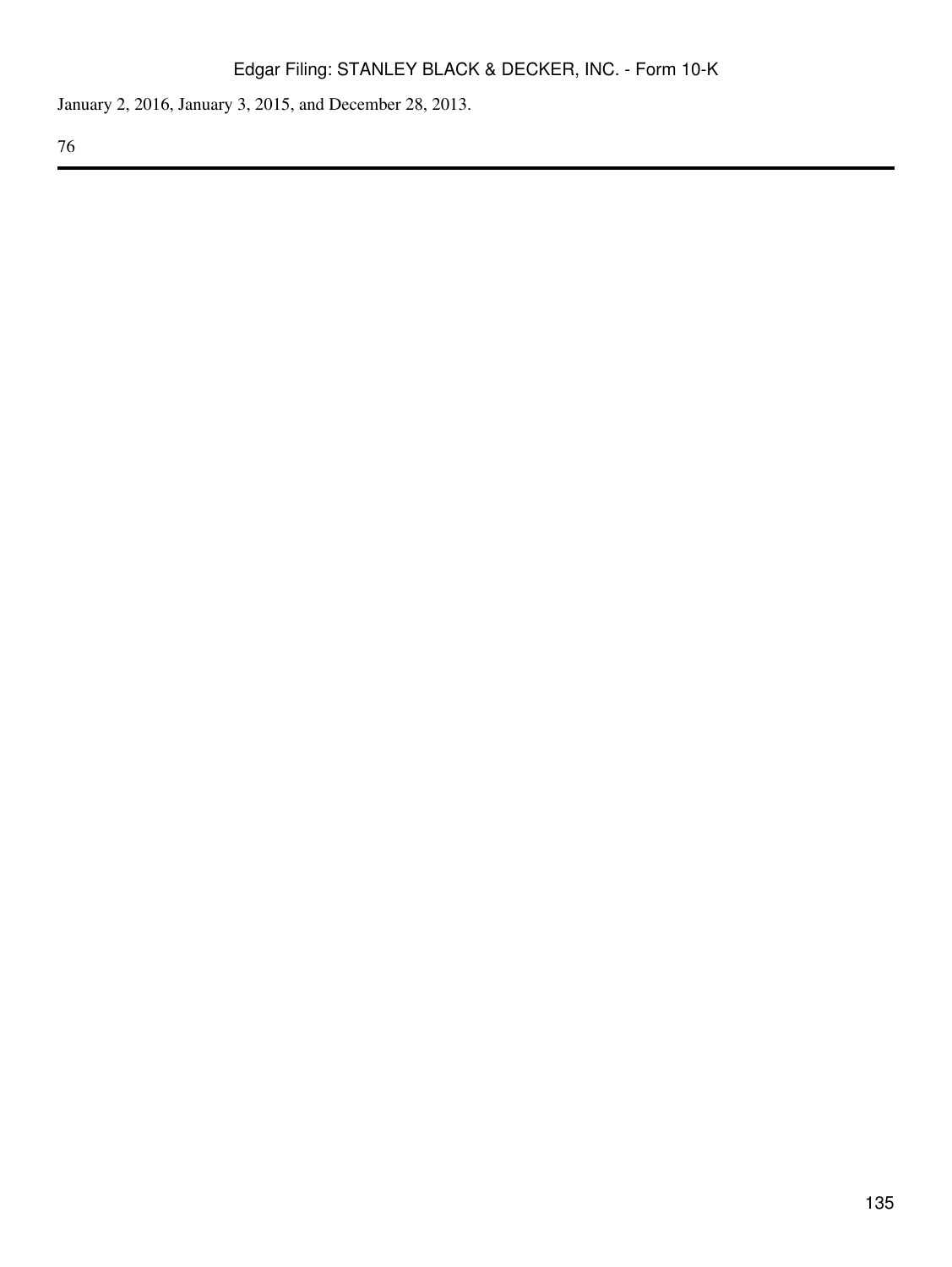January 2, 2016, January 3, 2015, and December 28, 2013.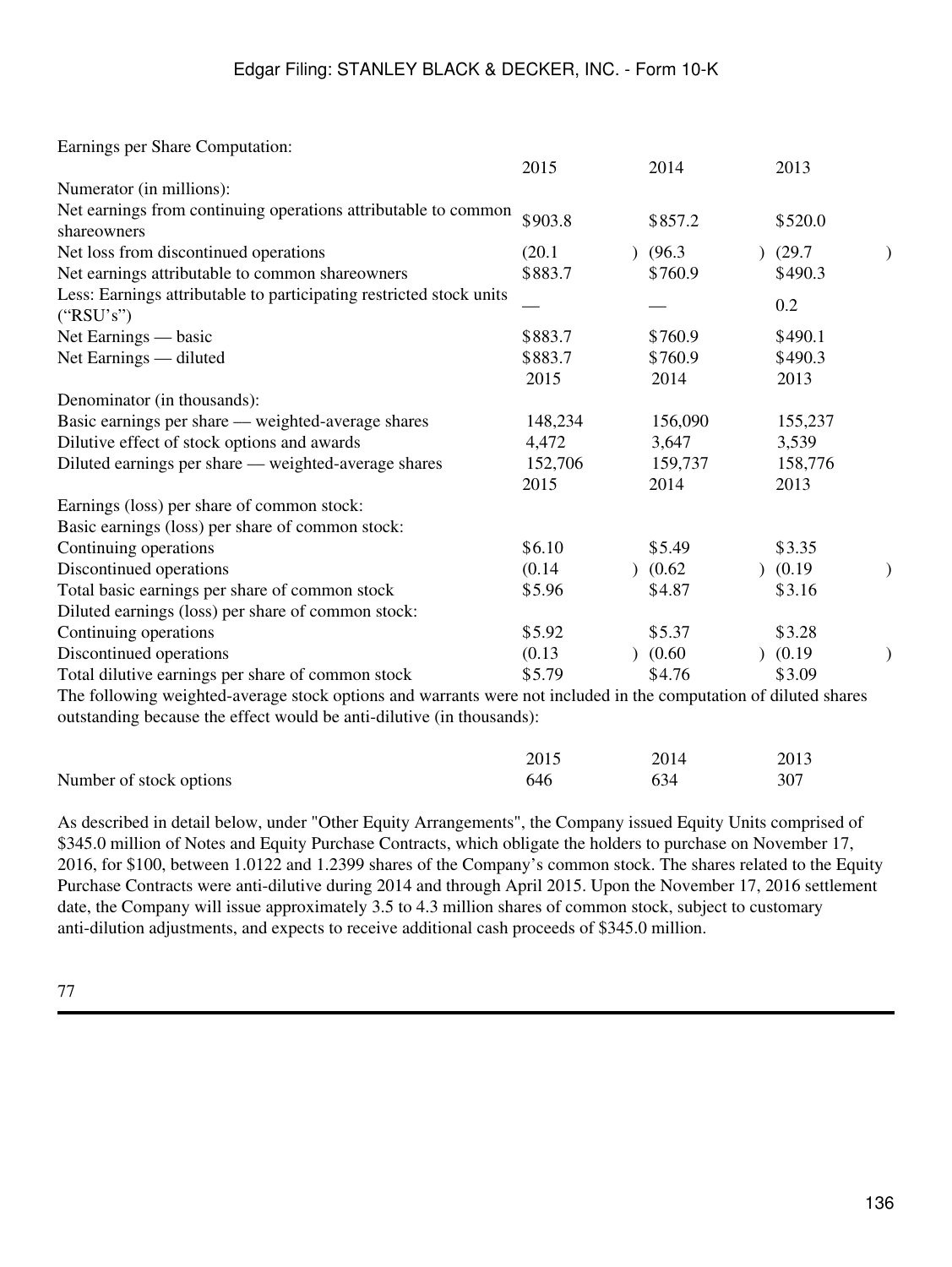Earnings per Share Computation:

| | 2015 | 2014 | 2013 |
|---|---|---|---|
| Numerator (in millions): | | | |
| Net earnings from continuing operations attributable to common shareowners | $903.8 | $857.2 | $520.0 |
| Net loss from discontinued operations | (20.1) | (96.3) | (29.7) |
| Net earnings attributable to common shareowners | $883.7 | $760.9 | $490.3 |
| Less: Earnings attributable to participating restricted stock units ("RSU's") | — | — | 0.2 |
| Net Earnings — basic | $883.7 | $760.9 | $490.1 |
| Net Earnings — diluted | $883.7 | $760.9 | $490.3 |
| | 2015 | 2014 | 2013 |
| Denominator (in thousands): | | | |
| Basic earnings per share — weighted-average shares | 148,234 | 156,090 | 155,237 |
| Dilutive effect of stock options and awards | 4,472 | 3,647 | 3,539 |
| Diluted earnings per share — weighted-average shares | 152,706 | 159,737 | 158,776 |
| | 2015 | 2014 | 2013 |
| Earnings (loss) per share of common stock: | | | |
| Basic earnings (loss) per share of common stock: | | | |
| Continuing operations | $6.10 | $5.49 | $3.35 |
| Discontinued operations | (0.14) | (0.62) | (0.19) |
| Total basic earnings per share of common stock | $5.96 | $4.87 | $3.16 |
| Diluted earnings (loss) per share of common stock: | | | |
| Continuing operations | $5.92 | $5.37 | $3.28 |
| Discontinued operations | (0.13) | (0.60) | (0.19) |
| Total dilutive earnings per share of common stock | $5.79 | $4.76 | $3.09 |

The following weighted-average stock options and warrants were not included in the computation of diluted shares outstanding because the effect would be anti-dilutive (in thousands):

| | 2015 | 2014 | 2013 |
|---|---|---|---|
| Number of stock options | 646 | 634 | 307 |

As described in detail below, under "Other Equity Arrangements", the Company issued Equity Units comprised of $345.0 million of Notes and Equity Purchase Contracts, which obligate the holders to purchase on November 17, 2016, for $100, between 1.0122 and 1.2399 shares of the Company's common stock. The shares related to the Equity Purchase Contracts were anti-dilutive during 2014 and through April 2015. Upon the November 17, 2016 settlement date, the Company will issue approximately 3.5 to 4.3 million shares of common stock, subject to customary anti-dilution adjustments, and expects to receive additional cash proceeds of $345.0 million.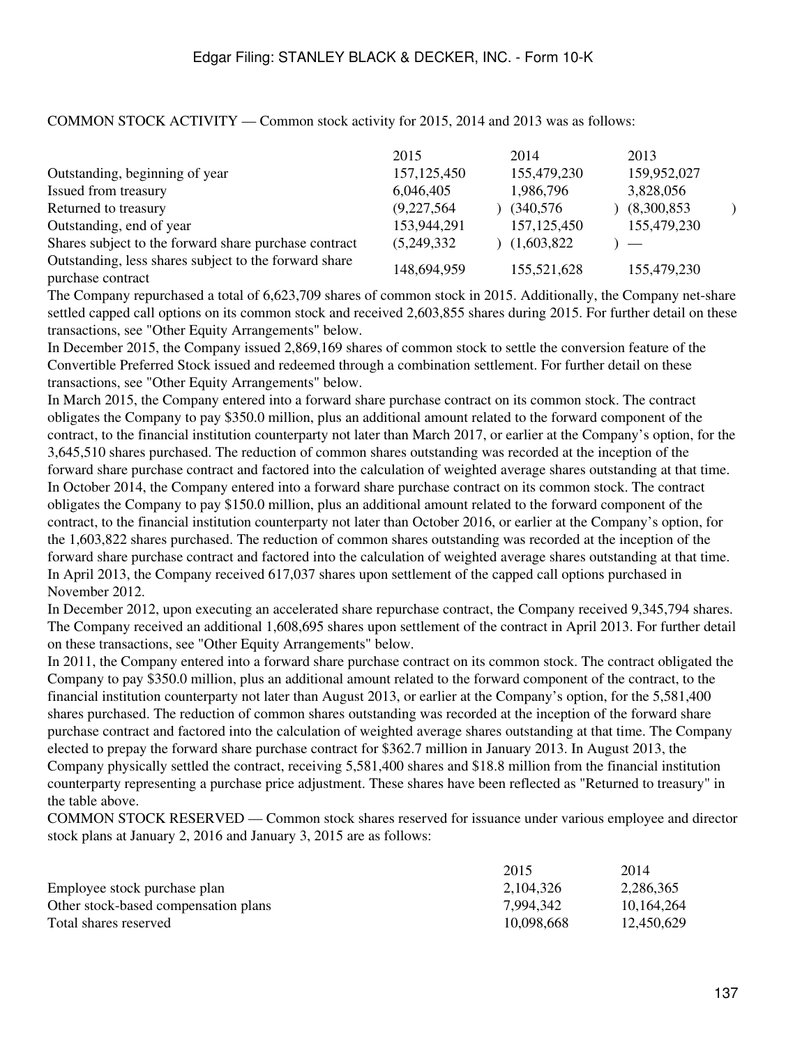COMMON STOCK ACTIVITY — Common stock activity for 2015, 2014 and 2013 was as follows:

| | 2015 | 2014 | 2013 |
|---|---|---|---|
| Outstanding, beginning of year | 157,125,450 | 155,479,230 | 159,952,027 |
| Issued from treasury | 6,046,405 | 1,986,796 | 3,828,056 |
| Returned to treasury | (9,227,564) | (340,576) | (8,300,853) |
| Outstanding, end of year | 153,944,291 | 157,125,450 | 155,479,230 |
| Shares subject to the forward share purchase contract | (5,249,332) | (1,603,822) | — |
| Outstanding, less shares subject to the forward share purchase contract | 148,694,959 | 155,521,628 | 155,479,230 |

The Company repurchased a total of 6,623,709 shares of common stock in 2015. Additionally, the Company net-share settled capped call options on its common stock and received 2,603,855 shares during 2015. For further detail on these transactions, see "Other Equity Arrangements" below.

In December 2015, the Company issued 2,869,169 shares of common stock to settle the conversion feature of the Convertible Preferred Stock issued and redeemed through a combination settlement. For further detail on these transactions, see "Other Equity Arrangements" below.

In March 2015, the Company entered into a forward share purchase contract on its common stock. The contract obligates the Company to pay \$350.0 million, plus an additional amount related to the forward component of the contract, to the financial institution counterparty not later than March 2017, or earlier at the Company's option, for the 3,645,510 shares purchased. The reduction of common shares outstanding was recorded at the inception of the forward share purchase contract and factored into the calculation of weighted average shares outstanding at that time.

In October 2014, the Company entered into a forward share purchase contract on its common stock. The contract obligates the Company to pay \$150.0 million, plus an additional amount related to the forward component of the contract, to the financial institution counterparty not later than October 2016, or earlier at the Company's option, for the 1,603,822 shares purchased. The reduction of common shares outstanding was recorded at the inception of the forward share purchase contract and factored into the calculation of weighted average shares outstanding at that time.

In April 2013, the Company received 617,037 shares upon settlement of the capped call options purchased in November 2012.

In December 2012, upon executing an accelerated share repurchase contract, the Company received 9,345,794 shares. The Company received an additional 1,608,695 shares upon settlement of the contract in April 2013. For further detail on these transactions, see "Other Equity Arrangements" below.

In 2011, the Company entered into a forward share purchase contract on its common stock. The contract obligated the Company to pay \$350.0 million, plus an additional amount related to the forward component of the contract, to the financial institution counterparty not later than August 2013, or earlier at the Company's option, for the 5,581,400 shares purchased. The reduction of common shares outstanding was recorded at the inception of the forward share purchase contract and factored into the calculation of weighted average shares outstanding at that time. The Company elected to prepay the forward share purchase contract for \$362.7 million in January 2013. In August 2013, the Company physically settled the contract, receiving 5,581,400 shares and \$18.8 million from the financial institution counterparty representing a purchase price adjustment. These shares have been reflected as "Returned to treasury" in the table above.

COMMON STOCK RESERVED — Common stock shares reserved for issuance under various employee and director stock plans at January 2, 2016 and January 3, 2015 are as follows:

| | 2015 | 2014 |
|---|---|---|
| Employee stock purchase plan | 2,104,326 | 2,286,365 |
| Other stock-based compensation plans | 7,994,342 | 10,164,264 |
| Total shares reserved | 10,098,668 | 12,450,629 |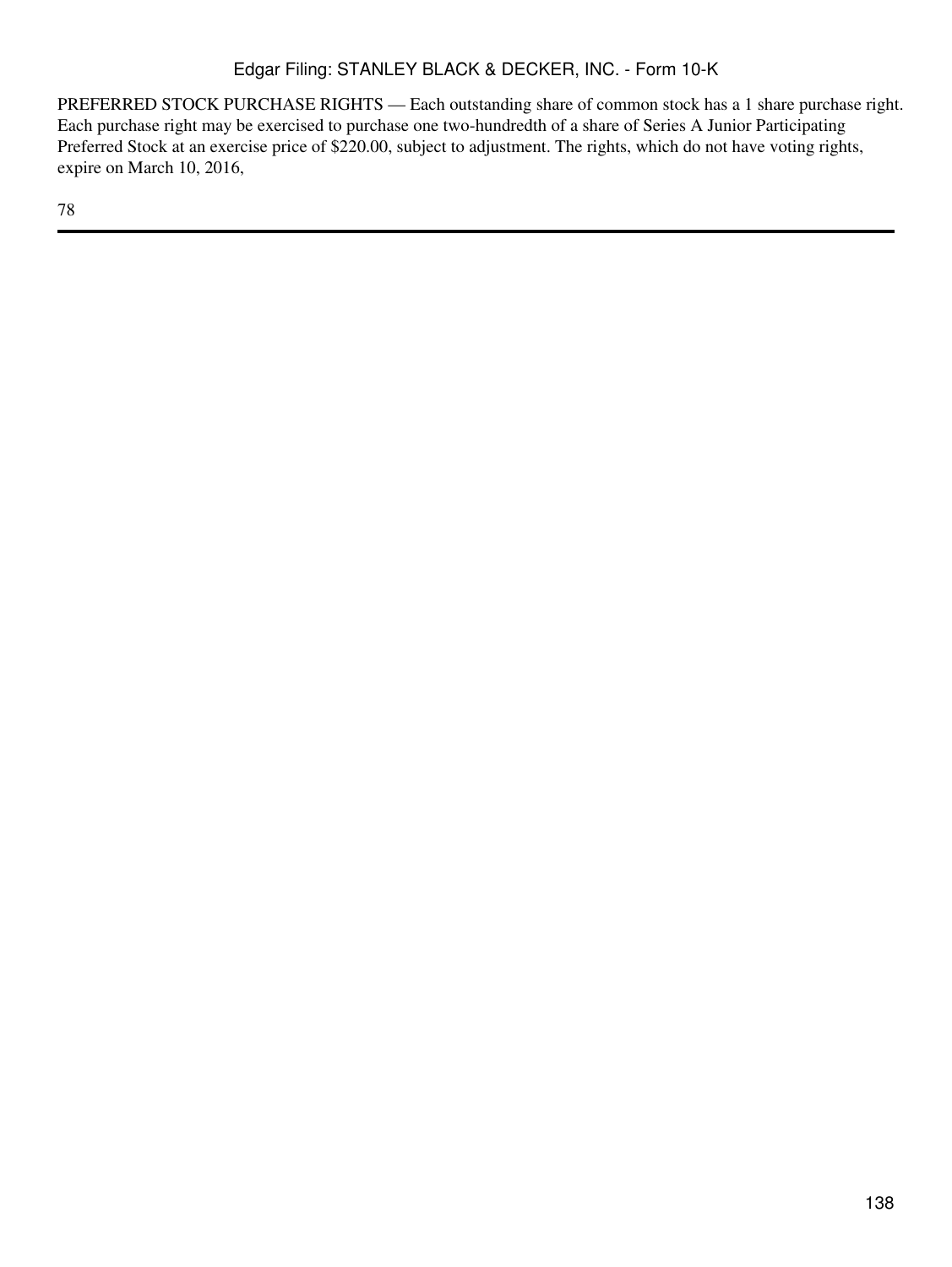PREFERRED STOCK PURCHASE RIGHTS — Each outstanding share of common stock has a 1 share purchase right. Each purchase right may be exercised to purchase one two-hundredth of a share of Series A Junior Participating Preferred Stock at an exercise price of $220.00, subject to adjustment. The rights, which do not have voting rights, expire on March 10, 2016,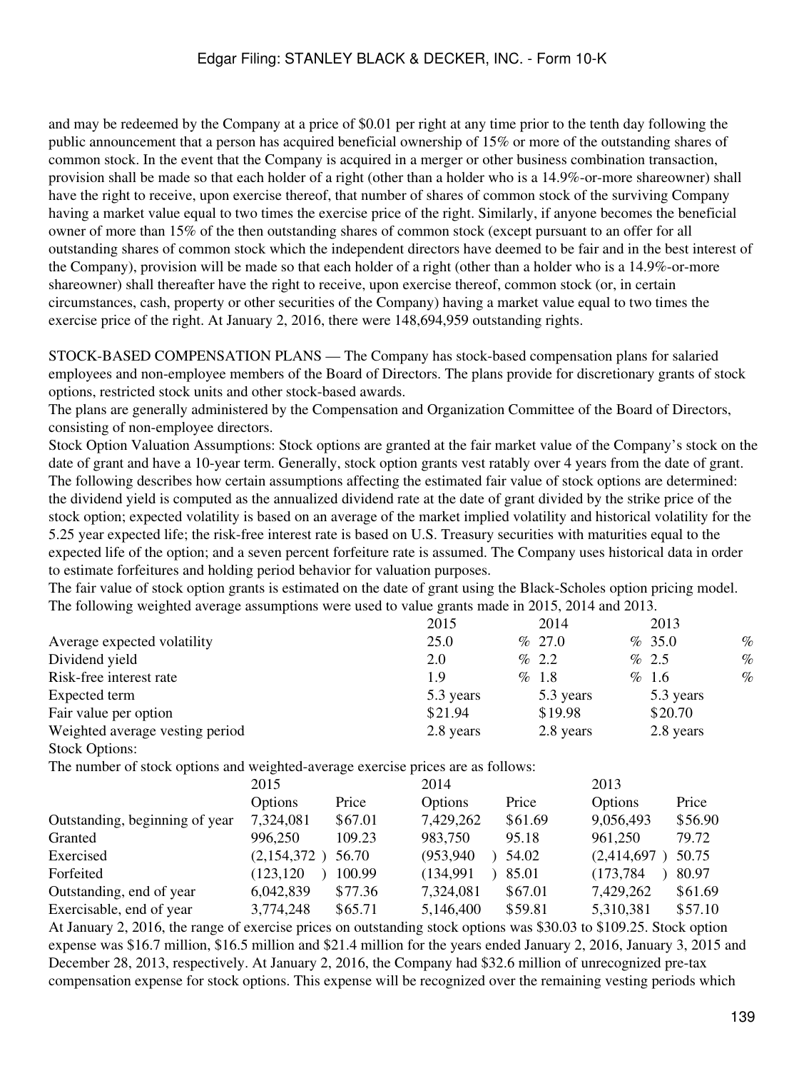and may be redeemed by the Company at a price of $0.01 per right at any time prior to the tenth day following the public announcement that a person has acquired beneficial ownership of 15% or more of the outstanding shares of common stock. In the event that the Company is acquired in a merger or other business combination transaction, provision shall be made so that each holder of a right (other than a holder who is a 14.9%-or-more shareowner) shall have the right to receive, upon exercise thereof, that number of shares of common stock of the surviving Company having a market value equal to two times the exercise price of the right. Similarly, if anyone becomes the beneficial owner of more than 15% of the then outstanding shares of common stock (except pursuant to an offer for all outstanding shares of common stock which the independent directors have deemed to be fair and in the best interest of the Company), provision will be made so that each holder of a right (other than a holder who is a 14.9%-or-more shareowner) shall thereafter have the right to receive, upon exercise thereof, common stock (or, in certain circumstances, cash, property or other securities of the Company) having a market value equal to two times the exercise price of the right. At January 2, 2016, there were 148,694,959 outstanding rights.

STOCK-BASED COMPENSATION PLANS — The Company has stock-based compensation plans for salaried employees and non-employee members of the Board of Directors. The plans provide for discretionary grants of stock options, restricted stock units and other stock-based awards.

The plans are generally administered by the Compensation and Organization Committee of the Board of Directors, consisting of non-employee directors.

Stock Option Valuation Assumptions: Stock options are granted at the fair market value of the Company's stock on the date of grant and have a 10-year term. Generally, stock option grants vest ratably over 4 years from the date of grant. The following describes how certain assumptions affecting the estimated fair value of stock options are determined: the dividend yield is computed as the annualized dividend rate at the date of grant divided by the strike price of the stock option; expected volatility is based on an average of the market implied volatility and historical volatility for the 5.25 year expected life; the risk-free interest rate is based on U.S. Treasury securities with maturities equal to the expected life of the option; and a seven percent forfeiture rate is assumed. The Company uses historical data in order to estimate forfeitures and holding period behavior for valuation purposes.

The fair value of stock option grants is estimated on the date of grant using the Black-Scholes option pricing model. The following weighted average assumptions were used to value grants made in 2015, 2014 and 2013.

| | 2015 | 2014 | 2013 |
|---|---|---|---|
| Average expected volatility | 25.0 % | 27.0 % | 35.0 % |
| Dividend yield | 2.0 % | 2.2 % | 2.5 % |
| Risk-free interest rate | 1.9 % | 1.8 % | 1.6 % |
| Expected term | 5.3 years | 5.3 years | 5.3 years |
| Fair value per option | $21.94 | $19.98 | $20.70 |
| Weighted average vesting period | 2.8 years | 2.8 years | 2.8 years |

Stock Options:

The number of stock options and weighted-average exercise prices are as follows:

| | 2015 | | 2014 | | 2013 | |
|---|---|---|---|---|---|---|
| | Options | Price | Options | Price | Options | Price |
| Outstanding, beginning of year | 7,324,081 | $67.01 | 7,429,262 | $61.69 | 9,056,493 | $56.90 |
| Granted | 996,250 | 109.23 | 983,750 | 95.18 | 961,250 | 79.72 |
| Exercised | (2,154,372 ) | 56.70 | (953,940 ) | 54.02 | (2,414,697 ) | 50.75 |
| Forfeited | (123,120 ) | 100.99 | (134,991 ) | 85.01 | (173,784 ) | 80.97 |
| Outstanding, end of year | 6,042,839 | $77.36 | 7,324,081 | $67.01 | 7,429,262 | $61.69 |
| Exercisable, end of year | 3,774,248 | $65.71 | 5,146,400 | $59.81 | 5,310,381 | $57.10 |

At January 2, 2016, the range of exercise prices on outstanding stock options was $30.03 to $109.25. Stock option expense was $16.7 million, $16.5 million and $21.4 million for the years ended January 2, 2016, January 3, 2015 and December 28, 2013, respectively. At January 2, 2016, the Company had $32.6 million of unrecognized pre-tax compensation expense for stock options. This expense will be recognized over the remaining vesting periods which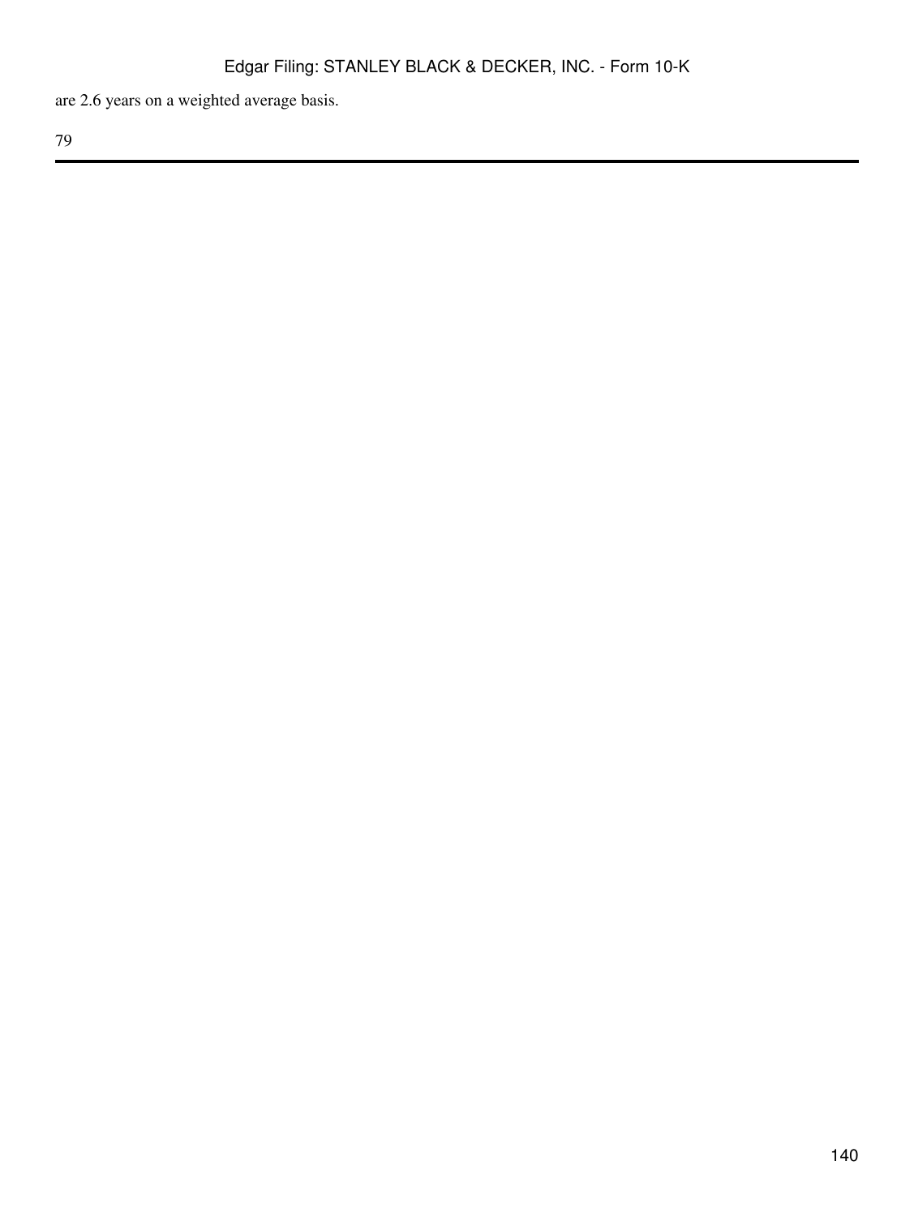are 2.6 years on a weighted average basis.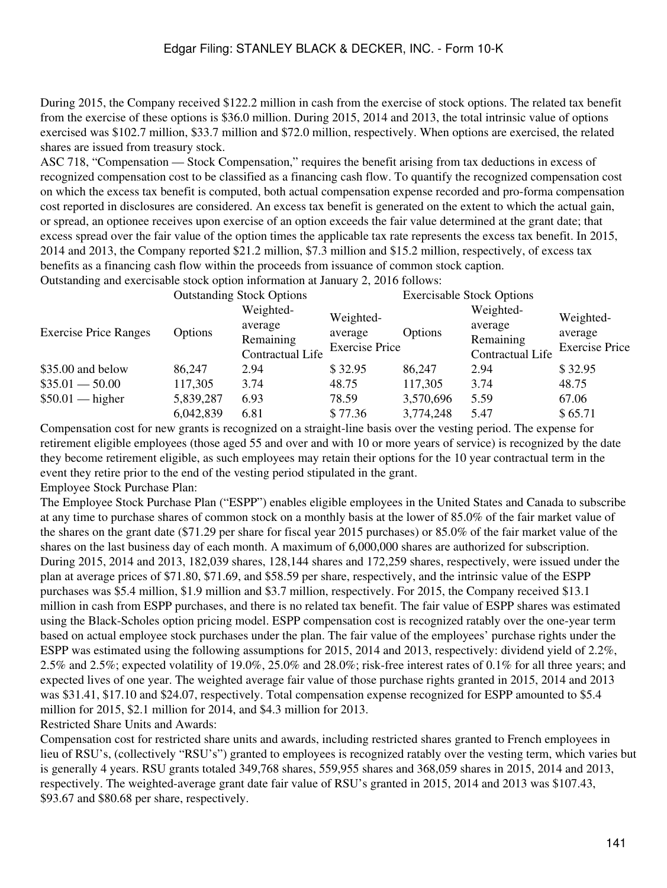During 2015, the Company received $122.2 million in cash from the exercise of stock options. The related tax benefit from the exercise of these options is $36.0 million. During 2015, 2014 and 2013, the total intrinsic value of options exercised was $102.7 million, $33.7 million and $72.0 million, respectively. When options are exercised, the related shares are issued from treasury stock.

ASC 718, "Compensation — Stock Compensation," requires the benefit arising from tax deductions in excess of recognized compensation cost to be classified as a financing cash flow. To quantify the recognized compensation cost on which the excess tax benefit is computed, both actual compensation expense recorded and pro-forma compensation cost reported in disclosures are considered. An excess tax benefit is generated on the extent to which the actual gain, or spread, an optionee receives upon exercise of an option exceeds the fair value determined at the grant date; that excess spread over the fair value of the option times the applicable tax rate represents the excess tax benefit. In 2015, 2014 and 2013, the Company reported $21.2 million, $7.3 million and $15.2 million, respectively, of excess tax benefits as a financing cash flow within the proceeds from issuance of common stock caption.

Outstanding and exercisable stock option information at January 2, 2016 follows:

| | Outstanding Stock Options | | | Exercisable Stock Options | | |
|---|---|---|---|---|---|---|
| Exercise Price Ranges | Options | Weighted-average Remaining Contractual Life | Weighted-average Exercise Price | Options | Weighted-average Remaining Contractual Life | Weighted-average Exercise Price |
| $35.00 and below | 86,247 | 2.94 | $ 32.95 | 86,247 | 2.94 | $ 32.95 |
| $35.01 — 50.00 | 117,305 | 3.74 | 48.75 | 117,305 | 3.74 | 48.75 |
| $50.01 — higher | 5,839,287 | 6.93 | 78.59 | 3,570,696 | 5.59 | 67.06 |
| | 6,042,839 | 6.81 | $ 77.36 | 3,774,248 | 5.47 | $ 65.71 |

Compensation cost for new grants is recognized on a straight-line basis over the vesting period. The expense for retirement eligible employees (those aged 55 and over and with 10 or more years of service) is recognized by the date they become retirement eligible, as such employees may retain their options for the 10 year contractual term in the event they retire prior to the end of the vesting period stipulated in the grant.

Employee Stock Purchase Plan:

The Employee Stock Purchase Plan ("ESPP") enables eligible employees in the United States and Canada to subscribe at any time to purchase shares of common stock on a monthly basis at the lower of 85.0% of the fair market value of the shares on the grant date ($71.29 per share for fiscal year 2015 purchases) or 85.0% of the fair market value of the shares on the last business day of each month. A maximum of 6,000,000 shares are authorized for subscription. During 2015, 2014 and 2013, 182,039 shares, 128,144 shares and 172,259 shares, respectively, were issued under the plan at average prices of $71.80, $71.69, and $58.59 per share, respectively, and the intrinsic value of the ESPP purchases was $5.4 million, $1.9 million and $3.7 million, respectively. For 2015, the Company received $13.1 million in cash from ESPP purchases, and there is no related tax benefit. The fair value of ESPP shares was estimated using the Black-Scholes option pricing model. ESPP compensation cost is recognized ratably over the one-year term based on actual employee stock purchases under the plan. The fair value of the employees' purchase rights under the ESPP was estimated using the following assumptions for 2015, 2014 and 2013, respectively: dividend yield of 2.2%, 2.5% and 2.5%; expected volatility of 19.0%, 25.0% and 28.0%; risk-free interest rates of 0.1% for all three years; and expected lives of one year. The weighted average fair value of those purchase rights granted in 2015, 2014 and 2013 was $31.41, $17.10 and $24.07, respectively. Total compensation expense recognized for ESPP amounted to $5.4 million for 2015, $2.1 million for 2014, and $4.3 million for 2013.

Restricted Share Units and Awards:

Compensation cost for restricted share units and awards, including restricted shares granted to French employees in lieu of RSU's, (collectively "RSU's") granted to employees is recognized ratably over the vesting term, which varies but is generally 4 years. RSU grants totaled 349,768 shares, 559,955 shares and 368,059 shares in 2015, 2014 and 2013, respectively. The weighted-average grant date fair value of RSU's granted in 2015, 2014 and 2013 was $107.43, $93.67 and $80.68 per share, respectively.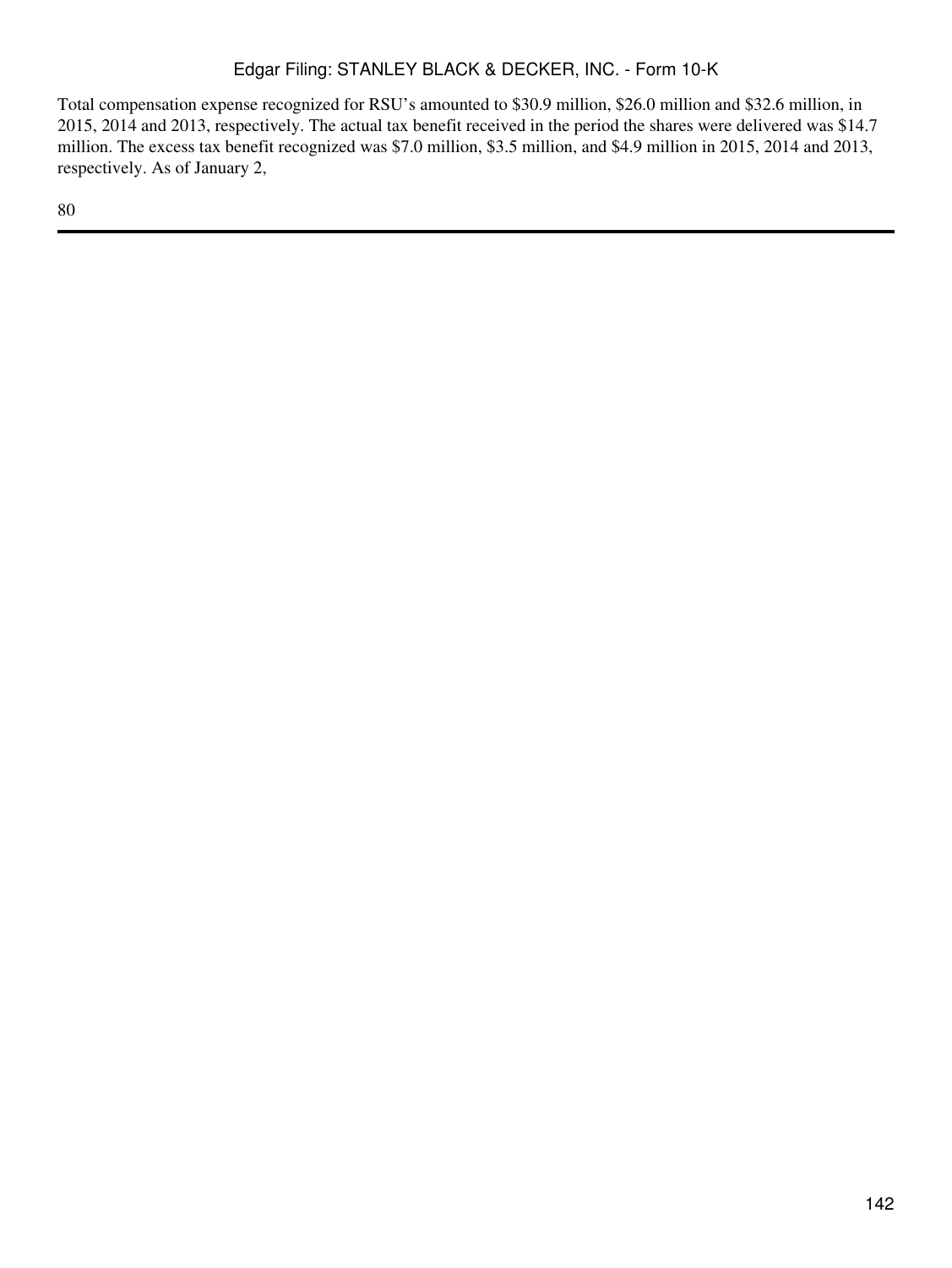Total compensation expense recognized for RSU's amounted to $30.9 million, $26.0 million and $32.6 million, in 2015, 2014 and 2013, respectively. The actual tax benefit received in the period the shares were delivered was $14.7 million. The excess tax benefit recognized was $7.0 million, $3.5 million, and $4.9 million in 2015, 2014 and 2013, respectively. As of January 2,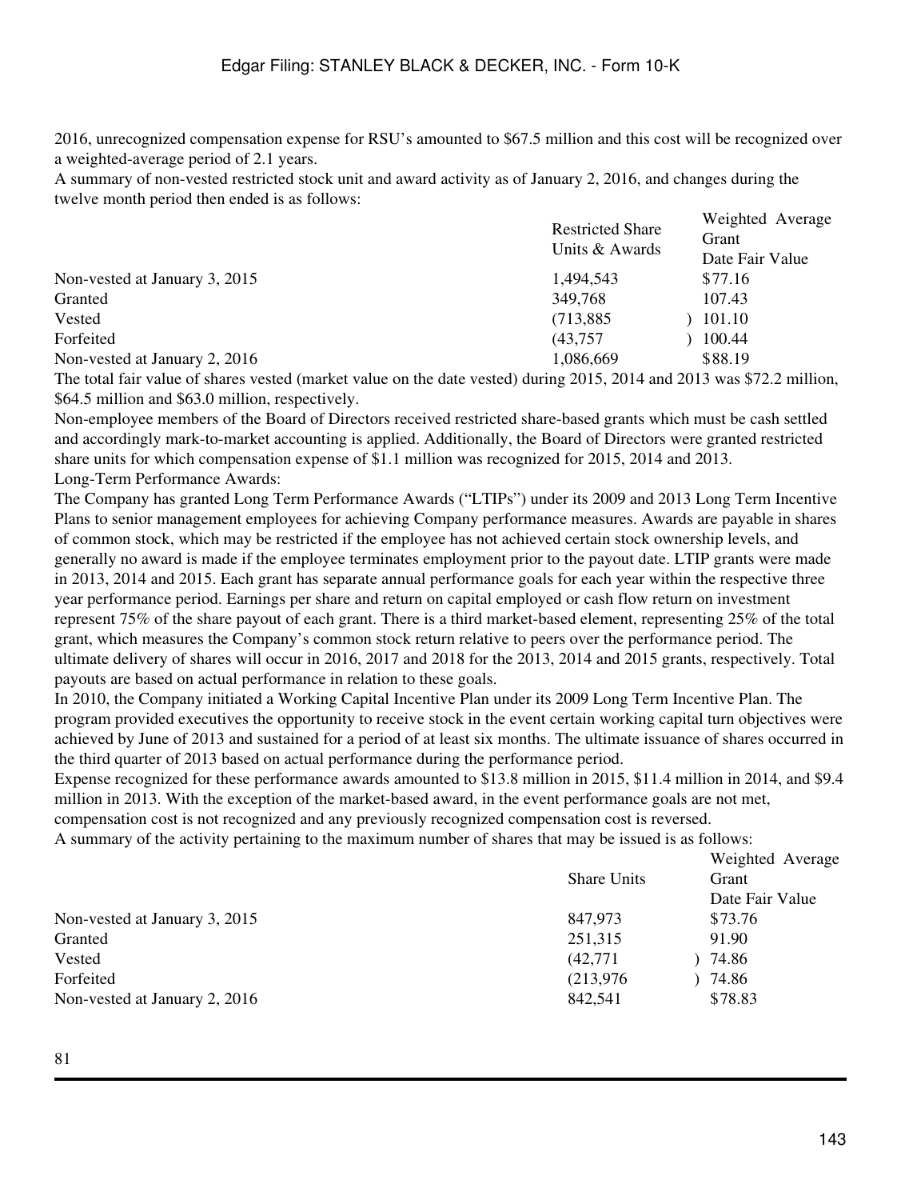2016, unrecognized compensation expense for RSU's amounted to $67.5 million and this cost will be recognized over a weighted-average period of 2.1 years.

A summary of non-vested restricted stock unit and award activity as of January 2, 2016, and changes during the twelve month period then ended is as follows:

| | Restricted Share Units & Awards | Weighted Average Grant Date Fair Value |
|---|---|---|
| Non-vested at January 3, 2015 | 1,494,543 | $77.16 |
| Granted | 349,768 | 107.43 |
| Vested | (713,885) | 101.10 |
| Forfeited | (43,757) | 100.44 |
| Non-vested at January 2, 2016 | 1,086,669 | $88.19 |

The total fair value of shares vested (market value on the date vested) during 2015, 2014 and 2013 was $72.2 million, $64.5 million and $63.0 million, respectively.

Non-employee members of the Board of Directors received restricted share-based grants which must be cash settled and accordingly mark-to-market accounting is applied. Additionally, the Board of Directors were granted restricted share units for which compensation expense of $1.1 million was recognized for 2015, 2014 and 2013.

Long-Term Performance Awards:

The Company has granted Long Term Performance Awards ("LTIPs") under its 2009 and 2013 Long Term Incentive Plans to senior management employees for achieving Company performance measures. Awards are payable in shares of common stock, which may be restricted if the employee has not achieved certain stock ownership levels, and generally no award is made if the employee terminates employment prior to the payout date. LTIP grants were made in 2013, 2014 and 2015. Each grant has separate annual performance goals for each year within the respective three year performance period. Earnings per share and return on capital employed or cash flow return on investment represent 75% of the share payout of each grant. There is a third market-based element, representing 25% of the total grant, which measures the Company's common stock return relative to peers over the performance period. The ultimate delivery of shares will occur in 2016, 2017 and 2018 for the 2013, 2014 and 2015 grants, respectively. Total payouts are based on actual performance in relation to these goals.

In 2010, the Company initiated a Working Capital Incentive Plan under its 2009 Long Term Incentive Plan. The program provided executives the opportunity to receive stock in the event certain working capital turn objectives were achieved by June of 2013 and sustained for a period of at least six months. The ultimate issuance of shares occurred in the third quarter of 2013 based on actual performance during the performance period.

Expense recognized for these performance awards amounted to $13.8 million in 2015, $11.4 million in 2014, and $9.4 million in 2013. With the exception of the market-based award, in the event performance goals are not met, compensation cost is not recognized and any previously recognized compensation cost is reversed.

A summary of the activity pertaining to the maximum number of shares that may be issued is as follows:

| | Share Units | Weighted Average Grant Date Fair Value |
|---|---|---|
| Non-vested at January 3, 2015 | 847,973 | $73.76 |
| Granted | 251,315 | 91.90 |
| Vested | (42,771) | 74.86 |
| Forfeited | (213,976) | 74.86 |
| Non-vested at January 2, 2016 | 842,541 | $78.83 |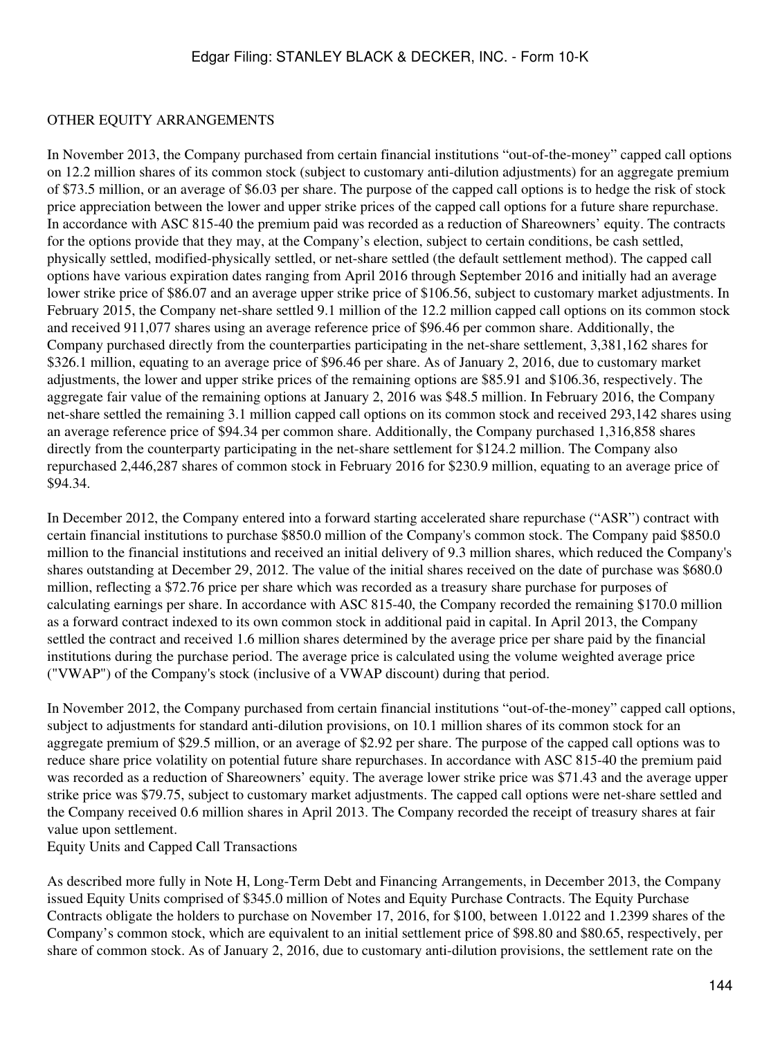OTHER EQUITY ARRANGEMENTS

In November 2013, the Company purchased from certain financial institutions "out-of-the-money" capped call options on 12.2 million shares of its common stock (subject to customary anti-dilution adjustments) for an aggregate premium of $73.5 million, or an average of $6.03 per share. The purpose of the capped call options is to hedge the risk of stock price appreciation between the lower and upper strike prices of the capped call options for a future share repurchase. In accordance with ASC 815-40 the premium paid was recorded as a reduction of Shareowners' equity. The contracts for the options provide that they may, at the Company's election, subject to certain conditions, be cash settled, physically settled, modified-physically settled, or net-share settled (the default settlement method). The capped call options have various expiration dates ranging from April 2016 through September 2016 and initially had an average lower strike price of $86.07 and an average upper strike price of $106.56, subject to customary market adjustments. In February 2015, the Company net-share settled 9.1 million of the 12.2 million capped call options on its common stock and received 911,077 shares using an average reference price of $96.46 per common share. Additionally, the Company purchased directly from the counterparties participating in the net-share settlement, 3,381,162 shares for $326.1 million, equating to an average price of $96.46 per share. As of January 2, 2016, due to customary market adjustments, the lower and upper strike prices of the remaining options are $85.91 and $106.36, respectively. The aggregate fair value of the remaining options at January 2, 2016 was $48.5 million. In February 2016, the Company net-share settled the remaining 3.1 million capped call options on its common stock and received 293,142 shares using an average reference price of $94.34 per common share. Additionally, the Company purchased 1,316,858 shares directly from the counterparty participating in the net-share settlement for $124.2 million. The Company also repurchased 2,446,287 shares of common stock in February 2016 for $230.9 million, equating to an average price of $94.34.

In December 2012, the Company entered into a forward starting accelerated share repurchase ("ASR") contract with certain financial institutions to purchase $850.0 million of the Company's common stock. The Company paid $850.0 million to the financial institutions and received an initial delivery of 9.3 million shares, which reduced the Company's shares outstanding at December 29, 2012. The value of the initial shares received on the date of purchase was $680.0 million, reflecting a $72.76 price per share which was recorded as a treasury share purchase for purposes of calculating earnings per share. In accordance with ASC 815-40, the Company recorded the remaining $170.0 million as a forward contract indexed to its own common stock in additional paid in capital. In April 2013, the Company settled the contract and received 1.6 million shares determined by the average price per share paid by the financial institutions during the purchase period. The average price is calculated using the volume weighted average price ("VWAP") of the Company's stock (inclusive of a VWAP discount) during that period.

In November 2012, the Company purchased from certain financial institutions "out-of-the-money" capped call options, subject to adjustments for standard anti-dilution provisions, on 10.1 million shares of its common stock for an aggregate premium of $29.5 million, or an average of $2.92 per share. The purpose of the capped call options was to reduce share price volatility on potential future share repurchases. In accordance with ASC 815-40 the premium paid was recorded as a reduction of Shareowners' equity. The average lower strike price was $71.43 and the average upper strike price was $79.75, subject to customary market adjustments. The capped call options were net-share settled and the Company received 0.6 million shares in April 2013. The Company recorded the receipt of treasury shares at fair value upon settlement.

Equity Units and Capped Call Transactions

As described more fully in Note H, Long-Term Debt and Financing Arrangements, in December 2013, the Company issued Equity Units comprised of $345.0 million of Notes and Equity Purchase Contracts. The Equity Purchase Contracts obligate the holders to purchase on November 17, 2016, for $100, between 1.0122 and 1.2399 shares of the Company's common stock, which are equivalent to an initial settlement price of $98.80 and $80.65, respectively, per share of common stock. As of January 2, 2016, due to customary anti-dilution provisions, the settlement rate on the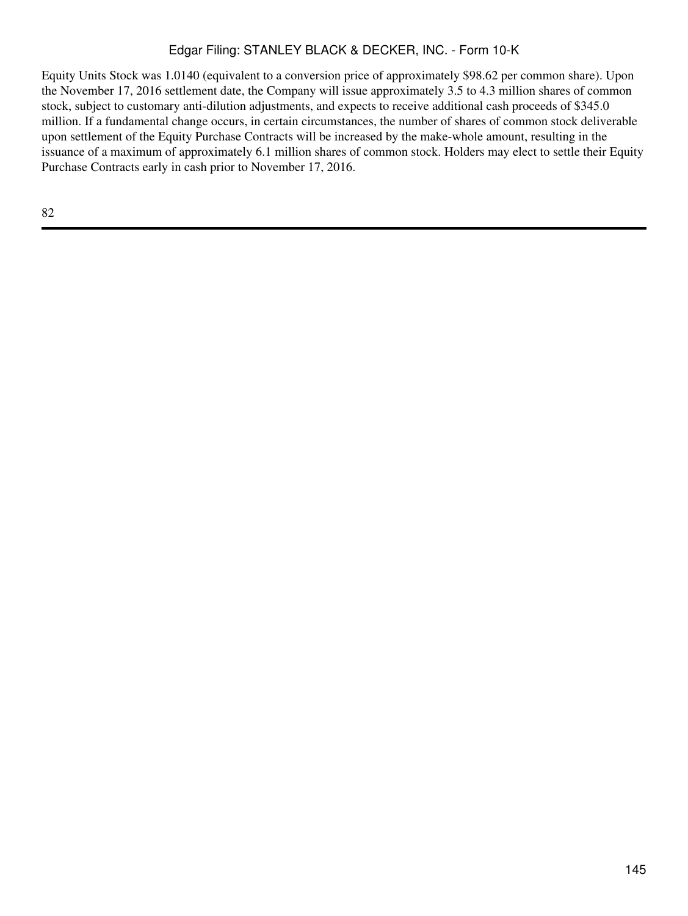Equity Units Stock was 1.0140 (equivalent to a conversion price of approximately $98.62 per common share). Upon the November 17, 2016 settlement date, the Company will issue approximately 3.5 to 4.3 million shares of common stock, subject to customary anti-dilution adjustments, and expects to receive additional cash proceeds of $345.0 million. If a fundamental change occurs, in certain circumstances, the number of shares of common stock deliverable upon settlement of the Equity Purchase Contracts will be increased by the make-whole amount, resulting in the issuance of a maximum of approximately 6.1 million shares of common stock. Holders may elect to settle their Equity Purchase Contracts early in cash prior to November 17, 2016.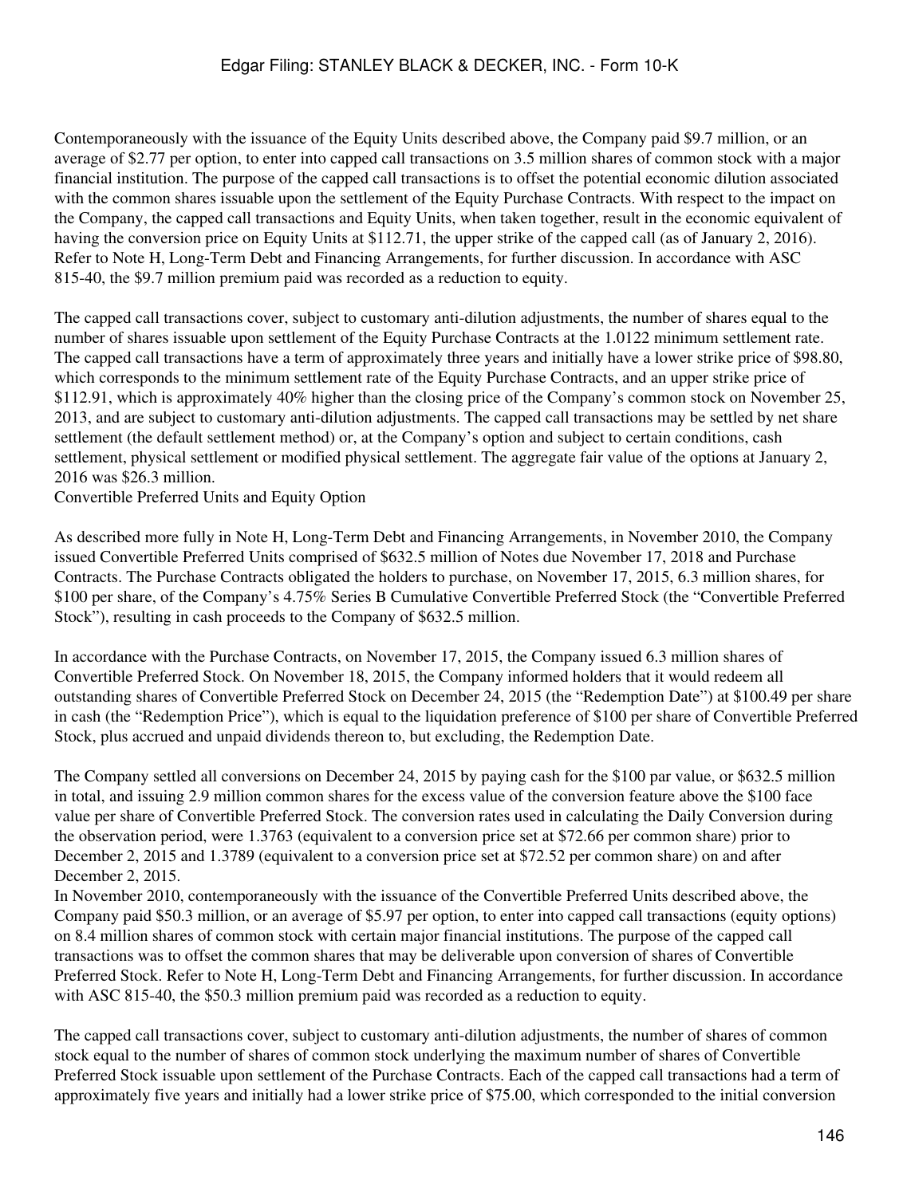Contemporaneously with the issuance of the Equity Units described above, the Company paid $9.7 million, or an average of $2.77 per option, to enter into capped call transactions on 3.5 million shares of common stock with a major financial institution. The purpose of the capped call transactions is to offset the potential economic dilution associated with the common shares issuable upon the settlement of the Equity Purchase Contracts. With respect to the impact on the Company, the capped call transactions and Equity Units, when taken together, result in the economic equivalent of having the conversion price on Equity Units at $112.71, the upper strike of the capped call (as of January 2, 2016). Refer to Note H, Long-Term Debt and Financing Arrangements, for further discussion. In accordance with ASC 815-40, the $9.7 million premium paid was recorded as a reduction to equity.

The capped call transactions cover, subject to customary anti-dilution adjustments, the number of shares equal to the number of shares issuable upon settlement of the Equity Purchase Contracts at the 1.0122 minimum settlement rate. The capped call transactions have a term of approximately three years and initially have a lower strike price of $98.80, which corresponds to the minimum settlement rate of the Equity Purchase Contracts, and an upper strike price of $112.91, which is approximately 40% higher than the closing price of the Company's common stock on November 25, 2013, and are subject to customary anti-dilution adjustments. The capped call transactions may be settled by net share settlement (the default settlement method) or, at the Company's option and subject to certain conditions, cash settlement, physical settlement or modified physical settlement. The aggregate fair value of the options at January 2, 2016 was $26.3 million.

### Convertible Preferred Units and Equity Option

As described more fully in Note H, Long-Term Debt and Financing Arrangements, in November 2010, the Company issued Convertible Preferred Units comprised of $632.5 million of Notes due November 17, 2018 and Purchase Contracts. The Purchase Contracts obligated the holders to purchase, on November 17, 2015, 6.3 million shares, for $100 per share, of the Company's 4.75% Series B Cumulative Convertible Preferred Stock (the "Convertible Preferred Stock"), resulting in cash proceeds to the Company of $632.5 million.

In accordance with the Purchase Contracts, on November 17, 2015, the Company issued 6.3 million shares of Convertible Preferred Stock. On November 18, 2015, the Company informed holders that it would redeem all outstanding shares of Convertible Preferred Stock on December 24, 2015 (the "Redemption Date") at $100.49 per share in cash (the "Redemption Price"), which is equal to the liquidation preference of $100 per share of Convertible Preferred Stock, plus accrued and unpaid dividends thereon to, but excluding, the Redemption Date.

The Company settled all conversions on December 24, 2015 by paying cash for the $100 par value, or $632.5 million in total, and issuing 2.9 million common shares for the excess value of the conversion feature above the $100 face value per share of Convertible Preferred Stock. The conversion rates used in calculating the Daily Conversion during the observation period, were 1.3763 (equivalent to a conversion price set at $72.66 per common share) prior to December 2, 2015 and 1.3789 (equivalent to a conversion price set at $72.52 per common share) on and after December 2, 2015.

In November 2010, contemporaneously with the issuance of the Convertible Preferred Units described above, the Company paid $50.3 million, or an average of $5.97 per option, to enter into capped call transactions (equity options) on 8.4 million shares of common stock with certain major financial institutions. The purpose of the capped call transactions was to offset the common shares that may be deliverable upon conversion of shares of Convertible Preferred Stock. Refer to Note H, Long-Term Debt and Financing Arrangements, for further discussion. In accordance with ASC 815-40, the $50.3 million premium paid was recorded as a reduction to equity.

The capped call transactions cover, subject to customary anti-dilution adjustments, the number of shares of common stock equal to the number of shares of common stock underlying the maximum number of shares of Convertible Preferred Stock issuable upon settlement of the Purchase Contracts. Each of the capped call transactions had a term of approximately five years and initially had a lower strike price of $75.00, which corresponded to the initial conversion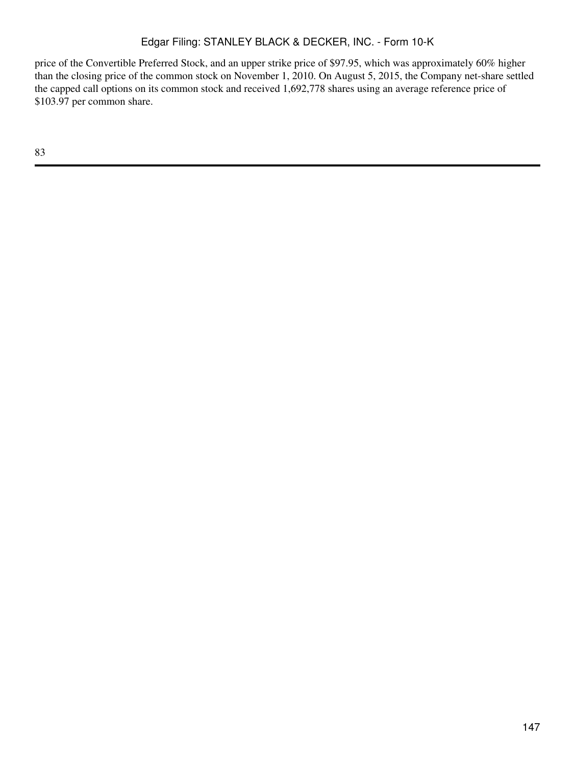price of the Convertible Preferred Stock, and an upper strike price of $97.95, which was approximately 60% higher than the closing price of the common stock on November 1, 2010. On August 5, 2015, the Company net-share settled the capped call options on its common stock and received 1,692,778 shares using an average reference price of $103.97 per common share.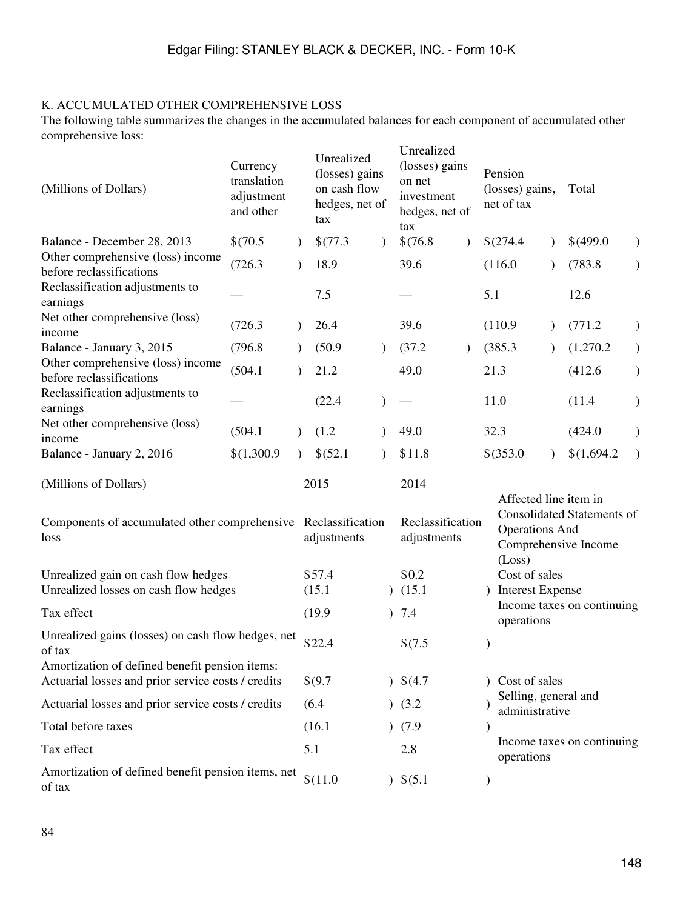## K. ACCUMULATED OTHER COMPREHENSIVE LOSS

The following table summarizes the changes in the accumulated balances for each component of accumulated other comprehensive loss:

| (Millions of Dollars) | Currency translation adjustment and other | Unrealized (losses) gains on cash flow hedges, net of tax | Unrealized (losses) gains on net investment hedges, net of tax | Pension (losses) gains, net of tax | Total |
|---|---|---|---|---|---|
| Balance - December 28, 2013 | $(70.5) | $(77.3) | $(76.8) | $(274.4) | $(499.0) |
| Other comprehensive (loss) income before reclassifications | (726.3) | 18.9 | 39.6 | (116.0) | (783.8) |
| Reclassification adjustments to earnings | — | 7.5 | — | 5.1 | 12.6 |
| Net other comprehensive (loss) income | (726.3) | 26.4 | 39.6 | (110.9) | (771.2) |
| Balance - January 3, 2015 | (796.8) | (50.9) | (37.2) | (385.3) | (1,270.2) |
| Other comprehensive (loss) income before reclassifications | (504.1) | 21.2 | 49.0 | 21.3 | (412.6) |
| Reclassification adjustments to earnings | — | (22.4) | — | 11.0 | (11.4) |
| Net other comprehensive (loss) income | (504.1) | (1.2) | 49.0 | 32.3 | (424.0) |
| Balance - January 2, 2016 | $(1,300.9) | $(52.1) | $11.8 | $(353.0) | $(1,694.2) |

| (Millions of Dollars) | 2015 | 2014 | |
|---|---|---|---|
| Components of accumulated other comprehensive loss | Reclassification adjustments | Reclassification adjustments | Affected line item in Consolidated Statements of Operations And Comprehensive Income (Loss) |
| Unrealized gain on cash flow hedges | $57.4 | $0.2 | Cost of sales |
| Unrealized losses on cash flow hedges | (15.1) | (15.1) | Interest Expense |
| Tax effect | (19.9) | 7.4 | Income taxes on continuing operations |
| Unrealized gains (losses) on cash flow hedges, net of tax | $22.4 | $(7.5) | |
| Amortization of defined benefit pension items: | | | |
| Actuarial losses and prior service costs / credits | $(9.7) | $(4.7) | Cost of sales |
| Actuarial losses and prior service costs / credits | (6.4) | (3.2) | Selling, general and administrative |
| Total before taxes | (16.1) | (7.9) | |
| Tax effect | 5.1 | 2.8 | Income taxes on continuing operations |
| Amortization of defined benefit pension items, net of tax | $(11.0) | $(5.1) | |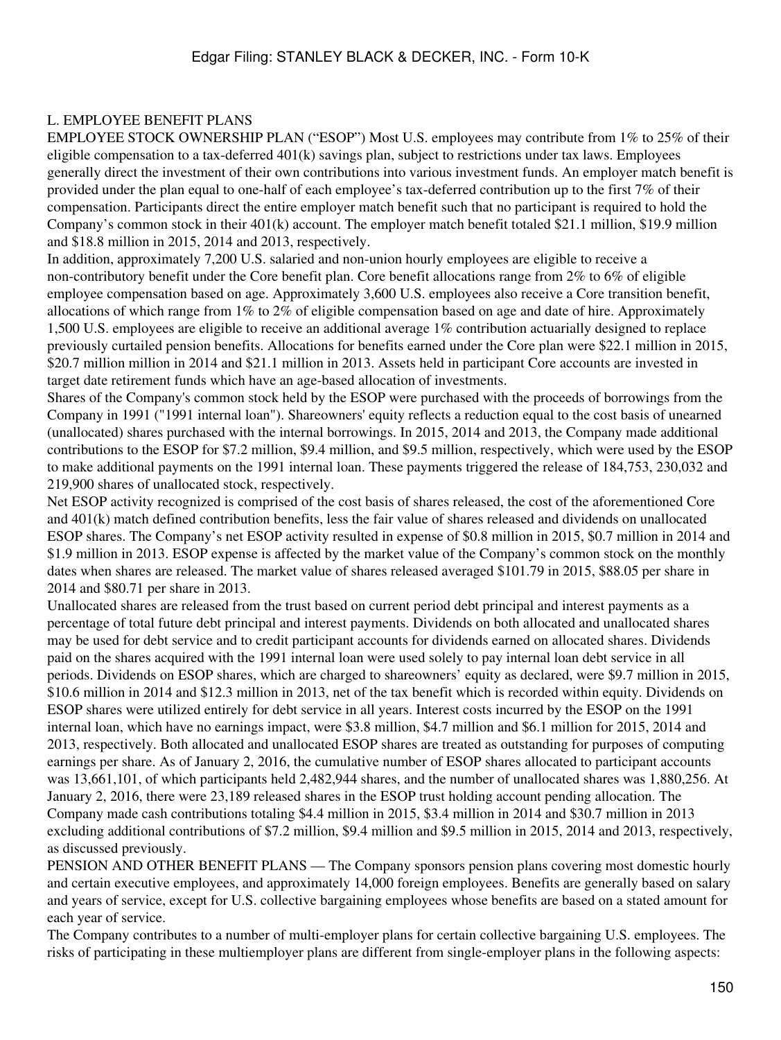## L. EMPLOYEE BENEFIT PLANS

EMPLOYEE STOCK OWNERSHIP PLAN ("ESOP") Most U.S. employees may contribute from 1% to 25% of their eligible compensation to a tax-deferred 401(k) savings plan, subject to restrictions under tax laws. Employees generally direct the investment of their own contributions into various investment funds. An employer match benefit is provided under the plan equal to one-half of each employee's tax-deferred contribution up to the first 7% of their compensation. Participants direct the entire employer match benefit such that no participant is required to hold the Company's common stock in their 401(k) account. The employer match benefit totaled $21.1 million, $19.9 million and $18.8 million in 2015, 2014 and 2013, respectively.

In addition, approximately 7,200 U.S. salaried and non-union hourly employees are eligible to receive a non-contributory benefit under the Core benefit plan. Core benefit allocations range from 2% to 6% of eligible employee compensation based on age. Approximately 3,600 U.S. employees also receive a Core transition benefit, allocations of which range from 1% to 2% of eligible compensation based on age and date of hire. Approximately 1,500 U.S. employees are eligible to receive an additional average 1% contribution actuarially designed to replace previously curtailed pension benefits. Allocations for benefits earned under the Core plan were $22.1 million in 2015, $20.7 million million in 2014 and $21.1 million in 2013. Assets held in participant Core accounts are invested in target date retirement funds which have an age-based allocation of investments.

Shares of the Company's common stock held by the ESOP were purchased with the proceeds of borrowings from the Company in 1991 ("1991 internal loan"). Shareowners' equity reflects a reduction equal to the cost basis of unearned (unallocated) shares purchased with the internal borrowings. In 2015, 2014 and 2013, the Company made additional contributions to the ESOP for $7.2 million, $9.4 million, and $9.5 million, respectively, which were used by the ESOP to make additional payments on the 1991 internal loan. These payments triggered the release of 184,753, 230,032 and 219,900 shares of unallocated stock, respectively.

Net ESOP activity recognized is comprised of the cost basis of shares released, the cost of the aforementioned Core and 401(k) match defined contribution benefits, less the fair value of shares released and dividends on unallocated ESOP shares. The Company's net ESOP activity resulted in expense of $0.8 million in 2015, $0.7 million in 2014 and $1.9 million in 2013. ESOP expense is affected by the market value of the Company's common stock on the monthly dates when shares are released. The market value of shares released averaged $101.79 in 2015, $88.05 per share in 2014 and $80.71 per share in 2013.

Unallocated shares are released from the trust based on current period debt principal and interest payments as a percentage of total future debt principal and interest payments. Dividends on both allocated and unallocated shares may be used for debt service and to credit participant accounts for dividends earned on allocated shares. Dividends paid on the shares acquired with the 1991 internal loan were used solely to pay internal loan debt service in all periods. Dividends on ESOP shares, which are charged to shareowners' equity as declared, were $9.7 million in 2015, $10.6 million in 2014 and $12.3 million in 2013, net of the tax benefit which is recorded within equity. Dividends on ESOP shares were utilized entirely for debt service in all years. Interest costs incurred by the ESOP on the 1991 internal loan, which have no earnings impact, were $3.8 million, $4.7 million and $6.1 million for 2015, 2014 and 2013, respectively. Both allocated and unallocated ESOP shares are treated as outstanding for purposes of computing earnings per share. As of January 2, 2016, the cumulative number of ESOP shares allocated to participant accounts was 13,661,101, of which participants held 2,482,944 shares, and the number of unallocated shares was 1,880,256. At January 2, 2016, there were 23,189 released shares in the ESOP trust holding account pending allocation. The Company made cash contributions totaling $4.4 million in 2015, $3.4 million in 2014 and $30.7 million in 2013 excluding additional contributions of $7.2 million, $9.4 million and $9.5 million in 2015, 2014 and 2013, respectively, as discussed previously.

PENSION AND OTHER BENEFIT PLANS — The Company sponsors pension plans covering most domestic hourly and certain executive employees, and approximately 14,000 foreign employees. Benefits are generally based on salary and years of service, except for U.S. collective bargaining employees whose benefits are based on a stated amount for each year of service.

The Company contributes to a number of multi-employer plans for certain collective bargaining U.S. employees. The risks of participating in these multiemployer plans are different from single-employer plans in the following aspects: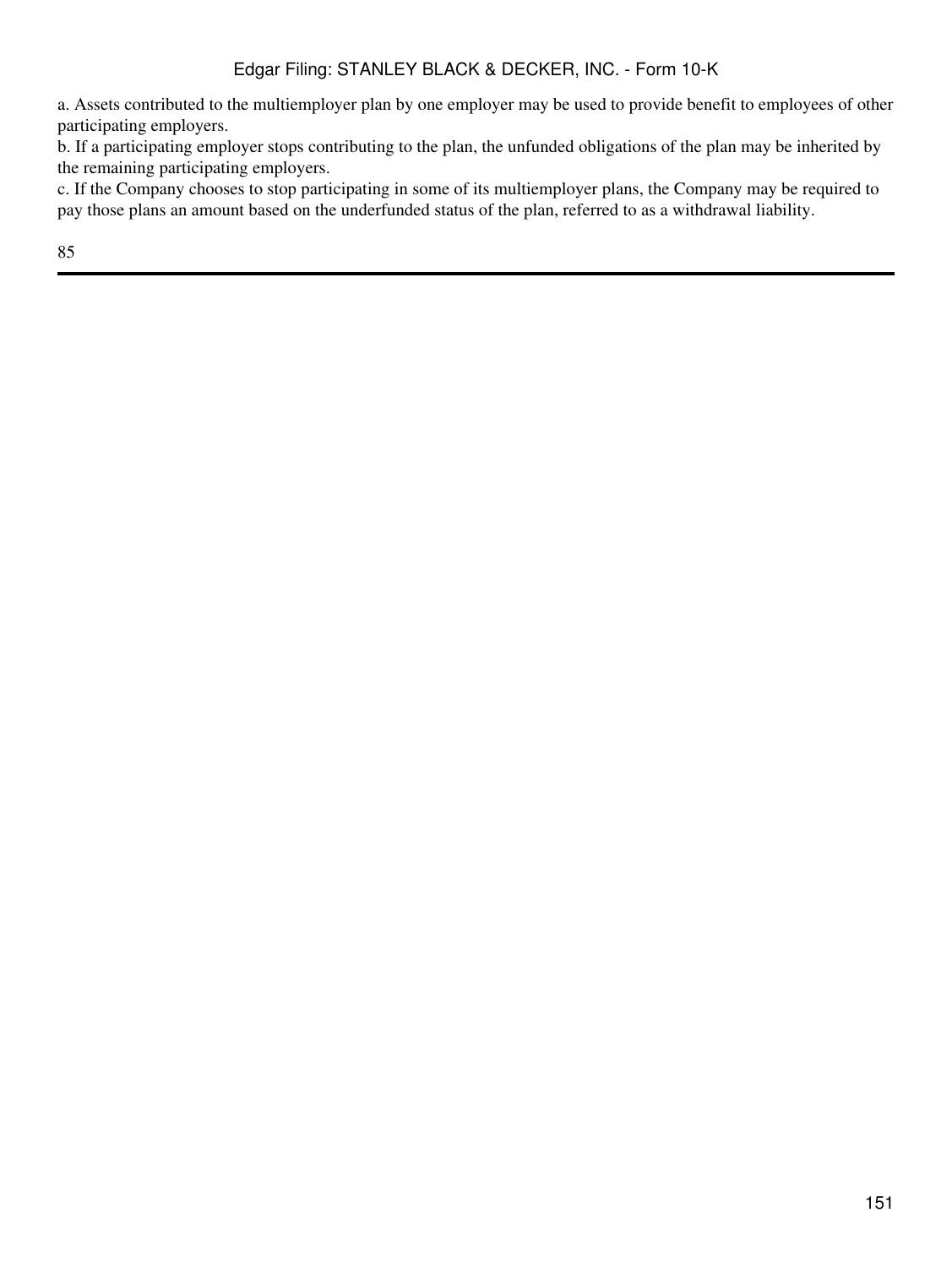a. Assets contributed to the multiemployer plan by one employer may be used to provide benefit to employees of other participating employers.

b. If a participating employer stops contributing to the plan, the unfunded obligations of the plan may be inherited by the remaining participating employers.

c. If the Company chooses to stop participating in some of its multiemployer plans, the Company may be required to pay those plans an amount based on the underfunded status of the plan, referred to as a withdrawal liability.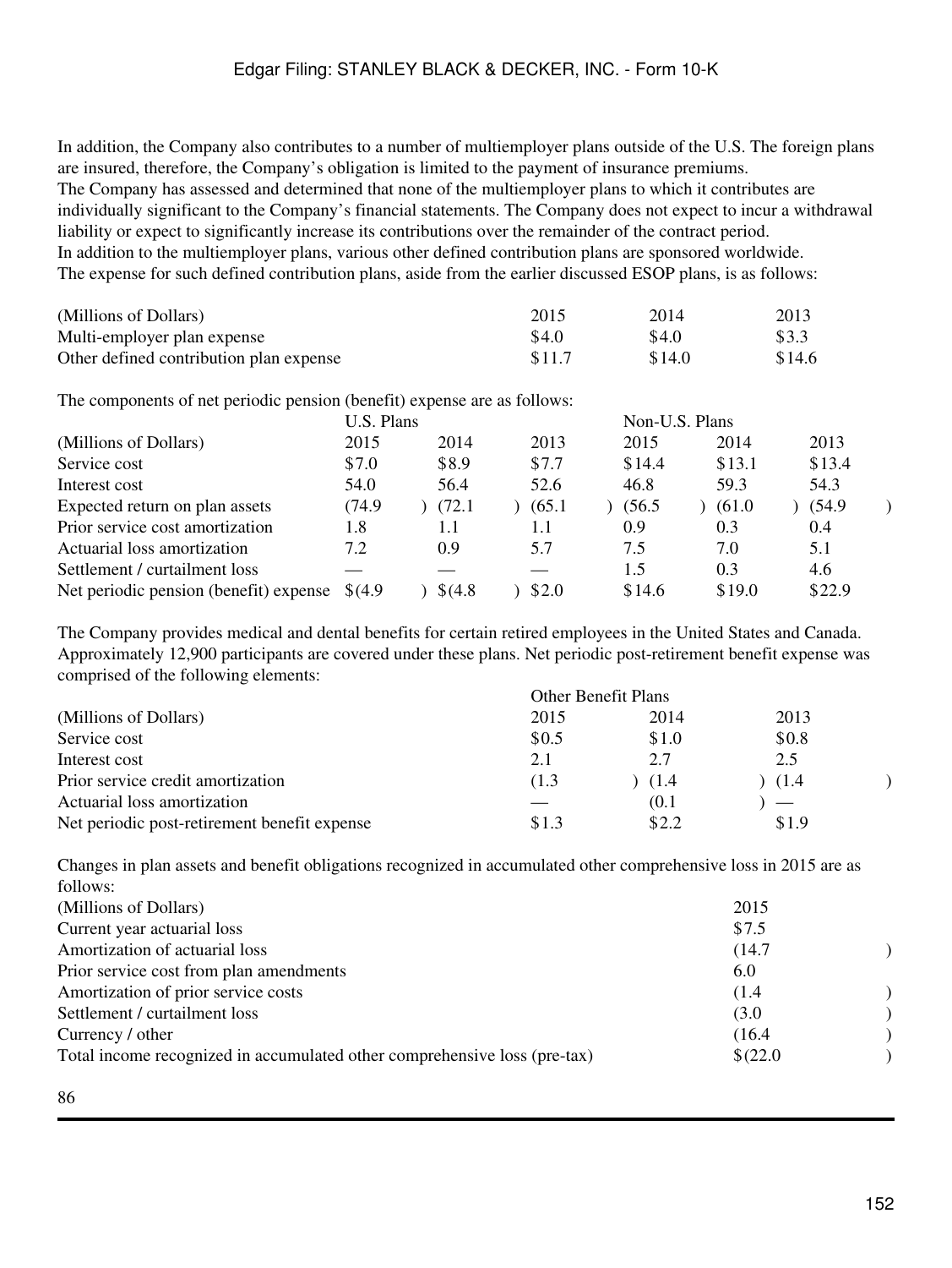In addition, the Company also contributes to a number of multiemployer plans outside of the U.S. The foreign plans are insured, therefore, the Company's obligation is limited to the payment of insurance premiums.

The Company has assessed and determined that none of the multiemployer plans to which it contributes are individually significant to the Company's financial statements. The Company does not expect to incur a withdrawal liability or expect to significantly increase its contributions over the remainder of the contract period.

In addition to the multiemployer plans, various other defined contribution plans are sponsored worldwide.

The expense for such defined contribution plans, aside from the earlier discussed ESOP plans, is as follows:

| (Millions of Dollars) | 2015 | 2014 | 2013 |
|---|---|---|---|
| Multi-employer plan expense | $4.0 | $4.0 | $3.3 |
| Other defined contribution plan expense | $11.7 | $14.0 | $14.6 |

The components of net periodic pension (benefit) expense are as follows:

| | U.S. Plans | | | Non-U.S. Plans | | |
|---|---|---|---|---|---|---|
| (Millions of Dollars) | 2015 | 2014 | 2013 | 2015 | 2014 | 2013 |
| Service cost | $7.0 | $8.9 | $7.7 | $14.4 | $13.1 | $13.4 |
| Interest cost | 54.0 | 56.4 | 52.6 | 46.8 | 59.3 | 54.3 |
| Expected return on plan assets | (74.9) | (72.1) | (65.1) | (56.5) | (61.0) | (54.9) |
| Prior service cost amortization | 1.8 | 1.1 | 1.1 | 0.9 | 0.3 | 0.4 |
| Actuarial loss amortization | 7.2 | 0.9 | 5.7 | 7.5 | 7.0 | 5.1 |
| Settlement / curtailment loss | — | — | — | 1.5 | 0.3 | 4.6 |
| Net periodic pension (benefit) expense | $(4.9) | $(4.8) | $2.0 | $14.6 | $19.0 | $22.9 |

The Company provides medical and dental benefits for certain retired employees in the United States and Canada. Approximately 12,900 participants are covered under these plans. Net periodic post-retirement benefit expense was comprised of the following elements:

| | Other Benefit Plans | | |
|---|---|---|---|
| (Millions of Dollars) | 2015 | 2014 | 2013 |
| Service cost | $0.5 | $1.0 | $0.8 |
| Interest cost | 2.1 | 2.7 | 2.5 |
| Prior service credit amortization | (1.3) | (1.4) | (1.4) |
| Actuarial loss amortization | — | (0.1) | — |
| Net periodic post-retirement benefit expense | $1.3 | $2.2 | $1.9 |

Changes in plan assets and benefit obligations recognized in accumulated other comprehensive loss in 2015 are as follows:

| (Millions of Dollars) | 2015 |
|---|---|
| Current year actuarial loss | $7.5 |
| Amortization of actuarial loss | (14.7) |
| Prior service cost from plan amendments | 6.0 |
| Amortization of prior service costs | (1.4) |
| Settlement / curtailment loss | (3.0) |
| Currency / other | (16.4) |
| Total income recognized in accumulated other comprehensive loss (pre-tax) | $(22.0) |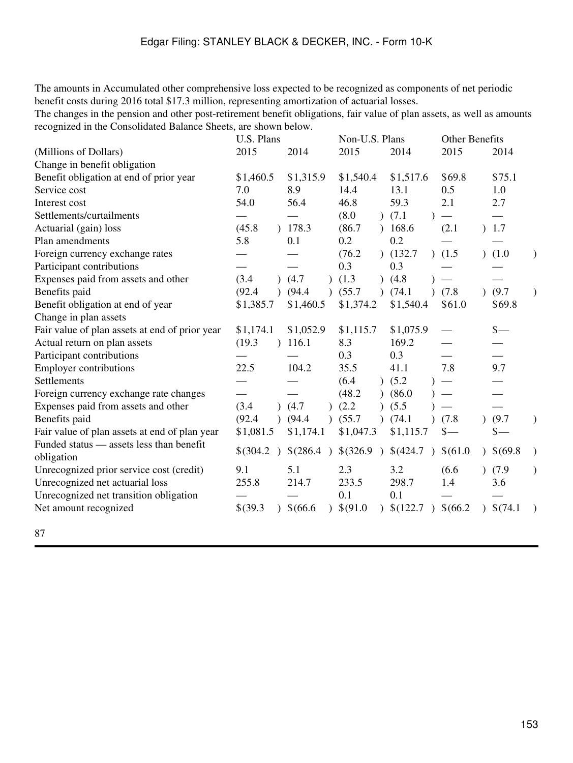The amounts in Accumulated other comprehensive loss expected to be recognized as components of net periodic benefit costs during 2016 total $17.3 million, representing amortization of actuarial losses.

The changes in the pension and other post-retirement benefit obligations, fair value of plan assets, as well as amounts recognized in the Consolidated Balance Sheets, are shown below.

| | U.S. Plans | | Non-U.S. Plans | | Other Benefits | |
|---|---|---|---|---|---|---|
| (Millions of Dollars) | 2015 | 2014 | 2015 | 2014 | 2015 | 2014 |
| Change in benefit obligation | | | | | | |
| Benefit obligation at end of prior year | $1,460.5 | $1,315.9 | $1,540.4 | $1,517.6 | $69.8 | $75.1 |
| Service cost | 7.0 | 8.9 | 14.4 | 13.1 | 0.5 | 1.0 |
| Interest cost | 54.0 | 56.4 | 46.8 | 59.3 | 2.1 | 2.7 |
| Settlements/curtailments | — | — | (8.0) | (7.1) | — | — |
| Actuarial (gain) loss | (45.8) | 178.3 | (86.7) | 168.6 | (2.1) | 1.7 |
| Plan amendments | 5.8 | 0.1 | 0.2 | 0.2 | — | — |
| Foreign currency exchange rates | — | — | (76.2) | (132.7) | (1.5) | (1.0) |
| Participant contributions | — | — | 0.3 | 0.3 | — | — |
| Expenses paid from assets and other | (3.4) | (4.7) | (1.3) | (4.8) | — | — |
| Benefits paid | (92.4) | (94.4) | (55.7) | (74.1) | (7.8) | (9.7) |
| Benefit obligation at end of year | $1,385.7 | $1,460.5 | $1,374.2 | $1,540.4 | $61.0 | $69.8 |
| Change in plan assets | | | | | | |
| Fair value of plan assets at end of prior year | $1,174.1 | $1,052.9 | $1,115.7 | $1,075.9 | — | $— |
| Actual return on plan assets | (19.3) | 116.1 | 8.3 | 169.2 | — | — |
| Participant contributions | — | — | 0.3 | 0.3 | — | — |
| Employer contributions | 22.5 | 104.2 | 35.5 | 41.1 | 7.8 | 9.7 |
| Settlements | — | — | (6.4) | (5.2) | — | — |
| Foreign currency exchange rate changes | — | — | (48.2) | (86.0) | — | — |
| Expenses paid from assets and other | (3.4) | (4.7) | (2.2) | (5.5) | — | — |
| Benefits paid | (92.4) | (94.4) | (55.7) | (74.1) | (7.8) | (9.7) |
| Fair value of plan assets at end of plan year | $1,081.5 | $1,174.1 | $1,047.3 | $1,115.7 | $— | $— |
| Funded status — assets less than benefit obligation | $(304.2) | $(286.4) | $(326.9) | $(424.7) | $(61.0) | $(69.8) |
| Unrecognized prior service cost (credit) | 9.1 | 5.1 | 2.3 | 3.2 | (6.6) | (7.9) |
| Unrecognized net actuarial loss | 255.8 | 214.7 | 233.5 | 298.7 | 1.4 | 3.6 |
| Unrecognized net transition obligation | — | — | 0.1 | 0.1 | — | — |
| Net amount recognized | $(39.3) | $(66.6) | $(91.0) | $(122.7) | $(66.2) | $(74.1) |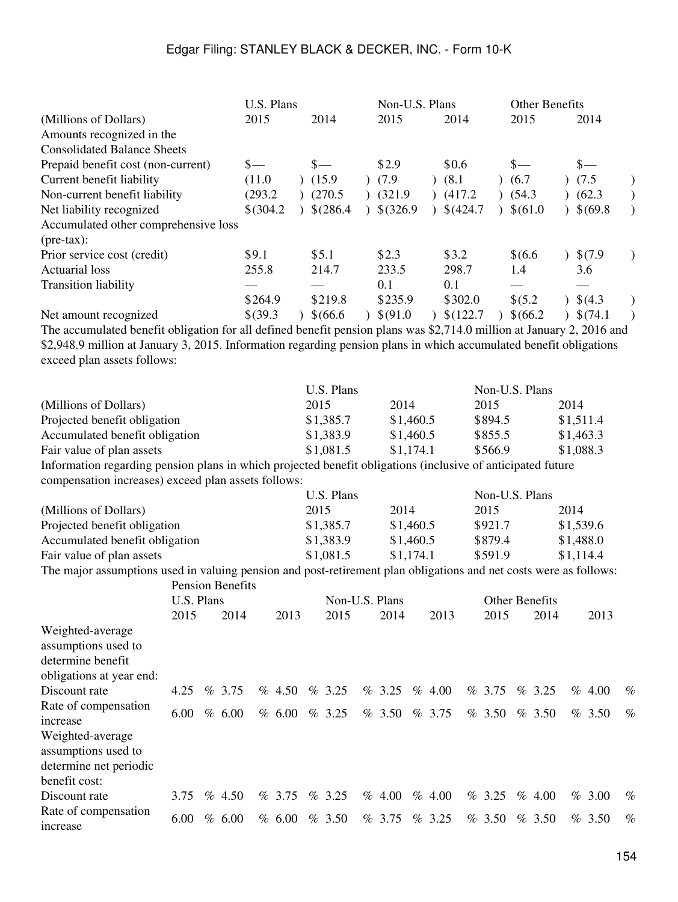| (Millions of Dollars) | U.S. Plans | | Non-U.S. Plans | | Other Benefits | |
|---|---|---|---|---|---|---|
| | 2015 | 2014 | 2015 | 2014 | 2015 | 2014 |
| Amounts recognized in the Consolidated Balance Sheets | | | | | | |
| Prepaid benefit cost (non-current) | $— | $— | $2.9 | $0.6 | $— | $— |
| Current benefit liability | (11.0) | (15.9) | (7.9) | (8.1) | (6.7) | (7.5) |
| Non-current benefit liability | (293.2) | (270.5) | (321.9) | (417.2) | (54.3) | (62.3) |
| Net liability recognized | $(304.2) | $(286.4) | $(326.9) | $(424.7) | $(61.0) | $(69.8) |
| Accumulated other comprehensive loss (pre-tax): | | | | | | |
| Prior service cost (credit) | $9.1 | $5.1 | $2.3 | $3.2 | $(6.6) | $(7.9) |
| Actuarial loss | 255.8 | 214.7 | 233.5 | 298.7 | 1.4 | 3.6 |
| Transition liability | — | — | 0.1 | 0.1 | — | — |
| | $264.9 | $219.8 | $235.9 | $302.0 | $(5.2) | $(4.3) |
| Net amount recognized | $(39.3) | $(66.6) | $(91.0) | $(122.7) | $(66.2) | $(74.1) |

The accumulated benefit obligation for all defined benefit pension plans was $2,714.0 million at January 2, 2016 and $2,948.9 million at January 3, 2015. Information regarding pension plans in which accumulated benefit obligations exceed plan assets follows:

| (Millions of Dollars) | U.S. Plans | | Non-U.S. Plans | |
|---|---|---|---|---|
| | 2015 | 2014 | 2015 | 2014 |
| Projected benefit obligation | $1,385.7 | $1,460.5 | $894.5 | $1,511.4 |
| Accumulated benefit obligation | $1,383.9 | $1,460.5 | $855.5 | $1,463.3 |
| Fair value of plan assets | $1,081.5 | $1,174.1 | $566.9 | $1,088.3 |

Information regarding pension plans in which projected benefit obligations (inclusive of anticipated future compensation increases) exceed plan assets follows:

| (Millions of Dollars) | U.S. Plans | | Non-U.S. Plans | |
|---|---|---|---|---|
| | 2015 | 2014 | 2015 | 2014 |
| Projected benefit obligation | $1,385.7 | $1,460.5 | $921.7 | $1,539.6 |
| Accumulated benefit obligation | $1,383.9 | $1,460.5 | $879.4 | $1,488.0 |
| Fair value of plan assets | $1,081.5 | $1,174.1 | $591.9 | $1,114.4 |

The major assumptions used in valuing pension and post-retirement plan obligations and net costs were as follows:

| | Pension Benefits | | | | | | | | |
|---|---|---|---|---|---|---|---|---|---|
| | U.S. Plans | | | Non-U.S. Plans | | | Other Benefits | | |
| | 2015 | 2014 | 2013 | 2015 | 2014 | 2013 | 2015 | 2014 | 2013 |
| Weighted-average assumptions used to determine benefit obligations at year end: | | | | | | | | | |
| Discount rate | 4.25 % | 3.75 % | 4.50 % | 3.25 % | 3.25 % | 4.00 % | 3.75 % | 3.25 % | 4.00 % |
| Rate of compensation increase | 6.00 % | 6.00 % | 6.00 % | 3.25 % | 3.50 % | 3.75 % | 3.50 % | 3.50 % | 3.50 % |
| Weighted-average assumptions used to determine net periodic benefit cost: | | | | | | | | | |
| Discount rate | 3.75 % | 4.50 % | 3.75 % | 3.25 % | 4.00 % | 4.00 % | 3.25 % | 4.00 % | 3.00 % |
| Rate of compensation increase | 6.00 % | 6.00 % | 6.00 % | 3.50 % | 3.75 % | 3.25 % | 3.50 % | 3.50 % | 3.50 % |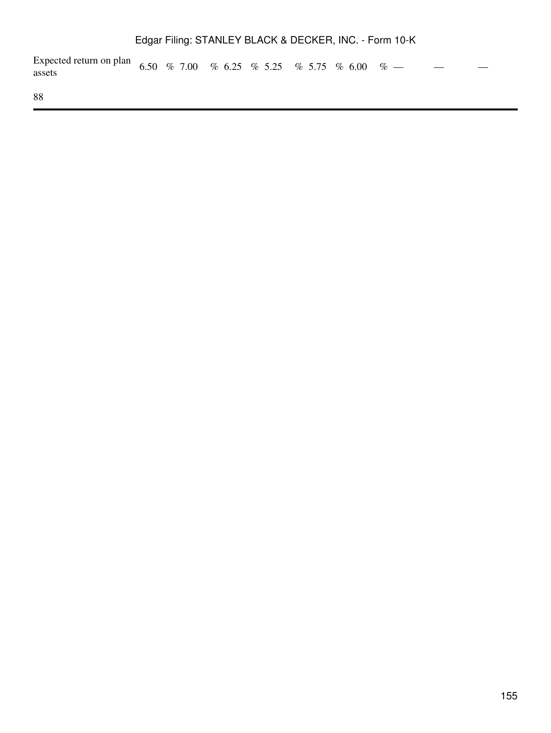| Expected return on plan assets | 6.50 % | 7.00 % | 6.25 % | 5.25 % | 5.75 % | 6.00 % | — | — | — |
|---|---|---|---|---|---|---|---|---|---|

88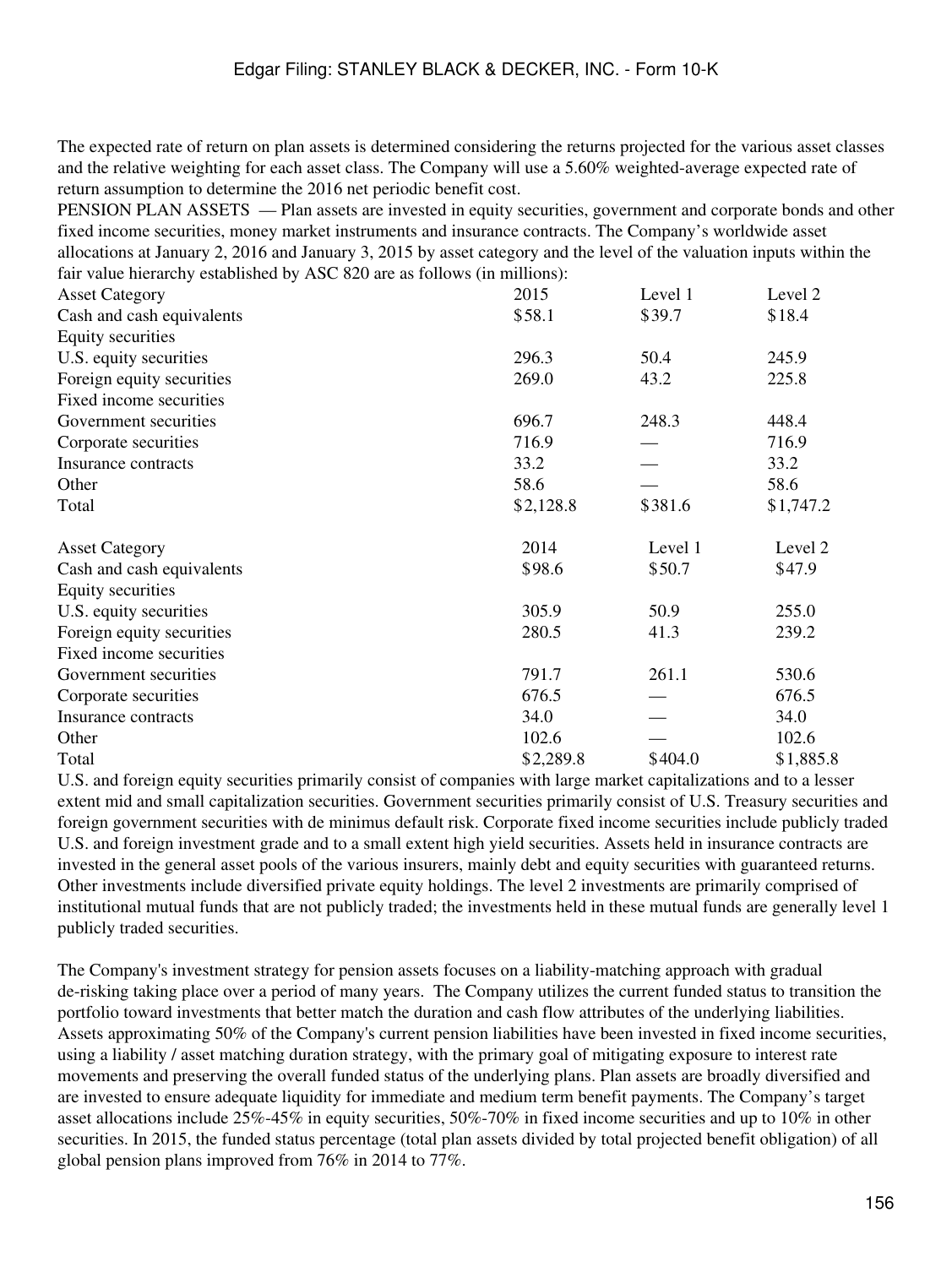The expected rate of return on plan assets is determined considering the returns projected for the various asset classes and the relative weighting for each asset class. The Company will use a 5.60% weighted-average expected rate of return assumption to determine the 2016 net periodic benefit cost.

PENSION PLAN ASSETS — Plan assets are invested in equity securities, government and corporate bonds and other fixed income securities, money market instruments and insurance contracts. The Company's worldwide asset allocations at January 2, 2016 and January 3, 2015 by asset category and the level of the valuation inputs within the fair value hierarchy established by ASC 820 are as follows (in millions):

| Asset Category | 2015 | Level 1 | Level 2 |
|---|---|---|---|
| Cash and cash equivalents | $58.1 | $39.7 | $18.4 |
| Equity securities | | | |
| U.S. equity securities | 296.3 | 50.4 | 245.9 |
| Foreign equity securities | 269.0 | 43.2 | 225.8 |
| Fixed income securities | | | |
| Government securities | 696.7 | 248.3 | 448.4 |
| Corporate securities | 716.9 | — | 716.9 |
| Insurance contracts | 33.2 | — | 33.2 |
| Other | 58.6 | — | 58.6 |
| Total | $2,128.8 | $381.6 | $1,747.2 |

| Asset Category | 2014 | Level 1 | Level 2 |
|---|---|---|---|
| Cash and cash equivalents | $98.6 | $50.7 | $47.9 |
| Equity securities | | | |
| U.S. equity securities | 305.9 | 50.9 | 255.0 |
| Foreign equity securities | 280.5 | 41.3 | 239.2 |
| Fixed income securities | | | |
| Government securities | 791.7 | 261.1 | 530.6 |
| Corporate securities | 676.5 | — | 676.5 |
| Insurance contracts | 34.0 | — | 34.0 |
| Other | 102.6 | — | 102.6 |
| Total | $2,289.8 | $404.0 | $1,885.8 |

U.S. and foreign equity securities primarily consist of companies with large market capitalizations and to a lesser extent mid and small capitalization securities. Government securities primarily consist of U.S. Treasury securities and foreign government securities with de minimus default risk. Corporate fixed income securities include publicly traded U.S. and foreign investment grade and to a small extent high yield securities. Assets held in insurance contracts are invested in the general asset pools of the various insurers, mainly debt and equity securities with guaranteed returns. Other investments include diversified private equity holdings. The level 2 investments are primarily comprised of institutional mutual funds that are not publicly traded; the investments held in these mutual funds are generally level 1 publicly traded securities.

The Company's investment strategy for pension assets focuses on a liability-matching approach with gradual de-risking taking place over a period of many years. The Company utilizes the current funded status to transition the portfolio toward investments that better match the duration and cash flow attributes of the underlying liabilities. Assets approximating 50% of the Company's current pension liabilities have been invested in fixed income securities, using a liability / asset matching duration strategy, with the primary goal of mitigating exposure to interest rate movements and preserving the overall funded status of the underlying plans. Plan assets are broadly diversified and are invested to ensure adequate liquidity for immediate and medium term benefit payments. The Company's target asset allocations include 25%-45% in equity securities, 50%-70% in fixed income securities and up to 10% in other securities. In 2015, the funded status percentage (total plan assets divided by total projected benefit obligation) of all global pension plans improved from 76% in 2014 to 77%.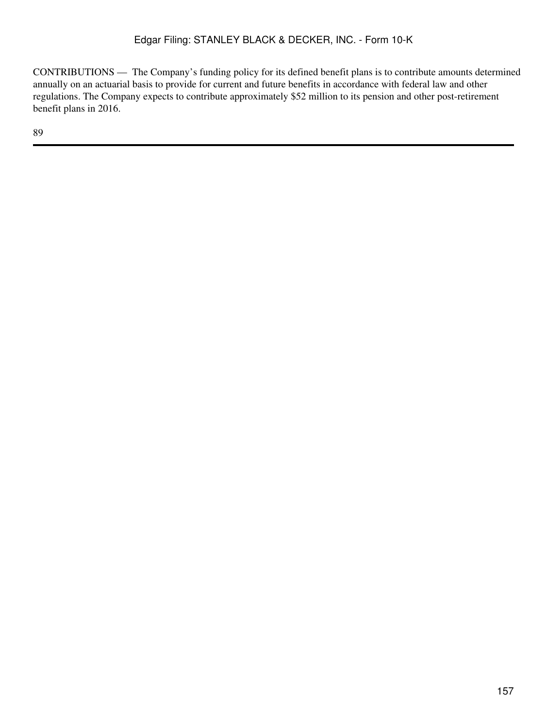CONTRIBUTIONS — The Company's funding policy for its defined benefit plans is to contribute amounts determined annually on an actuarial basis to provide for current and future benefits in accordance with federal law and other regulations. The Company expects to contribute approximately $52 million to its pension and other post-retirement benefit plans in 2016.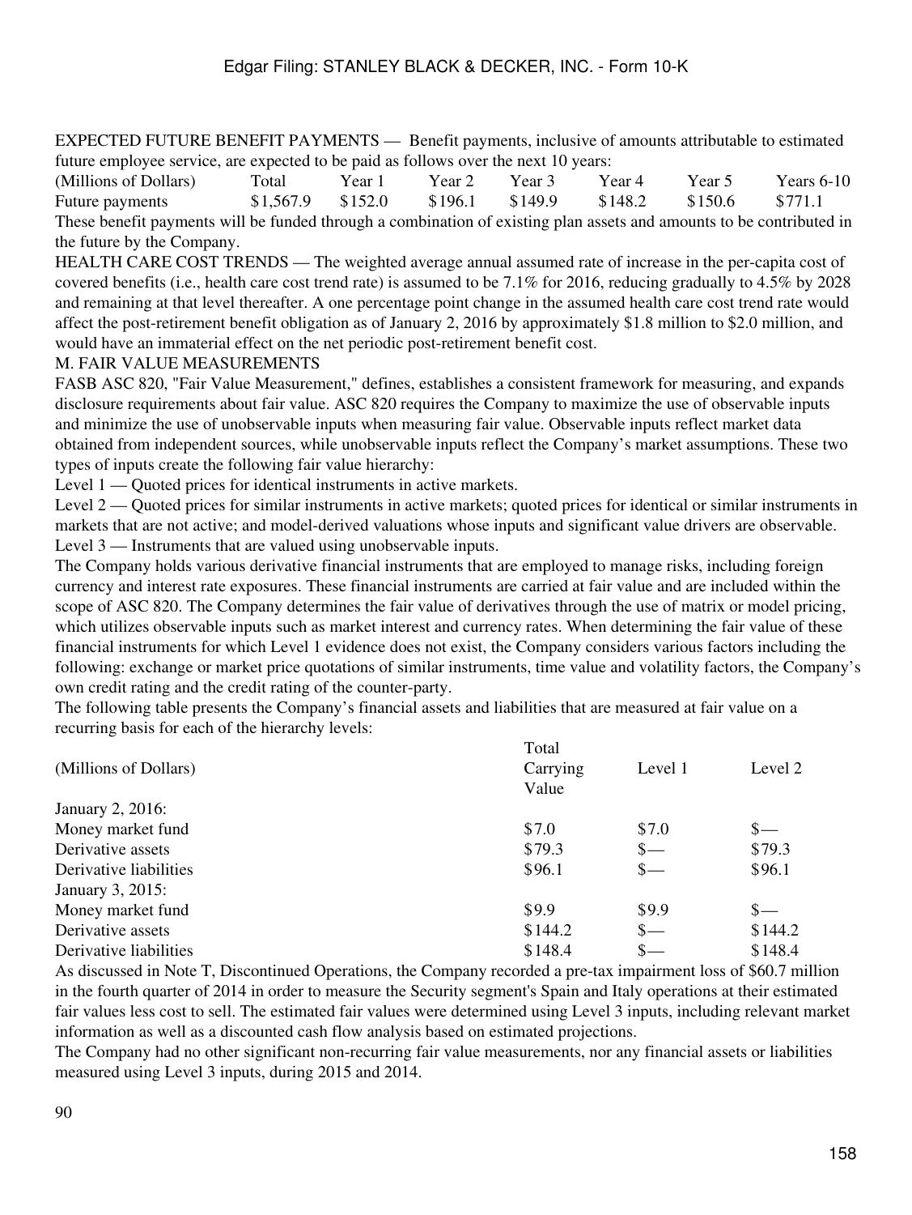EXPECTED FUTURE BENEFIT PAYMENTS — Benefit payments, inclusive of amounts attributable to estimated future employee service, are expected to be paid as follows over the next 10 years:

| (Millions of Dollars) | Total | Year 1 | Year 2 | Year 3 | Year 4 | Year 5 | Years 6-10 |
|---|---|---|---|---|---|---|---|
| Future payments | $1,567.9 | $152.0 | $196.1 | $149.9 | $148.2 | $150.6 | $771.1 |

These benefit payments will be funded through a combination of existing plan assets and amounts to be contributed in the future by the Company.

HEALTH CARE COST TRENDS — The weighted average annual assumed rate of increase in the per-capita cost of covered benefits (i.e., health care cost trend rate) is assumed to be 7.1% for 2016, reducing gradually to 4.5% by 2028 and remaining at that level thereafter. A one percentage point change in the assumed health care cost trend rate would affect the post-retirement benefit obligation as of January 2, 2016 by approximately $1.8 million to $2.0 million, and would have an immaterial effect on the net periodic post-retirement benefit cost.

## M. FAIR VALUE MEASUREMENTS

FASB ASC 820, "Fair Value Measurement," defines, establishes a consistent framework for measuring, and expands disclosure requirements about fair value. ASC 820 requires the Company to maximize the use of observable inputs and minimize the use of unobservable inputs when measuring fair value. Observable inputs reflect market data obtained from independent sources, while unobservable inputs reflect the Company's market assumptions. These two types of inputs create the following fair value hierarchy:

Level 1 — Quoted prices for identical instruments in active markets.

Level 2 — Quoted prices for similar instruments in active markets; quoted prices for identical or similar instruments in markets that are not active; and model-derived valuations whose inputs and significant value drivers are observable.

Level 3 — Instruments that are valued using unobservable inputs.

The Company holds various derivative financial instruments that are employed to manage risks, including foreign currency and interest rate exposures. These financial instruments are carried at fair value and are included within the scope of ASC 820. The Company determines the fair value of derivatives through the use of matrix or model pricing, which utilizes observable inputs such as market interest and currency rates. When determining the fair value of these financial instruments for which Level 1 evidence does not exist, the Company considers various factors including the following: exchange or market price quotations of similar instruments, time value and volatility factors, the Company's own credit rating and the credit rating of the counter-party.

The following table presents the Company's financial assets and liabilities that are measured at fair value on a recurring basis for each of the hierarchy levels:

| (Millions of Dollars) | Total Carrying Value | Level 1 | Level 2 |
|---|---|---|---|
| January 2, 2016: | | | |
| Money market fund | $7.0 | $7.0 | $— |
| Derivative assets | $79.3 | $— | $79.3 |
| Derivative liabilities | $96.1 | $— | $96.1 |
| January 3, 2015: | | | |
| Money market fund | $9.9 | $9.9 | $— |
| Derivative assets | $144.2 | $— | $144.2 |
| Derivative liabilities | $148.4 | $— | $148.4 |

As discussed in Note T, Discontinued Operations, the Company recorded a pre-tax impairment loss of $60.7 million in the fourth quarter of 2014 in order to measure the Security segment's Spain and Italy operations at their estimated fair values less cost to sell. The estimated fair values were determined using Level 3 inputs, including relevant market information as well as a discounted cash flow analysis based on estimated projections.

The Company had no other significant non-recurring fair value measurements, nor any financial assets or liabilities measured using Level 3 inputs, during 2015 and 2014.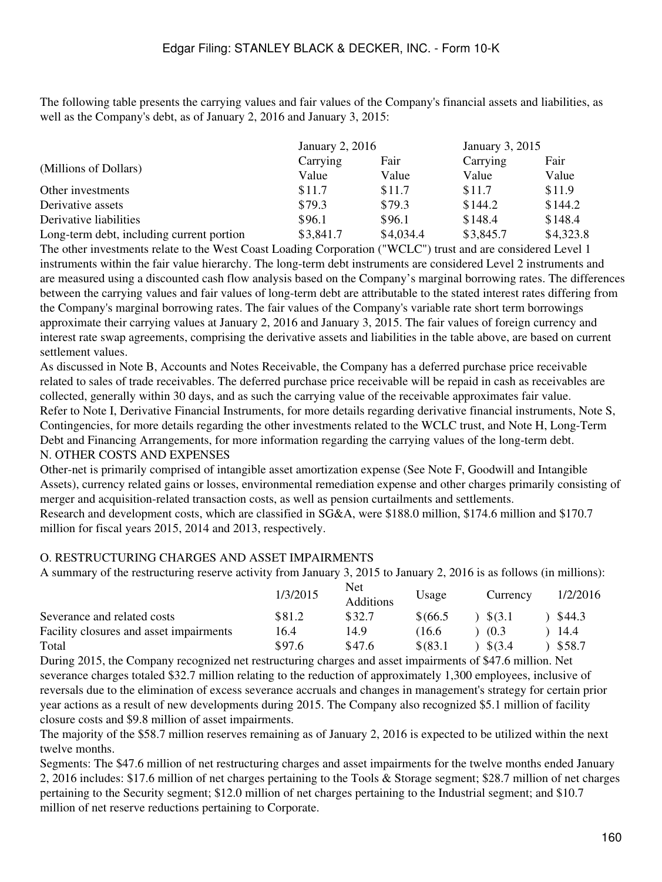The following table presents the carrying values and fair values of the Company's financial assets and liabilities, as well as the Company's debt, as of January 2, 2016 and January 3, 2015:

| (Millions of Dollars) | January 2, 2016 | | January 3, 2015 | |
|---|---|---|---|---|
| | Carrying Value | Fair Value | Carrying Value | Fair Value |
| Other investments | $11.7 | $11.7 | $11.7 | $11.9 |
| Derivative assets | $79.3 | $79.3 | $144.2 | $144.2 |
| Derivative liabilities | $96.1 | $96.1 | $148.4 | $148.4 |
| Long-term debt, including current portion | $3,841.7 | $4,034.4 | $3,845.7 | $4,323.8 |

The other investments relate to the West Coast Loading Corporation ("WCLC") trust and are considered Level 1 instruments within the fair value hierarchy. The long-term debt instruments are considered Level 2 instruments and are measured using a discounted cash flow analysis based on the Company's marginal borrowing rates. The differences between the carrying values and fair values of long-term debt are attributable to the stated interest rates differing from the Company's marginal borrowing rates. The fair values of the Company's variable rate short term borrowings approximate their carrying values at January 2, 2016 and January 3, 2015. The fair values of foreign currency and interest rate swap agreements, comprising the derivative assets and liabilities in the table above, are based on current settlement values.

As discussed in Note B, Accounts and Notes Receivable, the Company has a deferred purchase price receivable related to sales of trade receivables. The deferred purchase price receivable will be repaid in cash as receivables are collected, generally within 30 days, and as such the carrying value of the receivable approximates fair value.

Refer to Note I, Derivative Financial Instruments, for more details regarding derivative financial instruments, Note S, Contingencies, for more details regarding the other investments related to the WCLC trust, and Note H, Long-Term Debt and Financing Arrangements, for more information regarding the carrying values of the long-term debt.

## N. OTHER COSTS AND EXPENSES

Other-net is primarily comprised of intangible asset amortization expense (See Note F, Goodwill and Intangible Assets), currency related gains or losses, environmental remediation expense and other charges primarily consisting of merger and acquisition-related transaction costs, as well as pension curtailments and settlements.

Research and development costs, which are classified in SG&A, were $188.0 million, $174.6 million and $170.7 million for fiscal years 2015, 2014 and 2013, respectively.

## O. RESTRUCTURING CHARGES AND ASSET IMPAIRMENTS

A summary of the restructuring reserve activity from January 3, 2015 to January 2, 2016 is as follows (in millions):

| | 1/3/2015 | Net Additions | Usage | Currency | 1/2/2016 |
|---|---|---|---|---|---|
| Severance and related costs | $81.2 | $32.7 | $(66.5) | $(3.1) | $44.3 |
| Facility closures and asset impairments | 16.4 | 14.9 | (16.6) | (0.3) | 14.4 |
| Total | $97.6 | $47.6 | $(83.1) | $(3.4) | $58.7 |

During 2015, the Company recognized net restructuring charges and asset impairments of $47.6 million. Net severance charges totaled $32.7 million relating to the reduction of approximately 1,300 employees, inclusive of reversals due to the elimination of excess severance accruals and changes in management's strategy for certain prior year actions as a result of new developments during 2015. The Company also recognized $5.1 million of facility closure costs and $9.8 million of asset impairments.

The majority of the $58.7 million reserves remaining as of January 2, 2016 is expected to be utilized within the next twelve months.

Segments: The $47.6 million of net restructuring charges and asset impairments for the twelve months ended January 2, 2016 includes: $17.6 million of net charges pertaining to the Tools & Storage segment; $28.7 million of net charges pertaining to the Security segment; $12.0 million of net charges pertaining to the Industrial segment; and $10.7 million of net reserve reductions pertaining to Corporate.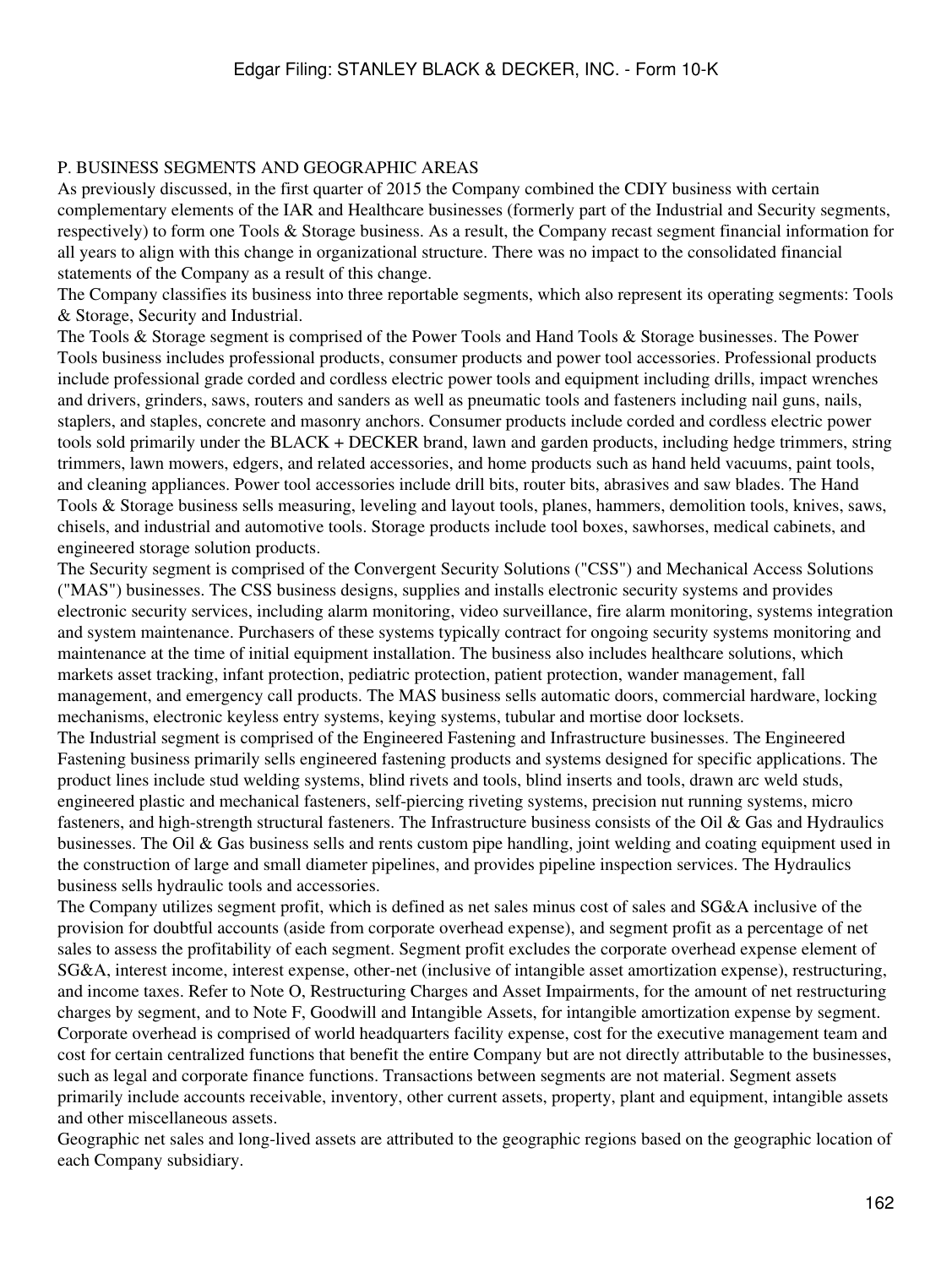## P. BUSINESS SEGMENTS AND GEOGRAPHIC AREAS

As previously discussed, in the first quarter of 2015 the Company combined the CDIY business with certain complementary elements of the IAR and Healthcare businesses (formerly part of the Industrial and Security segments, respectively) to form one Tools & Storage business. As a result, the Company recast segment financial information for all years to align with this change in organizational structure. There was no impact to the consolidated financial statements of the Company as a result of this change.

The Company classifies its business into three reportable segments, which also represent its operating segments: Tools & Storage, Security and Industrial.

The Tools & Storage segment is comprised of the Power Tools and Hand Tools & Storage businesses. The Power Tools business includes professional products, consumer products and power tool accessories. Professional products include professional grade corded and cordless electric power tools and equipment including drills, impact wrenches and drivers, grinders, saws, routers and sanders as well as pneumatic tools and fasteners including nail guns, nails, staplers, and staples, concrete and masonry anchors. Consumer products include corded and cordless electric power tools sold primarily under the BLACK + DECKER brand, lawn and garden products, including hedge trimmers, string trimmers, lawn mowers, edgers, and related accessories, and home products such as hand held vacuums, paint tools, and cleaning appliances. Power tool accessories include drill bits, router bits, abrasives and saw blades. The Hand Tools & Storage business sells measuring, leveling and layout tools, planes, hammers, demolition tools, knives, saws, chisels, and industrial and automotive tools. Storage products include tool boxes, sawhorses, medical cabinets, and engineered storage solution products.

The Security segment is comprised of the Convergent Security Solutions ("CSS") and Mechanical Access Solutions ("MAS") businesses. The CSS business designs, supplies and installs electronic security systems and provides electronic security services, including alarm monitoring, video surveillance, fire alarm monitoring, systems integration and system maintenance. Purchasers of these systems typically contract for ongoing security systems monitoring and maintenance at the time of initial equipment installation. The business also includes healthcare solutions, which markets asset tracking, infant protection, pediatric protection, patient protection, wander management, fall management, and emergency call products. The MAS business sells automatic doors, commercial hardware, locking mechanisms, electronic keyless entry systems, keying systems, tubular and mortise door locksets.

The Industrial segment is comprised of the Engineered Fastening and Infrastructure businesses. The Engineered Fastening business primarily sells engineered fastening products and systems designed for specific applications. The product lines include stud welding systems, blind rivets and tools, blind inserts and tools, drawn arc weld studs, engineered plastic and mechanical fasteners, self-piercing riveting systems, precision nut running systems, micro fasteners, and high-strength structural fasteners. The Infrastructure business consists of the Oil & Gas and Hydraulics businesses. The Oil & Gas business sells and rents custom pipe handling, joint welding and coating equipment used in the construction of large and small diameter pipelines, and provides pipeline inspection services. The Hydraulics business sells hydraulic tools and accessories.

The Company utilizes segment profit, which is defined as net sales minus cost of sales and SG&A inclusive of the provision for doubtful accounts (aside from corporate overhead expense), and segment profit as a percentage of net sales to assess the profitability of each segment. Segment profit excludes the corporate overhead expense element of SG&A, interest income, interest expense, other-net (inclusive of intangible asset amortization expense), restructuring, and income taxes. Refer to Note O, Restructuring Charges and Asset Impairments, for the amount of net restructuring charges by segment, and to Note F, Goodwill and Intangible Assets, for intangible amortization expense by segment. Corporate overhead is comprised of world headquarters facility expense, cost for the executive management team and cost for certain centralized functions that benefit the entire Company but are not directly attributable to the businesses, such as legal and corporate finance functions. Transactions between segments are not material. Segment assets primarily include accounts receivable, inventory, other current assets, property, plant and equipment, intangible assets and other miscellaneous assets.

Geographic net sales and long-lived assets are attributed to the geographic regions based on the geographic location of each Company subsidiary.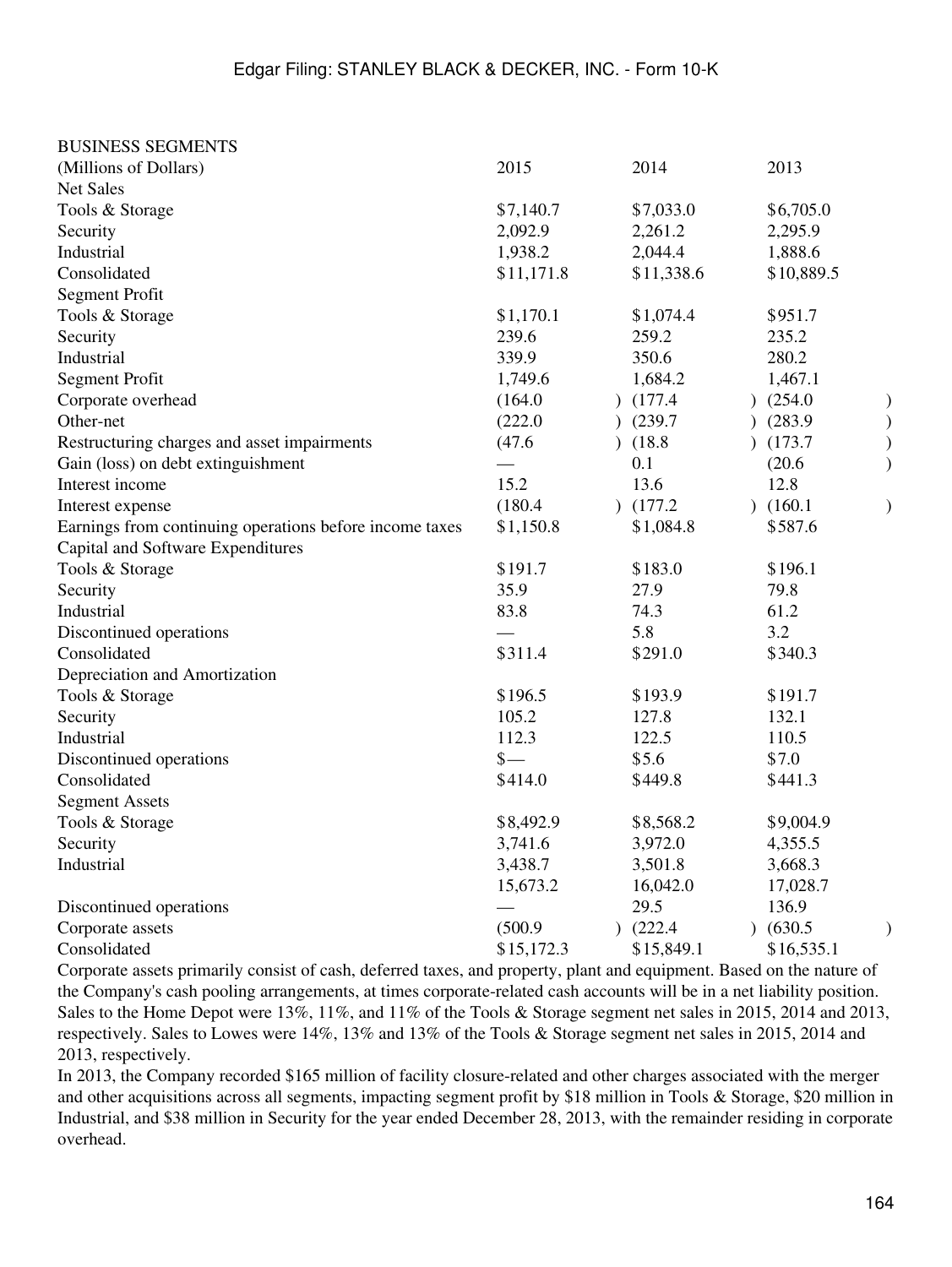BUSINESS SEGMENTS

| (Millions of Dollars) | 2015 | 2014 | 2013 |
|---|---|---|---|
| Net Sales | | | |
| Tools & Storage | $7,140.7 | $7,033.0 | $6,705.0 |
| Security | 2,092.9 | 2,261.2 | 2,295.9 |
| Industrial | 1,938.2 | 2,044.4 | 1,888.6 |
| Consolidated | $11,171.8 | $11,338.6 | $10,889.5 |
| Segment Profit | | | |
| Tools & Storage | $1,170.1 | $1,074.4 | $951.7 |
| Security | 239.6 | 259.2 | 235.2 |
| Industrial | 339.9 | 350.6 | 280.2 |
| Segment Profit | 1,749.6 | 1,684.2 | 1,467.1 |
| Corporate overhead | (164.0) | (177.4) | (254.0) |
| Other-net | (222.0) | (239.7) | (283.9) |
| Restructuring charges and asset impairments | (47.6) | (18.8) | (173.7) |
| Gain (loss) on debt extinguishment | — | 0.1 | (20.6) |
| Interest income | 15.2 | 13.6 | 12.8 |
| Interest expense | (180.4) | (177.2) | (160.1) |
| Earnings from continuing operations before income taxes | $1,150.8 | $1,084.8 | $587.6 |
| Capital and Software Expenditures | | | |
| Tools & Storage | $191.7 | $183.0 | $196.1 |
| Security | 35.9 | 27.9 | 79.8 |
| Industrial | 83.8 | 74.3 | 61.2 |
| Discontinued operations | — | 5.8 | 3.2 |
| Consolidated | $311.4 | $291.0 | $340.3 |
| Depreciation and Amortization | | | |
| Tools & Storage | $196.5 | $193.9 | $191.7 |
| Security | 105.2 | 127.8 | 132.1 |
| Industrial | 112.3 | 122.5 | 110.5 |
| Discontinued operations | $— | $5.6 | $7.0 |
| Consolidated | $414.0 | $449.8 | $441.3 |
| Segment Assets | | | |
| Tools & Storage | $8,492.9 | $8,568.2 | $9,004.9 |
| Security | 3,741.6 | 3,972.0 | 4,355.5 |
| Industrial | 3,438.7 | 3,501.8 | 3,668.3 |
| | 15,673.2 | 16,042.0 | 17,028.7 |
| Discontinued operations | — | 29.5 | 136.9 |
| Corporate assets | (500.9) | (222.4) | (630.5) |
| Consolidated | $15,172.3 | $15,849.1 | $16,535.1 |

Corporate assets primarily consist of cash, deferred taxes, and property, plant and equipment. Based on the nature of the Company's cash pooling arrangements, at times corporate-related cash accounts will be in a net liability position. Sales to the Home Depot were 13%, 11%, and 11% of the Tools & Storage segment net sales in 2015, 2014 and 2013, respectively. Sales to Lowes were 14%, 13% and 13% of the Tools & Storage segment net sales in 2015, 2014 and 2013, respectively.

In 2013, the Company recorded $165 million of facility closure-related and other charges associated with the merger and other acquisitions across all segments, impacting segment profit by $18 million in Tools & Storage, $20 million in Industrial, and $38 million in Security for the year ended December 28, 2013, with the remainder residing in corporate overhead.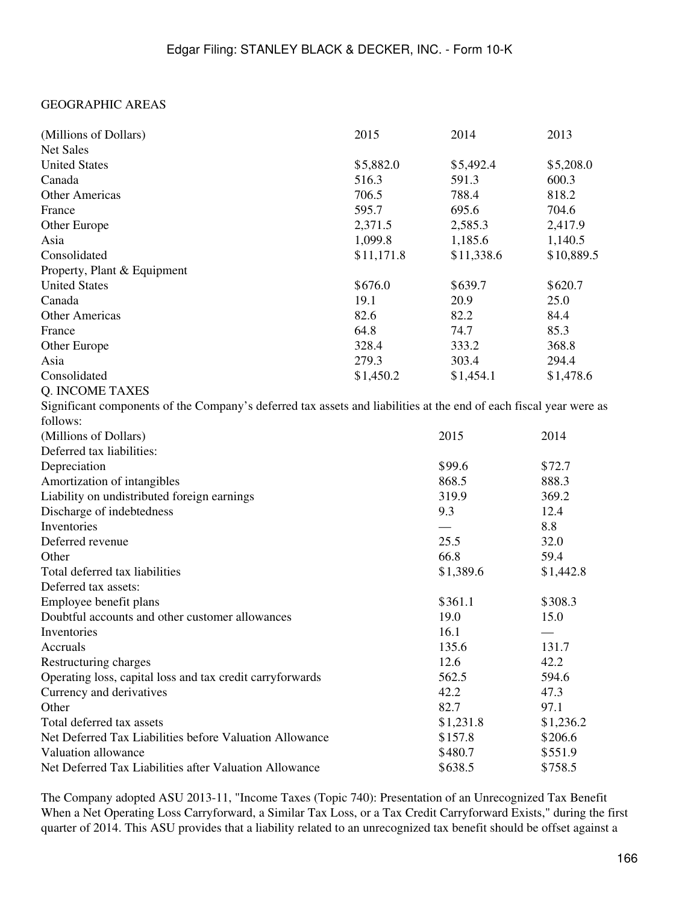## GEOGRAPHIC AREAS

| (Millions of Dollars) | 2015 | 2014 | 2013 |
|---|---|---|---|
| Net Sales | | | |
| United States | $5,882.0 | $5,492.4 | $5,208.0 |
| Canada | 516.3 | 591.3 | 600.3 |
| Other Americas | 706.5 | 788.4 | 818.2 |
| France | 595.7 | 695.6 | 704.6 |
| Other Europe | 2,371.5 | 2,585.3 | 2,417.9 |
| Asia | 1,099.8 | 1,185.6 | 1,140.5 |
| Consolidated | $11,171.8 | $11,338.6 | $10,889.5 |
| Property, Plant & Equipment | | | |
| United States | $676.0 | $639.7 | $620.7 |
| Canada | 19.1 | 20.9 | 25.0 |
| Other Americas | 82.6 | 82.2 | 84.4 |
| France | 64.8 | 74.7 | 85.3 |
| Other Europe | 328.4 | 333.2 | 368.8 |
| Asia | 279.3 | 303.4 | 294.4 |
| Consolidated | $1,450.2 | $1,454.1 | $1,478.6 |

## Q. INCOME TAXES

Significant components of the Company's deferred tax assets and liabilities at the end of each fiscal year were as follows:

| (Millions of Dollars) | 2015 | 2014 |
|---|---|---|
| Deferred tax liabilities: | | |
| Depreciation | $99.6 | $72.7 |
| Amortization of intangibles | 868.5 | 888.3 |
| Liability on undistributed foreign earnings | 319.9 | 369.2 |
| Discharge of indebtedness | 9.3 | 12.4 |
| Inventories | — | 8.8 |
| Deferred revenue | 25.5 | 32.0 |
| Other | 66.8 | 59.4 |
| Total deferred tax liabilities | $1,389.6 | $1,442.8 |
| Deferred tax assets: | | |
| Employee benefit plans | $361.1 | $308.3 |
| Doubtful accounts and other customer allowances | 19.0 | 15.0 |
| Inventories | 16.1 | — |
| Accruals | 135.6 | 131.7 |
| Restructuring charges | 12.6 | 42.2 |
| Operating loss, capital loss and tax credit carryforwards | 562.5 | 594.6 |
| Currency and derivatives | 42.2 | 47.3 |
| Other | 82.7 | 97.1 |
| Total deferred tax assets | $1,231.8 | $1,236.2 |
| Net Deferred Tax Liabilities before Valuation Allowance | $157.8 | $206.6 |
| Valuation allowance | $480.7 | $551.9 |
| Net Deferred Tax Liabilities after Valuation Allowance | $638.5 | $758.5 |

The Company adopted ASU 2013-11, "Income Taxes (Topic 740): Presentation of an Unrecognized Tax Benefit When a Net Operating Loss Carryforward, a Similar Tax Loss, or a Tax Credit Carryforward Exists," during the first quarter of 2014. This ASU provides that a liability related to an unrecognized tax benefit should be offset against a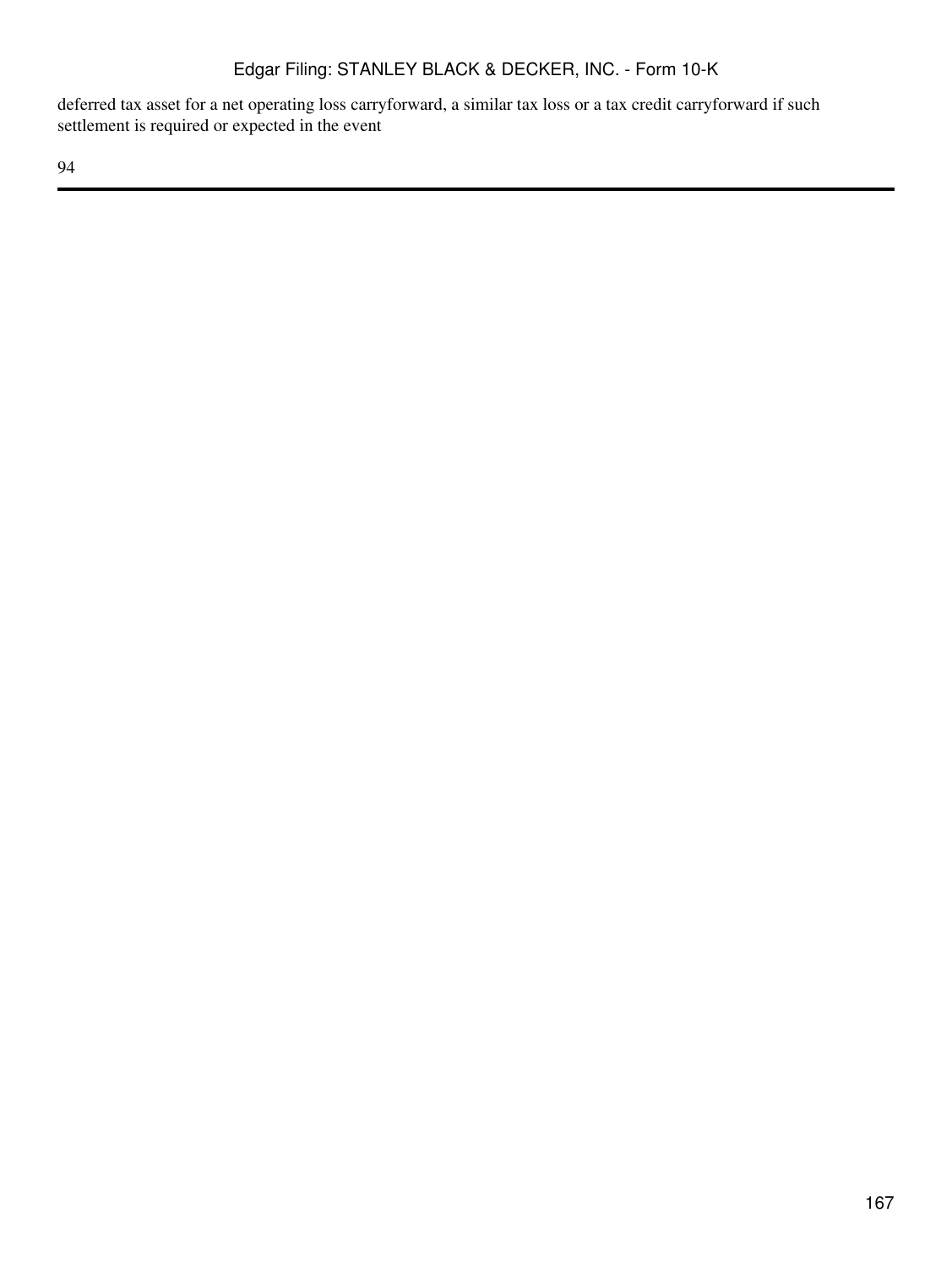deferred tax asset for a net operating loss carryforward, a similar tax loss or a tax credit carryforward if such settlement is required or expected in the event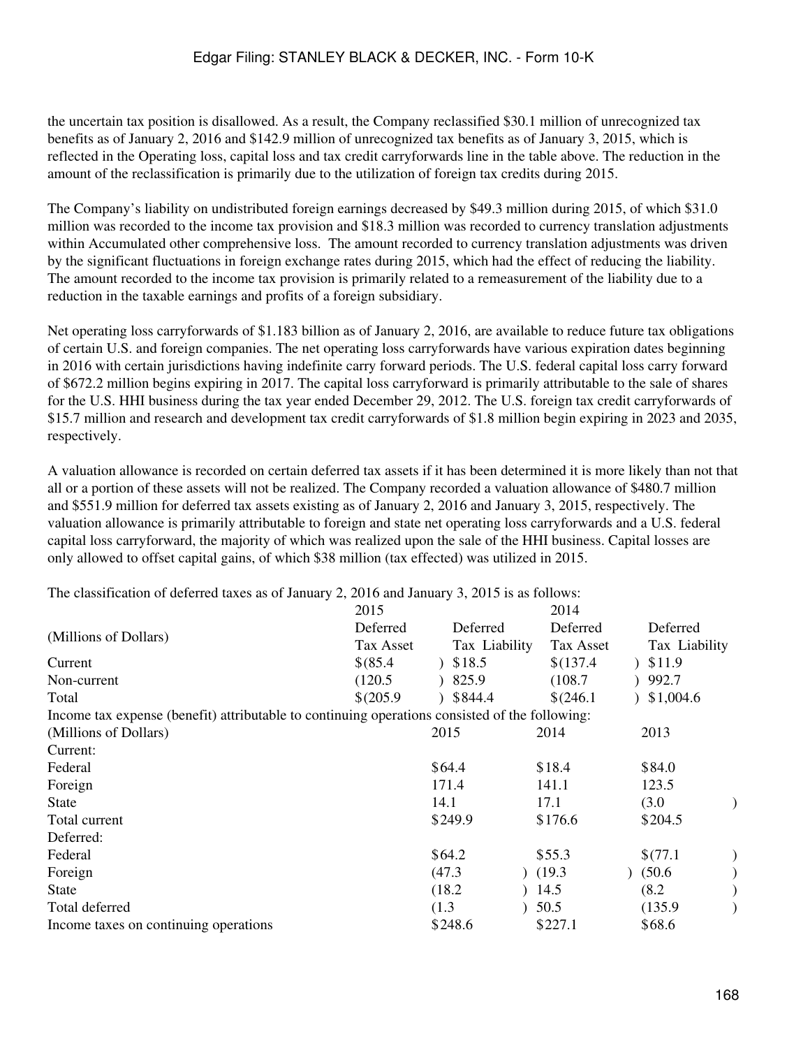the uncertain tax position is disallowed. As a result, the Company reclassified $30.1 million of unrecognized tax benefits as of January 2, 2016 and $142.9 million of unrecognized tax benefits as of January 3, 2015, which is reflected in the Operating loss, capital loss and tax credit carryforwards line in the table above. The reduction in the amount of the reclassification is primarily due to the utilization of foreign tax credits during 2015.

The Company's liability on undistributed foreign earnings decreased by $49.3 million during 2015, of which $31.0 million was recorded to the income tax provision and $18.3 million was recorded to currency translation adjustments within Accumulated other comprehensive loss. The amount recorded to currency translation adjustments was driven by the significant fluctuations in foreign exchange rates during 2015, which had the effect of reducing the liability. The amount recorded to the income tax provision is primarily related to a remeasurement of the liability due to a reduction in the taxable earnings and profits of a foreign subsidiary.

Net operating loss carryforwards of $1.183 billion as of January 2, 2016, are available to reduce future tax obligations of certain U.S. and foreign companies. The net operating loss carryforwards have various expiration dates beginning in 2016 with certain jurisdictions having indefinite carry forward periods. The U.S. federal capital loss carry forward of $672.2 million begins expiring in 2017. The capital loss carryforward is primarily attributable to the sale of shares for the U.S. HHI business during the tax year ended December 29, 2012. The U.S. foreign tax credit carryforwards of $15.7 million and research and development tax credit carryforwards of $1.8 million begin expiring in 2023 and 2035, respectively.

A valuation allowance is recorded on certain deferred tax assets if it has been determined it is more likely than not that all or a portion of these assets will not be realized. The Company recorded a valuation allowance of $480.7 million and $551.9 million for deferred tax assets existing as of January 2, 2016 and January 3, 2015, respectively. The valuation allowance is primarily attributable to foreign and state net operating loss carryforwards and a U.S. federal capital loss carryforward, the majority of which was realized upon the sale of the HHI business. Capital losses are only allowed to offset capital gains, of which $38 million (tax effected) was utilized in 2015.

The classification of deferred taxes as of January 2, 2016 and January 3, 2015 is as follows:

| (Millions of Dollars) | 2015 Deferred Tax Asset | 2015 Deferred Tax Liability | 2014 Deferred Tax Asset | 2014 Deferred Tax Liability |
|---|---|---|---|---|
| Current | $(85.4) | $18.5 | $(137.4) | $11.9 |
| Non-current | (120.5) | 825.9 | (108.7) | 992.7 |
| Total | $(205.9) | $844.4 | $(246.1) | $1,004.6 |

Income tax expense (benefit) attributable to continuing operations consisted of the following:

| (Millions of Dollars) | 2015 | 2014 | 2013 |
|---|---|---|---|
| Current: | | | |
| Federal | $64.4 | $18.4 | $84.0 |
| Foreign | 171.4 | 141.1 | 123.5 |
| State | 14.1 | 17.1 | (3.0) |
| Total current | $249.9 | $176.6 | $204.5 |
| Deferred: | | | |
| Federal | $64.2 | $55.3 | $(77.1) |
| Foreign | (47.3) | (19.3) | (50.6) |
| State | (18.2) | 14.5 | (8.2) |
| Total deferred | (1.3) | 50.5 | (135.9) |
| Income taxes on continuing operations | $248.6 | $227.1 | $68.6 |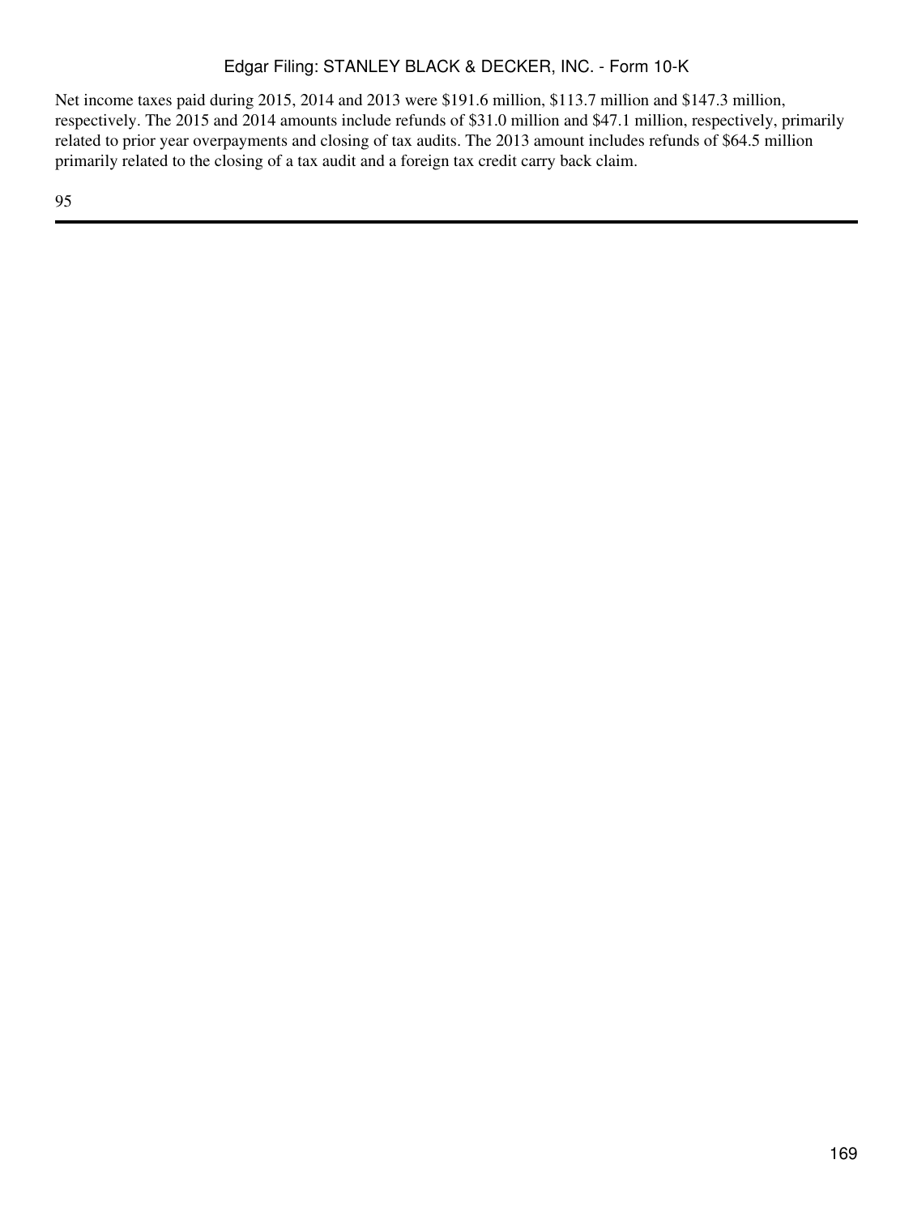Net income taxes paid during 2015, 2014 and 2013 were $191.6 million, $113.7 million and $147.3 million, respectively. The 2015 and 2014 amounts include refunds of $31.0 million and $47.1 million, respectively, primarily related to prior year overpayments and closing of tax audits. The 2013 amount includes refunds of $64.5 million primarily related to the closing of a tax audit and a foreign tax credit carry back claim.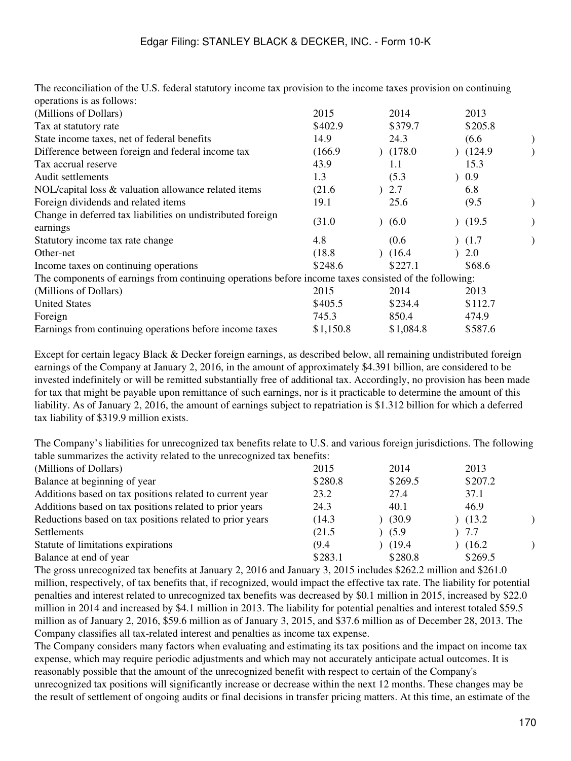The reconciliation of the U.S. federal statutory income tax provision to the income taxes provision on continuing operations is as follows:

| (Millions of Dollars) | 2015 | 2014 | 2013 |
|---|---|---|---|
| Tax at statutory rate | $402.9 | $379.7 | $205.8 |
| State income taxes, net of federal benefits | 14.9 | 24.3 | (6.6) |
| Difference between foreign and federal income tax | (166.9) | (178.0) | (124.9) |
| Tax accrual reserve | 43.9 | 1.1 | 15.3 |
| Audit settlements | 1.3 | (5.3) | 0.9 |
| NOL/capital loss & valuation allowance related items | (21.6) | 2.7 | 6.8 |
| Foreign dividends and related items | 19.1 | 25.6 | (9.5) |
| Change in deferred tax liabilities on undistributed foreign earnings | (31.0) | (6.0) | (19.5) |
| Statutory income tax rate change | 4.8 | (0.6) | (1.7) |
| Other-net | (18.8) | (16.4) | 2.0 |
| Income taxes on continuing operations | $248.6 | $227.1 | $68.6 |

The components of earnings from continuing operations before income taxes consisted of the following:

| (Millions of Dollars) | 2015 | 2014 | 2013 |
|---|---|---|---|
| United States | $405.5 | $234.4 | $112.7 |
| Foreign | 745.3 | 850.4 | 474.9 |
| Earnings from continuing operations before income taxes | $1,150.8 | $1,084.8 | $587.6 |

Except for certain legacy Black & Decker foreign earnings, as described below, all remaining undistributed foreign earnings of the Company at January 2, 2016, in the amount of approximately $4.391 billion, are considered to be invested indefinitely or will be remitted substantially free of additional tax. Accordingly, no provision has been made for tax that might be payable upon remittance of such earnings, nor is it practicable to determine the amount of this liability. As of January 2, 2016, the amount of earnings subject to repatriation is $1.312 billion for which a deferred tax liability of $319.9 million exists.

The Company's liabilities for unrecognized tax benefits relate to U.S. and various foreign jurisdictions. The following table summarizes the activity related to the unrecognized tax benefits:

| (Millions of Dollars) | 2015 | 2014 | 2013 |
|---|---|---|---|
| Balance at beginning of year | $280.8 | $269.5 | $207.2 |
| Additions based on tax positions related to current year | 23.2 | 27.4 | 37.1 |
| Additions based on tax positions related to prior years | 24.3 | 40.1 | 46.9 |
| Reductions based on tax positions related to prior years | (14.3) | (30.9) | (13.2) |
| Settlements | (21.5) | (5.9) | 7.7 |
| Statute of limitations expirations | (9.4) | (19.4) | (16.2) |
| Balance at end of year | $283.1 | $280.8 | $269.5 |

The gross unrecognized tax benefits at January 2, 2016 and January 3, 2015 includes $262.2 million and $261.0 million, respectively, of tax benefits that, if recognized, would impact the effective tax rate. The liability for potential penalties and interest related to unrecognized tax benefits was decreased by $0.1 million in 2015, increased by $22.0 million in 2014 and increased by $4.1 million in 2013. The liability for potential penalties and interest totaled $59.5 million as of January 2, 2016, $59.6 million as of January 3, 2015, and $37.6 million as of December 28, 2013. The Company classifies all tax-related interest and penalties as income tax expense.

The Company considers many factors when evaluating and estimating its tax positions and the impact on income tax expense, which may require periodic adjustments and which may not accurately anticipate actual outcomes. It is reasonably possible that the amount of the unrecognized benefit with respect to certain of the Company's unrecognized tax positions will significantly increase or decrease within the next 12 months. These changes may be the result of settlement of ongoing audits or final decisions in transfer pricing matters. At this time, an estimate of the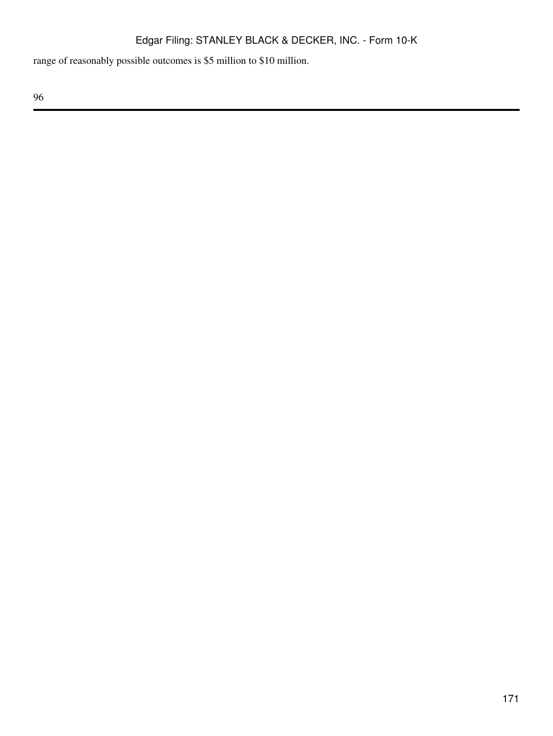range of reasonably possible outcomes is $5 million to $10 million.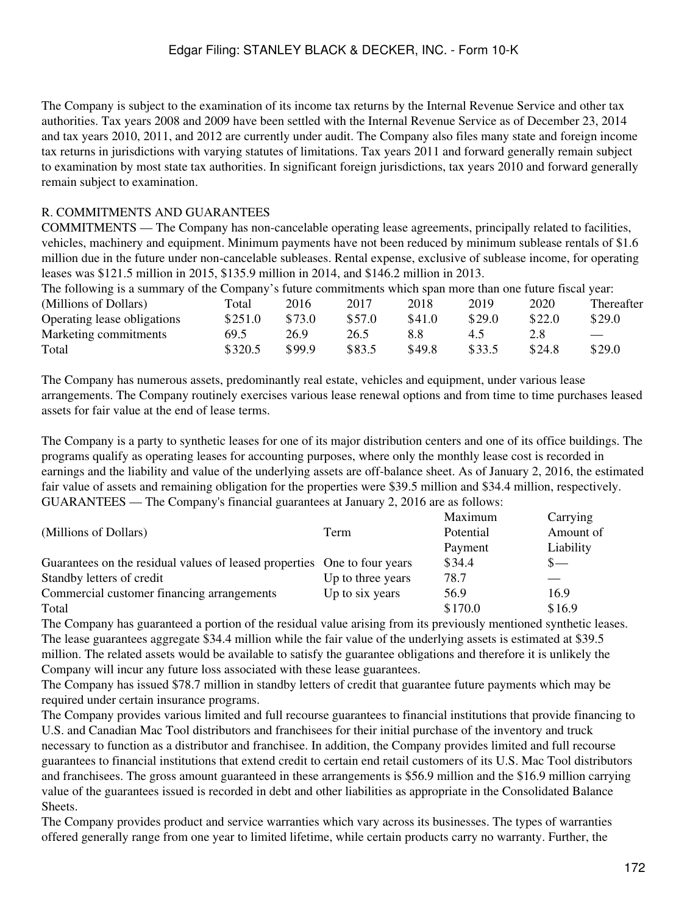The Company is subject to the examination of its income tax returns by the Internal Revenue Service and other tax authorities. Tax years 2008 and 2009 have been settled with the Internal Revenue Service as of December 23, 2014 and tax years 2010, 2011, and 2012 are currently under audit. The Company also files many state and foreign income tax returns in jurisdictions with varying statutes of limitations. Tax years 2011 and forward generally remain subject to examination by most state tax authorities. In significant foreign jurisdictions, tax years 2010 and forward generally remain subject to examination.

## R. COMMITMENTS AND GUARANTEES

COMMITMENTS — The Company has non-cancelable operating lease agreements, principally related to facilities, vehicles, machinery and equipment. Minimum payments have not been reduced by minimum sublease rentals of $1.6 million due in the future under non-cancelable subleases. Rental expense, exclusive of sublease income, for operating leases was $121.5 million in 2015, $135.9 million in 2014, and $146.2 million in 2013.

The following is a summary of the Company's future commitments which span more than one future fiscal year:

| (Millions of Dollars) | Total | 2016 | 2017 | 2018 | 2019 | 2020 | Thereafter |
|---|---|---|---|---|---|---|---|
| Operating lease obligations | $251.0 | $73.0 | $57.0 | $41.0 | $29.0 | $22.0 | $29.0 |
| Marketing commitments | 69.5 | 26.9 | 26.5 | 8.8 | 4.5 | 2.8 | — |
| Total | $320.5 | $99.9 | $83.5 | $49.8 | $33.5 | $24.8 | $29.0 |

The Company has numerous assets, predominantly real estate, vehicles and equipment, under various lease arrangements. The Company routinely exercises various lease renewal options and from time to time purchases leased assets for fair value at the end of lease terms.

The Company is a party to synthetic leases for one of its major distribution centers and one of its office buildings. The programs qualify as operating leases for accounting purposes, where only the monthly lease cost is recorded in earnings and the liability and value of the underlying assets are off-balance sheet. As of January 2, 2016, the estimated fair value of assets and remaining obligation for the properties were $39.5 million and $34.4 million, respectively.

GUARANTEES — The Company's financial guarantees at January 2, 2016 are as follows:

| (Millions of Dollars) | Term | Maximum Potential Payment | Carrying Amount of Liability |
|---|---|---|---|
| Guarantees on the residual values of leased properties | One to four years | $34.4 | $— |
| Standby letters of credit | Up to three years | 78.7 | — |
| Commercial customer financing arrangements | Up to six years | 56.9 | 16.9 |
| Total | | $170.0 | $16.9 |

The Company has guaranteed a portion of the residual value arising from its previously mentioned synthetic leases. The lease guarantees aggregate $34.4 million while the fair value of the underlying assets is estimated at $39.5 million. The related assets would be available to satisfy the guarantee obligations and therefore it is unlikely the Company will incur any future loss associated with these lease guarantees.

The Company has issued $78.7 million in standby letters of credit that guarantee future payments which may be required under certain insurance programs.

The Company provides various limited and full recourse guarantees to financial institutions that provide financing to U.S. and Canadian Mac Tool distributors and franchisees for their initial purchase of the inventory and truck necessary to function as a distributor and franchisee. In addition, the Company provides limited and full recourse guarantees to financial institutions that extend credit to certain end retail customers of its U.S. Mac Tool distributors and franchisees. The gross amount guaranteed in these arrangements is $56.9 million and the $16.9 million carrying value of the guarantees issued is recorded in debt and other liabilities as appropriate in the Consolidated Balance Sheets.

The Company provides product and service warranties which vary across its businesses. The types of warranties offered generally range from one year to limited lifetime, while certain products carry no warranty. Further, the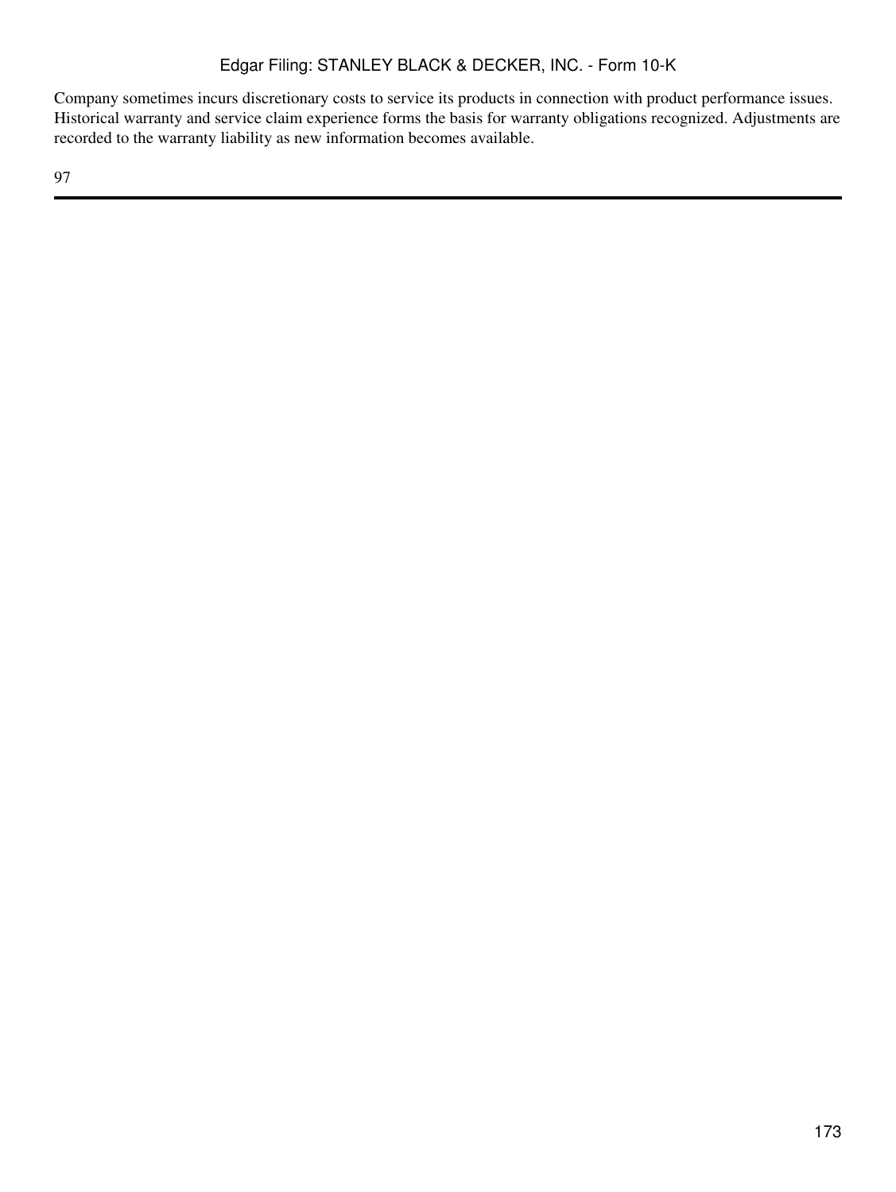Company sometimes incurs discretionary costs to service its products in connection with product performance issues. Historical warranty and service claim experience forms the basis for warranty obligations recognized. Adjustments are recorded to the warranty liability as new information becomes available.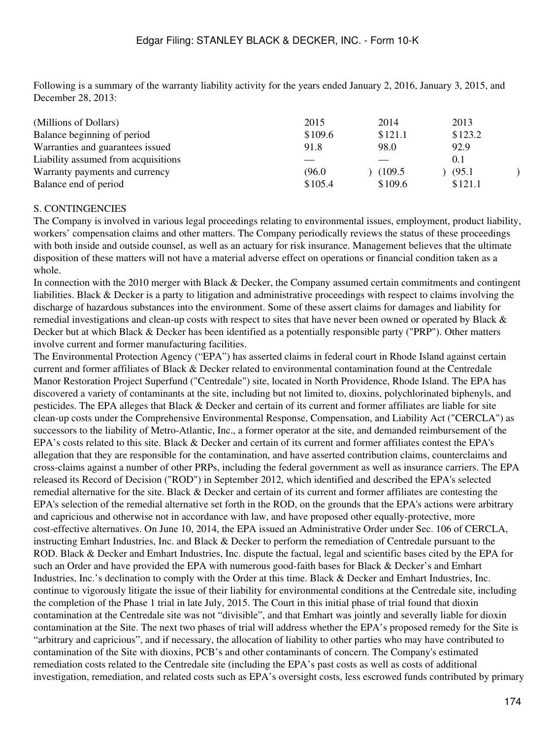Following is a summary of the warranty liability activity for the years ended January 2, 2016, January 3, 2015, and December 28, 2013:

| (Millions of Dollars) | 2015 | 2014 | 2013 |
| --- | --- | --- | --- |
| Balance beginning of period | $109.6 | $121.1 | $123.2 |
| Warranties and guarantees issued | 91.8 | 98.0 | 92.9 |
| Liability assumed from acquisitions | — | — | 0.1 |
| Warranty payments and currency | (96.0) | (109.5) | (95.1) |
| Balance end of period | $105.4 | $109.6 | $121.1 |

S. CONTINGENCIES

The Company is involved in various legal proceedings relating to environmental issues, employment, product liability, workers' compensation claims and other matters. The Company periodically reviews the status of these proceedings with both inside and outside counsel, as well as an actuary for risk insurance. Management believes that the ultimate disposition of these matters will not have a material adverse effect on operations or financial condition taken as a whole.

In connection with the 2010 merger with Black & Decker, the Company assumed certain commitments and contingent liabilities. Black & Decker is a party to litigation and administrative proceedings with respect to claims involving the discharge of hazardous substances into the environment. Some of these assert claims for damages and liability for remedial investigations and clean-up costs with respect to sites that have never been owned or operated by Black & Decker but at which Black & Decker has been identified as a potentially responsible party ("PRP"). Other matters involve current and former manufacturing facilities.

The Environmental Protection Agency ("EPA") has asserted claims in federal court in Rhode Island against certain current and former affiliates of Black & Decker related to environmental contamination found at the Centredale Manor Restoration Project Superfund ("Centredale") site, located in North Providence, Rhode Island. The EPA has discovered a variety of contaminants at the site, including but not limited to, dioxins, polychlorinated biphenyls, and pesticides. The EPA alleges that Black & Decker and certain of its current and former affiliates are liable for site clean-up costs under the Comprehensive Environmental Response, Compensation, and Liability Act ("CERCLA") as successors to the liability of Metro-Atlantic, Inc., a former operator at the site, and demanded reimbursement of the EPA's costs related to this site. Black & Decker and certain of its current and former affiliates contest the EPA's allegation that they are responsible for the contamination, and have asserted contribution claims, counterclaims and cross-claims against a number of other PRPs, including the federal government as well as insurance carriers. The EPA released its Record of Decision ("ROD") in September 2012, which identified and described the EPA's selected remedial alternative for the site. Black & Decker and certain of its current and former affiliates are contesting the EPA's selection of the remedial alternative set forth in the ROD, on the grounds that the EPA's actions were arbitrary and capricious and otherwise not in accordance with law, and have proposed other equally-protective, more cost-effective alternatives. On June 10, 2014, the EPA issued an Administrative Order under Sec. 106 of CERCLA, instructing Emhart Industries, Inc. and Black & Decker to perform the remediation of Centredale pursuant to the ROD. Black & Decker and Emhart Industries, Inc. dispute the factual, legal and scientific bases cited by the EPA for such an Order and have provided the EPA with numerous good-faith bases for Black & Decker's and Emhart Industries, Inc.'s declination to comply with the Order at this time. Black & Decker and Emhart Industries, Inc. continue to vigorously litigate the issue of their liability for environmental conditions at the Centredale site, including the completion of the Phase 1 trial in late July, 2015. The Court in this initial phase of trial found that dioxin contamination at the Centredale site was not "divisible", and that Emhart was jointly and severally liable for dioxin contamination at the Site. The next two phases of trial will address whether the EPA's proposed remedy for the Site is "arbitrary and capricious", and if necessary, the allocation of liability to other parties who may have contributed to contamination of the Site with dioxins, PCB's and other contaminants of concern. The Company's estimated remediation costs related to the Centredale site (including the EPA's past costs as well as costs of additional investigation, remediation, and related costs such as EPA's oversight costs, less escrowed funds contributed by primary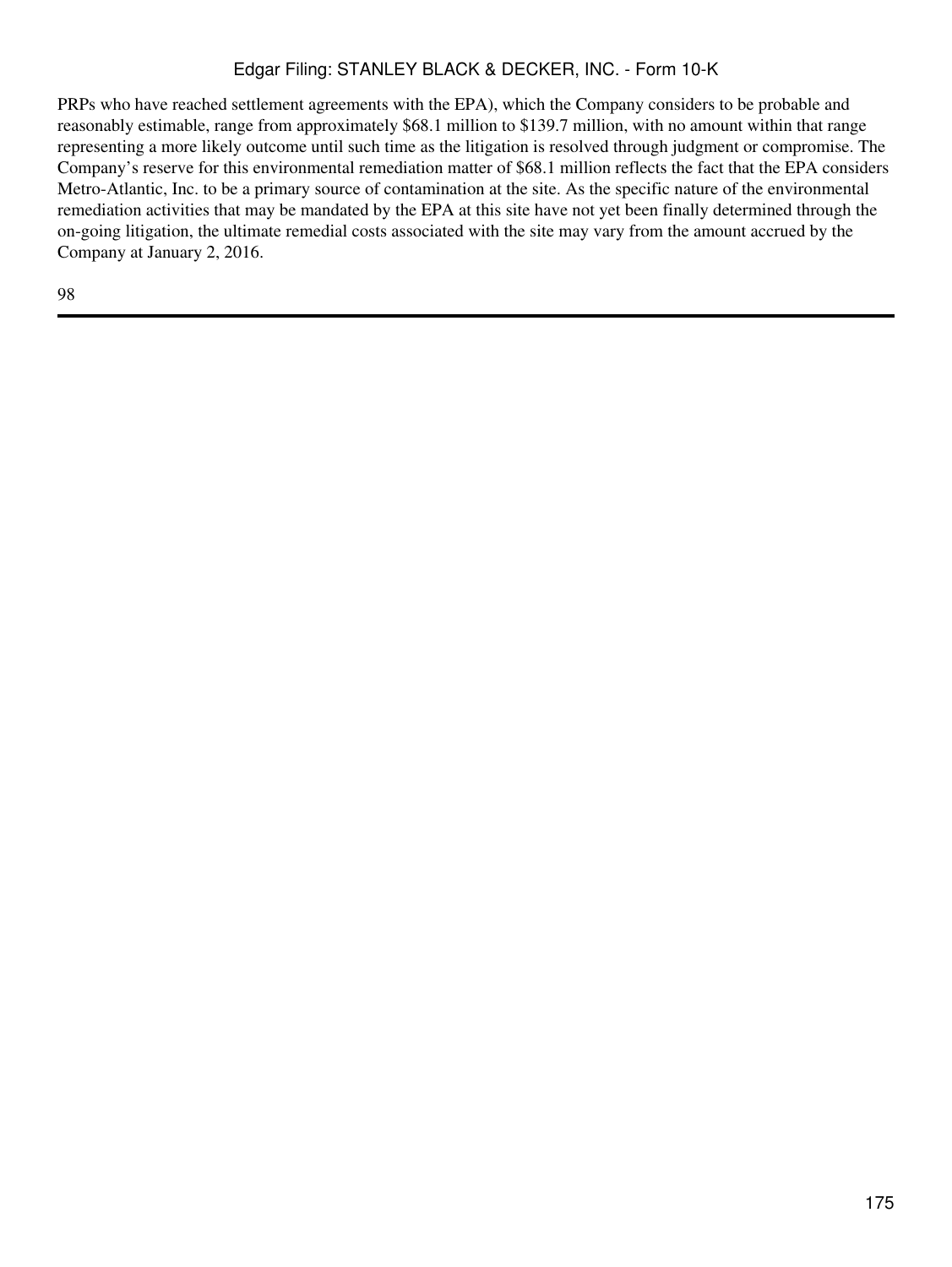PRPs who have reached settlement agreements with the EPA), which the Company considers to be probable and reasonably estimable, range from approximately $68.1 million to $139.7 million, with no amount within that range representing a more likely outcome until such time as the litigation is resolved through judgment or compromise. The Company's reserve for this environmental remediation matter of $68.1 million reflects the fact that the EPA considers Metro-Atlantic, Inc. to be a primary source of contamination at the site. As the specific nature of the environmental remediation activities that may be mandated by the EPA at this site have not yet been finally determined through the on-going litigation, the ultimate remedial costs associated with the site may vary from the amount accrued by the Company at January 2, 2016.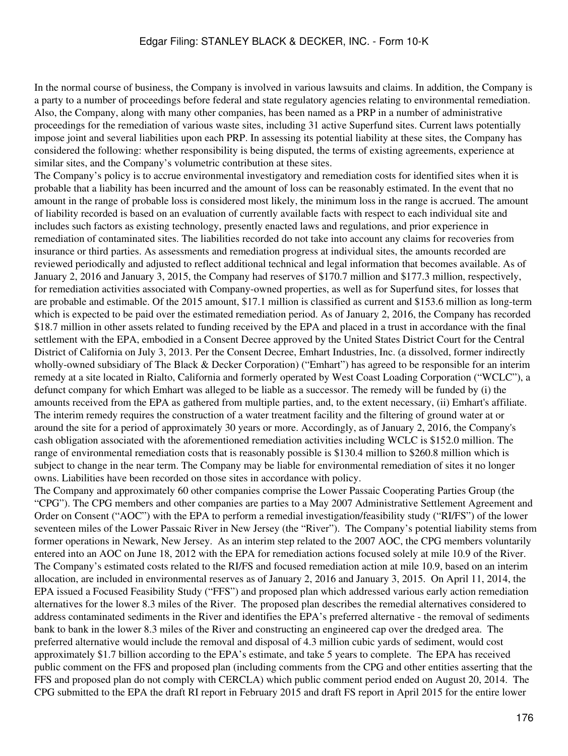In the normal course of business, the Company is involved in various lawsuits and claims. In addition, the Company is a party to a number of proceedings before federal and state regulatory agencies relating to environmental remediation. Also, the Company, along with many other companies, has been named as a PRP in a number of administrative proceedings for the remediation of various waste sites, including 31 active Superfund sites. Current laws potentially impose joint and several liabilities upon each PRP. In assessing its potential liability at these sites, the Company has considered the following: whether responsibility is being disputed, the terms of existing agreements, experience at similar sites, and the Company's volumetric contribution at these sites.

The Company's policy is to accrue environmental investigatory and remediation costs for identified sites when it is probable that a liability has been incurred and the amount of loss can be reasonably estimated. In the event that no amount in the range of probable loss is considered most likely, the minimum loss in the range is accrued. The amount of liability recorded is based on an evaluation of currently available facts with respect to each individual site and includes such factors as existing technology, presently enacted laws and regulations, and prior experience in remediation of contaminated sites. The liabilities recorded do not take into account any claims for recoveries from insurance or third parties. As assessments and remediation progress at individual sites, the amounts recorded are reviewed periodically and adjusted to reflect additional technical and legal information that becomes available. As of January 2, 2016 and January 3, 2015, the Company had reserves of \$170.7 million and \$177.3 million, respectively, for remediation activities associated with Company-owned properties, as well as for Superfund sites, for losses that are probable and estimable. Of the 2015 amount, \$17.1 million is classified as current and \$153.6 million as long-term which is expected to be paid over the estimated remediation period. As of January 2, 2016, the Company has recorded \$18.7 million in other assets related to funding received by the EPA and placed in a trust in accordance with the final settlement with the EPA, embodied in a Consent Decree approved by the United States District Court for the Central District of California on July 3, 2013. Per the Consent Decree, Emhart Industries, Inc. (a dissolved, former indirectly wholly-owned subsidiary of The Black & Decker Corporation) ("Emhart") has agreed to be responsible for an interim remedy at a site located in Rialto, California and formerly operated by West Coast Loading Corporation ("WCLC"), a defunct company for which Emhart was alleged to be liable as a successor. The remedy will be funded by (i) the amounts received from the EPA as gathered from multiple parties, and, to the extent necessary, (ii) Emhart's affiliate. The interim remedy requires the construction of a water treatment facility and the filtering of ground water at or around the site for a period of approximately 30 years or more. Accordingly, as of January 2, 2016, the Company's cash obligation associated with the aforementioned remediation activities including WCLC is \$152.0 million. The range of environmental remediation costs that is reasonably possible is \$130.4 million to \$260.8 million which is subject to change in the near term. The Company may be liable for environmental remediation of sites it no longer owns. Liabilities have been recorded on those sites in accordance with policy.

The Company and approximately 60 other companies comprise the Lower Passaic Cooperating Parties Group (the "CPG"). The CPG members and other companies are parties to a May 2007 Administrative Settlement Agreement and Order on Consent ("AOC") with the EPA to perform a remedial investigation/feasibility study ("RI/FS") of the lower seventeen miles of the Lower Passaic River in New Jersey (the "River"). The Company's potential liability stems from former operations in Newark, New Jersey. As an interim step related to the 2007 AOC, the CPG members voluntarily entered into an AOC on June 18, 2012 with the EPA for remediation actions focused solely at mile 10.9 of the River. The Company's estimated costs related to the RI/FS and focused remediation action at mile 10.9, based on an interim allocation, are included in environmental reserves as of January 2, 2016 and January 3, 2015. On April 11, 2014, the EPA issued a Focused Feasibility Study ("FFS") and proposed plan which addressed various early action remediation alternatives for the lower 8.3 miles of the River. The proposed plan describes the remedial alternatives considered to address contaminated sediments in the River and identifies the EPA's preferred alternative - the removal of sediments bank to bank in the lower 8.3 miles of the River and constructing an engineered cap over the dredged area. The preferred alternative would include the removal and disposal of 4.3 million cubic yards of sediment, would cost approximately \$1.7 billion according to the EPA's estimate, and take 5 years to complete. The EPA has received public comment on the FFS and proposed plan (including comments from the CPG and other entities asserting that the FFS and proposed plan do not comply with CERCLA) which public comment period ended on August 20, 2014. The CPG submitted to the EPA the draft RI report in February 2015 and draft FS report in April 2015 for the entire lower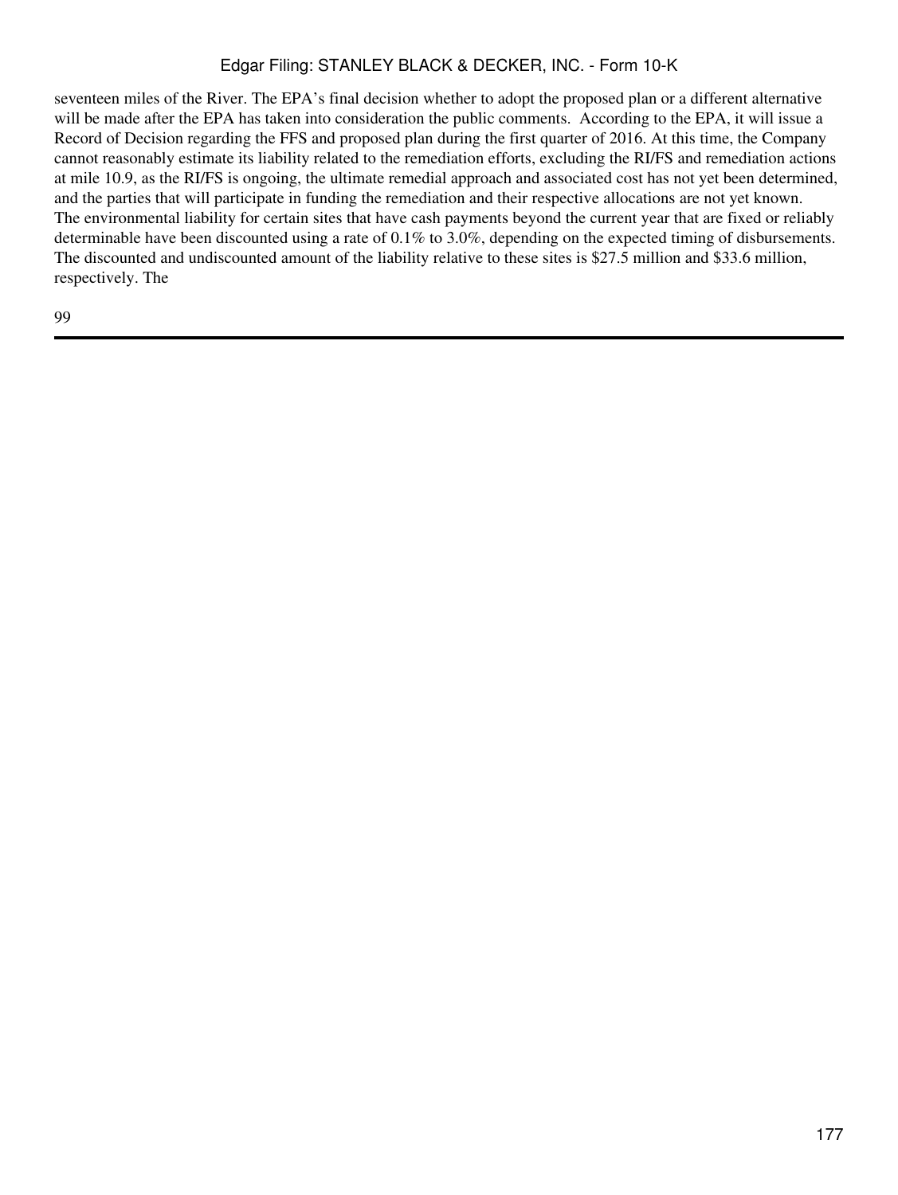seventeen miles of the River. The EPA's final decision whether to adopt the proposed plan or a different alternative will be made after the EPA has taken into consideration the public comments. According to the EPA, it will issue a Record of Decision regarding the FFS and proposed plan during the first quarter of 2016. At this time, the Company cannot reasonably estimate its liability related to the remediation efforts, excluding the RI/FS and remediation actions at mile 10.9, as the RI/FS is ongoing, the ultimate remedial approach and associated cost has not yet been determined, and the parties that will participate in funding the remediation and their respective allocations are not yet known.

The environmental liability for certain sites that have cash payments beyond the current year that are fixed or reliably determinable have been discounted using a rate of 0.1% to 3.0%, depending on the expected timing of disbursements. The discounted and undiscounted amount of the liability relative to these sites is $27.5 million and $33.6 million, respectively. The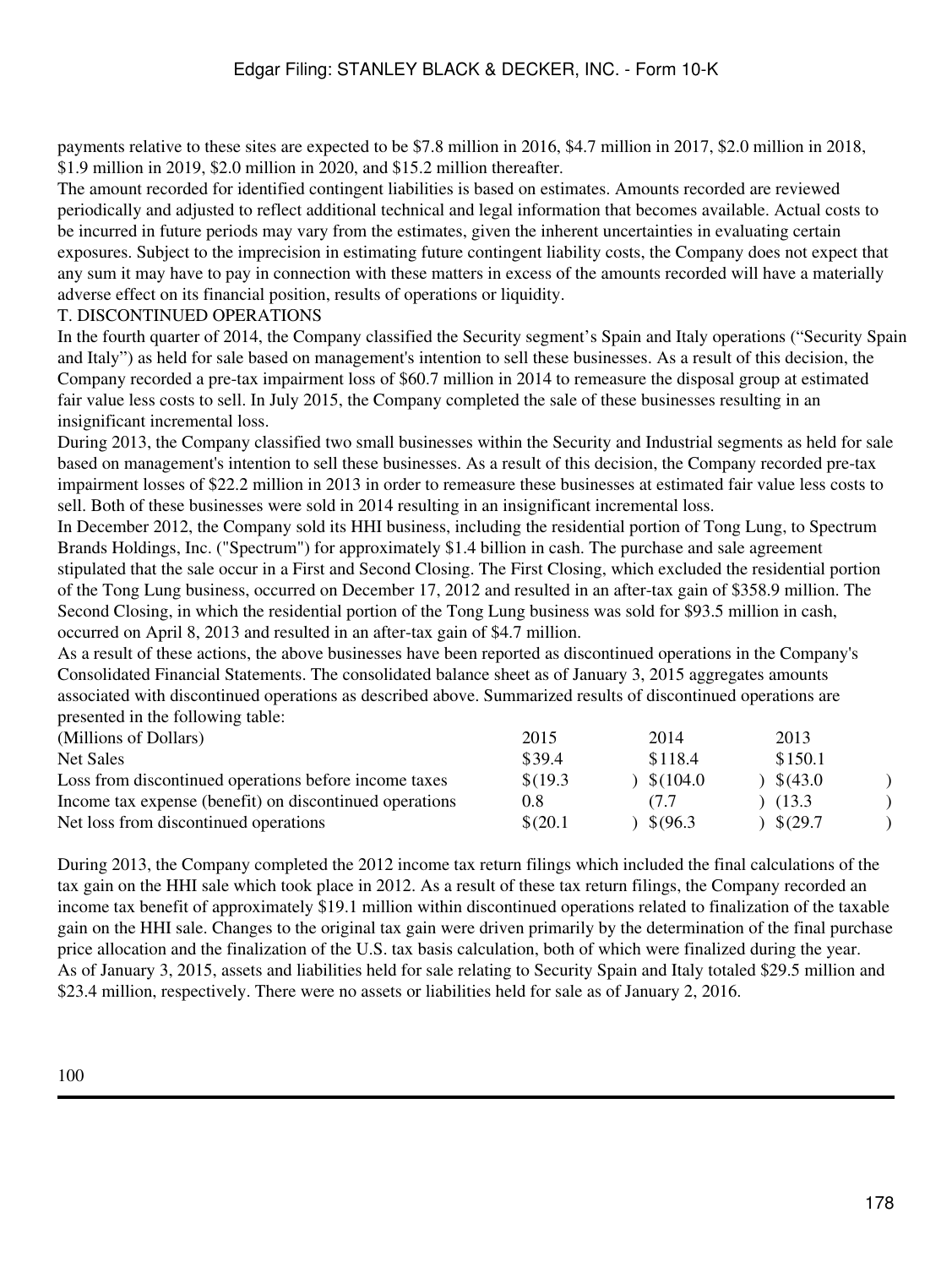payments relative to these sites are expected to be $7.8 million in 2016, $4.7 million in 2017, $2.0 million in 2018, $1.9 million in 2019, $2.0 million in 2020, and $15.2 million thereafter.

The amount recorded for identified contingent liabilities is based on estimates. Amounts recorded are reviewed periodically and adjusted to reflect additional technical and legal information that becomes available. Actual costs to be incurred in future periods may vary from the estimates, given the inherent uncertainties in evaluating certain exposures. Subject to the imprecision in estimating future contingent liability costs, the Company does not expect that any sum it may have to pay in connection with these matters in excess of the amounts recorded will have a materially adverse effect on its financial position, results of operations or liquidity.

## T. DISCONTINUED OPERATIONS

In the fourth quarter of 2014, the Company classified the Security segment's Spain and Italy operations ("Security Spain and Italy") as held for sale based on management's intention to sell these businesses. As a result of this decision, the Company recorded a pre-tax impairment loss of $60.7 million in 2014 to remeasure the disposal group at estimated fair value less costs to sell. In July 2015, the Company completed the sale of these businesses resulting in an insignificant incremental loss.

During 2013, the Company classified two small businesses within the Security and Industrial segments as held for sale based on management's intention to sell these businesses. As a result of this decision, the Company recorded pre-tax impairment losses of $22.2 million in 2013 in order to remeasure these businesses at estimated fair value less costs to sell. Both of these businesses were sold in 2014 resulting in an insignificant incremental loss.

In December 2012, the Company sold its HHI business, including the residential portion of Tong Lung, to Spectrum Brands Holdings, Inc. ("Spectrum") for approximately $1.4 billion in cash. The purchase and sale agreement stipulated that the sale occur in a First and Second Closing. The First Closing, which excluded the residential portion of the Tong Lung business, occurred on December 17, 2012 and resulted in an after-tax gain of $358.9 million. The Second Closing, in which the residential portion of the Tong Lung business was sold for $93.5 million in cash, occurred on April 8, 2013 and resulted in an after-tax gain of $4.7 million.

As a result of these actions, the above businesses have been reported as discontinued operations in the Company's Consolidated Financial Statements. The consolidated balance sheet as of January 3, 2015 aggregates amounts associated with discontinued operations as described above. Summarized results of discontinued operations are presented in the following table:

| (Millions of Dollars) | 2015 | 2014 | 2013 |
|---|---|---|---|
| Net Sales | $39.4 | $118.4 | $150.1 |
| Loss from discontinued operations before income taxes | $(19.3) | $(104.0) | $(43.0) |
| Income tax expense (benefit) on discontinued operations | 0.8 | (7.7) | (13.3) |
| Net loss from discontinued operations | $(20.1) | $(96.3) | $(29.7) |

During 2013, the Company completed the 2012 income tax return filings which included the final calculations of the tax gain on the HHI sale which took place in 2012. As a result of these tax return filings, the Company recorded an income tax benefit of approximately $19.1 million within discontinued operations related to finalization of the taxable gain on the HHI sale. Changes to the original tax gain were driven primarily by the determination of the final purchase price allocation and the finalization of the U.S. tax basis calculation, both of which were finalized during the year.

As of January 3, 2015, assets and liabilities held for sale relating to Security Spain and Italy totaled $29.5 million and $23.4 million, respectively. There were no assets or liabilities held for sale as of January 2, 2016.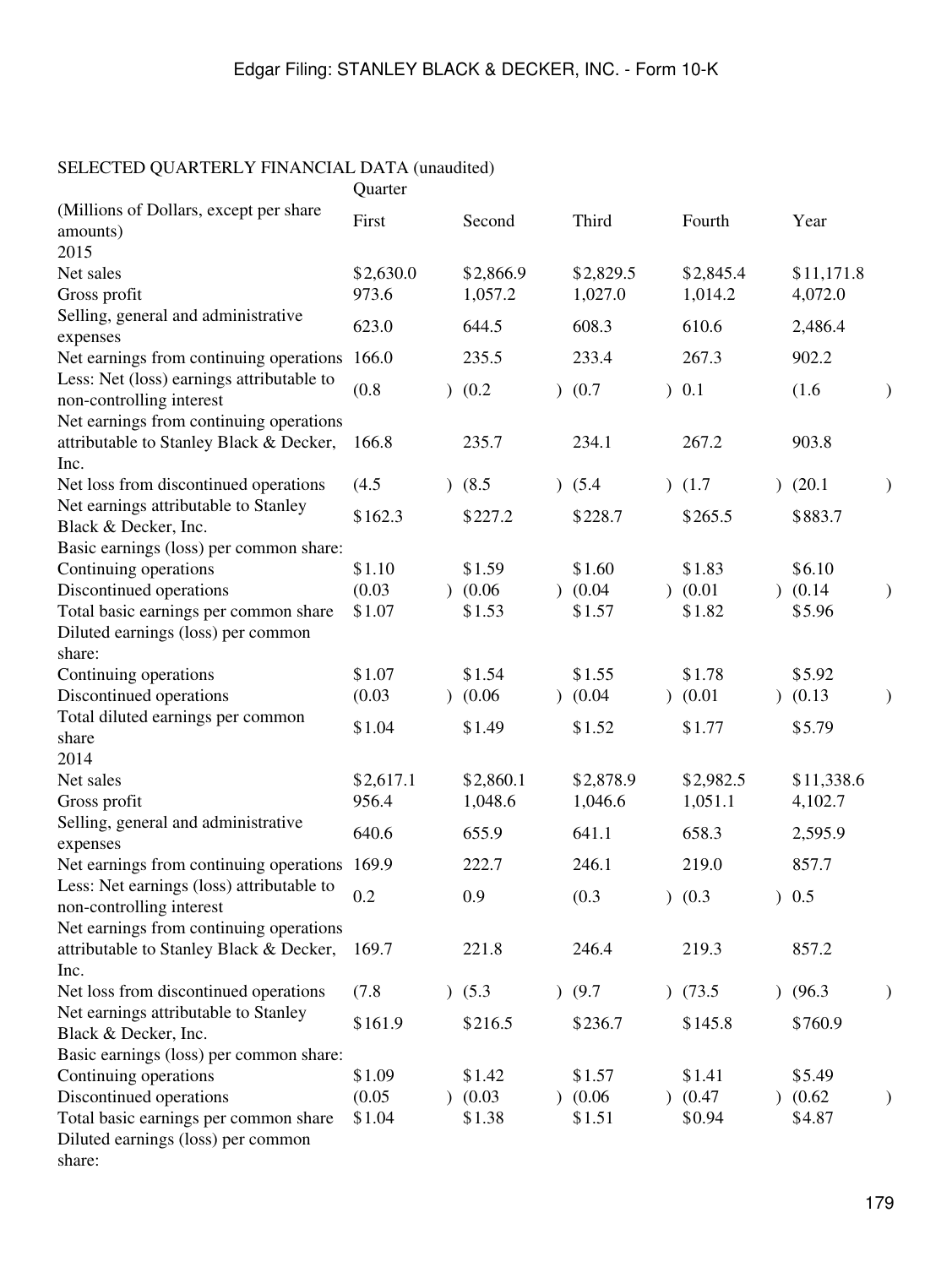SELECTED QUARTERLY FINANCIAL DATA (unaudited)

| | Quarter | | | | |
|---|---|---|---|---|---|
| (Millions of Dollars, except per share amounts) | First | Second | Third | Fourth | Year |
| 2015 | | | | | |
| Net sales | $2,630.0 | $2,866.9 | $2,829.5 | $2,845.4 | $11,171.8 |
| Gross profit | 973.6 | 1,057.2 | 1,027.0 | 1,014.2 | 4,072.0 |
| Selling, general and administrative expenses | 623.0 | 644.5 | 608.3 | 610.6 | 2,486.4 |
| Net earnings from continuing operations | 166.0 | 235.5 | 233.4 | 267.3 | 902.2 |
| Less: Net (loss) earnings attributable to non-controlling interest | (0.8) | (0.2) | (0.7) | 0.1 | (1.6) |
| Net earnings from continuing operations attributable to Stanley Black & Decker, Inc. | 166.8 | 235.7 | 234.1 | 267.2 | 903.8 |
| Net loss from discontinued operations | (4.5) | (8.5) | (5.4) | (1.7) | (20.1) |
| Net earnings attributable to Stanley Black & Decker, Inc. | $162.3 | $227.2 | $228.7 | $265.5 | $883.7 |
| Basic earnings (loss) per common share: | | | | | |
| Continuing operations | $1.10 | $1.59 | $1.60 | $1.83 | $6.10 |
| Discontinued operations | (0.03) | (0.06) | (0.04) | (0.01) | (0.14) |
| Total basic earnings per common share | $1.07 | $1.53 | $1.57 | $1.82 | $5.96 |
| Diluted earnings (loss) per common share: | | | | | |
| Continuing operations | $1.07 | $1.54 | $1.55 | $1.78 | $5.92 |
| Discontinued operations | (0.03) | (0.06) | (0.04) | (0.01) | (0.13) |
| Total diluted earnings per common share | $1.04 | $1.49 | $1.52 | $1.77 | $5.79 |
| 2014 | | | | | |
| Net sales | $2,617.1 | $2,860.1 | $2,878.9 | $2,982.5 | $11,338.6 |
| Gross profit | 956.4 | 1,048.6 | 1,046.6 | 1,051.1 | 4,102.7 |
| Selling, general and administrative expenses | 640.6 | 655.9 | 641.1 | 658.3 | 2,595.9 |
| Net earnings from continuing operations | 169.9 | 222.7 | 246.1 | 219.0 | 857.7 |
| Less: Net earnings (loss) attributable to non-controlling interest | 0.2 | 0.9 | (0.3) | (0.3) | 0.5 |
| Net earnings from continuing operations attributable to Stanley Black & Decker, Inc. | 169.7 | 221.8 | 246.4 | 219.3 | 857.2 |
| Net loss from discontinued operations | (7.8) | (5.3) | (9.7) | (73.5) | (96.3) |
| Net earnings attributable to Stanley Black & Decker, Inc. | $161.9 | $216.5 | $236.7 | $145.8 | $760.9 |
| Basic earnings (loss) per common share: | | | | | |
| Continuing operations | $1.09 | $1.42 | $1.57 | $1.41 | $5.49 |
| Discontinued operations | (0.05) | (0.03) | (0.06) | (0.47) | (0.62) |
| Total basic earnings per common share | $1.04 | $1.38 | $1.51 | $0.94 | $4.87 |
| Diluted earnings (loss) per common share: | | | | | |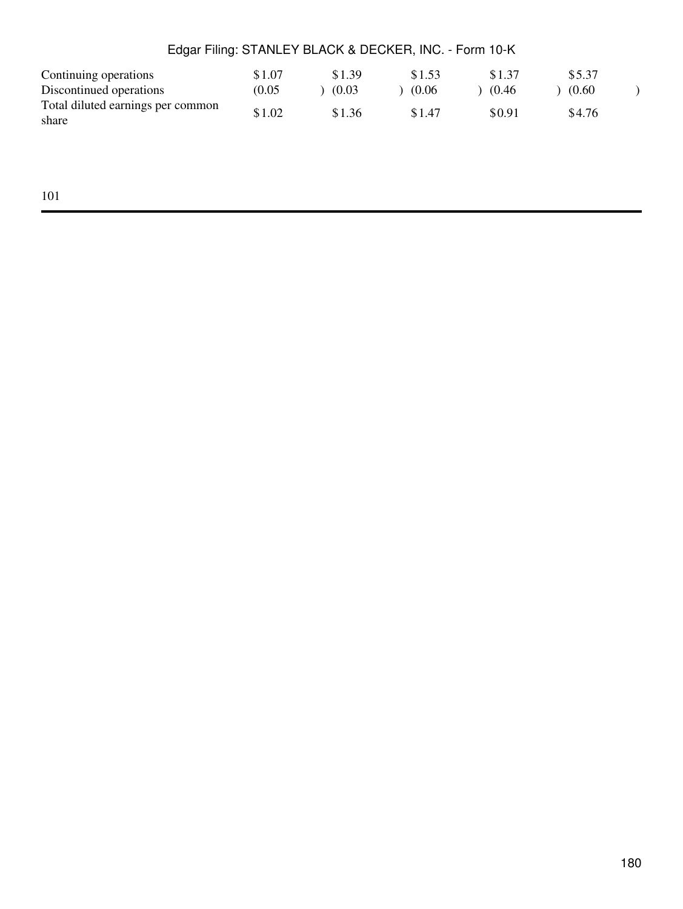| | | | | | |
|---|---|---|---|---|---|
| Continuing operations | $1.07 | $1.39 | $1.53 | $1.37 | $5.37 |
| Discontinued operations | (0.05) | (0.03) | (0.06) | (0.46) | (0.60) |
| Total diluted earnings per common share | $1.02 | $1.36 | $1.47 | $0.91 | $4.76 |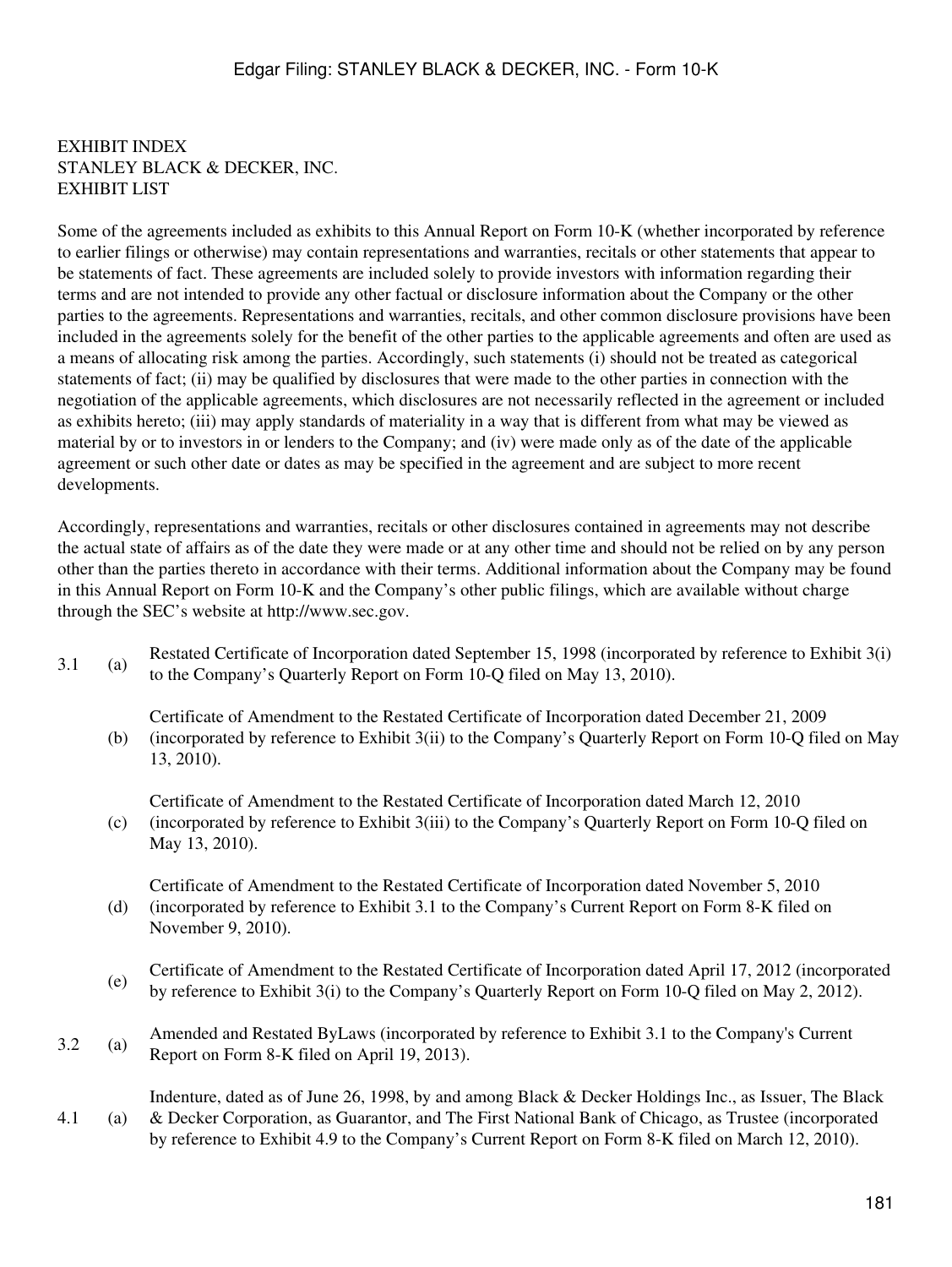EXHIBIT INDEX
STANLEY BLACK & DECKER, INC.
EXHIBIT LIST

Some of the agreements included as exhibits to this Annual Report on Form 10-K (whether incorporated by reference to earlier filings or otherwise) may contain representations and warranties, recitals or other statements that appear to be statements of fact. These agreements are included solely to provide investors with information regarding their terms and are not intended to provide any other factual or disclosure information about the Company or the other parties to the agreements. Representations and warranties, recitals, and other common disclosure provisions have been included in the agreements solely for the benefit of the other parties to the applicable agreements and often are used as a means of allocating risk among the parties. Accordingly, such statements (i) should not be treated as categorical statements of fact; (ii) may be qualified by disclosures that were made to the other parties in connection with the negotiation of the applicable agreements, which disclosures are not necessarily reflected in the agreement or included as exhibits hereto; (iii) may apply standards of materiality in a way that is different from what may be viewed as material by or to investors in or lenders to the Company; and (iv) were made only as of the date of the applicable agreement or such other date or dates as may be specified in the agreement and are subject to more recent developments.

Accordingly, representations and warranties, recitals or other disclosures contained in agreements may not describe the actual state of affairs as of the date they were made or at any other time and should not be relied on by any person other than the parties thereto in accordance with their terms. Additional information about the Company may be found in this Annual Report on Form 10-K and the Company's other public filings, which are available without charge through the SEC's website at http://www.sec.gov.

| | | |
|---|---|---|
| 3.1 | (a) | Restated Certificate of Incorporation dated September 15, 1998 (incorporated by reference to Exhibit 3(i) to the Company's Quarterly Report on Form 10-Q filed on May 13, 2010). |
| | (b) | Certificate of Amendment to the Restated Certificate of Incorporation dated December 21, 2009 (incorporated by reference to Exhibit 3(ii) to the Company's Quarterly Report on Form 10-Q filed on May 13, 2010). |
| | (c) | Certificate of Amendment to the Restated Certificate of Incorporation dated March 12, 2010 (incorporated by reference to Exhibit 3(iii) to the Company's Quarterly Report on Form 10-Q filed on May 13, 2010). |
| | (d) | Certificate of Amendment to the Restated Certificate of Incorporation dated November 5, 2010 (incorporated by reference to Exhibit 3.1 to the Company's Current Report on Form 8-K filed on November 9, 2010). |
| | (e) | Certificate of Amendment to the Restated Certificate of Incorporation dated April 17, 2012 (incorporated by reference to Exhibit 3(i) to the Company's Quarterly Report on Form 10-Q filed on May 2, 2012). |
| 3.2 | (a) | Amended and Restated ByLaws (incorporated by reference to Exhibit 3.1 to the Company's Current Report on Form 8-K filed on April 19, 2013). |
| 4.1 | (a) | Indenture, dated as of June 26, 1998, by and among Black & Decker Holdings Inc., as Issuer, The Black & Decker Corporation, as Guarantor, and The First National Bank of Chicago, as Trustee (incorporated by reference to Exhibit 4.9 to the Company's Current Report on Form 8-K filed on March 12, 2010). |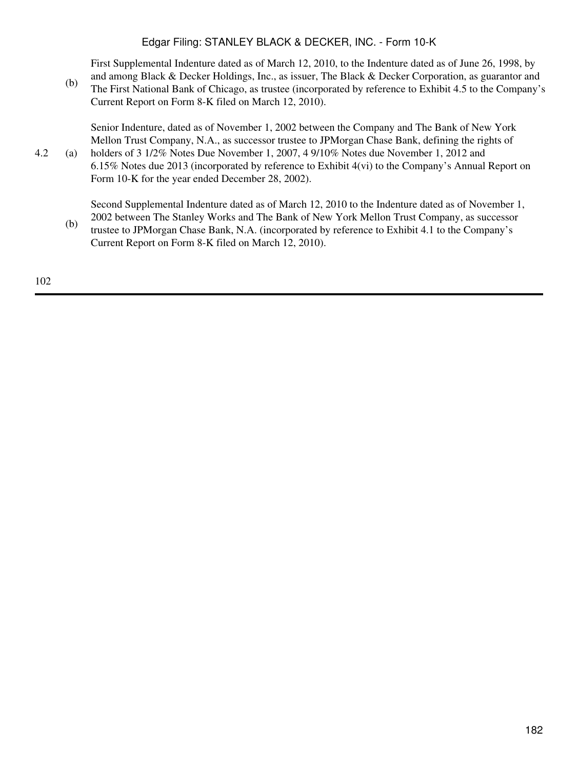| | | |
|---|---|---|
| | (b) | First Supplemental Indenture dated as of March 12, 2010, to the Indenture dated as of June 26, 1998, by and among Black & Decker Holdings, Inc., as issuer, The Black & Decker Corporation, as guarantor and The First National Bank of Chicago, as trustee (incorporated by reference to Exhibit 4.5 to the Company's Current Report on Form 8-K filed on March 12, 2010). |
| 4.2 | (a) | Senior Indenture, dated as of November 1, 2002 between the Company and The Bank of New York Mellon Trust Company, N.A., as successor trustee to JPMorgan Chase Bank, defining the rights of holders of 3 1/2% Notes Due November 1, 2007, 4 9/10% Notes due November 1, 2012 and 6.15% Notes due 2013 (incorporated by reference to Exhibit 4(vi) to the Company's Annual Report on Form 10-K for the year ended December 28, 2002). |
| | (b) | Second Supplemental Indenture dated as of March 12, 2010 to the Indenture dated as of November 1, 2002 between The Stanley Works and The Bank of New York Mellon Trust Company, as successor trustee to JPMorgan Chase Bank, N.A. (incorporated by reference to Exhibit 4.1 to the Company's Current Report on Form 8-K filed on March 12, 2010). |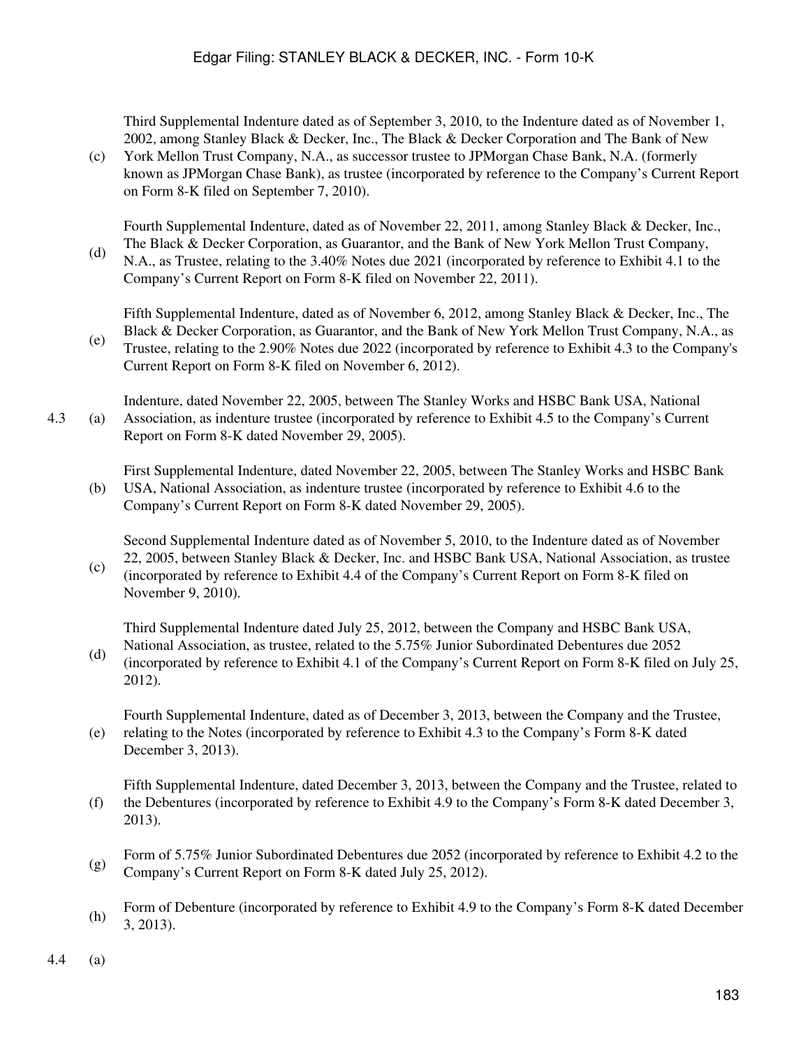| | | |
|---|---|---|
| | (c) | Third Supplemental Indenture dated as of September 3, 2010, to the Indenture dated as of November 1, 2002, among Stanley Black & Decker, Inc., The Black & Decker Corporation and The Bank of New York Mellon Trust Company, N.A., as successor trustee to JPMorgan Chase Bank, N.A. (formerly known as JPMorgan Chase Bank), as trustee (incorporated by reference to the Company's Current Report on Form 8-K filed on September 7, 2010). |
| | (d) | Fourth Supplemental Indenture, dated as of November 22, 2011, among Stanley Black & Decker, Inc., The Black & Decker Corporation, as Guarantor, and the Bank of New York Mellon Trust Company, N.A., as Trustee, relating to the 3.40% Notes due 2021 (incorporated by reference to Exhibit 4.1 to the Company's Current Report on Form 8-K filed on November 22, 2011). |
| | (e) | Fifth Supplemental Indenture, dated as of November 6, 2012, among Stanley Black & Decker, Inc., The Black & Decker Corporation, as Guarantor, and the Bank of New York Mellon Trust Company, N.A., as Trustee, relating to the 2.90% Notes due 2022 (incorporated by reference to Exhibit 4.3 to the Company's Current Report on Form 8-K filed on November 6, 2012). |
| 4.3 | (a) | Indenture, dated November 22, 2005, between The Stanley Works and HSBC Bank USA, National Association, as indenture trustee (incorporated by reference to Exhibit 4.5 to the Company's Current Report on Form 8-K dated November 29, 2005). |
| | (b) | First Supplemental Indenture, dated November 22, 2005, between The Stanley Works and HSBC Bank USA, National Association, as indenture trustee (incorporated by reference to Exhibit 4.6 to the Company's Current Report on Form 8-K dated November 29, 2005). |
| | (c) | Second Supplemental Indenture dated as of November 5, 2010, to the Indenture dated as of November 22, 2005, between Stanley Black & Decker, Inc. and HSBC Bank USA, National Association, as trustee (incorporated by reference to Exhibit 4.4 of the Company's Current Report on Form 8-K filed on November 9, 2010). |
| | (d) | Third Supplemental Indenture dated July 25, 2012, between the Company and HSBC Bank USA, National Association, as trustee, related to the 5.75% Junior Subordinated Debentures due 2052 (incorporated by reference to Exhibit 4.1 of the Company's Current Report on Form 8-K filed on July 25, 2012). |
| | (e) | Fourth Supplemental Indenture, dated as of December 3, 2013, between the Company and the Trustee, relating to the Notes (incorporated by reference to Exhibit 4.3 to the Company's Form 8-K dated December 3, 2013). |
| | (f) | Fifth Supplemental Indenture, dated December 3, 2013, between the Company and the Trustee, related to the Debentures (incorporated by reference to Exhibit 4.9 to the Company's Form 8-K dated December 3, 2013). |
| | (g) | Form of 5.75% Junior Subordinated Debentures due 2052 (incorporated by reference to Exhibit 4.2 to the Company's Current Report on Form 8-K dated July 25, 2012). |
| | (h) | Form of Debenture (incorporated by reference to Exhibit 4.9 to the Company's Form 8-K dated December 3, 2013). |
| 4.4 | (a) | |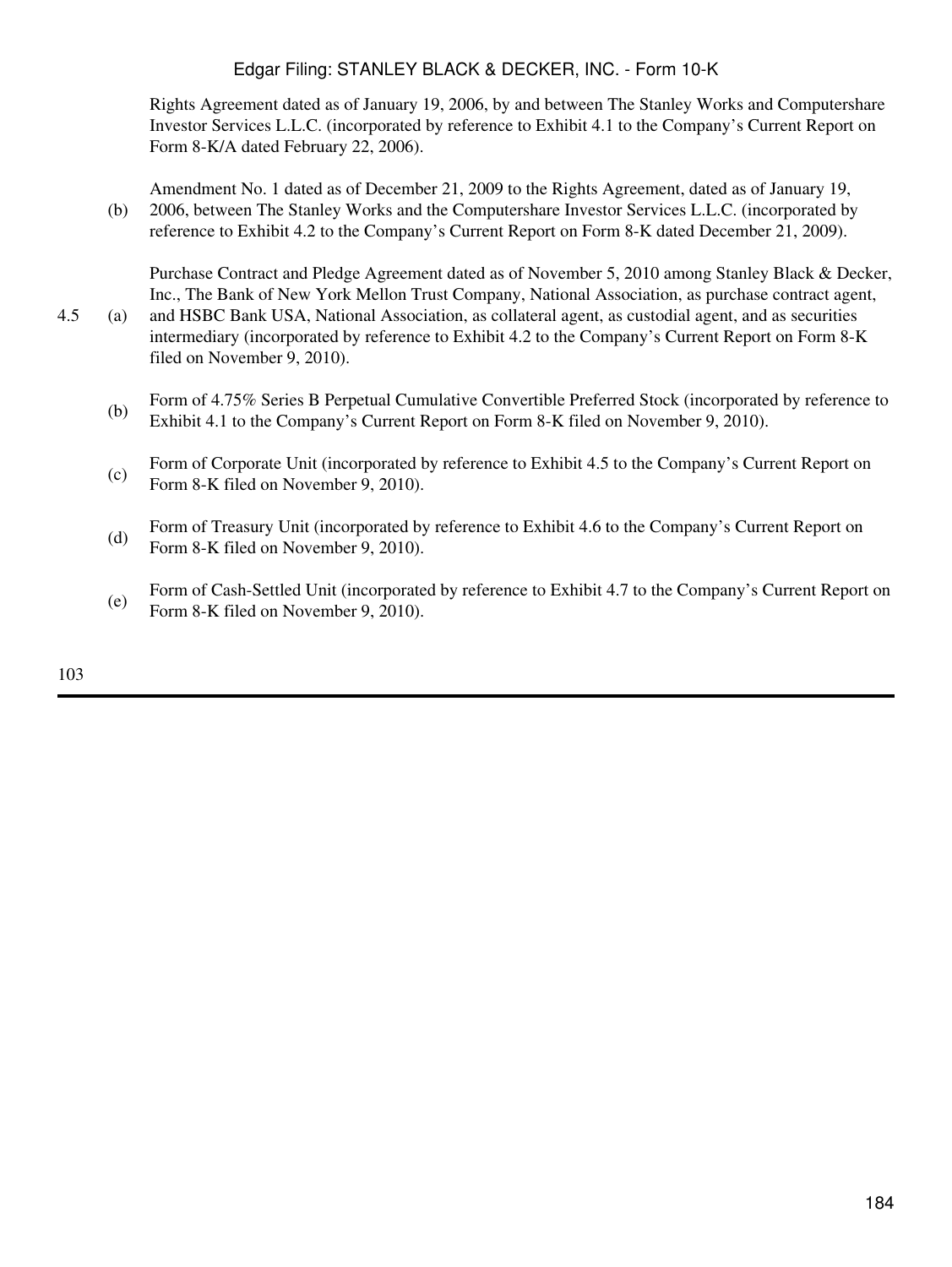| | | |
|---|---|---|
| | | Rights Agreement dated as of January 19, 2006, by and between The Stanley Works and Computershare Investor Services L.L.C. (incorporated by reference to Exhibit 4.1 to the Company's Current Report on Form 8-K/A dated February 22, 2006). |
| | (b) | Amendment No. 1 dated as of December 21, 2009 to the Rights Agreement, dated as of January 19, 2006, between The Stanley Works and the Computershare Investor Services L.L.C. (incorporated by reference to Exhibit 4.2 to the Company's Current Report on Form 8-K dated December 21, 2009). |
| 4.5 | (a) | Purchase Contract and Pledge Agreement dated as of November 5, 2010 among Stanley Black & Decker, Inc., The Bank of New York Mellon Trust Company, National Association, as purchase contract agent, and HSBC Bank USA, National Association, as collateral agent, as custodial agent, and as securities intermediary (incorporated by reference to Exhibit 4.2 to the Company's Current Report on Form 8-K filed on November 9, 2010). |
| | (b) | Form of 4.75% Series B Perpetual Cumulative Convertible Preferred Stock (incorporated by reference to Exhibit 4.1 to the Company's Current Report on Form 8-K filed on November 9, 2010). |
| | (c) | Form of Corporate Unit (incorporated by reference to Exhibit 4.5 to the Company's Current Report on Form 8-K filed on November 9, 2010). |
| | (d) | Form of Treasury Unit (incorporated by reference to Exhibit 4.6 to the Company's Current Report on Form 8-K filed on November 9, 2010). |
| | (e) | Form of Cash-Settled Unit (incorporated by reference to Exhibit 4.7 to the Company's Current Report on Form 8-K filed on November 9, 2010). |

103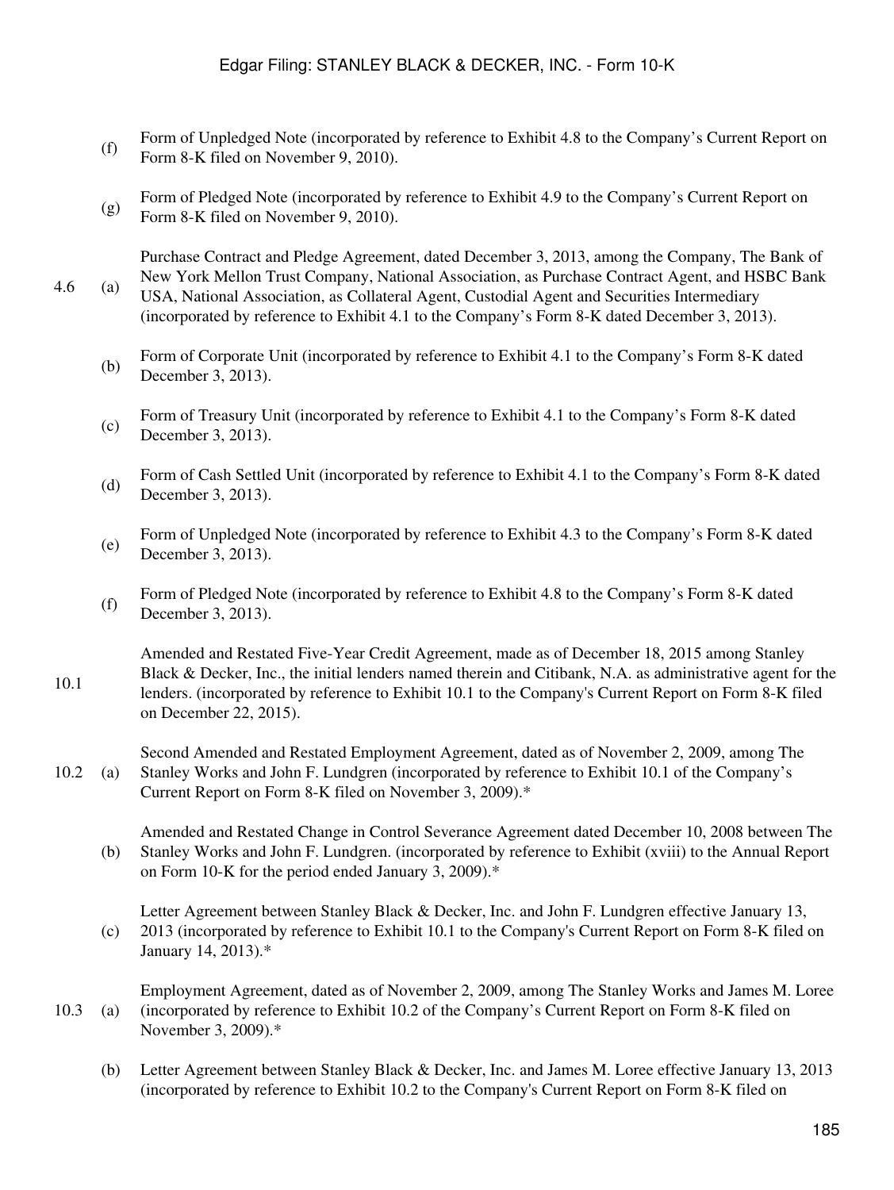| | | |
|---|---|---|
| | (f) | Form of Unpledged Note (incorporated by reference to Exhibit 4.8 to the Company's Current Report on Form 8-K filed on November 9, 2010). |
| | (g) | Form of Pledged Note (incorporated by reference to Exhibit 4.9 to the Company's Current Report on Form 8-K filed on November 9, 2010). |
| 4.6 | (a) | Purchase Contract and Pledge Agreement, dated December 3, 2013, among the Company, The Bank of New York Mellon Trust Company, National Association, as Purchase Contract Agent, and HSBC Bank USA, National Association, as Collateral Agent, Custodial Agent and Securities Intermediary (incorporated by reference to Exhibit 4.1 to the Company's Form 8-K dated December 3, 2013). |
| | (b) | Form of Corporate Unit (incorporated by reference to Exhibit 4.1 to the Company's Form 8-K dated December 3, 2013). |
| | (c) | Form of Treasury Unit (incorporated by reference to Exhibit 4.1 to the Company's Form 8-K dated December 3, 2013). |
| | (d) | Form of Cash Settled Unit (incorporated by reference to Exhibit 4.1 to the Company's Form 8-K dated December 3, 2013). |
| | (e) | Form of Unpledged Note (incorporated by reference to Exhibit 4.3 to the Company's Form 8-K dated December 3, 2013). |
| | (f) | Form of Pledged Note (incorporated by reference to Exhibit 4.8 to the Company's Form 8-K dated December 3, 2013). |
| 10.1 | | Amended and Restated Five-Year Credit Agreement, made as of December 18, 2015 among Stanley Black & Decker, Inc., the initial lenders named therein and Citibank, N.A. as administrative agent for the lenders. (incorporated by reference to Exhibit 10.1 to the Company's Current Report on Form 8-K filed on December 22, 2015). |
| 10.2 | (a) | Second Amended and Restated Employment Agreement, dated as of November 2, 2009, among The Stanley Works and John F. Lundgren (incorporated by reference to Exhibit 10.1 of the Company's Current Report on Form 8-K filed on November 3, 2009).* |
| | (b) | Amended and Restated Change in Control Severance Agreement dated December 10, 2008 between The Stanley Works and John F. Lundgren. (incorporated by reference to Exhibit (xviii) to the Annual Report on Form 10-K for the period ended January 3, 2009).* |
| | (c) | Letter Agreement between Stanley Black & Decker, Inc. and John F. Lundgren effective January 13, 2013 (incorporated by reference to Exhibit 10.1 to the Company's Current Report on Form 8-K filed on January 14, 2013).* |
| 10.3 | (a) | Employment Agreement, dated as of November 2, 2009, among The Stanley Works and James M. Loree (incorporated by reference to Exhibit 10.2 of the Company's Current Report on Form 8-K filed on November 3, 2009).* |
| | (b) | Letter Agreement between Stanley Black & Decker, Inc. and James M. Loree effective January 13, 2013 (incorporated by reference to Exhibit 10.2 to the Company's Current Report on Form 8-K filed on |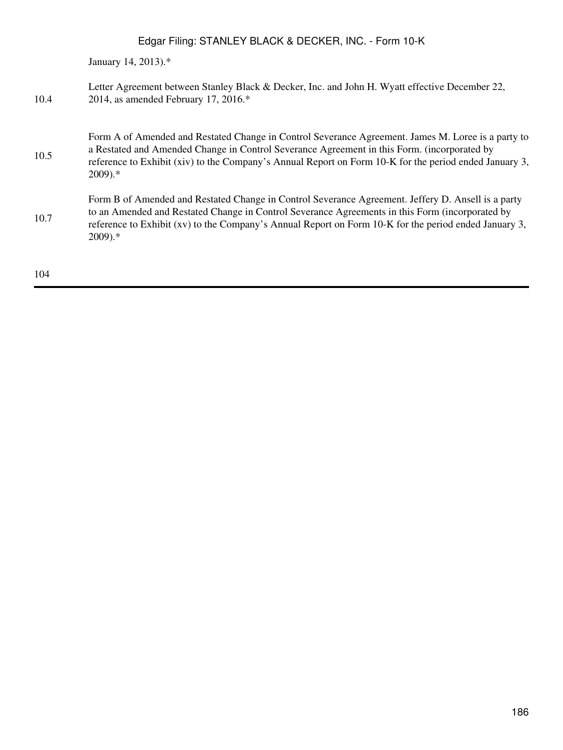| | |
|---|---|
| | January 14, 2013).* |
| 10.4 | Letter Agreement between Stanley Black & Decker, Inc. and John H. Wyatt effective December 22, 2014, as amended February 17, 2016.* |
| 10.5 | Form A of Amended and Restated Change in Control Severance Agreement. James M. Loree is a party to a Restated and Amended Change in Control Severance Agreement in this Form. (incorporated by reference to Exhibit (xiv) to the Company's Annual Report on Form 10-K for the period ended January 3, 2009).* |
| 10.7 | Form B of Amended and Restated Change in Control Severance Agreement. Jeffery D. Ansell is a party to an Amended and Restated Change in Control Severance Agreements in this Form (incorporated by reference to Exhibit (xv) to the Company's Annual Report on Form 10-K for the period ended January 3, 2009).* |

104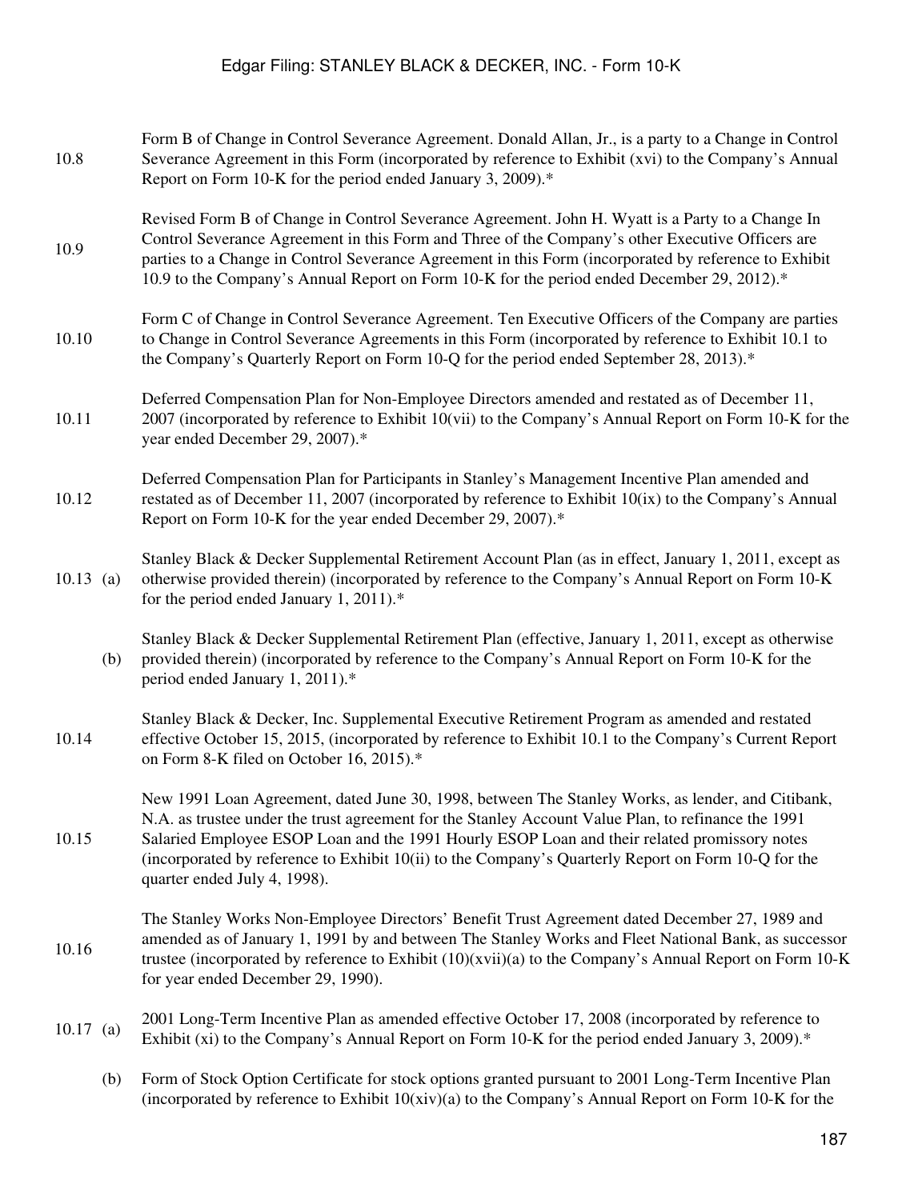| | | |
|---|---|---|
| 10.8 | | Form B of Change in Control Severance Agreement. Donald Allan, Jr., is a party to a Change in Control Severance Agreement in this Form (incorporated by reference to Exhibit (xvi) to the Company's Annual Report on Form 10-K for the period ended January 3, 2009).* |
| 10.9 | | Revised Form B of Change in Control Severance Agreement. John H. Wyatt is a Party to a Change In Control Severance Agreement in this Form and Three of the Company's other Executive Officers are parties to a Change in Control Severance Agreement in this Form (incorporated by reference to Exhibit 10.9 to the Company's Annual Report on Form 10-K for the period ended December 29, 2012).* |
| 10.10 | | Form C of Change in Control Severance Agreement. Ten Executive Officers of the Company are parties to Change in Control Severance Agreements in this Form (incorporated by reference to Exhibit 10.1 to the Company's Quarterly Report on Form 10-Q for the period ended September 28, 2013).* |
| 10.11 | | Deferred Compensation Plan for Non-Employee Directors amended and restated as of December 11, 2007 (incorporated by reference to Exhibit 10(vii) to the Company's Annual Report on Form 10-K for the year ended December 29, 2007).* |
| 10.12 | | Deferred Compensation Plan for Participants in Stanley's Management Incentive Plan amended and restated as of December 11, 2007 (incorporated by reference to Exhibit 10(ix) to the Company's Annual Report on Form 10-K for the year ended December 29, 2007).* |
| 10.13 | (a) | Stanley Black & Decker Supplemental Retirement Account Plan (as in effect, January 1, 2011, except as otherwise provided therein) (incorporated by reference to the Company's Annual Report on Form 10-K for the period ended January 1, 2011).* |
| | (b) | Stanley Black & Decker Supplemental Retirement Plan (effective, January 1, 2011, except as otherwise provided therein) (incorporated by reference to the Company's Annual Report on Form 10-K for the period ended January 1, 2011).* |
| 10.14 | | Stanley Black & Decker, Inc. Supplemental Executive Retirement Program as amended and restated effective October 15, 2015, (incorporated by reference to Exhibit 10.1 to the Company's Current Report on Form 8-K filed on October 16, 2015).* |
| 10.15 | | New 1991 Loan Agreement, dated June 30, 1998, between The Stanley Works, as lender, and Citibank, N.A. as trustee under the trust agreement for the Stanley Account Value Plan, to refinance the 1991 Salaried Employee ESOP Loan and the 1991 Hourly ESOP Loan and their related promissory notes (incorporated by reference to Exhibit 10(ii) to the Company's Quarterly Report on Form 10-Q for the quarter ended July 4, 1998). |
| 10.16 | | The Stanley Works Non-Employee Directors' Benefit Trust Agreement dated December 27, 1989 and amended as of January 1, 1991 by and between The Stanley Works and Fleet National Bank, as successor trustee (incorporated by reference to Exhibit (10)(xvii)(a) to the Company's Annual Report on Form 10-K for year ended December 29, 1990). |
| 10.17 | (a) | 2001 Long-Term Incentive Plan as amended effective October 17, 2008 (incorporated by reference to Exhibit (xi) to the Company's Annual Report on Form 10-K for the period ended January 3, 2009).* |
| | (b) | Form of Stock Option Certificate for stock options granted pursuant to 2001 Long-Term Incentive Plan (incorporated by reference to Exhibit 10(xiv)(a) to the Company's Annual Report on Form 10-K for the |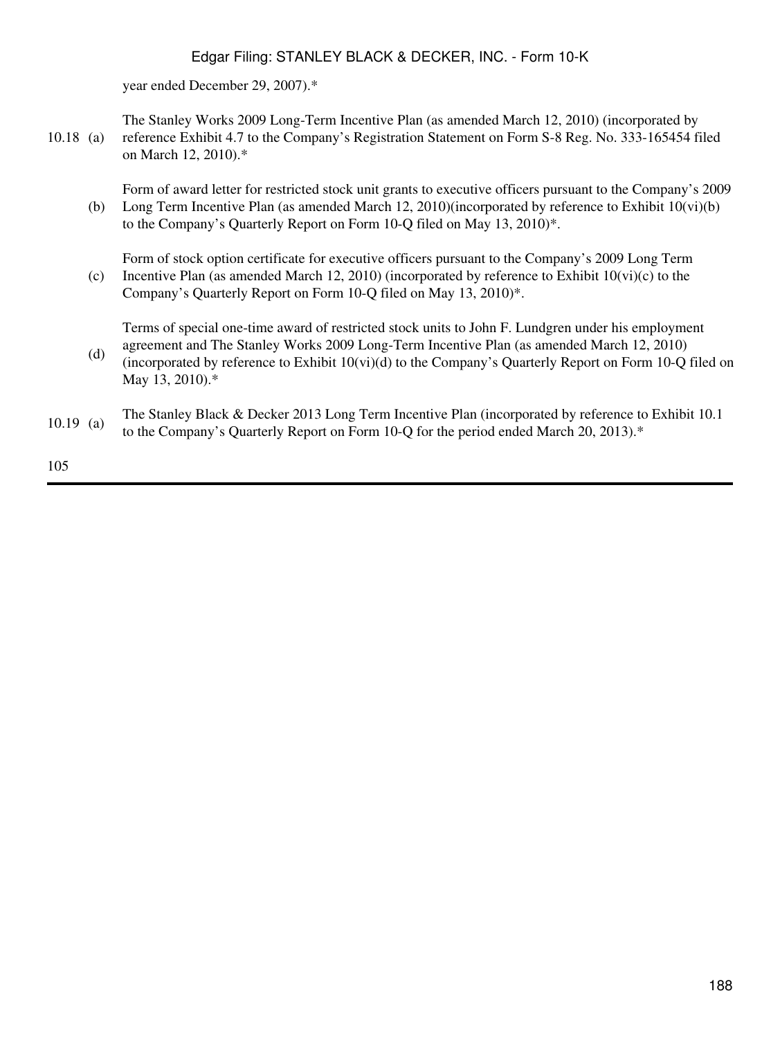year ended December 29, 2007).*

| | | |
|---|---|---|
| 10.18 | (a) | The Stanley Works 2009 Long-Term Incentive Plan (as amended March 12, 2010) (incorporated by reference Exhibit 4.7 to the Company's Registration Statement on Form S-8 Reg. No. 333-165454 filed on March 12, 2010).* |
| | (b) | Form of award letter for restricted stock unit grants to executive officers pursuant to the Company's 2009 Long Term Incentive Plan (as amended March 12, 2010)(incorporated by reference to Exhibit 10(vi)(b) to the Company's Quarterly Report on Form 10-Q filed on May 13, 2010)*. |
| | (c) | Form of stock option certificate for executive officers pursuant to the Company's 2009 Long Term Incentive Plan (as amended March 12, 2010) (incorporated by reference to Exhibit 10(vi)(c) to the Company's Quarterly Report on Form 10-Q filed on May 13, 2010)*. |
| | (d) | Terms of special one-time award of restricted stock units to John F. Lundgren under his employment agreement and The Stanley Works 2009 Long-Term Incentive Plan (as amended March 12, 2010) (incorporated by reference to Exhibit 10(vi)(d) to the Company's Quarterly Report on Form 10-Q filed on May 13, 2010).* |
| 10.19 | (a) | The Stanley Black & Decker 2013 Long Term Incentive Plan (incorporated by reference to Exhibit 10.1 to the Company's Quarterly Report on Form 10-Q for the period ended March 20, 2013).* |

105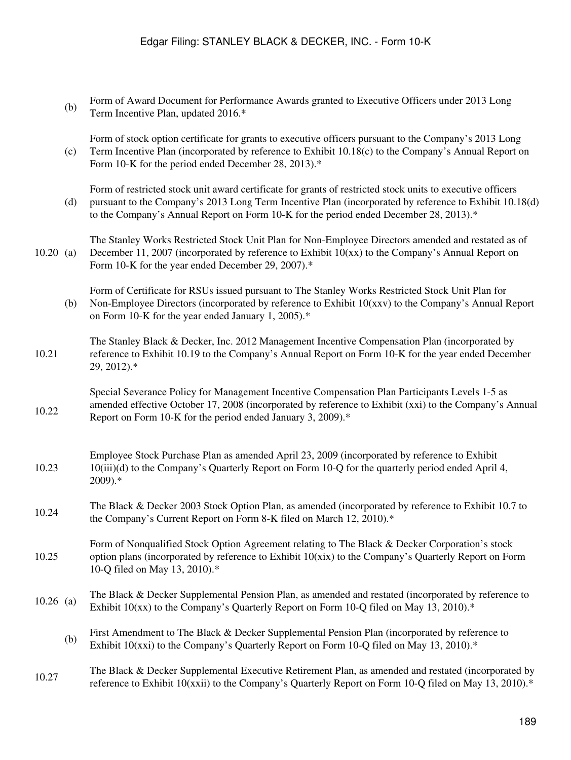| | | |
|---|---|---|
| | (b) | Form of Award Document for Performance Awards granted to Executive Officers under 2013 Long Term Incentive Plan, updated 2016.* |
| | (c) | Form of stock option certificate for grants to executive officers pursuant to the Company's 2013 Long Term Incentive Plan (incorporated by reference to Exhibit 10.18(c) to the Company's Annual Report on Form 10-K for the period ended December 28, 2013).* |
| | (d) | Form of restricted stock unit award certificate for grants of restricted stock units to executive officers pursuant to the Company's 2013 Long Term Incentive Plan (incorporated by reference to Exhibit 10.18(d) to the Company's Annual Report on Form 10-K for the period ended December 28, 2013).* |
| 10.20 | (a) | The Stanley Works Restricted Stock Unit Plan for Non-Employee Directors amended and restated as of December 11, 2007 (incorporated by reference to Exhibit 10(xx) to the Company's Annual Report on Form 10-K for the year ended December 29, 2007).* |
| | (b) | Form of Certificate for RSUs issued pursuant to The Stanley Works Restricted Stock Unit Plan for Non-Employee Directors (incorporated by reference to Exhibit 10(xxv) to the Company's Annual Report on Form 10-K for the year ended January 1, 2005).* |
| 10.21 | | The Stanley Black & Decker, Inc. 2012 Management Incentive Compensation Plan (incorporated by reference to Exhibit 10.19 to the Company's Annual Report on Form 10-K for the year ended December 29, 2012).* |
| 10.22 | | Special Severance Policy for Management Incentive Compensation Plan Participants Levels 1-5 as amended effective October 17, 2008 (incorporated by reference to Exhibit (xxi) to the Company's Annual Report on Form 10-K for the period ended January 3, 2009).* |
| 10.23 | | Employee Stock Purchase Plan as amended April 23, 2009 (incorporated by reference to Exhibit 10(iii)(d) to the Company's Quarterly Report on Form 10-Q for the quarterly period ended April 4, 2009).* |
| 10.24 | | The Black & Decker 2003 Stock Option Plan, as amended (incorporated by reference to Exhibit 10.7 to the Company's Current Report on Form 8-K filed on March 12, 2010).* |
| 10.25 | | Form of Nonqualified Stock Option Agreement relating to The Black & Decker Corporation's stock option plans (incorporated by reference to Exhibit 10(xix) to the Company's Quarterly Report on Form 10-Q filed on May 13, 2010).* |
| 10.26 | (a) | The Black & Decker Supplemental Pension Plan, as amended and restated (incorporated by reference to Exhibit 10(xx) to the Company's Quarterly Report on Form 10-Q filed on May 13, 2010).* |
| | (b) | First Amendment to The Black & Decker Supplemental Pension Plan (incorporated by reference to Exhibit 10(xxi) to the Company's Quarterly Report on Form 10-Q filed on May 13, 2010).* |
| 10.27 | | The Black & Decker Supplemental Executive Retirement Plan, as amended and restated (incorporated by reference to Exhibit 10(xxii) to the Company's Quarterly Report on Form 10-Q filed on May 13, 2010).* |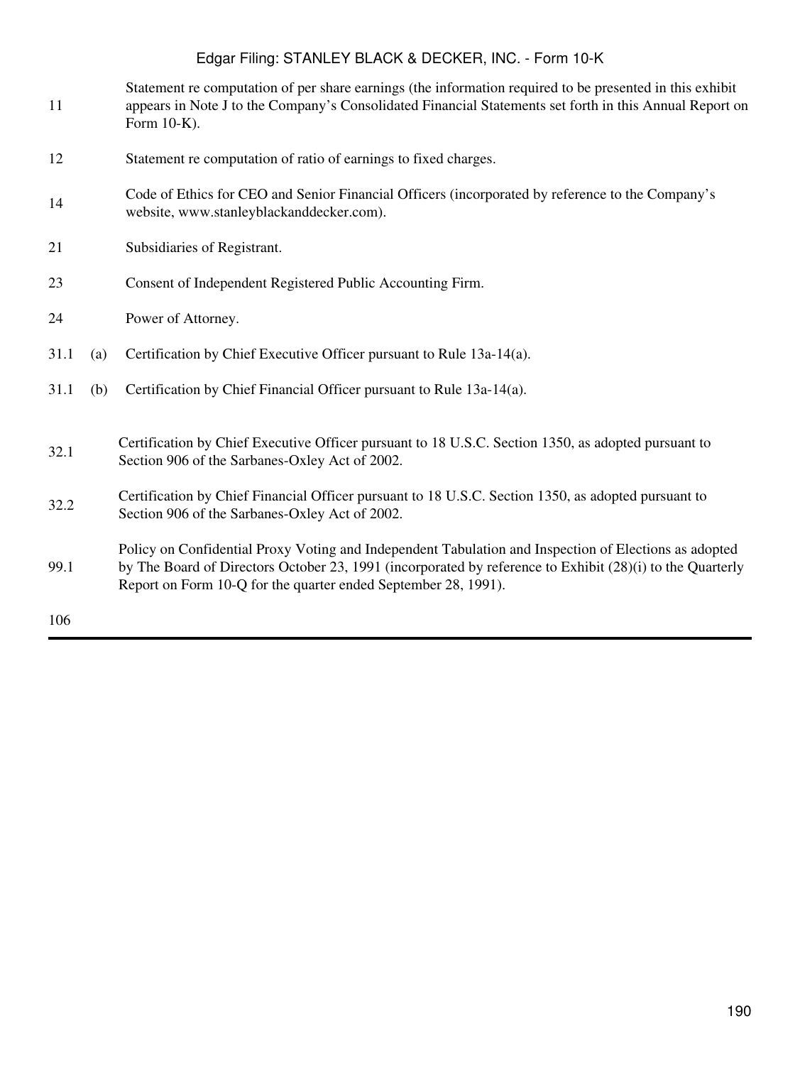| | | |
|---|---|---|
| 11 | | Statement re computation of per share earnings (the information required to be presented in this exhibit appears in Note J to the Company's Consolidated Financial Statements set forth in this Annual Report on Form 10-K). |
| 12 | | Statement re computation of ratio of earnings to fixed charges. |
| 14 | | Code of Ethics for CEO and Senior Financial Officers (incorporated by reference to the Company's website, www.stanleyblackanddecker.com). |
| 21 | | Subsidiaries of Registrant. |
| 23 | | Consent of Independent Registered Public Accounting Firm. |
| 24 | | Power of Attorney. |
| 31.1 | (a) | Certification by Chief Executive Officer pursuant to Rule 13a-14(a). |
| 31.1 | (b) | Certification by Chief Financial Officer pursuant to Rule 13a-14(a). |
| 32.1 | | Certification by Chief Executive Officer pursuant to 18 U.S.C. Section 1350, as adopted pursuant to Section 906 of the Sarbanes-Oxley Act of 2002. |
| 32.2 | | Certification by Chief Financial Officer pursuant to 18 U.S.C. Section 1350, as adopted pursuant to Section 906 of the Sarbanes-Oxley Act of 2002. |
| 99.1 | | Policy on Confidential Proxy Voting and Independent Tabulation and Inspection of Elections as adopted by The Board of Directors October 23, 1991 (incorporated by reference to Exhibit (28)(i) to the Quarterly Report on Form 10-Q for the quarter ended September 28, 1991). |

106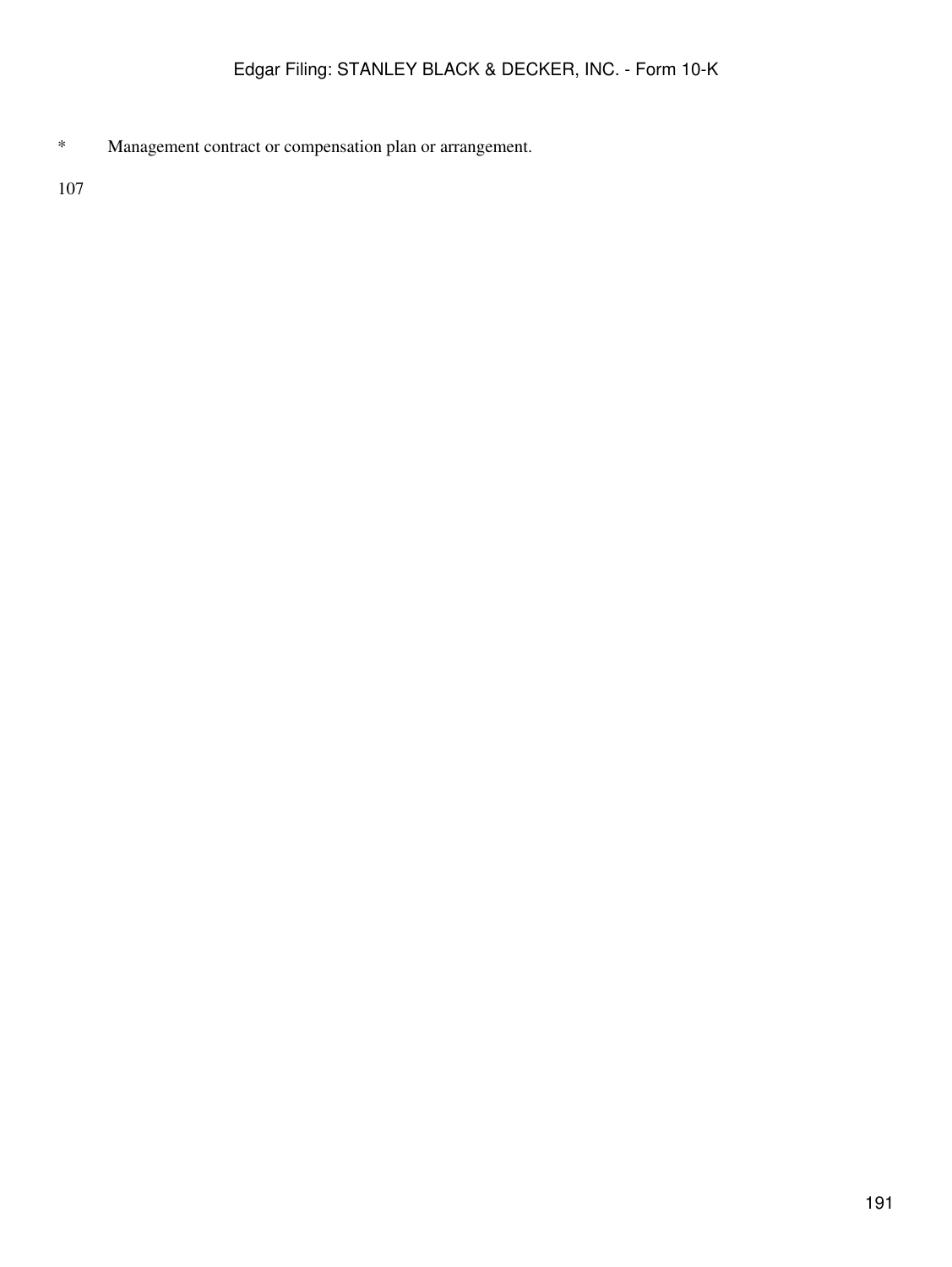* Management contract or compensation plan or arrangement.